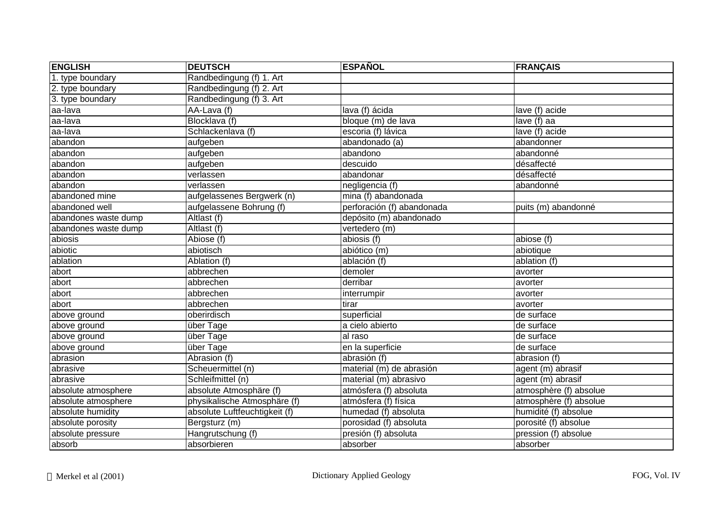| ENGLISH | DEUTSCH | ESPAÑOL | FRANÇAIS |
|---|---|---|---|
| 1. type boundary | Randbedingung (f) 1. Art | | |
| 2. type boundary | Randbedingung (f) 2. Art | | |
| 3. type boundary | Randbedingung (f) 3. Art | | |
| aa-lava | AA-Lava (f) | lava (f) ácida | lave (f) acide |
| aa-lava | Blocklava (f) | bloque (m) de lava | lave (f) aa |
| aa-lava | Schlackenlava (f) | escoria (f) lávica | lave (f) acide |
| abandon | aufgeben | abandonado (a) | abandonner |
| abandon | aufgeben | abandono | abandonné |
| abandon | aufgeben | descuido | désaffecté |
| abandon | verlassen | abandonar | désaffecté |
| abandon | verlassen | negligencia (f) | abandonné |
| abandoned mine | aufgelassenes Bergwerk (n) | mina (f) abandonada | |
| abandoned well | aufgelassene Bohrung (f) | perforación (f) abandonada | puits (m) abandonné |
| abandones waste dump | Altlast (f) | depósito (m) abandonado | |
| abandones waste dump | Altlast (f) | vertedero (m) | |
| abiosis | Abiose (f) | abiosis (f) | abiose (f) |
| abiotic | abiotisch | abiótico (m) | abiotique |
| ablation | Ablation (f) | ablación (f) | ablation (f) |
| abort | abbrechen | demoler | avorter |
| abort | abbrechen | derribar | avorter |
| abort | abbrechen | interrumpir | avorter |
| abort | abbrechen | tirar | avorter |
| above ground | oberirdisch | superficial | de surface |
| above ground | über Tage | a cielo abierto | de surface |
| above ground | über Tage | al raso | de surface |
| above ground | über Tage | en la superficie | de surface |
| abrasion | Abrasion (f) | abrasión (f) | abrasion (f) |
| abrasive | Scheuermittel (n) | material (m) de abrasión | agent (m) abrasif |
| abrasive | Schleifmittel (n) | material (m) abrasivo | agent (m) abrasif |
| absolute atmosphere | absolute Atmosphäre (f) | atmósfera (f) absoluta | atmosphère (f) absolue |
| absolute atmosphere | physikalische Atmosphäre (f) | atmósfera (f) física | atmosphère (f) absolue |
| absolute humidity | absolute Luftfeuchtigkeit (f) | humedad (f) absoluta | humidité (f) absolue |
| absolute porosity | Bergsturz (m) | porosidad (f) absoluta | porosité (f) absolue |
| absolute pressure | Hangrutschung (f) | presión (f) absoluta | pression (f) absolue |
| absorb | absorbieren | absorber | absorber |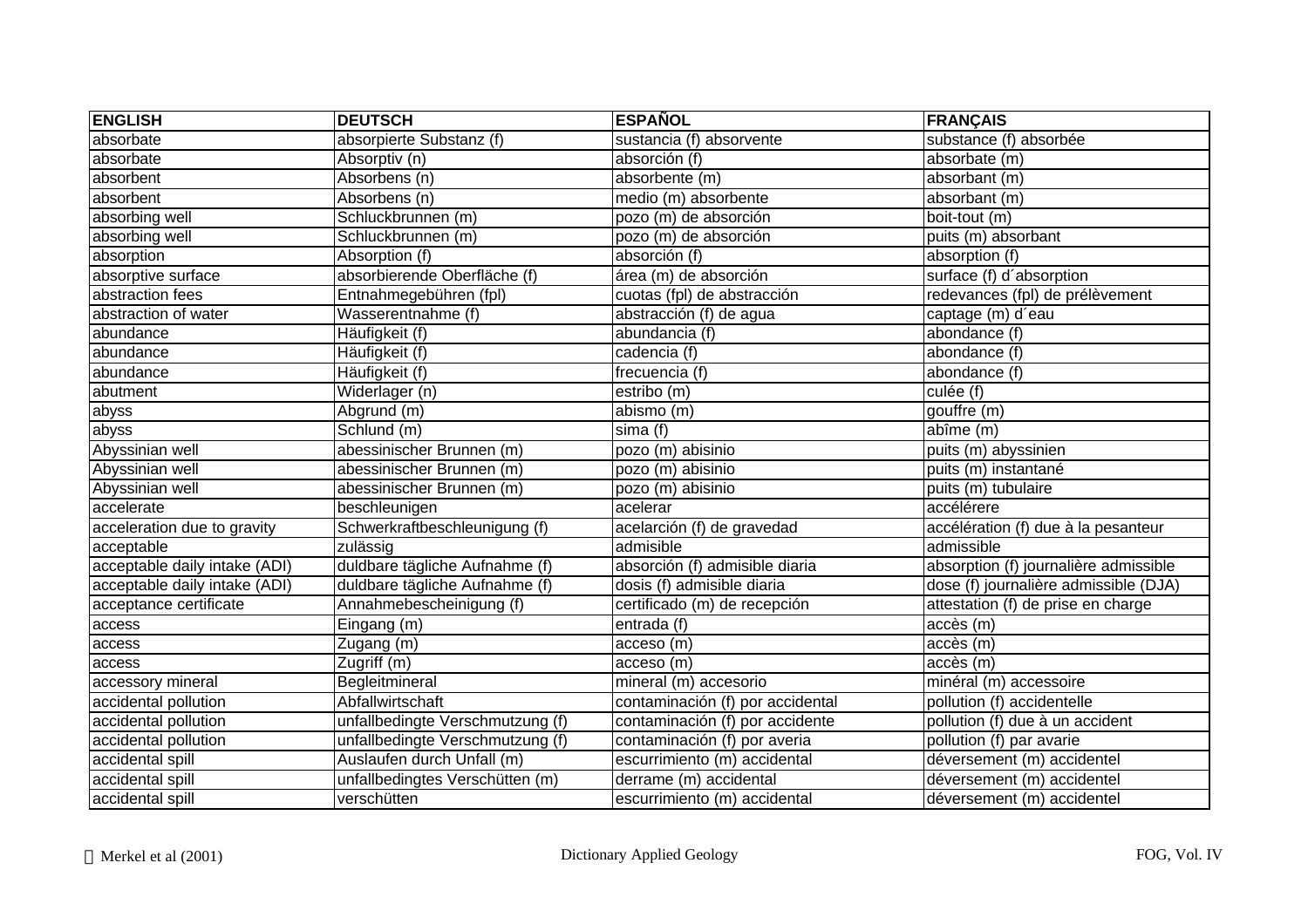| ENGLISH | DEUTSCH | ESPAÑOL | FRANÇAIS |
|---|---|---|---|
| absorbate | absorpierte Substanz (f) | sustancia (f) absorvente | substance (f) absorbée |
| absorbate | Absorptiv (n) | absorción (f) | absorbate (m) |
| absorbent | Absorbens (n) | absorbente (m) | absorbant (m) |
| absorbent | Absorbens (n) | medio (m) absorbente | absorbant (m) |
| absorbing well | Schluckbrunnen (m) | pozo (m) de absorción | boit-tout (m) |
| absorbing well | Schluckbrunnen (m) | pozo (m) de absorción | puits (m) absorbant |
| absorption | Absorption (f) | absorción (f) | absorption (f) |
| absorptive surface | absorbierende Oberfläche (f) | área (m) de absorción | surface (f) d´absorption |
| abstraction fees | Entnahmegebühren (fpl) | cuotas (fpl) de abstracción | redevances (fpl) de prélèvement |
| abstraction of water | Wasserentnahme (f) | abstracción (f) de agua | captage (m) d´eau |
| abundance | Häufigkeit (f) | abundancia (f) | abondance (f) |
| abundance | Häufigkeit (f) | cadencia (f) | abondance (f) |
| abundance | Häufigkeit (f) | frecuencia (f) | abondance (f) |
| abutment | Widerlager (n) | estribo (m) | culée (f) |
| abyss | Abgrund (m) | abismo (m) | gouffre (m) |
| abyss | Schlund (m) | sima (f) | abîme (m) |
| Abyssinian well | abessinischer Brunnen (m) | pozo (m) abisinio | puits (m) abyssinien |
| Abyssinian well | abessinischer Brunnen (m) | pozo (m) abisinio | puits (m) instantané |
| Abyssinian well | abessinischer Brunnen (m) | pozo (m) abisinio | puits (m) tubulaire |
| accelerate | beschleunigen | acelerar | accélérere |
| acceleration due to gravity | Schwerkraftbeschleunigung (f) | acelarción (f) de gravedad | accélération (f) due à la pesanteur |
| acceptable | zulässig | admisible | admissible |
| acceptable daily intake (ADI) | duldbare tägliche Aufnahme (f) | absorción (f) admisible diaria | absorption (f) journalière admissible |
| acceptable daily intake (ADI) | duldbare tägliche Aufnahme (f) | dosis (f) admisible diaria | dose (f) journalière admissible (DJA) |
| acceptance certificate | Annahmebescheinigung (f) | certificado (m) de recepción | attestation (f) de prise en charge |
| access | Eingang (m) | entrada (f) | accès (m) |
| access | Zugang (m) | acceso (m) | accès (m) |
| access | Zugriff (m) | acceso (m) | accès (m) |
| accessory mineral | Begleitmineral | mineral (m) accesorio | minéral (m) accessoire |
| accidental pollution | Abfallwirtschaft | contaminación (f) por accidental | pollution (f) accidentelle |
| accidental pollution | unfallbedingte Verschmutzung (f) | contaminación (f) por accidente | pollution (f) due à un accident |
| accidental pollution | unfallbedingte Verschmutzung (f) | contaminación (f) por averia | pollution (f) par avarie |
| accidental spill | Auslaufen durch Unfall (m) | escurrimiento (m) accidental | déversement (m) accidentel |
| accidental spill | unfallbedingtes Verschütten (m) | derrame (m) accidental | déversement (m) accidentel |
| accidental spill | verschütten | escurrimiento (m) accidental | déversement (m) accidentel |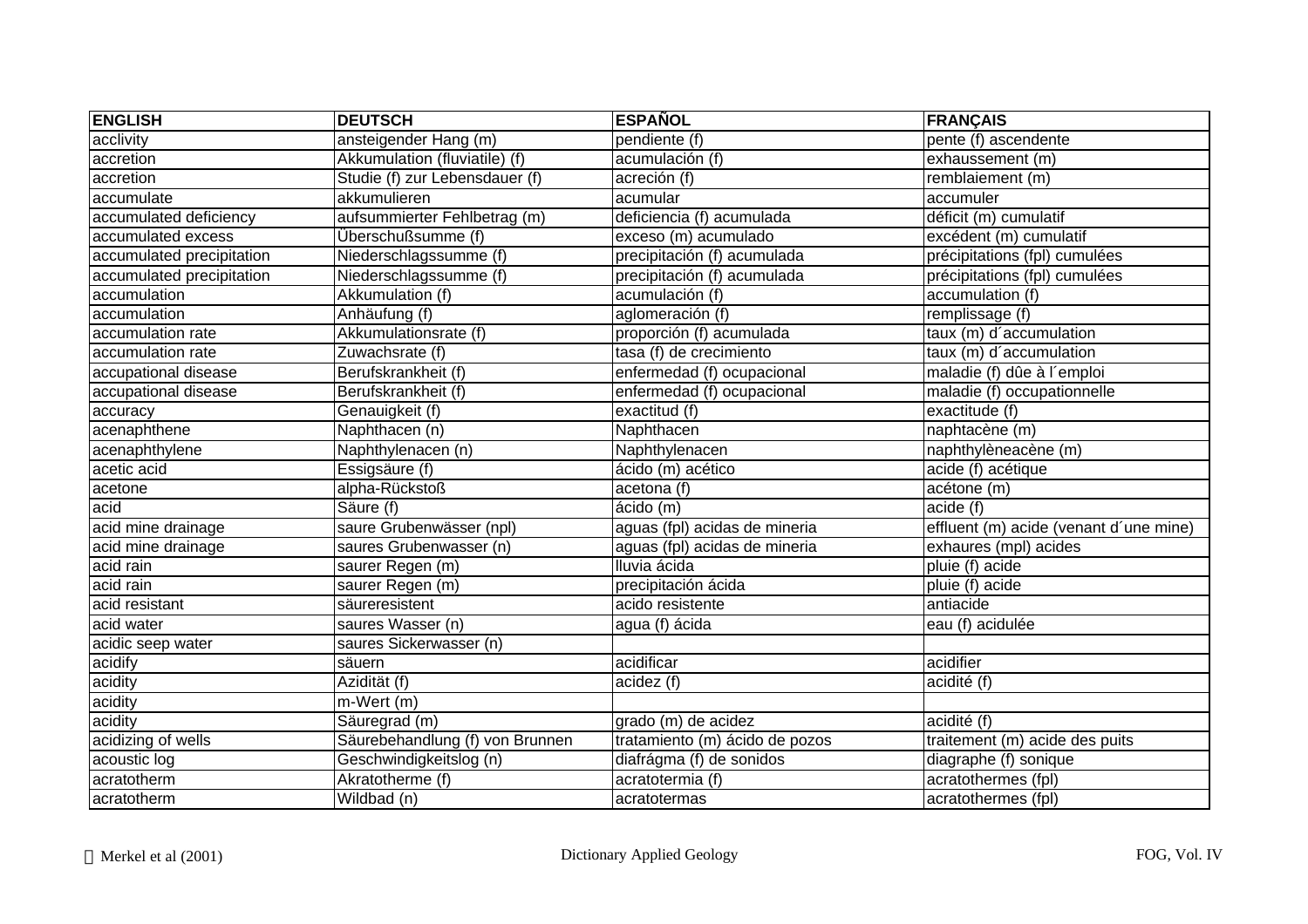| ENGLISH | DEUTSCH | ESPAÑOL | FRANÇAIS |
|---|---|---|---|
| acclivity | ansteigender Hang (m) | pendiente (f) | pente (f) ascendente |
| accretion | Akkumulation (fluviatile) (f) | acumulación (f) | exhaussement (m) |
| accretion | Studie (f) zur Lebensdauer (f) | acreción (f) | remblaiement (m) |
| accumulate | akkumulieren | acumular | accumuler |
| accumulated deficiency | aufsummierter Fehlbetrag (m) | deficiencia (f) acumulada | déficit (m) cumulatif |
| accumulated excess | Überschußsumme (f) | exceso (m) acumulado | excédent (m) cumulatif |
| accumulated precipitation | Niederschlagssumme (f) | precipitación (f) acumulada | précipitations (fpl) cumulées |
| accumulated precipitation | Niederschlagssumme (f) | precipitación (f) acumulada | précipitations (fpl) cumulées |
| accumulation | Akkumulation (f) | acumulación (f) | accumulation (f) |
| accumulation | Anhäufung (f) | aglomeración (f) | remplissage (f) |
| accumulation rate | Akkumulationsrate (f) | proporción (f) acumulada | taux (m) d´accumulation |
| accumulation rate | Zuwachsrate (f) | tasa (f) de crecimiento | taux (m) d´accumulation |
| accupational disease | Berufskrankheit (f) | enfermedad (f) ocupacional | maladie (f) dûe à l´emploi |
| accupational disease | Berufskrankheit (f) | enfermedad (f) ocupacional | maladie (f) occupationnelle |
| accuracy | Genauigkeit (f) | exactitud (f) | exactitude (f) |
| acenaphthene | Naphthacen (n) | Naphthacen | naphtacène (m) |
| acenaphthylene | Naphthylenacen (n) | Naphthylenacen | naphthylèneacène (m) |
| acetic acid | Essigsäure (f) | ácido (m) acético | acide (f) acétique |
| acetone | alpha-Rückstoß | acetona (f) | acétone (m) |
| acid | Säure (f) | ácido (m) | acide (f) |
| acid mine drainage | saure Grubenwässer (npl) | aguas (fpl) acidas de mineria | effluent (m) acide (venant d´une mine) |
| acid mine drainage | saures Grubenwasser (n) | aguas (fpl) acidas de mineria | exhaures (mpl) acides |
| acid rain | saurer Regen (m) | lluvia ácida | pluie (f) acide |
| acid rain | saurer Regen (m) | precipitación ácida | pluie (f) acide |
| acid resistant | säureresistent | acido resistente | antiacide |
| acid water | saures Wasser (n) | agua (f) ácida | eau (f) acidulée |
| acidic seep water | saures Sickerwasser (n) | | |
| acidify | säuern | acidificar | acidifier |
| acidity | Azidität (f) | acidez (f) | acidité (f) |
| acidity | m-Wert (m) | | |
| acidity | Säuregrad (m) | grado (m) de acidez | acidité (f) |
| acidizing of wells | Säurebehandlung (f) von Brunnen | tratamiento (m) ácido de pozos | traitement (m) acide des puits |
| acoustic log | Geschwindigkeitslog (n) | diafrágma (f) de sonidos | diagraphe (f) sonique |
| acratotherm | Akratotherme (f) | acratotermia (f) | acratothermes (fpl) |
| acratotherm | Wildbad (n) | acratotermas | acratothermes (fpl) |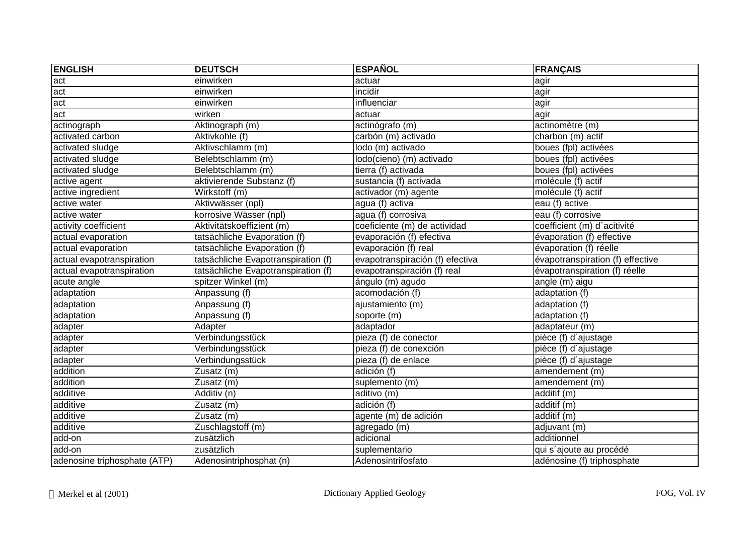| ENGLISH | DEUTSCH | ESPAÑOL | FRANÇAIS |
|---|---|---|---|
| act | einwirken | actuar | agir |
| act | einwirken | incidir | agir |
| act | einwirken | influenciar | agir |
| act | wirken | actuar | agir |
| actinograph | Aktinograph (m) | actinógrafo (m) | actinomètre (m) |
| activated carbon | Aktivkohle (f) | carbón (m) activado | charbon (m) actif |
| activated sludge | Aktivschlamm (m) | lodo (m) activado | boues (fpl) activées |
| activated sludge | Belebtschlamm (m) | lodo(cieno) (m) activado | boues (fpl) activées |
| activated sludge | Belebtschlamm (m) | tierra (f) activada | boues (fpl) activées |
| active agent | aktivierende Substanz (f) | sustancia (f) activada | molécule (f) actif |
| active ingredient | Wirkstoff (m) | activador (m) agente | molécule (f) actif |
| active water | Aktivwässer (npl) | agua (f) activa | eau (f) active |
| active water | korrosive Wässer (npl) | agua (f) corrosiva | eau (f) corrosive |
| activity coefficient | Aktivitätskoeffizient (m) | coeficiente (m) de actividad | coefficient (m) d´acitivité |
| actual evaporation | tatsächliche Evaporation (f) | evaporación (f) efectiva | évaporation (f) effective |
| actual evaporation | tatsächliche Evaporation (f) | evaporación (f) real | évaporation (f) réelle |
| actual evapotranspiration | tatsächliche Evapotranspiration (f) | evapotranspiración (f) efectiva | évapotranspiration (f) effective |
| actual evapotranspiration | tatsächliche Evapotranspiration (f) | evapotranspiración (f) real | évapotranspiration (f) réelle |
| acute angle | spitzer Winkel (m) | ángulo (m) agudo | angle (m) aigu |
| adaptation | Anpassung (f) | acomodación (f) | adaptation (f) |
| adaptation | Anpassung (f) | ajustamiento (m) | adaptation (f) |
| adaptation | Anpassung (f) | soporte (m) | adaptation (f) |
| adapter | Adapter | adaptador | adaptateur (m) |
| adapter | Verbindungsstück | pieza (f) de conector | pièce (f) d´ajustage |
| adapter | Verbindungsstück | pieza (f) de conexción | pièce (f) d´ajustage |
| adapter | Verbindungsstück | pieza (f) de enlace | pièce (f) d´ajustage |
| addition | Zusatz (m) | adición (f) | amendement (m) |
| addition | Zusatz (m) | suplemento (m) | amendement (m) |
| additive | Additiv (n) | aditivo (m) | additif (m) |
| additive | Zusatz (m) | adición (f) | additif (m) |
| additive | Zusatz (m) | agente (m) de adición | additif (m) |
| additive | Zuschlagstoff (m) | agregado (m) | adjuvant (m) |
| add-on | zusätzlich | adicional | additionnel |
| add-on | zusätzlich | suplementario | qui s´ajoute au procédé |
| adenosine triphosphate (ATP) | Adenosintriphosphat (n) | Adenosintrifosfato | adénosine (f) triphosphate |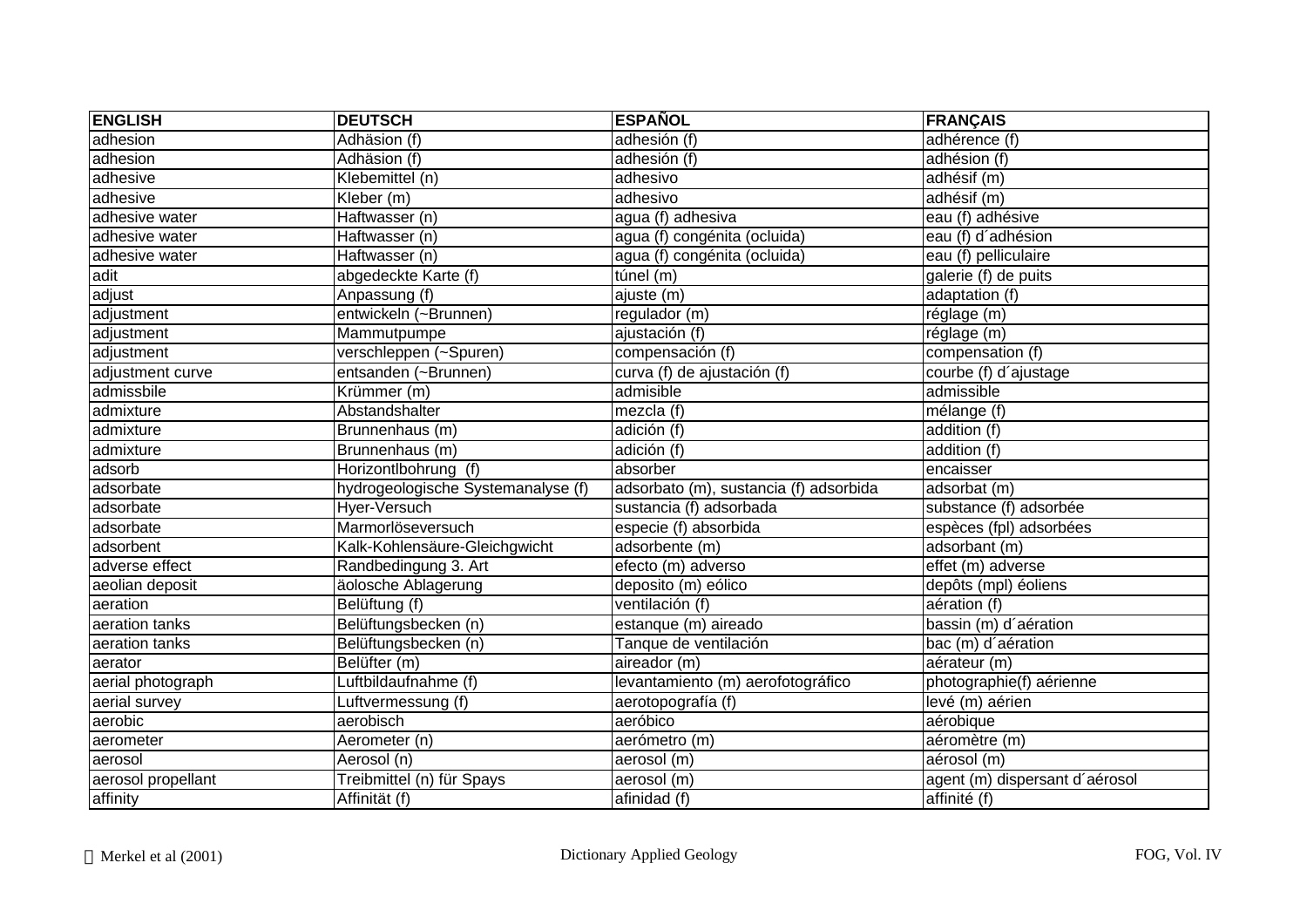| ENGLISH | DEUTSCH | ESPAÑOL | FRANÇAIS |
|---|---|---|---|
| adhesion | Adhäsion (f) | adhesión (f) | adhérence (f) |
| adhesion | Adhäsion (f) | adhesión (f) | adhésion (f) |
| adhesive | Klebemittel (n) | adhesivo | adhésif (m) |
| adhesive | Kleber (m) | adhesivo | adhésif (m) |
| adhesive water | Haftwasser (n) | agua (f) adhesiva | eau (f) adhésive |
| adhesive water | Haftwasser (n) | agua (f) congénita (ocluida) | eau (f) d´adhésion |
| adhesive water | Haftwasser (n) | agua (f) congénita (ocluida) | eau (f) pelliculaire |
| adit | abgedeckte Karte (f) | túnel (m) | galerie (f) de puits |
| adjust | Anpassung (f) | ajuste (m) | adaptation (f) |
| adjustment | entwickeln (~Brunnen) | regulador (m) | réglage (m) |
| adjustment | Mammutpumpe | ajustación (f) | réglage (m) |
| adjustment | verschleppen (~Spuren) | compensación (f) | compensation (f) |
| adjustment curve | entsanden (~Brunnen) | curva (f) de ajustación (f) | courbe (f) d´ajustage |
| admissbile | Krümmer (m) | admisible | admissible |
| admixture | Abstandshalter | mezcla (f) | mélange (f) |
| admixture | Brunnenhaus (m) | adición (f) | addition (f) |
| admixture | Brunnenhaus (m) | adición (f) | addition (f) |
| adsorb | Horizontlbohrung (f) | absorber | encaisser |
| adsorbate | hydrogeologische Systemanalyse (f) | adsorbato (m), sustancia (f) adsorbida | adsorbat (m) |
| adsorbate | Hyer-Versuch | sustancia (f) adsorbada | substance (f) adsorbée |
| adsorbate | Marmorlöseversuch | especie (f) absorbida | espèces (fpl) adsorbées |
| adsorbent | Kalk-Kohlensäure-Gleichgwicht | adsorbente (m) | adsorbant (m) |
| adverse effect | Randbedingung 3. Art | efecto (m) adverso | effet (m) adverse |
| aeolian deposit | äolosche Ablagerung | deposito (m) eólico | depôts (mpl) éoliens |
| aeration | Belüftung (f) | ventilación (f) | aération (f) |
| aeration tanks | Belüftungsbecken (n) | estanque (m) aireado | bassin (m) d´aération |
| aeration tanks | Belüftungsbecken (n) | Tanque de ventilación | bac (m) d´aération |
| aerator | Belüfter (m) | aireador (m) | aérateur (m) |
| aerial photograph | Luftbildaufnahme (f) | levantamiento (m) aerofotográfico | photographie(f) aérienne |
| aerial survey | Luftvermessung (f) | aerotopografía (f) | levé (m) aérien |
| aerobic | aerobisch | aeróbico | aérobique |
| aerometer | Aerometer (n) | aerómetro (m) | aéromètre (m) |
| aerosol | Aerosol (n) | aerosol (m) | aérosol (m) |
| aerosol propellant | Treibmittel (n) für Spays | aerosol (m) | agent (m) dispersant d´aérosol |
| affinity | Affinität (f) | afinidad (f) | affinité (f) |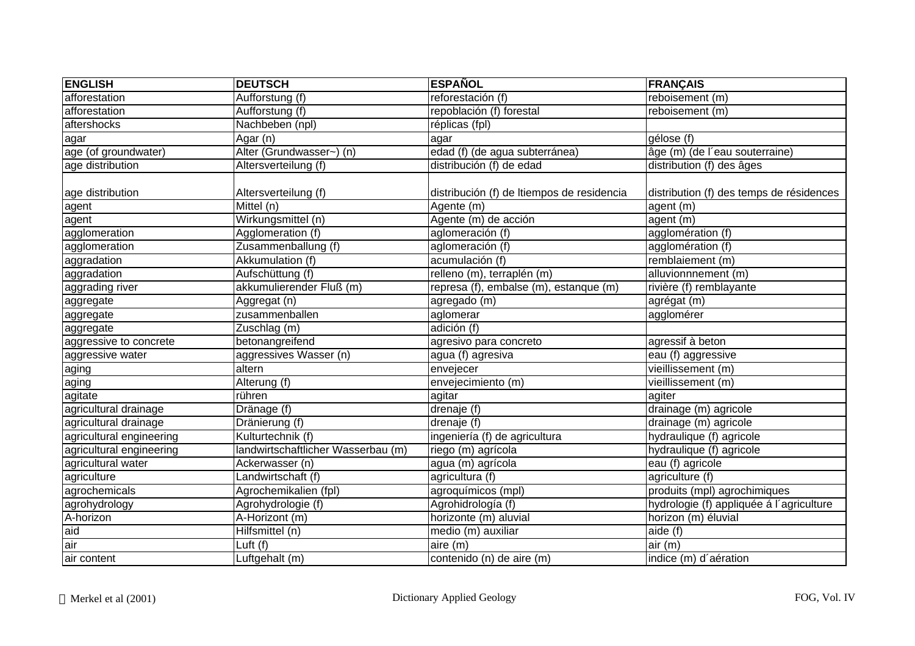| ENGLISH | DEUTSCH | ESPAÑOL | FRANÇAIS |
|---|---|---|---|
| afforestation | Aufforstung (f) | reforestación (f) | reboisement (m) |
| afforestation | Aufforstung (f) | repoblación (f) forestal | reboisement (m) |
| aftershocks | Nachbeben (npl) | réplicas (fpl) | |
| agar | Agar (n) | agar | gélose (f) |
| age (of groundwater) | Alter (Grundwasser~) (n) | edad (f) (de agua subterránea) | âge (m) (de l´eau souterraine) |
| age distribution | Altersverteilung (f) | distribución (f) de edad | distribution (f) des âges |
| age distribution | Altersverteilung (f) | distribución (f) de ltiempos de residencia | distribution (f) des temps de résidences |
| agent | Mittel (n) | Agente (m) | agent (m) |
| agent | Wirkungsmittel (n) | Agente (m) de acción | agent (m) |
| agglomeration | Agglomeration (f) | aglomeración (f) | agglomération (f) |
| agglomeration | Zusammenballung (f) | aglomeración (f) | agglomération (f) |
| aggradation | Akkumulation (f) | acumulación (f) | remblaiement (m) |
| aggradation | Aufschüttung (f) | relleno (m), terraplén (m) | alluvionnnement (m) |
| aggrading river | akkumulierender Fluß (m) | represa (f), embalse (m), estanque (m) | rivière (f) remblayante |
| aggregate | Aggregat (n) | agregado (m) | agrégat (m) |
| aggregate | zusammenballen | aglomerar | agglomérer |
| aggregate | Zuschlag (m) | adición (f) | |
| aggressive to concrete | betonangreifend | agresivo para concreto | agressif à beton |
| aggressive water | aggressives Wasser (n) | agua (f) agresiva | eau (f) aggressive |
| aging | altern | envejecer | vieillissement (m) |
| aging | Alterung (f) | envejecimiento (m) | vieillissement (m) |
| agitate | rühren | agitar | agiter |
| agricultural drainage | Dränage (f) | drenaje (f) | drainage (m) agricole |
| agricultural drainage | Dränierung (f) | drenaje (f) | drainage (m) agricole |
| agricultural engineering | Kulturtechnik (f) | ingeniería (f) de agricultura | hydraulique (f) agricole |
| agricultural engineering | landwirtschaftlicher Wasserbau (m) | riego (m) agrícola | hydraulique (f) agricole |
| agricultural water | Ackerwasser (n) | agua (m) agrícola | eau (f) agricole |
| agriculture | Landwirtschaft (f) | agricultura (f) | agriculture (f) |
| agrochemicals | Agrochemikalien (fpl) | agroquímicos (mpl) | produits (mpl) agrochimiques |
| agrohydrology | Agrohydrologie (f) | Agrohidrología (f) | hydrologie (f) appliquée á l´agriculture |
| A-horizon | A-Horizont (m) | horizonte (m) aluvial | horizon (m) éluvial |
| aid | Hilfsmittel (n) | medio (m) auxiliar | aide (f) |
| air | Luft (f) | aire (m) | air (m) |
| air content | Luftgehalt (m) | contenido (n) de aire (m) | indice (m) d´aération |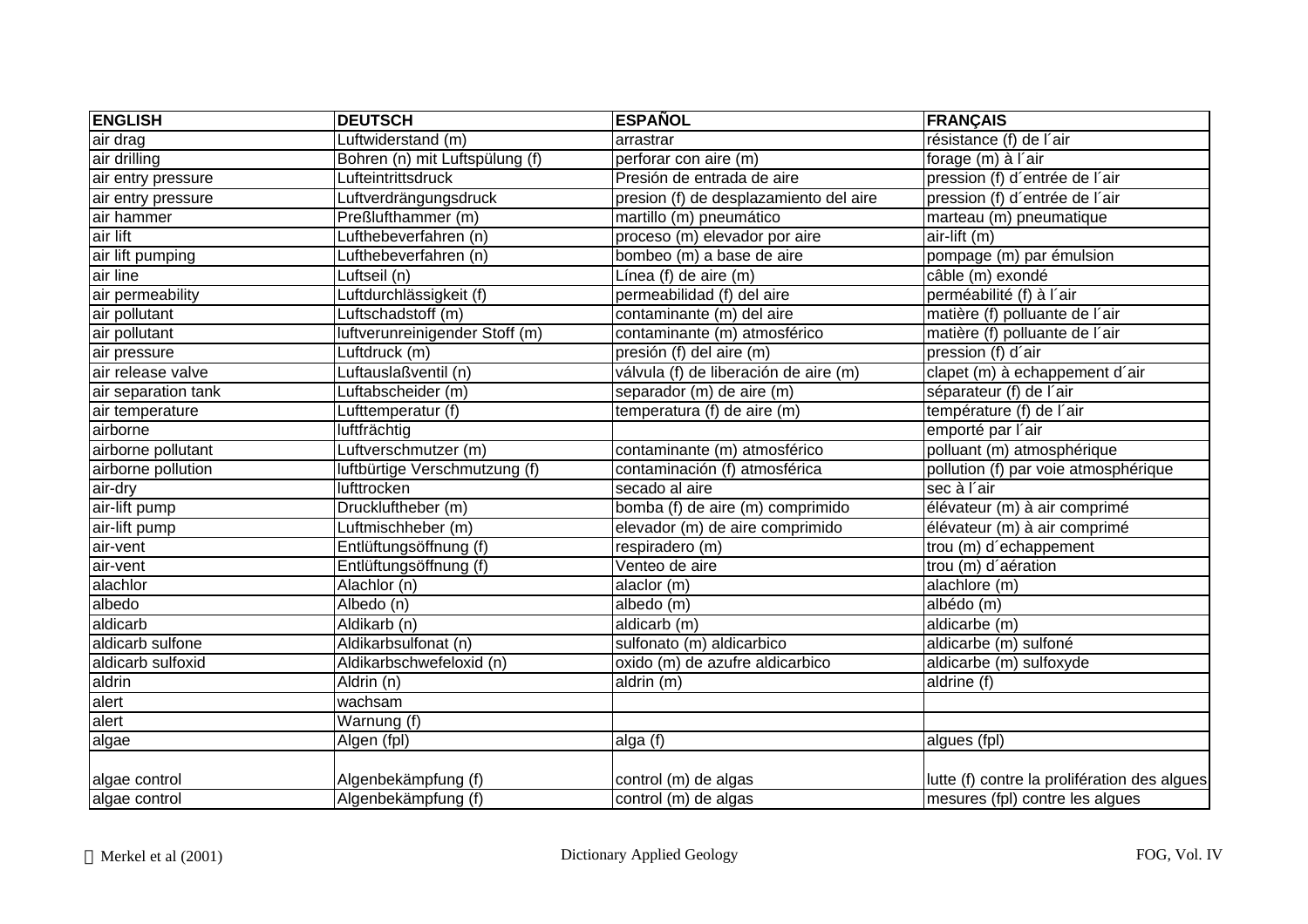| ENGLISH | DEUTSCH | ESPAÑOL | FRANÇAIS |
|---|---|---|---|
| air drag | Luftwiderstand (m) | arrastrar | résistance (f) de l´air |
| air drilling | Bohren (n) mit Luftspülung (f) | perforar con aire (m) | forage (m) à l´air |
| air entry pressure | Lufteintrittsdruck | Presión de entrada de aire | pression (f) d´entrée de l´air |
| air entry pressure | Luftverdrängungsdruck | presion (f) de desplazamiento del aire | pression (f) d´entrée de l´air |
| air hammer | Preßlufthammer (m) | martillo (m) pneumático | marteau (m) pneumatique |
| air lift | Lufthebeverfahren (n) | proceso (m) elevador por aire | air-lift (m) |
| air lift pumping | Lufthebeverfahren (n) | bombeo (m) a base de aire | pompage (m) par émulsion |
| air line | Luftseil (n) | Línea (f) de aire (m) | câble (m) exondé |
| air permeability | Luftdurchlässigkeit (f) | permeabilidad (f) del aire | perméabilité (f) à l´air |
| air pollutant | Luftschadstoff (m) | contaminante (m) del aire | matière (f) polluante de l´air |
| air pollutant | luftverunreinigender Stoff (m) | contaminante (m) atmosférico | matière (f) polluante de l´air |
| air pressure | Luftdruck (m) | presión (f) del aire (m) | pression (f) d´air |
| air release valve | Luftauslaßventil (n) | válvula (f) de liberación de aire (m) | clapet (m) à echappement d´air |
| air separation tank | Luftabscheider (m) | separador (m) de aire (m) | séparateur (f) de l´air |
| air temperature | Lufttemperatur (f) | temperatura (f) de aire (m) | température (f) de l´air |
| airborne | luftfrächtig | | emporté par l´air |
| airborne pollutant | Luftverschmutzer (m) | contaminante (m) atmosférico | polluant (m) atmosphérique |
| airborne pollution | luftbürtige Verschmutzung (f) | contaminación (f) atmosférica | pollution (f) par voie atmosphérique |
| air-dry | lufttrocken | secado al aire | sec à l´air |
| air-lift pump | Druckluftheber (m) | bomba (f) de aire (m) comprimido | élévateur (m) à air comprimé |
| air-lift pump | Luftmischheber (m) | elevador (m) de aire comprimido | élévateur (m) à air comprimé |
| air-vent | Entlüftungsöffnung (f) | respiradero (m) | trou (m) d´echappement |
| air-vent | Entlüftungsöffnung (f) | Venteo de aire | trou (m) d´aération |
| alachlor | Alachlor (n) | alaclor (m) | alachlore (m) |
| albedo | Albedo (n) | albedo (m) | albédo (m) |
| aldicarb | Aldikarb (n) | aldicarb (m) | aldicarbe (m) |
| aldicarb sulfone | Aldikarbsulfonat (n) | sulfonato (m) aldicarbico | aldicarbe (m) sulfoné |
| aldicarb sulfoxid | Aldikarbschwefeloxid (n) | oxido (m) de azufre aldicarbico | aldicarbe (m) sulfoxyde |
| aldrin | Aldrin (n) | aldrin (m) | aldrine (f) |
| alert | wachsam | | |
| alert | Warnung (f) | | |
| algae | Algen (fpl) | alga (f) | algues (fpl) |
| algae control | Algenbekämpfung (f) | control (m) de algas | lutte (f) contre la prolifération des algues |
| algae control | Algenbekämpfung (f) | control (m) de algas | mesures (fpl) contre les algues |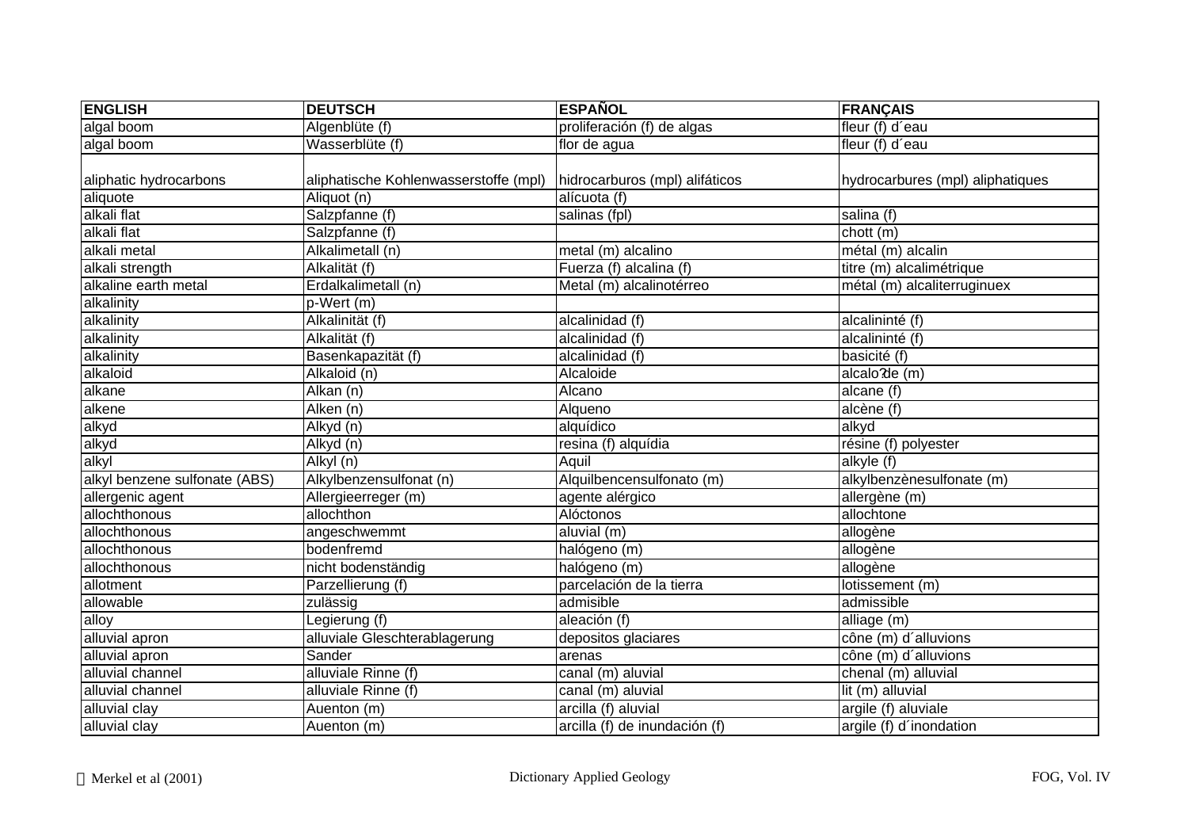| ENGLISH | DEUTSCH | ESPAÑOL | FRANÇAIS |
|---|---|---|---|
| algal boom | Algenblüte (f) | proliferación (f) de algas | fleur (f) d´eau |
| algal boom | Wasserblüte (f) | flor de agua | fleur (f) d´eau |
| aliphatic hydrocarbons | aliphatische Kohlenwasserstoffe (mpl) | hidrocarburos (mpl) alifáticos | hydrocarbures (mpl) aliphatiques |
| aliquote | Aliquot (n) | alícuota (f) | |
| alkali flat | Salzpfanne (f) | salinas (fpl) | salina (f) |
| alkali flat | Salzpfanne (f) | | chott (m) |
| alkali metal | Alkalimetall (n) | metal (m) alcalino | métal (m) alcalin |
| alkali strength | Alkalität (f) | Fuerza (f) alcalina (f) | titre (m) alcalimétrique |
| alkaline earth metal | Erdalkalimetall (n) | Metal (m) alcalinotérreo | métal (m) alcaliterruginuex |
| alkalinity | p-Wert (m) | | |
| alkalinity | Alkalinität (f) | alcalinidad (f) | alcalininté (f) |
| alkalinity | Alkalität (f) | alcalinidad (f) | alcalininté (f) |
| alkalinity | Basenkapazität (f) | alcalinidad (f) | basicité (f) |
| alkaloid | Alkaloid (n) | Alcaloide | alcalo?de (m) |
| alkane | Alkan (n) | Alcano | alcane (f) |
| alkene | Alken (n) | Alqueno | alcène (f) |
| alkyd | Alkyd (n) | alquídico | alkyd |
| alkyd | Alkyd (n) | resina (f) alquídia | résine (f) polyester |
| alkyl | Alkyl (n) | Aquil | alkyle (f) |
| alkyl benzene sulfonate (ABS) | Alkylbenzensulfonat (n) | Alquilbencensulfonato (m) | alkylbenzènesulfonate (m) |
| allergenic agent | Allergieerreger (m) | agente alérgico | allergène (m) |
| allochthonous | allochthon | Alóctonos | allochtone |
| allochthonous | angeschwemmt | aluvial (m) | allogène |
| allochthonous | bodenfremd | halógeno (m) | allogène |
| allochthonous | nicht bodenständig | halógeno (m) | allogène |
| allotment | Parzellierung (f) | parcelación de la tierra | lotissement (m) |
| allowable | zulässig | admisible | admissible |
| alloy | Legierung (f) | aleación (f) | alliage (m) |
| alluvial apron | alluviale Gleschterablagerung | depositos glaciares | cône (m) d´alluvions |
| alluvial apron | Sander | arenas | cône (m) d´alluvions |
| alluvial channel | alluviale Rinne (f) | canal (m) aluvial | chenal (m) alluvial |
| alluvial channel | alluviale Rinne (f) | canal (m) aluvial | lit (m) alluvial |
| alluvial clay | Auenton (m) | arcilla (f) aluvial | argile (f) aluviale |
| alluvial clay | Auenton (m) | arcilla (f) de inundación (f) | argile (f) d´inondation |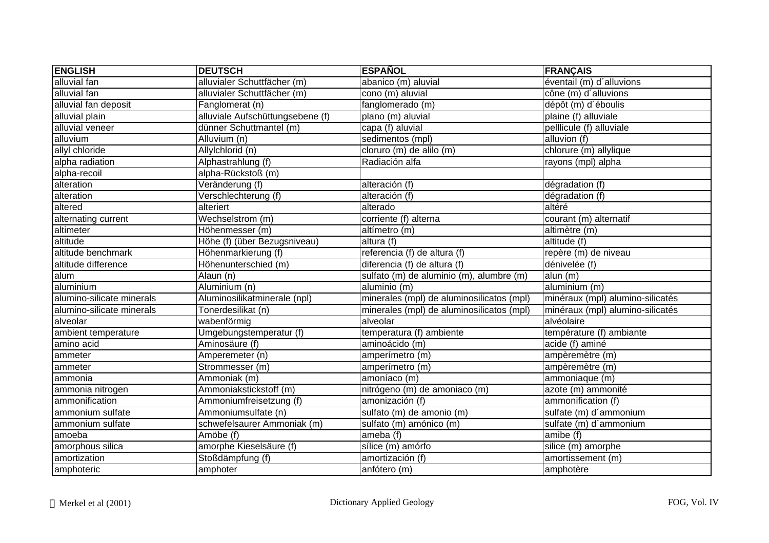| ENGLISH | DEUTSCH | ESPAÑOL | FRANÇAIS |
|---|---|---|---|
| alluvial fan | alluvialer Schuttfächer (m) | abanico (m) aluvial | éventail (m) d´alluvions |
| alluvial fan | alluvialer Schuttfächer (m) | cono (m) aluvial | cône (m) d´alluvions |
| alluvial fan deposit | Fanglomerat (n) | fanglomerado (m) | dépôt (m) d´éboulis |
| alluvial plain | alluviale Aufschüttungsebene (f) | plano (m) aluvial | plaine (f) alluviale |
| alluvial veneer | dünner Schuttmantel (m) | capa (f) aluvial | pelllicule (f) alluviale |
| alluvium | Alluvium (n) | sedimentos (mpl) | alluvion (f) |
| allyl chloride | Allylchlorid (n) | cloruro (m) de alilo (m) | chlorure (m) allylique |
| alpha radiation | Alphastrahlung (f) | Radiación alfa | rayons (mpl) alpha |
| alpha-recoil | alpha-Rückstoß (m) | | |
| alteration | Veränderung (f) | alteración (f) | dégradation (f) |
| alteration | Verschlechterung (f) | alteración (f) | dégradation (f) |
| altered | alteriert | alterado | altéré |
| alternating current | Wechselstrom (m) | corriente (f) alterna | courant (m) alternatif |
| altimeter | Höhenmesser (m) | altímetro (m) | altimètre (m) |
| altitude | Höhe (f) (über Bezugsniveau) | altura (f) | altitude (f) |
| altitude benchmark | Höhenmarkierung (f) | referencia (f) de altura (f) | repère (m) de niveau |
| altitude difference | Höhenunterschied (m) | diferencia (f) de altura (f) | dénivelée (f) |
| alum | Alaun (n) | sulfato (m) de aluminio (m), alumbre (m) | alun (m) |
| aluminium | Aluminium (n) | aluminio (m) | aluminium (m) |
| alumino-silicate minerals | Aluminosilikatminerale (npl) | minerales (mpl) de aluminosilicatos (mpl) | minéraux (mpl) alumino-silicatés |
| alumino-silicate minerals | Tonerdesilikat (n) | minerales (mpl) de aluminosilicatos (mpl) | minéraux (mpl) alumino-silicatés |
| alveolar | wabenförmig | alveolar | alvéolaire |
| ambient temperature | Umgebungstemperatur (f) | temperatura (f) ambiente | température (f) ambiante |
| amino acid | Aminosäure (f) | aminoácido (m) | acide (f) aminé |
| ammeter | Amperemeter (n) | amperímetro (m) | ampèremètre (m) |
| ammeter | Strommesser (m) | amperímetro (m) | ampèremètre (m) |
| ammonia | Ammoniak (m) | amoníaco (m) | ammoniaque (m) |
| ammonia nitrogen | Ammoniakstickstoff (m) | nitrógeno (m) de amoniaco (m) | azote (m) ammonité |
| ammonification | Ammoniumfreisetzung (f) | amonización (f) | ammonification (f) |
| ammonium sulfate | Ammoniumsulfate (n) | sulfato (m) de amonio (m) | sulfate (m) d´ammonium |
| ammonium sulfate | schwefelsaurer Ammoniak (m) | sulfato (m) amónico (m) | sulfate (m) d´ammonium |
| amoeba | Amöbe (f) | ameba (f) | amibe (f) |
| amorphous silica | amorphe Kieselsäure (f) | sílice (m) amórfo | silice (m) amorphe |
| amortization | Stoßdämpfung (f) | amortización (f) | amortissement (m) |
| amphoteric | amphoter | anfótero (m) | amphotère |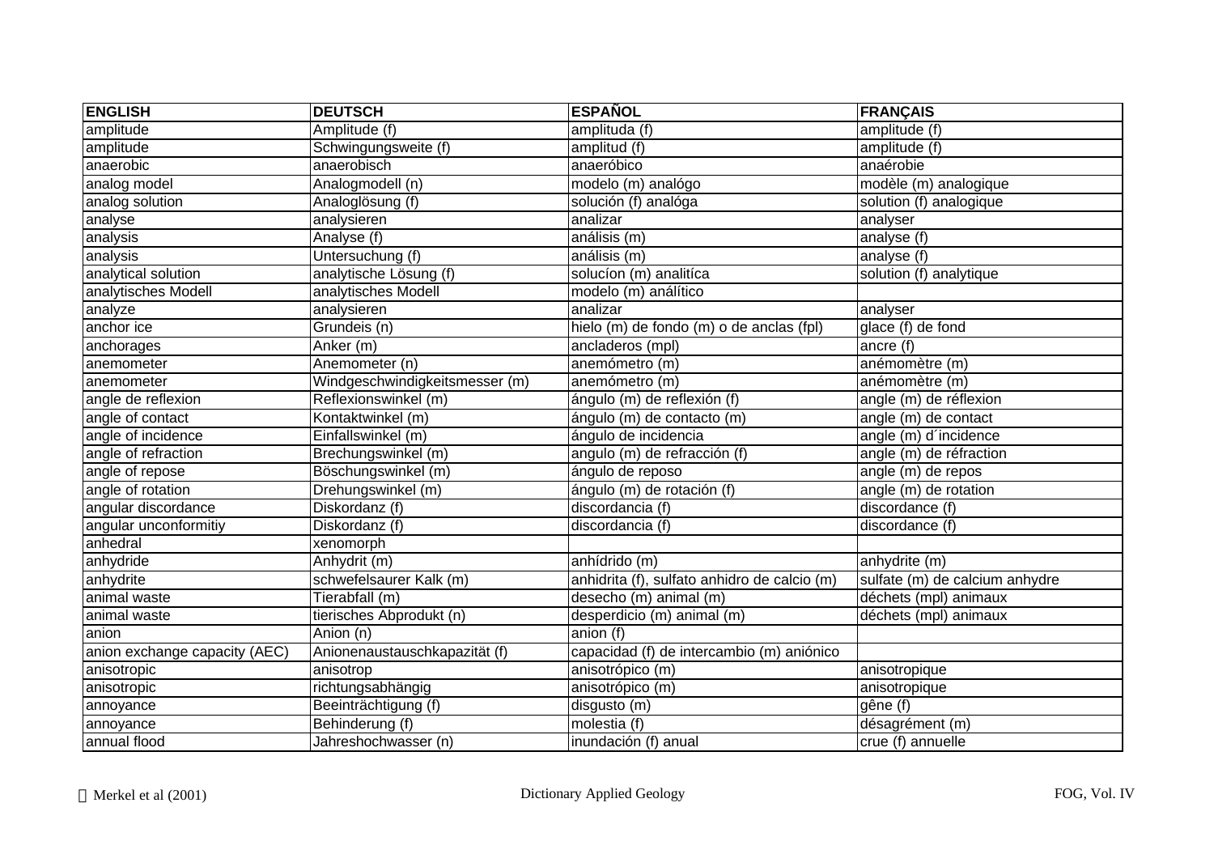| ENGLISH | DEUTSCH | ESPAÑOL | FRANÇAIS |
|---|---|---|---|
| amplitude | Amplitude (f) | amplituda (f) | amplitude (f) |
| amplitude | Schwingungsweite (f) | amplitud (f) | amplitude (f) |
| anaerobic | anaerobisch | anaeróbico | anaérobie |
| analog model | Analogmodell (n) | modelo (m) analógo | modèle (m) analogique |
| analog solution | Analoglösung (f) | solución (f) analóga | solution (f) analogique |
| analyse | analysieren | analizar | analyser |
| analysis | Analyse (f) | análisis (m) | analyse (f) |
| analysis | Untersuchung (f) | análisis (m) | analyse (f) |
| analytical solution | analytische Lösung (f) | solucíon (m) analitíca | solution (f) analytique |
| analytisches Modell | analytisches Modell | modelo (m) análítico | |
| analyze | analysieren | analizar | analyser |
| anchor ice | Grundeis (n) | hielo (m) de fondo (m) o de anclas (fpl) | glace (f) de fond |
| anchorages | Anker (m) | ancladeros (mpl) | ancre (f) |
| anemometer | Anemometer (n) | anemómetro (m) | anémomètre (m) |
| anemometer | Windgeschwindigkeitsmesser (m) | anemómetro (m) | anémomètre (m) |
| angle de reflexion | Reflexionswinkel (m) | ángulo (m) de reflexión (f) | angle (m) de réflexion |
| angle of contact | Kontaktwinkel (m) | ángulo (m) de contacto (m) | angle (m) de contact |
| angle of incidence | Einfallswinkel (m) | ángulo de incidencia | angle (m) d´incidence |
| angle of refraction | Brechungswinkel (m) | angulo (m) de refracción (f) | angle (m) de réfraction |
| angle of repose | Böschungswinkel (m) | ángulo de reposo | angle (m) de repos |
| angle of rotation | Drehungswinkel (m) | ángulo (m) de rotación (f) | angle (m) de rotation |
| angular discordance | Diskordanz (f) | discordancia (f) | discordance (f) |
| angular unconformitiy | Diskordanz (f) | discordancia (f) | discordance (f) |
| anhedral | xenomorph | | |
| anhydride | Anhydrit (m) | anhídrido (m) | anhydrite (m) |
| anhydrite | schwefelsaurer Kalk (m) | anhidrita (f), sulfato anhidro de calcio (m) | sulfate (m) de calcium anhydre |
| animal waste | Tierabfall (m) | desecho (m) animal (m) | déchets (mpl) animaux |
| animal waste | tierisches Abprodukt (n) | desperdicio (m) animal (m) | déchets (mpl) animaux |
| anion | Anion (n) | anion (f) | |
| anion exchange capacity (AEC) | Anionenaustauschkapazität (f) | capacidad (f) de intercambio (m) aniónico | |
| anisotropic | anisotrop | anisotrópico (m) | anisotropique |
| anisotropic | richtungsabhängig | anisotrópico (m) | anisotropique |
| annoyance | Beeinträchtigung (f) | disgusto (m) | gêne (f) |
| annoyance | Behinderung (f) | molestia (f) | désagrément (m) |
| annual flood | Jahreshochwasser (n) | inundación (f) anual | crue (f) annuelle |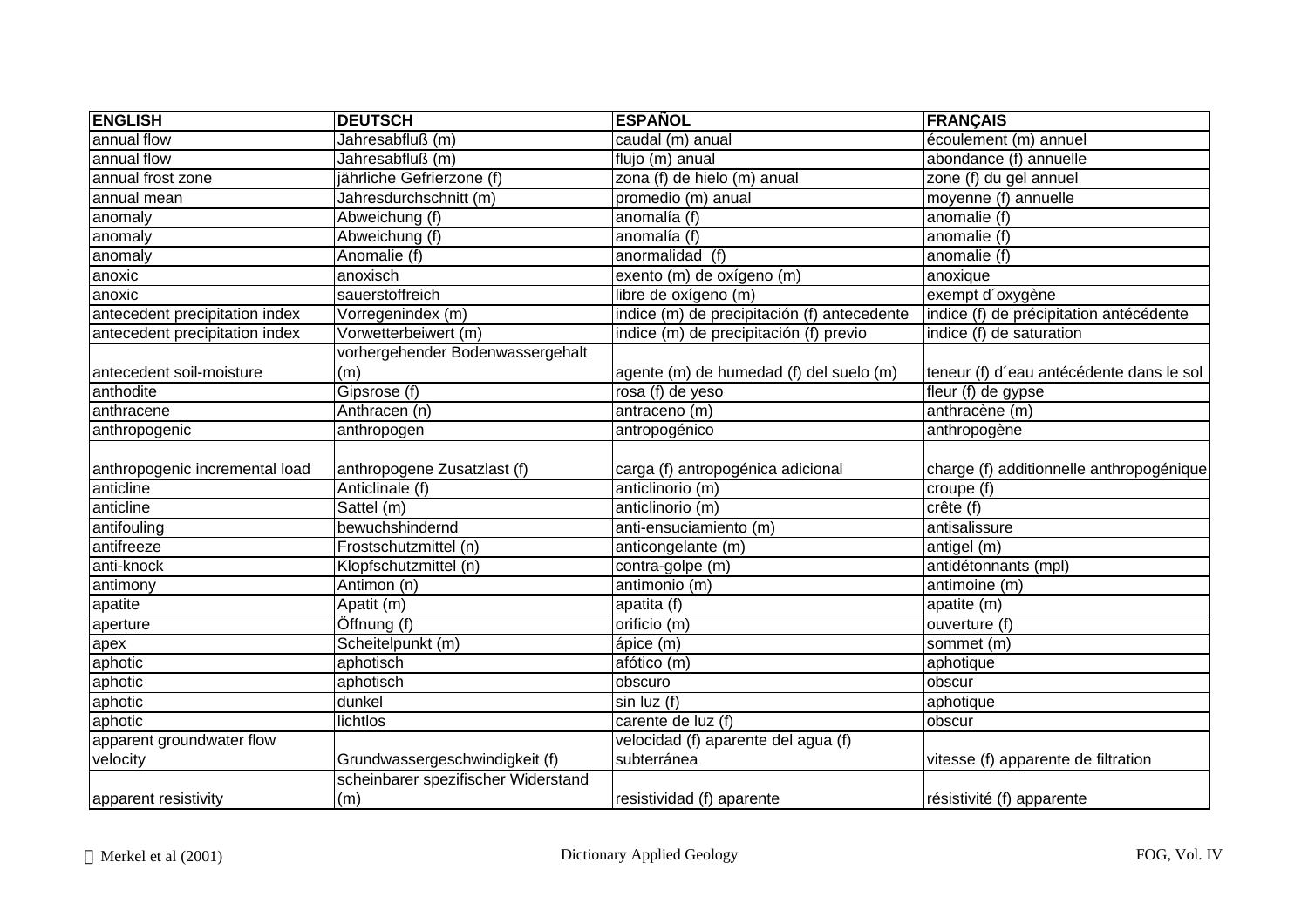| ENGLISH | DEUTSCH | ESPAÑOL | FRANÇAIS |
| --- | --- | --- | --- |
| annual flow | Jahresabfluß (m) | caudal (m) anual | écoulement (m) annuel |
| annual flow | Jahresabfluß (m) | flujo (m) anual | abondance (f) annuelle |
| annual frost zone | jährliche Gefrierzone (f) | zona (f) de hielo (m) anual | zone (f) du gel annuel |
| annual mean | Jahresdurchschnitt (m) | promedio (m) anual | moyenne (f) annuelle |
| anomaly | Abweichung (f) | anomalía (f) | anomalie (f) |
| anomaly | Abweichung (f) | anomalía (f) | anomalie (f) |
| anomaly | Anomalie (f) | anormalidad (f) | anomalie (f) |
| anoxic | anoxisch | exento (m) de oxígeno (m) | anoxique |
| anoxic | sauerstoffreich | libre de oxígeno (m) | exempt d´oxygène |
| antecedent precipitation index | Vorregenindex (m) | indice (m) de precipitación (f) antecedente | indice (f) de précipitation antécédente |
| antecedent precipitation index | Vorwetterbeiwert (m) | indice (m) de precipitación (f) previo | indice (f) de saturation |
| antecedent soil-moisture | vorhergehender Bodenwassergehalt (m) | agente (m) de humedad (f) del suelo (m) | teneur (f) d´eau antécédente dans le sol |
| anthodite | Gipsrose (f) | rosa (f) de yeso | fleur (f) de gypse |
| anthracene | Anthracen (n) | antraceno (m) | anthracène (m) |
| anthropogenic | anthropogen | antropogénico | anthropogène |
| anthropogenic incremental load | anthropogene Zusatzlast (f) | carga (f) antropogénica adicional | charge (f) additionnelle anthropogénique |
| anticline | Anticlinale (f) | anticlinorio (m) | croupe (f) |
| anticline | Sattel (m) | anticlinorio (m) | crête (f) |
| antifouling | bewuchshindernd | anti-ensuciamiento (m) | antisalissure |
| antifreeze | Frostschutzmittel (n) | anticongelante (m) | antigel (m) |
| anti-knock | Klopfschutzmittel (n) | contra-golpe (m) | antidétonnants (mpl) |
| antimony | Antimon (n) | antimonio (m) | antimoine (m) |
| apatite | Apatit (m) | apatita (f) | apatite (m) |
| aperture | Öffnung (f) | orificio (m) | ouverture (f) |
| apex | Scheitelpunkt (m) | ápice (m) | sommet (m) |
| aphotic | aphotisch | afótico (m) | aphotique |
| aphotic | aphotisch | obscuro | obscur |
| aphotic | dunkel | sin luz (f) | aphotique |
| aphotic | lichtlos | carente de luz (f) | obscur |
| apparent groundwater flow velocity | Grundwassergeschwindigkeit (f) | velocidad (f) aparente del agua (f) subterránea | vitesse (f) apparente de filtration |
| apparent resistivity | scheinbarer spezifischer Widerstand (m) | resistividad (f) aparente | résistivité (f) apparente |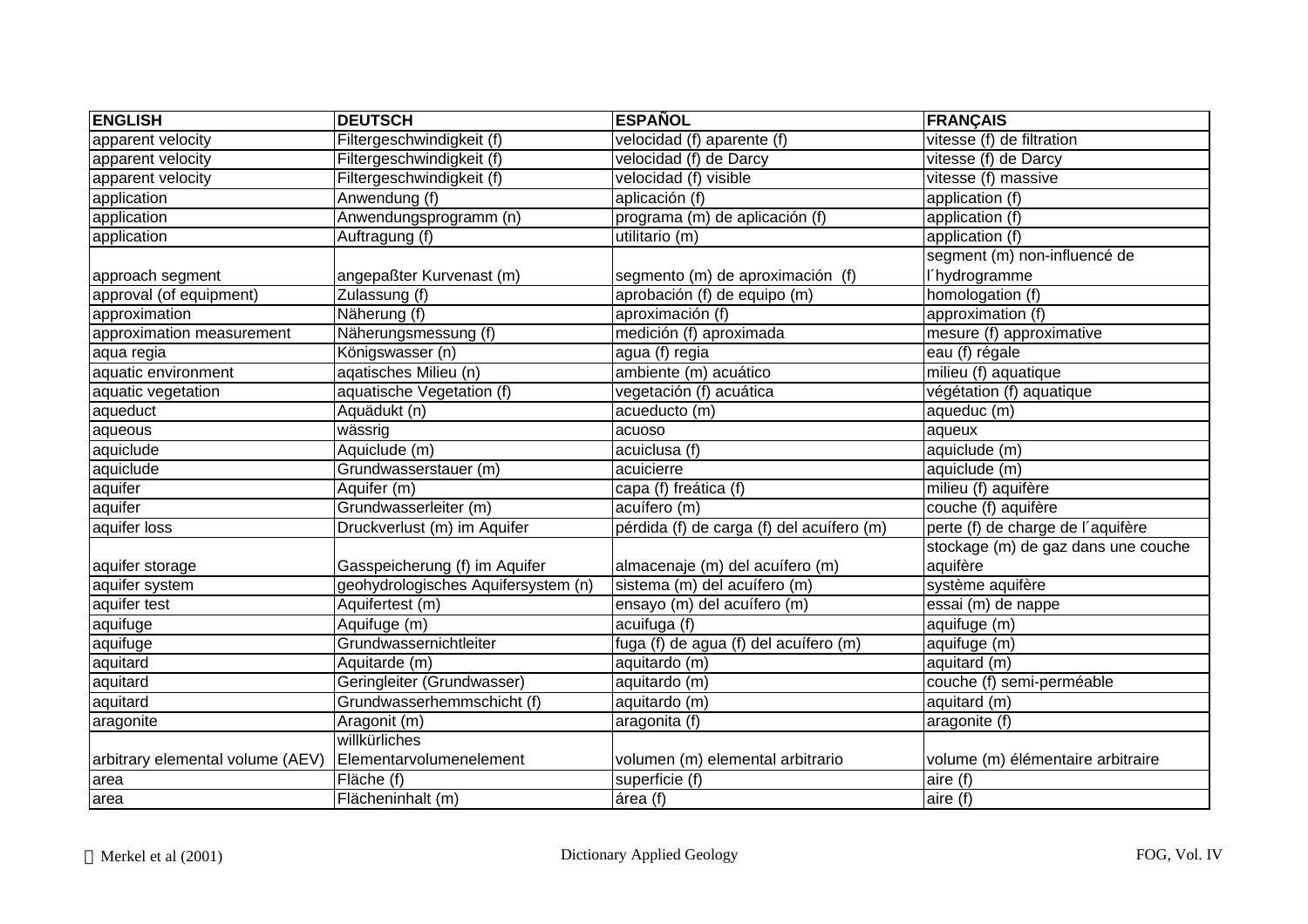| ENGLISH | DEUTSCH | ESPAÑOL | FRANÇAIS |
|---|---|---|---|
| apparent velocity | Filtergeschwindigkeit (f) | velocidad (f) aparente (f) | vitesse (f) de filtration |
| apparent velocity | Filtergeschwindigkeit (f) | velocidad (f) de Darcy | vitesse (f) de Darcy |
| apparent velocity | Filtergeschwindigkeit (f) | velocidad (f) visible | vitesse (f) massive |
| application | Anwendung (f) | aplicación (f) | application (f) |
| application | Anwendungsprogramm (n) | programa (m) de aplicación (f) | application (f) |
| application | Auftragung (f) | utilitario (m) | application (f) |
| approach segment | angepaßter Kurvenast (m) | segmento (m) de aproximación (f) | segment (m) non-influencé de l´hydrogramme |
| approval (of equipment) | Zulassung (f) | aprobación (f) de equipo (m) | homologation (f) |
| approximation | Näherung (f) | aproximación (f) | approximation (f) |
| approximation measurement | Näherungsmessung (f) | medición (f) aproximada | mesure (f) approximative |
| aqua regia | Königswasser (n) | agua (f) regia | eau (f) régale |
| aquatic environment | aqatisches Milieu (n) | ambiente (m) acuático | milieu (f) aquatique |
| aquatic vegetation | aquatische Vegetation (f) | vegetación (f) acuática | végétation (f) aquatique |
| aqueduct | Aquädukt (n) | acueducto (m) | aqueduc (m) |
| aqueous | wässrig | acuoso | aqueux |
| aquiclude | Aquiclude (m) | acuiclusa (f) | aquiclude (m) |
| aquiclude | Grundwasserstauer (m) | acuicierre | aquiclude (m) |
| aquifer | Aquifer (m) | capa (f) freática (f) | milieu (f) aquifère |
| aquifer | Grundwasserleiter (m) | acuífero (m) | couche (f) aquifère |
| aquifer loss | Druckverlust (m) im Aquifer | pérdida (f) de carga (f) del acuífero (m) | perte (f) de charge de l´aquifère |
| aquifer storage | Gasspeicherung (f) im Aquifer | almacenaje (m) del acuífero (m) | stockage (m) de gaz dans une couche aquifère |
| aquifer system | geohydrologisches Aquifersystem (n) | sistema (m) del acuífero (m) | système aquifère |
| aquifer test | Aquifertest (m) | ensayo (m) del acuífero (m) | essai (m) de nappe |
| aquifuge | Aquifuge (m) | acuifuga (f) | aquifuge (m) |
| aquifuge | Grundwassernichtleiter | fuga (f) de agua (f) del acuífero (m) | aquifuge (m) |
| aquitard | Aquitarde (m) | aquitardo (m) | aquitard (m) |
| aquitard | Geringleiter (Grundwasser) | aquitardo (m) | couche (f) semi-perméable |
| aquitard | Grundwasserhemmschicht (f) | aquitardo (m) | aquitard (m) |
| aragonite | Aragonit (m) | aragonita (f) | aragonite (f) |
| arbitrary elemental volume (AEV) | willkürliches Elementarvolumenelement | volumen (m) elemental arbitrario | volume (m) élémentaire arbitraire |
| area | Fläche (f) | superficie (f) | aire (f) |
| area | Flächeninhalt (m) | área (f) | aire (f) |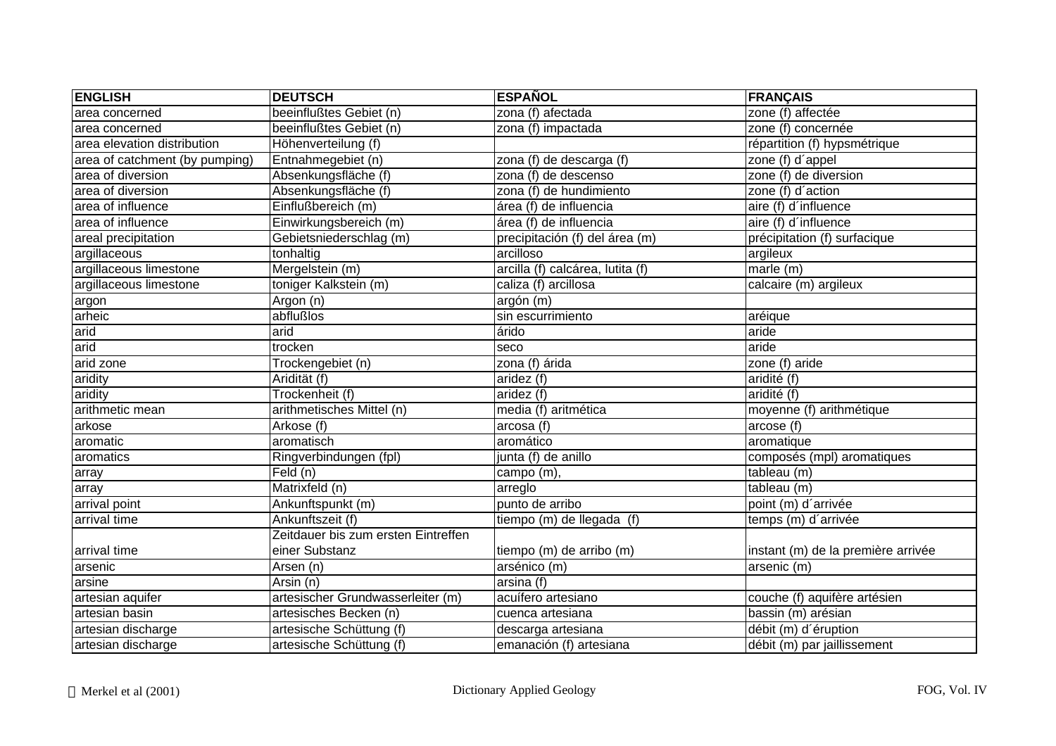| ENGLISH | DEUTSCH | ESPAÑOL | FRANÇAIS |
|---|---|---|---|
| area concerned | beeinflußtes Gebiet (n) | zona (f) afectada | zone (f) affectée |
| area concerned | beeinflußtes Gebiet (n) | zona (f) impactada | zone (f) concernée |
| area elevation distribution | Höhenverteilung (f) | | répartition (f) hypsmétrique |
| area of catchment (by pumping) | Entnahmegebiet (n) | zona (f) de descarga (f) | zone (f) d´appel |
| area of diversion | Absenkungsfläche (f) | zona (f) de descenso | zone (f) de diversion |
| area of diversion | Absenkungsfläche (f) | zona (f) de hundimiento | zone (f) d´action |
| area of influence | Einflußbereich (m) | área (f) de influencia | aire (f) d´influence |
| area of influence | Einwirkungsbereich (m) | área (f) de influencia | aire (f) d´influence |
| areal precipitation | Gebietsniederschlag (m) | precipitación (f) del área (m) | précipitation (f) surfacique |
| argillaceous | tonhaltig | arcilloso | argileux |
| argillaceous limestone | Mergelstein (m) | arcilla (f) calcárea, lutita (f) | marle (m) |
| argillaceous limestone | toniger Kalkstein (m) | caliza (f) arcillosa | calcaire (m) argileux |
| argon | Argon (n) | argón (m) | |
| arheic | abflußlos | sin escurrimiento | aréique |
| arid | arid | árido | aride |
| arid | trocken | seco | aride |
| arid zone | Trockengebiet (n) | zona (f) árida | zone (f) aride |
| aridity | Aridität (f) | aridez (f) | aridité (f) |
| aridity | Trockenheit (f) | aridez (f) | aridité (f) |
| arithmetic mean | arithmetisches Mittel (n) | media (f) aritmética | moyenne (f) arithmétique |
| arkose | Arkose (f) | arcosa (f) | arcose (f) |
| aromatic | aromatisch | aromático | aromatique |
| aromatics | Ringverbindungen (fpl) | junta (f) de anillo | composés (mpl) aromatiques |
| array | Feld (n) | campo (m), | tableau (m) |
| array | Matrixfeld (n) | arreglo | tableau (m) |
| arrival point | Ankunftspunkt (m) | punto de arribo | point (m) d´arrivée |
| arrival time | Ankunftszeit (f) | tiempo (m) de llegada (f) | temps (m) d´arrivée |
| arrival time | Zeitdauer bis zum ersten Eintreffen einer Substanz | tiempo (m) de arribo (m) | instant (m) de la première arrivée |
| arsenic | Arsen (n) | arsénico (m) | arsenic (m) |
| arsine | Arsin (n) | arsina (f) | |
| artesian aquifer | artesischer Grundwasserleiter (m) | acuífero artesiano | couche (f) aquifère artésien |
| artesian basin | artesisches Becken (n) | cuenca artesiana | bassin (m) arésian |
| artesian discharge | artesische Schüttung (f) | descarga artesiana | débit (m) d´éruption |
| artesian discharge | artesische Schüttung (f) | emanación (f) artesiana | débit (m) par jaillissement |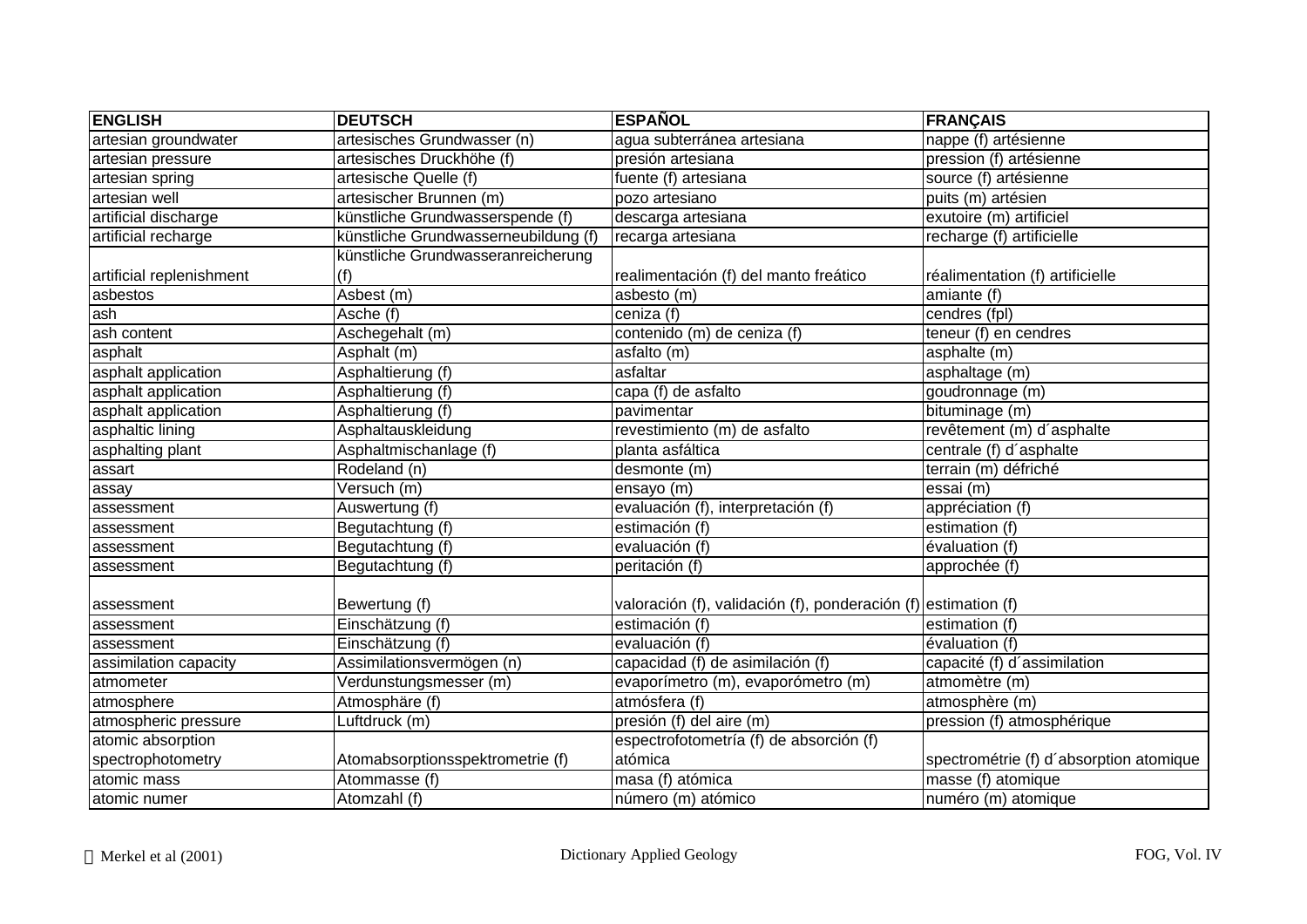| ENGLISH | DEUTSCH | ESPAÑOL | FRANÇAIS |
|---|---|---|---|
| artesian groundwater | artesisches Grundwasser (n) | agua subterránea artesiana | nappe (f) artésienne |
| artesian pressure | artesisches Druckhöhe (f) | presión artesiana | pression (f) artésienne |
| artesian spring | artesische Quelle (f) | fuente (f) artesiana | source (f) artésienne |
| artesian well | artesischer Brunnen (m) | pozo artesiano | puits (m) artésien |
| artificial discharge | künstliche Grundwasserspende (f) | descarga artesiana | exutoire (m) artificiel |
| artificial recharge | künstliche Grundwasserneubildung (f) | recarga artesiana | recharge (f) artificielle |
| artificial replenishment | künstliche Grundwasseranreicherung (f) | realimentación (f) del manto freático | réalimentation (f) artificielle |
| asbestos | Asbest (m) | asbesto (m) | amiante (f) |
| ash | Asche (f) | ceniza (f) | cendres (fpl) |
| ash content | Aschegehalt (m) | contenido (m) de ceniza (f) | teneur (f) en cendres |
| asphalt | Asphalt (m) | asfalto (m) | asphalte (m) |
| asphalt application | Asphaltierung (f) | asfaltar | asphaltage (m) |
| asphalt application | Asphaltierung (f) | capa (f) de asfalto | goudronnage (m) |
| asphalt application | Asphaltierung (f) | pavimentar | bituminage (m) |
| asphaltic lining | Asphaltauskleidung | revestimiento (m) de asfalto | revêtement (m) d´asphalte |
| asphalting plant | Asphaltmischanlage (f) | planta asfáltica | centrale (f) d´asphalte |
| assart | Rodeland (n) | desmonte (m) | terrain (m) défriché |
| assay | Versuch (m) | ensayo (m) | essai (m) |
| assessment | Auswertung (f) | evaluación (f), interpretación (f) | appréciation (f) |
| assessment | Begutachtung (f) | estimación (f) | estimation (f) |
| assessment | Begutachtung (f) | evaluación (f) | évaluation (f) |
| assessment | Begutachtung (f) | peritación (f) | approchée (f) |
| assessment | Bewertung (f) | valoración (f), validación (f), ponderación (f) | estimation (f) |
| assessment | Einschätzung (f) | estimación (f) | estimation (f) |
| assessment | Einschätzung (f) | evaluación (f) | évaluation (f) |
| assimilation capacity | Assimilationsvermögen (n) | capacidad (f) de asimilación (f) | capacité (f) d´assimilation |
| atmometer | Verdunstungsmesser (m) | evaporímetro (m), evaporómetro (m) | atmomètre (m) |
| atmosphere | Atmosphäre (f) | atmósfera (f) | atmosphère (m) |
| atmospheric pressure | Luftdruck (m) | presión (f) del aire (m) | pression (f) atmosphérique |
| atomic absorption spectrophotometry | Atomabsorptionsspektrometrie (f) | espectrofotometría (f) de absorción (f) atómica | spectrométrie (f) d´absorption atomique |
| atomic mass | Atommasse (f) | masa (f) atómica | masse (f) atomique |
| atomic numer | Atomzahl (f) | número (m) atómico | numéro (m) atomique |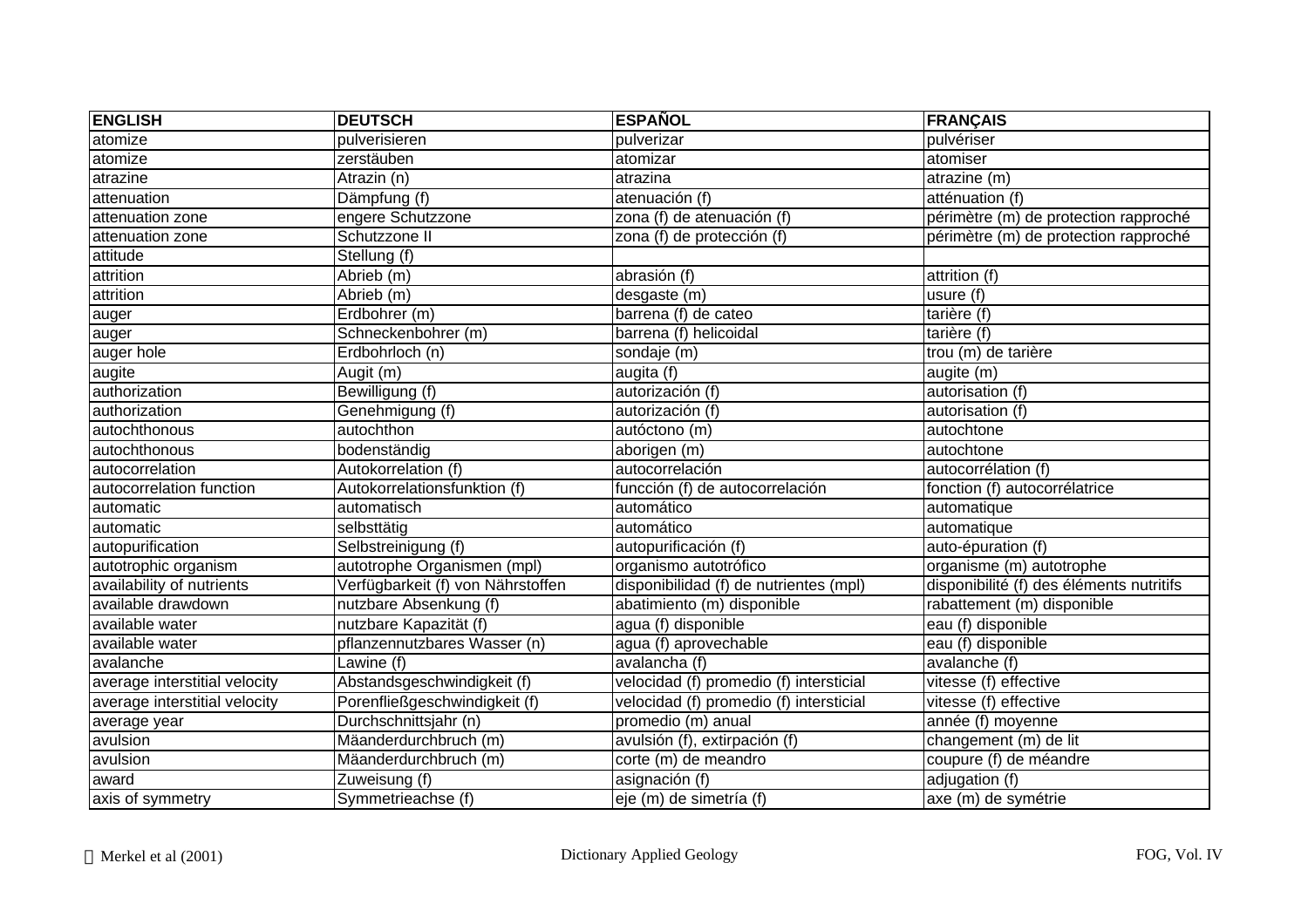| ENGLISH | DEUTSCH | ESPAÑOL | FRANÇAIS |
|---|---|---|---|
| atomize | pulverisieren | pulverizar | pulvériser |
| atomize | zerstäuben | atomizar | atomiser |
| atrazine | Atrazin (n) | atrazina | atrazine (m) |
| attenuation | Dämpfung (f) | atenuación (f) | atténuation (f) |
| attenuation zone | engere Schutzzone | zona (f) de atenuación (f) | périmètre (m) de protection rapproché |
| attenuation zone | Schutzzone II | zona (f) de protección (f) | périmètre (m) de protection rapproché |
| attitude | Stellung (f) | | |
| attrition | Abrieb (m) | abrasión (f) | attrition (f) |
| attrition | Abrieb (m) | desgaste (m) | usure (f) |
| auger | Erdbohrer (m) | barrena (f) de cateo | tarière (f) |
| auger | Schneckenbohrer (m) | barrena (f) helicoidal | tarière (f) |
| auger hole | Erdbohrloch (n) | sondaje (m) | trou (m) de tarière |
| augite | Augit (m) | augita (f) | augite (m) |
| authorization | Bewilligung (f) | autorización (f) | autorisation (f) |
| authorization | Genehmigung (f) | autorización (f) | autorisation (f) |
| autochthonous | autochthon | autóctono (m) | autochtone |
| autochthonous | bodenständig | aborigen (m) | autochtone |
| autocorrelation | Autokorrelation (f) | autocorrelación | autocorrélation (f) |
| autocorrelation function | Autokorrelationsfunktion (f) | funcción (f) de autocorrelación | fonction (f) autocorrélatrice |
| automatic | automatisch | automático | automatique |
| automatic | selbsttätig | automático | automatique |
| autopurification | Selbstreinigung (f) | autopurificación (f) | auto-épuration (f) |
| autotrophic organism | autotrophe Organismen (mpl) | organismo autotrófico | organisme (m) autotrophe |
| availability of nutrients | Verfügbarkeit (f) von Nährstoffen | disponibilidad (f) de nutrientes (mpl) | disponibilité (f) des éléments nutritifs |
| available drawdown | nutzbare Absenkung (f) | abatimiento (m) disponible | rabattement (m) disponible |
| available water | nutzbare Kapazität (f) | agua (f) disponible | eau (f) disponible |
| available water | pflanzennutzbares Wasser (n) | agua (f) aprovechable | eau (f) disponible |
| avalanche | Lawine (f) | avalancha (f) | avalanche (f) |
| average interstitial velocity | Abstandsgeschwindigkeit (f) | velocidad (f) promedio (f) intersticial | vitesse (f) effective |
| average interstitial velocity | Porenfließgeschwindigkeit (f) | velocidad (f) promedio (f) intersticial | vitesse (f) effective |
| average year | Durchschnittsjahr (n) | promedio (m) anual | année (f) moyenne |
| avulsion | Mäanderdurchbruch (m) | avulsión (f), extirpación (f) | changement (m) de lit |
| avulsion | Mäanderdurchbruch (m) | corte (m) de meandro | coupure (f) de méandre |
| award | Zuweisung (f) | asignación (f) | adjugation (f) |
| axis of symmetry | Symmetrieachse (f) | eje (m) de simetría (f) | axe (m) de symétrie |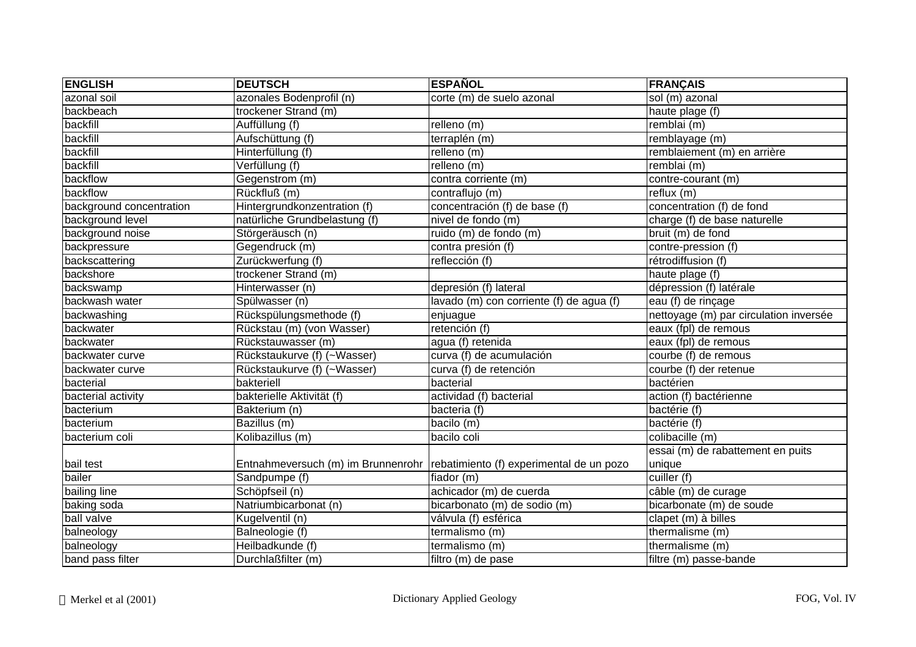| ENGLISH | DEUTSCH | ESPAÑOL | FRANÇAIS |
|---|---|---|---|
| azonal soil | azonales Bodenprofil (n) | corte (m) de suelo azonal | sol (m) azonal |
| backbeach | trockener Strand (m) | | haute plage (f) |
| backfill | Auffüllung (f) | relleno (m) | remblai (m) |
| backfill | Aufschüttung (f) | terraplén (m) | remblayage (m) |
| backfill | Hinterfüllung (f) | relleno (m) | remblaiement (m) en arrière |
| backfill | Verfüllung (f) | relleno (m) | remblai (m) |
| backflow | Gegenstrom (m) | contra corriente (m) | contre-courant (m) |
| backflow | Rückfluß (m) | contraflujo (m) | reflux (m) |
| background concentration | Hintergrundkonzentration (f) | concentración (f) de base (f) | concentration (f) de fond |
| background level | natürliche Grundbelastung (f) | nivel de fondo (m) | charge (f) de base naturelle |
| background noise | Störgeräusch (n) | ruido (m) de fondo (m) | bruit (m) de fond |
| backpressure | Gegendruck (m) | contra presión (f) | contre-pression (f) |
| backscattering | Zurückwerfung (f) | reflección (f) | rétrodiffusion (f) |
| backshore | trockener Strand (m) | | haute plage (f) |
| backswamp | Hinterwasser (n) | depresión (f) lateral | dépression (f) latérale |
| backwash water | Spülwasser (n) | lavado (m) con corriente (f) de agua (f) | eau (f) de rinçage |
| backwashing | Rückspülungsmethode (f) | enjuague | nettoyage (m) par circulation inversée |
| backwater | Rückstau (m) (von Wasser) | retención (f) | eaux (fpl) de remous |
| backwater | Rückstauwasser (m) | agua (f) retenida | eaux (fpl) de remous |
| backwater curve | Rückstaukurve (f) (~Wasser) | curva (f) de acumulación | courbe (f) de remous |
| backwater curve | Rückstaukurve (f) (~Wasser) | curva (f) de retención | courbe (f) der retenue |
| bacterial | bakteriell | bacterial | bactérien |
| bacterial activity | bakterielle Aktivität (f) | actividad (f) bacterial | action (f) bactérienne |
| bacterium | Bakterium (n) | bacteria (f) | bactérie (f) |
| bacterium | Bazillus (m) | bacilo (m) | bactérie (f) |
| bacterium coli | Kolibazillus (m) | bacilo coli | colibacille (m) |
| bail test | Entnahmeversuch (m) im Brunnenrohr | rebatimiento (f) experimental de un pozo | essai (m) de rabattement en puits unique |
| bailer | Sandpumpe (f) | fiador (m) | cuiller (f) |
| bailing line | Schöpfseil (n) | achicador (m) de cuerda | câble (m) de curage |
| baking soda | Natriumbicarbonat (n) | bicarbonato (m) de sodio (m) | bicarbonate (m) de soude |
| ball valve | Kugelventil (n) | válvula (f) esférica | clapet (m) à billes |
| balneology | Balneologie (f) | termalismo (m) | thermalisme (m) |
| balneology | Heilbadkunde (f) | termalismo (m) | thermalisme (m) |
| band pass filter | Durchlaßfilter (m) | filtro (m) de pase | filtre (m) passe-bande |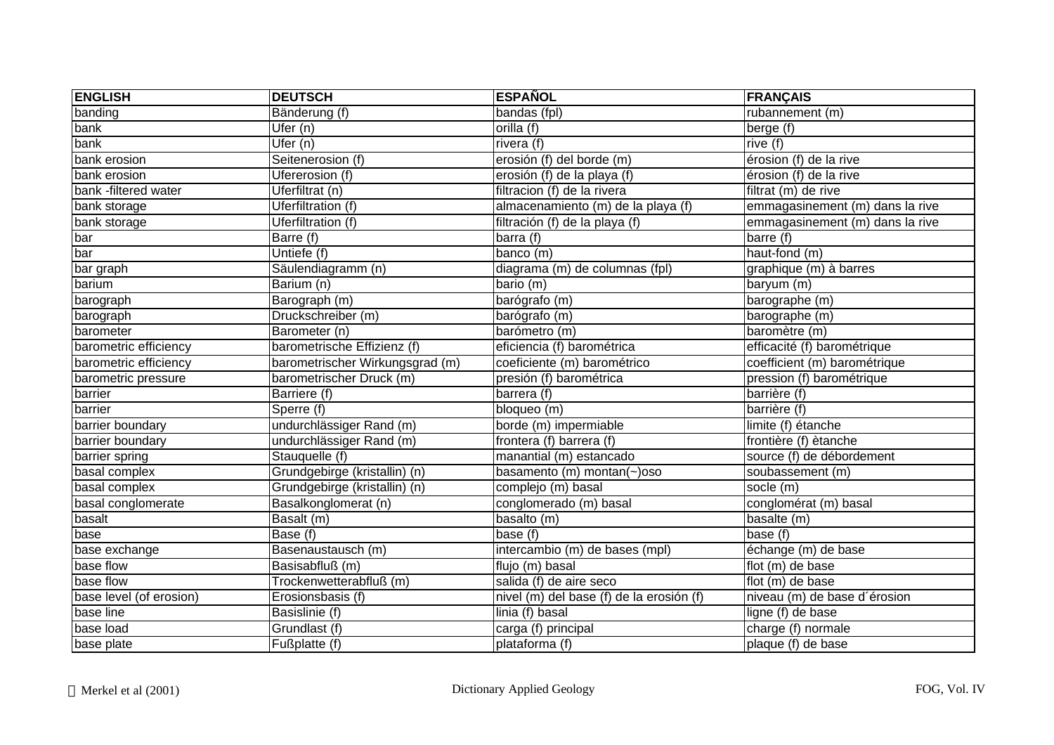| ENGLISH | DEUTSCH | ESPAÑOL | FRANÇAIS |
|---|---|---|---|
| banding | Bänderung (f) | bandas (fpl) | rubannement (m) |
| bank | Ufer (n) | orilla (f) | berge (f) |
| bank | Ufer (n) | rivera (f) | rive (f) |
| bank erosion | Seitenerosion (f) | erosión (f) del borde (m) | érosion (f) de la rive |
| bank erosion | Ufererosion (f) | erosión (f) de la playa (f) | érosion (f) de la rive |
| bank -filtered water | Uferfiltrat (n) | filtracion (f) de la rivera | filtrat (m) de rive |
| bank storage | Uferfiltration (f) | almacenamiento (m) de la playa (f) | emmagasinement (m) dans la rive |
| bank storage | Uferfiltration (f) | filtración (f) de la playa (f) | emmagasinement (m) dans la rive |
| bar | Barre (f) | barra (f) | barre (f) |
| bar | Untiefe (f) | banco (m) | haut-fond (m) |
| bar graph | Säulendiagramm (n) | diagrama (m) de columnas (fpl) | graphique (m) à barres |
| barium | Barium (n) | bario (m) | baryum (m) |
| barograph | Barograph (m) | barógrafo (m) | barographe (m) |
| barograph | Druckschreiber (m) | barógrafo (m) | barographe (m) |
| barometer | Barometer (n) | barómetro (m) | baromètre (m) |
| barometric efficiency | barometrische Effizienz (f) | eficiencia (f) barométrica | efficacité (f) barométrique |
| barometric efficiency | barometrischer Wirkungsgrad (m) | coeficiente (m) barométrico | coefficient (m) barométrique |
| barometric pressure | barometrischer Druck (m) | presión (f) barométrica | pression (f) barométrique |
| barrier | Barriere (f) | barrera (f) | barrière (f) |
| barrier | Sperre (f) | bloqueo (m) | barrière (f) |
| barrier boundary | undurchlässiger Rand (m) | borde (m) impermiable | limite (f) étanche |
| barrier boundary | undurchlässiger Rand (m) | frontera (f) barrera (f) | frontière (f) ètanche |
| barrier spring | Stauquelle (f) | manantial (m) estancado | source (f) de débordement |
| basal complex | Grundgebirge (kristallin) (n) | basamento (m) montan(~)oso | soubassement (m) |
| basal complex | Grundgebirge (kristallin) (n) | complejo (m) basal | socle (m) |
| basal conglomerate | Basalkonglomerat (n) | conglomerado (m) basal | conglomérat (m) basal |
| basalt | Basalt (m) | basalto (m) | basalte (m) |
| base | Base (f) | base (f) | base (f) |
| base exchange | Basenaustausch (m) | intercambio (m) de bases (mpl) | échange (m) de base |
| base flow | Basisabfluß (m) | flujo (m) basal | flot (m) de base |
| base flow | Trockenwetterabfluß (m) | salida (f) de aire seco | flot (m) de base |
| base level (of erosion) | Erosionsbasis (f) | nivel (m) del base (f) de la erosión (f) | niveau (m) de base d´érosion |
| base line | Basislinie (f) | linia (f) basal | ligne (f) de base |
| base load | Grundlast (f) | carga (f) principal | charge (f) normale |
| base plate | Fußplatte (f) | plataforma (f) | plaque (f) de base |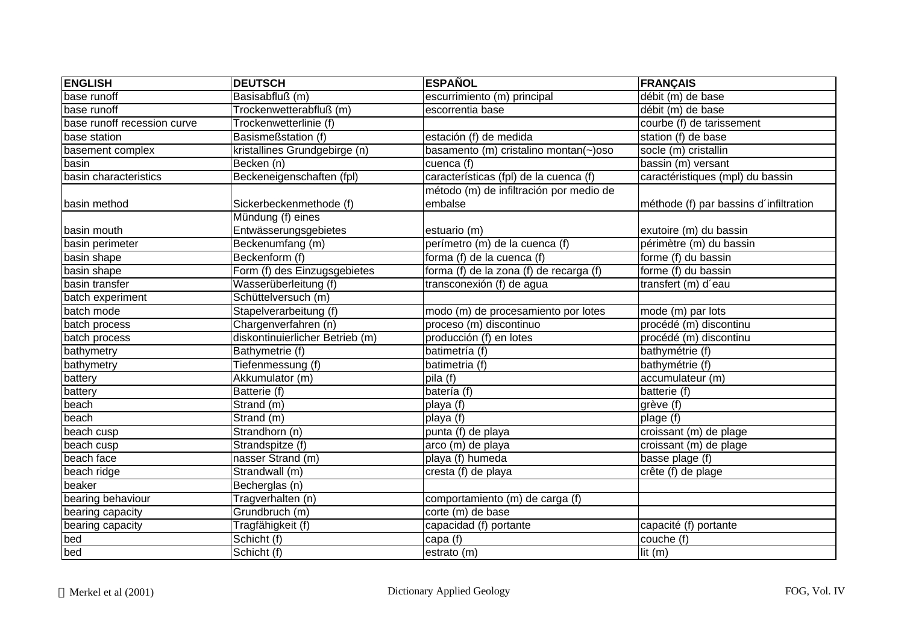| ENGLISH | DEUTSCH | ESPAÑOL | FRANÇAIS |
|---|---|---|---|
| base runoff | Basisabfluß (m) | escurrimiento (m) principal | débit (m) de base |
| base runoff | Trockenwetterabfluß (m) | escorrentia base | débit (m) de base |
| base runoff recession curve | Trockenwetterlinie (f) | | courbe (f) de tarissement |
| base station | Basismeßstation (f) | estación (f) de medida | station (f) de base |
| basement complex | kristallines Grundgebirge (n) | basamento (m) cristalino montan(~)oso | socle (m) cristallin |
| basin | Becken (n) | cuenca (f) | bassin (m) versant |
| basin characteristics | Beckeneigenschaften (fpl) | características (fpl) de la cuenca (f) | caractéristiques (mpl) du bassin |
| basin method | Sickerbeckenmethode (f) | método (m) de infiltración por medio de embalse | méthode (f) par bassins d´infiltration |
| basin mouth | Mündung (f) eines Entwässerungsgebietes | estuario (m) | exutoire (m) du bassin |
| basin perimeter | Beckenumfang (m) | perímetro (m) de la cuenca (f) | périmètre (m) du bassin |
| basin shape | Beckenform (f) | forma (f) de la cuenca (f) | forme (f) du bassin |
| basin shape | Form (f) des Einzugsgebietes | forma (f) de la zona (f) de recarga (f) | forme (f) du bassin |
| basin transfer | Wasserüberleitung (f) | transconexión (f) de agua | transfert (m) d´eau |
| batch experiment | Schüttelversuch (m) | | |
| batch mode | Stapelverarbeitung (f) | modo (m) de procesamiento por lotes | mode (m) par lots |
| batch process | Chargenverfahren (n) | proceso (m) discontinuo | procédé (m) discontinu |
| batch process | diskontinuierlicher Betrieb (m) | producción (f) en lotes | procédé (m) discontinu |
| bathymetry | Bathymetrie (f) | batimetría (f) | bathymétrie (f) |
| bathymetry | Tiefenmessung (f) | batimetria (f) | bathymétrie (f) |
| battery | Akkumulator (m) | pila (f) | accumulateur (m) |
| battery | Batterie (f) | batería (f) | batterie (f) |
| beach | Strand (m) | playa (f) | grève (f) |
| beach | Strand (m) | playa (f) | plage (f) |
| beach cusp | Strandhorn (n) | punta (f) de playa | croissant (m) de plage |
| beach cusp | Strandspitze (f) | arco (m) de playa | croissant (m) de plage |
| beach face | nasser Strand (m) | playa (f) humeda | basse plage (f) |
| beach ridge | Strandwall (m) | cresta (f) de playa | crête (f) de plage |
| beaker | Becherglas (n) | | |
| bearing behaviour | Tragverhalten (n) | comportamiento (m) de carga (f) | |
| bearing capacity | Grundbruch (m) | corte (m) de base | |
| bearing capacity | Tragfähigkeit (f) | capacidad (f) portante | capacité (f) portante |
| bed | Schicht (f) | capa (f) | couche (f) |
| bed | Schicht (f) | estrato (m) | lit (m) |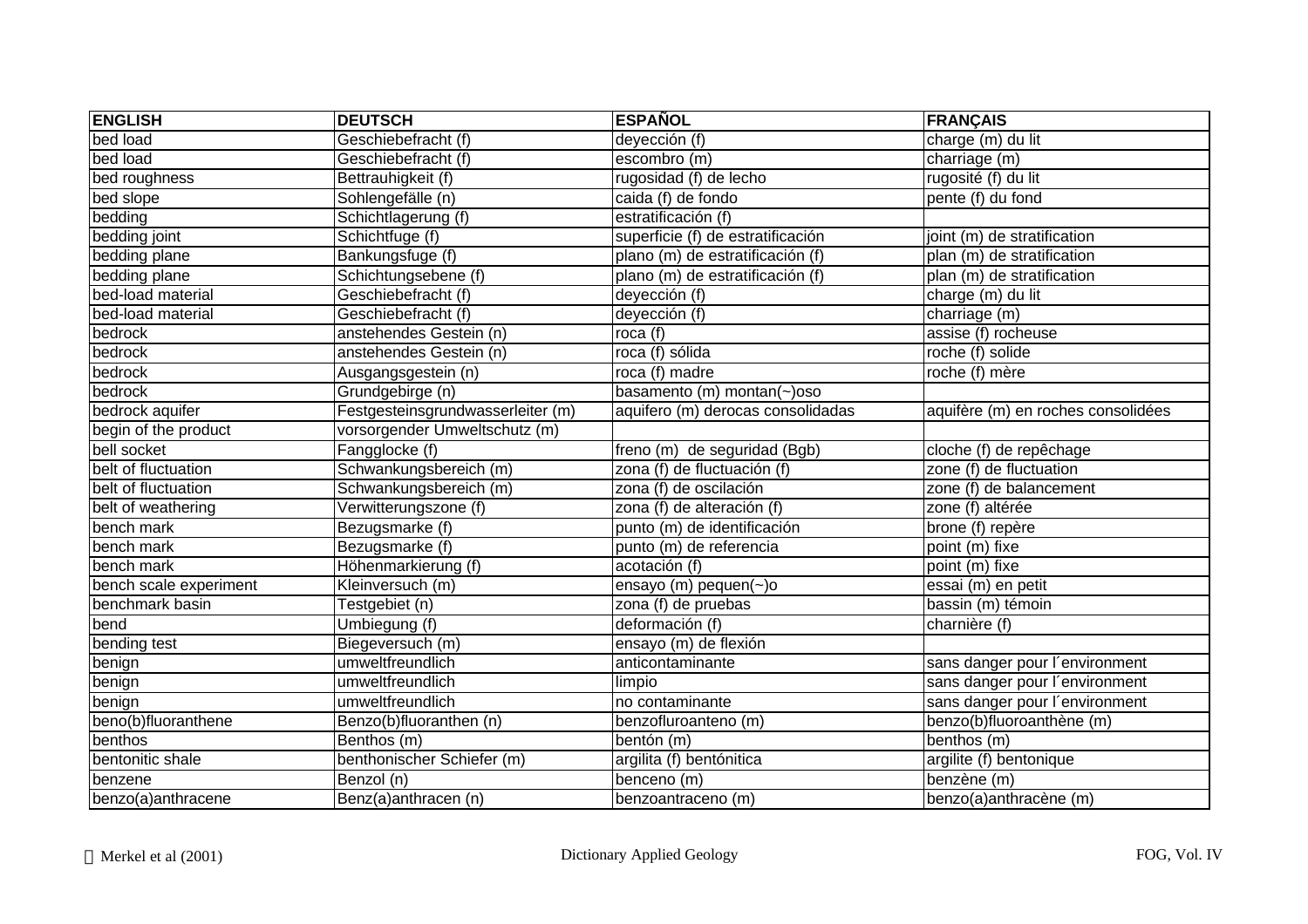| ENGLISH | DEUTSCH | ESPAÑOL | FRANÇAIS |
|---|---|---|---|
| bed load | Geschiebefracht (f) | deyección (f) | charge (m) du lit |
| bed load | Geschiebefracht (f) | escombro (m) | charriage (m) |
| bed roughness | Bettrauhigkeit (f) | rugosidad (f) de lecho | rugosité (f) du lit |
| bed slope | Sohlengefälle (n) | caida (f) de fondo | pente (f) du fond |
| bedding | Schichtlagerung (f) | estratificación (f) | |
| bedding joint | Schichtfuge (f) | superficie (f) de estratificación | joint (m) de stratification |
| bedding plane | Bankungsfuge (f) | plano (m) de estratificación (f) | plan (m) de stratification |
| bedding plane | Schichtungsebene (f) | plano (m) de estratificación (f) | plan (m) de stratification |
| bed-load material | Geschiebefracht (f) | deyección (f) | charge (m) du lit |
| bed-load material | Geschiebefracht (f) | deyección (f) | charriage (m) |
| bedrock | anstehendes Gestein (n) | roca (f) | assise (f) rocheuse |
| bedrock | anstehendes Gestein (n) | roca (f) sólida | roche (f) solide |
| bedrock | Ausgangsgestein (n) | roca (f) madre | roche (f) mère |
| bedrock | Grundgebirge (n) | basamento (m) montan(~)oso | |
| bedrock aquifer | Festgesteinsgrundwasserleiter (m) | aquifero (m) derocas consolidadas | aquifère (m) en roches consolidées |
| begin of the product | vorsorgender Umweltschutz (m) | | |
| bell socket | Fangglocke (f) | freno (m) de seguridad (Bgb) | cloche (f) de repêchage |
| belt of fluctuation | Schwankungsbereich (m) | zona (f) de fluctuación (f) | zone (f) de fluctuation |
| belt of fluctuation | Schwankungsbereich (m) | zona (f) de oscilación | zone (f) de balancement |
| belt of weathering | Verwitterungszone (f) | zona (f) de alteración (f) | zone (f) altérée |
| bench mark | Bezugsmarke (f) | punto (m) de identificación | brone (f) repère |
| bench mark | Bezugsmarke (f) | punto (m) de referencia | point (m) fixe |
| bench mark | Höhenmarkierung (f) | acotación (f) | point (m) fixe |
| bench scale experiment | Kleinversuch (m) | ensayo (m) pequen(~)o | essai (m) en petit |
| benchmark basin | Testgebiet (n) | zona (f) de pruebas | bassin (m) témoin |
| bend | Umbiegung (f) | deformación (f) | charnière (f) |
| bending test | Biegeversuch (m) | ensayo (m) de flexión | |
| benign | umweltfreundlich | anticontaminante | sans danger pour l´environment |
| benign | umweltfreundlich | limpio | sans danger pour l´environment |
| benign | umweltfreundlich | no contaminante | sans danger pour l´environment |
| beno(b)fluoranthene | Benzo(b)fluoranthen (n) | benzofluroanteno (m) | benzo(b)fluoroanthène (m) |
| benthos | Benthos (m) | bentón (m) | benthos (m) |
| bentonitic shale | benthonischer Schiefer (m) | argilita (f) bentónitica | argilite (f) bentonique |
| benzene | Benzol (n) | benceno (m) | benzène (m) |
| benzo(a)anthracene | Benz(a)anthracen (n) | benzoantraceno (m) | benzo(a)anthracène (m) |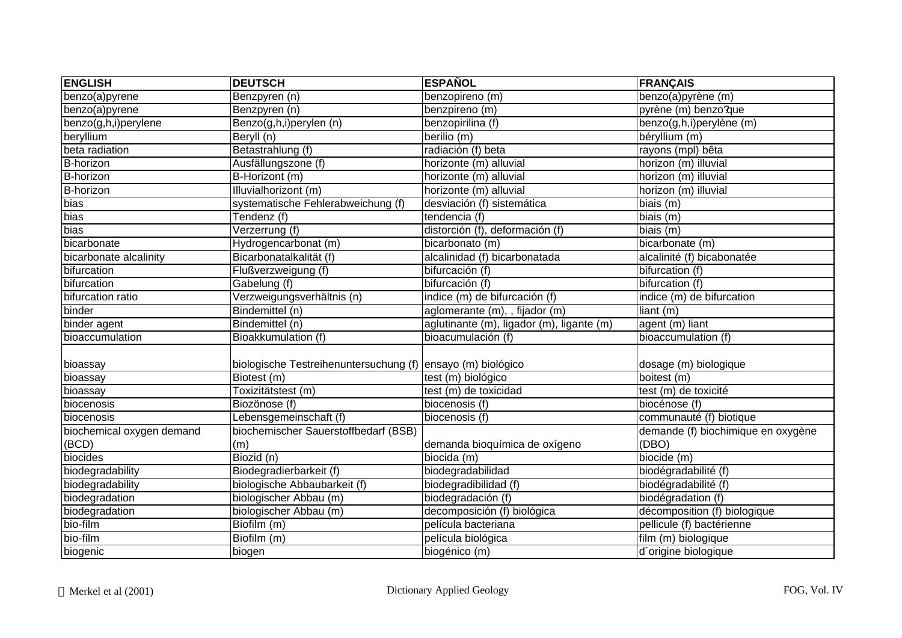| ENGLISH | DEUTSCH | ESPAÑOL | FRANÇAIS |
|---|---|---|---|
| benzo(a)pyrene | Benzpyren (n) | benzopireno (m) | benzo(a)pyrène (m) |
| benzo(a)pyrene | Benzpyren (n) | benzpireno (m) | pyrène (m) benzo?que |
| benzo(g,h,i)perylene | Benzo(g,h,i)perylen (n) | benzopirilina (f) | benzo(g,h,i)perylène (m) |
| beryllium | Beryll (n) | berilio (m) | béryllium (m) |
| beta radiation | Betastrahlung (f) | radiación (f) beta | rayons (mpl) bêta |
| B-horizon | Ausfällungszone (f) | horizonte (m) alluvial | horizon (m) illuvial |
| B-horizon | B-Horizont (m) | horizonte (m) alluvial | horizon (m) illuvial |
| B-horizon | Illuvialhorizont (m) | horizonte (m) alluvial | horizon (m) illuvial |
| bias | systematische Fehlerabweichung (f) | desviación (f) sistemática | biais (m) |
| bias | Tendenz (f) | tendencia (f) | biais (m) |
| bias | Verzerrung (f) | distorción (f), deformación (f) | biais (m) |
| bicarbonate | Hydrogencarbonat (m) | bicarbonato (m) | bicarbonate (m) |
| bicarbonate alcalinity | Bicarbonatalkalität (f) | alcalinidad (f) bicarbonatada | alcalinité (f) bicabonatée |
| bifurcation | Flußverzweigung (f) | bifurcación (f) | bifurcation (f) |
| bifurcation | Gabelung (f) | bifurcación (f) | bifurcation (f) |
| bifurcation ratio | Verzweigungsverhältnis (n) | indice (m) de bifurcación (f) | indice (m) de bifurcation |
| binder | Bindemittel (n) | aglomerante (m), , fijador (m) | liant (m) |
| binder agent | Bindemittel (n) | aglutinante (m), ligador (m), ligante (m) | agent (m) liant |
| bioaccumulation | Bioakkumulation (f) | bioacumulación (f) | bioaccumulation (f) |
| bioassay | biologische Testreihenuntersuchung (f) | ensayo (m) biológico | dosage (m) biologique |
| bioassay | Biotest (m) | test (m) biológico | boitest (m) |
| bioassay | Toxizitätstest (m) | test (m) de toxicidad | test (m) de toxicité |
| biocenosis | Biozönose (f) | biocenosis (f) | biocénose (f) |
| biocenosis | Lebensgemeinschaft (f) | biocenosis (f) | communauté (f) biotique |
| biochemical oxygen demand (BCD) | biochemischer Sauerstoffbedarf (BSB) (m) | demanda bioquímica de oxígeno | demande (f) biochimique en oxygène (DBO) |
| biocides | Biozid (n) | biocida (m) | biocide (m) |
| biodegradability | Biodegradierbarkeit (f) | biodegradabilidad | biodégradabilité (f) |
| biodegradability | biologische Abbaubarkeit (f) | biodegradibilidad (f) | biodégradabilité (f) |
| biodegradation | biologischer Abbau (m) | biodegradación (f) | biodégradation (f) |
| biodegradation | biologischer Abbau (m) | decomposición (f) biológica | décomposition (f) biologique |
| bio-film | Biofilm (m) | película bacteriana | pellicule (f) bactérienne |
| bio-film | Biofilm (m) | película biológica | film (m) biologique |
| biogenic | biogen | biogénico (m) | d´origine biologique |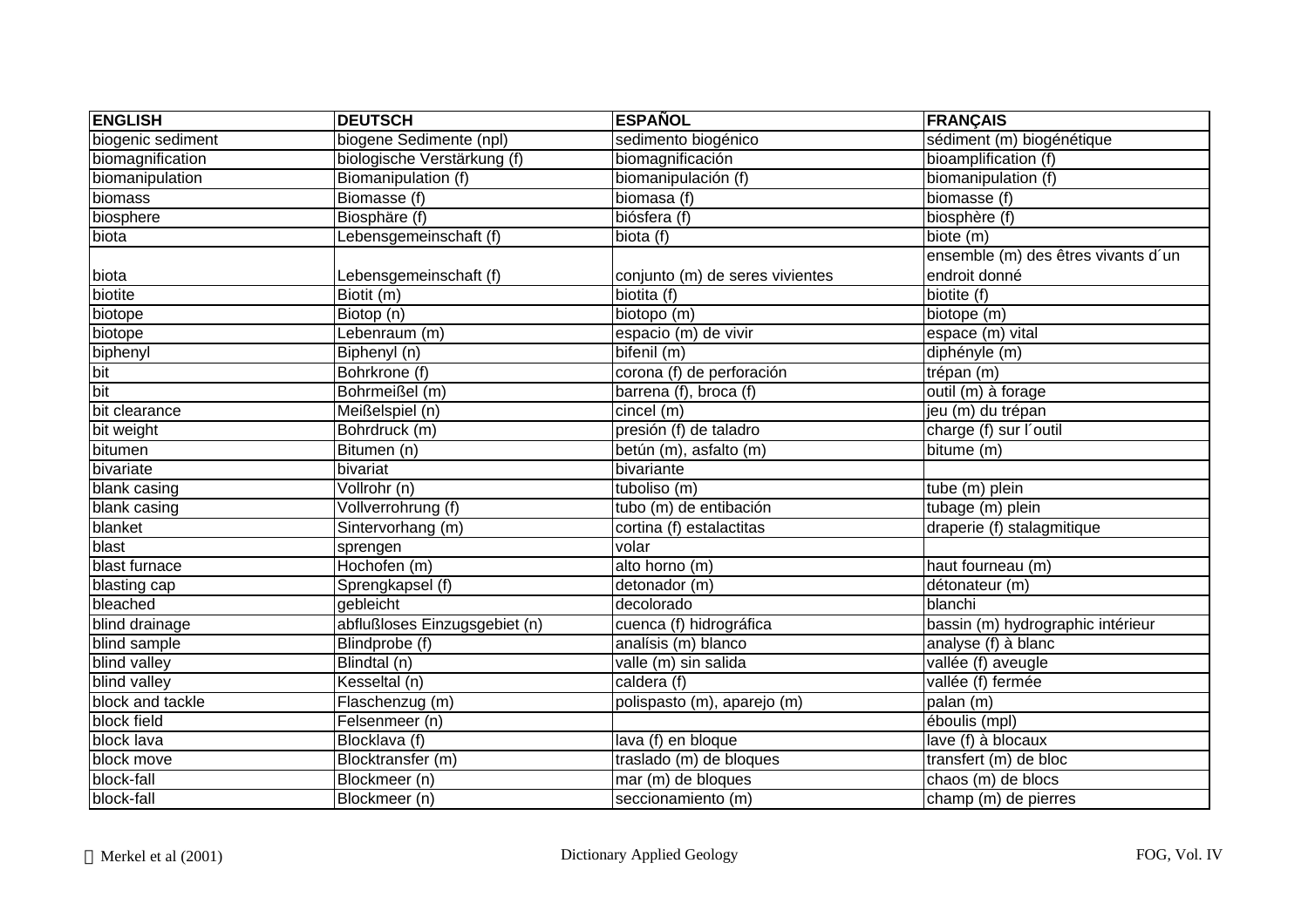| ENGLISH | DEUTSCH | ESPAÑOL | FRANÇAIS |
|---|---|---|---|
| biogenic sediment | biogene Sedimente (npl) | sedimento biogénico | sédiment (m) biogénétique |
| biomagnification | biologische Verstärkung (f) | biomagnificación | bioamplification (f) |
| biomanipulation | Biomanipulation (f) | biomanipulación (f) | biomanipulation (f) |
| biomass | Biomasse (f) | biomasa (f) | biomasse (f) |
| biosphere | Biosphäre (f) | biósfera (f) | biosphère (f) |
| biota | Lebensgemeinschaft (f) | biota (f) | biote (m) |
| biota | Lebensgemeinschaft (f) | conjunto (m) de seres vivientes | ensemble (m) des êtres vivants d´un endroit donné |
| biotite | Biotit (m) | biotita (f) | biotite (f) |
| biotope | Biotop (n) | biotopo (m) | biotope (m) |
| biotope | Lebenraum (m) | espacio (m) de vivir | espace (m) vital |
| biphenyl | Biphenyl (n) | bifenil (m) | diphényle (m) |
| bit | Bohrkrone (f) | corona (f) de perforación | trépan (m) |
| bit | Bohrmeißel (m) | barrena (f), broca (f) | outil (m) à forage |
| bit clearance | Meißelspiel (n) | cincel (m) | jeu (m) du trépan |
| bit weight | Bohrdruck (m) | presión (f) de taladro | charge (f) sur l´outil |
| bitumen | Bitumen (n) | betún (m), asfalto (m) | bitume (m) |
| bivariate | bivariat | bivariante | |
| blank casing | Vollrohr (n) | tuboliso (m) | tube (m) plein |
| blank casing | Vollverrohrung (f) | tubo (m) de entibación | tubage (m) plein |
| blanket | Sintervorhang (m) | cortina (f) estalactitas | draperie (f) stalagmitique |
| blast | sprengen | volar | |
| blast furnace | Hochofen (m) | alto horno (m) | haut fourneau (m) |
| blasting cap | Sprengkapsel (f) | detonador (m) | détonateur (m) |
| bleached | gebleicht | decolorado | blanchi |
| blind drainage | abflußloses Einzugsgebiet (n) | cuenca (f) hidrográfica | bassin (m) hydrographic intérieur |
| blind sample | Blindprobe (f) | analísis (m) blanco | analyse (f) à blanc |
| blind valley | Blindtal (n) | valle (m) sin salida | vallée (f) aveugle |
| blind valley | Kesseltal (n) | caldera (f) | vallée (f) fermée |
| block and tackle | Flaschenzug (m) | polispasto (m), aparejo (m) | palan (m) |
| block field | Felsenmeer (n) | | éboulis (mpl) |
| block lava | Blocklava (f) | lava (f) en bloque | lave (f) à blocaux |
| block move | Blocktransfer (m) | traslado (m) de bloques | transfert (m) de bloc |
| block-fall | Blockmeer (n) | mar (m) de bloques | chaos (m) de blocs |
| block-fall | Blockmeer (n) | seccionamiento (m) | champ (m) de pierres |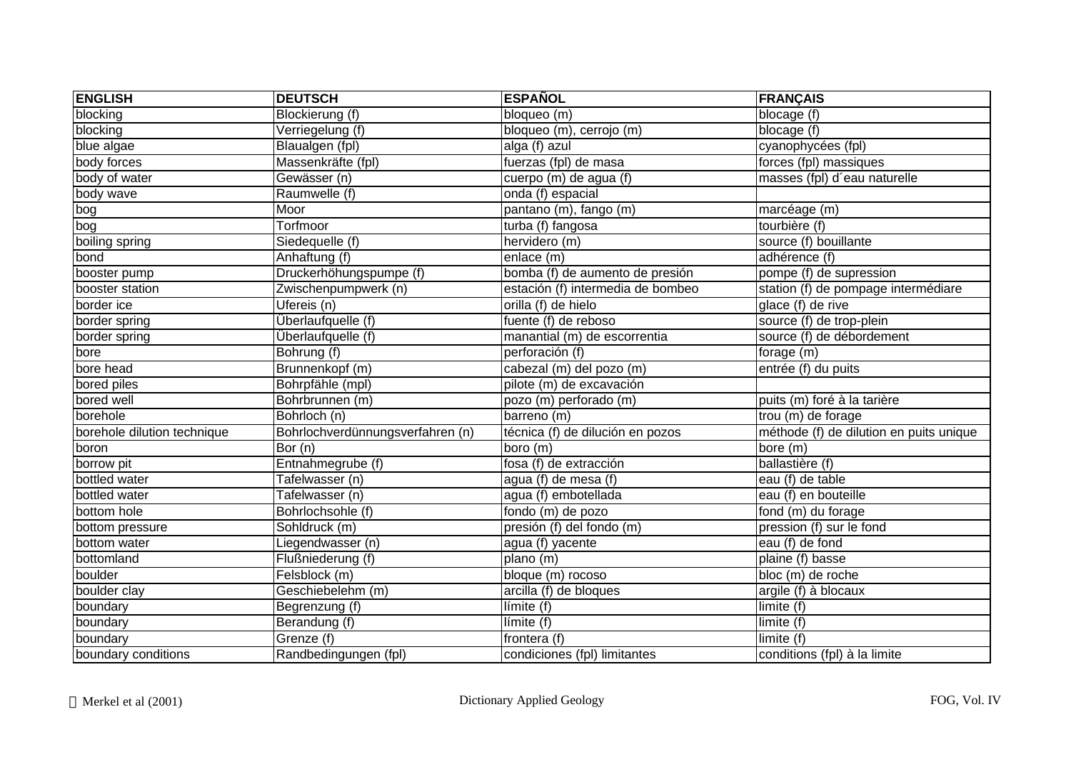| ENGLISH | DEUTSCH | ESPAÑOL | FRANÇAIS |
|---|---|---|---|
| blocking | Blockierung (f) | bloqueo (m) | blocage (f) |
| blocking | Verriegelung (f) | bloqueo (m), cerrojo (m) | blocage (f) |
| blue algae | Blaualgen (fpl) | alga (f) azul | cyanophycées (fpl) |
| body forces | Massenkräfte (fpl) | fuerzas (fpl) de masa | forces (fpl) massiques |
| body of water | Gewässer (n) | cuerpo (m) de agua (f) | masses (fpl) d´eau naturelle |
| body wave | Raumwelle (f) | onda (f) espacial | |
| bog | Moor | pantano (m), fango (m) | marcéage (m) |
| bog | Torfmoor | turba (f) fangosa | tourbière (f) |
| boiling spring | Siedequelle (f) | hervidero (m) | source (f) bouillante |
| bond | Anhaftung (f) | enlace (m) | adhérence (f) |
| booster pump | Druckerhöhungspumpe (f) | bomba (f) de aumento de presión | pompe (f) de supression |
| booster station | Zwischenpumpwerk (n) | estación (f) intermedia de bombeo | station (f) de pompage intermédiare |
| border ice | Ufereis (n) | orilla (f) de hielo | glace (f) de rive |
| border spring | Überlaufquelle (f) | fuente (f) de reboso | source (f) de trop-plein |
| border spring | Überlaufquelle (f) | manantial (m) de escorrentia | source (f) de débordement |
| bore | Bohrung (f) | perforación (f) | forage (m) |
| bore head | Brunnenkopf (m) | cabezal (m) del pozo (m) | entrée (f) du puits |
| bored piles | Bohrpfähle (mpl) | pilote (m) de excavación | |
| bored well | Bohrbrunnen (m) | pozo (m) perforado (m) | puits (m) foré à la tarière |
| borehole | Bohrloch (n) | barreno (m) | trou (m) de forage |
| borehole dilution technique | Bohrlochverdünnungsverfahren (n) | técnica (f) de dilución en pozos | méthode (f) de dilution en puits unique |
| boron | Bor (n) | boro (m) | bore (m) |
| borrow pit | Entnahmegrube (f) | fosa (f) de extracción | ballastière (f) |
| bottled water | Tafelwasser (n) | agua (f) de mesa (f) | eau (f) de table |
| bottled water | Tafelwasser (n) | agua (f) embotellada | eau (f) en bouteille |
| bottom hole | Bohrlochsohle (f) | fondo (m) de pozo | fond (m) du forage |
| bottom pressure | Sohldruck (m) | presión (f) del fondo (m) | pression (f) sur le fond |
| bottom water | Liegendwasser (n) | agua (f) yacente | eau (f) de fond |
| bottomland | Flußniederung (f) | plano (m) | plaine (f) basse |
| boulder | Felsblock (m) | bloque (m) rocoso | bloc (m) de roche |
| boulder clay | Geschiebelehm (m) | arcilla (f) de bloques | argile (f) à blocaux |
| boundary | Begrenzung (f) | límite (f) | limite (f) |
| boundary | Berandung (f) | límite (f) | limite (f) |
| boundary | Grenze (f) | frontera (f) | limite (f) |
| boundary conditions | Randbedingungen (fpl) | condiciones (fpl) limitantes | conditions (fpl) à la limite |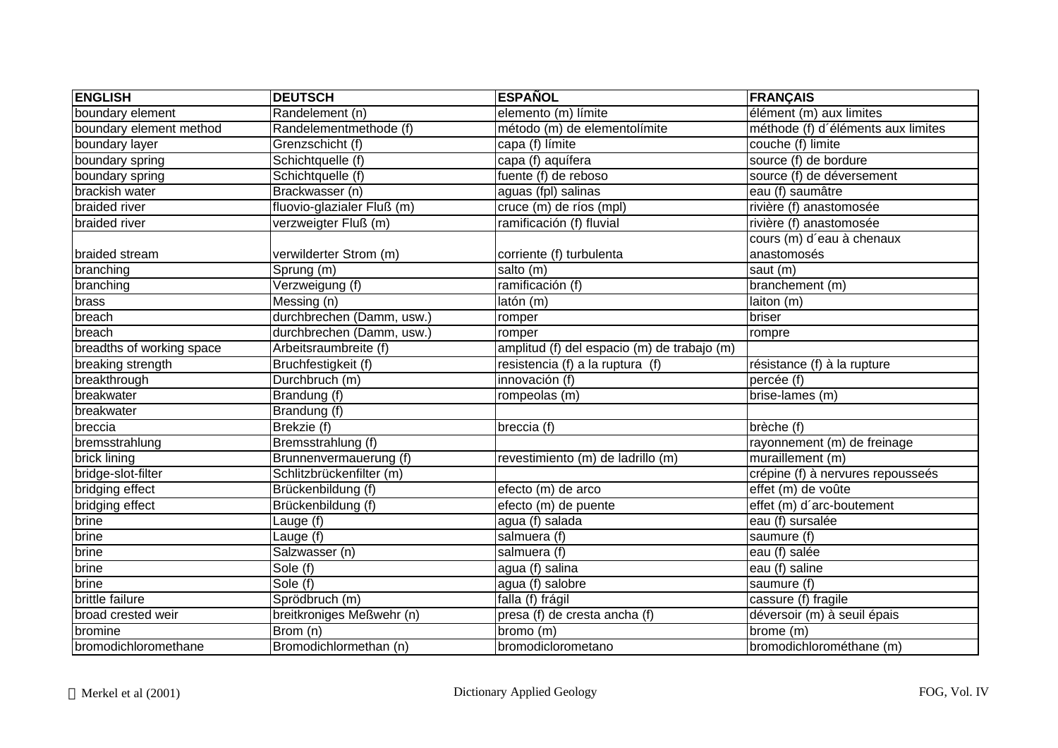| ENGLISH | DEUTSCH | ESPAÑOL | FRANÇAIS |
|---|---|---|---|
| boundary element | Randelement (n) | elemento (m) límite | élément (m) aux limites |
| boundary element method | Randelementmethode (f) | método (m) de elementolímite | méthode (f) d´éléments aux limites |
| boundary layer | Grenzschicht (f) | capa (f) límite | couche (f) limite |
| boundary spring | Schichtquelle (f) | capa (f) aquífera | source (f) de bordure |
| boundary spring | Schichtquelle (f) | fuente (f) de reboso | source (f) de déversement |
| brackish water | Brackwasser (n) | aguas (fpl) salinas | eau (f) saumâtre |
| braided river | fluvio-glazialer Fluß (m) | cruce (m) de ríos (mpl) | rivière (f) anastomosée |
| braided river | verzweigter Fluß (m) | ramificación (f) fluvial | rivière (f) anastomosée |
| braided stream | verwilderter Strom (m) | corriente (f) turbulenta | cours (m) d´eau à chenaux anastomosés |
| branching | Sprung (m) | salto (m) | saut (m) |
| branching | Verzweigung (f) | ramificación (f) | branchement (m) |
| brass | Messing (n) | latón (m) | laiton (m) |
| breach | durchbrechen (Damm, usw.) | romper | briser |
| breach | durchbrechen (Damm, usw.) | romper | rompre |
| breadths of working space | Arbeitsraumbreite (f) | amplitud (f) del espacio (m) de trabajo (m) | |
| breaking strength | Bruchfestigkeit (f) | resistencia (f) a la ruptura (f) | résistance (f) à la rupture |
| breakthrough | Durchbruch (m) | innovación (f) | percée (f) |
| breakwater | Brandung (f) | rompeolas (m) | brise-lames (m) |
| breakwater | Brandung (f) | | |
| breccia | Brekzie (f) | breccia (f) | brèche (f) |
| bremsstrahlung | Bremsstrahlung (f) | | rayonnement (m) de freinage |
| brick lining | Brunnenvermauerung (f) | revestimiento (m) de ladrillo (m) | muraillement (m) |
| bridge-slot-filter | Schlitzbrückenfilter (m) | | crépine (f) à nervures repousseés |
| bridging effect | Brückenbildung (f) | efecto (m) de arco | effet (m) de voûte |
| bridging effect | Brückenbildung (f) | efecto (m) de puente | effet (m) d´arc-boutement |
| brine | Lauge (f) | agua (f) salada | eau (f) sursalée |
| brine | Lauge (f) | salmuera (f) | saumure (f) |
| brine | Salzwasser (n) | salmuera (f) | eau (f) salée |
| brine | Sole (f) | agua (f) salina | eau (f) saline |
| brine | Sole (f) | agua (f) salobre | saumure (f) |
| brittle failure | Sprödbruch (m) | falla (f) frágil | cassure (f) fragile |
| broad crested weir | breitkroniges Meßwehr (n) | presa (f) de cresta ancha (f) | déversoir (m) à seuil épais |
| bromine | Brom (n) | bromo (m) | brome (m) |
| bromodichloromethane | Bromodichlormethan (n) | bromodiclorometano | bromodichlorométhane (m) |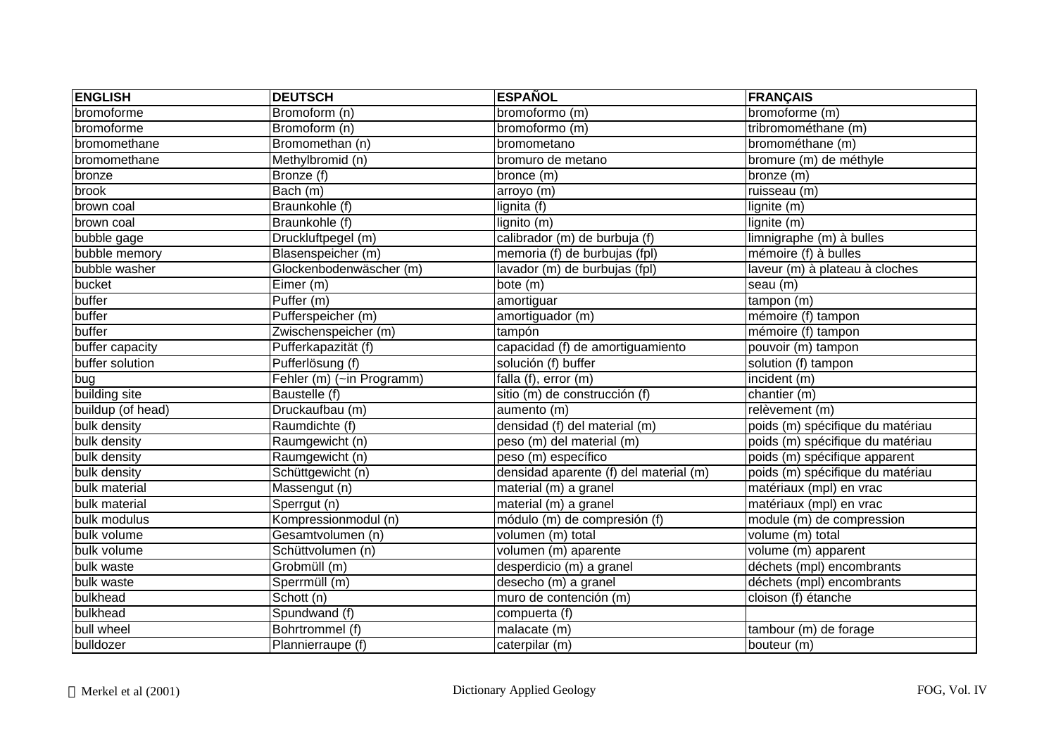| ENGLISH | DEUTSCH | ESPAÑOL | FRANÇAIS |
| --- | --- | --- | --- |
| bromoforme | Bromoform (n) | bromoformo (m) | bromoforme (m) |
| bromoforme | Bromoform (n) | bromoformo (m) | tribromométhane (m) |
| bromomethane | Bromomethan (n) | bromometano | bromométhane (m) |
| bromomethane | Methylbromid (n) | bromuro de metano | bromure (m) de méthyle |
| bronze | Bronze (f) | bronce (m) | bronze (m) |
| brook | Bach (m) | arroyo (m) | ruisseau (m) |
| brown coal | Braunkohle (f) | lignita (f) | lignite (m) |
| brown coal | Braunkohle (f) | lignito (m) | lignite (m) |
| bubble gage | Druckluftpegel (m) | calibrador (m) de burbuja (f) | limnigraphe (m) à bulles |
| bubble memory | Blasenspeicher (m) | memoria (f) de burbujas (fpl) | mémoire (f) à bulles |
| bubble washer | Glockenbodenwäscher (m) | lavador (m) de burbujas (fpl) | laveur (m) à plateau à cloches |
| bucket | Eimer (m) | bote (m) | seau (m) |
| buffer | Puffer (m) | amortiguar | tampon (m) |
| buffer | Pufferspeicher (m) | amortiguador (m) | mémoire (f) tampon |
| buffer | Zwischenspeicher (m) | tampón | mémoire (f) tampon |
| buffer capacity | Pufferkapazität (f) | capacidad (f) de amortiguamiento | pouvoir (m) tampon |
| buffer solution | Pufferlösung (f) | solución (f) buffer | solution (f) tampon |
| bug | Fehler (m) (~in Programm) | falla (f), error (m) | incident (m) |
| building site | Baustelle (f) | sitio (m) de construcción (f) | chantier (m) |
| buildup (of head) | Druckaufbau (m) | aumento (m) | relèvement (m) |
| bulk density | Raumdichte (f) | densidad (f) del material (m) | poids (m) spécifique du matériau |
| bulk density | Raumgewicht (n) | peso (m) del material (m) | poids (m) spécifique du matériau |
| bulk density | Raumgewicht (n) | peso (m) específico | poids (m) spécifique apparent |
| bulk density | Schüttgewicht (n) | densidad aparente (f) del material (m) | poids (m) spécifique du matériau |
| bulk material | Massengut (n) | material (m) a granel | matériaux (mpl) en vrac |
| bulk material | Sperrgut (n) | material (m) a granel | matériaux (mpl) en vrac |
| bulk modulus | Kompressionmodul (n) | módulo (m) de compresión (f) | module (m) de compression |
| bulk volume | Gesamtvolumen (n) | volumen (m) total | volume (m) total |
| bulk volume | Schüttvolumen (n) | volumen (m) aparente | volume (m) apparent |
| bulk waste | Grobmüll (m) | desperdicio (m) a granel | déchets (mpl) encombrants |
| bulk waste | Sperrmüll (m) | desecho (m) a granel | déchets (mpl) encombrants |
| bulkhead | Schott (n) | muro de contención (m) | cloison (f) étanche |
| bulkhead | Spundwand (f) | compuerta (f) | |
| bull wheel | Bohrtrommel (f) | malacate (m) | tambour (m) de forage |
| bulldozer | Plannierraupe (f) | caterpilar (m) | bouteur (m) |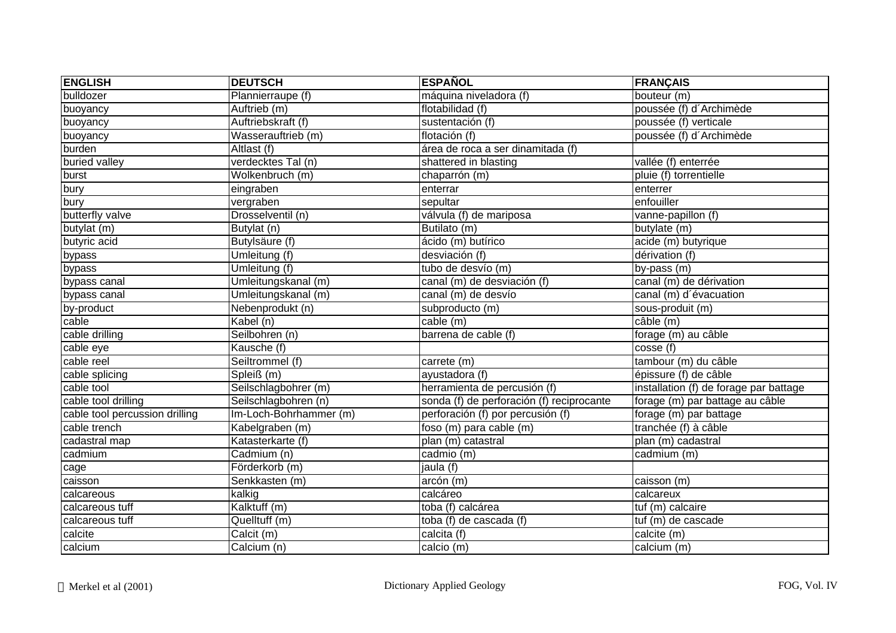| ENGLISH | DEUTSCH | ESPAÑOL | FRANÇAIS |
|---|---|---|---|
| bulldozer | Plannierraupe (f) | máquina niveladora (f) | bouteur (m) |
| buoyancy | Auftrieb (m) | flotabilidad (f) | poussée (f) d´Archimède |
| buoyancy | Auftriebskraft (f) | sustentación (f) | poussée (f) verticale |
| buoyancy | Wasserauftrieb (m) | flotación (f) | poussée (f) d´Archimède |
| burden | Altlast (f) | área de roca a ser dinamitada (f) | |
| buried valley | verdecktes Tal (n) | shattered in blasting | vallée (f) enterrée |
| burst | Wolkenbruch (m) | chaparrón (m) | pluie (f) torrentielle |
| bury | eingraben | enterrar | enterrer |
| bury | vergraben | sepultar | enfouiller |
| butterfly valve | Drosselventil (n) | válvula (f) de mariposa | vanne-papillon (f) |
| butylat (m) | Butylat (n) | Butilato (m) | butylate (m) |
| butyric acid | Butylsäure (f) | ácido (m) butírico | acide (m) butyrique |
| bypass | Umleitung (f) | desviación (f) | dérivation (f) |
| bypass | Umleitung (f) | tubo de desvío (m) | by-pass (m) |
| bypass canal | Umleitungskanal (m) | canal (m) de desviación (f) | canal (m) de dérivation |
| bypass canal | Umleitungskanal (m) | canal (m) de desvío | canal (m) d´évacuation |
| by-product | Nebenprodukt (n) | subproducto (m) | sous-produit (m) |
| cable | Kabel (n) | cable (m) | câble (m) |
| cable drilling | Seilbohren (n) | barrena de cable (f) | forage (m) au câble |
| cable eye | Kausche (f) | | cosse (f) |
| cable reel | Seiltrommel (f) | carrete (m) | tambour (m) du câble |
| cable splicing | Spleiß (m) | ayustadora (f) | épissure (f) de câble |
| cable tool | Seilschlagbohrer (m) | herramienta de percusión (f) | installation (f) de forage par battage |
| cable tool drilling | Seilschlagbohren (n) | sonda (f) de perforación (f) reciprocante | forage (m) par battage au câble |
| cable tool percussion drilling | Im-Loch-Bohrhammer (m) | perforación (f) por percusión (f) | forage (m) par battage |
| cable trench | Kabelgraben (m) | foso (m) para cable (m) | tranchée (f) à câble |
| cadastral map | Katasterkarte (f) | plan (m) catastral | plan (m) cadastral |
| cadmium | Cadmium (n) | cadmio (m) | cadmium (m) |
| cage | Förderkorb (m) | jaula (f) | |
| caisson | Senkkasten (m) | arcón (m) | caisson (m) |
| calcareous | kalkig | calcáreo | calcareux |
| calcareous tuff | Kalktuff (m) | toba (f) calcárea | tuf (m) calcaire |
| calcareous tuff | Quelltuff (m) | toba (f) de cascada (f) | tuf (m) de cascade |
| calcite | Calcit (m) | calcita (f) | calcite (m) |
| calcium | Calcium (n) | calcio (m) | calcium (m) |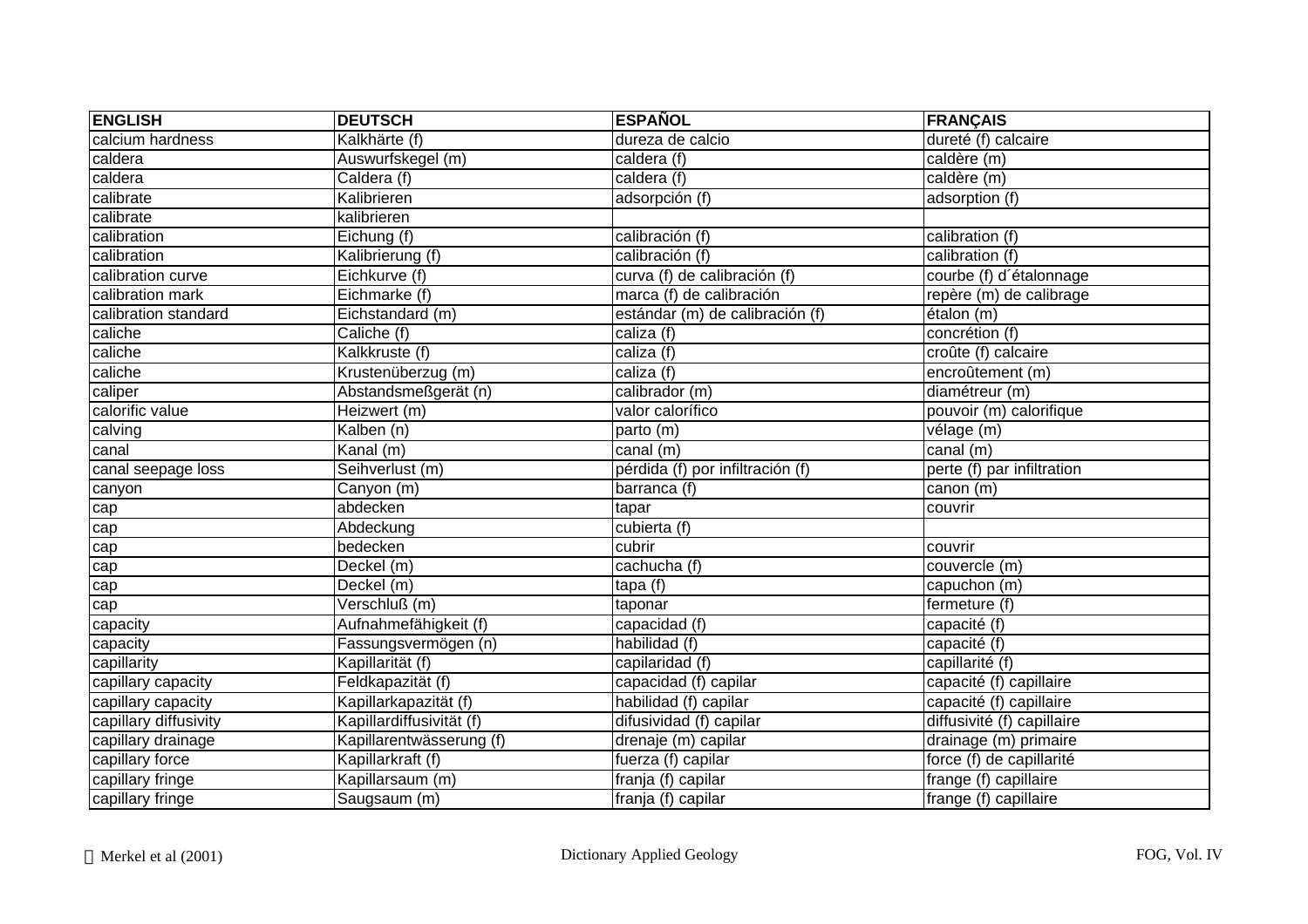| ENGLISH | DEUTSCH | ESPAÑOL | FRANÇAIS |
|---|---|---|---|
| calcium hardness | Kalkhärte (f) | dureza de calcio | dureté (f) calcaire |
| caldera | Auswurfskegel (m) | caldera (f) | caldère (m) |
| caldera | Caldera (f) | caldera (f) | caldère (m) |
| calibrate | Kalibrieren | adsorpción (f) | adsorption (f) |
| calibrate | kalibrieren | | |
| calibration | Eichung (f) | calibración (f) | calibration (f) |
| calibration | Kalibrierung (f) | calibración (f) | calibration (f) |
| calibration curve | Eichkurve (f) | curva (f) de calibración (f) | courbe (f) d´étalonnage |
| calibration mark | Eichmarke (f) | marca (f) de calibración | repère (m) de calibrage |
| calibration standard | Eichstandard (m) | estándar (m) de calibración (f) | étalon (m) |
| caliche | Caliche (f) | caliza (f) | concrétion (f) |
| caliche | Kalkkruste (f) | caliza (f) | croûte (f) calcaire |
| caliche | Krustenüberzug (m) | caliza (f) | encroûtement (m) |
| caliper | Abstandsmeßgerät (n) | calibrador (m) | diamétreur (m) |
| calorific value | Heizwert (m) | valor calorífico | pouvoir (m) calorifique |
| calving | Kalben (n) | parto (m) | vélage (m) |
| canal | Kanal (m) | canal (m) | canal (m) |
| canal seepage loss | Seihverlust (m) | pérdida (f) por infiltración (f) | perte (f) par infiltration |
| canyon | Canyon (m) | barranca (f) | canon (m) |
| cap | abdecken | tapar | couvrir |
| cap | Abdeckung | cubierta (f) | |
| cap | bedecken | cubrir | couvrir |
| cap | Deckel (m) | cachucha (f) | couvercle (m) |
| cap | Deckel (m) | tapa (f) | capuchon (m) |
| cap | Verschluß (m) | taponar | fermeture (f) |
| capacity | Aufnahmefähigkeit (f) | capacidad (f) | capacité (f) |
| capacity | Fassungsvermögen (n) | habilidad (f) | capacité (f) |
| capillarity | Kapillarität (f) | capilaridad (f) | capillarité (f) |
| capillary capacity | Feldkapazität (f) | capacidad (f) capilar | capacité (f) capillaire |
| capillary capacity | Kapillarkapazität (f) | habilidad (f) capilar | capacité (f) capillaire |
| capillary diffusivity | Kapillardiffusivität (f) | difusividad (f) capilar | diffusivité (f) capillaire |
| capillary drainage | Kapillarentwässerung (f) | drenaje (m) capilar | drainage (m) primaire |
| capillary force | Kapillarkraft (f) | fuerza (f) capilar | force (f) de capillarité |
| capillary fringe | Kapillarsaum (m) | franja (f) capilar | frange (f) capillaire |
| capillary fringe | Saugsaum (m) | franja (f) capilar | frange (f) capillaire |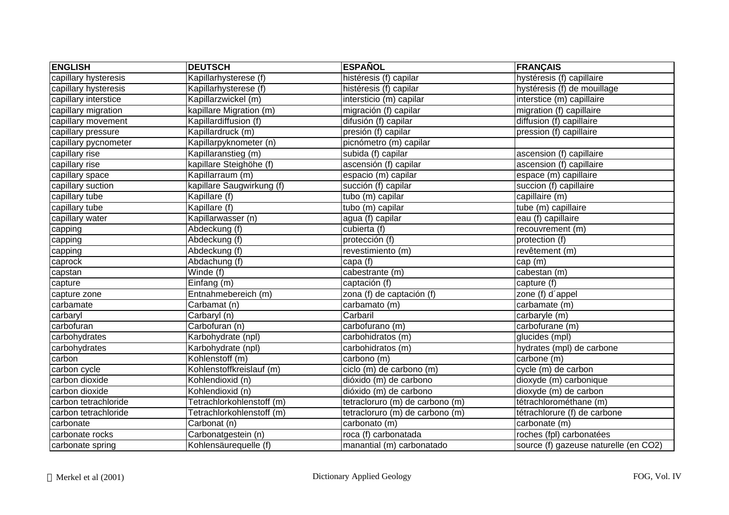| ENGLISH | DEUTSCH | ESPAÑOL | FRANÇAIS |
|---|---|---|---|
| capillary hysteresis | Kapillarhysterese (f) | histéresis (f) capilar | hystérésis (f) capillaire |
| capillary hysteresis | Kapillarhysterese (f) | histéresis (f) capilar | hystérésis (f) de mouillage |
| capillary interstice | Kapillarzwickel (m) | intersticio (m) capilar | interstice (m) capillaire |
| capillary migration | kapillare Migration (m) | migración (f) capilar | migration (f) capillaire |
| capillary movement | Kapillardiffusion (f) | difusión (f) capilar | diffusion (f) capillaire |
| capillary pressure | Kapillardruck (m) | presión (f) capilar | pression (f) capillaire |
| capillary pycnometer | Kapillarpyknometer (n) | picnómetro (m) capilar | |
| capillary rise | Kapillaranstieg (m) | subida (f) capilar | ascension (f) capillaire |
| capillary rise | kapillare Steighöhe (f) | ascensión (f) capilar | ascension (f) capillaire |
| capillary space | Kapillarraum (m) | espacio (m) capilar | espace (m) capillaire |
| capillary suction | kapillare Saugwirkung (f) | succión (f) capilar | succion (f) capillaire |
| capillary tube | Kapillare (f) | tubo (m) capilar | capillaire (m) |
| capillary tube | Kapillare (f) | tubo (m) capilar | tube (m) capillaire |
| capillary water | Kapillarwasser (n) | agua (f) capilar | eau (f) capillaire |
| capping | Abdeckung (f) | cubierta (f) | recouvrement (m) |
| capping | Abdeckung (f) | protección (f) | protection (f) |
| capping | Abdeckung (f) | revestimiento (m) | revêtement (m) |
| caprock | Abdachung (f) | capa (f) | cap (m) |
| capstan | Winde (f) | cabestrante (m) | cabestan (m) |
| capture | Einfang (m) | captación (f) | capture (f) |
| capture zone | Entnahmebereich (m) | zona (f) de captación (f) | zone (f) d´appel |
| carbamate | Carbamat (n) | carbamato (m) | carbamate (m) |
| carbaryl | Carbaryl (n) | Carbaril | carbaryle (m) |
| carbofuran | Carbofuran (n) | carbofurano (m) | carbofurane (m) |
| carbohydrates | Karbohydrate (npl) | carbohidratos (m) | glucides (mpl) |
| carbohydrates | Karbohydrate (npl) | carbohidratos (m) | hydrates (mpl) de carbone |
| carbon | Kohlenstoff (m) | carbono (m) | carbone (m) |
| carbon cycle | Kohlenstoffkreislauf (m) | ciclo (m) de carbono (m) | cycle (m) de carbon |
| carbon dioxide | Kohlendioxid (n) | dióxido (m) de carbono | dioxyde (m) carbonique |
| carbon dioxide | Kohlendioxid (n) | dióxido (m) de carbono | dioxyde (m) de carbon |
| carbon tetrachloride | Tetrachlorkohlenstoff (m) | tetracloruro (m) de carbono (m) | tétrachlorométhane (m) |
| carbon tetrachloride | Tetrachlorkohlenstoff (m) | tetracloruro (m) de carbono (m) | tétrachlorure (f) de carbone |
| carbonate | Carbonat (n) | carbonato (m) | carbonate (m) |
| carbonate rocks | Carbonatgestein (n) | roca (f) carbonatada | roches (fpl) carbonatées |
| carbonate spring | Kohlensäurequelle (f) | manantial (m) carbonatado | source (f) gazeuse naturelle (en $CO_2$) |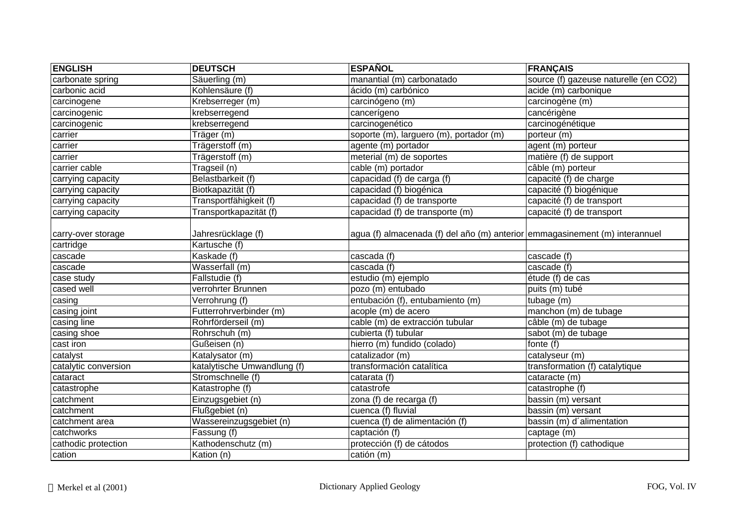| ENGLISH | DEUTSCH | ESPAÑOL | FRANÇAIS |
|---|---|---|---|
| carbonate spring | Säuerling (m) | manantial (m) carbonatado | source (f) gazeuse naturelle (en CO2) |
| carbonic acid | Kohlensäure (f) | ácido (m) carbónico | acide (m) carbonique |
| carcinogene | Krebserreger (m) | carcinógeno (m) | carcinogène (m) |
| carcinogenic | krebserregend | cancerígeno | cancérigène |
| carcinogenic | krebserregend | carcinogenético | carcinogénétique |
| carrier | Träger (m) | soporte (m), larguero (m), portador (m) | porteur (m) |
| carrier | Trägerstoff (m) | agente (m) portador | agent (m) porteur |
| carrier | Trägerstoff (m) | meterial (m) de soportes | matière (f) de support |
| carrier cable | Tragseil (n) | cable (m) portador | câble (m) porteur |
| carrying capacity | Belastbarkeit (f) | capacidad (f) de carga (f) | capacité (f) de charge |
| carrying capacity | Biotkapazität (f) | capacidad (f) biogénica | capacité (f) biogénique |
| carrying capacity | Transportfähigkeit (f) | capacidad (f) de transporte | capacité (f) de transport |
| carrying capacity | Transportkapazität (f) | capacidad (f) de transporte (m) | capacité (f) de transport |
| carry-over storage | Jahresrücklage (f) | agua (f) almacenada (f) del año (m) anterior | emmagasinement (m) interannuel |
| cartridge | Kartusche (f) | | |
| cascade | Kaskade (f) | cascada (f) | cascade (f) |
| cascade | Wasserfall (m) | cascada (f) | cascade (f) |
| case study | Fallstudie (f) | estudio (m) ejemplo | étude (f) de cas |
| cased well | verrohrter Brunnen | pozo (m) entubado | puits (m) tubé |
| casing | Verrohrung (f) | entubación (f), entubamiento (m) | tubage (m) |
| casing joint | Futterrohrverbinder (m) | acople (m) de acero | manchon (m) de tubage |
| casing line | Rohrförderseil (m) | cable (m) de extracción tubular | câble (m) de tubage |
| casing shoe | Rohrschuh (m) | cubierta (f) tubular | sabot (m) de tubage |
| cast iron | Gußeisen (n) | hierro (m) fundido (colado) | fonte (f) |
| catalyst | Katalysator (m) | catalizador (m) | catalyseur (m) |
| catalytic conversion | katalytische Umwandlung (f) | transformación catalítica | transformation (f) catalytique |
| cataract | Stromschnelle (f) | catarata (f) | cataracte (m) |
| catastrophe | Katastrophe (f) | catastrofe | catastrophe (f) |
| catchment | Einzugsgebiet (n) | zona (f) de recarga (f) | bassin (m) versant |
| catchment | Flußgebiet (n) | cuenca (f) fluvial | bassin (m) versant |
| catchment area | Wassereinzugsgebiet (n) | cuenca (f) de alimentación (f) | bassin (m) d´alimentation |
| catchworks | Fassung (f) | captación (f) | captage (m) |
| cathodic protection | Kathodenschutz (m) | protección (f) de cátodos | protection (f) cathodique |
| cation | Kation (n) | catión (m) | |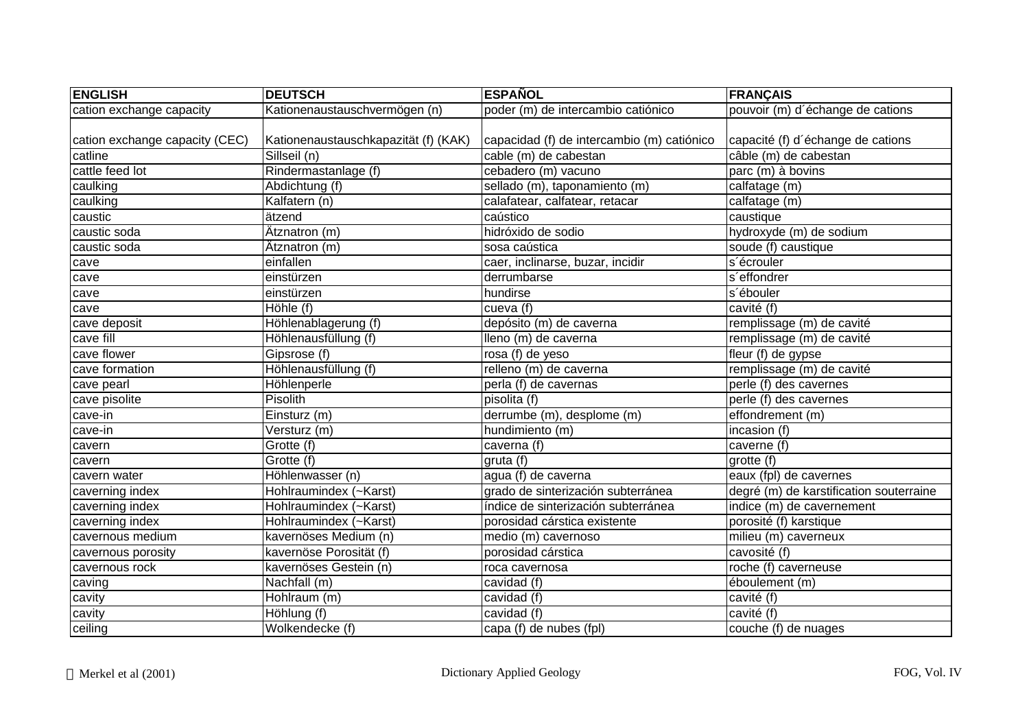| ENGLISH | DEUTSCH | ESPAÑOL | FRANÇAIS |
|---|---|---|---|
| cation exchange capacity | Kationenaustauschvermögen (n) | poder (m) de intercambio catiónico | pouvoir (m) d´échange de cations |
| cation exchange capacity (CEC) | Kationenaustauschkapazität (f) (KAK) | capacidad (f) de intercambio (m) catiónico | capacité (f) d´échange de cations |
| catline | Sillseil (n) | cable (m) de cabestan | câble (m) de cabestan |
| cattle feed lot | Rindermastanlage (f) | cebadero (m) vacuno | parc (m) à bovins |
| caulking | Abdichtung (f) | sellado (m), taponamiento (m) | calfatage (m) |
| caulking | Kalfatern (n) | calafatear, calfatear, retacar | calfatage (m) |
| caustic | ätzend | caústico | caustique |
| caustic soda | Ätznatron (m) | hidróxido de sodio | hydroxyde (m) de sodium |
| caustic soda | Ätznatron (m) | sosa caústica | soude (f) caustique |
| cave | einfallen | caer, inclinarse, buzar, incidir | s´écrouler |
| cave | einstürzen | derrumbarse | s´effondrer |
| cave | einstürzen | hundirse | s´ébouler |
| cave | Höhle (f) | cueva (f) | cavité (f) |
| cave deposit | Höhlenablagerung (f) | depósito (m) de caverna | remplissage (m) de cavité |
| cave fill | Höhlenausfüllung (f) | lleno (m) de caverna | remplissage (m) de cavité |
| cave flower | Gipsrose (f) | rosa (f) de yeso | fleur (f) de gypse |
| cave formation | Höhlenausfüllung (f) | relleno (m) de caverna | remplissage (m) de cavité |
| cave pearl | Höhlenperle | perla (f) de cavernas | perle (f) des cavernes |
| cave pisolite | Pisolith | pisolita (f) | perle (f) des cavernes |
| cave-in | Einsturz (m) | derrumbe (m), desplome (m) | effondrement (m) |
| cave-in | Versturz (m) | hundimiento (m) | incasion (f) |
| cavern | Grotte (f) | caverna (f) | caverne (f) |
| cavern | Grotte (f) | gruta (f) | grotte (f) |
| cavern water | Höhlenwasser (n) | agua (f) de caverna | eaux (fpl) de cavernes |
| caverning index | Hohlraumindex (~Karst) | grado de sinterización subterránea | degré (m) de karstification souterraine |
| caverning index | Hohlraumindex (~Karst) | índice de sinterización subterránea | indice (m) de cavernement |
| caverning index | Hohlraumindex (~Karst) | porosidad cárstica existente | porosité (f) karstique |
| cavernous medium | kavernöses Medium (n) | medio (m) cavernoso | milieu (m) caverneux |
| cavernous porosity | kavernöse Porosität (f) | porosidad cárstica | cavosité (f) |
| cavernous rock | kavernöses Gestein (n) | roca cavernosa | roche (f) caverneuse |
| caving | Nachfall (m) | cavidad (f) | éboulement (m) |
| cavity | Hohlraum (m) | cavidad (f) | cavité (f) |
| cavity | Höhlung (f) | cavidad (f) | cavité (f) |
| ceiling | Wolkendecke (f) | capa (f) de nubes (fpl) | couche (f) de nuages |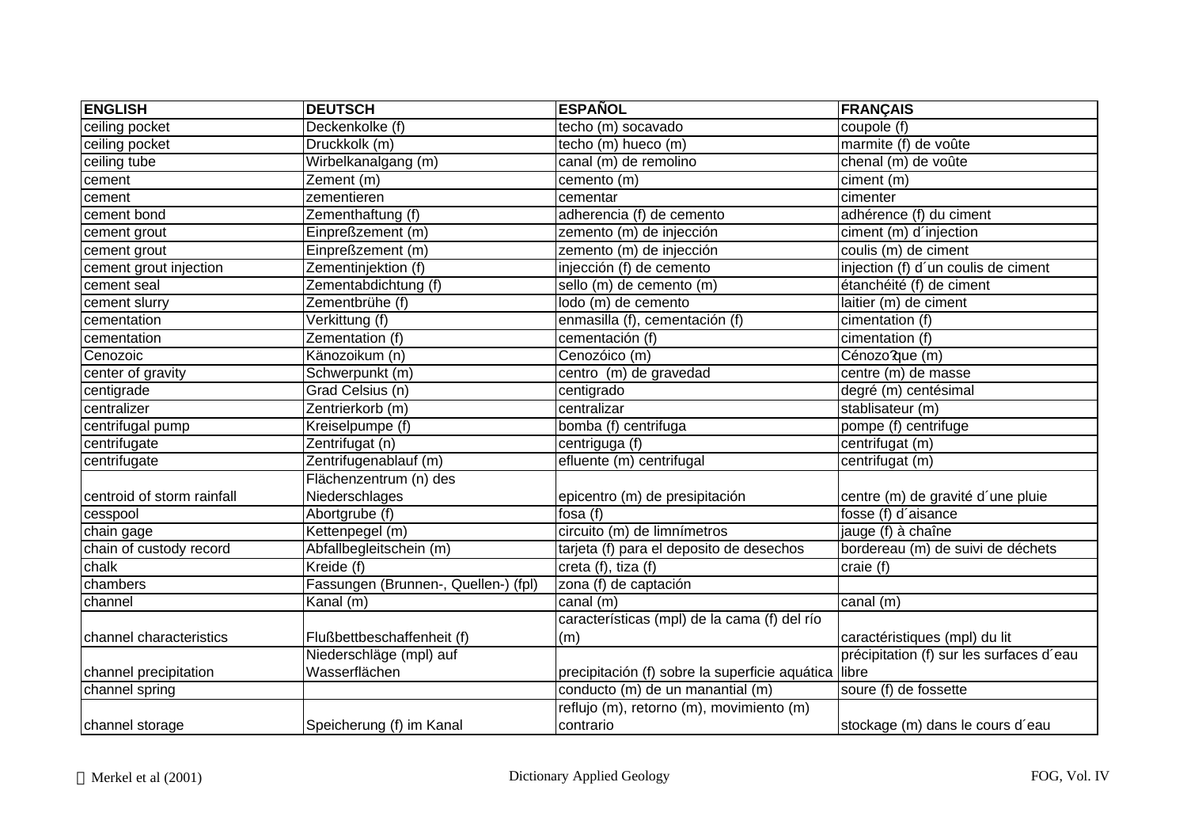| ENGLISH | DEUTSCH | ESPAÑOL | FRANÇAIS |
|---|---|---|---|
| ceiling pocket | Deckenkolke (f) | techo (m) socavado | coupole (f) |
| ceiling pocket | Druckkolk (m) | techo (m) hueco (m) | marmite (f) de voûte |
| ceiling tube | Wirbelkanalgang (m) | canal (m) de remolino | chenal (m) de voûte |
| cement | Zement (m) | cemento (m) | ciment (m) |
| cement | zementieren | cementar | cimenter |
| cement bond | Zementhaftung (f) | adherencia (f) de cemento | adhérence (f) du ciment |
| cement grout | Einpreßzement (m) | zemento (m) de injección | ciment (m) d´injection |
| cement grout | Einpreßzement (m) | zemento (m) de injección | coulis (m) de ciment |
| cement grout injection | Zementinjektion (f) | injección (f) de cemento | injection (f) d´un coulis de ciment |
| cement seal | Zementabdichtung (f) | sello (m) de cemento (m) | étanchéité (f) de ciment |
| cement slurry | Zementbrühe (f) | lodo (m) de cemento | laitier (m) de ciment |
| cementation | Verkittung (f) | enmasilla (f), cementación (f) | cimentation (f) |
| cementation | Zementation (f) | cementación (f) | cimentation (f) |
| Cenozoic | Känozoikum (n) | Cenozóico (m) | Cénozo?que (m) |
| center of gravity | Schwerpunkt (m) | centro (m) de gravedad | centre (m) de masse |
| centigrade | Grad Celsius (n) | centigrado | degré (m) centésimal |
| centralizer | Zentrierkorb (m) | centralizar | stablisateur (m) |
| centrifugal pump | Kreiselpumpe (f) | bomba (f) centrifuga | pompe (f) centrifuge |
| centrifugate | Zentrifugat (n) | centriguga (f) | centrifugat (m) |
| centrifugate | Zentrifugenablauf (m) | efluente (m) centrifugal | centrifugat (m) |
| centroid of storm rainfall | Flächenzentrum (n) des Niederschlages | epicentro (m) de presipitación | centre (m) de gravité d´une pluie |
| cesspool | Abortgrube (f) | fosa (f) | fosse (f) d´aisance |
| chain gage | Kettenpegel (m) | circuito (m) de limnímetros | jauge (f) à chaîne |
| chain of custody record | Abfallbegleitschein (m) | tarjeta (f) para el deposito de desechos | bordereau (m) de suivi de déchets |
| chalk | Kreide (f) | creta (f), tiza (f) | craie (f) |
| chambers | Fassungen (Brunnen-, Quellen-) (fpl) | zona (f) de captación | |
| channel | Kanal (m) | canal (m) | canal (m) |
| channel characteristics | Flußbettbeschaffenheit (f) | características (mpl) de la cama (f) del río (m) | caractéristiques (mpl) du lit |
| channel precipitation | Niederschläge (mpl) auf Wasserflächen | precipitación (f) sobre la superficie aquática | précipitation (f) sur les surfaces d´eau libre |
| channel spring | | conducto (m) de un manantial (m) | soure (f) de fossette |
| channel storage | Speicherung (f) im Kanal | reflujo (m), retorno (m), movimiento (m) contrario | stockage (m) dans le cours d´eau |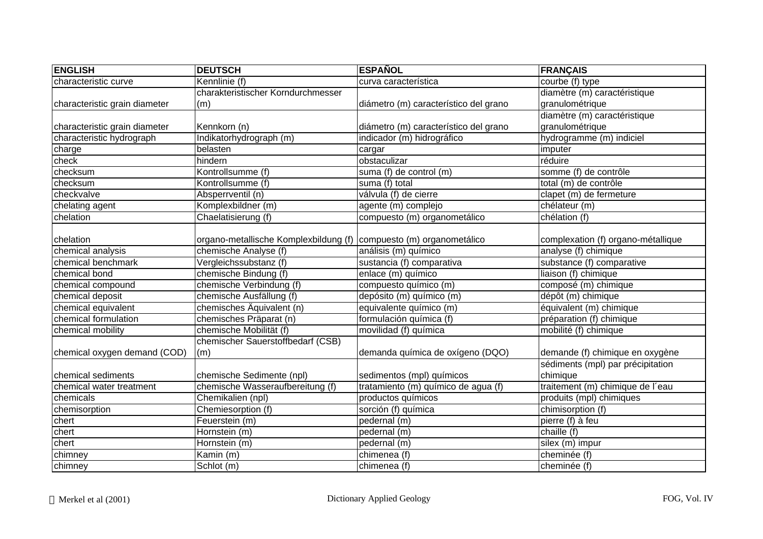| ENGLISH | DEUTSCH | ESPAÑOL | FRANÇAIS |
|---|---|---|---|
| characteristic curve | Kennlinie (f) | curva característica | courbe (f) type |
| characteristic grain diameter | charakteristischer Korndurchmesser (m) | diámetro (m) característico del grano | diamètre (m) caractéristique granulométrique |
| characteristic grain diameter | Kennkorn (n) | diámetro (m) característico del grano | diamètre (m) caractéristique granulométrique |
| characteristic hydrograph | Indikatorhydrograph (m) | indicador (m) hidrográfico | hydrogramme (m) indiciel |
| charge | belasten | cargar | imputer |
| check | hindern | obstaculizar | réduire |
| checksum | Kontrollsumme (f) | suma (f) de control (m) | somme (f) de contrôle |
| checksum | Kontrollsumme (f) | suma (f) total | total (m) de contrôle |
| checkvalve | Absperrventil (n) | válvula (f) de cierre | clapet (m) de fermeture |
| chelating agent | Komplexbildner (m) | agente (m) complejo | chélateur (m) |
| chelation | Chaelatisierung (f) | compuesto (m) organometálico | chélation (f) |
| chelation | organo-metallische Komplexbildung (f) | compuesto (m) organometálico | complexation (f) organo-métallique |
| chemical analysis | chemische Analyse (f) | análisis (m) químico | analyse (f) chimique |
| chemical benchmark | Vergleichssubstanz (f) | sustancia (f) comparativa | substance (f) comparative |
| chemical bond | chemische Bindung (f) | enlace (m) químico | liaison (f) chimique |
| chemical compound | chemische Verbindung (f) | compuesto químico (m) | composé (m) chimique |
| chemical deposit | chemische Ausfällung (f) | depósito (m) químico (m) | dépôt (m) chimique |
| chemical equivalent | chemisches Äquivalent (n) | equivalente químico (m) | équivalent (m) chimique |
| chemical formulation | chemisches Präparat (n) | formulación química (f) | préparation (f) chimique |
| chemical mobility | chemische Mobilität (f) | movilidad (f) química | mobilité (f) chimique |
| chemical oxygen demand (COD) | chemischer Sauerstoffbedarf (CSB) (m) | demanda química de oxígeno (DQO) | demande (f) chimique en oxygène |
| chemical sediments | chemische Sedimente (npl) | sedimentos (mpl) químicos | sédiments (mpl) par précipitation chimique |
| chemical water treatment | chemische Wasseraufbereitung (f) | tratamiento (m) químico de agua (f) | traitement (m) chimique de l´eau |
| chemicals | Chemikalien (npl) | productos químicos | produits (mpl) chimiques |
| chemisorption | Chemiesorption (f) | sorción (f) química | chimisorption (f) |
| chert | Feuerstein (m) | pedernal (m) | pierre (f) à feu |
| chert | Hornstein (m) | pedernal (m) | chaille (f) |
| chert | Hornstein (m) | pedernal (m) | silex (m) impur |
| chimney | Kamin (m) | chimenea (f) | cheminée (f) |
| chimney | Schlot (m) | chimenea (f) | cheminée (f) |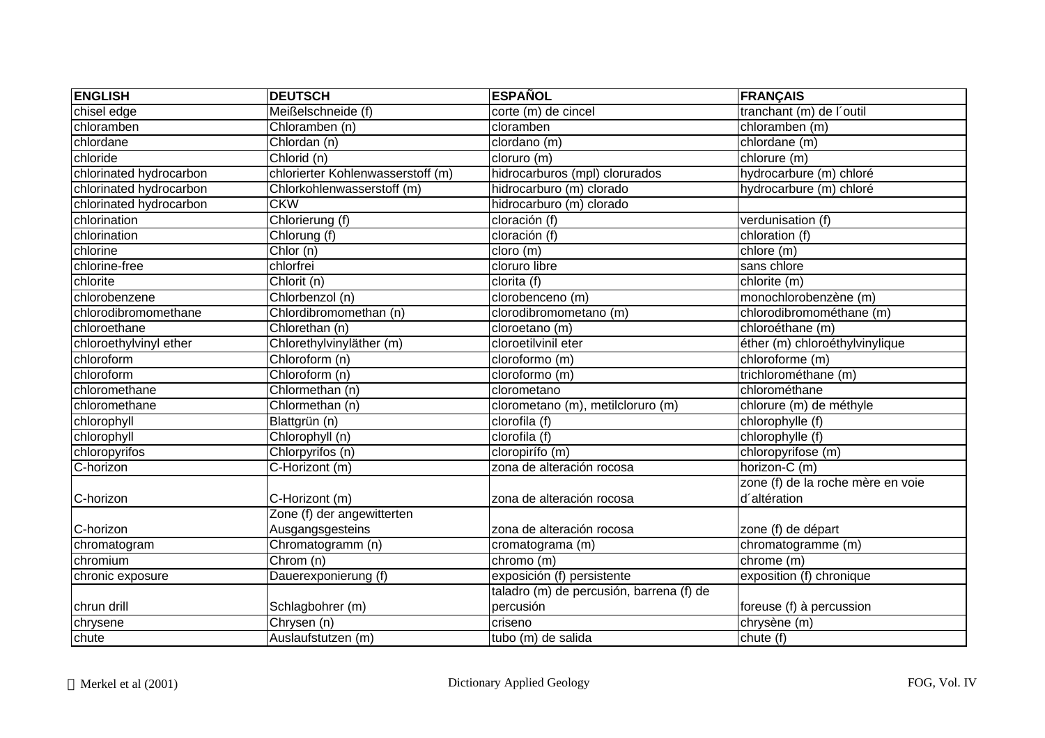| ENGLISH | DEUTSCH | ESPAÑOL | FRANÇAIS |
|---|---|---|---|
| chisel edge | Meißelschneide (f) | corte (m) de cincel | tranchant (m) de l´outil |
| chloramben | Chloramben (n) | cloramben | chloramben (m) |
| chlordane | Chlordan (n) | clordano (m) | chlordane (m) |
| chloride | Chlorid (n) | cloruro (m) | chlorure (m) |
| chlorinated hydrocarbon | chlorierter Kohlenwasserstoff (m) | hidrocarburos (mpl) clorurados | hydrocarbure (m) chloré |
| chlorinated hydrocarbon | Chlorkohlenwasserstoff (m) | hidrocarburo (m) clorado | hydrocarbure (m) chloré |
| chlorinated hydrocarbon | CKW | hidrocarburo (m) clorado | |
| chlorination | Chlorierung (f) | cloración (f) | verdunisation (f) |
| chlorination | Chlorung (f) | cloración (f) | chloration (f) |
| chlorine | Chlor (n) | cloro (m) | chlore (m) |
| chlorine-free | chlorfrei | cloruro libre | sans chlore |
| chlorite | Chlorit (n) | clorita (f) | chlorite (m) |
| chlorobenzene | Chlorbenzol (n) | clorobenceno (m) | monochlorobenzène (m) |
| chlorodibromomethane | Chlordibromomethan (n) | clorodibromometano (m) | chlorodibromométhane (m) |
| chloroethane | Chlorethan (n) | cloroetano (m) | chloroéthane (m) |
| chloroethylvinyl ether | Chlorethylvinyläther (m) | cloroetilvinil eter | éther (m) chloroéthylvinylique |
| chloroform | Chloroform (n) | cloroformo (m) | chloroforme (m) |
| chloroform | Chloroform (n) | cloroformo (m) | trichlorométhane (m) |
| chloromethane | Chlormethan (n) | clorometano | chlorométhane |
| chloromethane | Chlormethan (n) | clorometano (m), metilcloruro (m) | chlorure (m) de méthyle |
| chlorophyll | Blattgrün (n) | clorofila (f) | chlorophylle (f) |
| chlorophyll | Chlorophyll (n) | clorofila (f) | chlorophylle (f) |
| chloropyrifos | Chlorpyrifos (n) | cloropirífo (m) | chloropyrifose (m) |
| C-horizon | C-Horizont (m) | zona de alteración rocosa | horizon-C (m) |
| C-horizon | C-Horizont (m) | zona de alteración rocosa | zone (f) de la roche mère en voie d´altération |
| C-horizon | Zone (f) der angewitterten Ausgangsgesteins | zona de alteración rocosa | zone (f) de départ |
| chromatogram | Chromatogramm (n) | cromatograma (m) | chromatogramme (m) |
| chromium | Chrom (n) | chromo (m) | chrome (m) |
| chronic exposure | Dauerexponierung (f) | exposición (f) persistente | exposition (f) chronique |
| chrun drill | Schlagbohrer (m) | taladro (m) de percusión, barrena (f) de percusión | foreuse (f) à percussion |
| chrysene | Chrysen (n) | criseno | chrysène (m) |
| chute | Auslaufstutzen (m) | tubo (m) de salida | chute (f) |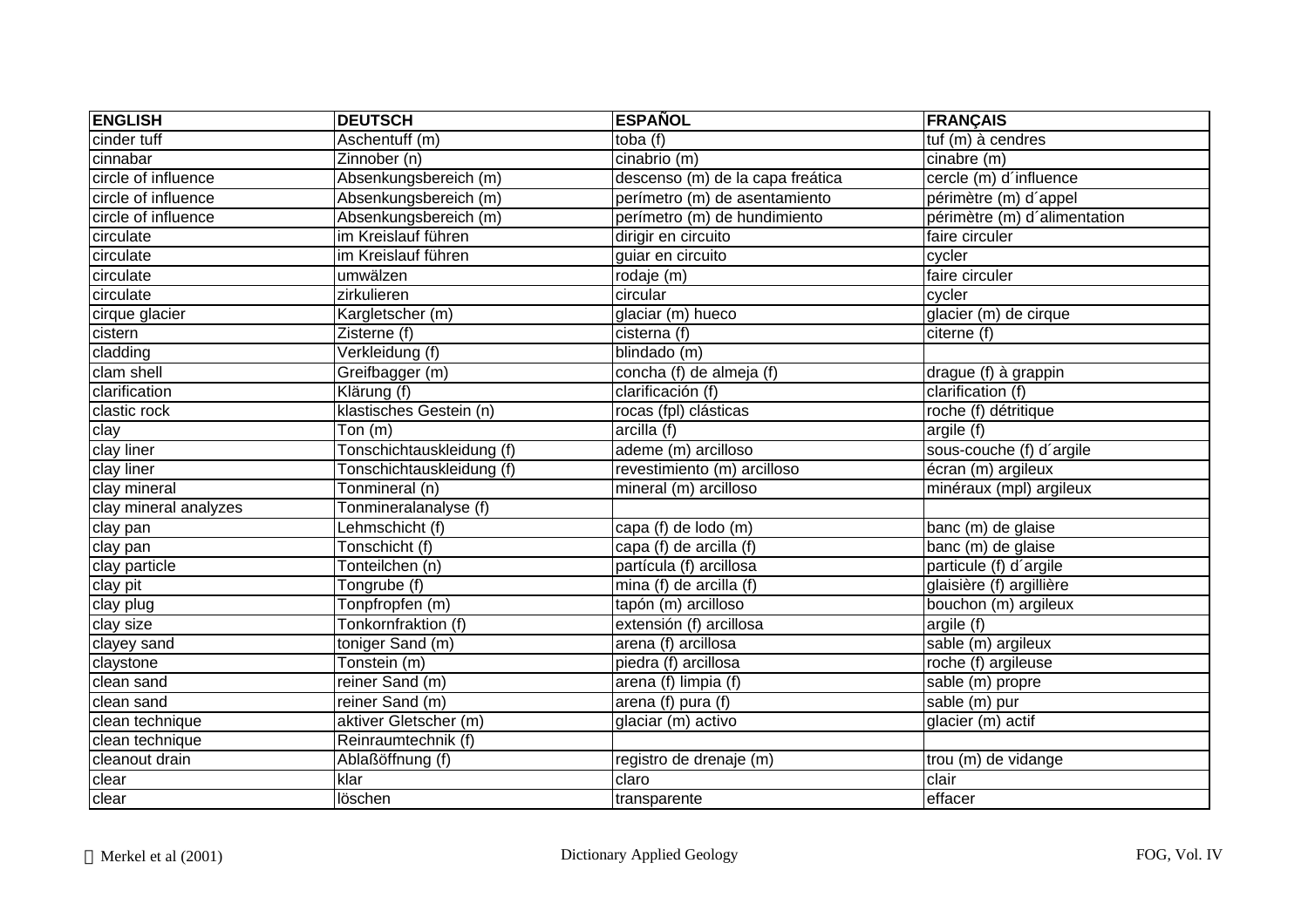| ENGLISH | DEUTSCH | ESPAÑOL | FRANÇAIS |
|---|---|---|---|
| cinder tuff | Aschentuff (m) | toba (f) | tuf (m) à cendres |
| cinnabar | Zinnober (n) | cinabrio (m) | cinabre (m) |
| circle of influence | Absenkungsbereich (m) | descenso (m) de la capa freática | cercle (m) d´influence |
| circle of influence | Absenkungsbereich (m) | perímetro (m) de asentamiento | périmètre (m) d´appel |
| circle of influence | Absenkungsbereich (m) | perímetro (m) de hundimiento | périmètre (m) d´alimentation |
| circulate | im Kreislauf führen | dirigir en circuito | faire circuler |
| circulate | im Kreislauf führen | guiar en circuito | cycler |
| circulate | umwälzen | rodaje (m) | faire circuler |
| circulate | zirkulieren | circular | cycler |
| cirque glacier | Kargletscher (m) | glaciar (m) hueco | glacier (m) de cirque |
| cistern | Zisterne (f) | cisterna (f) | citerne (f) |
| cladding | Verkleidung (f) | blindado (m) | |
| clam shell | Greifbagger (m) | concha (f) de almeja (f) | drague (f) à grappin |
| clarification | Klärung (f) | clarificación (f) | clarification (f) |
| clastic rock | klastisches Gestein (n) | rocas (fpl) clásticas | roche (f) détritique |
| clay | Ton (m) | arcilla (f) | argile (f) |
| clay liner | Tonschichtauskleidung (f) | ademe (m) arcilloso | sous-couche (f) d´argile |
| clay liner | Tonschichtauskleidung (f) | revestimiento (m) arcilloso | écran (m) argileux |
| clay mineral | Tonmineral (n) | mineral (m) arcilloso | minéraux (mpl) argileux |
| clay mineral analyzes | Tonmineralanalyse (f) | | |
| clay pan | Lehmschicht (f) | capa (f) de lodo (m) | banc (m) de glaise |
| clay pan | Tonschicht (f) | capa (f) de arcilla (f) | banc (m) de glaise |
| clay particle | Tonteilchen (n) | partícula (f) arcillosa | particule (f) d´argile |
| clay pit | Tongrube (f) | mina (f) de arcilla (f) | glaisière (f) argillière |
| clay plug | Tonpfropfen (m) | tapón (m) arcilloso | bouchon (m) argileux |
| clay size | Tonkornfraktion (f) | extensión (f) arcillosa | argile (f) |
| clayey sand | toniger Sand (m) | arena (f) arcillosa | sable (m) argileux |
| claystone | Tonstein (m) | piedra (f) arcillosa | roche (f) argileuse |
| clean sand | reiner Sand (m) | arena (f) limpia (f) | sable (m) propre |
| clean sand | reiner Sand (m) | arena (f) pura (f) | sable (m) pur |
| clean technique | aktiver Gletscher (m) | glaciar (m) activo | glacier (m) actif |
| clean technique | Reinraumtechnik (f) | | |
| cleanout drain | Ablaßöffnung (f) | registro de drenaje (m) | trou (m) de vidange |
| clear | klar | claro | clair |
| clear | löschen | transparente | effacer |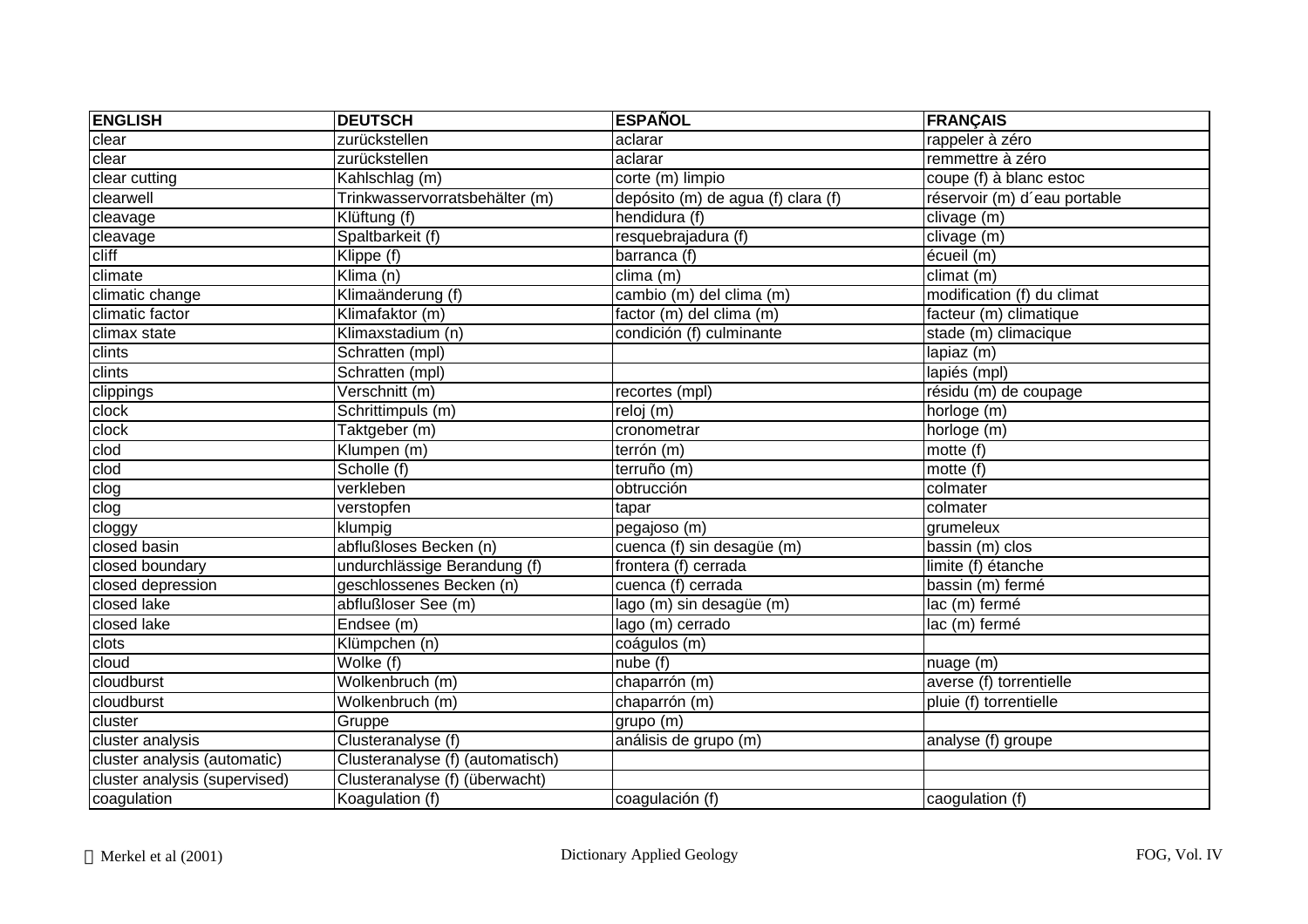| ENGLISH | DEUTSCH | ESPAÑOL | FRANÇAIS |
|---|---|---|---|
| clear | zurückstellen | aclarar | rappeler à zéro |
| clear | zurückstellen | aclarar | remmettre à zéro |
| clear cutting | Kahlschlag (m) | corte (m) limpio | coupe (f) à blanc estoc |
| clearwell | Trinkwasservorratsbehälter (m) | depósito (m) de agua (f) clara (f) | réservoir (m) d´eau portable |
| cleavage | Klüftung (f) | hendidura (f) | clivage (m) |
| cleavage | Spaltbarkeit (f) | resquebrajadura (f) | clivage (m) |
| cliff | Klippe (f) | barranca (f) | écueil (m) |
| climate | Klima (n) | clima (m) | climat (m) |
| climatic change | Klimaänderung (f) | cambio (m) del clima (m) | modification (f) du climat |
| climatic factor | Klimafaktor (m) | factor (m) del clima (m) | facteur (m) climatique |
| climax state | Klimaxstadium (n) | condición (f) culminante | stade (m) climacique |
| clints | Schratten (mpl) | | lapiaz (m) |
| clints | Schratten (mpl) | | lapiés (mpl) |
| clippings | Verschnitt (m) | recortes (mpl) | résidu (m) de coupage |
| clock | Schrittimpuls (m) | reloj (m) | horloge (m) |
| clock | Taktgeber (m) | cronometrar | horloge (m) |
| clod | Klumpen (m) | terrón (m) | motte (f) |
| clod | Scholle (f) | terruño (m) | motte (f) |
| clog | verkleben | obtrucción | colmater |
| clog | verstopfen | tapar | colmater |
| cloggy | klumpig | pegajoso (m) | grumeleux |
| closed basin | abflußloses Becken (n) | cuenca (f) sin desagüe (m) | bassin (m) clos |
| closed boundary | undurchlässige Berandung (f) | frontera (f) cerrada | limite (f) étanche |
| closed depression | geschlossenes Becken (n) | cuenca (f) cerrada | bassin (m) fermé |
| closed lake | abflußloser See (m) | lago (m) sin desagüe (m) | lac (m) fermé |
| closed lake | Endsee (m) | lago (m) cerrado | lac (m) fermé |
| clots | Klümpchen (n) | coágulos (m) | |
| cloud | Wolke (f) | nube (f) | nuage (m) |
| cloudburst | Wolkenbruch (m) | chaparrón (m) | averse (f) torrentielle |
| cloudburst | Wolkenbruch (m) | chaparrón (m) | pluie (f) torrentielle |
| cluster | Gruppe | grupo (m) | |
| cluster analysis | Clusteranalyse (f) | análisis de grupo (m) | analyse (f) groupe |
| cluster analysis (automatic) | Clusteranalyse (f) (automatisch) | | |
| cluster analysis (supervised) | Clusteranalyse (f) (überwacht) | | |
| coagulation | Koagulation (f) | coagulación (f) | caogulation (f) |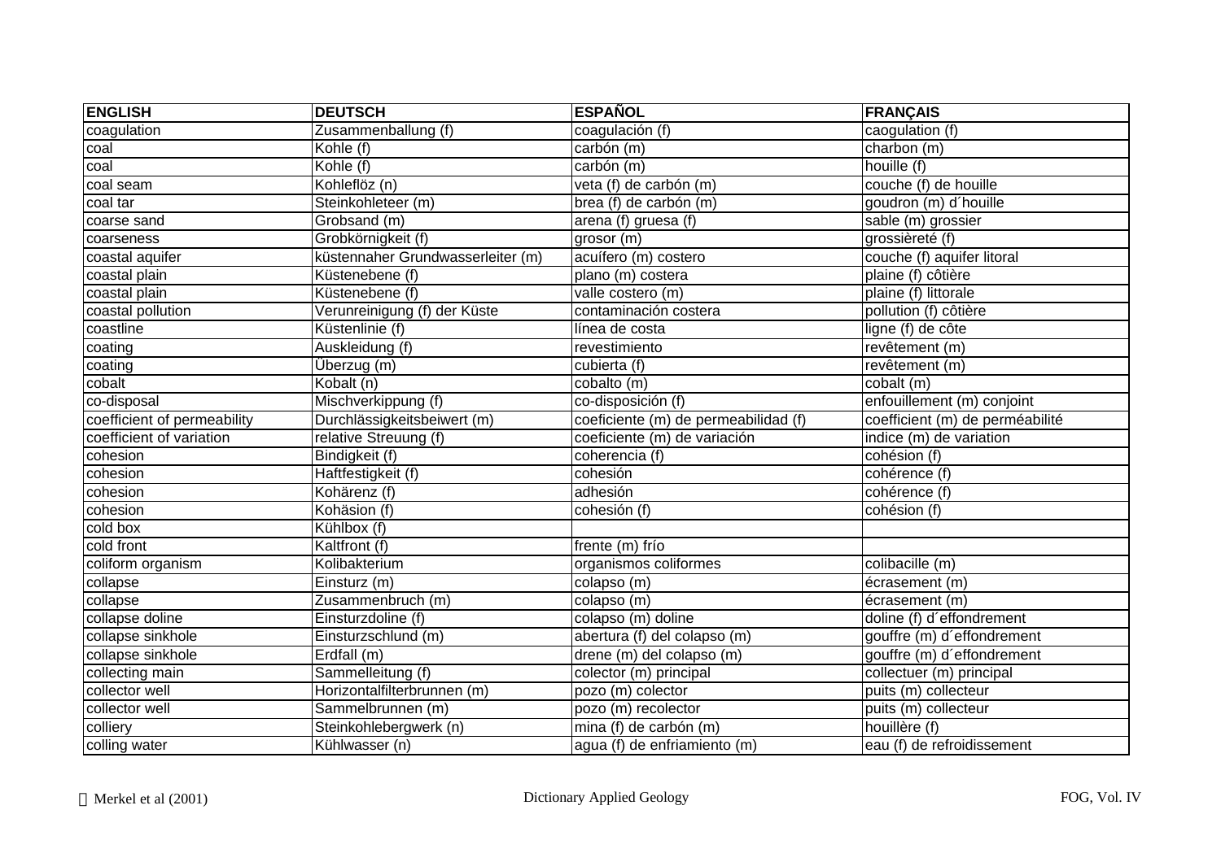| ENGLISH | DEUTSCH | ESPAÑOL | FRANÇAIS |
|---|---|---|---|
| coagulation | Zusammenballung (f) | coagulación (f) | caogulation (f) |
| coal | Kohle (f) | carbón (m) | charbon (m) |
| coal | Kohle (f) | carbón (m) | houille (f) |
| coal seam | Kohleflöz (n) | veta (f) de carbón (m) | couche (f) de houille |
| coal tar | Steinkohleteer (m) | brea (f) de carbón (m) | goudron (m) d´houille |
| coarse sand | Grobsand (m) | arena (f) gruesa (f) | sable (m) grossier |
| coarseness | Grobkörnigkeit (f) | grosor (m) | grossièreté (f) |
| coastal aquifer | küstennaher Grundwasserleiter (m) | acuífero (m) costero | couche (f) aquifer litoral |
| coastal plain | Küstenebene (f) | plano (m) costera | plaine (f) côtière |
| coastal plain | Küstenebene (f) | valle costero (m) | plaine (f) littorale |
| coastal pollution | Verunreinigung (f) der Küste | contaminación costera | pollution (f) côtière |
| coastline | Küstenlinie (f) | línea de costa | ligne (f) de côte |
| coating | Auskleidung (f) | revestimiento | revêtement (m) |
| coating | Überzug (m) | cubierta (f) | revêtement (m) |
| cobalt | Kobalt (n) | cobalto (m) | cobalt (m) |
| co-disposal | Mischverkippung (f) | co-disposición (f) | enfouillement (m) conjoint |
| coefficient of permeability | Durchlässigkeitsbeiwert (m) | coeficiente (m) de permeabilidad (f) | coefficient (m) de perméabilité |
| coefficient of variation | relative Streuung (f) | coeficiente (m) de variación | indice (m) de variation |
| cohesion | Bindigkeit (f) | coherencia (f) | cohésion (f) |
| cohesion | Haftfestigkeit (f) | cohesión | cohérence (f) |
| cohesion | Kohärenz (f) | adhesión | cohérence (f) |
| cohesion | Kohäsion (f) | cohesión (f) | cohésion (f) |
| cold box | Kühlbox (f) | | |
| cold front | Kaltfront (f) | frente (m) frío | |
| coliform organism | Kolibakterium | organismos coliformes | colibacille (m) |
| collapse | Einsturz (m) | colapso (m) | écrasement (m) |
| collapse | Zusammenbruch (m) | colapso (m) | écrasement (m) |
| collapse doline | Einsturzdoline (f) | colapso (m) doline | doline (f) d´effondrement |
| collapse sinkhole | Einsturzschlund (m) | abertura (f) del colapso (m) | gouffre (m) d´effondrement |
| collapse sinkhole | Erdfall (m) | drene (m) del colapso (m) | gouffre (m) d´effondrement |
| collecting main | Sammelleitung (f) | colector (m) principal | collectuer (m) principal |
| collector well | Horizontalfilterbrunnen (m) | pozo (m) colector | puits (m) collecteur |
| collector well | Sammelbrunnen (m) | pozo (m) recolector | puits (m) collecteur |
| colliery | Steinkohlebergwerk (n) | mina (f) de carbón (m) | houillère (f) |
| colling water | Kühlwasser (n) | agua (f) de enfriamiento (m) | eau (f) de refroidissement |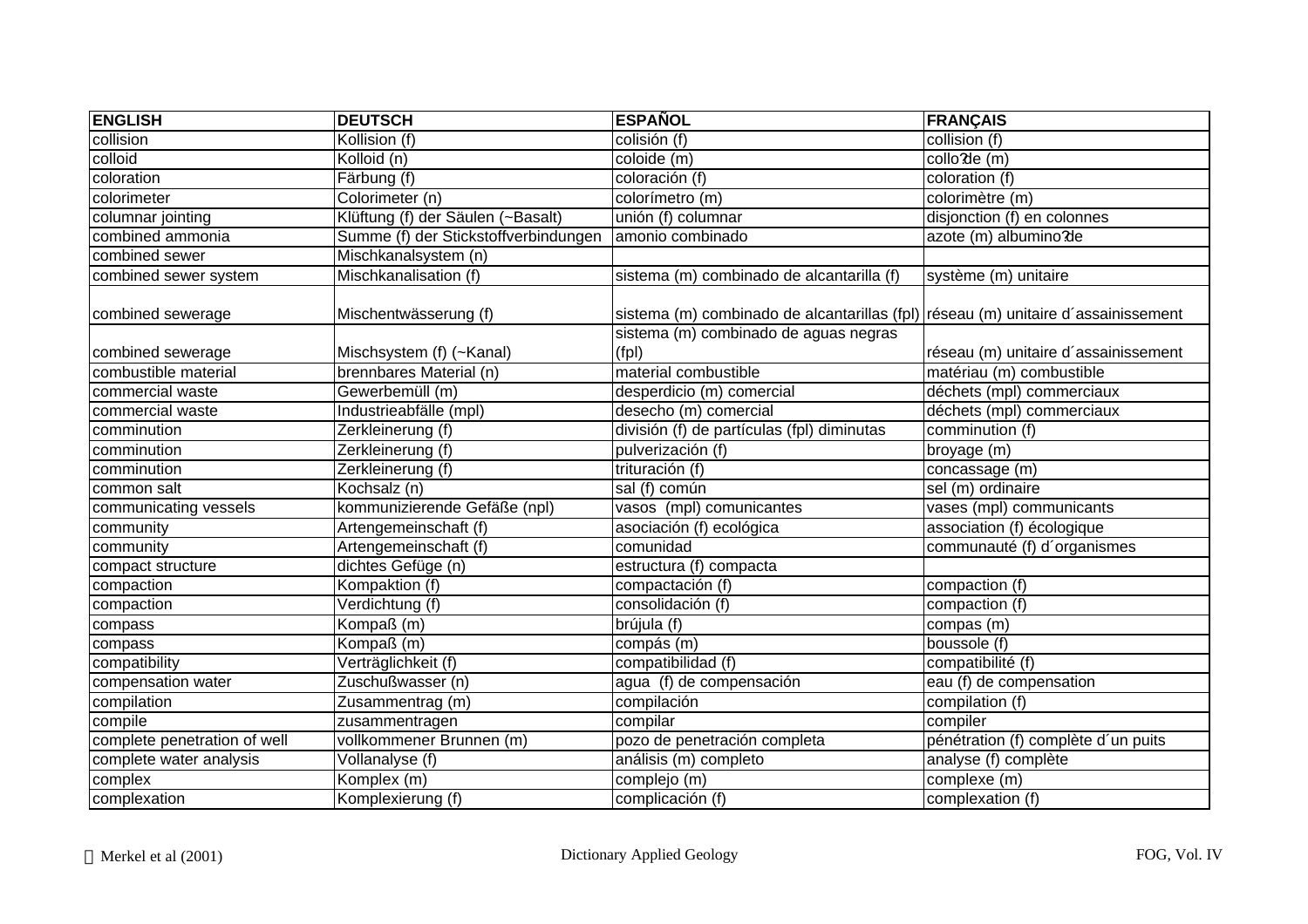| ENGLISH | DEUTSCH | ESPAÑOL | FRANÇAIS |
|---|---|---|---|
| collision | Kollision (f) | colisión (f) | collision (f) |
| colloid | Kolloid (n) | coloide (m) | collo?de (m) |
| coloration | Färbung (f) | coloración (f) | coloration (f) |
| colorimeter | Colorimeter (n) | colorímetro (m) | colorimètre (m) |
| columnar jointing | Klüftung (f) der Säulen (~Basalt) | unión (f) columnar | disjonction (f) en colonnes |
| combined ammonia | Summe (f) der Stickstoffverbindungen | amonio combinado | azote (m) albumino?de |
| combined sewer | Mischkanalsystem (n) | | |
| combined sewer system | Mischkanalisation (f) | sistema (m) combinado de alcantarilla (f) | système (m) unitaire |
| combined sewerage | Mischentwässerung (f) | sistema (m) combinado de alcantarillas (fpl) | réseau (m) unitaire d´assainissement |
| combined sewerage | Mischsystem (f) (~Kanal) | sistema (m) combinado de aguas negras (fpl) | réseau (m) unitaire d´assainissement |
| combustible material | brennbares Material (n) | material combustible | matériau (m) combustible |
| commercial waste | Gewerbemüll (m) | desperdicio (m) comercial | déchets (mpl) commerciaux |
| commercial waste | Industrieabfälle (mpl) | desecho (m) comercial | déchets (mpl) commerciaux |
| comminution | Zerkleinerung (f) | división (f) de partículas (fpl) diminutas | comminution (f) |
| comminution | Zerkleinerung (f) | pulverización (f) | broyage (m) |
| comminution | Zerkleinerung (f) | trituración (f) | concassage (m) |
| common salt | Kochsalz (n) | sal (f) común | sel (m) ordinaire |
| communicating vessels | kommunizierende Gefäße (npl) | vasos (mpl) comunicantes | vases (mpl) communicants |
| community | Artengemeinschaft (f) | asociación (f) ecológica | association (f) écologique |
| community | Artengemeinschaft (f) | comunidad | communauté (f) d´organismes |
| compact structure | dichtes Gefüge (n) | estructura (f) compacta | |
| compaction | Kompaktion (f) | compactación (f) | compaction (f) |
| compaction | Verdichtung (f) | consolidación (f) | compaction (f) |
| compass | Kompaß (m) | brújula (f) | compas (m) |
| compass | Kompaß (m) | compás (m) | boussole (f) |
| compatibility | Verträglichkeit (f) | compatibilidad (f) | compatibilité (f) |
| compensation water | Zuschußwasser (n) | agua (f) de compensación | eau (f) de compensation |
| compilation | Zusammentrag (m) | compilación | compilation (f) |
| compile | zusammentragen | compilar | compiler |
| complete penetration of well | vollkommener Brunnen (m) | pozo de penetración completa | pénétration (f) complète d´un puits |
| complete water analysis | Vollanalyse (f) | análisis (m) completo | analyse (f) complète |
| complex | Komplex (m) | complejo (m) | complexe (m) |
| complexation | Komplexierung (f) | complicación (f) | complexation (f) |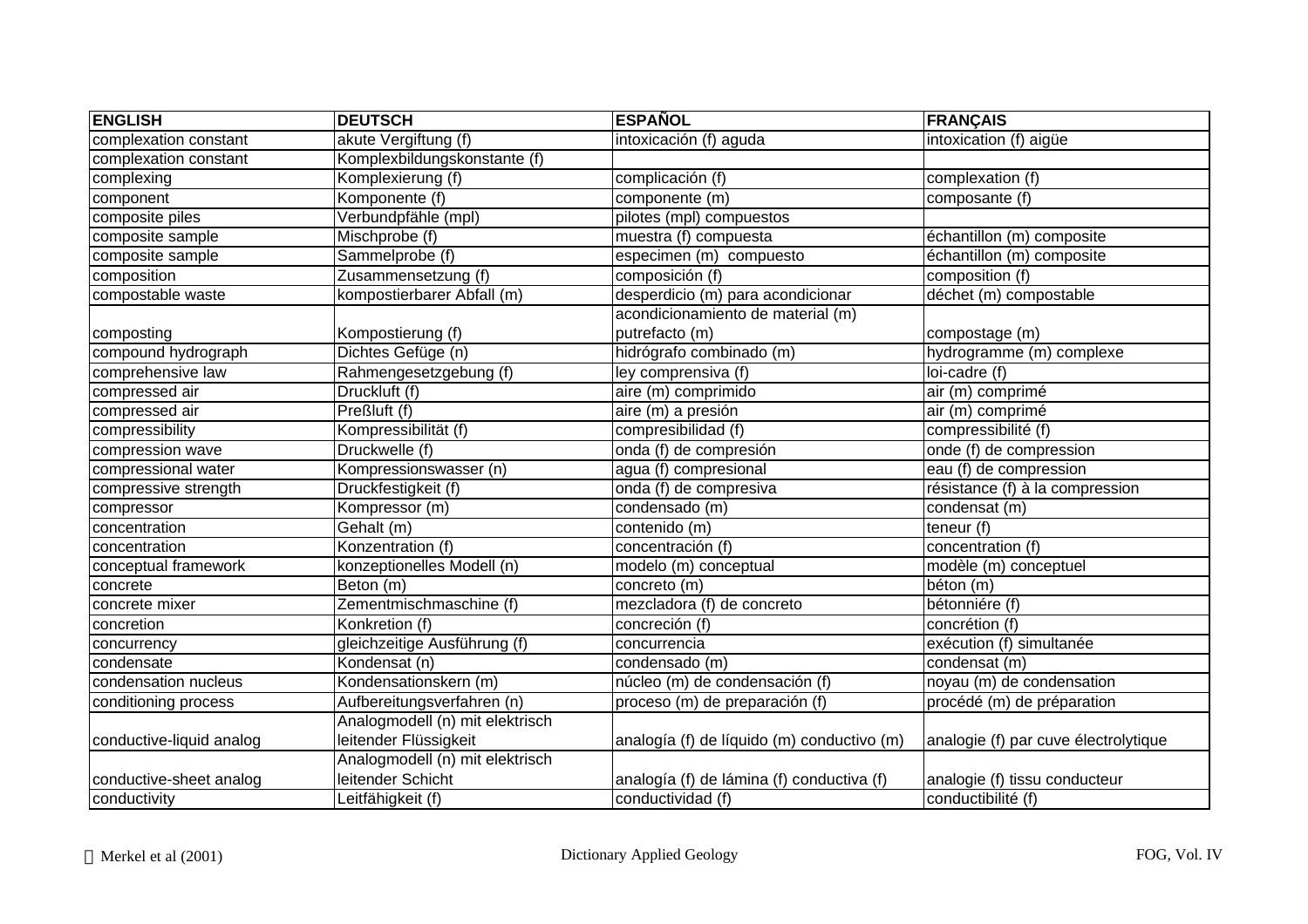| ENGLISH | DEUTSCH | ESPAÑOL | FRANÇAIS |
| --- | --- | --- | --- |
| complexation constant | akute Vergiftung (f) | intoxicación (f) aguda | intoxication (f) aigüe |
| complexation constant | Komplexbildungskonstante (f) | | |
| complexing | Komplexierung (f) | complicación (f) | complexation (f) |
| component | Komponente (f) | componente (m) | composante (f) |
| composite piles | Verbundpfähle (mpl) | pilotes (mpl) compuestos | |
| composite sample | Mischprobe (f) | muestra (f) compuesta | échantillon (m) composite |
| composite sample | Sammelprobe (f) | especimen (m) compuesto | échantillon (m) composite |
| composition | Zusammensetzung (f) | composición (f) | composition (f) |
| compostable waste | kompostierbarer Abfall (m) | desperdicio (m) para acondicionar | déchet (m) compostable |
| composting | Kompostierung (f) | acondicionamiento de material (m) putrefacto (m) | compostage (m) |
| compound hydrograph | Dichtes Gefüge (n) | hidrógrafo combinado (m) | hydrogramme (m) complexe |
| comprehensive law | Rahmengesetzgebung (f) | ley comprensiva (f) | loi-cadre (f) |
| compressed air | Druckluft (f) | aire (m) comprimido | air (m) comprimé |
| compressed air | Preßluft (f) | aire (m) a presión | air (m) comprimé |
| compressibility | Kompressibilität (f) | compresibilidad (f) | compressibilité (f) |
| compression wave | Druckwelle (f) | onda (f) de compresión | onde (f) de compression |
| compressional water | Kompressionswasser (n) | agua (f) compresional | eau (f) de compression |
| compressive strength | Druckfestigkeit (f) | onda (f) de compresiva | résistance (f) à la compression |
| compressor | Kompressor (m) | condensado (m) | condensat (m) |
| concentration | Gehalt (m) | contenido (m) | teneur (f) |
| concentration | Konzentration (f) | concentración (f) | concentration (f) |
| conceptual framework | konzeptionelles Modell (n) | modelo (m) conceptual | modèle (m) conceptuel |
| concrete | Beton (m) | concreto (m) | béton (m) |
| concrete mixer | Zementmischmaschine (f) | mezcladora (f) de concreto | bétonniére (f) |
| concretion | Konkretion (f) | concreción (f) | concrétion (f) |
| concurrency | gleichzeitige Ausführung (f) | concurrencia | exécution (f) simultanée |
| condensate | Kondensat (n) | condensado (m) | condensat (m) |
| condensation nucleus | Kondensationskern (m) | núcleo (m) de condensación (f) | noyau (m) de condensation |
| conditioning process | Aufbereitungsverfahren (n) | proceso (m) de preparación (f) | procédé (m) de préparation |
| conductive-liquid analog | Analogmodell (n) mit elektrisch leitender Flüssigkeit | analogía (f) de líquido (m) conductivo (m) | analogie (f) par cuve électrolytique |
| conductive-sheet analog | Analogmodell (n) mit elektrisch leitender Schicht | analogía (f) de lámina (f) conductiva (f) | analogie (f) tissu conducteur |
| conductivity | Leitfähigkeit (f) | conductividad (f) | conductibilité (f) |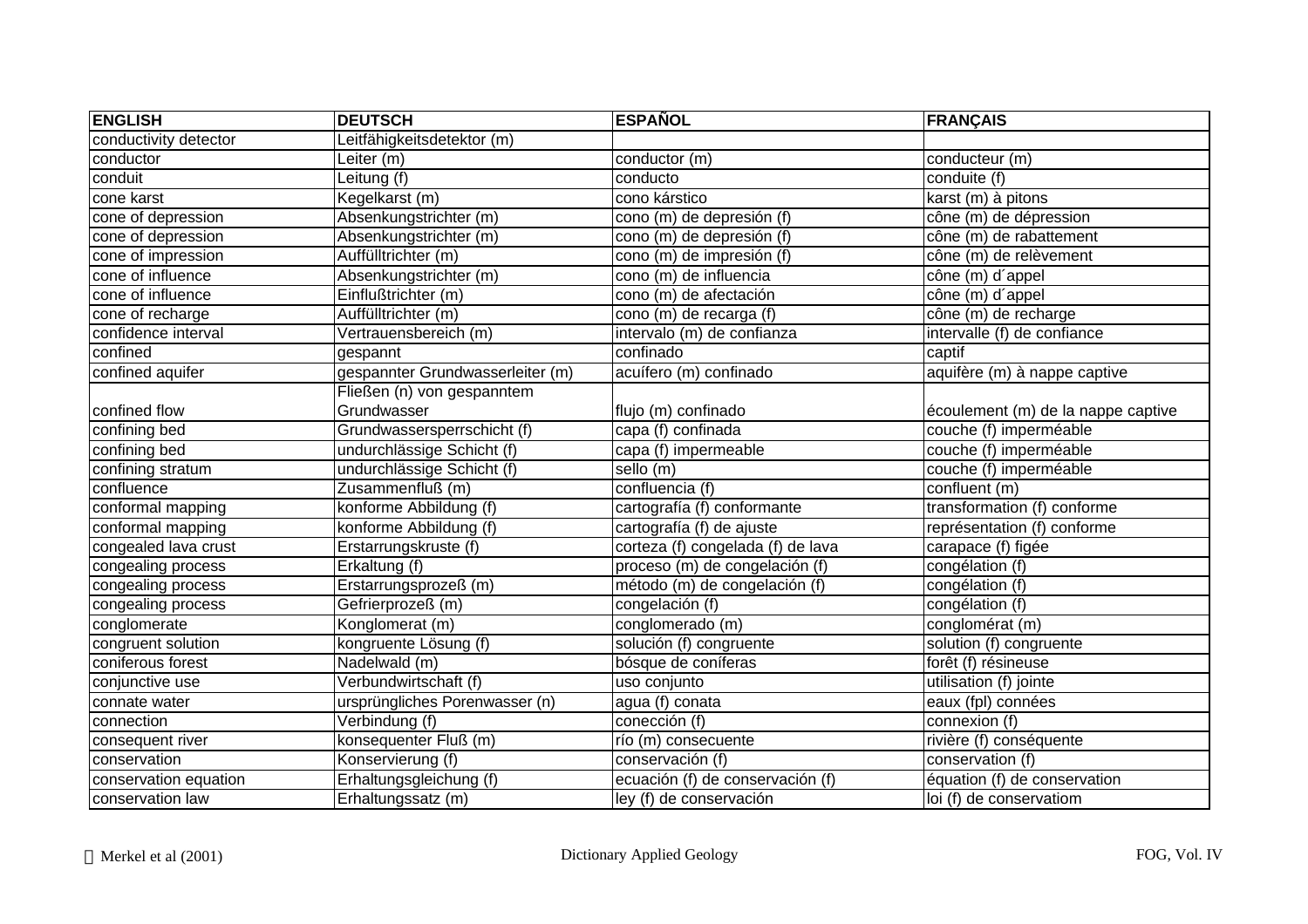| ENGLISH | DEUTSCH | ESPAÑOL | FRANÇAIS |
|---|---|---|---|
| conductivity detector | Leitfähigkeitsdetektor (m) | | |
| conductor | Leiter (m) | conductor (m) | conducteur (m) |
| conduit | Leitung (f) | conducto | conduite (f) |
| cone karst | Kegelkarst (m) | cono kárstico | karst (m) à pitons |
| cone of depression | Absenkungstrichter (m) | cono (m) de depresión (f) | cône (m) de dépression |
| cone of depression | Absenkungstrichter (m) | cono (m) de depresión (f) | cône (m) de rabattement |
| cone of impression | Auffülltrichter (m) | cono (m) de impresión (f) | cône (m) de relèvement |
| cone of influence | Absenkungstrichter (m) | cono (m) de influencia | cône (m) d´appel |
| cone of influence | Einflußtrichter (m) | cono (m) de afectación | cône (m) d´appel |
| cone of recharge | Auffülltrichter (m) | cono (m) de recarga (f) | cône (m) de recharge |
| confidence interval | Vertrauensbereich (m) | intervalo (m) de confianza | intervalle (f) de confiance |
| confined | gespannt | confinado | captif |
| confined aquifer | gespannter Grundwasserleiter (m) | acuífero (m) confinado | aquifère (m) à nappe captive |
| confined flow | Fließen (n) von gespanntem Grundwasser | flujo (m) confinado | écoulement (m) de la nappe captive |
| confining bed | Grundwassersperrschicht (f) | capa (f) confinada | couche (f) imperméable |
| confining bed | undurchlässige Schicht (f) | capa (f) impermeable | couche (f) imperméable |
| confining stratum | undurchlässige Schicht (f) | sello (m) | couche (f) imperméable |
| confluence | Zusammenfluß (m) | confluencia (f) | confluent (m) |
| conformal mapping | konforme Abbildung (f) | cartografía (f) conformante | transformation (f) conforme |
| conformal mapping | konforme Abbildung (f) | cartografía (f) de ajuste | représentation (f) conforme |
| congealed lava crust | Erstarrungskruste (f) | corteza (f) congelada (f) de lava | carapace (f) figée |
| congealing process | Erkaltung (f) | proceso (m) de congelación (f) | congélation (f) |
| congealing process | Erstarrungsprozeß (m) | método (m) de congelación (f) | congélation (f) |
| congealing process | Gefrierprozeß (m) | congelación (f) | congélation (f) |
| conglomerate | Konglomerat (m) | conglomerado (m) | conglomérat (m) |
| congruent solution | kongruente Lösung (f) | solución (f) congruente | solution (f) congruente |
| coniferous forest | Nadelwald (m) | bósque de coníferas | forêt (f) résineuse |
| conjunctive use | Verbundwirtschaft (f) | uso conjunto | utilisation (f) jointe |
| connate water | ursprüngliches Porenwasser (n) | agua (f) conata | eaux (fpl) connées |
| connection | Verbindung (f) | conección (f) | connexion (f) |
| consequent river | konsequenter Fluß (m) | río (m) consecuente | rivière (f) conséquente |
| conservation | Konservierung (f) | conservación (f) | conservation (f) |
| conservation equation | Erhaltungsgleichung (f) | ecuación (f) de conservación (f) | équation (f) de conservation |
| conservation law | Erhaltungssatz (m) | ley (f) de conservación | loi (f) de conservatiom |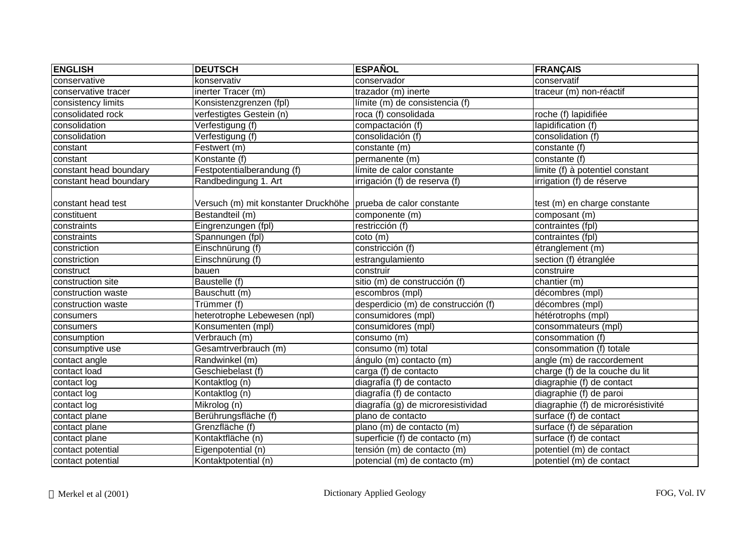| ENGLISH | DEUTSCH | ESPAÑOL | FRANÇAIS |
|---|---|---|---|
| conservative | konservativ | conservador | conservatif |
| conservative tracer | inerter Tracer (m) | trazador (m) inerte | traceur (m) non-réactif |
| consistency limits | Konsistenzgrenzen (fpl) | límite (m) de consistencia (f) | |
| consolidated rock | verfestigtes Gestein (n) | roca (f) consolidada | roche (f) lapidifiée |
| consolidation | Verfestigung (f) | compactación (f) | lapidification (f) |
| consolidation | Verfestigung (f) | consolidación (f) | consolidation (f) |
| constant | Festwert (m) | constante (m) | constante (f) |
| constant | Konstante (f) | permanente (m) | constante (f) |
| constant head boundary | Festpotentialberandung (f) | límite de calor constante | limite (f) à potentiel constant |
| constant head boundary | Randbedingung 1. Art | irrigación (f) de reserva (f) | irrigation (f) de réserve |
| constant head test | Versuch (m) mit konstanter Druckhöhe | prueba de calor constante | test (m) en charge constante |
| constituent | Bestandteil (m) | componente (m) | composant (m) |
| constraints | Eingrenzungen (fpl) | restricción (f) | contraintes (fpl) |
| constraints | Spannungen (fpl) | coto (m) | contraintes (fpl) |
| constriction | Einschnürung (f) | constricción (f) | étranglement (m) |
| constriction | Einschnürung (f) | estrangulamiento | section (f) étranglée |
| construct | bauen | construir | construire |
| construction site | Baustelle (f) | sitio (m) de construcción (f) | chantier (m) |
| construction waste | Bauschutt (m) | escombros (mpl) | décombres (mpl) |
| construction waste | Trümmer (f) | desperdicio (m) de construcción (f) | décombres (mpl) |
| consumers | heterotrophe Lebewesen (npl) | consumidores (mpl) | hétérotrophs (mpl) |
| consumers | Konsumenten (mpl) | consumidores (mpl) | consommateurs (mpl) |
| consumption | Verbrauch (m) | consumo (m) | consommation (f) |
| consumptive use | Gesamtrverbrauch (m) | consumo (m) total | consommation (f) totale |
| contact angle | Randwinkel (m) | ángulo (m) contacto (m) | angle (m) de raccordement |
| contact load | Geschiebelast (f) | carga (f) de contacto | charge (f) de la couche du lit |
| contact log | Kontaktlog (n) | diagrafía (f) de contacto | diagraphie (f) de contact |
| contact log | Kontaktlog (n) | diagrafía (f) de contacto | diagraphie (f) de paroi |
| contact log | Mikrolog (n) | diagrafía (g) de microresistividad | diagraphie (f) de microrésistivité |
| contact plane | Berührungsfläche (f) | plano de contacto | surface (f) de contact |
| contact plane | Grenzfläche (f) | plano (m) de contacto (m) | surface (f) de séparation |
| contact plane | Kontaktfläche (n) | superficie (f) de contacto (m) | surface (f) de contact |
| contact potential | Eigenpotential (n) | tensión (m) de contacto (m) | potentiel (m) de contact |
| contact potential | Kontaktpotential (n) | potencial (m) de contacto (m) | potentiel (m) de contact |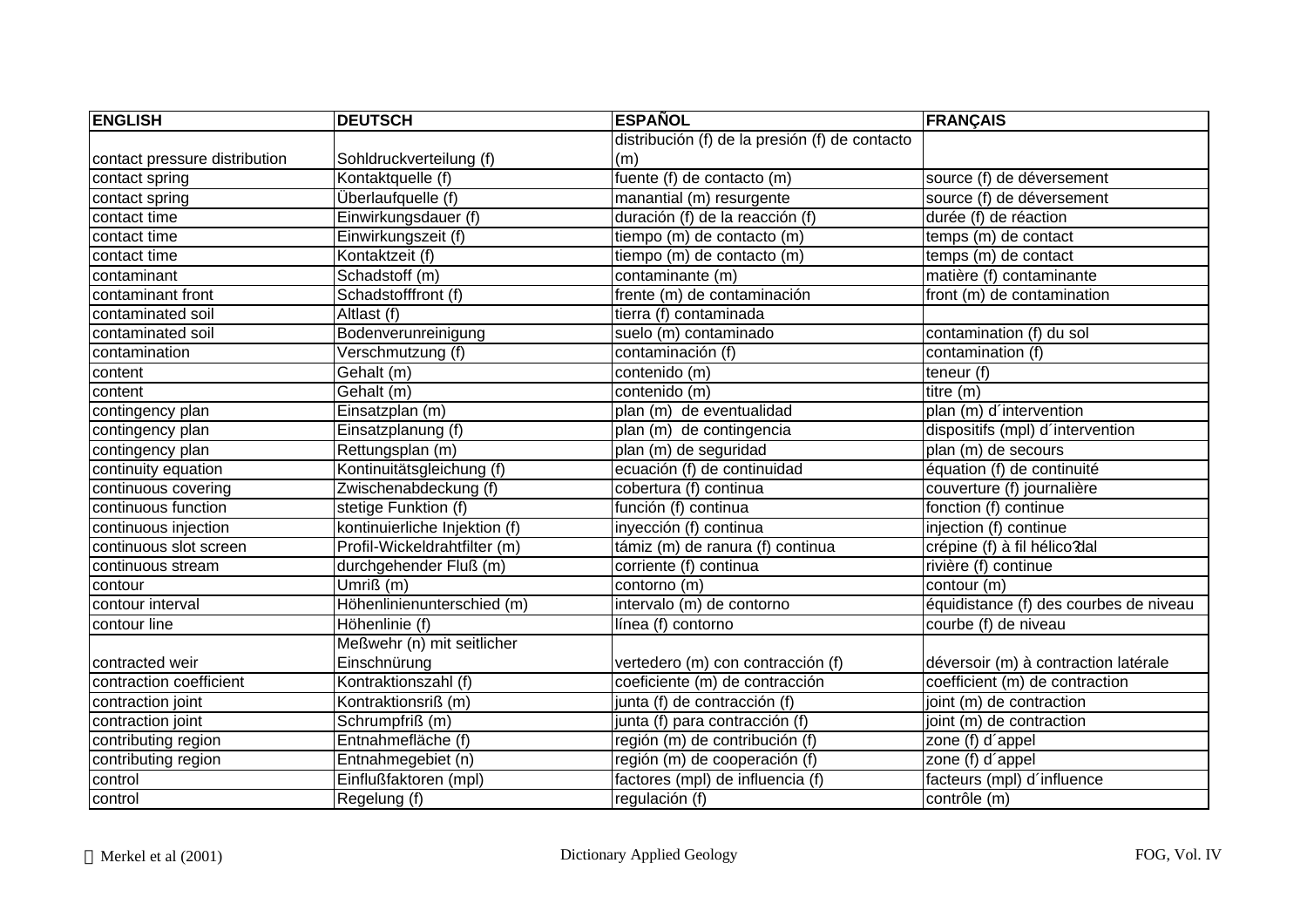| ENGLISH | DEUTSCH | ESPAÑOL | FRANÇAIS |
|---|---|---|---|
| contact pressure distribution | Sohldruckverteilung (f) | distribución (f) de la presión (f) de contacto (m) | |
| contact spring | Kontaktquelle (f) | fuente (f) de contacto (m) | source (f) de déversement |
| contact spring | Überlaufquelle (f) | manantial (m) resurgente | source (f) de déversement |
| contact time | Einwirkungsdauer (f) | duración (f) de la reacción (f) | durée (f) de réaction |
| contact time | Einwirkungszeit (f) | tiempo (m) de contacto (m) | temps (m) de contact |
| contact time | Kontaktzeit (f) | tiempo (m) de contacto (m) | temps (m) de contact |
| contaminant | Schadstoff (m) | contaminante (m) | matière (f) contaminante |
| contaminant front | Schadstofffront (f) | frente (m) de contaminación | front (m) de contamination |
| contaminated soil | Altlast (f) | tierra (f) contaminada | |
| contaminated soil | Bodenverunreinigung | suelo (m) contaminado | contamination (f) du sol |
| contamination | Verschmutzung (f) | contaminación (f) | contamination (f) |
| content | Gehalt (m) | contenido (m) | teneur (f) |
| content | Gehalt (m) | contenido (m) | titre (m) |
| contingency plan | Einsatzplan (m) | plan (m) de eventualidad | plan (m) d´intervention |
| contingency plan | Einsatzplanung (f) | plan (m) de contingencia | dispositifs (mpl) d´intervention |
| contingency plan | Rettungsplan (m) | plan (m) de seguridad | plan (m) de secours |
| continuity equation | Kontinuitätsgleichung (f) | ecuación (f) de continuidad | équation (f) de continuité |
| continuous covering | Zwischenabdeckung (f) | cobertura (f) continua | couverture (f) journalière |
| continuous function | stetige Funktion (f) | función (f) continua | fonction (f) continue |
| continuous injection | kontinuierliche Injektion (f) | inyección (f) continua | injection (f) continue |
| continuous slot screen | Profil-Wickeldrahtfilter (m) | támiz (m) de ranura (f) continua | crépine (f) à fil hélico?dal |
| continuous stream | durchgehender Fluß (m) | corriente (f) continua | rivière (f) continue |
| contour | Umriß (m) | contorno (m) | contour (m) |
| contour interval | Höhenlinienunterschied (m) | intervalo (m) de contorno | équidistance (f) des courbes de niveau |
| contour line | Höhenlinie (f) | línea (f) contorno | courbe (f) de niveau |
| contracted weir | Meßwehr (n) mit seitlicher Einschnürung | vertedero (m) con contracción (f) | déversoir (m) à contraction latérale |
| contraction coefficient | Kontraktionszahl (f) | coeficiente (m) de contracción | coefficient (m) de contraction |
| contraction joint | Kontraktionsriß (m) | junta (f) de contracción (f) | joint (m) de contraction |
| contraction joint | Schrumpfriß (m) | junta (f) para contracción (f) | joint (m) de contraction |
| contributing region | Entnahmefläche (f) | región (m) de contribución (f) | zone (f) d´appel |
| contributing region | Entnahmegebiet (n) | región (m) de cooperación (f) | zone (f) d´appel |
| control | Einflußfaktoren (mpl) | factores (mpl) de influencia (f) | facteurs (mpl) d´influence |
| control | Regelung (f) | regulación (f) | contrôle (m) |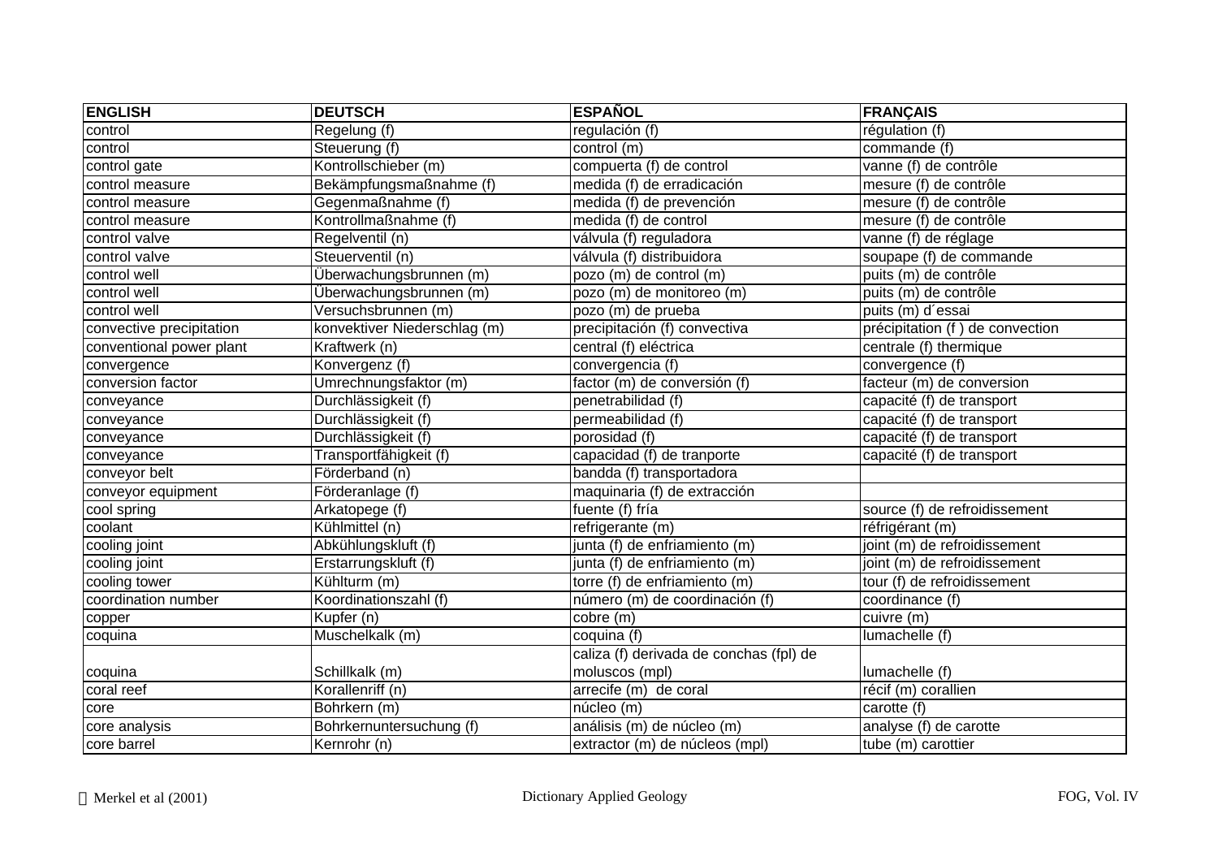| ENGLISH | DEUTSCH | ESPAÑOL | FRANÇAIS |
|---|---|---|---|
| control | Regelung (f) | regulación (f) | régulation (f) |
| control | Steuerung (f) | control (m) | commande (f) |
| control gate | Kontrollschieber (m) | compuerta (f) de control | vanne (f) de contrôle |
| control measure | Bekämpfungsmaßnahme (f) | medida (f) de erradicación | mesure (f) de contrôle |
| control measure | Gegenmaßnahme (f) | medida (f) de prevención | mesure (f) de contrôle |
| control measure | Kontrollmaßnahme (f) | medida (f) de control | mesure (f) de contrôle |
| control valve | Regelventil (n) | válvula (f) reguladora | vanne (f) de réglage |
| control valve | Steuerventil (n) | válvula (f) distribuidora | soupape (f) de commande |
| control well | Überwachungsbrunnen (m) | pozo (m) de control (m) | puits (m) de contrôle |
| control well | Überwachungsbrunnen (m) | pozo (m) de monitoreo (m) | puits (m) de contrôle |
| control well | Versuchsbrunnen (m) | pozo (m) de prueba | puits (m) d´essai |
| convective precipitation | konvektiver Niederschlag (m) | precipitación (f) convectiva | précipitation (f ) de convection |
| conventional power plant | Kraftwerk (n) | central (f) eléctrica | centrale (f) thermique |
| convergence | Konvergenz (f) | convergencia (f) | convergence (f) |
| conversion factor | Umrechnungsfaktor (m) | factor (m) de conversión (f) | facteur (m) de conversion |
| conveyance | Durchlässigkeit (f) | penetrabilidad (f) | capacité (f) de transport |
| conveyance | Durchlässigkeit (f) | permeabilidad (f) | capacité (f) de transport |
| conveyance | Durchlässigkeit (f) | porosidad (f) | capacité (f) de transport |
| conveyance | Transportfähigkeit (f) | capacidad (f) de tranporte | capacité (f) de transport |
| conveyor belt | Förderband (n) | bandda (f) transportadora | |
| conveyor equipment | Förderanlage (f) | maquinaria (f) de extracción | |
| cool spring | Arkatopege (f) | fuente (f) fría | source (f) de refroidissement |
| coolant | Kühlmittel (n) | refrigerante (m) | réfrigérant (m) |
| cooling joint | Abkühlungskluft (f) | junta (f) de enfriamiento (m) | joint (m) de refroidissement |
| cooling joint | Erstarrungskluft (f) | junta (f) de enfriamiento (m) | joint (m) de refroidissement |
| cooling tower | Kühlturm (m) | torre (f) de enfriamiento (m) | tour (f) de refroidissement |
| coordination number | Koordinationszahl (f) | número (m) de coordinación (f) | coordinance (f) |
| copper | Kupfer (n) | cobre (m) | cuivre (m) |
| coquina | Muschelkalk (m) | coquina (f) | lumachelle (f) |
| coquina | Schillkalk (m) | caliza (f) derivada de conchas (fpl) de moluscos (mpl) | lumachelle (f) |
| coral reef | Korallenriff (n) | arrecife (m) de coral | récif (m) corallien |
| core | Bohrkern (m) | núcleo (m) | carotte (f) |
| core analysis | Bohrkernuntersuchung (f) | análisis (m) de núcleo (m) | analyse (f) de carotte |
| core barrel | Kernrohr (n) | extractor (m) de núcleos (mpl) | tube (m) carottier |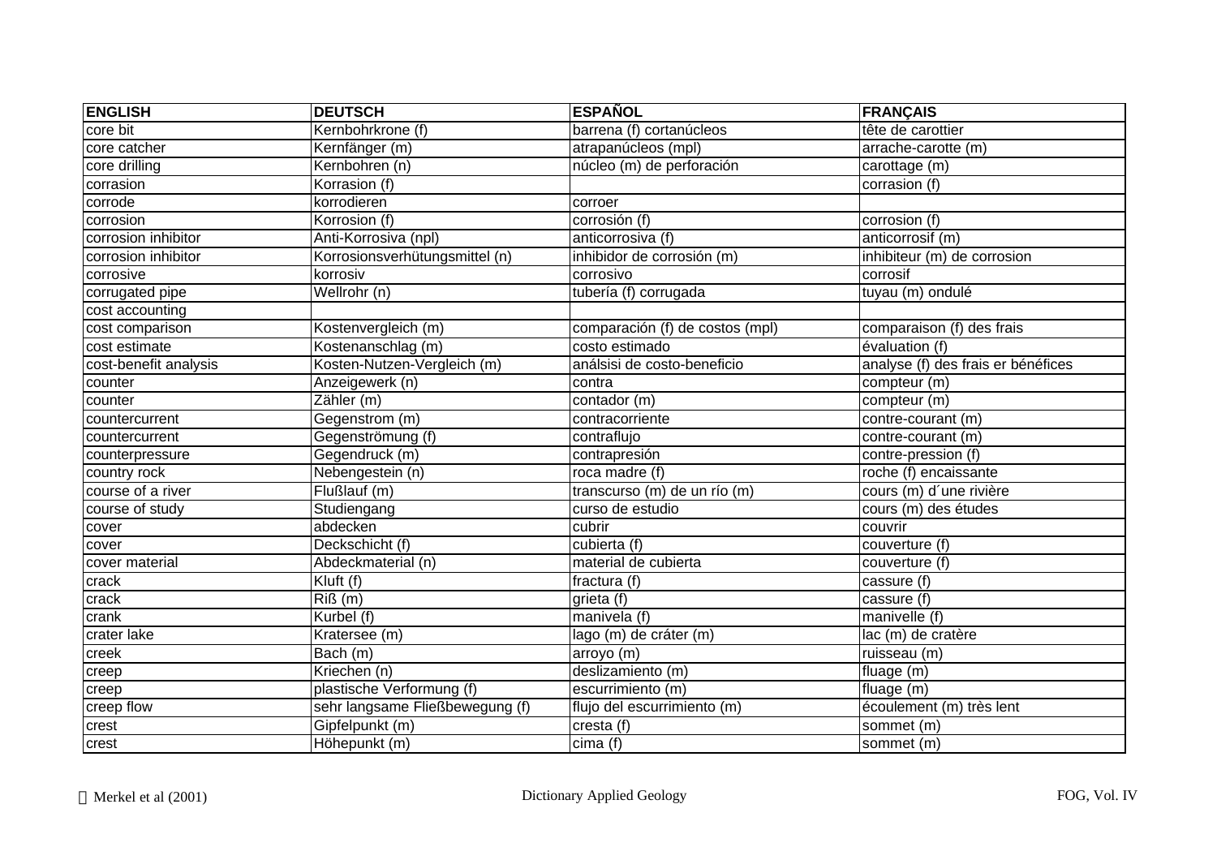| ENGLISH | DEUTSCH | ESPAÑOL | FRANÇAIS |
| --- | --- | --- | --- |
| core bit | Kernbohrkrone (f) | barrena (f) cortanúcleos | tête de carottier |
| core catcher | Kernfänger (m) | atrapanúcleos (mpl) | arrache-carotte (m) |
| core drilling | Kernbohren (n) | núcleo (m) de perforación | carottage (m) |
| corrasion | Korrasion (f) | | corrasion (f) |
| corrode | korrodieren | corroer | |
| corrosion | Korrosion (f) | corrosión (f) | corrosion (f) |
| corrosion inhibitor | Anti-Korrosiva (npl) | anticorrosiva (f) | anticorrosif (m) |
| corrosion inhibitor | Korrosionsverhütungsmittel (n) | inhibidor de corrosión (m) | inhibiteur (m) de corrosion |
| corrosive | korrosiv | corrosivo | corrosif |
| corrugated pipe | Wellrohr (n) | tubería (f) corrugada | tuyau (m) ondulé |
| cost accounting | | | |
| cost comparison | Kostenvergleich (m) | comparación (f) de costos (mpl) | comparaison (f) des frais |
| cost estimate | Kostenanschlag (m) | costo estimado | évaluation (f) |
| cost-benefit analysis | Kosten-Nutzen-Vergleich (m) | análsisi de costo-beneficio | analyse (f) des frais er bénéfices |
| counter | Anzeigewerk (n) | contra | compteur (m) |
| counter | Zähler (m) | contador (m) | compteur (m) |
| countercurrent | Gegenstrom (m) | contracorriente | contre-courant (m) |
| countercurrent | Gegenströmung (f) | contraflujo | contre-courant (m) |
| counterpressure | Gegendruck (m) | contrapresión | contre-pression (f) |
| country rock | Nebengestein (n) | roca madre (f) | roche (f) encaissante |
| course of a river | Flußlauf (m) | transcurso (m) de un río (m) | cours (m) d´une rivière |
| course of study | Studiengang | curso de estudio | cours (m) des études |
| cover | abdecken | cubrir | couvrir |
| cover | Deckschicht (f) | cubierta (f) | couverture (f) |
| cover material | Abdeckmaterial (n) | material de cubierta | couverture (f) |
| crack | Kluft (f) | fractura (f) | cassure (f) |
| crack | Riß (m) | grieta (f) | cassure (f) |
| crank | Kurbel (f) | manivela (f) | manivelle (f) |
| crater lake | Kratersee (m) | lago (m) de cráter (m) | lac (m) de cratère |
| creek | Bach (m) | arroyo (m) | ruisseau (m) |
| creep | Kriechen (n) | deslizamiento (m) | fluage (m) |
| creep | plastische Verformung (f) | escurrimiento (m) | fluage (m) |
| creep flow | sehr langsame Fließbewegung (f) | flujo del escurrimiento (m) | écoulement (m) très lent |
| crest | Gipfelpunkt (m) | cresta (f) | sommet (m) |
| crest | Höhepunkt (m) | cima (f) | sommet (m) |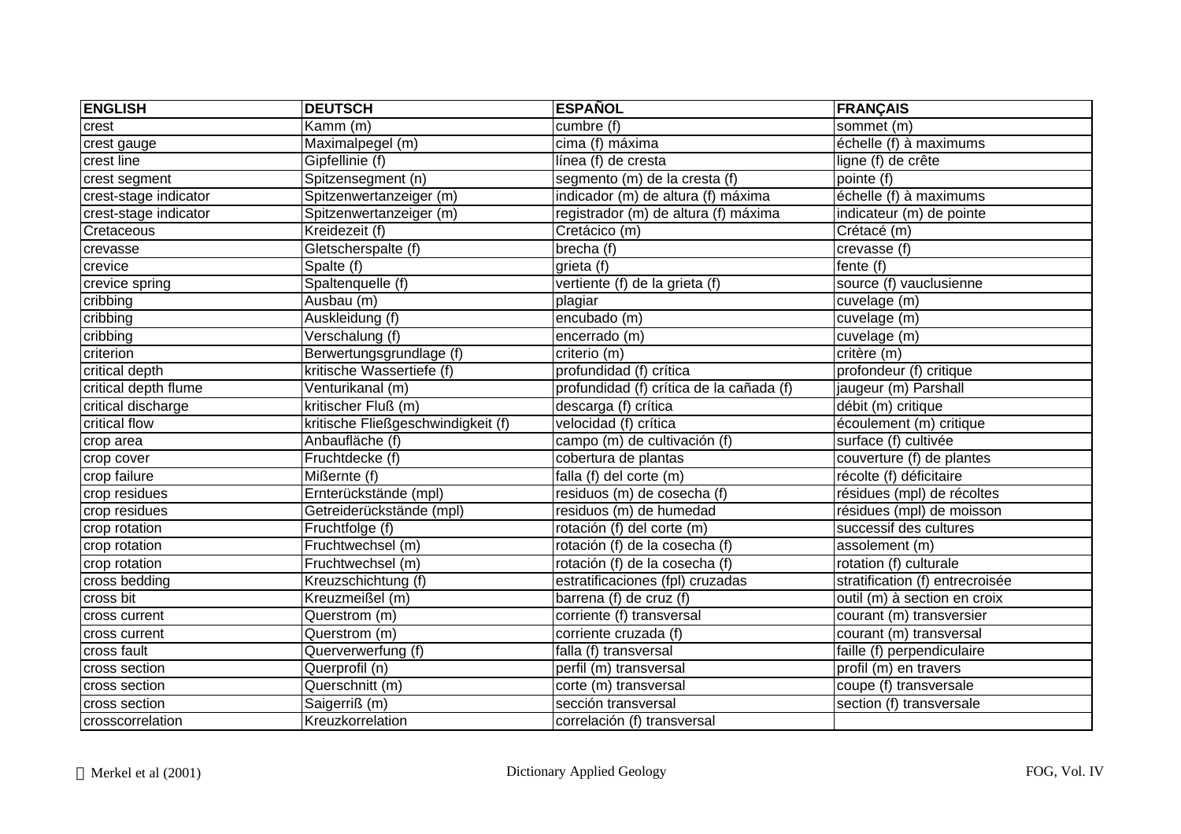| ENGLISH | DEUTSCH | ESPAÑOL | FRANÇAIS |
|---|---|---|---|
| crest | Kamm (m) | cumbre (f) | sommet (m) |
| crest gauge | Maximalpegel (m) | cima (f) máxima | échelle (f) à maximums |
| crest line | Gipfellinie (f) | línea (f) de cresta | ligne (f) de crête |
| crest segment | Spitzensegment (n) | segmento (m) de la cresta (f) | pointe (f) |
| crest-stage indicator | Spitzenwertanzeiger (m) | indicador (m) de altura (f) máxima | échelle (f) à maximums |
| crest-stage indicator | Spitzenwertanzeiger (m) | registrador (m) de altura (f) máxima | indicateur (m) de pointe |
| Cretaceous | Kreidezeit (f) | Cretácico (m) | Crétacé (m) |
| crevasse | Gletscherspalte (f) | brecha (f) | crevasse (f) |
| crevice | Spalte (f) | grieta (f) | fente (f) |
| crevice spring | Spaltenquelle (f) | vertiente (f) de la grieta (f) | source (f) vauclusienne |
| cribbing | Ausbau (m) | plagiar | cuvelage (m) |
| cribbing | Auskleidung (f) | encubado (m) | cuvelage (m) |
| cribbing | Verschalung (f) | encerrado (m) | cuvelage (m) |
| criterion | Berwertungsgrundlage (f) | criterio (m) | critère (m) |
| critical depth | kritische Wassertiefe (f) | profundidad (f) crítica | profondeur (f) critique |
| critical depth flume | Venturikanal (m) | profundidad (f) crítica de la cañada (f) | jaugeur (m) Parshall |
| critical discharge | kritischer Fluß (m) | descarga (f) crítica | débit (m) critique |
| critical flow | kritische Fließgeschwindigkeit (f) | velocidad (f) crítica | écoulement (m) critique |
| crop area | Anbaufläche (f) | campo (m) de cultivación (f) | surface (f) cultivée |
| crop cover | Fruchtdecke (f) | cobertura de plantas | couverture (f) de plantes |
| crop failure | Mißernte (f) | falla (f) del corte (m) | récolte (f) déficitaire |
| crop residues | Ernterückstände (mpl) | residuos (m) de cosecha (f) | résidues (mpl) de récoltes |
| crop residues | Getreiderückstände (mpl) | residuos (m) de humedad | résidues (mpl) de moisson |
| crop rotation | Fruchtfolge (f) | rotación (f) del corte (m) | successif des cultures |
| crop rotation | Fruchtwechsel (m) | rotación (f) de la cosecha (f) | assolement (m) |
| crop rotation | Fruchtwechsel (m) | rotación (f) de la cosecha (f) | rotation (f) culturale |
| cross bedding | Kreuzschichtung (f) | estratificaciones (fpl) cruzadas | stratification (f) entrecroisée |
| cross bit | Kreuzmeißel (m) | barrena (f) de cruz (f) | outil (m) à section en croix |
| cross current | Querstrom (m) | corriente (f) transversal | courant (m) transversier |
| cross current | Querstrom (m) | corriente cruzada (f) | courant (m) transversal |
| cross fault | Querverwerfung (f) | falla (f) transversal | faille (f) perpendiculaire |
| cross section | Querprofil (n) | perfil (m) transversal | profil (m) en travers |
| cross section | Querschnitt (m) | corte (m) transversal | coupe (f) transversale |
| cross section | Saigerriß (m) | sección transversal | section (f) transversale |
| crosscorrelation | Kreuzkorrelation | correlación (f) transversal | |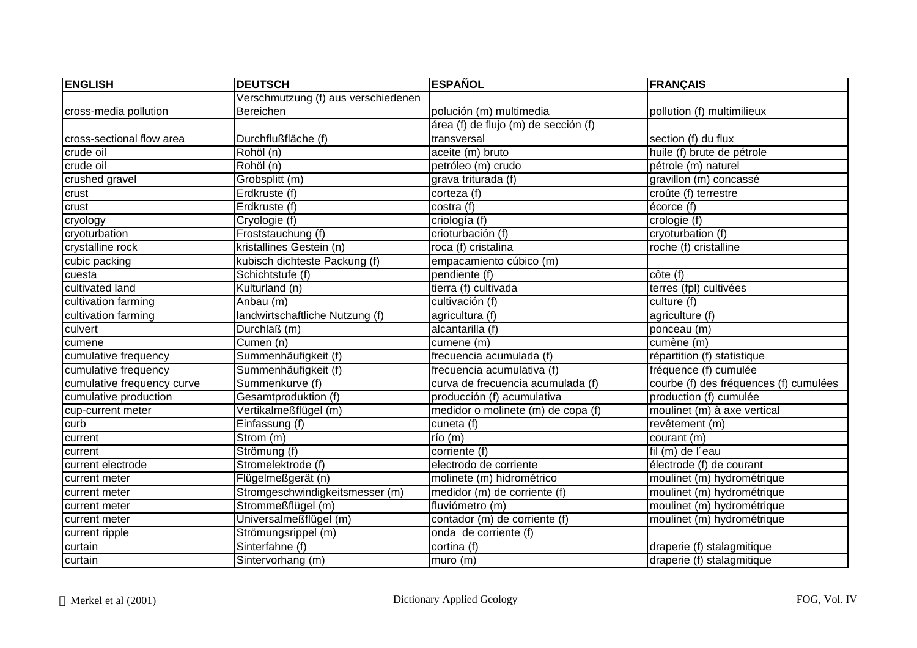| ENGLISH | DEUTSCH | ESPAÑOL | FRANÇAIS |
|---|---|---|---|
| cross-media pollution | Verschmutzung (f) aus verschiedenen Bereichen | polución (m) multimedia | pollution (f) multimilieux |
| cross-sectional flow area | Durchflußfläche (f) | área (f) de flujo (m) de sección (f) transversal | section (f) du flux |
| crude oil | Rohöl (n) | aceite (m) bruto | huile (f) brute de pétrole |
| crude oil | Rohöl (n) | petróleo (m) crudo | pétrole (m) naturel |
| crushed gravel | Grobsplitt (m) | grava triturada (f) | gravillon (m) concassé |
| crust | Erdkruste (f) | corteza (f) | croûte (f) terrestre |
| crust | Erdkruste (f) | costra (f) | écorce (f) |
| cryology | Cryologie (f) | criología (f) | crologie (f) |
| cryoturbation | Froststauchung (f) | crioturbación (f) | cryoturbation (f) |
| crystalline rock | kristallines Gestein (n) | roca (f) cristalina | roche (f) cristalline |
| cubic packing | kubisch dichteste Packung (f) | empacamiento cúbico (m) | |
| cuesta | Schichtstufe (f) | pendiente (f) | côte (f) |
| cultivated land | Kulturland (n) | tierra (f) cultivada | terres (fpl) cultivées |
| cultivation farming | Anbau (m) | cultivación (f) | culture (f) |
| cultivation farming | landwirtschaftliche Nutzung (f) | agricultura (f) | agriculture (f) |
| culvert | Durchlaß (m) | alcantarilla (f) | ponceau (m) |
| cumene | Cumen (n) | cumene (m) | cumène (m) |
| cumulative frequency | Summenhäufigkeit (f) | frecuencia acumulada (f) | répartition (f) statistique |
| cumulative frequency | Summenhäufigkeit (f) | frecuencia acumulativa (f) | fréquence (f) cumulée |
| cumulative frequency curve | Summenkurve (f) | curva de frecuencia acumulada (f) | courbe (f) des fréquences (f) cumulées |
| cumulative production | Gesamtproduktion (f) | producción (f) acumulativa | production (f) cumulée |
| cup-current meter | Vertikalmeßflügel (m) | medidor o molinete (m) de copa (f) | moulinet (m) à axe vertical |
| curb | Einfassung (f) | cuneta (f) | revêtement (m) |
| current | Strom (m) | río (m) | courant (m) |
| current | Strömung (f) | corriente (f) | fil (m) de l´eau |
| current electrode | Stromelektrode (f) | electrodo de corriente | électrode (f) de courant |
| current meter | Flügelmeßgerät (n) | molinete (m) hidrométrico | moulinet (m) hydrométrique |
| current meter | Stromgeschwindigkeitsmesser (m) | medidor (m) de corriente (f) | moulinet (m) hydrométrique |
| current meter | Strommeßflügel (m) | fluviómetro (m) | moulinet (m) hydrométrique |
| current meter | Universalmeßflügel (m) | contador (m) de corriente (f) | moulinet (m) hydrométrique |
| current ripple | Strömungsrippel (m) | onda de corriente (f) | |
| curtain | Sinterfahne (f) | cortina (f) | draperie (f) stalagmitique |
| curtain | Sintervorhang (m) | muro (m) | draperie (f) stalagmitique |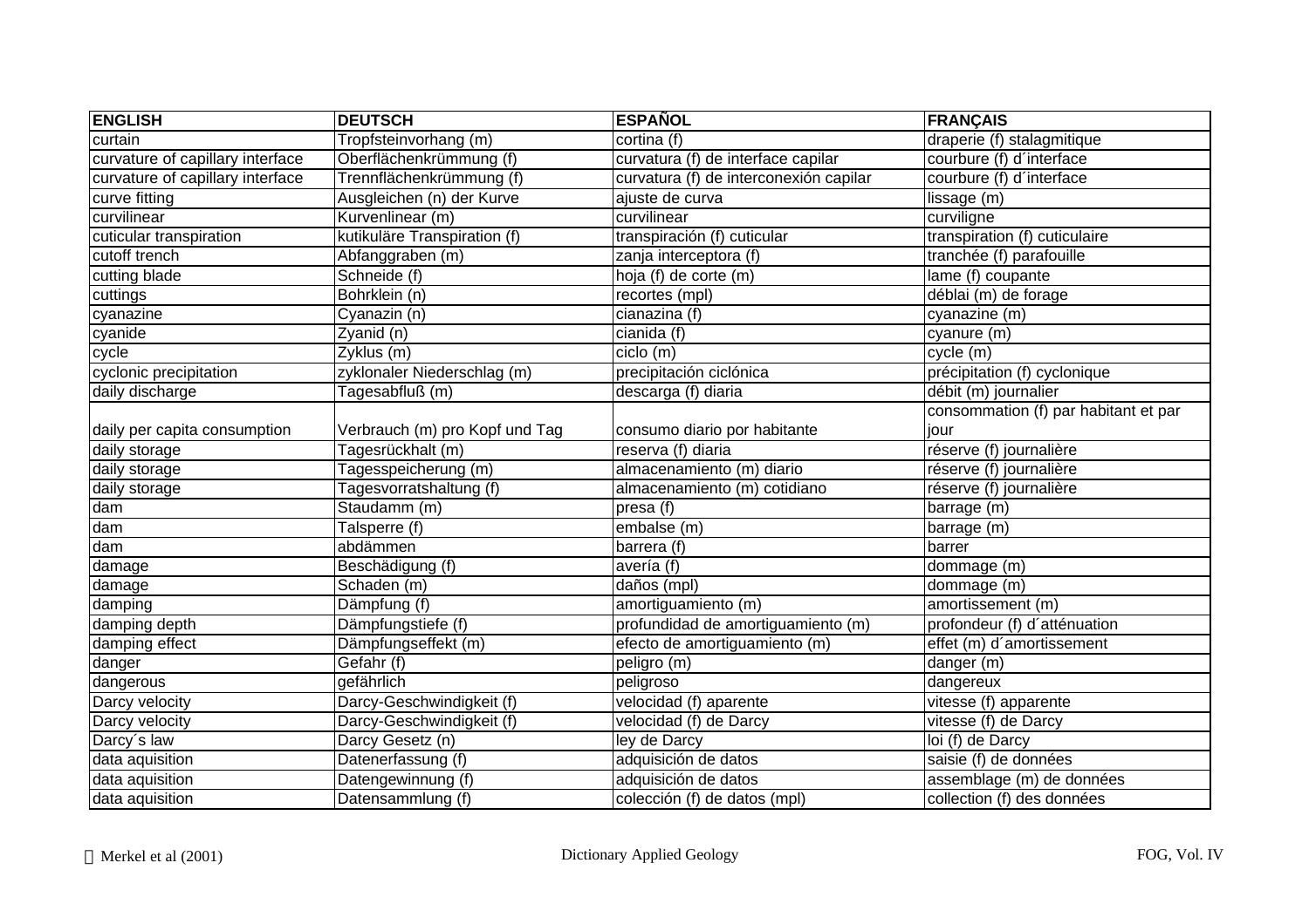| ENGLISH | DEUTSCH | ESPAÑOL | FRANÇAIS |
|---|---|---|---|
| curtain | Tropfsteinvorhang (m) | cortina (f) | draperie (f) stalagmitique |
| curvature of capillary interface | Oberflächenkrümmung (f) | curvatura (f) de interface capilar | courbure (f) d´interface |
| curvature of capillary interface | Trennflächenkrümmung (f) | curvatura (f) de interconexión capilar | courbure (f) d´interface |
| curve fitting | Ausgleichen (n) der Kurve | ajuste de curva | lissage (m) |
| curvilinear | Kurvenlinear (m) | curvilinear | curviligne |
| cuticular transpiration | kutikuläre Transpiration (f) | transpiración (f) cuticular | transpiration (f) cuticulaire |
| cutoff trench | Abfanggraben (m) | zanja interceptora (f) | tranchée (f) parafouille |
| cutting blade | Schneide (f) | hoja (f) de corte (m) | lame (f) coupante |
| cuttings | Bohrklein (n) | recortes (mpl) | déblai (m) de forage |
| cyanazine | Cyanazin (n) | cianazina (f) | cyanazine (m) |
| cyanide | Zyanid (n) | cianida (f) | cyanure (m) |
| cycle | Zyklus (m) | ciclo (m) | cycle (m) |
| cyclonic precipitation | zyklonaler Niederschlag (m) | precipitación ciclónica | précipitation (f) cyclonique |
| daily discharge | Tagesabfluß (m) | descarga (f) diaria | débit (m) journalier |
| daily per capita consumption | Verbrauch (m) pro Kopf und Tag | consumo diario por habitante | consommation (f) par habitant et par jour |
| daily storage | Tagesrückhalt (m) | reserva (f) diaria | réserve (f) journalière |
| daily storage | Tagesspeicherung (m) | almacenamiento (m) diario | réserve (f) journalière |
| daily storage | Tagesvorratshaltung (f) | almacenamiento (m) cotidiano | réserve (f) journalière |
| dam | Staudamm (m) | presa (f) | barrage (m) |
| dam | Talsperre (f) | embalse (m) | barrage (m) |
| dam | abdämmen | barrera (f) | barrer |
| damage | Beschädigung (f) | avería (f) | dommage (m) |
| damage | Schaden (m) | daños (mpl) | dommage (m) |
| damping | Dämpfung (f) | amortiguamiento (m) | amortissement (m) |
| damping depth | Dämpfungstiefe (f) | profundidad de amortiguamiento (m) | profondeur (f) d´atténuation |
| damping effect | Dämpfungseffekt (m) | efecto de amortiguamiento (m) | effet (m) d´amortissement |
| danger | Gefahr (f) | peligro (m) | danger (m) |
| dangerous | gefährlich | peligroso | dangereux |
| Darcy velocity | Darcy-Geschwindigkeit (f) | velocidad (f) aparente | vitesse (f) apparente |
| Darcy velocity | Darcy-Geschwindigkeit (f) | velocidad (f) de Darcy | vitesse (f) de Darcy |
| Darcy´s law | Darcy Gesetz (n) | ley de Darcy | loi (f) de Darcy |
| data aquisition | Datenerfassung (f) | adquisición de datos | saisie (f) de données |
| data aquisition | Datengewinnung (f) | adquisición de datos | assemblage (m) de données |
| data aquisition | Datensammlung (f) | colección (f) de datos (mpl) | collection (f) des données |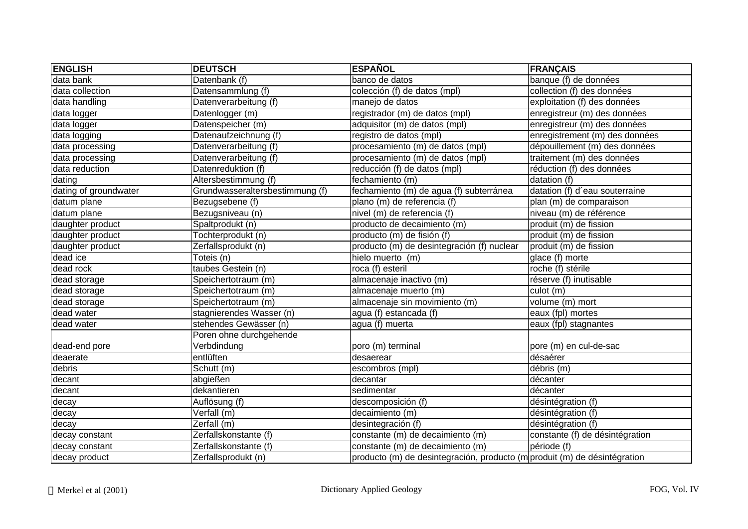| ENGLISH | DEUTSCH | ESPAÑOL | FRANÇAIS |
|---|---|---|---|
| data bank | Datenbank (f) | banco de datos | banque (f) de données |
| data collection | Datensammlung (f) | colección (f) de datos (mpl) | collection (f) des données |
| data handling | Datenverarbeitung (f) | manejo de datos | exploitation (f) des données |
| data logger | Datenlogger (m) | registrador (m) de datos (mpl) | enregistreur (m) des données |
| data logger | Datenspeicher (m) | adquisitor (m) de datos (mpl) | enregistreur (m) des données |
| data logging | Datenaufzeichnung (f) | registro de datos (mpl) | enregistrement (m) des données |
| data processing | Datenverarbeitung (f) | procesamiento (m) de datos (mpl) | dépouillement (m) des données |
| data processing | Datenverarbeitung (f) | procesamiento (m) de datos (mpl) | traitement (m) des données |
| data reduction | Datenreduktion (f) | reducción (f) de datos (mpl) | réduction (f) des données |
| dating | Altersbestimmung (f) | fechamiento (m) | datation (f) |
| dating of groundwater | Grundwasseraltersbestimmung (f) | fechamiento (m) de agua (f) subterránea | datation (f) d´eau souterraine |
| datum plane | Bezugsebene (f) | plano (m) de referencia (f) | plan (m) de comparaison |
| datum plane | Bezugsniveau (n) | nivel (m) de referencia (f) | niveau (m) de référence |
| daughter product | Spaltprodukt (n) | producto de decaimiento (m) | produit (m) de fission |
| daughter product | Tochterprodukt (n) | producto (m) de fisión (f) | produit (m) de fission |
| daughter product | Zerfallsprodukt (n) | producto (m) de desintegración (f) nuclear | produit (m) de fission |
| dead ice | Toteis (n) | hielo muerto (m) | glace (f) morte |
| dead rock | taubes Gestein (n) | roca (f) esteril | roche (f) stérile |
| dead storage | Speichertotraum (m) | almacenaje inactivo (m) | réserve (f) inutisable |
| dead storage | Speichertotraum (m) | almacenaje muerto (m) | culot (m) |
| dead storage | Speichertotraum (m) | almacenaje sin movimiento (m) | volume (m) mort |
| dead water | stagnierendes Wasser (n) | agua (f) estancada (f) | eaux (fpl) mortes |
| dead water | stehendes Gewässer (n) | agua (f) muerta | eaux (fpl) stagnantes |
| dead-end pore | Poren ohne durchgehende Verbdindung | poro (m) terminal | pore (m) en cul-de-sac |
| deaerate | entlüften | desaerear | désaérer |
| debris | Schutt (m) | escombros (mpl) | débris (m) |
| decant | abgießen | decantar | décanter |
| decant | dekantieren | sedimentar | décanter |
| decay | Auflösung (f) | descomposición (f) | désintégration (f) |
| decay | Verfall (m) | decaimiento (m) | désintégration (f) |
| decay | Zerfall (m) | desintegración (f) | désintégration (f) |
| decay constant | Zerfallskonstante (f) | constante (m) de decaimiento (m) | constante (f) de désintégration |
| decay constant | Zerfallskonstante (f) | constante (m) de decaimiento (m) | période (f) |
| decay product | Zerfallsprodukt (n) | producto (m) de desintegración, producto (m | produit (m) de désintégration |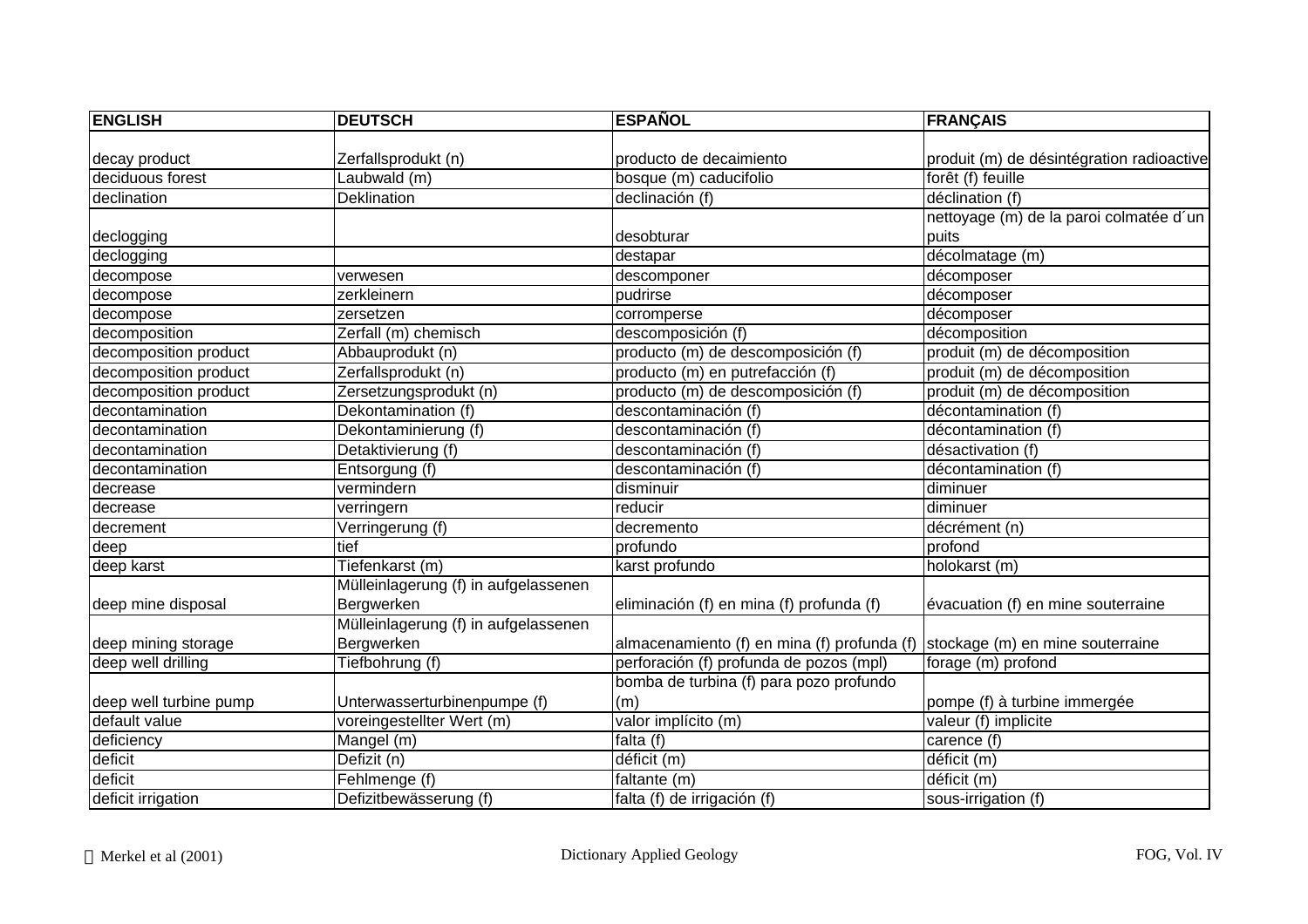| ENGLISH | DEUTSCH | ESPAÑOL | FRANÇAIS |
|---|---|---|---|
| decay product | Zerfallsprodukt (n) | producto de decaimiento | produit (m) de désintégration radioactive |
| deciduous forest | Laubwald (m) | bosque (m) caducifolio | forêt (f) feuille |
| declination | Deklination | declinación (f) | déclination (f) |
| declogging | | desobturar | nettoyage (m) de la paroi colmatée d´un puits |
| declogging | | destapar | décolmatage (m) |
| decompose | verwesen | descomponer | décomposer |
| decompose | zerkleinern | pudrirse | décomposer |
| decompose | zersetzen | corromperse | décomposer |
| decomposition | Zerfall (m) chemisch | descomposición (f) | décomposition |
| decomposition product | Abbauprodukt (n) | producto (m) de descomposición (f) | produit (m) de décomposition |
| decomposition product | Zerfallsprodukt (n) | producto (m) en putrefacción (f) | produit (m) de décomposition |
| decomposition product | Zersetzungsprodukt (n) | producto (m) de descomposición (f) | produit (m) de décomposition |
| decontamination | Dekontamination (f) | descontaminación (f) | décontamination (f) |
| decontamination | Dekontaminierung (f) | descontaminación (f) | décontamination (f) |
| decontamination | Detaktivierung (f) | descontaminación (f) | désactivation (f) |
| decontamination | Entsorgung (f) | descontaminación (f) | décontamination (f) |
| decrease | vermindern | disminuir | diminuer |
| decrease | verringern | reducir | diminuer |
| decrement | Verringerung (f) | decremento | décrément (n) |
| deep | tief | profundo | profond |
| deep karst | Tiefenkarst (m) | karst profundo | holokarst (m) |
| deep mine disposal | Mülleinlagerung (f) in aufgelassenen Bergwerken | eliminación (f) en mina (f) profunda (f) | évacuation (f) en mine souterraine |
| deep mining storage | Mülleinlagerung (f) in aufgelassenen Bergwerken | almacenamiento (f) en mina (f) profunda (f) | stockage (m) en mine souterraine |
| deep well drilling | Tiefbohrung (f) | perforación (f) profunda de pozos (mpl) | forage (m) profond |
| deep well turbine pump | Unterwasserturbinenpumpe (f) | bomba de turbina (f) para pozo profundo (m) | pompe (f) à turbine immergée |
| default value | voreingestellter Wert (m) | valor implícito (m) | valeur (f) implicite |
| deficiency | Mangel (m) | falta (f) | carence (f) |
| deficit | Defizit (n) | déficit (m) | déficit (m) |
| deficit | Fehlmenge (f) | faltante (m) | déficit (m) |
| deficit irrigation | Defizitbewässerung (f) | falta (f) de irrigación (f) | sous-irrigation (f) |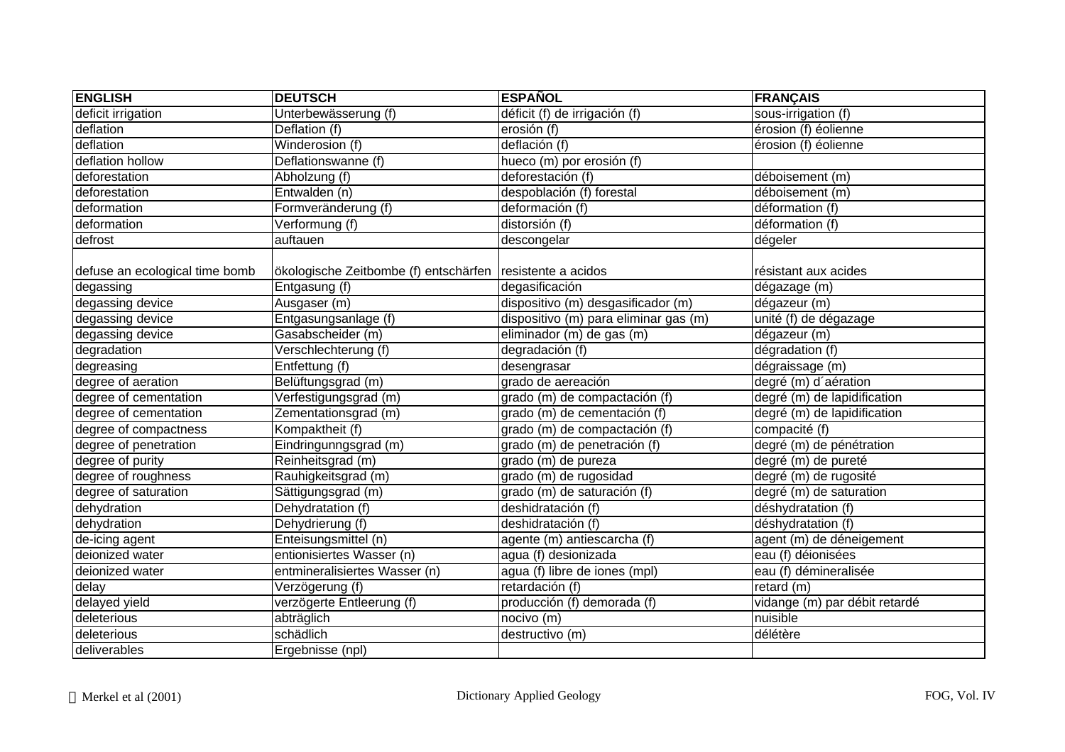| ENGLISH | DEUTSCH | ESPAÑOL | FRANÇAIS |
|---|---|---|---|
| deficit irrigation | Unterbewässerung (f) | déficit (f) de irrigación (f) | sous-irrigation (f) |
| deflation | Deflation (f) | erosión (f) | érosion (f) éolienne |
| deflation | Winderosion (f) | deflación (f) | érosion (f) éolienne |
| deflation hollow | Deflationswanne (f) | hueco (m) por erosión (f) | |
| deforestation | Abholzung (f) | deforestación (f) | déboisement (m) |
| deforestation | Entwalden (n) | despoblación (f) forestal | déboisement (m) |
| deformation | Formveränderung (f) | deformación (f) | déformation (f) |
| deformation | Verformung (f) | distorsión (f) | déformation (f) |
| defrost | auftauen | descongelar | dégeler |
| defuse an ecological time bomb | ökologische Zeitbombe (f) entschärfen | resistente a acidos | résistant aux acides |
| degassing | Entgasung (f) | degasificación | dégazage (m) |
| degassing device | Ausgaser (m) | dispositivo (m) desgasificador (m) | dégazeur (m) |
| degassing device | Entgasungsanlage (f) | dispositivo (m) para eliminar gas (m) | unité (f) de dégazage |
| degassing device | Gasabscheider (m) | eliminador (m) de gas (m) | dégazeur (m) |
| degradation | Verschlechterung (f) | degradación (f) | dégradation (f) |
| degreasing | Entfettung (f) | desengrasar | dégraissage (m) |
| degree of aeration | Belüftungsgrad (m) | grado de aereación | degré (m) d´aération |
| degree of cementation | Verfestigungsgrad (m) | grado (m) de compactación (f) | degré (m) de lapidification |
| degree of cementation | Zementationsgrad (m) | grado (m) de cementación (f) | degré (m) de lapidification |
| degree of compactness | Kompaktheit (f) | grado (m) de compactación (f) | compacité (f) |
| degree of penetration | Eindringunngsgrad (m) | grado (m) de penetración (f) | degré (m) de pénétration |
| degree of purity | Reinheitsgrad (m) | grado (m) de pureza | degré (m) de pureté |
| degree of roughness | Rauhigkeitsgrad (m) | grado (m) de rugosidad | degré (m) de rugosité |
| degree of saturation | Sättigungsgrad (m) | grado (m) de saturación (f) | degré (m) de saturation |
| dehydration | Dehydratation (f) | deshidratación (f) | déshydratation (f) |
| dehydration | Dehydrierung (f) | deshidratación (f) | déshydratation (f) |
| de-icing agent | Enteisungsmittel (n) | agente (m) antiescarcha (f) | agent (m) de déneigement |
| deionized water | entionisiertes Wasser (n) | agua (f) desionizada | eau (f) déionisées |
| deionized water | entmineralisiertes Wasser (n) | agua (f) libre de iones (mpl) | eau (f) démineralisée |
| delay | Verzögerung (f) | retardación (f) | retard (m) |
| delayed yield | verzögerte Entleerung (f) | producción (f) demorada (f) | vidange (m) par débit retardé |
| deleterious | abträglich | nocivo (m) | nuisible |
| deleterious | schädlich | destructivo (m) | délétère |
| deliverables | Ergebnisse (npl) | | |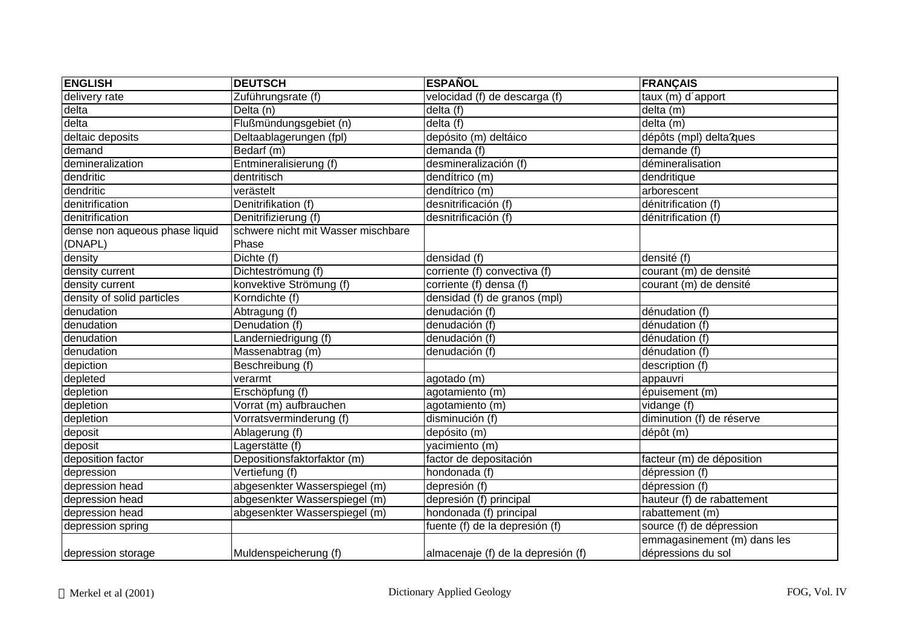| ENGLISH | DEUTSCH | ESPAÑOL | FRANÇAIS |
|---|---|---|---|
| delivery rate | Zuführungsrate (f) | velocidad (f) de descarga (f) | taux (m) d´apport |
| delta | Delta (n) | delta (f) | delta (m) |
| delta | Flußmündungsgebiet (n) | delta (f) | delta (m) |
| deltaic deposits | Deltaablagerungen (fpl) | depósito (m) deltáico | dépôts (mpl) delta?ques |
| demand | Bedarf (m) | demanda (f) | demande (f) |
| demineralization | Entmineralisierung (f) | desmineralización (f) | démineralisation |
| dendritic | dentritisch | dendítrico (m) | dendritique |
| dendritic | verästelt | dendítrico (m) | arborescent |
| denitrification | Denitrifikation (f) | desnitrificación (f) | dénitrification (f) |
| denitrification | Denitrifizierung (f) | desnitrificación (f) | dénitrification (f) |
| dense non aqueous phase liquid (DNAPL) | schwere nicht mit Wasser mischbare Phase | | |
| density | Dichte (f) | densidad (f) | densité (f) |
| density current | Dichteströmung (f) | corriente (f) convectiva (f) | courant (m) de densité |
| density current | konvektive Strömung (f) | corriente (f) densa (f) | courant (m) de densité |
| density of solid particles | Korndichte (f) | densidad (f) de granos (mpl) | |
| denudation | Abtragung (f) | denudación (f) | dénudation (f) |
| denudation | Denudation (f) | denudación (f) | dénudation (f) |
| denudation | Landerniedrigung (f) | denudación (f) | dénudation (f) |
| denudation | Massenabtrag (m) | denudación (f) | dénudation (f) |
| depiction | Beschreibung (f) | | description (f) |
| depleted | verarmt | agotado (m) | appauvri |
| depletion | Erschöpfung (f) | agotamiento (m) | épuisement (m) |
| depletion | Vorrat (m) aufbrauchen | agotamiento (m) | vidange (f) |
| depletion | Vorratsverminderung (f) | disminución (f) | diminution (f) de réserve |
| deposit | Ablagerung (f) | depósito (m) | dépôt (m) |
| deposit | Lagerstätte (f) | yacimiento (m) | |
| deposition factor | Depositionsfaktorfaktor (m) | factor de depositación | facteur (m) de déposition |
| depression | Vertiefung (f) | hondonada (f) | dépression (f) |
| depression head | abgesenkter Wasserspiegel (m) | depresión (f) | dépression (f) |
| depression head | abgesenkter Wasserspiegel (m) | depresión (f) principal | hauteur (f) de rabattement |
| depression head | abgesenkter Wasserspiegel (m) | hondonada (f) principal | rabattement (m) |
| depression spring | | fuente (f) de la depresión (f) | source (f) de dépression |
| depression storage | Muldenspeicherung (f) | almacenaje (f) de la depresión (f) | emmagasinement (m) dans les dépressions du sol |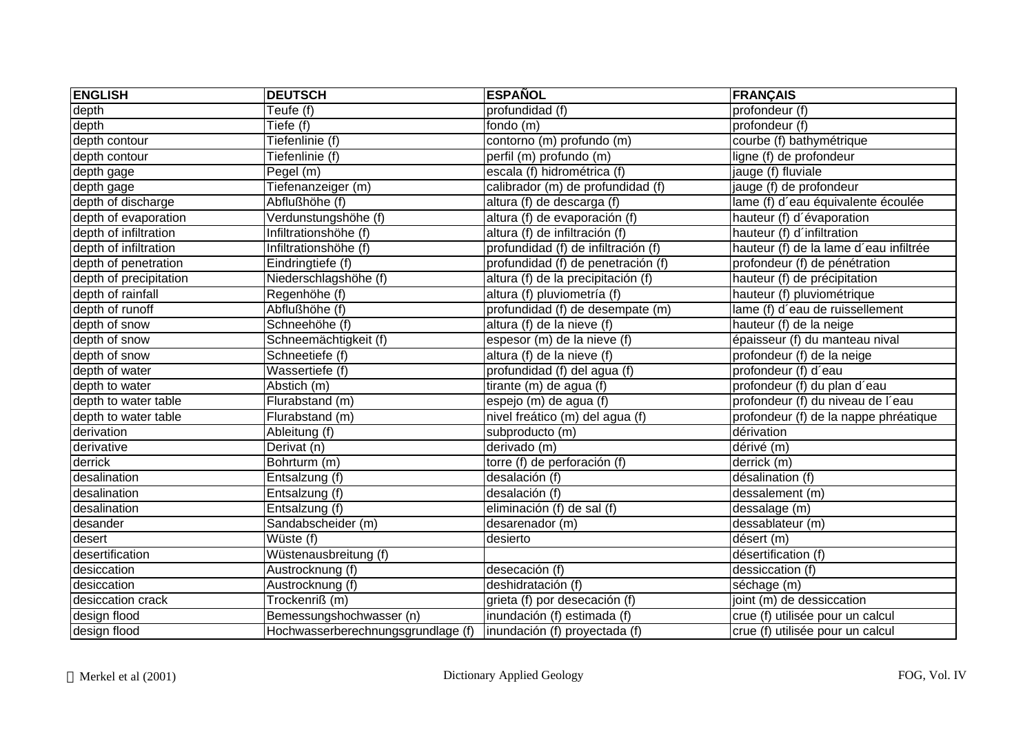| ENGLISH | DEUTSCH | ESPAÑOL | FRANÇAIS |
| --- | --- | --- | --- |
| depth | Teufe (f) | profundidad (f) | profondeur (f) |
| depth | Tiefe (f) | fondo (m) | profondeur (f) |
| depth contour | Tiefenlinie (f) | contorno (m) profundo (m) | courbe (f) bathymétrique |
| depth contour | Tiefenlinie (f) | perfil (m) profundo (m) | ligne (f) de profondeur |
| depth gage | Pegel (m) | escala (f) hidrométrica (f) | jauge (f) fluviale |
| depth gage | Tiefenanzeiger (m) | calibrador (m) de profundidad (f) | jauge (f) de profondeur |
| depth of discharge | Abflußhöhe (f) | altura (f) de descarga (f) | lame (f) d´eau équivalente écoulée |
| depth of evaporation | Verdunstungshöhe (f) | altura (f) de evaporación (f) | hauteur (f) d´évaporation |
| depth of infiltration | Infiltrationshöhe (f) | altura (f) de infiltración (f) | hauteur (f) d´infiltration |
| depth of infiltration | Infiltrationshöhe (f) | profundidad (f) de infiltración (f) | hauteur (f) de la lame d´eau infiltrée |
| depth of penetration | Eindringtiefe (f) | profundidad (f) de penetración (f) | profondeur (f) de pénétration |
| depth of precipitation | Niederschlagshöhe (f) | altura (f) de la precipitación (f) | hauteur (f) de précipitation |
| depth of rainfall | Regenhöhe (f) | altura (f) pluviometría (f) | hauteur (f) pluviométrique |
| depth of runoff | Abflußhöhe (f) | profundidad (f) de desempate (m) | lame (f) d´eau de ruissellement |
| depth of snow | Schneehöhe (f) | altura (f) de la nieve (f) | hauteur (f) de la neige |
| depth of snow | Schneemächtigkeit (f) | espesor (m) de la nieve (f) | épaisseur (f) du manteau nival |
| depth of snow | Schneetiefe (f) | altura (f) de la nieve (f) | profondeur (f) de la neige |
| depth of water | Wassertiefe (f) | profundidad (f) del agua (f) | profondeur (f) d´eau |
| depth to water | Abstich (m) | tirante (m) de agua (f) | profondeur (f) du plan d´eau |
| depth to water table | Flurabstand (m) | espejo (m) de agua (f) | profondeur (f) du niveau de l´eau |
| depth to water table | Flurabstand (m) | nivel freático (m) del agua (f) | profondeur (f) de la nappe phréatique |
| derivation | Ableitung (f) | subproducto (m) | dérivation |
| derivative | Derivat (n) | derivado (m) | dérivé (m) |
| derrick | Bohrturm (m) | torre (f) de perforación (f) | derrick (m) |
| desalination | Entsalzung (f) | desalación (f) | désalination (f) |
| desalination | Entsalzung (f) | desalación (f) | dessalement (m) |
| desalination | Entsalzung (f) | eliminación (f) de sal (f) | dessalage (m) |
| desander | Sandabscheider (m) | desarenador (m) | dessablateur (m) |
| desert | Wüste (f) | desierto | désert (m) |
| desertification | Wüstenausbreitung (f) | | désertification (f) |
| desiccation | Austrocknung (f) | desecación (f) | dessiccation (f) |
| desiccation | Austrocknung (f) | deshidratación (f) | séchage (m) |
| desiccation crack | Trockenriß (m) | grieta (f) por desecación (f) | joint (m) de dessiccation |
| design flood | Bemessungshochwasser (n) | inundación (f) estimada (f) | crue (f) utilisée pour un calcul |
| design flood | Hochwasserberechnungsgrundlage (f) | inundación (f) proyectada (f) | crue (f) utilisée pour un calcul |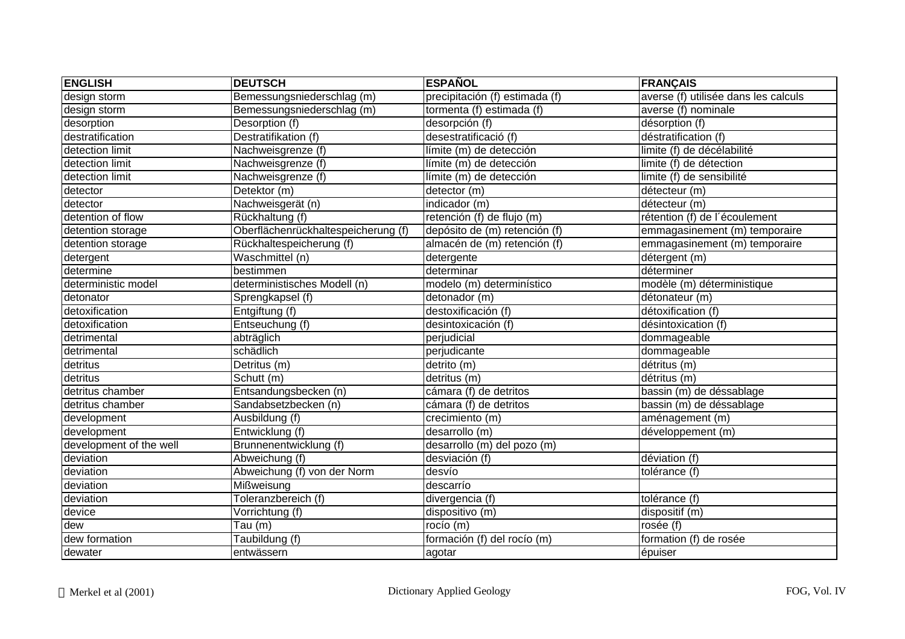| ENGLISH | DEUTSCH | ESPAÑOL | FRANÇAIS |
|---|---|---|---|
| design storm | Bemessungsniederschlag (m) | precipitación (f) estimada (f) | averse (f) utilisée dans les calculs |
| design storm | Bemessungsniederschlag (m) | tormenta (f) estimada (f) | averse (f) nominale |
| desorption | Desorption (f) | desorpción (f) | désorption (f) |
| destratification | Destratifikation (f) | desestratificació (f) | déstratification (f) |
| detection limit | Nachweisgrenze (f) | límite (m) de detección | limite (f) de décélabilité |
| detection limit | Nachweisgrenze (f) | límite (m) de detección | limite (f) de détection |
| detection limit | Nachweisgrenze (f) | límite (m) de detección | limite (f) de sensibilité |
| detector | Detektor (m) | detector (m) | détecteur (m) |
| detector | Nachweisgerät (n) | indicador (m) | détecteur (m) |
| detention of flow | Rückhaltung (f) | retención (f) de flujo (m) | rétention (f) de l´écoulement |
| detention storage | Oberflächenrückhaltespeicherung (f) | depósito de (m) retención (f) | emmagasinement (m) temporaire |
| detention storage | Rückhaltespeicherung (f) | almacén de (m) retención (f) | emmagasinement (m) temporaire |
| detergent | Waschmittel (n) | detergente | détergent (m) |
| determine | bestimmen | determinar | déterminer |
| deterministic model | deterministisches Modell (n) | modelo (m) determinístico | modèle (m) déterministique |
| detonator | Sprengkapsel (f) | detonador (m) | détonateur (m) |
| detoxification | Entgiftung (f) | destoxificación (f) | détoxification (f) |
| detoxification | Entseuchung (f) | desintoxicación (f) | désintoxication (f) |
| detrimental | abträglich | perjudicial | dommageable |
| detrimental | schädlich | perjudicante | dommageable |
| detritus | Detritus (m) | detrito (m) | détritus (m) |
| detritus | Schutt (m) | detritus (m) | détritus (m) |
| detritus chamber | Entsandungsbecken (n) | cámara (f) de detritos | bassin (m) de déssablage |
| detritus chamber | Sandabsetzbecken (n) | cámara (f) de detritos | bassin (m) de déssablage |
| development | Ausbildung (f) | crecimiento (m) | aménagement (m) |
| development | Entwicklung (f) | desarrollo (m) | développement (m) |
| development of the well | Brunnenentwicklung (f) | desarrollo (m) del pozo (m) | |
| deviation | Abweichung (f) | desviación (f) | déviation (f) |
| deviation | Abweichung (f) von der Norm | desvío | tolérance (f) |
| deviation | Mißweisung | descarrío | |
| deviation | Toleranzbereich (f) | divergencia (f) | tolérance (f) |
| device | Vorrichtung (f) | dispositivo (m) | dispositif (m) |
| dew | Tau (m) | rocío (m) | rosée (f) |
| dew formation | Taubildung (f) | formación (f) del rocío (m) | formation (f) de rosée |
| dewater | entwässern | agotar | épuiser |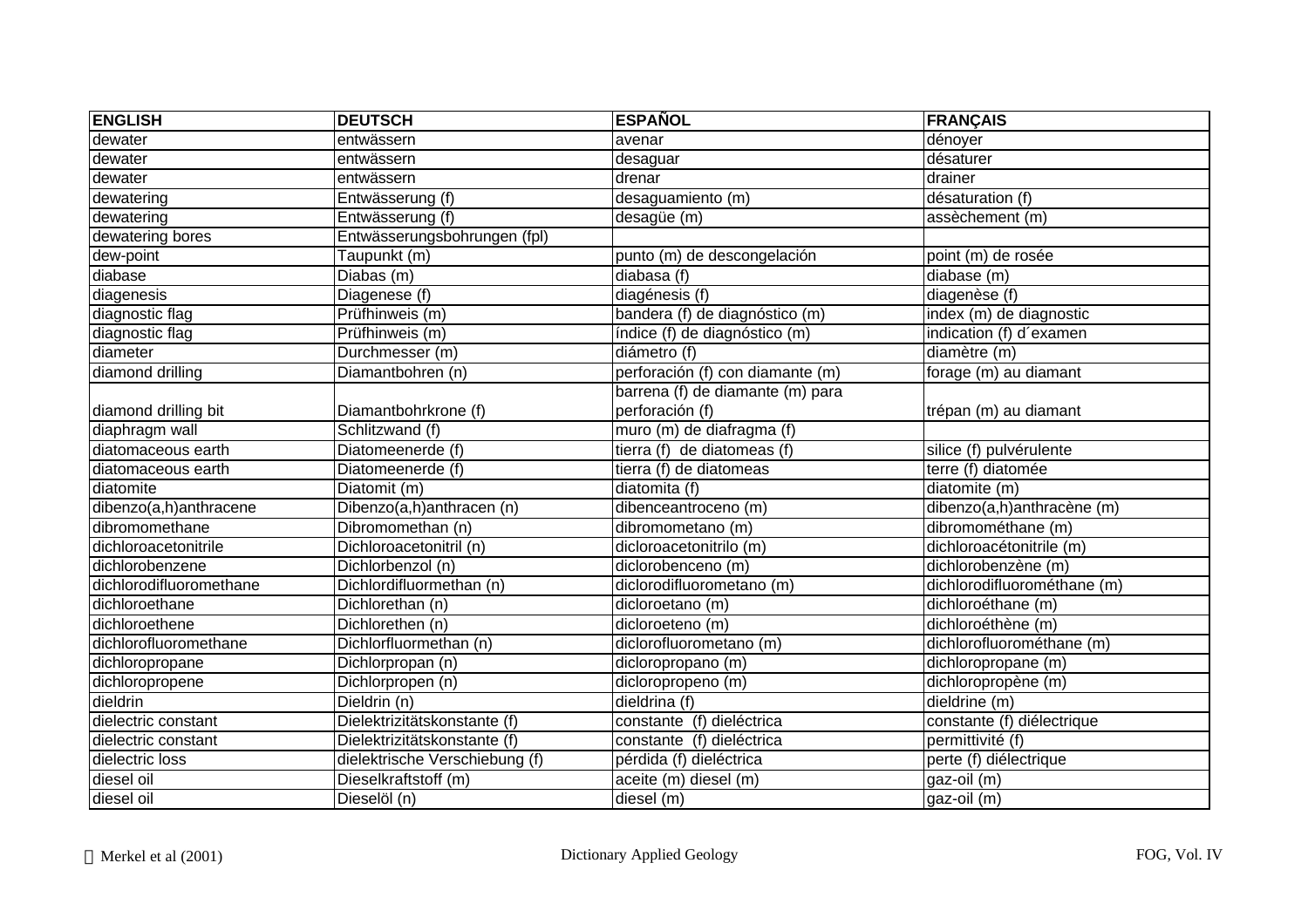| ENGLISH | DEUTSCH | ESPAÑOL | FRANÇAIS |
|---|---|---|---|
| dewater | entwässern | avenar | dénoyer |
| dewater | entwässern | desaguar | désaturer |
| dewater | entwässern | drenar | drainer |
| dewatering | Entwässerung (f) | desaguamiento (m) | désaturation (f) |
| dewatering | Entwässerung (f) | desagüe (m) | assèchement (m) |
| dewatering bores | Entwässerungsbohrungen (fpl) | | |
| dew-point | Taupunkt (m) | punto (m) de descongelación | point (m) de rosée |
| diabase | Diabas (m) | diabasa (f) | diabase (m) |
| diagenesis | Diagenese (f) | diagénesis (f) | diagenèse (f) |
| diagnostic flag | Prüfhinweis (m) | bandera (f) de diagnóstico (m) | index (m) de diagnostic |
| diagnostic flag | Prüfhinweis (m) | índice (f) de diagnóstico (m) | indication (f) d´examen |
| diameter | Durchmesser (m) | diámetro (f) | diamètre (m) |
| diamond drilling | Diamantbohren (n) | perforación (f) con diamante (m) | forage (m) au diamant |
| diamond drilling bit | Diamantbohrkrone (f) | barrena (f) de diamante (m) para perforación (f) | trépan (m) au diamant |
| diaphragm wall | Schlitzwand (f) | muro (m) de diafragma (f) | |
| diatomaceous earth | Diatomeenerde (f) | tierra (f) de diatomeas (f) | silice (f) pulvérulente |
| diatomaceous earth | Diatomeenerde (f) | tierra (f) de diatomeas | terre (f) diatomée |
| diatomite | Diatomit (m) | diatomita (f) | diatomite (m) |
| dibenzo(a,h)anthracene | Dibenzo(a,h)anthracen (n) | dibenceantroceno (m) | dibenzo(a,h)anthracène (m) |
| dibromomethane | Dibromomethan (n) | dibromometano (m) | dibromométhane (m) |
| dichloroacetonitrile | Dichloroacetonitril (n) | dicloroacetonitrilo (m) | dichloroacétonitrile (m) |
| dichlorobenzene | Dichlorbenzol (n) | diclorobenceno (m) | dichlorobenzène (m) |
| dichlorodifluoromethane | Dichlordifluormethan (n) | diclorodifluorometano (m) | dichlorodifluorométhane (m) |
| dichloroethane | Dichlorethan (n) | dicloroetano (m) | dichloroéthane (m) |
| dichloroethene | Dichlorethen (n) | dicloroeteno (m) | dichloroéthène (m) |
| dichlorofluoromethane | Dichlorfluormethan (n) | diclorofluorometano (m) | dichlorofluorométhane (m) |
| dichloropropane | Dichlorpropan (n) | dicloropropano (m) | dichloropropane (m) |
| dichloropropene | Dichlorpropen (n) | dicloropropeno (m) | dichloropropène (m) |
| dieldrin | Dieldrin (n) | dieldrina (f) | dieldrine (m) |
| dielectric constant | Dielektrizitätskonstante (f) | constante (f) dieléctrica | constante (f) diélectrique |
| dielectric constant | Dielektrizitätskonstante (f) | constante (f) dieléctrica | permittivité (f) |
| dielectric loss | dielektrische Verschiebung (f) | pérdida (f) dieléctrica | perte (f) diélectrique |
| diesel oil | Dieselkraftstoff (m) | aceite (m) diesel (m) | gaz-oil (m) |
| diesel oil | Dieselöl (n) | diesel (m) | gaz-oil (m) |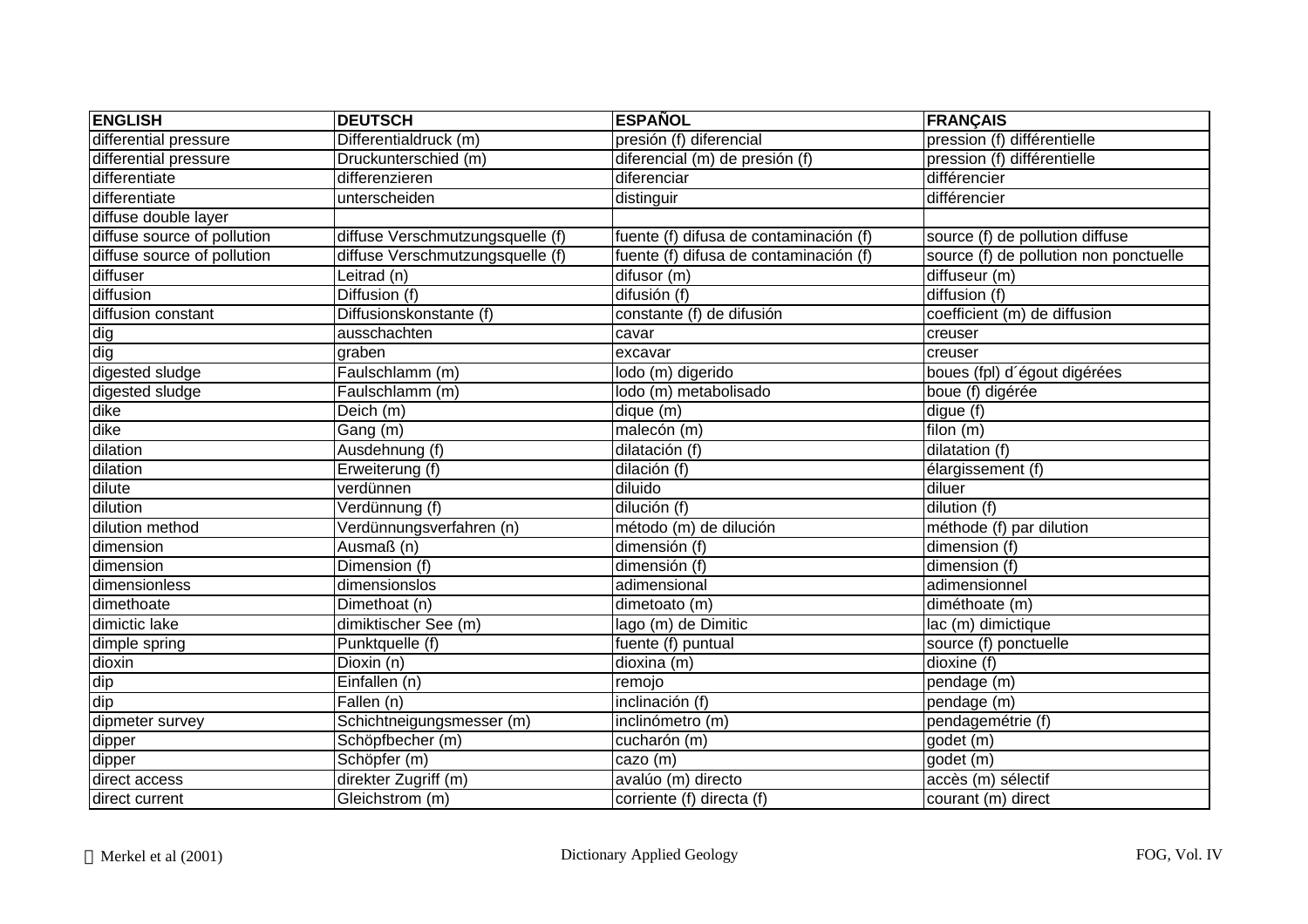| ENGLISH | DEUTSCH | ESPAÑOL | FRANÇAIS |
|---|---|---|---|
| differential pressure | Differentialdruck (m) | presión (f) diferencial | pression (f) différentielle |
| differential pressure | Druckunterschied (m) | diferencial (m) de presión (f) | pression (f) différentielle |
| differentiate | differenzieren | diferenciar | différencier |
| differentiate | unterscheiden | distinguir | différencier |
| diffuse double layer | | | |
| diffuse source of pollution | diffuse Verschmutzungsquelle (f) | fuente (f) difusa de contaminación (f) | source (f) de pollution diffuse |
| diffuse source of pollution | diffuse Verschmutzungsquelle (f) | fuente (f) difusa de contaminación (f) | source (f) de pollution non ponctuelle |
| diffuser | Leitrad (n) | difusor (m) | diffuseur (m) |
| diffusion | Diffusion (f) | difusión (f) | diffusion (f) |
| diffusion constant | Diffusionskonstante (f) | constante (f) de difusión | coefficient (m) de diffusion |
| dig | ausschachten | cavar | creuser |
| dig | graben | excavar | creuser |
| digested sludge | Faulschlamm (m) | lodo (m) digerido | boues (fpl) d´égout digérées |
| digested sludge | Faulschlamm (m) | lodo (m) metabolisado | boue (f) digérée |
| dike | Deich (m) | dique (m) | digue (f) |
| dike | Gang (m) | malecón (m) | filon (m) |
| dilation | Ausdehnung (f) | dilatación (f) | dilatation (f) |
| dilation | Erweiterung (f) | dilación (f) | élargissement (f) |
| dilute | verdünnen | diluido | diluer |
| dilution | Verdünnung (f) | dilución (f) | dilution (f) |
| dilution method | Verdünnungsverfahren (n) | método (m) de dilución | méthode (f) par dilution |
| dimension | Ausmaß (n) | dimensión (f) | dimension (f) |
| dimension | Dimension (f) | dimensión (f) | dimension (f) |
| dimensionless | dimensionslos | adimensional | adimensionnel |
| dimethoate | Dimethoat (n) | dimetoato (m) | diméthoate (m) |
| dimictic lake | dimiktischer See (m) | lago (m) de Dimitic | lac (m) dimictique |
| dimple spring | Punktquelle (f) | fuente (f) puntual | source (f) ponctuelle |
| dioxin | Dioxin (n) | dioxina (m) | dioxine (f) |
| dip | Einfallen (n) | remojo | pendage (m) |
| dip | Fallen (n) | inclinación (f) | pendage (m) |
| dipmeter survey | Schichtneigungsmesser (m) | inclinómetro (m) | pendagemétrie (f) |
| dipper | Schöpfbecher (m) | cucharón (m) | godet (m) |
| dipper | Schöpfer (m) | cazo (m) | godet (m) |
| direct access | direkter Zugriff (m) | avalúo (m) directo | accès (m) sélectif |
| direct current | Gleichstrom (m) | corriente (f) directa (f) | courant (m) direct |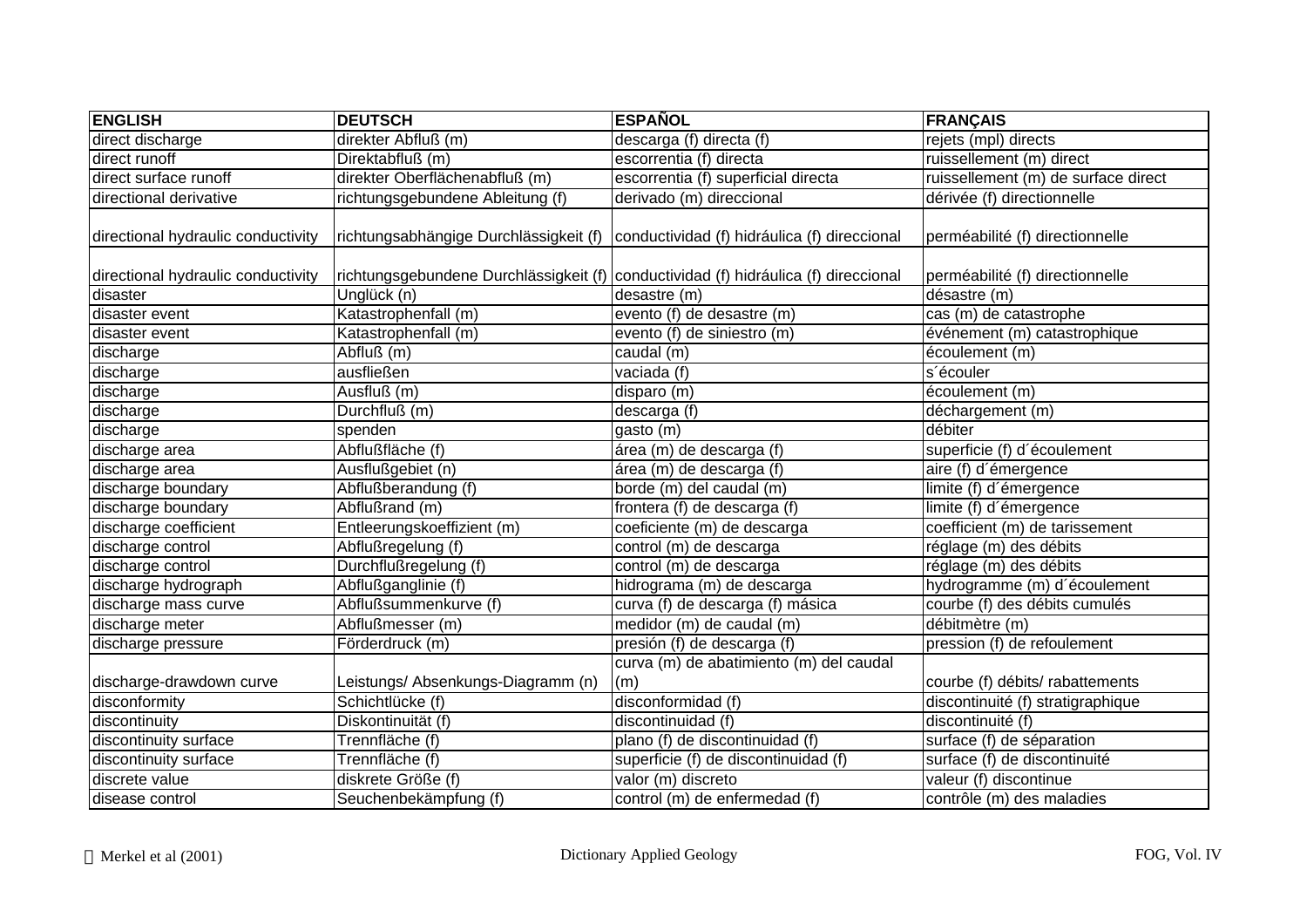| ENGLISH | DEUTSCH | ESPAÑOL | FRANÇAIS |
|---|---|---|---|
| direct discharge | direkter Abfluß (m) | descarga (f) directa (f) | rejets (mpl) directs |
| direct runoff | Direktabfluß (m) | escorrentia (f) directa | ruissellement (m) direct |
| direct surface runoff | direkter Oberflächenabfluß (m) | escorrentia (f) superficial directa | ruissellement (m) de surface direct |
| directional derivative | richtungsgebundene Ableitung (f) | derivado (m) direccional | dérivée (f) directionnelle |
| directional hydraulic conductivity | richtungsabhängige Durchlässigkeit (f) | conductividad (f) hidráulica (f) direccional | perméabilité (f) directionnelle |
| directional hydraulic conductivity | richtungsgebundene Durchlässigkeit (f) | conductividad (f) hidráulica (f) direccional | perméabilité (f) directionnelle |
| disaster | Unglück (n) | desastre (m) | désastre (m) |
| disaster event | Katastrophenfall (m) | evento (f) de desastre (m) | cas (m) de catastrophe |
| disaster event | Katastrophenfall (m) | evento (f) de siniestro (m) | événement (m) catastrophique |
| discharge | Abfluß (m) | caudal (m) | écoulement (m) |
| discharge | ausfließen | vaciada (f) | s´écouler |
| discharge | Ausfluß (m) | disparo (m) | écoulement (m) |
| discharge | Durchfluß (m) | descarga (f) | déchargement (m) |
| discharge | spenden | gasto (m) | débiter |
| discharge area | Abflußfläche (f) | área (m) de descarga (f) | superficie (f) d´écoulement |
| discharge area | Ausflußgebiet (n) | área (m) de descarga (f) | aire (f) d´émergence |
| discharge boundary | Abflußberandung (f) | borde (m) del caudal (m) | limite (f) d´émergence |
| discharge boundary | Abflußrand (m) | frontera (f) de descarga (f) | limite (f) d´émergence |
| discharge coefficient | Entleerungskoeffizient (m) | coeficiente (m) de descarga | coefficient (m) de tarissement |
| discharge control | Abflußregelung (f) | control (m) de descarga | réglage (m) des débits |
| discharge control | Durchflußregelung (f) | control (m) de descarga | réglage (m) des débits |
| discharge hydrograph | Abflußganglinie (f) | hidrograma (m) de descarga | hydrogramme (m) d´écoulement |
| discharge mass curve | Abflußsummenkurve (f) | curva (f) de descarga (f) másica | courbe (f) des débits cumulés |
| discharge meter | Abflußmesser (m) | medidor (m) de caudal (m) | débitmètre (m) |
| discharge pressure | Förderdruck (m) | presión (f) de descarga (f) | pression (f) de refoulement |
| discharge-drawdown curve | Leistungs/ Absenkungs-Diagramm (n) | curva (m) de abatimiento (m) del caudal (m) | courbe (f) débits/ rabattements |
| disconformity | Schichtlücke (f) | disconformidad (f) | discontinuité (f) stratigraphique |
| discontinuity | Diskontinuität (f) | discontinuidad (f) | discontinuité (f) |
| discontinuity surface | Trennfläche (f) | plano (f) de discontinuidad (f) | surface (f) de séparation |
| discontinuity surface | Trennfläche (f) | superficie (f) de discontinuidad (f) | surface (f) de discontinuité |
| discrete value | diskrete Größe (f) | valor (m) discreto | valeur (f) discontinue |
| disease control | Seuchenbekämpfung (f) | control (m) de enfermedad (f) | contrôle (m) des maladies |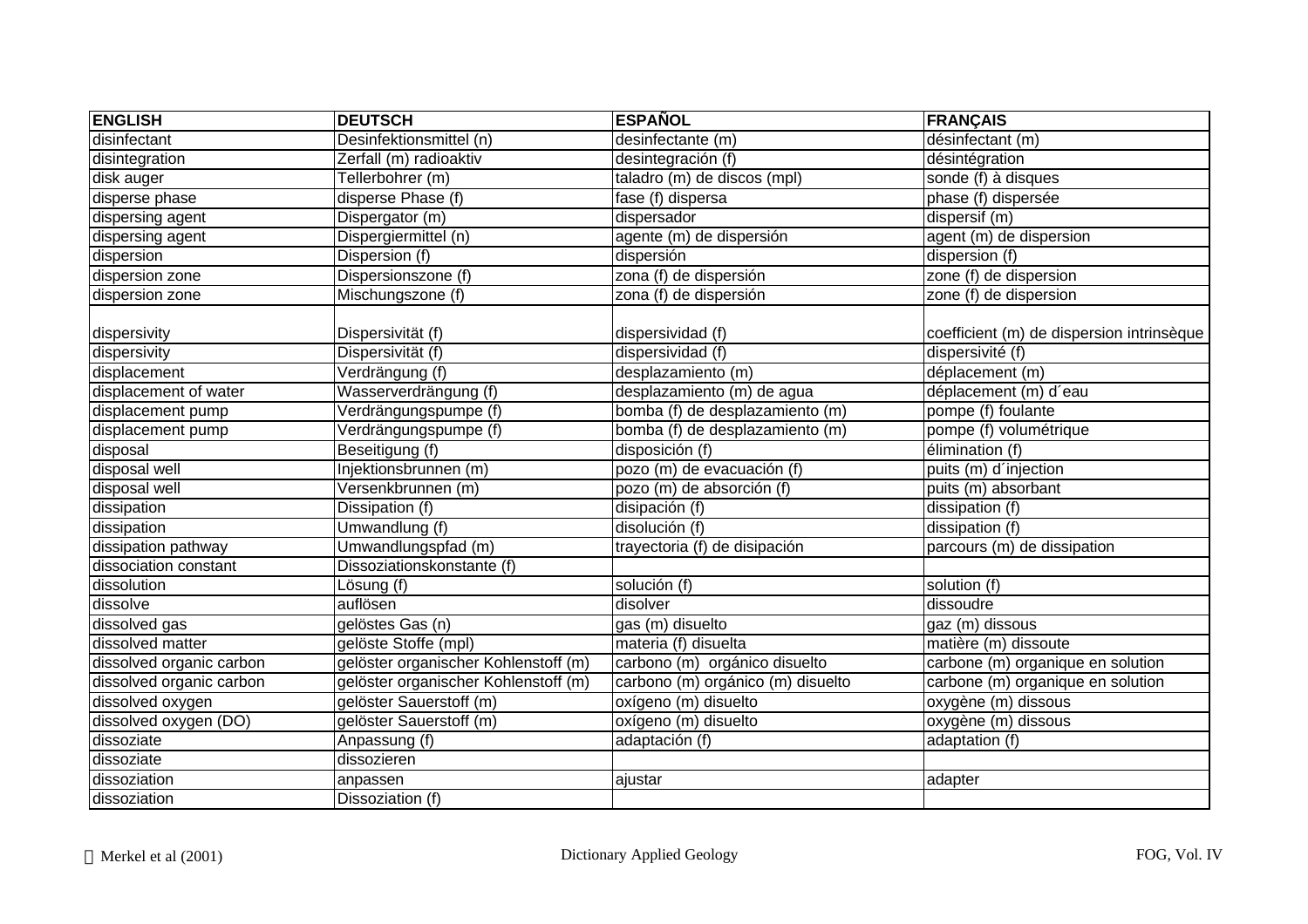| ENGLISH | DEUTSCH | ESPAÑOL | FRANÇAIS |
|---|---|---|---|
| disinfectant | Desinfektionsmittel (n) | desinfectante (m) | désinfectant (m) |
| disintegration | Zerfall (m) radioaktiv | desintegración (f) | désintégration |
| disk auger | Tellerbohrer (m) | taladro (m) de discos (mpl) | sonde (f) à disques |
| disperse phase | disperse Phase (f) | fase (f) dispersa | phase (f) dispersée |
| dispersing agent | Dispergator (m) | dispersador | dispersif (m) |
| dispersing agent | Dispergiermittel (n) | agente (m) de dispersión | agent (m) de dispersion |
| dispersion | Dispersion (f) | dispersión | dispersion (f) |
| dispersion zone | Dispersionszone (f) | zona (f) de dispersión | zone (f) de dispersion |
| dispersion zone | Mischungszone (f) | zona (f) de dispersión | zone (f) de dispersion |
| dispersivity | Dispersivität (f) | dispersividad (f) | coefficient (m) de dispersion intrinsèque |
| dispersivity | Dispersivität (f) | dispersividad (f) | dispersivité (f) |
| displacement | Verdrängung (f) | desplazamiento (m) | déplacement (m) |
| displacement of water | Wasserverdrängung (f) | desplazamiento (m) de agua | déplacement (m) d´eau |
| displacement pump | Verdrängungspumpe (f) | bomba (f) de desplazamiento (m) | pompe (f) foulante |
| displacement pump | Verdrängungspumpe (f) | bomba (f) de desplazamiento (m) | pompe (f) volumétrique |
| disposal | Beseitigung (f) | disposición (f) | élimination (f) |
| disposal well | Injektionsbrunnen (m) | pozo (m) de evacuación (f) | puits (m) d´injection |
| disposal well | Versenkbrunnen (m) | pozo (m) de absorción (f) | puits (m) absorbant |
| dissipation | Dissipation (f) | disipación (f) | dissipation (f) |
| dissipation | Umwandlung (f) | disolución (f) | dissipation (f) |
| dissipation pathway | Umwandlungspfad (m) | trayectoria (f) de disipación | parcours (m) de dissipation |
| dissociation constant | Dissoziationskonstante (f) | | |
| dissolution | Lösung (f) | solución (f) | solution (f) |
| dissolve | auflösen | disolver | dissoudre |
| dissolved gas | gelöstes Gas (n) | gas (m) disuelto | gaz (m) dissous |
| dissolved matter | gelöste Stoffe (mpl) | materia (f) disuelta | matière (m) dissoute |
| dissolved organic carbon | gelöster organischer Kohlenstoff (m) | carbono (m) orgánico disuelto | carbone (m) organique en solution |
| dissolved organic carbon | gelöster organischer Kohlenstoff (m) | carbono (m) orgánico (m) disuelto | carbone (m) organique en solution |
| dissolved oxygen | gelöster Sauerstoff (m) | oxígeno (m) disuelto | oxygène (m) dissous |
| dissolved oxygen (DO) | gelöster Sauerstoff (m) | oxígeno (m) disuelto | oxygène (m) dissous |
| dissoziate | Anpassung (f) | adaptación (f) | adaptation (f) |
| dissoziate | dissozieren | | |
| dissoziation | anpassen | ajustar | adapter |
| dissoziation | Dissoziation (f) | | |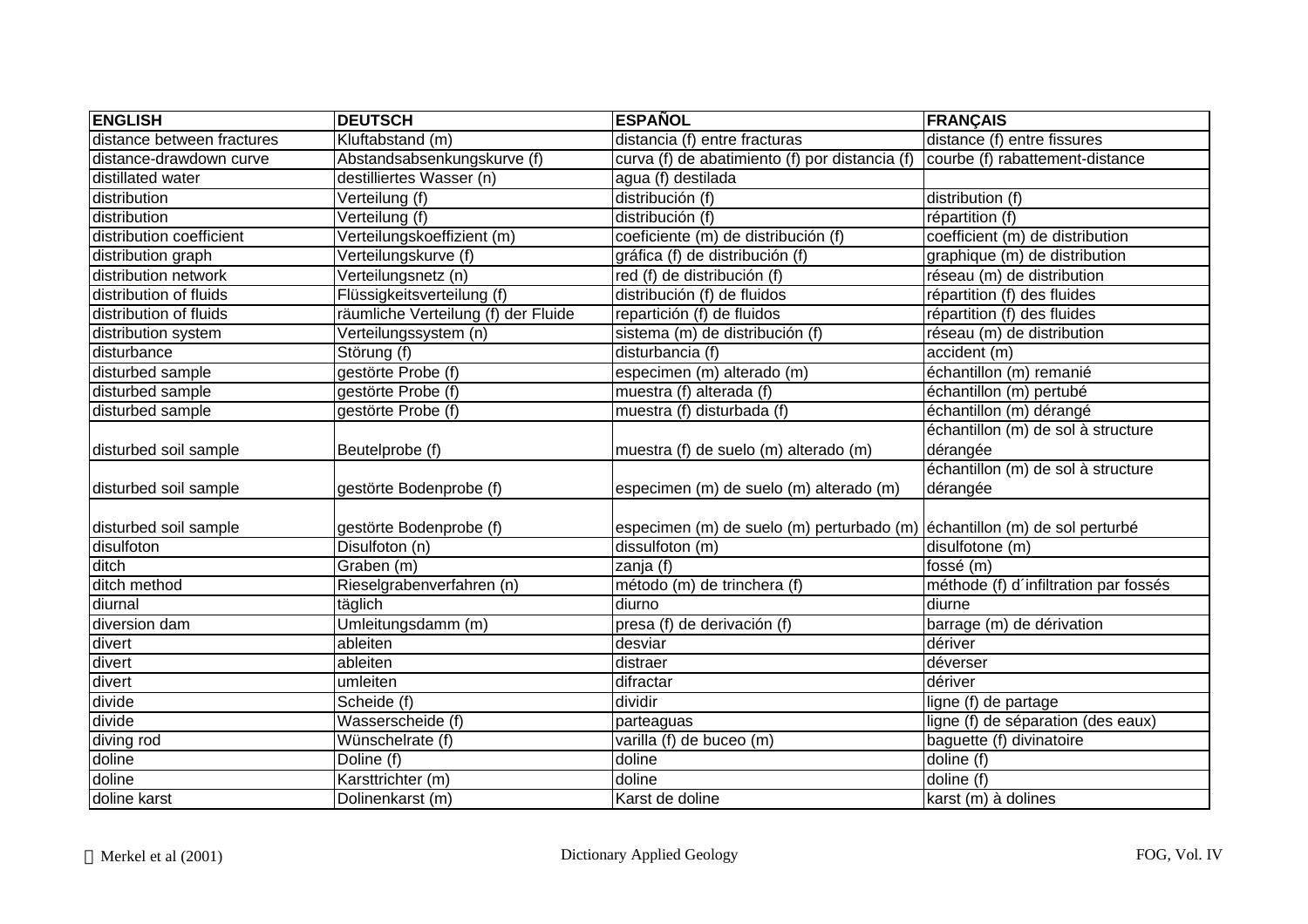| ENGLISH | DEUTSCH | ESPAÑOL | FRANÇAIS |
|---|---|---|---|
| distance between fractures | Kluftabstand (m) | distancia (f) entre fracturas | distance (f) entre fissures |
| distance-drawdown curve | Abstandsabsenkungskurve (f) | curva (f) de abatimiento (f) por distancia (f) | courbe (f) rabattement-distance |
| distillated water | destilliertes Wasser (n) | agua (f) destilada | |
| distribution | Verteilung (f) | distribución (f) | distribution (f) |
| distribution | Verteilung (f) | distribución (f) | répartition (f) |
| distribution coefficient | Verteilungskoeffizient (m) | coeficiente (m) de distribución (f) | coefficient (m) de distribution |
| distribution graph | Verteilungskurve (f) | gráfica (f) de distribución (f) | graphique (m) de distribution |
| distribution network | Verteilungsnetz (n) | red (f) de distribución (f) | réseau (m) de distribution |
| distribution of fluids | Flüssigkeitsverteilung (f) | distribución (f) de fluidos | répartition (f) des fluides |
| distribution of fluids | räumliche Verteilung (f) der Fluide | repartición (f) de fluidos | répartition (f) des fluides |
| distribution system | Verteilungssystem (n) | sistema (m) de distribución (f) | réseau (m) de distribution |
| disturbance | Störung (f) | disturbancia (f) | accident (m) |
| disturbed sample | gestörte Probe (f) | especimen (m) alterado (m) | échantillon (m) remanié |
| disturbed sample | gestörte Probe (f) | muestra (f) alterada (f) | échantillon (m) pertubé |
| disturbed sample | gestörte Probe (f) | muestra (f) disturbada (f) | échantillon (m) dérangé |
| disturbed soil sample | Beutelprobe (f) | muestra (f) de suelo (m) alterado (m) | échantillon (m) de sol à structure dérangée |
| disturbed soil sample | gestörte Bodenprobe (f) | especimen (m) de suelo (m) alterado (m) | échantillon (m) de sol à structure dérangée |
| disturbed soil sample | gestörte Bodenprobe (f) | especimen (m) de suelo (m) perturbado (m) | échantillon (m) de sol perturbé |
| disulfoton | Disulfoton (n) | dissulfoton (m) | disulfotone (m) |
| ditch | Graben (m) | zanja (f) | fossé (m) |
| ditch method | Rieselgrabenverfahren (n) | método (m) de trinchera (f) | méthode (f) d´infiltration par fossés |
| diurnal | täglich | diurno | diurne |
| diversion dam | Umleitungsdamm (m) | presa (f) de derivación (f) | barrage (m) de dérivation |
| divert | ableiten | desviar | dériver |
| divert | ableiten | distraer | déverser |
| divert | umleiten | difractar | dériver |
| divide | Scheide (f) | dividir | ligne (f) de partage |
| divide | Wasserscheide (f) | parteaguas | ligne (f) de séparation (des eaux) |
| diving rod | Wünschelrate (f) | varilla (f) de buceo (m) | baguette (f) divinatoire |
| doline | Doline (f) | doline | doline (f) |
| doline | Karsttrichter (m) | doline | doline (f) |
| doline karst | Dolinenkarst (m) | Karst de doline | karst (m) à dolines |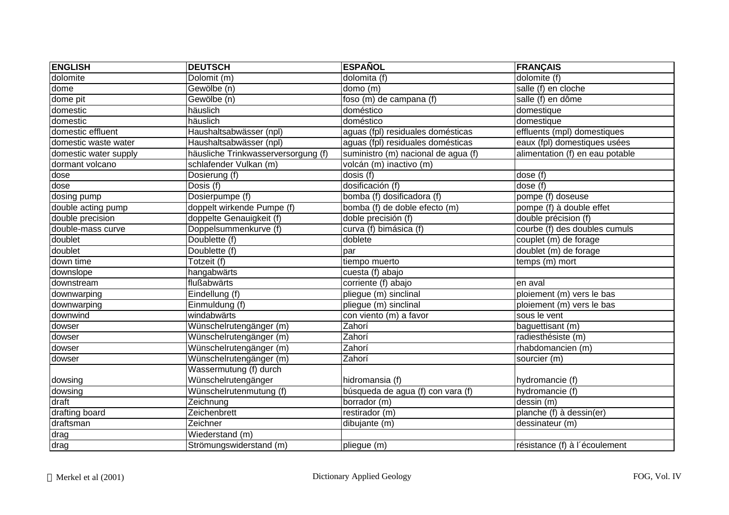| ENGLISH | DEUTSCH | ESPAÑOL | FRANÇAIS |
|---|---|---|---|
| dolomite | Dolomit (m) | dolomita (f) | dolomite (f) |
| dome | Gewölbe (n) | domo (m) | salle (f) en cloche |
| dome pit | Gewölbe (n) | foso (m) de campana (f) | salle (f) en dôme |
| domestic | häuslich | doméstico | domestique |
| domestic | häuslich | doméstico | domestique |
| domestic effluent | Haushaltsabwässer (npl) | aguas (fpl) residuales domésticas | effluents (mpl) domestiques |
| domestic waste water | Haushaltsabwässer (npl) | aguas (fpl) residuales domésticas | eaux (fpl) domestiques usées |
| domestic water supply | häusliche Trinkwasserversorgung (f) | suministro (m) nacional de agua (f) | alimentation (f) en eau potable |
| dormant volcano | schlafender Vulkan (m) | volcán (m) inactivo (m) | |
| dose | Dosierung (f) | dosis (f) | dose (f) |
| dose | Dosis (f) | dosificación (f) | dose (f) |
| dosing pump | Dosierpumpe (f) | bomba (f) dosificadora (f) | pompe (f) doseuse |
| double acting pump | doppelt wirkende Pumpe (f) | bomba (f) de doble efecto (m) | pompe (f) à double effet |
| double precision | doppelte Genauigkeit (f) | doble precisión (f) | double précision (f) |
| double-mass curve | Doppelsummenkurve (f) | curva (f) bimásica (f) | courbe (f) des doubles cumuls |
| doublet | Doublette (f) | doblete | couplet (m) de forage |
| doublet | Doublette (f) | par | doublet (m) de forage |
| down time | Totzeit (f) | tiempo muerto | temps (m) mort |
| downslope | hangabwärts | cuesta (f) abajo | |
| downstream | flußabwärts | corriente (f) abajo | en aval |
| downwarping | Eindellung (f) | pliegue (m) sinclinal | ploiement (m) vers le bas |
| downwarping | Einmuldung (f) | pliegue (m) sinclinal | ploiement (m) vers le bas |
| downwind | windabwärts | con viento (m) a favor | sous le vent |
| dowser | Wünschelrutengänger (m) | Zahorí | baguettisant (m) |
| dowser | Wünschelrutengänger (m) | Zahorí | radiesthésiste (m) |
| dowser | Wünschelrutengänger (m) | Zahorí | rhabdomancien (m) |
| dowser | Wünschelrutengänger (m) | Zahorí | sourcier (m) |
| dowsing | Wassermutung (f) durch Wünschelrutengänger | hidromansia (f) | hydromancie (f) |
| dowsing | Wünschelrutenmutung (f) | búsqueda de agua (f) con vara (f) | hydromancie (f) |
| draft | Zeichnung | borrador (m) | dessin (m) |
| drafting board | Zeichenbrett | restirador (m) | planche (f) à dessin(er) |
| draftsman | Zeichner | dibujante (m) | dessinateur (m) |
| drag | Wiederstand (m) | | |
| drag | Strömungswiderstand (m) | pliegue (m) | résistance (f) à l´écoulement |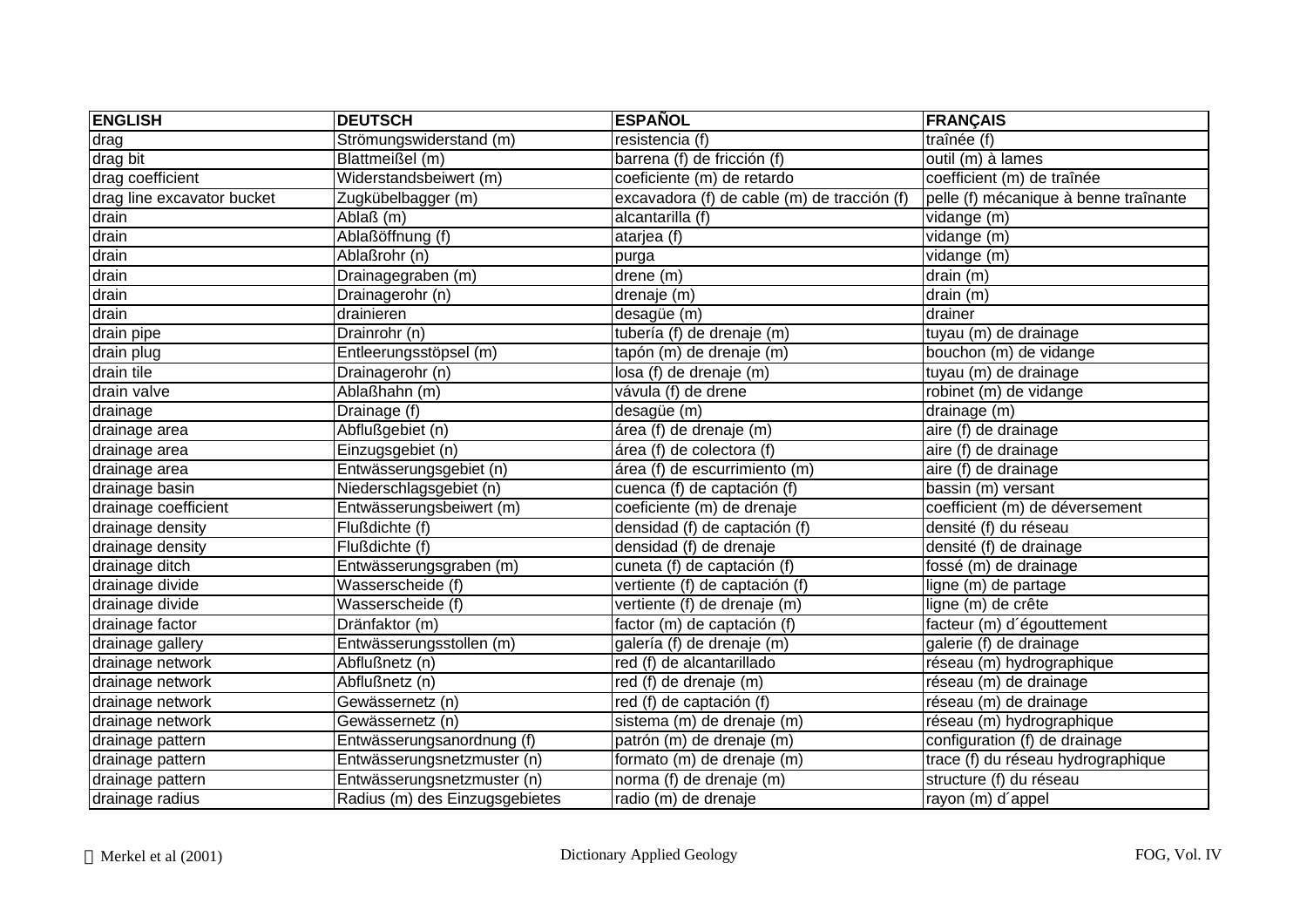| ENGLISH | DEUTSCH | ESPAÑOL | FRANÇAIS |
|---|---|---|---|
| drag | Strömungswiderstand (m) | resistencia (f) | traînée (f) |
| drag bit | Blattmeißel (m) | barrena (f) de fricción (f) | outil (m) à lames |
| drag coefficient | Widerstandsbeiwert (m) | coeficiente (m) de retardo | coefficient (m) de traînée |
| drag line excavator bucket | Zugkübelbagger (m) | excavadora (f) de cable (m) de tracción (f) | pelle (f) mécanique à benne traînante |
| drain | Ablaß (m) | alcantarilla (f) | vidange (m) |
| drain | Ablaßöffnung (f) | atarjea (f) | vidange (m) |
| drain | Ablaßrohr (n) | purga | vidange (m) |
| drain | Drainagegraben (m) | drene (m) | drain (m) |
| drain | Drainagerohr (n) | drenaje (m) | drain (m) |
| drain | drainieren | desagüe (m) | drainer |
| drain pipe | Drainrohr (n) | tubería (f) de drenaje (m) | tuyau (m) de drainage |
| drain plug | Entleerungsstöpsel (m) | tapón (m) de drenaje (m) | bouchon (m) de vidange |
| drain tile | Drainagerohr (n) | losa (f) de drenaje (m) | tuyau (m) de drainage |
| drain valve | Ablaßhahn (m) | vávula (f) de drene | robinet (m) de vidange |
| drainage | Drainage (f) | desagüe (m) | drainage (m) |
| drainage area | Abflußgebiet (n) | área (f) de drenaje (m) | aire (f) de drainage |
| drainage area | Einzugsgebiet (n) | área (f) de colectora (f) | aire (f) de drainage |
| drainage area | Entwässerungsgebiet (n) | área (f) de escurrimiento (m) | aire (f) de drainage |
| drainage basin | Niederschlagsgebiet (n) | cuenca (f) de captación (f) | bassin (m) versant |
| drainage coefficient | Entwässerungsbeiwert (m) | coeficiente (m) de drenaje | coefficient (m) de déversement |
| drainage density | Flußdichte (f) | densidad (f) de captación (f) | densité (f) du réseau |
| drainage density | Flußdichte (f) | densidad (f) de drenaje | densité (f) de drainage |
| drainage ditch | Entwässerungsgraben (m) | cuneta (f) de captación (f) | fossé (m) de drainage |
| drainage divide | Wasserscheide (f) | vertiente (f) de captación (f) | ligne (m) de partage |
| drainage divide | Wasserscheide (f) | vertiente (f) de drenaje (m) | ligne (m) de crête |
| drainage factor | Dränfaktor (m) | factor (m) de captación (f) | facteur (m) d´égouttement |
| drainage gallery | Entwässerungsstollen (m) | galería (f) de drenaje (m) | galerie (f) de drainage |
| drainage network | Abflußnetz (n) | red (f) de alcantarillado | réseau (m) hydrographique |
| drainage network | Abflußnetz (n) | red (f) de drenaje (m) | réseau (m) de drainage |
| drainage network | Gewässernetz (n) | red (f) de captación (f) | réseau (m) de drainage |
| drainage network | Gewässernetz (n) | sistema (m) de drenaje (m) | réseau (m) hydrographique |
| drainage pattern | Entwässerungsanordnung (f) | patrón (m) de drenaje (m) | configuration (f) de drainage |
| drainage pattern | Entwässerungsnetzmuster (n) | formato (m) de drenaje (m) | trace (f) du réseau hydrographique |
| drainage pattern | Entwässerungsnetzmuster (n) | norma (f) de drenaje (m) | structure (f) du réseau |
| drainage radius | Radius (m) des Einzugsgebietes | radio (m) de drenaje | rayon (m) d´appel |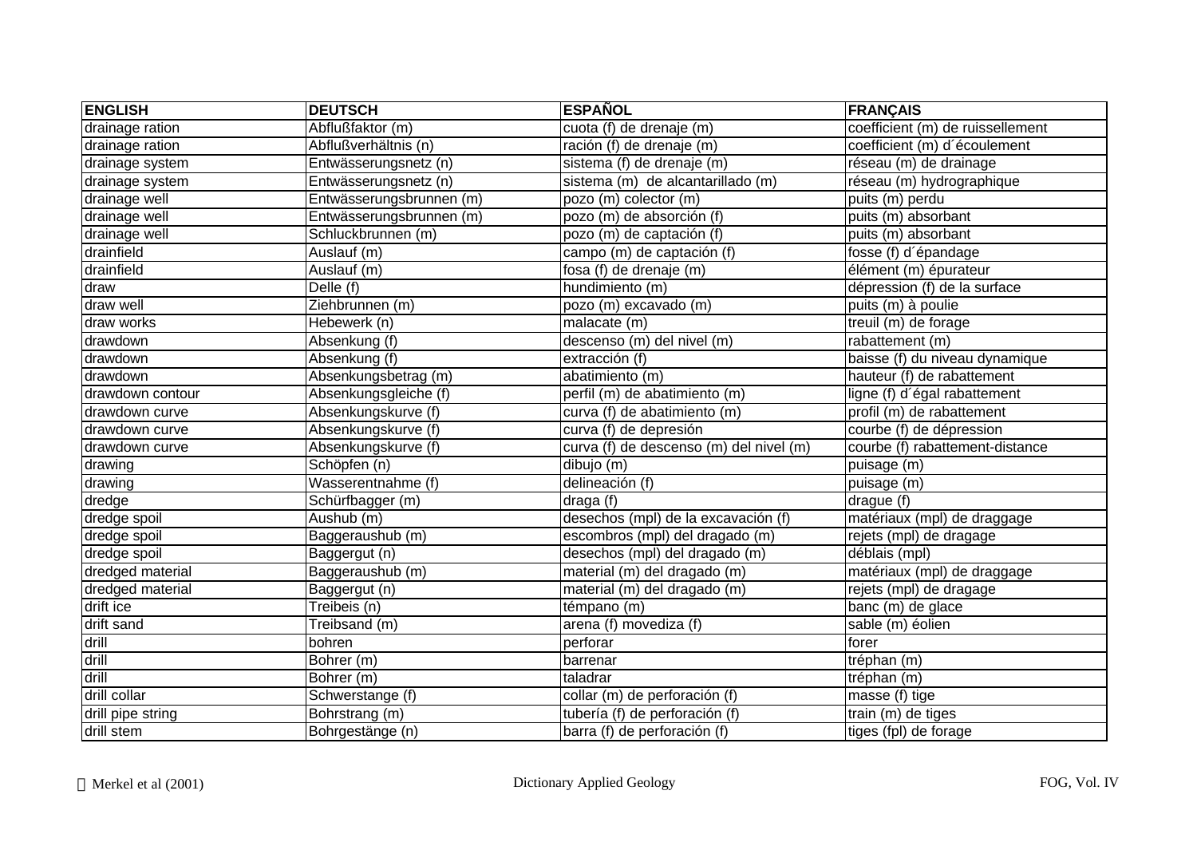| ENGLISH | DEUTSCH | ESPAÑOL | FRANÇAIS |
|---|---|---|---|
| drainage ration | Abflußfaktor (m) | cuota (f) de drenaje (m) | coefficient (m) de ruissellement |
| drainage ration | Abflußverhältnis (n) | ración (f) de drenaje (m) | coefficient (m) d´écoulement |
| drainage system | Entwässerungsnetz (n) | sistema (f) de drenaje (m) | réseau (m) de drainage |
| drainage system | Entwässerungsnetz (n) | sistema (m) de alcantarillado (m) | réseau (m) hydrographique |
| drainage well | Entwässerungsbrunnen (m) | pozo (m) colector (m) | puits (m) perdu |
| drainage well | Entwässerungsbrunnen (m) | pozo (m) de absorción (f) | puits (m) absorbant |
| drainage well | Schluckbrunnen (m) | pozo (m) de captación (f) | puits (m) absorbant |
| drainfield | Auslauf (m) | campo (m) de captación (f) | fosse (f) d´épandage |
| drainfield | Auslauf (m) | fosa (f) de drenaje (m) | élément (m) épurateur |
| draw | Delle (f) | hundimiento (m) | dépression (f) de la surface |
| draw well | Ziehbrunnen (m) | pozo (m) excavado (m) | puits (m) à poulie |
| draw works | Hebewerk (n) | malacate (m) | treuil (m) de forage |
| drawdown | Absenkung (f) | descenso (m) del nivel (m) | rabattement (m) |
| drawdown | Absenkung (f) | extracción (f) | baisse (f) du niveau dynamique |
| drawdown | Absenkungsbetrag (m) | abatimiento (m) | hauteur (f) de rabattement |
| drawdown contour | Absenkungsgleiche (f) | perfil (m) de abatimiento (m) | ligne (f) d´égal rabattement |
| drawdown curve | Absenkungskurve (f) | curva (f) de abatimiento (m) | profil (m) de rabattement |
| drawdown curve | Absenkungskurve (f) | curva (f) de depresión | courbe (f) de dépression |
| drawdown curve | Absenkungskurve (f) | curva (f) de descenso (m) del nivel (m) | courbe (f) rabattement-distance |
| drawing | Schöpfen (n) | dibujo (m) | puisage (m) |
| drawing | Wasserentnahme (f) | delineación (f) | puisage (m) |
| dredge | Schürfbagger (m) | draga (f) | drague (f) |
| dredge spoil | Aushub (m) | desechos (mpl) de la excavación (f) | matériaux (mpl) de draggage |
| dredge spoil | Baggeraushub (m) | escombros (mpl) del dragado (m) | rejets (mpl) de dragage |
| dredge spoil | Baggergut (n) | desechos (mpl) del dragado (m) | déblais (mpl) |
| dredged material | Baggeraushub (m) | material (m) del dragado (m) | matériaux (mpl) de draggage |
| dredged material | Baggergut (n) | material (m) del dragado (m) | rejets (mpl) de dragage |
| drift ice | Treibeis (n) | témpano (m) | banc (m) de glace |
| drift sand | Treibsand (m) | arena (f) movediza (f) | sable (m) éolien |
| drill | bohren | perforar | forer |
| drill | Bohrer (m) | barrenar | tréphan (m) |
| drill | Bohrer (m) | taladrar | tréphan (m) |
| drill collar | Schwerstange (f) | collar (m) de perforación (f) | masse (f) tige |
| drill pipe string | Bohrstrang (m) | tubería (f) de perforación (f) | train (m) de tiges |
| drill stem | Bohrgestänge (n) | barra (f) de perforación (f) | tiges (fpl) de forage |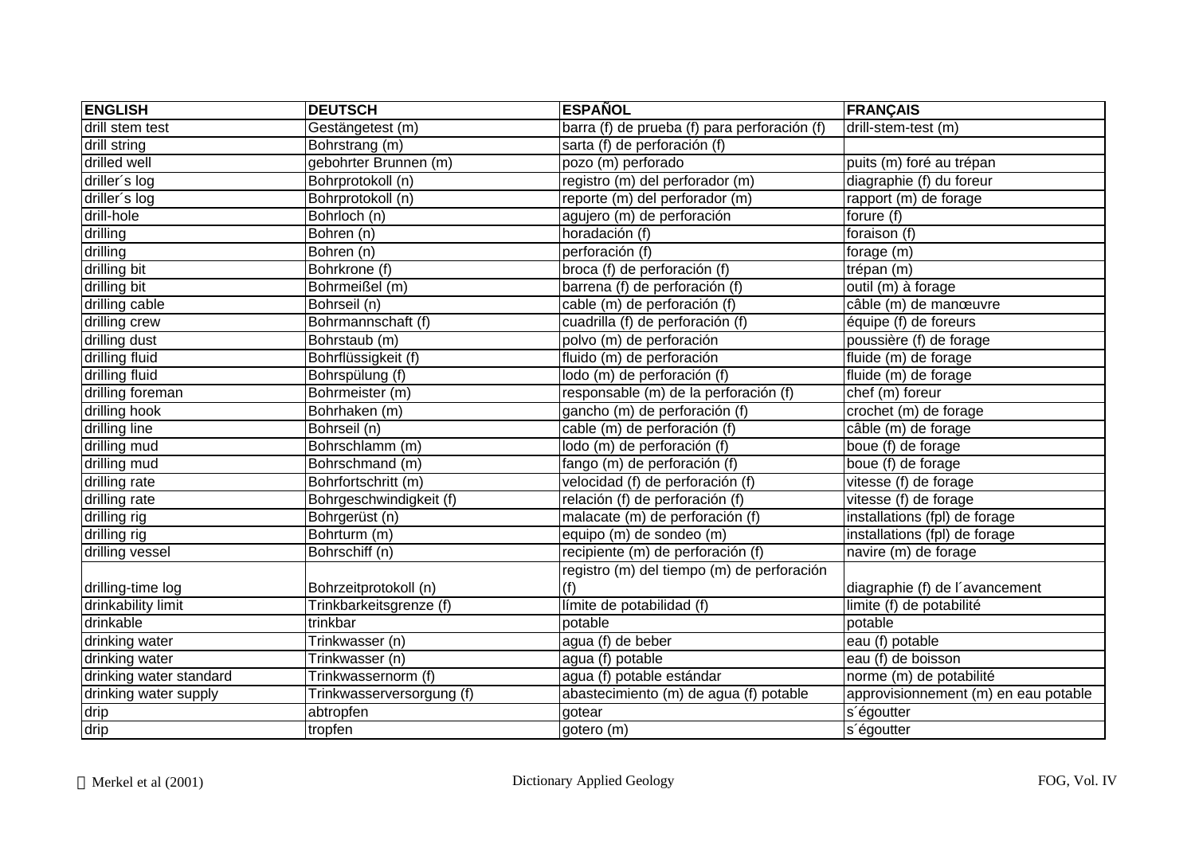| ENGLISH | DEUTSCH | ESPAÑOL | FRANÇAIS |
|---|---|---|---|
| drill stem test | Gestängetest (m) | barra (f) de prueba (f) para perforación (f) | drill-stem-test (m) |
| drill string | Bohrstrang (m) | sarta (f) de perforación (f) | |
| drilled well | gebohrter Brunnen (m) | pozo (m) perforado | puits (m) foré au trépan |
| driller´s log | Bohrprotokoll (n) | registro (m) del perforador (m) | diagraphie (f) du foreur |
| driller´s log | Bohrprotokoll (n) | reporte (m) del perforador (m) | rapport (m) de forage |
| drill-hole | Bohrloch (n) | agujero (m) de perforación | forure (f) |
| drilling | Bohren (n) | horadación (f) | foraison (f) |
| drilling | Bohren (n) | perforación (f) | forage (m) |
| drilling bit | Bohrkrone (f) | broca (f) de perforación (f) | trépan (m) |
| drilling bit | Bohrmeißel (m) | barrena (f) de perforación (f) | outil (m) à forage |
| drilling cable | Bohrseil (n) | cable (m) de perforación (f) | câble (m) de manœuvre |
| drilling crew | Bohrmannschaft (f) | cuadrilla (f) de perforación (f) | équipe (f) de foreurs |
| drilling dust | Bohrstaub (m) | polvo (m) de perforación | poussière (f) de forage |
| drilling fluid | Bohrflüssigkeit (f) | fluido (m) de perforación | fluide (m) de forage |
| drilling fluid | Bohrspülung (f) | lodo (m) de perforación (f) | fluide (m) de forage |
| drilling foreman | Bohrmeister (m) | responsable (m) de la perforación (f) | chef (m) foreur |
| drilling hook | Bohrhaken (m) | gancho (m) de perforación (f) | crochet (m) de forage |
| drilling line | Bohrseil (n) | cable (m) de perforación (f) | câble (m) de forage |
| drilling mud | Bohrschlamm (m) | lodo (m) de perforación (f) | boue (f) de forage |
| drilling mud | Bohrschmand (m) | fango (m) de perforación (f) | boue (f) de forage |
| drilling rate | Bohrfortschritt (m) | velocidad (f) de perforación (f) | vitesse (f) de forage |
| drilling rate | Bohrgeschwindigkeit (f) | relación (f) de perforación (f) | vitesse (f) de forage |
| drilling rig | Bohrgerüst (n) | malacate (m) de perforación (f) | installations (fpl) de forage |
| drilling rig | Bohrturm (m) | equipo (m) de sondeo (m) | installations (fpl) de forage |
| drilling vessel | Bohrschiff (n) | recipiente (m) de perforación (f) | navire (m) de forage |
| drilling-time log | Bohrzeitprotokoll (n) | registro (m) del tiempo (m) de perforación (f) | diagraphie (f) de l´avancement |
| drinkability limit | Trinkbarkeitsgrenze (f) | límite de potabilidad (f) | limite (f) de potabilité |
| drinkable | trinkbar | potable | potable |
| drinking water | Trinkwasser (n) | agua (f) de beber | eau (f) potable |
| drinking water | Trinkwasser (n) | agua (f) potable | eau (f) de boisson |
| drinking water standard | Trinkwassernorm (f) | agua (f) potable estándar | norme (m) de potabilité |
| drinking water supply | Trinkwasserversorgung (f) | abastecimiento (m) de agua (f) potable | approvisionnement (m) en eau potable |
| drip | abtropfen | gotear | s´égoutter |
| drip | tropfen | gotero (m) | s´égoutter |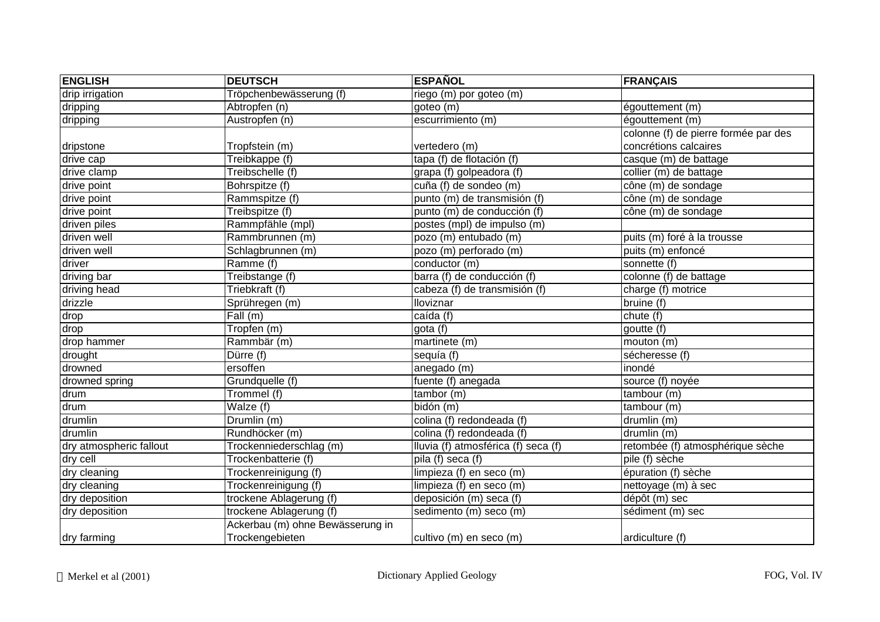| ENGLISH | DEUTSCH | ESPAÑOL | FRANÇAIS |
|---|---|---|---|
| drip irrigation | Tröpchenbewässerung (f) | riego (m) por goteo (m) | |
| dripping | Abtropfen (n) | goteo (m) | égouttement (m) |
| dripping | Austropfen (n) | escurrimiento (m) | égouttement (m) |
| dripstone | Tropfstein (m) | vertedero (m) | colonne (f) de pierre formée par des concrétions calcaires |
| drive cap | Treibkappe (f) | tapa (f) de flotación (f) | casque (m) de battage |
| drive clamp | Treibschelle (f) | grapa (f) golpeadora (f) | collier (m) de battage |
| drive point | Bohrspitze (f) | cuña (f) de sondeo (m) | cône (m) de sondage |
| drive point | Rammspitze (f) | punto (m) de transmisión (f) | cône (m) de sondage |
| drive point | Treibspitze (f) | punto (m) de conducción (f) | cône (m) de sondage |
| driven piles | Rammpfähle (mpl) | postes (mpl) de impulso (m) | |
| driven well | Rammbrunnen (m) | pozo (m) entubado (m) | puits (m) foré à la trousse |
| driven well | Schlagbrunnen (m) | pozo (m) perforado (m) | puits (m) enfoncé |
| driver | Ramme (f) | conductor (m) | sonnette (f) |
| driving bar | Treibstange (f) | barra (f) de conducción (f) | colonne (f) de battage |
| driving head | Triebkraft (f) | cabeza (f) de transmisión (f) | charge (f) motrice |
| drizzle | Sprühregen (m) | lloviznar | bruine (f) |
| drop | Fall (m) | caída (f) | chute (f) |
| drop | Tropfen (m) | gota (f) | goutte (f) |
| drop hammer | Rammbär (m) | martinete (m) | mouton (m) |
| drought | Dürre (f) | sequía (f) | sécheresse (f) |
| drowned | ersoffen | anegado (m) | inondé |
| drowned spring | Grundquelle (f) | fuente (f) anegada | source (f) noyée |
| drum | Trommel (f) | tambor (m) | tambour (m) |
| drum | Walze (f) | bidón (m) | tambour (m) |
| drumlin | Drumlin (m) | colina (f) redondeada (f) | drumlin (m) |
| drumlin | Rundhöcker (m) | colina (f) redondeada (f) | drumlin (m) |
| dry atmospheric fallout | Trockenniederschlag (m) | lluvia (f) atmosférica (f) seca (f) | retombée (f) atmosphérique sèche |
| dry cell | Trockenbatterie (f) | pila (f) seca (f) | pile (f) sèche |
| dry cleaning | Trockenreinigung (f) | limpieza (f) en seco (m) | épuration (f) sèche |
| dry cleaning | Trockenreinigung (f) | limpieza (f) en seco (m) | nettoyage (m) à sec |
| dry deposition | trockene Ablagerung (f) | deposición (m) seca (f) | dépôt (m) sec |
| dry deposition | trockene Ablagerung (f) | sedimento (m) seco (m) | sédiment (m) sec |
| dry farming | Ackerbau (m) ohne Bewässerung in Trockengebieten | cultivo (m) en seco (m) | ardiculture (f) |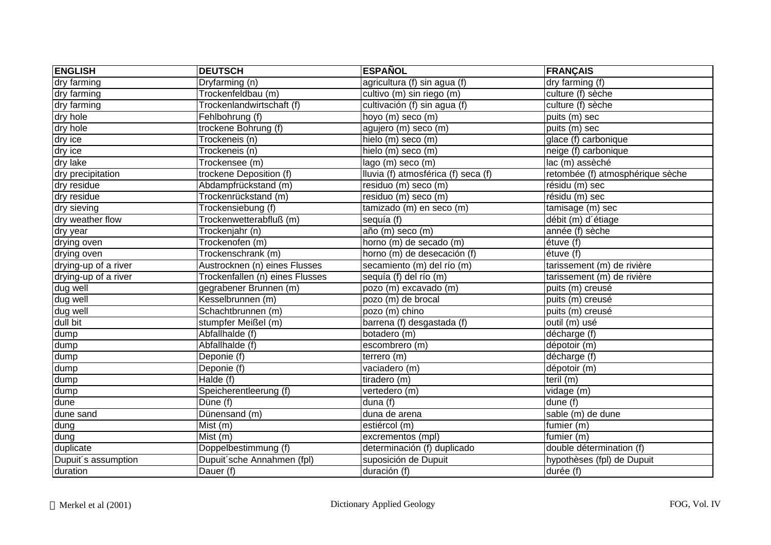| ENGLISH | DEUTSCH | ESPAÑOL | FRANÇAIS |
| --- | --- | --- | --- |
| dry farming | Dryfarming (n) | agricultura (f) sin agua (f) | dry farming (f) |
| dry farming | Trockenfeldbau (m) | cultivo (m) sin riego (m) | culture (f) sèche |
| dry farming | Trockenlandwirtschaft (f) | cultivación (f) sin agua (f) | culture (f) sèche |
| dry hole | Fehlbohrung (f) | hoyo (m) seco (m) | puits (m) sec |
| dry hole | trockene Bohrung (f) | agujero (m) seco (m) | puits (m) sec |
| dry ice | Trockeneis (n) | hielo (m) seco (m) | glace (f) carbonique |
| dry ice | Trockeneis (n) | hielo (m) seco (m) | neige (f) carbonique |
| dry lake | Trockensee (m) | lago (m) seco (m) | lac (m) assèché |
| dry precipitation | trockene Deposition (f) | lluvia (f) atmosférica (f) seca (f) | retombée (f) atmosphérique sèche |
| dry residue | Abdampfrückstand (m) | residuo (m) seco (m) | résidu (m) sec |
| dry residue | Trockenrückstand (m) | residuo (m) seco (m) | résidu (m) sec |
| dry sieving | Trockensiebung (f) | tamizado (m) en seco (m) | tamisage (m) sec |
| dry weather flow | Trockenwetterabfluß (m) | sequía (f) | débit (m) d´étiage |
| dry year | Trockenjahr (n) | año (m) seco (m) | année (f) sèche |
| drying oven | Trockenofen (m) | horno (m) de secado (m) | étuve (f) |
| drying oven | Trockenschrank (m) | horno (m) de desecación (f) | étuve (f) |
| drying-up of a river | Austrocknen (n) eines Flusses | secamiento (m) del río (m) | tarissement (m) de rivière |
| drying-up of a river | Trockenfallen (n) eines Flusses | sequía (f) del río (m) | tarissement (m) de rivière |
| dug well | gegrabener Brunnen (m) | pozo (m) excavado (m) | puits (m) creusé |
| dug well | Kesselbrunnen (m) | pozo (m) de brocal | puits (m) creusé |
| dug well | Schachtbrunnen (m) | pozo (m) chino | puits (m) creusé |
| dull bit | stumpfer Meißel (m) | barrena (f) desgastada (f) | outil (m) usé |
| dump | Abfallhalde (f) | botadero (m) | décharge (f) |
| dump | Abfallhalde (f) | escombrero (m) | dépotoir (m) |
| dump | Deponie (f) | terrero (m) | décharge (f) |
| dump | Deponie (f) | vaciadero (m) | dépotoir (m) |
| dump | Halde (f) | tiradero (m) | teril (m) |
| dump | Speicherentleerung (f) | vertedero (m) | vidage (m) |
| dune | Düne (f) | duna (f) | dune (f) |
| dune sand | Dünensand (m) | duna de arena | sable (m) de dune |
| dung | Mist (m) | estiércol (m) | fumier (m) |
| dung | Mist (m) | excrementos (mpl) | fumier (m) |
| duplicate | Doppelbestimmung (f) | determinación (f) duplicado | double détermination (f) |
| Dupuit´s assumption | Dupuit´sche Annahmen (fpl) | suposición de Dupuit | hypothèses (fpl) de Dupuit |
| duration | Dauer (f) | duración (f) | durée (f) |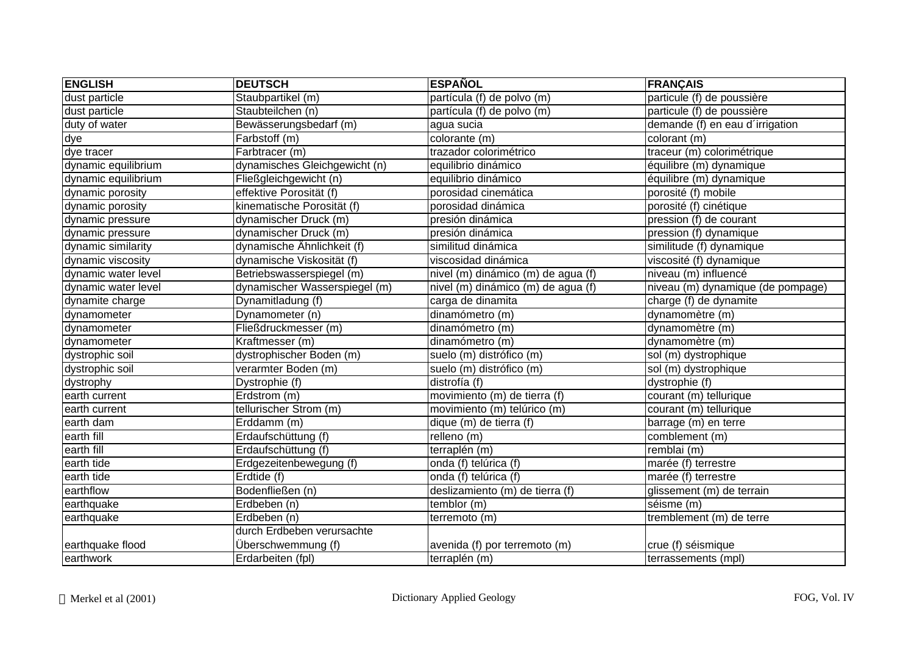| ENGLISH | DEUTSCH | ESPAÑOL | FRANÇAIS |
|---|---|---|---|
| dust particle | Staubpartikel (m) | partícula (f) de polvo (m) | particule (f) de poussière |
| dust particle | Staubteilchen (n) | partícula (f) de polvo (m) | particule (f) de poussière |
| duty of water | Bewässerungsbedarf (m) | agua sucia | demande (f) en eau d´irrigation |
| dye | Farbstoff (m) | colorante (m) | colorant (m) |
| dye tracer | Farbtracer (m) | trazador colorimétrico | traceur (m) colorimétrique |
| dynamic equilibrium | dynamisches Gleichgewicht (n) | equilibrio dinámico | équilibre (m) dynamique |
| dynamic equilibrium | Fließgleichgewicht (n) | equilibrio dinámico | équilibre (m) dynamique |
| dynamic porosity | effektive Porosität (f) | porosidad cinemática | porosité (f) mobile |
| dynamic porosity | kinematische Porosität (f) | porosidad dinámica | porosité (f) cinétique |
| dynamic pressure | dynamischer Druck (m) | presión dinámica | pression (f) de courant |
| dynamic pressure | dynamischer Druck (m) | presión dinámica | pression (f) dynamique |
| dynamic similarity | dynamische Ähnlichkeit (f) | similitud dinámica | similitude (f) dynamique |
| dynamic viscosity | dynamische Viskosität (f) | viscosidad dinámica | viscosité (f) dynamique |
| dynamic water level | Betriebswasserspiegel (m) | nivel (m) dinámico (m) de agua (f) | niveau (m) influencé |
| dynamic water level | dynamischer Wasserspiegel (m) | nivel (m) dinámico (m) de agua (f) | niveau (m) dynamique (de pompage) |
| dynamite charge | Dynamitladung (f) | carga de dinamita | charge (f) de dynamite |
| dynamometer | Dynamometer (n) | dinamómetro (m) | dynamomètre (m) |
| dynamometer | Fließdruckmesser (m) | dinamómetro (m) | dynamomètre (m) |
| dynamometer | Kraftmesser (m) | dinamómetro (m) | dynamomètre (m) |
| dystrophic soil | dystrophischer Boden (m) | suelo (m) distrófico (m) | sol (m) dystrophique |
| dystrophic soil | verarmter Boden (m) | suelo (m) distrófico (m) | sol (m) dystrophique |
| dystrophy | Dystrophie (f) | distrofía (f) | dystrophie (f) |
| earth current | Erdstrom (m) | movimiento (m) de tierra (f) | courant (m) tellurique |
| earth current | tellurischer Strom (m) | movimiento (m) telúrico (m) | courant (m) tellurique |
| earth dam | Erddamm (m) | dique (m) de tierra (f) | barrage (m) en terre |
| earth fill | Erdaufschüttung (f) | relleno (m) | comblement (m) |
| earth fill | Erdaufschüttung (f) | terraplén (m) | remblai (m) |
| earth tide | Erdgezeitenbewegung (f) | onda (f) telúrica (f) | marée (f) terrestre |
| earth tide | Erdtide (f) | onda (f) telúrica (f) | marée (f) terrestre |
| earthflow | Bodenfließen (n) | deslizamiento (m) de tierra (f) | glissement (m) de terrain |
| earthquake | Erdbeben (n) | temblor (m) | séisme (m) |
| earthquake | Erdbeben (n) | terremoto (m) | tremblement (m) de terre |
| earthquake flood | durch Erdbeben verursachte Überschwemmung (f) | avenida (f) por terremoto (m) | crue (f) séismique |
| earthwork | Erdarbeiten (fpl) | terraplén (m) | terrassements (mpl) |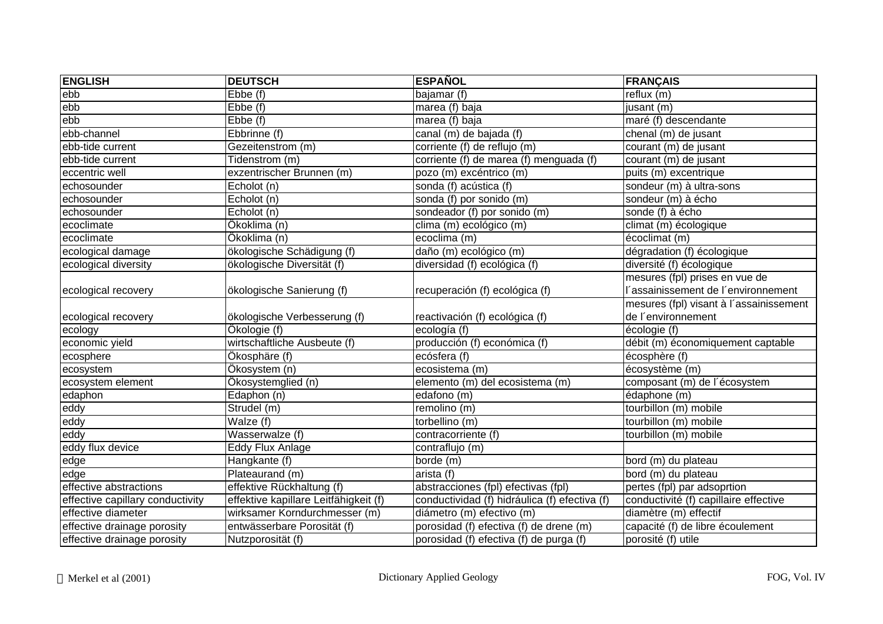| ENGLISH | DEUTSCH | ESPAÑOL | FRANÇAIS |
|---|---|---|---|
| ebb | Ebbe (f) | bajamar (f) | reflux (m) |
| ebb | Ebbe (f) | marea (f) baja | jusant (m) |
| ebb | Ebbe (f) | marea (f) baja | maré (f) descendante |
| ebb-channel | Ebbrinne (f) | canal (m) de bajada (f) | chenal (m) de jusant |
| ebb-tide current | Gezeitenstrom (m) | corriente (f) de reflujo (m) | courant (m) de jusant |
| ebb-tide current | Tidenstrom (m) | corriente (f) de marea (f) menguada (f) | courant (m) de jusant |
| eccentric well | exzentrischer Brunnen (m) | pozo (m) excéntrico (m) | puits (m) excentrique |
| echosounder | Echolot (n) | sonda (f) acústica (f) | sondeur (m) à ultra-sons |
| echosounder | Echolot (n) | sonda (f) por sonido (m) | sondeur (m) à écho |
| echosounder | Echolot (n) | sondeador (f) por sonido (m) | sonde (f) à écho |
| ecoclimate | Ökoklima (n) | clima (m) ecológico (m) | climat (m) écologique |
| ecoclimate | Ökoklima (n) | ecoclima (m) | écoclimat (m) |
| ecological damage | ökologische Schädigung (f) | daño (m) ecológico (m) | dégradation (f) écologique |
| ecological diversity | ökologische Diversität (f) | diversidad (f) ecológica (f) | diversité (f) écologique |
| ecological recovery | ökologische Sanierung (f) | recuperación (f) ecológica (f) | mesures (fpl) prises en vue de l´assainissement de l´environnement |
| ecological recovery | ökologische Verbesserung (f) | reactivación (f) ecológica (f) | mesures (fpl) visant à l´assainissement de l´environnement |
| ecology | Ökologie (f) | ecología (f) | écologie (f) |
| economic yield | wirtschaftliche Ausbeute (f) | producción (f) económica (f) | débit (m) économiquement captable |
| ecosphere | Ökosphäre (f) | ecósfera (f) | écosphère (f) |
| ecosystem | Ökosystem (n) | ecosistema (m) | écosystème (m) |
| ecosystem element | Ökosystemglied (n) | elemento (m) del ecosistema (m) | composant (m) de l´écosystem |
| edaphon | Edaphon (n) | edafono (m) | édaphone (m) |
| eddy | Strudel (m) | remolino (m) | tourbillon (m) mobile |
| eddy | Walze (f) | torbellino (m) | tourbillon (m) mobile |
| eddy | Wasserwalze (f) | contracorriente (f) | tourbillon (m) mobile |
| eddy flux device | Eddy Flux Anlage | contraflujo (m) | |
| edge | Hangkante (f) | borde (m) | bord (m) du plateau |
| edge | Plateaurand (m) | arista (f) | bord (m) du plateau |
| effective abstractions | effektive Rückhaltung (f) | abstracciones (fpl) efectivas (fpl) | pertes (fpl) par adsoprtion |
| effective capillary conductivity | effektive kapillare Leitfähigkeit (f) | conductividad (f) hidráulica (f) efectiva (f) | conductivité (f) capillaire effective |
| effective diameter | wirksamer Korndurchmesser (m) | diámetro (m) efectivo (m) | diamètre (m) effectif |
| effective drainage porosity | entwässerbare Porosität (f) | porosidad (f) efectiva (f) de drene (m) | capacité (f) de libre écoulement |
| effective drainage porosity | Nutzporosität (f) | porosidad (f) efectiva (f) de purga (f) | porosité (f) utile |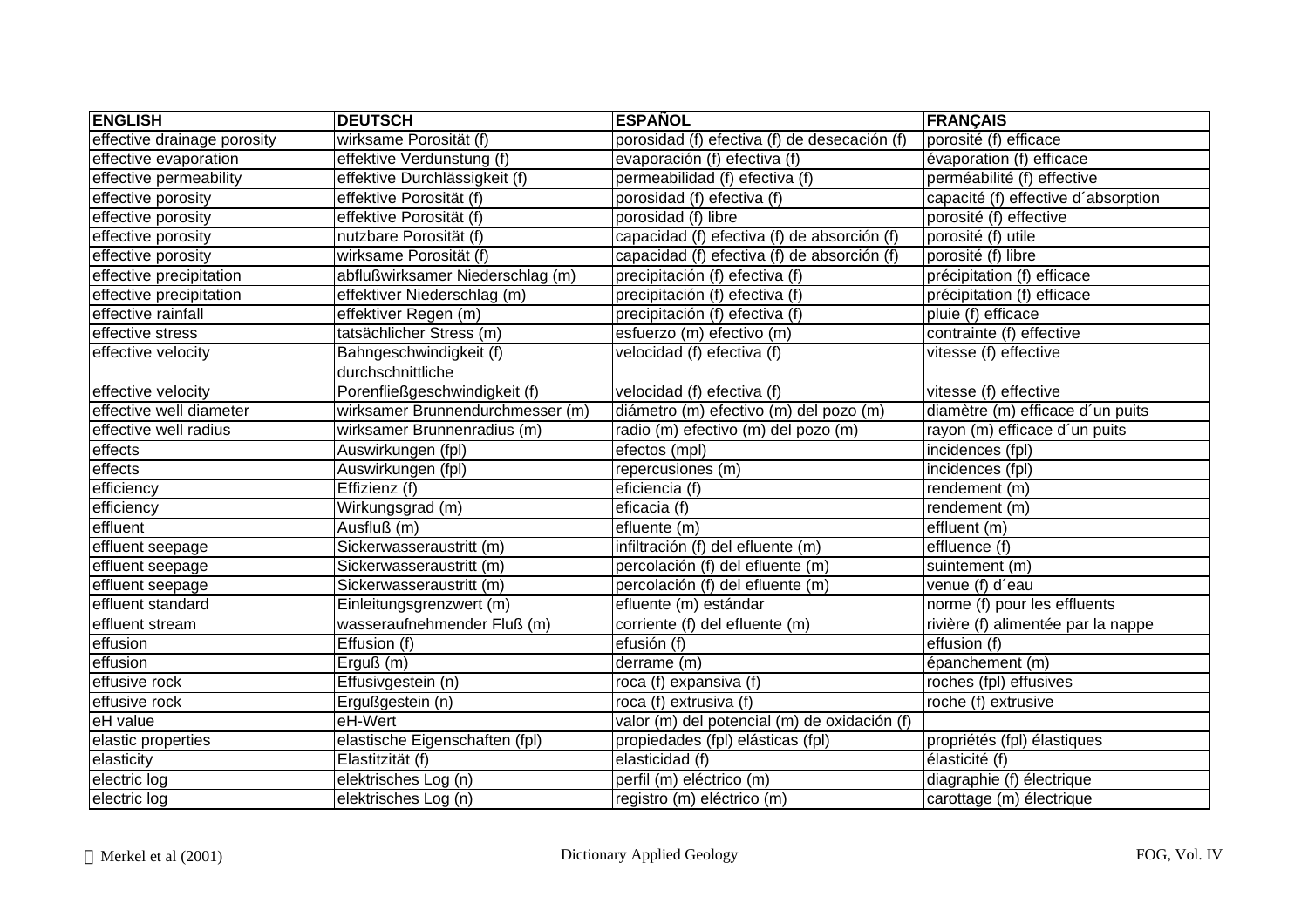| ENGLISH | DEUTSCH | ESPAÑOL | FRANÇAIS |
|---|---|---|---|
| effective drainage porosity | wirksame Porosität (f) | porosidad (f) efectiva (f) de desecación (f) | porosité (f) efficace |
| effective evaporation | effektive Verdunstung (f) | evaporación (f) efectiva (f) | évaporation (f) efficace |
| effective permeability | effektive Durchlässigkeit (f) | permeabilidad (f) efectiva (f) | perméabilité (f) effective |
| effective porosity | effektive Porosität (f) | porosidad (f) efectiva (f) | capacité (f) effective d´absorption |
| effective porosity | effektive Porosität (f) | porosidad (f) libre | porosité (f) effective |
| effective porosity | nutzbare Porosität (f) | capacidad (f) efectiva (f) de absorción (f) | porosité (f) utile |
| effective porosity | wirksame Porosität (f) | capacidad (f) efectiva (f) de absorción (f) | porosité (f) libre |
| effective precipitation | abflußwirksamer Niederschlag (m) | precipitación (f) efectiva (f) | précipitation (f) efficace |
| effective precipitation | effektiver Niederschlag (m) | precipitación (f) efectiva (f) | précipitation (f) efficace |
| effective rainfall | effektiver Regen (m) | precipitación (f) efectiva (f) | pluie (f) efficace |
| effective stress | tatsächlicher Stress (m) | esfuerzo (m) efectivo (m) | contrainte (f) effective |
| effective velocity | Bahngeschwindigkeit (f) | velocidad (f) efectiva (f) | vitesse (f) effective |
| effective velocity | durchschnittliche Porenfließgeschwindigkeit (f) | velocidad (f) efectiva (f) | vitesse (f) effective |
| effective well diameter | wirksamer Brunnendurchmesser (m) | diámetro (m) efectivo (m) del pozo (m) | diamètre (m) efficace d´un puits |
| effective well radius | wirksamer Brunnenradius (m) | radio (m) efectivo (m) del pozo (m) | rayon (m) efficace d´un puits |
| effects | Auswirkungen (fpl) | efectos (mpl) | incidences (fpl) |
| effects | Auswirkungen (fpl) | repercusiones (m) | incidences (fpl) |
| efficiency | Effizienz (f) | eficiencia (f) | rendement (m) |
| efficiency | Wirkungsgrad (m) | eficacia (f) | rendement (m) |
| effluent | Ausfluß (m) | efluente (m) | effluent (m) |
| effluent seepage | Sickerwasseraustritt (m) | infiltración (f) del efluente (m) | effluence (f) |
| effluent seepage | Sickerwasseraustritt (m) | percolación (f) del efluente (m) | suintement (m) |
| effluent seepage | Sickerwasseraustritt (m) | percolación (f) del efluente (m) | venue (f) d´eau |
| effluent standard | Einleitungsgrenzwert (m) | efluente (m) estándar | norme (f) pour les effluents |
| effluent stream | wasseraufnehmender Fluß (m) | corriente (f) del efluente (m) | rivière (f) alimentée par la nappe |
| effusion | Effusion (f) | efusión (f) | effusion (f) |
| effusion | Erguß (m) | derrame (m) | épanchement (m) |
| effusive rock | Effusivgestein (n) | roca (f) expansiva (f) | roches (fpl) effusives |
| effusive rock | Ergußgestein (n) | roca (f) extrusiva (f) | roche (f) extrusive |
| eH value | eH-Wert | valor (m) del potencial (m) de oxidación (f) | |
| elastic properties | elastische Eigenschaften (fpl) | propiedades (fpl) elásticas (fpl) | propriétés (fpl) élastiques |
| elasticity | Elastitzität (f) | elasticidad (f) | élasticité (f) |
| electric log | elektrisches Log (n) | perfil (m) eléctrico (m) | diagraphie (f) électrique |
| electric log | elektrisches Log (n) | registro (m) eléctrico (m) | carottage (m) électrique |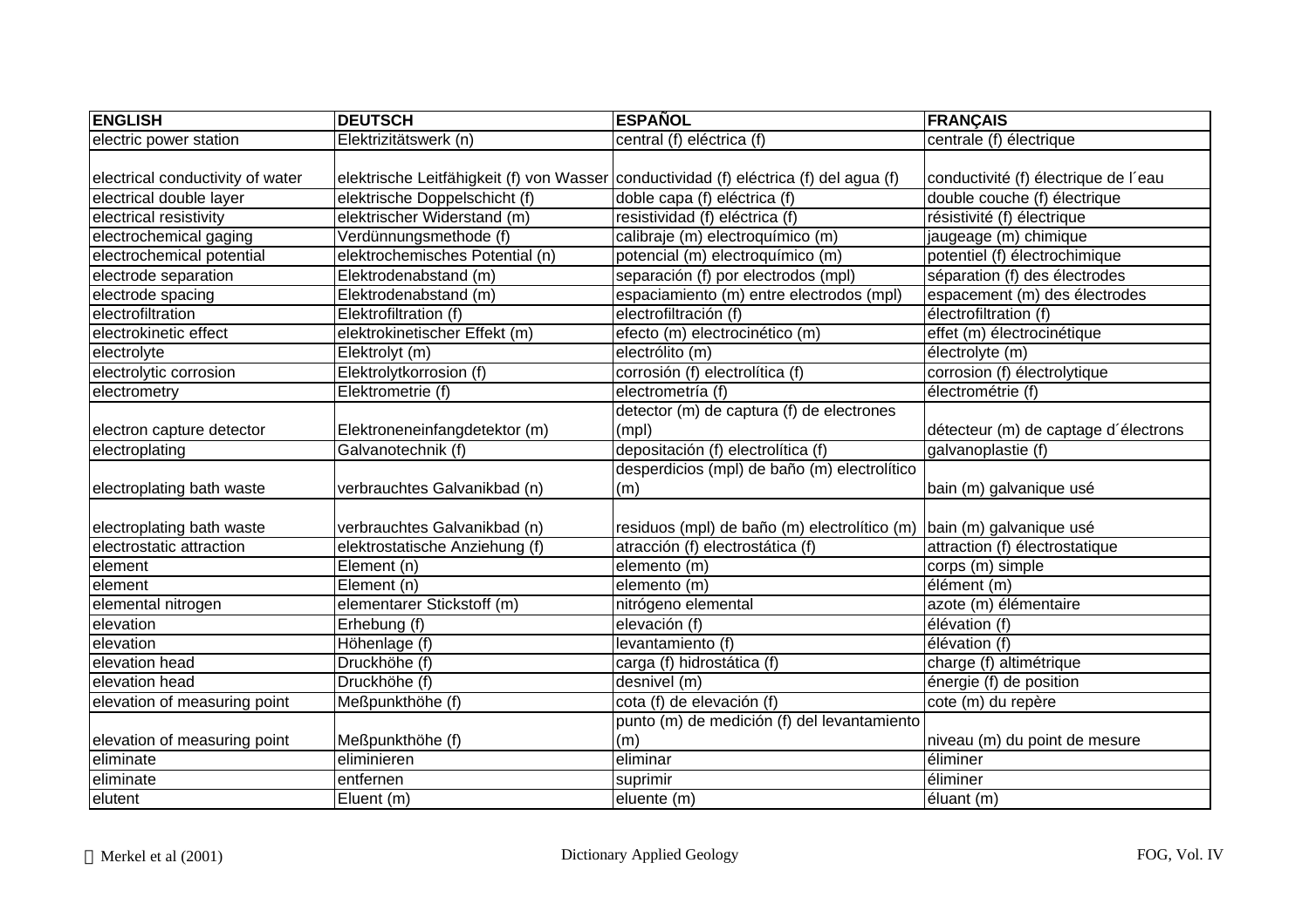| ENGLISH | DEUTSCH | ESPAÑOL | FRANÇAIS |
|---|---|---|---|
| electric power station | Elektrizitätswerk (n) | central (f) eléctrica (f) | centrale (f) électrique |
| electrical conductivity of water | elektrische Leitfähigkeit (f) von Wasser | conductividad (f) eléctrica (f) del agua (f) | conductivité (f) électrique de l´eau |
| electrical double layer | elektrische Doppelschicht (f) | doble capa (f) eléctrica (f) | double couche (f) électrique |
| electrical resistivity | elektrischer Widerstand (m) | resistividad (f) eléctrica (f) | résistivité (f) électrique |
| electrochemical gaging | Verdünnungsmethode (f) | calibraje (m) electroquímico (m) | jaugeage (m) chimique |
| electrochemical potential | elektrochemisches Potential (n) | potencial (m) electroquímico (m) | potentiel (f) électrochimique |
| electrode separation | Elektrodenabstand (m) | separación (f) por electrodos (mpl) | séparation (f) des électrodes |
| electrode spacing | Elektrodenabstand (m) | espaciamiento (m) entre electrodos (mpl) | espacement (m) des électrodes |
| electrofiltration | Elektrofiltration (f) | electrofiltración (f) | électrofiltration (f) |
| electrokinetic effect | elektrokinetischer Effekt (m) | efecto (m) electrocinético (m) | effet (m) électrocinétique |
| electrolyte | Elektrolyt (m) | electrólito (m) | électrolyte (m) |
| electrolytic corrosion | Elektrolytkorrosion (f) | corrosión (f) electrolítica (f) | corrosion (f) électrolytique |
| electrometry | Elektrometrie (f) | electrometría (f) | électrométrie (f) |
| electron capture detector | Elektroneneinfangdetektor (m) | detector (m) de captura (f) de electrones (mpl) | détecteur (m) de captage d´électrons |
| electroplating | Galvanotechnik (f) | depositación (f) electrolítica (f) | galvanoplastie (f) |
| electroplating bath waste | verbrauchtes Galvanikbad (n) | desperdicios (mpl) de baño (m) electrolítico (m) | bain (m) galvanique usé |
| electroplating bath waste | verbrauchtes Galvanikbad (n) | residuos (mpl) de baño (m) electrolítico (m) | bain (m) galvanique usé |
| electrostatic attraction | elektrostatische Anziehung (f) | atracción (f) electrostática (f) | attraction (f) électrostatique |
| element | Element (n) | elemento (m) | corps (m) simple |
| element | Element (n) | elemento (m) | élément (m) |
| elemental nitrogen | elementarer Stickstoff (m) | nitrógeno elemental | azote (m) élémentaire |
| elevation | Erhebung (f) | elevación (f) | élévation (f) |
| elevation | Höhenlage (f) | levantamiento (f) | élévation (f) |
| elevation head | Druckhöhe (f) | carga (f) hidrostática (f) | charge (f) altimétrique |
| elevation head | Druckhöhe (f) | desnivel (m) | énergie (f) de position |
| elevation of measuring point | Meßpunkthöhe (f) | cota (f) de elevación (f) | cote (m) du repère |
| elevation of measuring point | Meßpunkthöhe (f) | punto (m) de medición (f) del levantamiento (m) | niveau (m) du point de mesure |
| eliminate | eliminieren | eliminar | éliminer |
| eliminate | entfernen | suprimir | éliminer |
| elutent | Eluent (m) | eluente (m) | éluant (m) |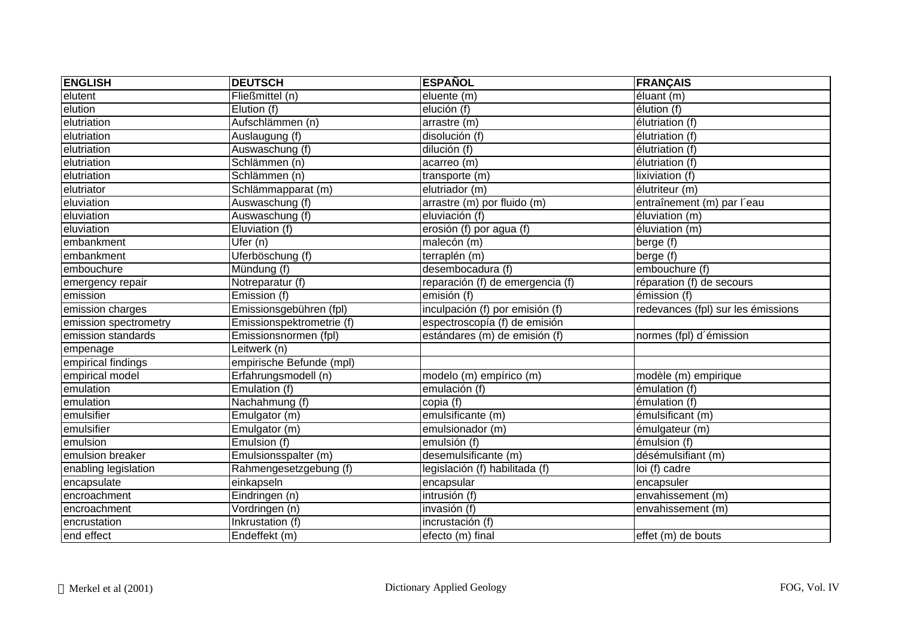| ENGLISH | DEUTSCH | ESPAÑOL | FRANÇAIS |
|---|---|---|---|
| elutent | Fließmittel (n) | eluente (m) | éluant (m) |
| elution | Elution (f) | elución (f) | élution (f) |
| elutriation | Aufschlämmen (n) | arrastre (m) | élutriation (f) |
| elutriation | Auslaugung (f) | disolución (f) | élutriation (f) |
| elutriation | Auswaschung (f) | dilución (f) | élutriation (f) |
| elutriation | Schlämmen (n) | acarreo (m) | élutriation (f) |
| elutriation | Schlämmen (n) | transporte (m) | lixiviation (f) |
| elutriator | Schlämmapparat (m) | elutriador (m) | élutriteur (m) |
| eluviation | Auswaschung (f) | arrastre (m) por fluido (m) | entraînement (m) par l´eau |
| eluviation | Auswaschung (f) | eluviación (f) | éluviation (m) |
| eluviation | Eluviation (f) | erosión (f) por agua (f) | éluviation (m) |
| embankment | Ufer (n) | malecón (m) | berge (f) |
| embankment | Uferböschung (f) | terraplén (m) | berge (f) |
| embouchure | Mündung (f) | desembocadura (f) | embouchure (f) |
| emergency repair | Notreparatur (f) | reparación (f) de emergencia (f) | réparation (f) de secours |
| emission | Emission (f) | emisión (f) | émission (f) |
| emission charges | Emissionsgebühren (fpl) | inculpación (f) por emisión (f) | redevances (fpl) sur les émissions |
| emission spectrometry | Emissionspektrometrie (f) | espectroscopía (f) de emisión | |
| emission standards | Emissionsnormen (fpl) | estándares (m) de emisión (f) | normes (fpl) d´émission |
| empenage | Leitwerk (n) | | |
| empirical findings | empirische Befunde (mpl) | | |
| empirical model | Erfahrungsmodell (n) | modelo (m) empírico (m) | modèle (m) empirique |
| emulation | Emulation (f) | emulación (f) | émulation (f) |
| emulation | Nachahmung (f) | copia (f) | émulation (f) |
| emulsifier | Emulgator (m) | emulsificante (m) | émulsificant (m) |
| emulsifier | Emulgator (m) | emulsionador (m) | émulgateur (m) |
| emulsion | Emulsion (f) | emulsión (f) | émulsion (f) |
| emulsion breaker | Emulsionsspalter (m) | desemulsificante (m) | désémulsifiant (m) |
| enabling legislation | Rahmengesetzgebung (f) | legislación (f) habilitada (f) | loi (f) cadre |
| encapsulate | einkapseln | encapsular | encapsuler |
| encroachment | Eindringen (n) | intrusión (f) | envahissement (m) |
| encroachment | Vordringen (n) | invasión (f) | envahissement (m) |
| encrustation | Inkrustation (f) | incrustación (f) | |
| end effect | Endeffekt (m) | efecto (m) final | effet (m) de bouts |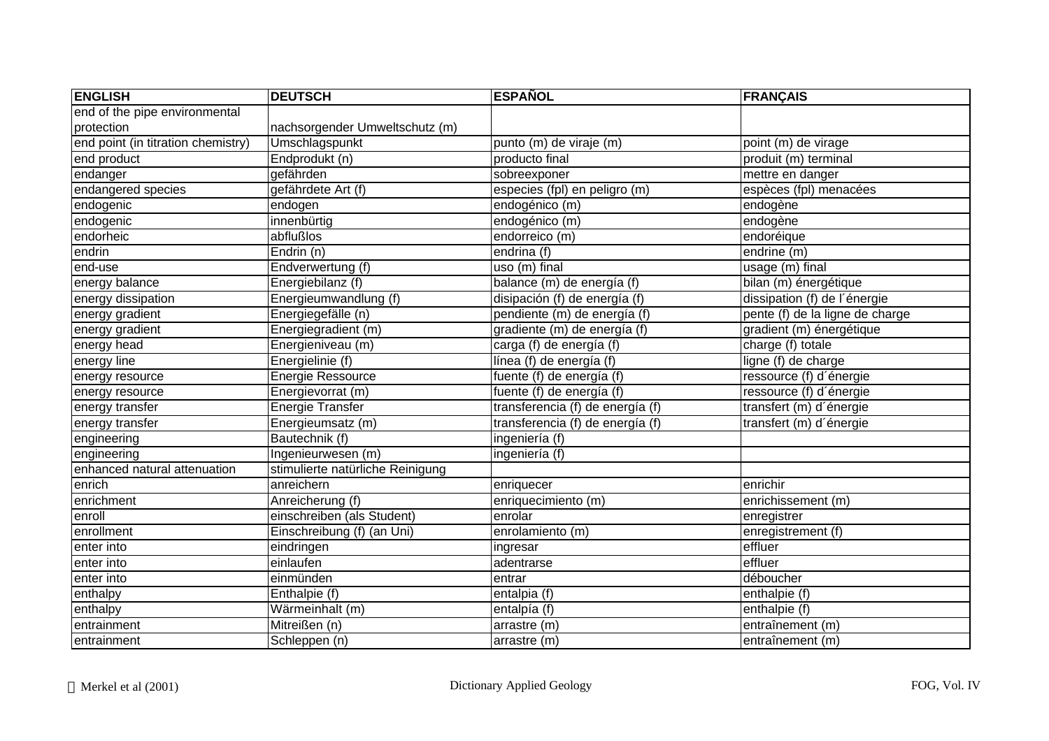| ENGLISH | DEUTSCH | ESPAÑOL | FRANÇAIS |
|---|---|---|---|
| end of the pipe environmental protection | nachsorgender Umweltschutz (m) | | |
| end point (in titration chemistry) | Umschlagspunkt | punto (m) de viraje (m) | point (m) de virage |
| end product | Endprodukt (n) | producto final | produit (m) terminal |
| endanger | gefährden | sobreexponer | mettre en danger |
| endangered species | gefährdete Art (f) | especies (fpl) en peligro (m) | espèces (fpl) menacées |
| endogenic | endogen | endogénico (m) | endogène |
| endogenic | innenbürtig | endogénico (m) | endogène |
| endorheic | abflußlos | endorreico (m) | endoréique |
| endrin | Endrin (n) | endrina (f) | endrine (m) |
| end-use | Endverwertung (f) | uso (m) final | usage (m) final |
| energy balance | Energiebilanz (f) | balance (m) de energía (f) | bilan (m) énergétique |
| energy dissipation | Energieumwandlung (f) | disipación (f) de energía (f) | dissipation (f) de l´énergie |
| energy gradient | Energiegefälle (n) | pendiente (m) de energía (f) | pente (f) de la ligne de charge |
| energy gradient | Energiegradient (m) | gradiente (m) de energía (f) | gradient (m) énergétique |
| energy head | Energieniveau (m) | carga (f) de energía (f) | charge (f) totale |
| energy line | Energielinie (f) | línea (f) de energía (f) | ligne (f) de charge |
| energy resource | Energie Ressource | fuente (f) de energía (f) | ressource (f) d´énergie |
| energy resource | Energievorrat (m) | fuente (f) de energía (f) | ressource (f) d´énergie |
| energy transfer | Energie Transfer | transferencia (f) de energía (f) | transfert (m) d´énergie |
| energy transfer | Energieumsatz (m) | transferencia (f) de energía (f) | transfert (m) d´énergie |
| engineering | Bautechnik (f) | ingeniería (f) | |
| engineering | Ingenieurwesen (m) | ingeniería (f) | |
| enhanced natural attenuation | stimulierte natürliche Reinigung | | |
| enrich | anreichern | enriquecer | enrichir |
| enrichment | Anreicherung (f) | enriquecimiento (m) | enrichissement (m) |
| enroll | einschreiben (als Student) | enrolar | enregistrer |
| enrollment | Einschreibung (f) (an Uni) | enrolamiento (m) | enregistrement (f) |
| enter into | eindringen | ingresar | effluer |
| enter into | einlaufen | adentrarse | effluer |
| enter into | einmünden | entrar | déboucher |
| enthalpy | Enthalpie (f) | entalpia (f) | enthalpie (f) |
| enthalpy | Wärmeinhalt (m) | entalpía (f) | enthalpie (f) |
| entrainment | Mitreißen (n) | arrastre (m) | entraînement (m) |
| entrainment | Schleppen (n) | arrastre (m) | entraînement (m) |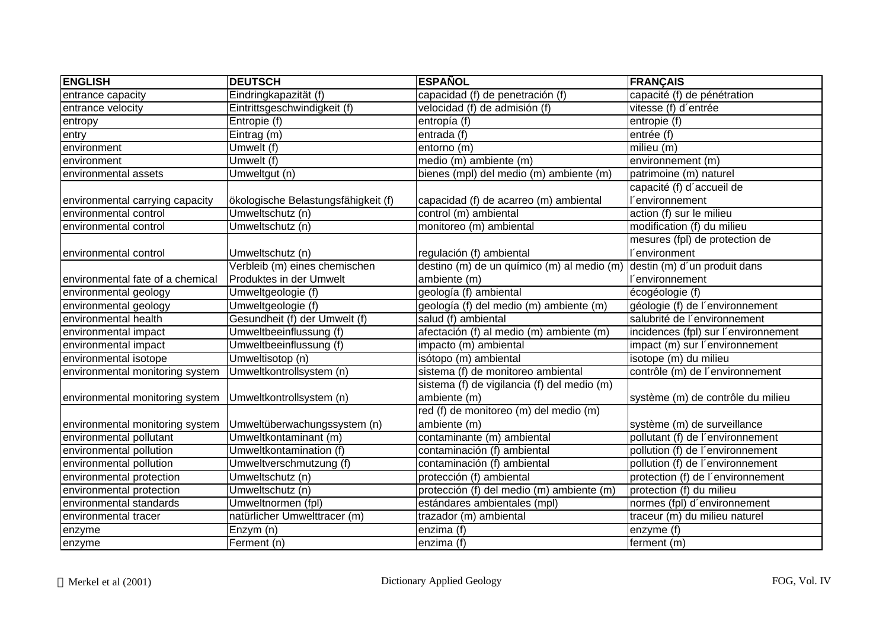| ENGLISH | DEUTSCH | ESPAÑOL | FRANÇAIS |
|---|---|---|---|
| entrance capacity | Eindringkapazität (f) | capacidad (f) de penetración (f) | capacité (f) de pénétration |
| entrance velocity | Eintrittsgeschwindigkeit (f) | velocidad (f) de admisión (f) | vitesse (f) d´entrée |
| entropy | Entropie (f) | entropía (f) | entropie (f) |
| entry | Eintrag (m) | entrada (f) | entrée (f) |
| environment | Umwelt (f) | entorno (m) | milieu (m) |
| environment | Umwelt (f) | medio (m) ambiente (m) | environnement (m) |
| environmental assets | Umweltgut (n) | bienes (mpl) del medio (m) ambiente (m) | patrimoine (m) naturel |
| environmental carrying capacity | ökologische Belastungsfähigkeit (f) | capacidad (f) de acarreo (m) ambiental | capacité (f) d´accueil de l´environnement |
| environmental control | Umweltschutz (n) | control (m) ambiental | action (f) sur le milieu |
| environmental control | Umweltschutz (n) | monitoreo (m) ambiental | modification (f) du milieu |
| environmental control | Umweltschutz (n) | regulación (f) ambiental | mesures (fpl) de protection de l´environment |
| environmental fate of a chemical | Verbleib (m) eines chemischen Produktes in der Umwelt | destino (m) de un químico (m) al medio (m) ambiente (m) | destin (m) d´un produit dans l´environnement |
| environmental geology | Umweltgeologie (f) | geología (f) ambiental | écogéologie (f) |
| environmental geology | Umweltgeologie (f) | geología (f) del medio (m) ambiente (m) | géologie (f) de l´environnement |
| environmental health | Gesundheit (f) der Umwelt (f) | salud (f) ambiental | salubrité de l´environnement |
| environmental impact | Umweltbeeinflussung (f) | afectación (f) al medio (m) ambiente (m) | incidences (fpl) sur l´environnement |
| environmental impact | Umweltbeeinflussung (f) | impacto (m) ambiental | impact (m) sur l´environnement |
| environmental isotope | Umweltisotop (n) | isótopo (m) ambiental | isotope (m) du milieu |
| environmental monitoring system | Umweltkontrollsystem (n) | sistema (f) de monitoreo ambiental | contrôle (m) de l´environnement |
| environmental monitoring system | Umweltkontrollsystem (n) | sistema (f) de vigilancia (f) del medio (m) ambiente (m) | système (m) de contrôle du milieu |
| environmental monitoring system | Umweltüberwachungssystem (n) | red (f) de monitoreo (m) del medio (m) ambiente (m) | système (m) de surveillance |
| environmental pollutant | Umweltkontaminant (m) | contaminante (m) ambiental | pollutant (f) de l´environnement |
| environmental pollution | Umweltkontamination (f) | contaminación (f) ambiental | pollution (f) de l´environnement |
| environmental pollution | Umweltverschmutzung (f) | contaminación (f) ambiental | pollution (f) de l´environnement |
| environmental protection | Umweltschutz (n) | protección (f) ambiental | protection (f) de l´environnement |
| environmental protection | Umweltschutz (n) | protección (f) del medio (m) ambiente (m) | protection (f) du milieu |
| environmental standards | Umweltnormen (fpl) | estándares ambientales (mpl) | normes (fpl) d´environnement |
| environmental tracer | natürlicher Umwelttracer (m) | trazador (m) ambiental | traceur (m) du milieu naturel |
| enzyme | Enzym (n) | enzima (f) | enzyme (f) |
| enzyme | Ferment (n) | enzima (f) | ferment (m) |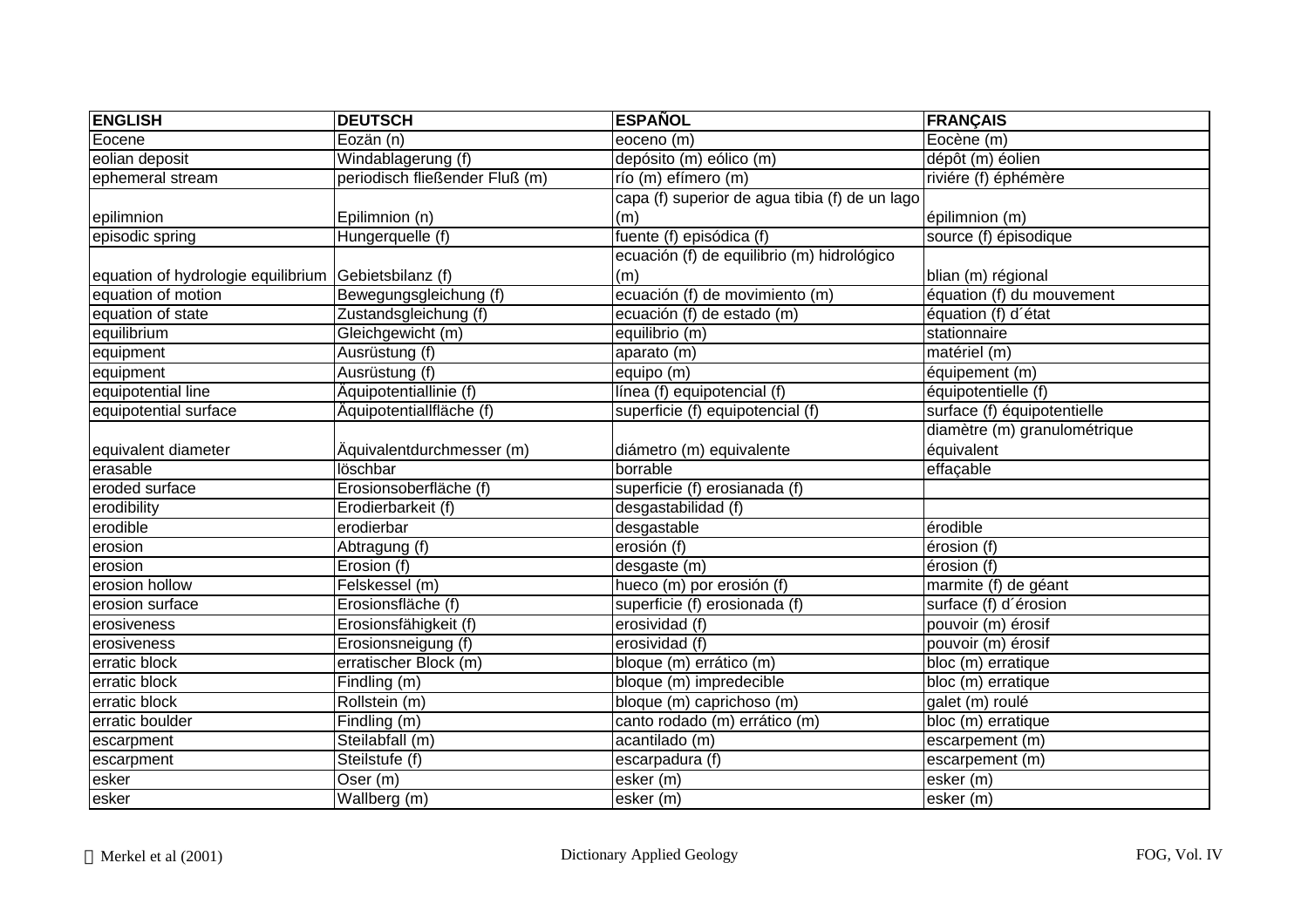| ENGLISH | DEUTSCH | ESPAÑOL | FRANÇAIS |
|---|---|---|---|
| Eocene | Eozän (n) | eoceno (m) | Eocène (m) |
| eolian deposit | Windablagerung (f) | depósito (m) eólico (m) | dépôt (m) éolien |
| ephemeral stream | periodisch fließender Fluß (m) | río (m) efímero (m) | riviére (f) éphémère |
| epilimnion | Epilimnion (n) | capa (f) superior de agua tibia (f) de un lago (m) | épilimnion (m) |
| episodic spring | Hungerquelle (f) | fuente (f) episódica (f) | source (f) épisodique |
| equation of hydrologie equilibrium | Gebietsbilanz (f) | ecuación (f) de equilibrio (m) hidrológico (m) | blian (m) régional |
| equation of motion | Bewegungsgleichung (f) | ecuación (f) de movimiento (m) | équation (f) du mouvement |
| equation of state | Zustandsgleichung (f) | ecuación (f) de estado (m) | équation (f) d´état |
| equilibrium | Gleichgewicht (m) | equilibrio (m) | stationnaire |
| equipment | Ausrüstung (f) | aparato (m) | matériel (m) |
| equipment | Ausrüstung (f) | equipo (m) | équipement (m) |
| equipotential line | Äquipotentiallinie (f) | línea (f) equipotencial (f) | équipotentielle (f) |
| equipotential surface | Äquipotentiallfläche (f) | superficie (f) equipotencial (f) | surface (f) équipotentielle |
| equivalent diameter | Äquivalentdurchmesser (m) | diámetro (m) equivalente | diamètre (m) granulométrique équivalent |
| erasable | löschbar | borrable | effaçable |
| eroded surface | Erosionsoberfläche (f) | superficie (f) erosianada (f) | |
| erodibility | Erodierbarkeit (f) | desgastabilidad (f) | |
| erodible | erodierbar | desgastable | érodible |
| erosion | Abtragung (f) | erosión (f) | érosion (f) |
| erosion | Erosion (f) | desgaste (m) | érosion (f) |
| erosion hollow | Felskessel (m) | hueco (m) por erosión (f) | marmite (f) de géant |
| erosion surface | Erosionsfläche (f) | superficie (f) erosionada (f) | surface (f) d´érosion |
| erosiveness | Erosionsfähigkeit (f) | erosividad (f) | pouvoir (m) érosif |
| erosiveness | Erosionsneigung (f) | erosividad (f) | pouvoir (m) érosif |
| erratic block | erratischer Block (m) | bloque (m) errático (m) | bloc (m) erratique |
| erratic block | Findling (m) | bloque (m) impredecible | bloc (m) erratique |
| erratic block | Rollstein (m) | bloque (m) caprichoso (m) | galet (m) roulé |
| erratic boulder | Findling (m) | canto rodado (m) errático (m) | bloc (m) erratique |
| escarpment | Steilabfall (m) | acantilado (m) | escarpement (m) |
| escarpment | Steilstufe (f) | escarpadura (f) | escarpement (m) |
| esker | Oser (m) | esker (m) | esker (m) |
| esker | Wallberg (m) | esker (m) | esker (m) |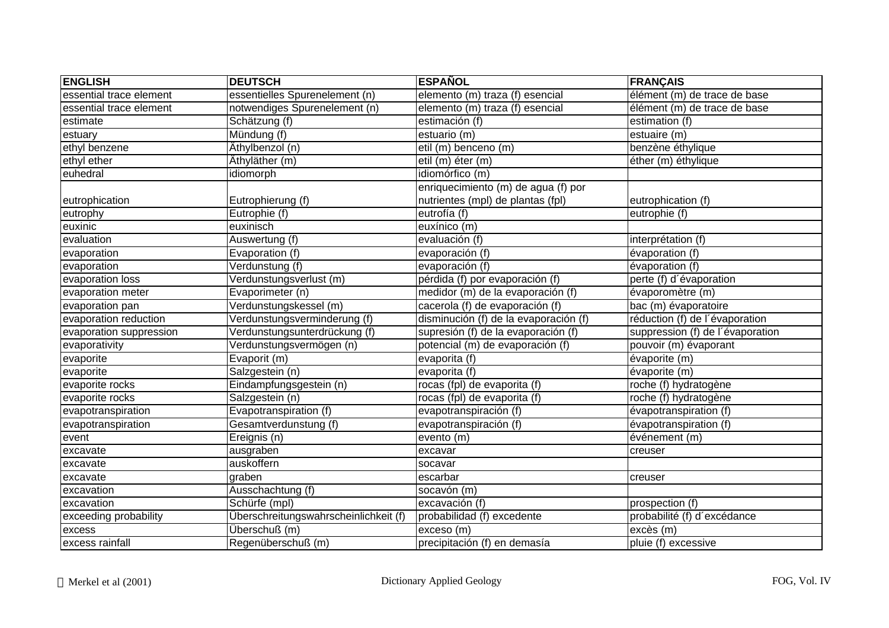| ENGLISH | DEUTSCH | ESPAÑOL | FRANÇAIS |
|---|---|---|---|
| essential trace element | essentielles Spurenelement (n) | elemento (m) traza (f) esencial | élément (m) de trace de base |
| essential trace element | notwendiges Spurenelement (n) | elemento (m) traza (f) esencial | élément (m) de trace de base |
| estimate | Schätzung (f) | estimación (f) | estimation (f) |
| estuary | Mündung (f) | estuario (m) | estuaire (m) |
| ethyl benzene | Äthylbenzol (n) | etil (m) benceno (m) | benzène éthylique |
| ethyl ether | Äthyläther (m) | etil (m) éter (m) | éther (m) éthylique |
| euhedral | idiomorph | idiomórfico (m) | |
| eutrophication | Eutrophierung (f) | enriquecimiento (m) de agua (f) por nutrientes (mpl) de plantas (fpl) | eutrophication (f) |
| eutrophy | Eutrophie (f) | eutrofía (f) | eutrophie (f) |
| euxinic | euxinisch | euxínico (m) | |
| evaluation | Auswertung (f) | evaluación (f) | interprétation (f) |
| evaporation | Evaporation (f) | evaporación (f) | évaporation (f) |
| evaporation | Verdunstung (f) | evaporación (f) | évaporation (f) |
| evaporation loss | Verdunstungsverlust (m) | pérdida (f) por evaporación (f) | perte (f) d´évaporation |
| evaporation meter | Evaporimeter (n) | medidor (m) de la evaporación (f) | évaporomètre (m) |
| evaporation pan | Verdunstungskessel (m) | cacerola (f) de evaporación (f) | bac (m) évaporatoire |
| evaporation reduction | Verdunstungsverminderung (f) | disminución (f) de la evaporación (f) | réduction (f) de l´évaporation |
| evaporation suppression | Verdunstungsunterdrückung (f) | supresión (f) de la evaporación (f) | suppression (f) de l´évaporation |
| evaporativity | Verdunstungsvermögen (n) | potencial (m) de evaporación (f) | pouvoir (m) évaporant |
| evaporite | Evaporit (m) | evaporita (f) | évaporite (m) |
| evaporite | Salzgestein (n) | evaporita (f) | évaporite (m) |
| evaporite rocks | Eindampfungsgestein (n) | rocas (fpl) de evaporita (f) | roche (f) hydratogène |
| evaporite rocks | Salzgestein (n) | rocas (fpl) de evaporita (f) | roche (f) hydratogène |
| evapotranspiration | Evapotranspiration (f) | evapotranspiración (f) | évapotranspiration (f) |
| evapotranspiration | Gesamtverdunstung (f) | evapotranspiración (f) | évapotranspiration (f) |
| event | Ereignis (n) | evento (m) | événement (m) |
| excavate | ausgraben | excavar | creuser |
| excavate | auskoffern | socavar | |
| excavate | graben | escarbar | creuser |
| excavation | Ausschachtung (f) | socavón (m) | |
| excavation | Schürfe (mpl) | excavación (f) | prospection (f) |
| exceeding probability | Überschreitungswahrscheinlichkeit (f) | probabilidad (f) excedente | probabilité (f) d´excédance |
| excess | Überschuß (m) | exceso (m) | excès (m) |
| excess rainfall | Regenüberschuß (m) | precipitación (f) en demasía | pluie (f) excessive |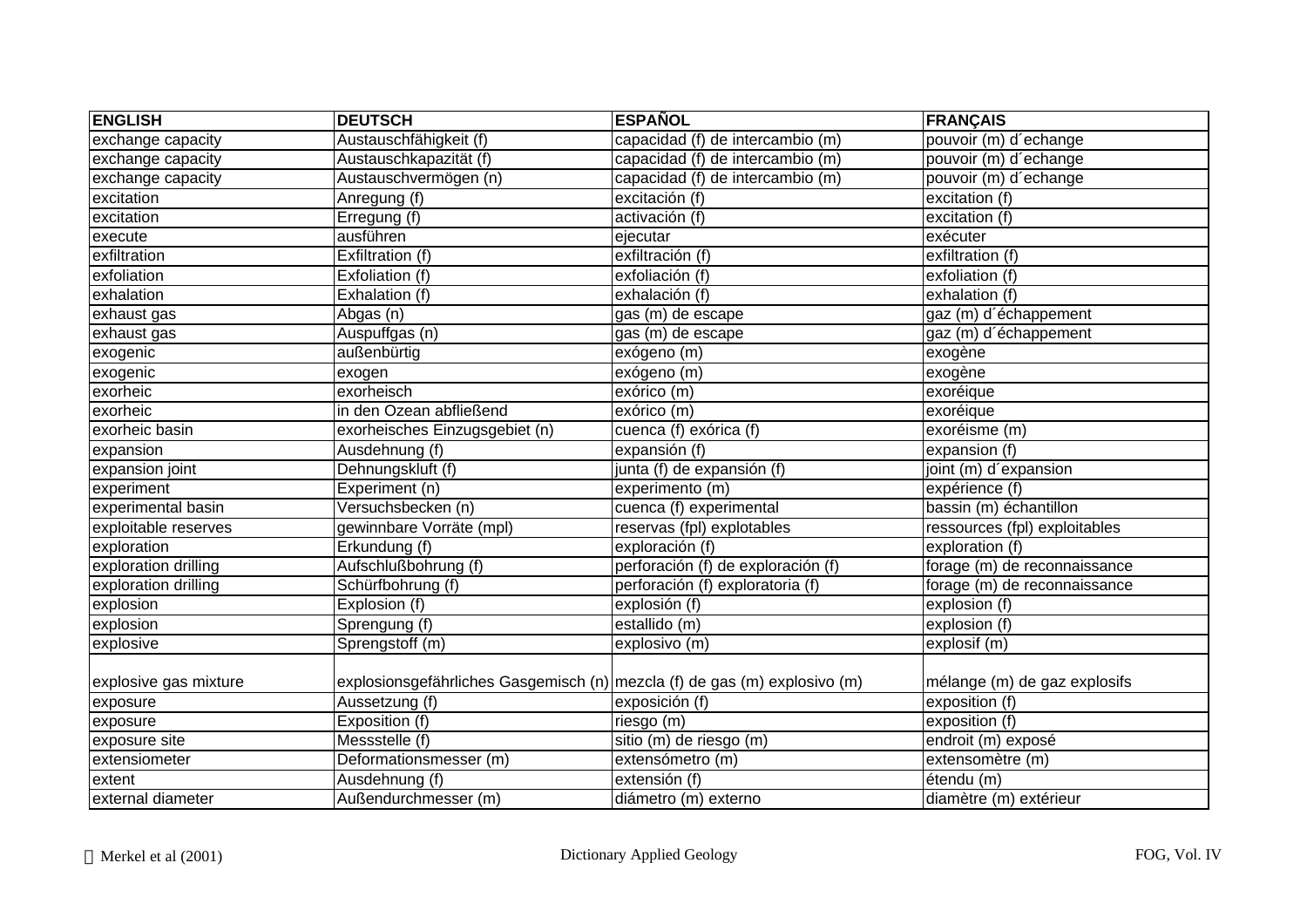| ENGLISH | DEUTSCH | ESPAÑOL | FRANÇAIS |
|---|---|---|---|
| exchange capacity | Austauschfähigkeit (f) | capacidad (f) de intercambio (m) | pouvoir (m) d´echange |
| exchange capacity | Austauschkapazität (f) | capacidad (f) de intercambio (m) | pouvoir (m) d´echange |
| exchange capacity | Austauschvermögen (n) | capacidad (f) de intercambio (m) | pouvoir (m) d´echange |
| excitation | Anregung (f) | excitación (f) | excitation (f) |
| excitation | Erregung (f) | activación (f) | excitation (f) |
| execute | ausführen | ejecutar | exécuter |
| exfiltration | Exfiltration (f) | exfiltración (f) | exfiltration (f) |
| exfoliation | Exfoliation (f) | exfoliación (f) | exfoliation (f) |
| exhalation | Exhalation (f) | exhalación (f) | exhalation (f) |
| exhaust gas | Abgas (n) | gas (m) de escape | gaz (m) d´échappement |
| exhaust gas | Auspuffgas (n) | gas (m) de escape | gaz (m) d´échappement |
| exogenic | außenbürtig | exógeno (m) | exogène |
| exogenic | exogen | exógeno (m) | exogène |
| exorheic | exorheisch | exórico (m) | exoréique |
| exorheic | in den Ozean abfließend | exórico (m) | exoréique |
| exorheic basin | exorheisches Einzugsgebiet (n) | cuenca (f) exórica (f) | exoréisme (m) |
| expansion | Ausdehnung (f) | expansión (f) | expansion (f) |
| expansion joint | Dehnungskluft (f) | junta (f) de expansión (f) | joint (m) d´expansion |
| experiment | Experiment (n) | experimento (m) | expérience (f) |
| experimental basin | Versuchsbecken (n) | cuenca (f) experimental | bassin (m) échantillon |
| exploitable reserves | gewinnbare Vorräte (mpl) | reservas (fpl) explotables | ressources (fpl) exploitables |
| exploration | Erkundung (f) | exploración (f) | exploration (f) |
| exploration drilling | Aufschlußbohrung (f) | perforación (f) de exploración (f) | forage (m) de reconnaissance |
| exploration drilling | Schürfbohrung (f) | perforación (f) exploratoria (f) | forage (m) de reconnaissance |
| explosion | Explosion (f) | explosión (f) | explosion (f) |
| explosion | Sprengung (f) | estallido (m) | explosion (f) |
| explosive | Sprengstoff (m) | explosivo (m) | explosif (m) |
| explosive gas mixture | explosionsgefährliches Gasgemisch (n) | mezcla (f) de gas (m) explosivo (m) | mélange (m) de gaz explosifs |
| exposure | Aussetzung (f) | exposición (f) | exposition (f) |
| exposure | Exposition (f) | riesgo (m) | exposition (f) |
| exposure site | Messstelle (f) | sitio (m) de riesgo (m) | endroit (m) exposé |
| extensiometer | Deformationsmesser (m) | extensómetro (m) | extensomètre (m) |
| extent | Ausdehnung (f) | extensión (f) | étendu (m) |
| external diameter | Außendurchmesser (m) | diámetro (m) externo | diamètre (m) extérieur |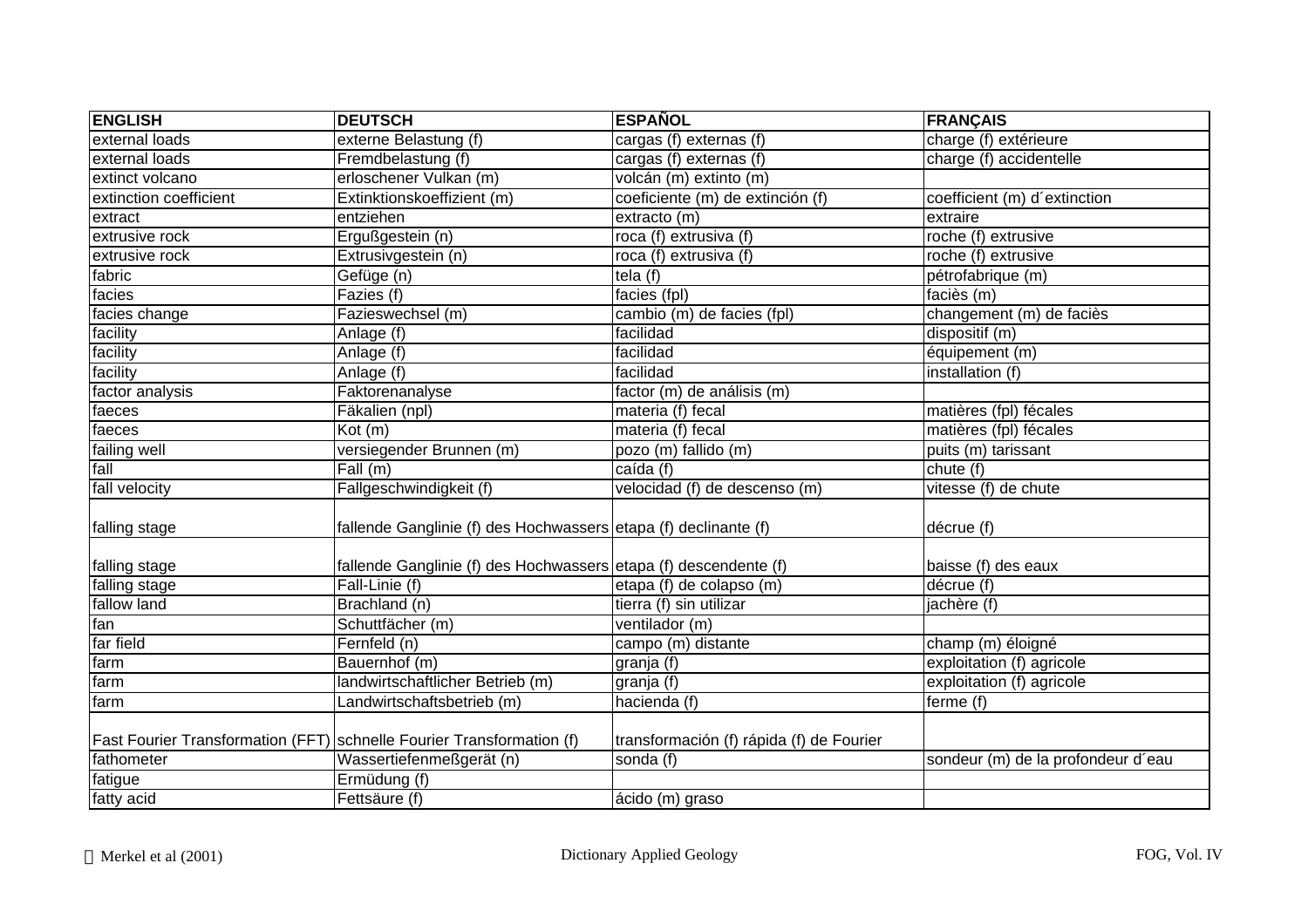| ENGLISH | DEUTSCH | ESPAÑOL | FRANÇAIS |
|---|---|---|---|
| external loads | externe Belastung (f) | cargas (f) externas (f) | charge (f) extérieure |
| external loads | Fremdbelastung (f) | cargas (f) externas (f) | charge (f) accidentelle |
| extinct volcano | erloschener Vulkan (m) | volcán (m) extinto (m) | |
| extinction coefficient | Extinktionskoeffizient (m) | coeficiente (m) de extinción (f) | coefficient (m) d´extinction |
| extract | entziehen | extracto (m) | extraire |
| extrusive rock | Ergußgestein (n) | roca (f) extrusiva (f) | roche (f) extrusive |
| extrusive rock | Extrusivgestein (n) | roca (f) extrusiva (f) | roche (f) extrusive |
| fabric | Gefüge (n) | tela (f) | pétrofabrique (m) |
| facies | Fazies (f) | facies (fpl) | faciès (m) |
| facies change | Fazieswechsel (m) | cambio (m) de facies (fpl) | changement (m) de faciès |
| facility | Anlage (f) | facilidad | dispositif (m) |
| facility | Anlage (f) | facilidad | équipement (m) |
| facility | Anlage (f) | facilidad | installation (f) |
| factor analysis | Faktorenanalyse | factor (m) de análisis (m) | |
| faeces | Fäkalien (npl) | materia (f) fecal | matières (fpl) fécales |
| faeces | Kot (m) | materia (f) fecal | matières (fpl) fécales |
| failing well | versiegender Brunnen (m) | pozo (m) fallido (m) | puits (m) tarissant |
| fall | Fall (m) | caída (f) | chute (f) |
| fall velocity | Fallgeschwindigkeit (f) | velocidad (f) de descenso (m) | vitesse (f) de chute |
| falling stage | fallende Ganglinie (f) des Hochwassers | etapa (f) declinante (f) | décrue (f) |
| falling stage | fallende Ganglinie (f) des Hochwassers | etapa (f) descendente (f) | baisse (f) des eaux |
| falling stage | Fall-Linie (f) | etapa (f) de colapso (m) | décrue (f) |
| fallow land | Brachland (n) | tierra (f) sin utilizar | jachère (f) |
| fan | Schuttfächer (m) | ventilador (m) | |
| far field | Fernfeld (n) | campo (m) distante | champ (m) éloigné |
| farm | Bauernhof (m) | granja (f) | exploitation (f) agricole |
| farm | landwirtschaftlicher Betrieb (m) | granja (f) | exploitation (f) agricole |
| farm | Landwirtschaftsbetrieb (m) | hacienda (f) | ferme (f) |
| Fast Fourier Transformation (FFT) | schnelle Fourier Transformation (f) | transformación (f) rápida (f) de Fourier | |
| fathometer | Wassertiefenmeßgerät (n) | sonda (f) | sondeur (m) de la profondeur d´eau |
| fatigue | Ermüdung (f) | | |
| fatty acid | Fettsäure (f) | ácido (m) graso | |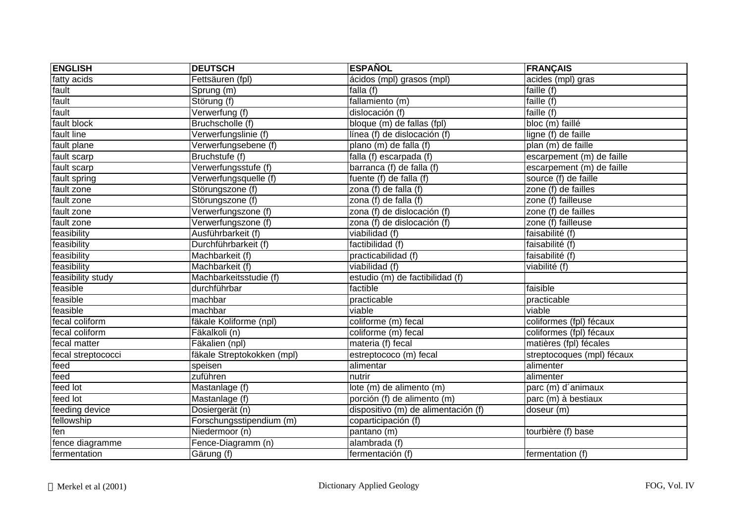| ENGLISH | DEUTSCH | ESPAÑOL | FRANÇAIS |
|---|---|---|---|
| fatty acids | Fettsäuren (fpl) | ácidos (mpl) grasos (mpl) | acides (mpl) gras |
| fault | Sprung (m) | falla (f) | faille (f) |
| fault | Störung (f) | fallamiento (m) | faille (f) |
| fault | Verwerfung (f) | dislocación (f) | faille (f) |
| fault block | Bruchscholle (f) | bloque (m) de fallas (fpl) | bloc (m) faillé |
| fault line | Verwerfungslinie (f) | línea (f) de dislocación (f) | ligne (f) de faille |
| fault plane | Verwerfungsebene (f) | plano (m) de falla (f) | plan (m) de faille |
| fault scarp | Bruchstufe (f) | falla (f) escarpada (f) | escarpement (m) de faille |
| fault scarp | Verwerfungsstufe (f) | barranca (f) de falla (f) | escarpement (m) de faille |
| fault spring | Verwerfungsquelle (f) | fuente (f) de falla (f) | source (f) de faille |
| fault zone | Störungszone (f) | zona (f) de falla (f) | zone (f) de failles |
| fault zone | Störungszone (f) | zona (f) de falla (f) | zone (f) failleuse |
| fault zone | Verwerfungszone (f) | zona (f) de dislocación (f) | zone (f) de failles |
| fault zone | Verwerfungszone (f) | zona (f) de dislocación (f) | zone (f) failleuse |
| feasibility | Ausführbarkeit (f) | viabilidad (f) | faisabilité (f) |
| feasibility | Durchführbarkeit (f) | factibilidad (f) | faisabilité (f) |
| feasibility | Machbarkeit (f) | practicabilidad (f) | faisabilité (f) |
| feasibility | Machbarkeit (f) | viabilidad (f) | viabilité (f) |
| feasibility study | Machbarkeitsstudie (f) | estudio (m) de factibilidad (f) | |
| feasible | durchführbar | factible | faisible |
| feasible | machbar | practicable | practicable |
| feasible | machbar | viable | viable |
| fecal coliform | fäkale Koliforme (npl) | coliforme (m) fecal | coliformes (fpl) fécaux |
| fecal coliform | Fäkalkoli (n) | coliforme (m) fecal | coliformes (fpl) fécaux |
| fecal matter | Fäkalien (npl) | materia (f) fecal | matières (fpl) fécales |
| fecal streptococci | fäkale Streptokokken (mpl) | estreptococo (m) fecal | streptocoques (mpl) fécaux |
| feed | speisen | alimentar | alimenter |
| feed | zuführen | nutrir | alimenter |
| feed lot | Mastanlage (f) | lote (m) de alimento (m) | parc (m) d´animaux |
| feed lot | Mastanlage (f) | porción (f) de alimento (m) | parc (m) à bestiaux |
| feeding device | Dosiergerät (n) | dispositivo (m) de alimentación (f) | doseur (m) |
| fellowship | Forschungsstipendium (m) | coparticipación (f) | |
| fen | Niedermoor (n) | pantano (m) | tourbière (f) base |
| fence diagramme | Fence-Diagramm (n) | alambrada (f) | |
| fermentation | Gärung (f) | fermentación (f) | fermentation (f) |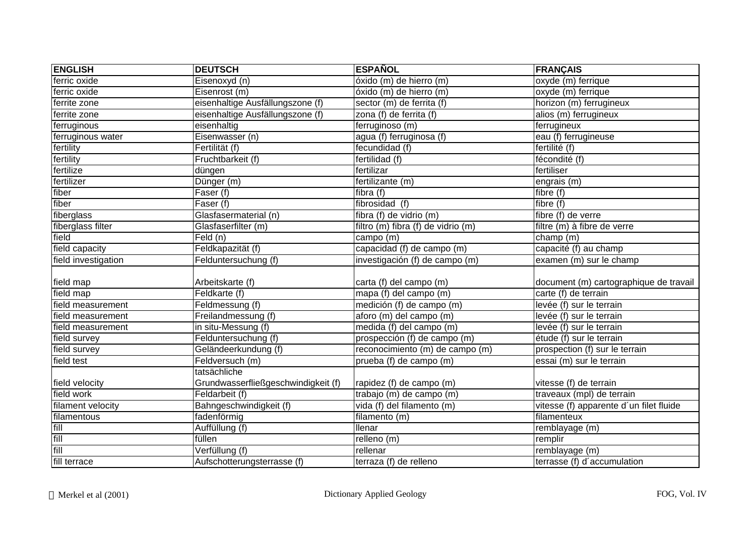| ENGLISH | DEUTSCH | ESPAÑOL | FRANÇAIS |
|---|---|---|---|
| ferric oxide | Eisenoxyd (n) | óxido (m) de hierro (m) | oxyde (m) ferrique |
| ferric oxide | Eisenrost (m) | óxido (m) de hierro (m) | oxyde (m) ferrique |
| ferrite zone | eisenhaltige Ausfällungszone (f) | sector (m) de ferrita (f) | horizon (m) ferrugineux |
| ferrite zone | eisenhaltige Ausfällungszone (f) | zona (f) de ferrita (f) | alios (m) ferrugineux |
| ferruginous | eisenhaltig | ferruginoso (m) | ferrugineux |
| ferruginous water | Eisenwasser (n) | agua (f) ferruginosa (f) | eau (f) ferrugineuse |
| fertility | Fertilität (f) | fecundidad (f) | fertilité (f) |
| fertility | Fruchtbarkeit (f) | fertilidad (f) | fécondité (f) |
| fertilize | düngen | fertilizar | fertiliser |
| fertilizer | Dünger (m) | fertilizante (m) | engrais (m) |
| fiber | Faser (f) | fibra (f) | fibre (f) |
| fiber | Faser (f) | fibrosidad (f) | fibre (f) |
| fiberglass | Glasfasermaterial (n) | fibra (f) de vidrio (m) | fibre (f) de verre |
| fiberglass filter | Glasfaserfilter (m) | filtro (m) fibra (f) de vidrio (m) | filtre (m) à fibre de verre |
| field | Feld (n) | campo (m) | champ (m) |
| field capacity | Feldkapazität (f) | capacidad (f) de campo (m) | capacité (f) au champ |
| field investigation | Felduntersuchung (f) | investigación (f) de campo (m) | examen (m) sur le champ |
| field map | Arbeitskarte (f) | carta (f) del campo (m) | document (m) cartographique de travail |
| field map | Feldkarte (f) | mapa (f) del campo (m) | carte (f) de terrain |
| field measurement | Feldmessung (f) | medición (f) de campo (m) | levée (f) sur le terrain |
| field measurement | Freilandmessung (f) | aforo (m) del campo (m) | levée (f) sur le terrain |
| field measurement | in situ-Messung (f) | medida (f) del campo (m) | levée (f) sur le terrain |
| field survey | Felduntersuchung (f) | prospección (f) de campo (m) | étude (f) sur le terrain |
| field survey | Geländeerkundung (f) | reconocimiento (m) de campo (m) | prospection (f) sur le terrain |
| field test | Feldversuch (m) | prueba (f) de campo (m) | essai (m) sur le terrain |
| field velocity | tatsächliche Grundwasserfließgeschwindigkeit (f) | rapidez (f) de campo (m) | vitesse (f) de terrain |
| field work | Feldarbeit (f) | trabajo (m) de campo (m) | traveaux (mpl) de terrain |
| filament velocity | Bahngeschwindigkeit (f) | vida (f) del filamento (m) | vitesse (f) apparente d´un filet fluide |
| filamentous | fadenförmig | filamento (m) | filamenteux |
| fill | Auffüllung (f) | llenar | remblayage (m) |
| fill | füllen | relleno (m) | remplir |
| fill | Verfüllung (f) | rellenar | remblayage (m) |
| fill terrace | Aufschotterungsterrasse (f) | terraza (f) de relleno | terrasse (f) d´accumulation |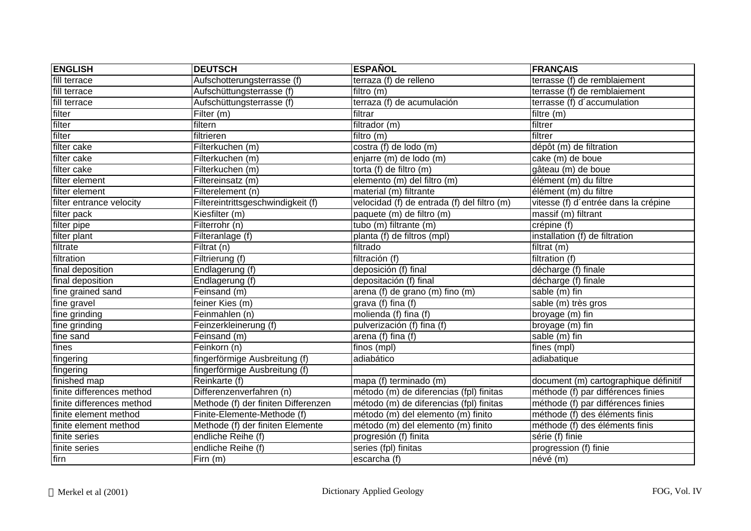| ENGLISH | DEUTSCH | ESPAÑOL | FRANÇAIS |
|---|---|---|---|
| fill terrace | Aufschotterungsterrasse (f) | terraza (f) de relleno | terrasse (f) de remblaiement |
| fill terrace | Aufschüttungsterrasse (f) | filtro (m) | terrasse (f) de remblaiement |
| fill terrace | Aufschüttungsterrasse (f) | terraza (f) de acumulación | terrasse (f) d´accumulation |
| filter | Filter (m) | filtrar | filtre (m) |
| filter | filtern | filtrador (m) | filtrer |
| filter | filtrieren | filtro (m) | filtrer |
| filter cake | Filterkuchen (m) | costra (f) de lodo (m) | dépôt (m) de filtration |
| filter cake | Filterkuchen (m) | enjarre (m) de lodo (m) | cake (m) de boue |
| filter cake | Filterkuchen (m) | torta (f) de filtro (m) | gâteau (m) de boue |
| filter element | Filtereinsatz (m) | elemento (m) del filtro (m) | élément (m) du filtre |
| filter element | Filterelement (n) | material (m) filtrante | élément (m) du filtre |
| filter entrance velocity | Filtereintrittsgeschwindigkeit (f) | velocidad (f) de entrada (f) del filtro (m) | vitesse (f) d´entrée dans la crépine |
| filter pack | Kiesfilter (m) | paquete (m) de filtro (m) | massif (m) filtrant |
| filter pipe | Filterrohr (n) | tubo (m) filtrante (m) | crépine (f) |
| filter plant | Filteranlage (f) | planta (f) de filtros (mpl) | installation (f) de filtration |
| filtrate | Filtrat (n) | filtrado | filtrat (m) |
| filtration | Filtrierung (f) | filtración (f) | filtration (f) |
| final deposition | Endlagerung (f) | deposición (f) final | décharge (f) finale |
| final deposition | Endlagerung (f) | depositación (f) final | décharge (f) finale |
| fine grained sand | Feinsand (m) | arena (f) de grano (m) fino (m) | sable (m) fin |
| fine gravel | feiner Kies (m) | grava (f) fina (f) | sable (m) très gros |
| fine grinding | Feinmahlen (n) | molienda (f) fina (f) | broyage (m) fin |
| fine grinding | Feinzerkleinerung (f) | pulverización (f) fina (f) | broyage (m) fin |
| fine sand | Feinsand (m) | arena (f) fina (f) | sable (m) fin |
| fines | Feinkorn (n) | finos (mpl) | fines (mpl) |
| fingering | fingerförmige Ausbreitung (f) | adiabático | adiabatique |
| fingering | fingerförmige Ausbreitung (f) | | |
| finished map | Reinkarte (f) | mapa (f) terminado (m) | document (m) cartographique définitif |
| finite differences method | Differenzenverfahren (n) | método (m) de diferencias (fpl) finitas | méthode (f) par différences finies |
| finite differences method | Methode (f) der finiten Differenzen | método (m) de diferencias (fpl) finitas | méthode (f) par différences finies |
| finite element method | Finite-Elemente-Methode (f) | método (m) del elemento (m) finito | méthode (f) des éléments finis |
| finite element method | Methode (f) der finiten Elemente | método (m) del elemento (m) finito | méthode (f) des éléments finis |
| finite series | endliche Reihe (f) | progresión (f) finita | série (f) finie |
| finite series | endliche Reihe (f) | series (fpl) finitas | progression (f) finie |
| firn | Firn (m) | escarcha (f) | névé (m) |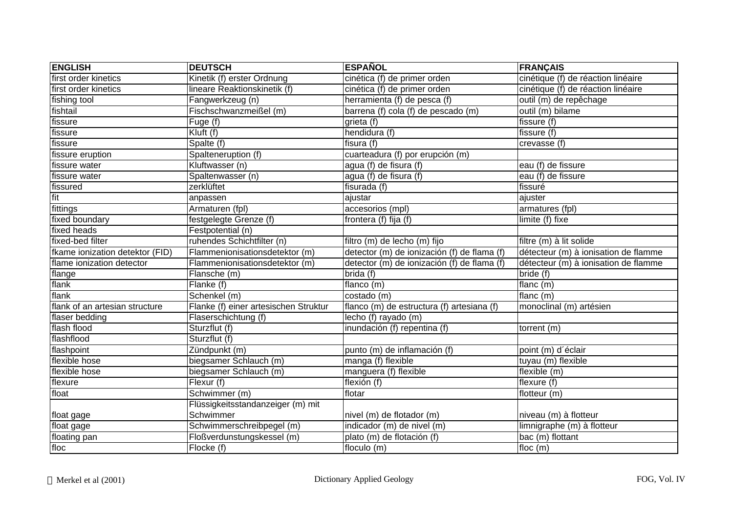| ENGLISH | DEUTSCH | ESPAÑOL | FRANÇAIS |
|---|---|---|---|
| first order kinetics | Kinetik (f) erster Ordnung | cinética (f) de primer orden | cinétique (f) de réaction linéaire |
| first order kinetics | lineare Reaktionskinetik (f) | cinética (f) de primer orden | cinétique (f) de réaction linéaire |
| fishing tool | Fangwerkzeug (n) | herramienta (f) de pesca (f) | outil (m) de repêchage |
| fishtail | Fischschwanzmeißel (m) | barrena (f) cola (f) de pescado (m) | outil (m) bilame |
| fissure | Fuge (f) | grieta (f) | fissure (f) |
| fissure | Kluft (f) | hendidura (f) | fissure (f) |
| fissure | Spalte (f) | fisura (f) | crevasse (f) |
| fissure eruption | Spalteneruption (f) | cuarteadura (f) por erupción (m) | |
| fissure water | Kluftwasser (n) | agua (f) de fisura (f) | eau (f) de fissure |
| fissure water | Spaltenwasser (n) | agua (f) de fisura (f) | eau (f) de fissure |
| fissured | zerklüftet | fisurada (f) | fissuré |
| fit | anpassen | ajustar | ajuster |
| fittings | Armaturen (fpl) | accesorios (mpl) | armatures (fpl) |
| fixed boundary | festgelegte Grenze (f) | frontera (f) fija (f) | limite (f) fixe |
| fixed heads | Festpotential (n) | | |
| fixed-bed filter | ruhendes Schichtfilter (n) | filtro (m) de lecho (m) fijo | filtre (m) à lit solide |
| fkame ionization detektor (FID) | Flammenionisationsdetektor (m) | detector (m) de ionización (f) de flama (f) | détecteur (m) à ionisation de flamme |
| flame ionization detector | Flammenionisationsdetektor (m) | detector (m) de ionización (f) de flama (f) | détecteur (m) à ionisation de flamme |
| flange | Flansche (m) | brida (f) | bride (f) |
| flank | Flanke (f) | flanco (m) | flanc (m) |
| flank | Schenkel (m) | costado (m) | flanc (m) |
| flank of an artesian structure | Flanke (f) einer artesischen Struktur | flanco (m) de estructura (f) artesiana (f) | monoclinal (m) artésien |
| flaser bedding | Flaserschichtung (f) | lecho (f) rayado (m) | |
| flash flood | Sturzflut (f) | inundación (f) repentina (f) | torrent (m) |
| flashflood | Sturzflut (f) | | |
| flashpoint | Zündpunkt (m) | punto (m) de inflamación (f) | point (m) d´éclair |
| flexible hose | biegsamer Schlauch (m) | manga (f) flexible | tuyau (m) flexible |
| flexible hose | biegsamer Schlauch (m) | manguera (f) flexible | flexible (m) |
| flexure | Flexur (f) | flexión (f) | flexure (f) |
| float | Schwimmer (m) | flotar | flotteur (m) |
| float gage | Flüssigkeitsstandanzeiger (m) mit Schwimmer | nivel (m) de flotador (m) | niveau (m) à flotteur |
| float gage | Schwimmerschreibpegel (m) | indicador (m) de nivel (m) | limnigraphe (m) à flotteur |
| floating pan | Floßverdunstungskessel (m) | plato (m) de flotación (f) | bac (m) flottant |
| floc | Flocke (f) | floculo (m) | floc (m) |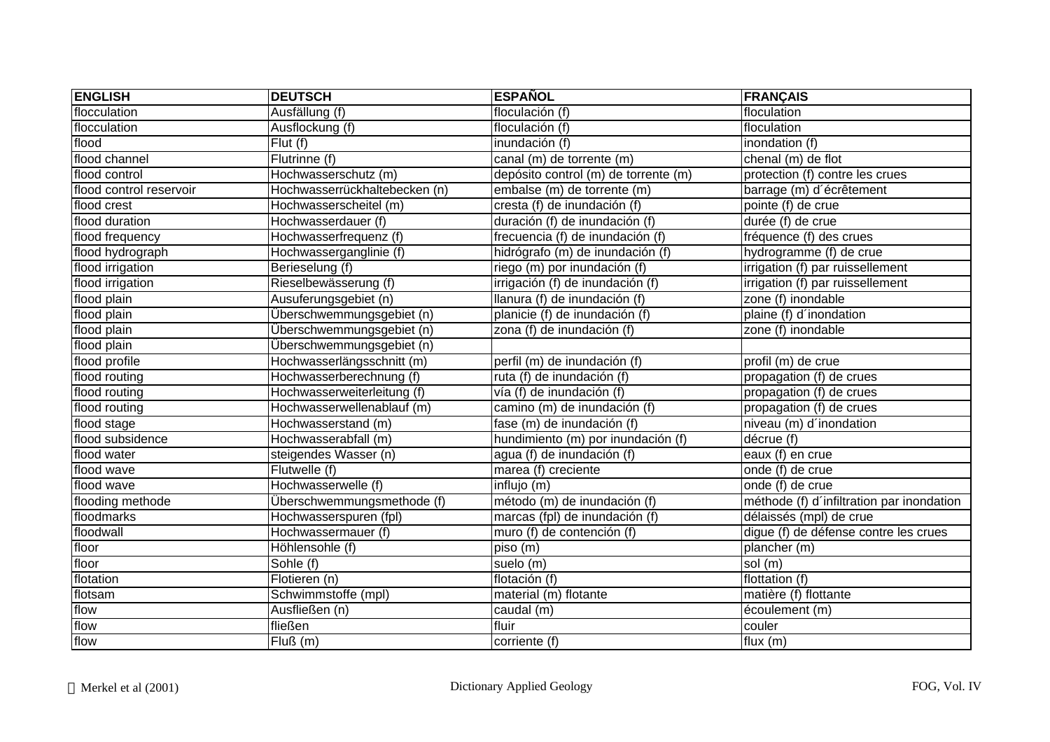| ENGLISH | DEUTSCH | ESPAÑOL | FRANÇAIS |
|---|---|---|---|
| flocculation | Ausfällung (f) | floculación (f) | floculation |
| flocculation | Ausflockung (f) | floculación (f) | floculation |
| flood | Flut (f) | inundación (f) | inondation (f) |
| flood channel | Flutrinne (f) | canal (m) de torrente (m) | chenal (m) de flot |
| flood control | Hochwasserschutz (m) | depósito control (m) de torrente (m) | protection (f) contre les crues |
| flood control reservoir | Hochwasserrückhaltebecken (n) | embalse (m) de torrente (m) | barrage (m) d´écrêtement |
| flood crest | Hochwasserscheitel (m) | cresta (f) de inundación (f) | pointe (f) de crue |
| flood duration | Hochwasserdauer (f) | duración (f) de inundación (f) | durée (f) de crue |
| flood frequency | Hochwasserfrequenz (f) | frecuencia (f) de inundación (f) | fréquence (f) des crues |
| flood hydrograph | Hochwasserganglinie (f) | hidrógrafo (m) de inundación (f) | hydrogramme (f) de crue |
| flood irrigation | Berieselung (f) | riego (m) por inundación (f) | irrigation (f) par ruissellement |
| flood irrigation | Rieselbewässerung (f) | irrigación (f) de inundación (f) | irrigation (f) par ruissellement |
| flood plain | Ausuferungsgebiet (n) | llanura (f) de inundación (f) | zone (f) inondable |
| flood plain | Überschwemmungsgebiet (n) | planicie (f) de inundación (f) | plaine (f) d´inondation |
| flood plain | Überschwemmungsgebiet (n) | zona (f) de inundación (f) | zone (f) inondable |
| flood plain | Überschwemmungsgebiet (n) | | |
| flood profile | Hochwasserlängsschnitt (m) | perfil (m) de inundación (f) | profil (m) de crue |
| flood routing | Hochwasserberechnung (f) | ruta (f) de inundación (f) | propagation (f) de crues |
| flood routing | Hochwasserweiterleitung (f) | vía (f) de inundación (f) | propagation (f) de crues |
| flood routing | Hochwasserwellenablauf (m) | camino (m) de inundación (f) | propagation (f) de crues |
| flood stage | Hochwasserstand (m) | fase (m) de inundación (f) | niveau (m) d´inondation |
| flood subsidence | Hochwasserabfall (m) | hundimiento (m) por inundación (f) | décrue (f) |
| flood water | steigendes Wasser (n) | agua (f) de inundación (f) | eaux (f) en crue |
| flood wave | Flutwelle (f) | marea (f) creciente | onde (f) de crue |
| flood wave | Hochwasserwelle (f) | influjo (m) | onde (f) de crue |
| flooding methode | Überschwemmungsmethode (f) | método (m) de inundación (f) | méthode (f) d´infiltration par inondation |
| floodmarks | Hochwasserspuren (fpl) | marcas (fpl) de inundación (f) | délaissés (mpl) de crue |
| floodwall | Hochwassermauer (f) | muro (f) de contención (f) | digue (f) de défense contre les crues |
| floor | Höhlensohle (f) | piso (m) | plancher (m) |
| floor | Sohle (f) | suelo (m) | sol (m) |
| flotation | Flotieren (n) | flotación (f) | flottation (f) |
| flotsam | Schwimmstoffe (mpl) | material (m) flotante | matière (f) flottante |
| flow | Ausfließen (n) | caudal (m) | écoulement (m) |
| flow | fließen | fluir | couler |
| flow | Fluß (m) | corriente (f) | flux (m) |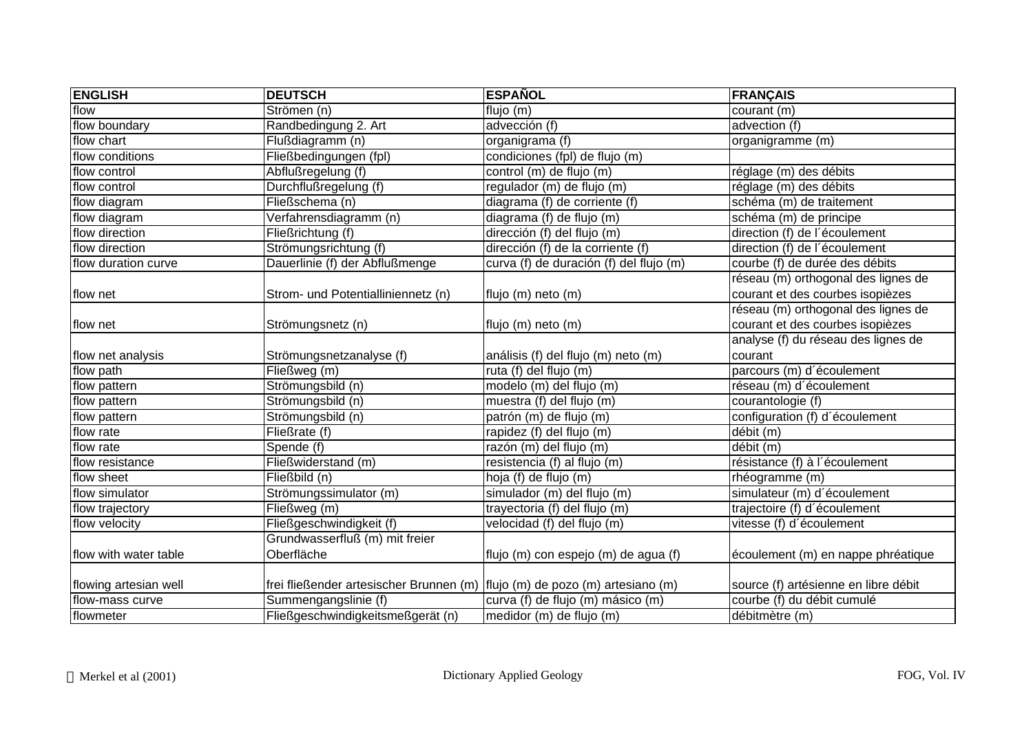| ENGLISH | DEUTSCH | ESPAÑOL | FRANÇAIS |
| --- | --- | --- | --- |
| flow | Strömen (n) | flujo (m) | courant (m) |
| flow boundary | Randbedingung 2. Art | advección (f) | advection (f) |
| flow chart | Flußdiagramm (n) | organigrama (f) | organigramme (m) |
| flow conditions | Fließbedingungen (fpl) | condiciones (fpl) de flujo (m) | |
| flow control | Abflußregelung (f) | control (m) de flujo (m) | réglage (m) des débits |
| flow control | Durchflußregelung (f) | regulador (m) de flujo (m) | réglage (m) des débits |
| flow diagram | Fließschema (n) | diagrama (f) de corriente (f) | schéma (m) de traitement |
| flow diagram | Verfahrensdiagramm (n) | diagrama (f) de flujo (m) | schéma (m) de principe |
| flow direction | Fließrichtung (f) | dirección (f) del flujo (m) | direction (f) de l´écoulement |
| flow direction | Strömungsrichtung (f) | dirección (f) de la corriente (f) | direction (f) de l´écoulement |
| flow duration curve | Dauerlinie (f) der Abflußmenge | curva (f) de duración (f) del flujo (m) | courbe (f) de durée des débits |
| flow net | Strom- und Potentialliniennetz (n) | flujo (m) neto (m) | réseau (m) orthogonal des lignes de courant et des courbes isopièzes |
| flow net | Strömungsnetz (n) | flujo (m) neto (m) | réseau (m) orthogonal des lignes de courant et des courbes isopièzes |
| flow net analysis | Strömungsnetzanalyse (f) | análisis (f) del flujo (m) neto (m) | analyse (f) du réseau des lignes de courant |
| flow path | Fließweg (m) | ruta (f) del flujo (m) | parcours (m) d´écoulement |
| flow pattern | Strömungsbild (n) | modelo (m) del flujo (m) | réseau (m) d´écoulement |
| flow pattern | Strömungsbild (n) | muestra (f) del flujo (m) | courantologie (f) |
| flow pattern | Strömungsbild (n) | patrón (m) de flujo (m) | configuration (f) d´écoulement |
| flow rate | Fließrate (f) | rapidez (f) del flujo (m) | débit (m) |
| flow rate | Spende (f) | razón (m) del flujo (m) | débit (m) |
| flow resistance | Fließwiderstand (m) | resistencia (f) al flujo (m) | résistance (f) à l´écoulement |
| flow sheet | Fließbild (n) | hoja (f) de flujo (m) | rhéogramme (m) |
| flow simulator | Strömungssimulator (m) | simulador (m) del flujo (m) | simulateur (m) d´écoulement |
| flow trajectory | Fließweg (m) | trayectoria (f) del flujo (m) | trajectoire (f) d´écoulement |
| flow velocity | Fließgeschwindigkeit (f) | velocidad (f) del flujo (m) | vitesse (f) d´écoulement |
| flow with water table | Grundwasserfluß (m) mit freier Oberfläche | flujo (m) con espejo (m) de agua (f) | écoulement (m) en nappe phréatique |
| flowing artesian well | frei fließender artesischer Brunnen (m) | flujo (m) de pozo (m) artesiano (m) | source (f) artésienne en libre débit |
| flow-mass curve | Summengangslinie (f) | curva (f) de flujo (m) másico (m) | courbe (f) du débit cumulé |
| flowmeter | Fließgeschwindigkeitsmeßgerät (n) | medidor (m) de flujo (m) | débitmètre (m) |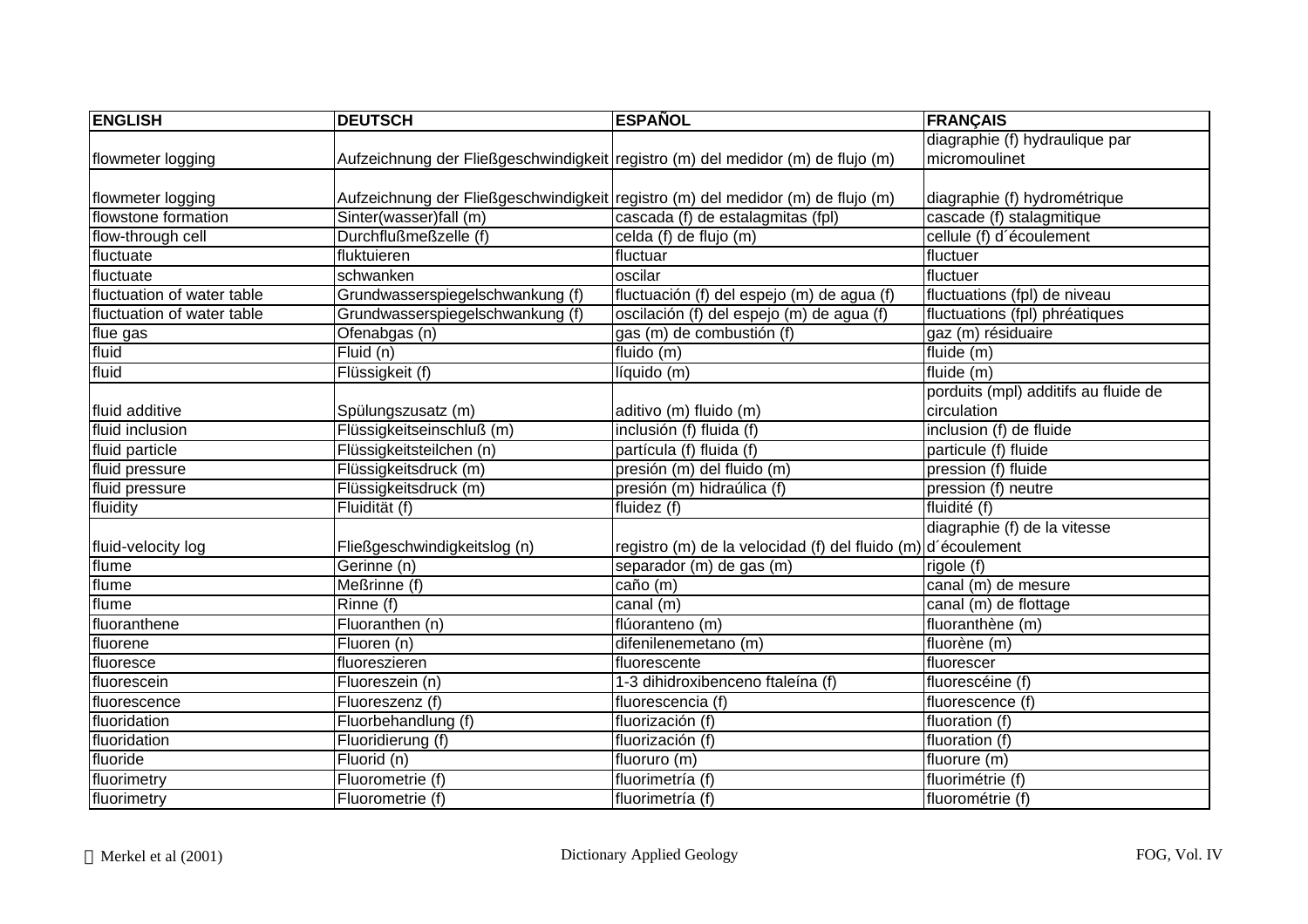| ENGLISH | DEUTSCH | ESPAÑOL | FRANÇAIS |
| --- | --- | --- | --- |
| flowmeter logging | Aufzeichnung der Fließgeschwindigkeit | registro (m) del medidor (m) de flujo (m) | diagraphie (f) hydraulique par micromoulinet |
| flowmeter logging | Aufzeichnung der Fließgeschwindigkeit | registro (m) del medidor (m) de flujo (m) | diagraphie (f) hydrométrique |
| flowstone formation | Sinter(wasser)fall (m) | cascada (f) de estalagmitas (fpl) | cascade (f) stalagmitique |
| flow-through cell | Durchflußmeßzelle (f) | celda (f) de flujo (m) | cellule (f) d´écoulement |
| fluctuate | fluktuieren | fluctuar | fluctuer |
| fluctuate | schwanken | oscilar | fluctuer |
| fluctuation of water table | Grundwasserspiegelschwankung (f) | fluctuación (f) del espejo (m) de agua (f) | fluctuations (fpl) de niveau |
| fluctuation of water table | Grundwasserspiegelschwankung (f) | oscilación (f) del espejo (m) de agua (f) | fluctuations (fpl) phréatiques |
| flue gas | Ofenabgas (n) | gas (m) de combustión (f) | gaz (m) résiduaire |
| fluid | Fluid (n) | fluido (m) | fluide (m) |
| fluid | Flüssigkeit (f) | líquido (m) | fluide (m) |
| fluid additive | Spülungszusatz (m) | aditivo (m) fluido (m) | porduits (mpl) additifs au fluide de circulation |
| fluid inclusion | Flüssigkeitseinschluß (m) | inclusión (f) fluida (f) | inclusion (f) de fluide |
| fluid particle | Flüssigkeitsteilchen (n) | partícula (f) fluida (f) | particule (f) fluide |
| fluid pressure | Flüssigkeitsdruck (m) | presión (m) del fluido (m) | pression (f) fluide |
| fluid pressure | Flüssigkeitsdruck (m) | presión (m) hidraúlica (f) | pression (f) neutre |
| fluidity | Fluidität (f) | fluidez (f) | fluidité (f) |
| fluid-velocity log | Fließgeschwindigkeitslog (n) | registro (m) de la velocidad (f) del fluido (m) | diagraphie (f) de la vitesse d´écoulement |
| flume | Gerinne (n) | separador (m) de gas (m) | rigole (f) |
| flume | Meßrinne (f) | caño (m) | canal (m) de mesure |
| flume | Rinne (f) | canal (m) | canal (m) de flottage |
| fluoranthene | Fluoranthen (n) | flúoranteno (m) | fluoranthène (m) |
| fluorene | Fluoren (n) | difenilenemetano (m) | fluorène (m) |
| fluoresce | fluoreszieren | fluorescente | fluorescer |
| fluorescein | Fluoreszein (n) | 1-3 dihidroxibenceno ftaleína (f) | fluorescéine (f) |
| fluorescence | Fluoreszenz (f) | fluorescencia (f) | fluorescence (f) |
| fluoridation | Fluorbehandlung (f) | fluorización (f) | fluoration (f) |
| fluoridation | Fluoridierung (f) | fluorización (f) | fluoration (f) |
| fluoride | Fluorid (n) | fluoruro (m) | fluorure (m) |
| fluorimetry | Fluorometrie (f) | fluorimetría (f) | fluorimétrie (f) |
| fluorimetry | Fluorometrie (f) | fluorimetría (f) | fluorométrie (f) |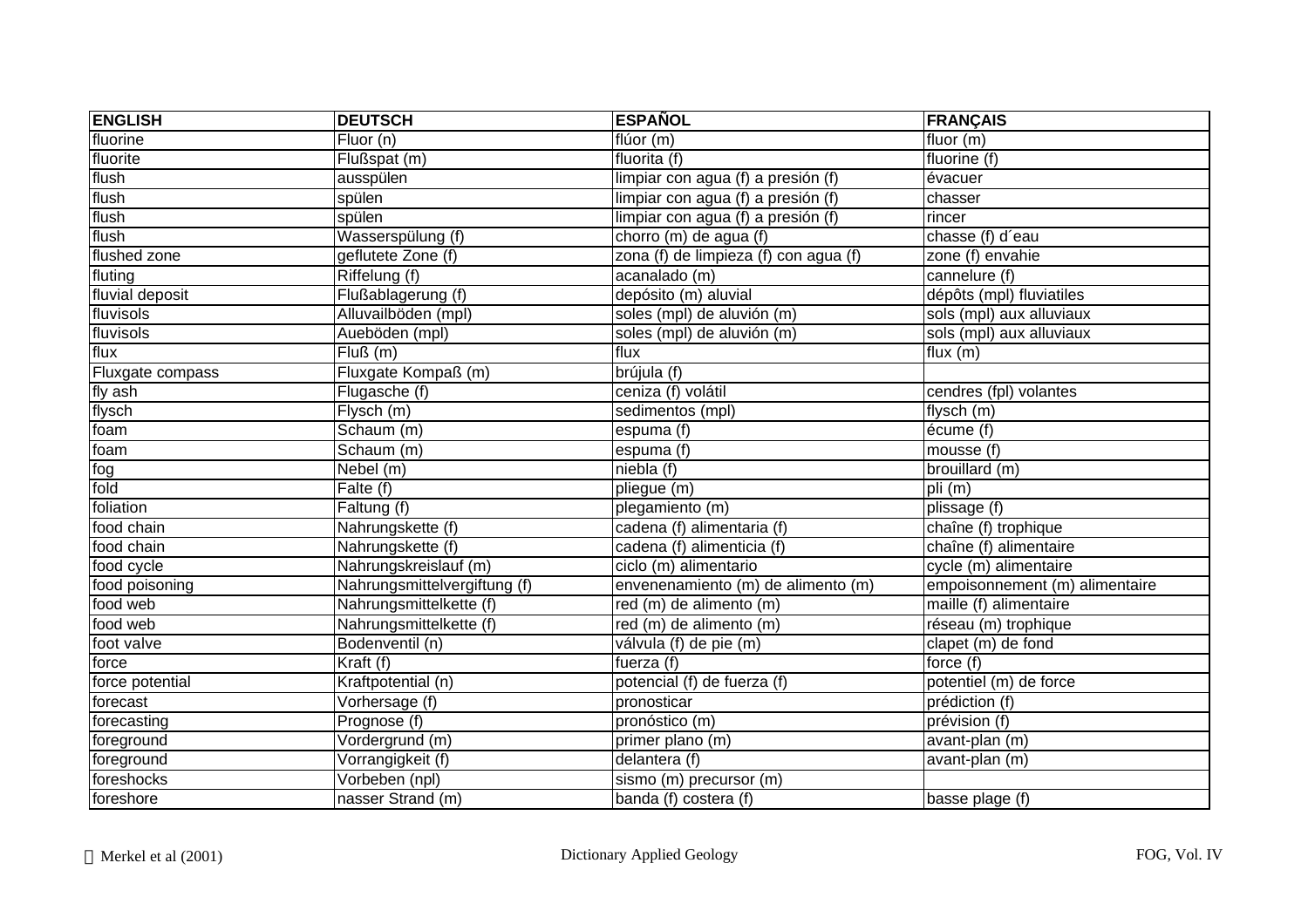| ENGLISH | DEUTSCH | ESPAÑOL | FRANÇAIS |
|---|---|---|---|
| fluorine | Fluor (n) | flúor (m) | fluor (m) |
| fluorite | Flußspat (m) | fluorita (f) | fluorine (f) |
| flush | ausspülen | limpiar con agua (f) a presión (f) | évacuer |
| flush | spülen | limpiar con agua (f) a presión (f) | chasser |
| flush | spülen | limpiar con agua (f) a presión (f) | rincer |
| flush | Wasserspülung (f) | chorro (m) de agua (f) | chasse (f) d´eau |
| flushed zone | geflutete Zone (f) | zona (f) de limpieza (f) con agua (f) | zone (f) envahie |
| fluting | Riffelung (f) | acanalado (m) | cannelure (f) |
| fluvial deposit | Flußablagerung (f) | depósito (m) aluvial | dépôts (mpl) fluviatiles |
| fluvisols | Alluvailböden (mpl) | soles (mpl) de aluvión (m) | sols (mpl) aux alluviaux |
| fluvisols | Aueböden (mpl) | soles (mpl) de aluvión (m) | sols (mpl) aux alluviaux |
| flux | Fluß (m) | flux | flux (m) |
| Fluxgate compass | Fluxgate Kompaß (m) | brújula (f) | |
| fly ash | Flugasche (f) | ceniza (f) volátil | cendres (fpl) volantes |
| flysch | Flysch (m) | sedimentos (mpl) | flysch (m) |
| foam | Schaum (m) | espuma (f) | écume (f) |
| foam | Schaum (m) | espuma (f) | mousse (f) |
| fog | Nebel (m) | niebla (f) | brouillard (m) |
| fold | Falte (f) | pliegue (m) | pli (m) |
| foliation | Faltung (f) | plegamiento (m) | plissage (f) |
| food chain | Nahrungskette (f) | cadena (f) alimentaria (f) | chaîne (f) trophique |
| food chain | Nahrungskette (f) | cadena (f) alimenticia (f) | chaîne (f) alimentaire |
| food cycle | Nahrungskreislauf (m) | ciclo (m) alimentario | cycle (m) alimentaire |
| food poisoning | Nahrungsmittelvergiftung (f) | envenenamiento (m) de alimento (m) | empoisonnement (m) alimentaire |
| food web | Nahrungsmittelkette (f) | red (m) de alimento (m) | maille (f) alimentaire |
| food web | Nahrungsmittelkette (f) | red (m) de alimento (m) | réseau (m) trophique |
| foot valve | Bodenventil (n) | válvula (f) de pie (m) | clapet (m) de fond |
| force | Kraft (f) | fuerza (f) | force (f) |
| force potential | Kraftpotential (n) | potencial (f) de fuerza (f) | potentiel (m) de force |
| forecast | Vorhersage (f) | pronosticar | prédiction (f) |
| forecasting | Prognose (f) | pronóstico (m) | prévision (f) |
| foreground | Vordergrund (m) | primer plano (m) | avant-plan (m) |
| foreground | Vorrangigkeit (f) | delantera (f) | avant-plan (m) |
| foreshocks | Vorbeben (npl) | sismo (m) precursor (m) | |
| foreshore | nasser Strand (m) | banda (f) costera (f) | basse plage (f) |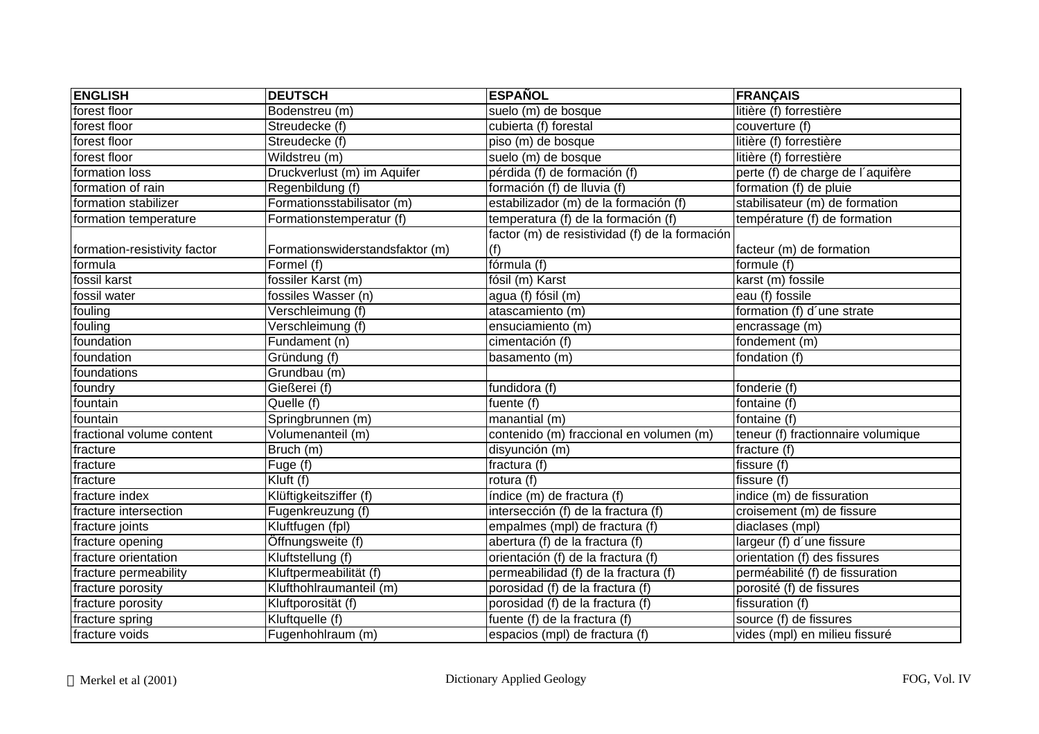| ENGLISH | DEUTSCH | ESPAÑOL | FRANÇAIS |
|---|---|---|---|
| forest floor | Bodenstreu (m) | suelo (m) de bosque | litière (f) forrestière |
| forest floor | Streudecke (f) | cubierta (f) forestal | couverture (f) |
| forest floor | Streudecke (f) | piso (m) de bosque | litière (f) forrestière |
| forest floor | Wildstreu (m) | suelo (m) de bosque | litière (f) forrestière |
| formation loss | Druckverlust (m) im Aquifer | pérdida (f) de formación (f) | perte (f) de charge de l´aquifère |
| formation of rain | Regenbildung (f) | formación (f) de lluvia (f) | formation (f) de pluie |
| formation stabilizer | Formationsstabilisator (m) | estabilizador (m) de la formación (f) | stabilisateur (m) de formation |
| formation temperature | Formationstemperatur (f) | temperatura (f) de la formación (f) | température (f) de formation |
| formation-resistivity factor | Formationswiderstandsfaktor (m) | factor (m) de resistividad (f) de la formación (f) | facteur (m) de formation |
| formula | Formel (f) | fórmula (f) | formule (f) |
| fossil karst | fossiler Karst (m) | fósil (m) Karst | karst (m) fossile |
| fossil water | fossiles Wasser (n) | agua (f) fósil (m) | eau (f) fossile |
| fouling | Verschleimung (f) | atascamiento (m) | formation (f) d´une strate |
| fouling | Verschleimung (f) | ensuciamiento (m) | encrassage (m) |
| foundation | Fundament (n) | cimentación (f) | fondement (m) |
| foundation | Gründung (f) | basamento (m) | fondation (f) |
| foundations | Grundbau (m) | | |
| foundry | Gießerei (f) | fundidora (f) | fonderie (f) |
| fountain | Quelle (f) | fuente (f) | fontaine (f) |
| fountain | Springbrunnen (m) | manantial (m) | fontaine (f) |
| fractional volume content | Volumenanteil (m) | contenido (m) fraccional en volumen (m) | teneur (f) fractionnaire volumique |
| fracture | Bruch (m) | disyunción (m) | fracture (f) |
| fracture | Fuge (f) | fractura (f) | fissure (f) |
| fracture | Kluft (f) | rotura (f) | fissure (f) |
| fracture index | Klüftigkeitsziffer (f) | índice (m) de fractura (f) | indice (m) de fissuration |
| fracture intersection | Fugenkreuzung (f) | intersección (f) de la fractura (f) | croisement (m) de fissure |
| fracture joints | Kluftfugen (fpl) | empalmes (mpl) de fractura (f) | diaclases (mpl) |
| fracture opening | Öffnungsweite (f) | abertura (f) de la fractura (f) | largeur (f) d´une fissure |
| fracture orientation | Kluftstellung (f) | orientación (f) de la fractura (f) | orientation (f) des fissures |
| fracture permeability | Kluftpermeabilität (f) | permeabilidad (f) de la fractura (f) | perméabilité (f) de fissuration |
| fracture porosity | Klufthohlraumanteil (m) | porosidad (f) de la fractura (f) | porosité (f) de fissures |
| fracture porosity | Kluftporosität (f) | porosidad (f) de la fractura (f) | fissuration (f) |
| fracture spring | Kluftquelle (f) | fuente (f) de la fractura (f) | source (f) de fissures |
| fracture voids | Fugenhohlraum (m) | espacios (mpl) de fractura (f) | vides (mpl) en milieu fissuré |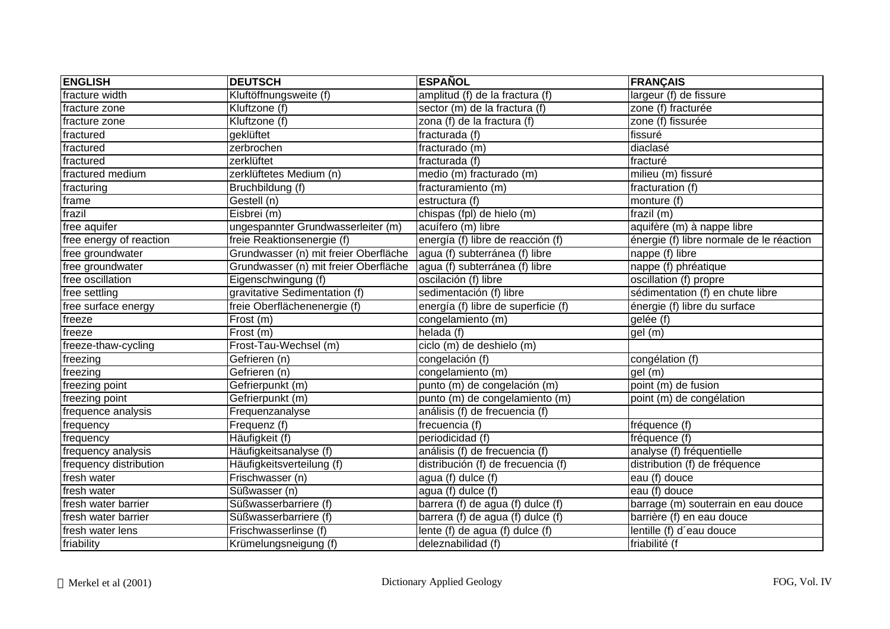| ENGLISH | DEUTSCH | ESPAÑOL | FRANÇAIS |
| --- | --- | --- | --- |
| fracture width | Kluftöffnungsweite (f) | amplitud (f) de la fractura (f) | largeur (f) de fissure |
| fracture zone | Kluftzone (f) | sector (m) de la fractura (f) | zone (f) fracturée |
| fracture zone | Kluftzone (f) | zona (f) de la fractura (f) | zone (f) fissurée |
| fractured | geklüftet | fracturada (f) | fissuré |
| fractured | zerbrochen | fracturado (m) | diaclasé |
| fractured | zerklüftet | fracturada (f) | fracturé |
| fractured medium | zerklüftetes Medium (n) | medio (m) fracturado (m) | milieu (m) fissuré |
| fracturing | Bruchbildung (f) | fracturamiento (m) | fracturation (f) |
| frame | Gestell (n) | estructura (f) | monture (f) |
| frazil | Eisbrei (m) | chispas (fpl) de hielo (m) | frazil (m) |
| free aquifer | ungespannter Grundwasserleiter (m) | acuífero (m) libre | aquifère (m) à nappe libre |
| free energy of reaction | freie Reaktionsenergie (f) | energía (f) libre de reacción (f) | énergie (f) libre normale de le réaction |
| free groundwater | Grundwasser (n) mit freier Oberfläche | agua (f) subterránea (f) libre | nappe (f) libre |
| free groundwater | Grundwasser (n) mit freier Oberfläche | agua (f) subterránea (f) libre | nappe (f) phréatique |
| free oscillation | Eigenschwingung (f) | oscilación (f) libre | oscillation (f) propre |
| free settling | gravitative Sedimentation (f) | sedimentación (f) libre | sédimentation (f) en chute libre |
| free surface energy | freie Oberflächenenergie (f) | energía (f) libre de superficie (f) | énergie (f) libre du surface |
| freeze | Frost (m) | congelamiento (m) | gelée (f) |
| freeze | Frost (m) | helada (f) | gel (m) |
| freeze-thaw-cycling | Frost-Tau-Wechsel (m) | ciclo (m) de deshielo (m) | |
| freezing | Gefrieren (n) | congelación (f) | congélation (f) |
| freezing | Gefrieren (n) | congelamiento (m) | gel (m) |
| freezing point | Gefrierpunkt (m) | punto (m) de congelación (m) | point (m) de fusion |
| freezing point | Gefrierpunkt (m) | punto (m) de congelamiento (m) | point (m) de congélation |
| frequence analysis | Frequenzanalyse | análisis (f) de frecuencia (f) | |
| frequency | Frequenz (f) | frecuencia (f) | fréquence (f) |
| frequency | Häufigkeit (f) | periodicidad (f) | fréquence (f) |
| frequency analysis | Häufigkeitsanalyse (f) | análisis (f) de frecuencia (f) | analyse (f) fréquentielle |
| frequency distribution | Häufigkeitsverteilung (f) | distribución (f) de frecuencia (f) | distribution (f) de fréquence |
| fresh water | Frischwasser (n) | agua (f) dulce (f) | eau (f) douce |
| fresh water | Süßwasser (n) | agua (f) dulce (f) | eau (f) douce |
| fresh water barrier | Süßwasserbarriere (f) | barrera (f) de agua (f) dulce (f) | barrage (m) souterrain en eau douce |
| fresh water barrier | Süßwasserbarriere (f) | barrera (f) de agua (f) dulce (f) | barrière (f) en eau douce |
| fresh water lens | Frischwasserlinse (f) | lente (f) de agua (f) dulce (f) | lentille (f) d´eau douce |
| friability | Krümelungsneigung (f) | deleznabilidad (f) | friabilité (f |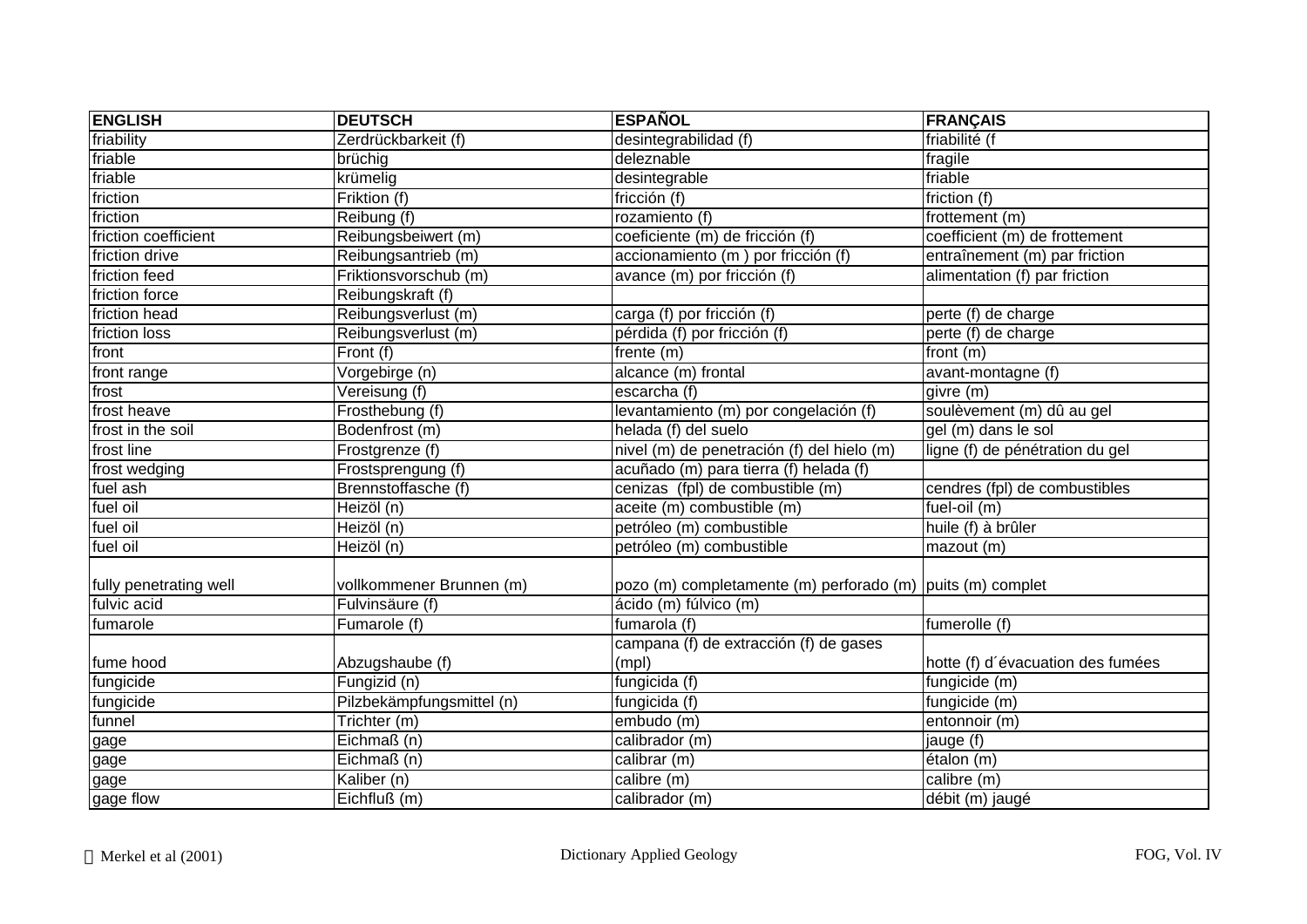| ENGLISH | DEUTSCH | ESPAÑOL | FRANÇAIS |
|---|---|---|---|
| friability | Zerdrückbarkeit (f) | desintegrabilidad (f) | friabilité (f |
| friable | brüchig | deleznable | fragile |
| friable | krümelig | desintegrable | friable |
| friction | Friktion (f) | fricción (f) | friction (f) |
| friction | Reibung (f) | rozamiento (f) | frottement (m) |
| friction coefficient | Reibungsbeiwert (m) | coeficiente (m) de fricción (f) | coefficient (m) de frottement |
| friction drive | Reibungsantrieb (m) | accionamiento (m ) por fricción (f) | entraînement (m) par friction |
| friction feed | Friktionsvorschub (m) | avance (m) por fricción (f) | alimentation (f) par friction |
| friction force | Reibungskraft (f) | | |
| friction head | Reibungsverlust (m) | carga (f) por fricción (f) | perte (f) de charge |
| friction loss | Reibungsverlust (m) | pérdida (f) por fricción (f) | perte (f) de charge |
| front | Front (f) | frente (m) | front (m) |
| front range | Vorgebirge (n) | alcance (m) frontal | avant-montagne (f) |
| frost | Vereisung (f) | escarcha (f) | givre (m) |
| frost heave | Frosthebung (f) | levantamiento (m) por congelación (f) | soulèvement (m) dû au gel |
| frost in the soil | Bodenfrost (m) | helada (f) del suelo | gel (m) dans le sol |
| frost line | Frostgrenze (f) | nivel (m) de penetración (f) del hielo (m) | ligne (f) de pénétration du gel |
| frost wedging | Frostsprengung (f) | acuñado (m) para tierra (f) helada (f) | |
| fuel ash | Brennstoffasche (f) | cenizas (fpl) de combustible (m) | cendres (fpl) de combustibles |
| fuel oil | Heizöl (n) | aceite (m) combustible (m) | fuel-oil (m) |
| fuel oil | Heizöl (n) | petróleo (m) combustible | huile (f) à brûler |
| fuel oil | Heizöl (n) | petróleo (m) combustible | mazout (m) |
| fully penetrating well | vollkommener Brunnen (m) | pozo (m) completamente (m) perforado (m) | puits (m) complet |
| fulvic acid | Fulvinsäure (f) | ácido (m) fúlvico (m) | |
| fumarole | Fumarole (f) | fumarola (f) | fumerolle (f) |
| fume hood | Abzugshaube (f) | campana (f) de extracción (f) de gases (mpl) | hotte (f) d´évacuation des fumées |
| fungicide | Fungizid (n) | fungicida (f) | fungicide (m) |
| fungicide | Pilzbekämpfungsmittel (n) | fungicida (f) | fungicide (m) |
| funnel | Trichter (m) | embudo (m) | entonnoir (m) |
| gage | Eichmaß (n) | calibrador (m) | jauge (f) |
| gage | Eichmaß (n) | calibrar (m) | étalon (m) |
| gage | Kaliber (n) | calibre (m) | calibre (m) |
| gage flow | Eichfluß (m) | calibrador (m) | débit (m) jaugé |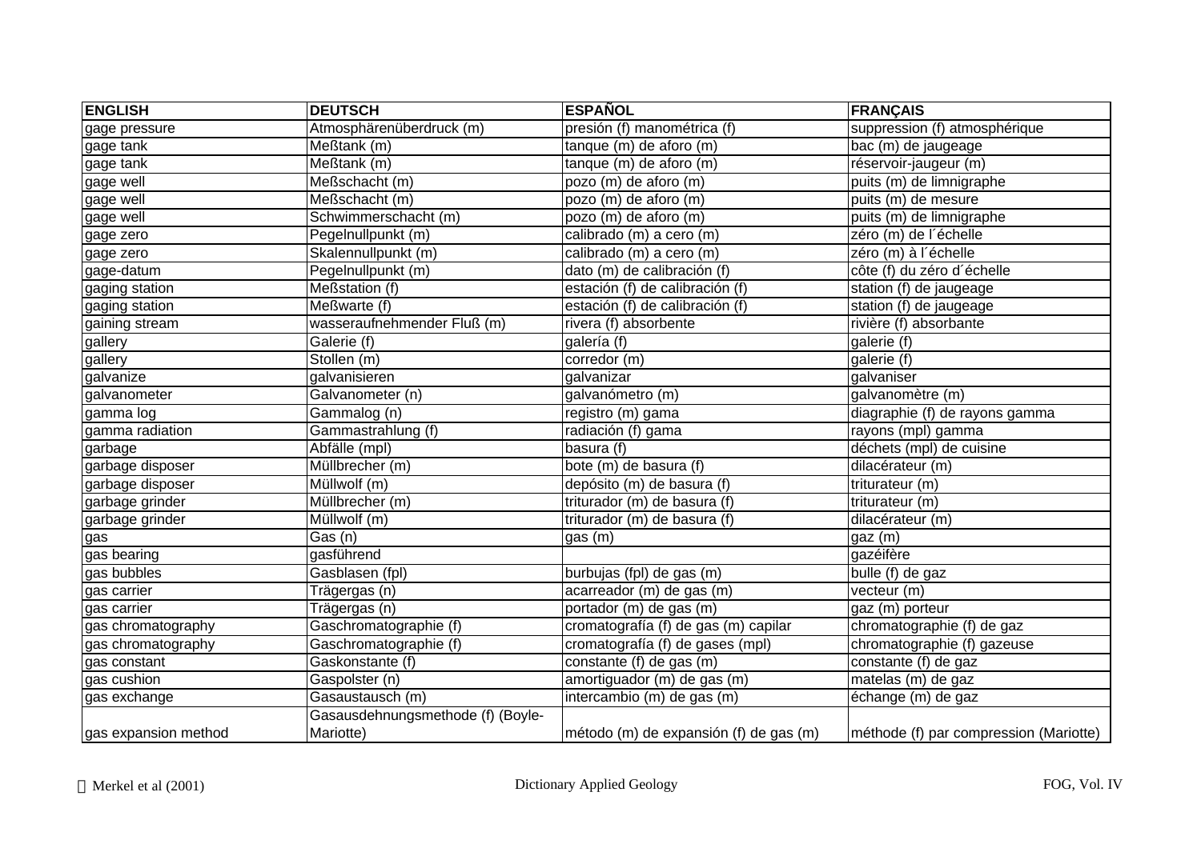| ENGLISH | DEUTSCH | ESPAÑOL | FRANÇAIS |
|---|---|---|---|
| gage pressure | Atmosphärenüberdruck (m) | presión (f) manométrica (f) | suppression (f) atmosphérique |
| gage tank | Meßtank (m) | tanque (m) de aforo (m) | bac (m) de jaugeage |
| gage tank | Meßtank (m) | tanque (m) de aforo (m) | réservoir-jaugeur (m) |
| gage well | Meßschacht (m) | pozo (m) de aforo (m) | puits (m) de limnigraphe |
| gage well | Meßschacht (m) | pozo (m) de aforo (m) | puits (m) de mesure |
| gage well | Schwimmerschacht (m) | pozo (m) de aforo (m) | puits (m) de limnigraphe |
| gage zero | Pegelnullpunkt (m) | calibrado (m) a cero (m) | zéro (m) de l´échelle |
| gage zero | Skalennullpunkt (m) | calibrado (m) a cero (m) | zéro (m) à l´échelle |
| gage-datum | Pegelnullpunkt (m) | dato (m) de calibración (f) | côte (f) du zéro d´échelle |
| gaging station | Meßstation (f) | estación (f) de calibración (f) | station (f) de jaugeage |
| gaging station | Meßwarte (f) | estación (f) de calibración (f) | station (f) de jaugeage |
| gaining stream | wasseraufnehmender Fluß (m) | rivera (f) absorbente | rivière (f) absorbante |
| gallery | Galerie (f) | galería (f) | galerie (f) |
| gallery | Stollen (m) | corredor (m) | galerie (f) |
| galvanize | galvanisieren | galvanizar | galvaniser |
| galvanometer | Galvanometer (n) | galvanómetro (m) | galvanomètre (m) |
| gamma log | Gammalog (n) | registro (m) gama | diagraphie (f) de rayons gamma |
| gamma radiation | Gammastrahlung (f) | radiación (f) gama | rayons (mpl) gamma |
| garbage | Abfälle (mpl) | basura (f) | déchets (mpl) de cuisine |
| garbage disposer | Müllbrecher (m) | bote (m) de basura (f) | dilacérateur (m) |
| garbage disposer | Müllwolf (m) | depósito (m) de basura (f) | triturateur (m) |
| garbage grinder | Müllbrecher (m) | triturador (m) de basura (f) | triturateur (m) |
| garbage grinder | Müllwolf (m) | triturador (m) de basura (f) | dilacérateur (m) |
| gas | Gas (n) | gas (m) | gaz (m) |
| gas bearing | gasführend | | gazéifère |
| gas bubbles | Gasblasen (fpl) | burbujas (fpl) de gas (m) | bulle (f) de gaz |
| gas carrier | Trägergas (n) | acarreador (m) de gas (m) | vecteur (m) |
| gas carrier | Trägergas (n) | portador (m) de gas (m) | gaz (m) porteur |
| gas chromatography | Gaschromatographie (f) | cromatografía (f) de gas (m) capilar | chromatographie (f) de gaz |
| gas chromatography | Gaschromatographie (f) | cromatografía (f) de gases (mpl) | chromatographie (f) gazeuse |
| gas constant | Gaskonstante (f) | constante (f) de gas (m) | constante (f) de gaz |
| gas cushion | Gaspolster (n) | amortiguador (m) de gas (m) | matelas (m) de gaz |
| gas exchange | Gasaustausch (m) | intercambio (m) de gas (m) | échange (m) de gaz |
| gas expansion method | Gasausdehnungsmethode (f) (Boyle-Mariotte) | método (m) de expansión (f) de gas (m) | méthode (f) par compression (Mariotte) |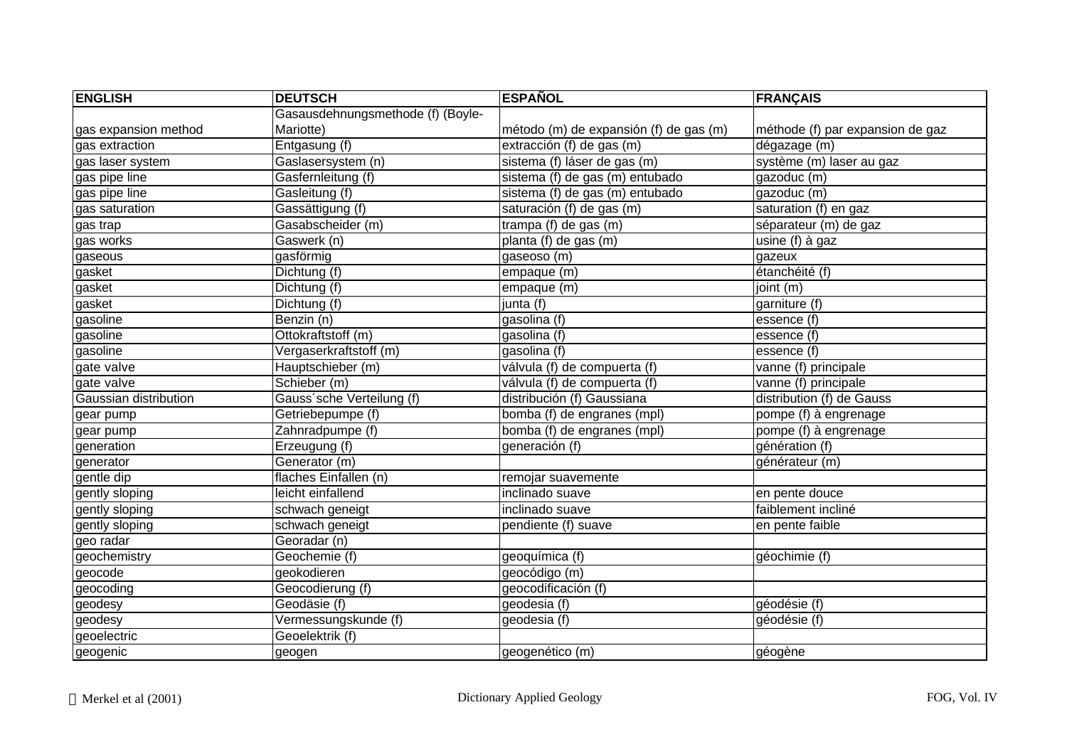| ENGLISH | DEUTSCH | ESPAÑOL | FRANÇAIS |
|---|---|---|---|
| gas expansion method | Gasausdehnungsmethode (f) (Boyle-Mariotte) | método (m) de expansión (f) de gas (m) | méthode (f) par expansion de gaz |
| gas extraction | Entgasung (f) | extracción (f) de gas (m) | dégazage (m) |
| gas laser system | Gaslasersystem (n) | sistema (f) láser de gas (m) | système (m) laser au gaz |
| gas pipe line | Gasfernleitung (f) | sistema (f) de gas (m) entubado | gazoduc (m) |
| gas pipe line | Gasleitung (f) | sistema (f) de gas (m) entubado | gazoduc (m) |
| gas saturation | Gassättigung (f) | saturación (f) de gas (m) | saturation (f) en gaz |
| gas trap | Gasabscheider (m) | trampa (f) de gas (m) | séparateur (m) de gaz |
| gas works | Gaswerk (n) | planta (f) de gas (m) | usine (f) à gaz |
| gaseous | gasförmig | gaseoso (m) | gazeux |
| gasket | Dichtung (f) | empaque (m) | étanchéité (f) |
| gasket | Dichtung (f) | empaque (m) | joint (m) |
| gasket | Dichtung (f) | junta (f) | garniture (f) |
| gasoline | Benzin (n) | gasolina (f) | essence (f) |
| gasoline | Ottokraftstoff (m) | gasolina (f) | essence (f) |
| gasoline | Vergaserkraftstoff (m) | gasolina (f) | essence (f) |
| gate valve | Hauptschieber (m) | válvula (f) de compuerta (f) | vanne (f) principale |
| gate valve | Schieber (m) | válvula (f) de compuerta (f) | vanne (f) principale |
| Gaussian distribution | Gauss´sche Verteilung (f) | distribución (f) Gaussiana | distribution (f) de Gauss |
| gear pump | Getriebepumpe (f) | bomba (f) de engranes (mpl) | pompe (f) à engrenage |
| gear pump | Zahnradpumpe (f) | bomba (f) de engranes (mpl) | pompe (f) à engrenage |
| generation | Erzeugung (f) | generación (f) | génération (f) |
| generator | Generator (m) | | générateur (m) |
| gentle dip | flaches Einfallen (n) | remojar suavemente | |
| gently sloping | leicht einfallend | inclinado suave | en pente douce |
| gently sloping | schwach geneigt | inclinado suave | faiblement incliné |
| gently sloping | schwach geneigt | pendiente (f) suave | en pente faible |
| geo radar | Georadar (n) | | |
| geochemistry | Geochemie (f) | geoquímica (f) | géochimie (f) |
| geocode | geokodieren | geocódigo (m) | |
| geocoding | Geocodierung (f) | geocodificación (f) | |
| geodesy | Geodäsie (f) | geodesia (f) | géodésie (f) |
| geodesy | Vermessungskunde (f) | geodesia (f) | géodésie (f) |
| geoelectric | Geoelektrik (f) | | |
| geogenic | geogen | geogenético (m) | géogène |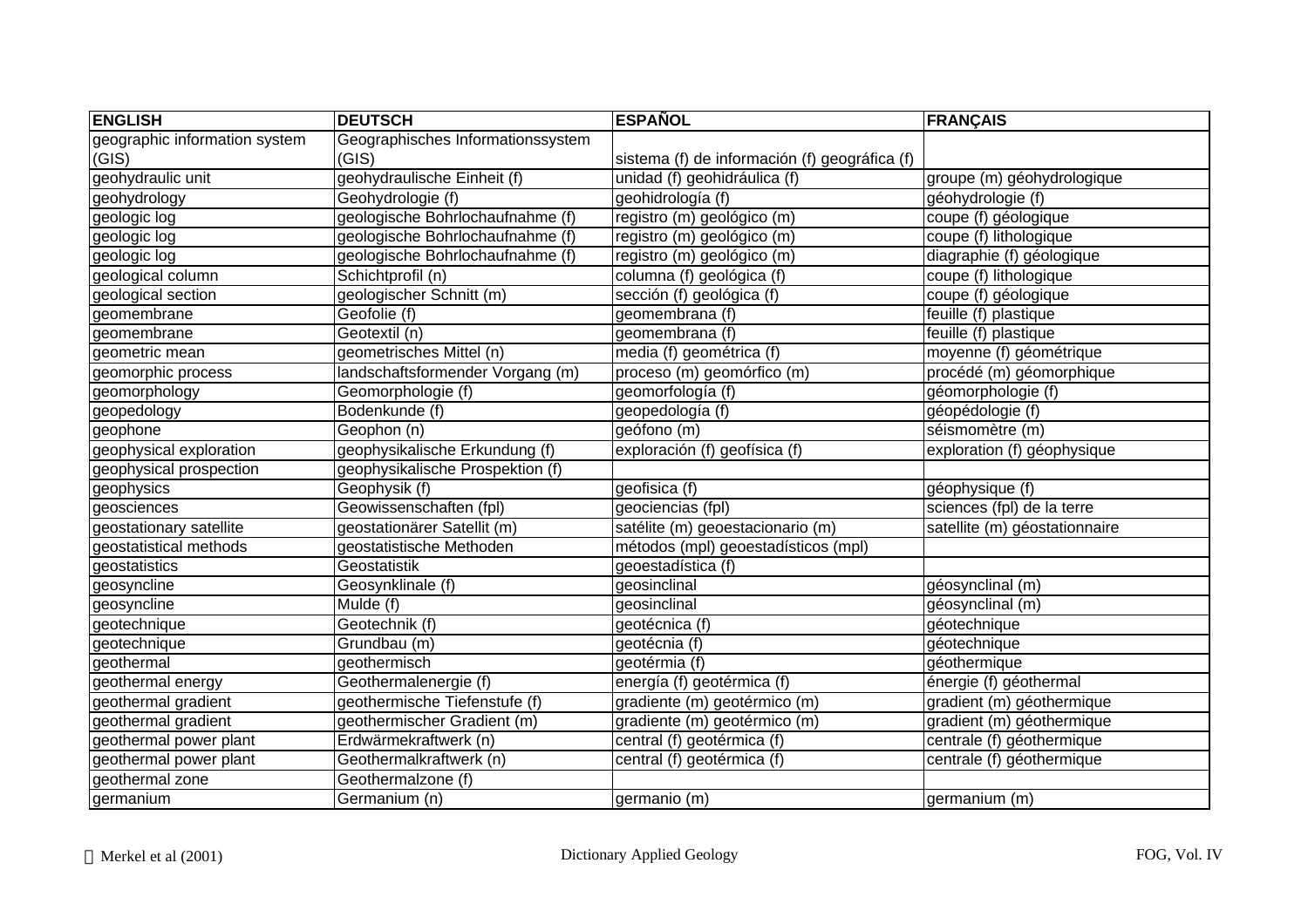| ENGLISH | DEUTSCH | ESPAÑOL | FRANÇAIS |
|---|---|---|---|
| geographic information system (GIS) | Geographisches Informationssystem (GIS) | sistema (f) de información (f) geográfica (f) | |
| geohydraulic unit | geohydraulische Einheit (f) | unidad (f) geohidráulica (f) | groupe (m) géohydrologique |
| geohydrology | Geohydrologie (f) | geohidrología (f) | géohydrologie (f) |
| geologic log | geologische Bohrlochaufnahme (f) | registro (m) geológico (m) | coupe (f) géologique |
| geologic log | geologische Bohrlochaufnahme (f) | registro (m) geológico (m) | coupe (f) lithologique |
| geologic log | geologische Bohrlochaufnahme (f) | registro (m) geológico (m) | diagraphie (f) géologique |
| geological column | Schichtprofil (n) | columna (f) geológica (f) | coupe (f) lithologique |
| geological section | geologischer Schnitt (m) | sección (f) geológica (f) | coupe (f) géologique |
| geomembrane | Geofolie (f) | geomembrana (f) | feuille (f) plastique |
| geomembrane | Geotextil (n) | geomembrana (f) | feuille (f) plastique |
| geometric mean | geometrisches Mittel (n) | media (f) geométrica (f) | moyenne (f) géométrique |
| geomorphic process | landschaftsformender Vorgang (m) | proceso (m) geomórfico (m) | procédé (m) géomorphique |
| geomorphology | Geomorphologie (f) | geomorfología (f) | géomorphologie (f) |
| geopedology | Bodenkunde (f) | geopedología (f) | géopédologie (f) |
| geophone | Geophon (n) | geófono (m) | séismomètre (m) |
| geophysical exploration | geophysikalische Erkundung (f) | exploración (f) geofísica (f) | exploration (f) géophysique |
| geophysical prospection | geophysikalische Prospektion (f) | | |
| geophysics | Geophysik (f) | geofisica (f) | géophysique (f) |
| geosciences | Geowissenschaften (fpl) | geociencias (fpl) | sciences (fpl) de la terre |
| geostationary satellite | geostationärer Satellit (m) | satélite (m) geoestacionario (m) | satellite (m) géostationnaire |
| geostatistical methods | geostatistische Methoden | métodos (mpl) geoestadísticos (mpl) | |
| geostatistics | Geostatistik | geoestadística (f) | |
| geosyncline | Geosynklinale (f) | geosinclinal | géosynclinal (m) |
| geosyncline | Mulde (f) | geosinclinal | géosynclinal (m) |
| geotechnique | Geotechnik (f) | geotécnica (f) | géotechnique |
| geotechnique | Grundbau (m) | geotécnia (f) | géotechnique |
| geothermal | geothermisch | geotérmia (f) | géothermique |
| geothermal energy | Geothermalenergie (f) | energía (f) geotérmica (f) | énergie (f) géothermal |
| geothermal gradient | geothermische Tiefenstufe (f) | gradiente (m) geotérmico (m) | gradient (m) géothermique |
| geothermal gradient | geothermischer Gradient (m) | gradiente (m) geotérmico (m) | gradient (m) géothermique |
| geothermal power plant | Erdwärmekraftwerk (n) | central (f) geotérmica (f) | centrale (f) géothermique |
| geothermal power plant | Geothermalkraftwerk (n) | central (f) geotérmica (f) | centrale (f) géothermique |
| geothermal zone | Geothermalzone (f) | | |
| germanium | Germanium (n) | germanio (m) | germanium (m) |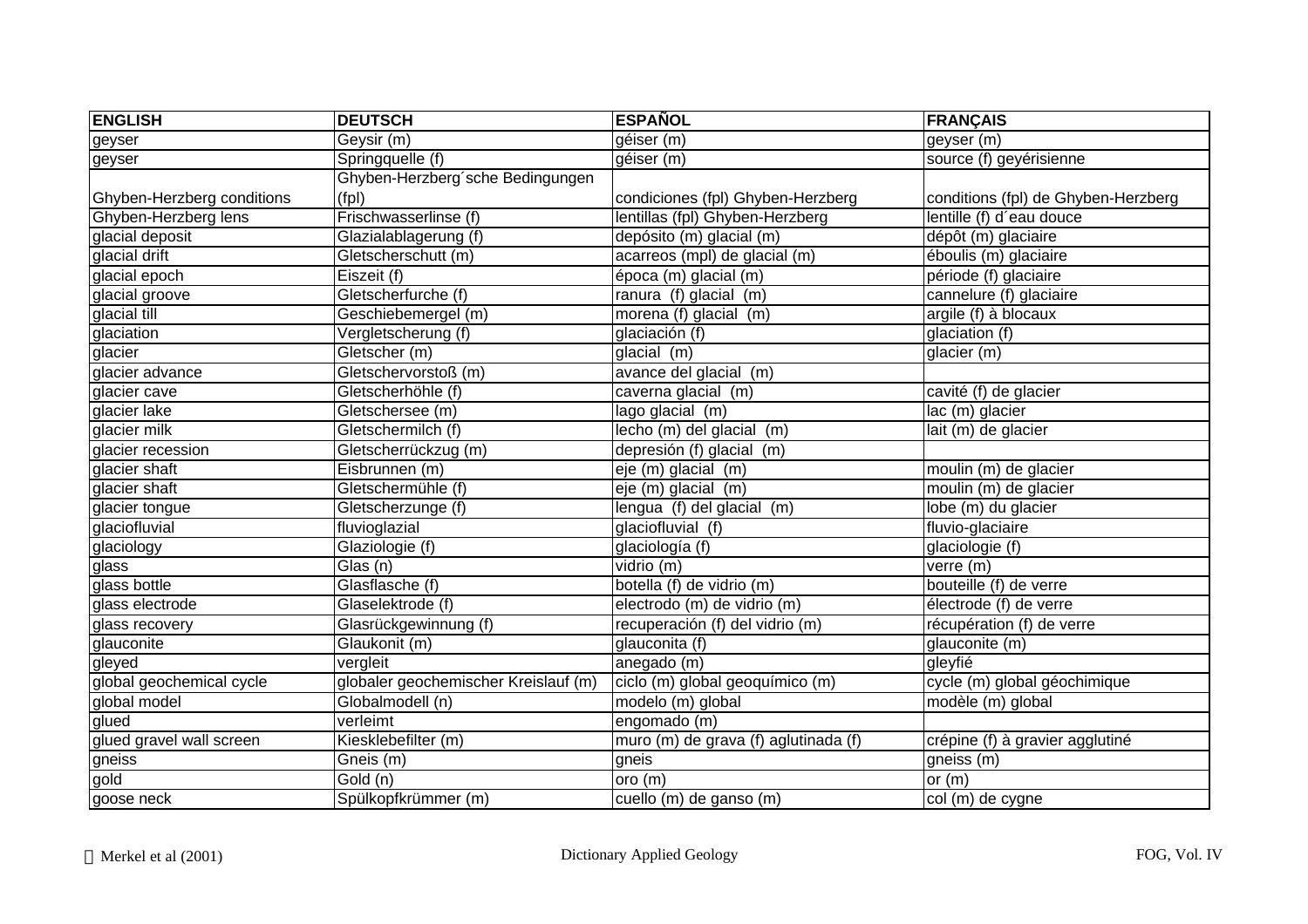| ENGLISH | DEUTSCH | ESPAÑOL | FRANÇAIS |
|---|---|---|---|
| geyser | Geysir (m) | géiser (m) | geyser (m) |
| geyser | Springquelle (f) | géiser (m) | source (f) geyérisienne |
| Ghyben-Herzberg conditions | Ghyben-Herzberg´sche Bedingungen (fpl) | condiciones (fpl) Ghyben-Herzberg | conditions (fpl) de Ghyben-Herzberg |
| Ghyben-Herzberg lens | Frischwasserlinse (f) | lentillas (fpl) Ghyben-Herzberg | lentille (f) d´eau douce |
| glacial deposit | Glazialablagerung (f) | depósito (m) glacial (m) | dépôt (m) glaciaire |
| glacial drift | Gletscherschutt (m) | acarreos (mpl) de glacial (m) | éboulis (m) glaciaire |
| glacial epoch | Eiszeit (f) | época (m) glacial (m) | période (f) glaciaire |
| glacial groove | Gletscherfurche (f) | ranura (f) glacial (m) | cannelure (f) glaciaire |
| glacial till | Geschiebemergel (m) | morena (f) glacial (m) | argile (f) à blocaux |
| glaciation | Vergletscherung (f) | glaciación (f) | glaciation (f) |
| glacier | Gletscher (m) | glacial (m) | glacier (m) |
| glacier advance | Gletschervorstoß (m) | avance del glacial (m) | |
| glacier cave | Gletscherhöhle (f) | caverna glacial (m) | cavité (f) de glacier |
| glacier lake | Gletschersee (m) | lago glacial (m) | lac (m) glacier |
| glacier milk | Gletschermilch (f) | lecho (m) del glacial (m) | lait (m) de glacier |
| glacier recession | Gletscherrückzug (m) | depresión (f) glacial (m) | |
| glacier shaft | Eisbrunnen (m) | eje (m) glacial (m) | moulin (m) de glacier |
| glacier shaft | Gletschermühle (f) | eje (m) glacial (m) | moulin (m) de glacier |
| glacier tongue | Gletscherzunge (f) | lengua (f) del glacial (m) | lobe (m) du glacier |
| glaciofluvial | fluvioglazial | glaciofluvial (f) | fluvio-glaciaire |
| glaciology | Glaziologie (f) | glaciología (f) | glaciologie (f) |
| glass | Glas (n) | vidrio (m) | verre (m) |
| glass bottle | Glasflasche (f) | botella (f) de vidrio (m) | bouteille (f) de verre |
| glass electrode | Glaselektrode (f) | electrodo (m) de vidrio (m) | électrode (f) de verre |
| glass recovery | Glasrückgewinnung (f) | recuperación (f) del vidrio (m) | récupération (f) de verre |
| glauconite | Glaukonit (m) | glauconita (f) | glauconite (m) |
| gleyed | vergleit | anegado (m) | gleyfié |
| global geochemical cycle | globaler geochemischer Kreislauf (m) | ciclo (m) global geoquímico (m) | cycle (m) global géochimique |
| global model | Globalmodell (n) | modelo (m) global | modèle (m) global |
| glued | verleimt | engomado (m) | |
| glued gravel wall screen | Kiesklebefilter (m) | muro (m) de grava (f) aglutinada (f) | crépine (f) à gravier agglutiné |
| gneiss | Gneis (m) | gneis | gneiss (m) |
| gold | Gold (n) | oro (m) | or (m) |
| goose neck | Spülkopfkrümmer (m) | cuello (m) de ganso (m) | col (m) de cygne |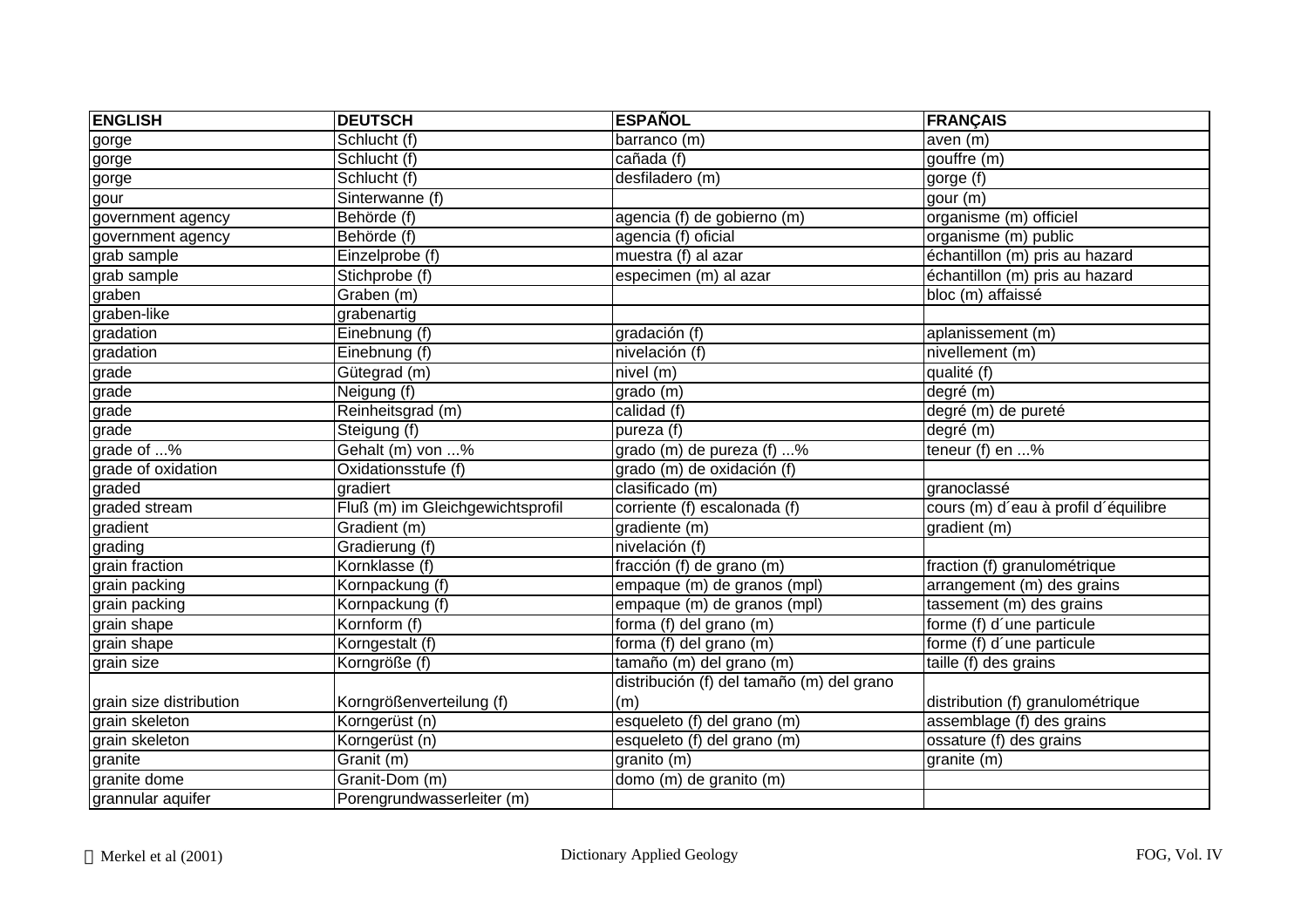| ENGLISH | DEUTSCH | ESPAÑOL | FRANÇAIS |
| --- | --- | --- | --- |
| gorge | Schlucht (f) | barranco (m) | aven (m) |
| gorge | Schlucht (f) | cañada (f) | gouffre (m) |
| gorge | Schlucht (f) | desfiladero (m) | gorge (f) |
| gour | Sinterwanne (f) | | gour (m) |
| government agency | Behörde (f) | agencia (f) de gobierno (m) | organisme (m) officiel |
| government agency | Behörde (f) | agencia (f) oficial | organisme (m) public |
| grab sample | Einzelprobe (f) | muestra (f) al azar | échantillon (m) pris au hazard |
| grab sample | Stichprobe (f) | especimen (m) al azar | échantillon (m) pris au hazard |
| graben | Graben (m) | | bloc (m) affaissé |
| graben-like | grabenartig | | |
| gradation | Einebnung (f) | gradación (f) | aplanissement (m) |
| gradation | Einebnung (f) | nivelación (f) | nivellement (m) |
| grade | Gütegrad (m) | nivel (m) | qualité (f) |
| grade | Neigung (f) | grado (m) | degré (m) |
| grade | Reinheitsgrad (m) | calidad (f) | degré (m) de pureté |
| grade | Steigung (f) | pureza (f) | degré (m) |
| grade of ...% | Gehalt (m) von ...% | grado (m) de pureza (f) ...% | teneur (f) en ...% |
| grade of oxidation | Oxidationsstufe (f) | grado (m) de oxidación (f) | |
| graded | gradiert | clasificado (m) | granoclassé |
| graded stream | Fluß (m) im Gleichgewichtsprofil | corriente (f) escalonada (f) | cours (m) d´eau à profil d´équilibre |
| gradient | Gradient (m) | gradiente (m) | gradient (m) |
| grading | Gradierung (f) | nivelación (f) | |
| grain fraction | Kornklasse (f) | fracción (f) de grano (m) | fraction (f) granulométrique |
| grain packing | Kornpackung (f) | empaque (m) de granos (mpl) | arrangement (m) des grains |
| grain packing | Kornpackung (f) | empaque (m) de granos (mpl) | tassement (m) des grains |
| grain shape | Kornform (f) | forma (f) del grano (m) | forme (f) d´une particule |
| grain shape | Korngestalt (f) | forma (f) del grano (m) | forme (f) d´une particule |
| grain size | Korngröße (f) | tamaño (m) del grano (m) | taille (f) des grains |
| grain size distribution | Korngrößenverteilung (f) | distribución (f) del tamaño (m) del grano (m) | distribution (f) granulométrique |
| grain skeleton | Korngerüst (n) | esqueleto (f) del grano (m) | assemblage (f) des grains |
| grain skeleton | Korngerüst (n) | esqueleto (f) del grano (m) | ossature (f) des grains |
| granite | Granit (m) | granito (m) | granite (m) |
| granite dome | Granit-Dom (m) | domo (m) de granito (m) | |
| grannular aquifer | Porengrundwasserleiter (m) | | |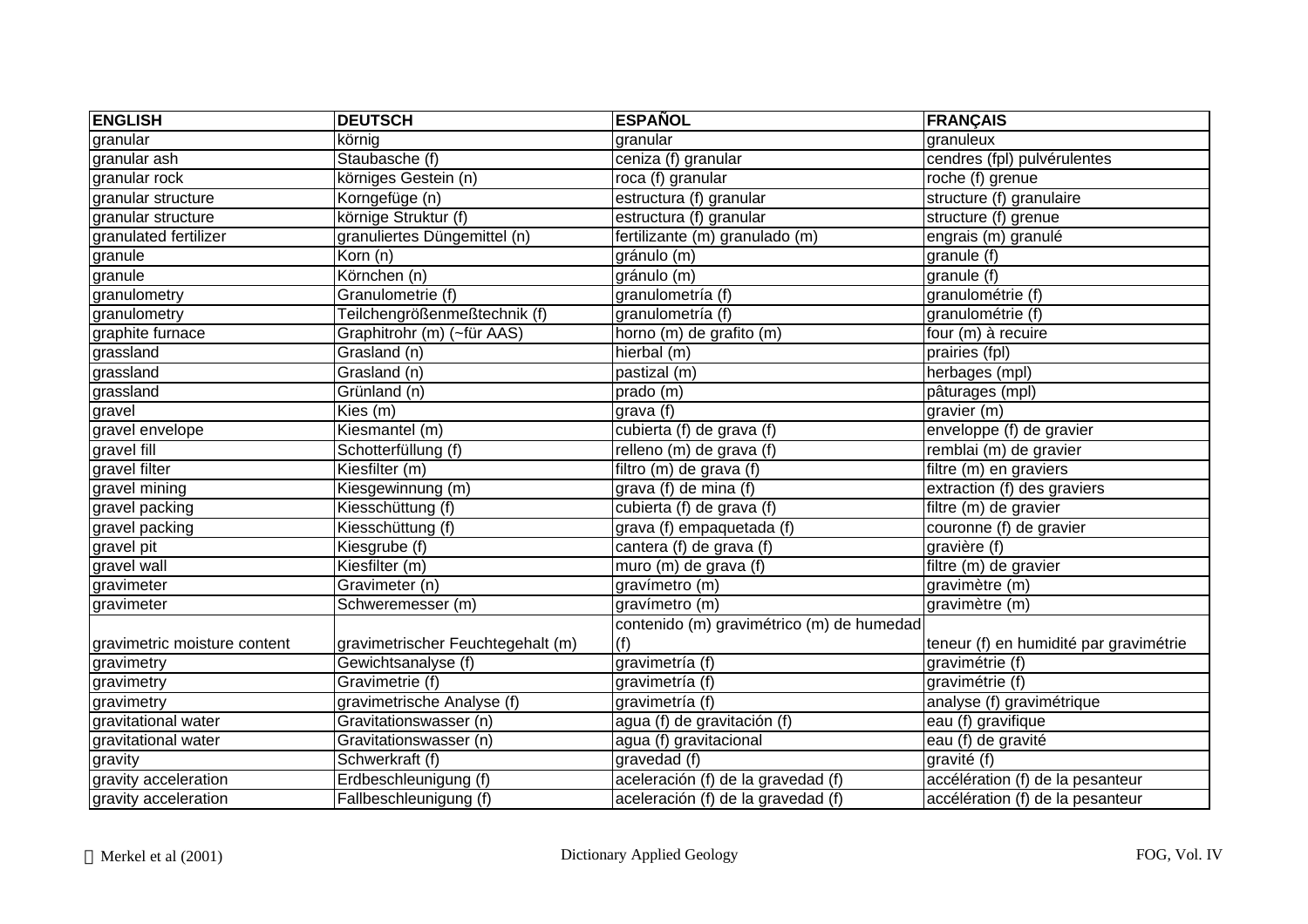| ENGLISH | DEUTSCH | ESPAÑOL | FRANÇAIS |
| --- | --- | --- | --- |
| granular | körnig | granular | granuleux |
| granular ash | Staubasche (f) | ceniza (f) granular | cendres (fpl) pulvérulentes |
| granular rock | körniges Gestein (n) | roca (f) granular | roche (f) grenue |
| granular structure | Korngefüge (n) | estructura (f) granular | structure (f) granulaire |
| granular structure | körnige Struktur (f) | estructura (f) granular | structure (f) grenue |
| granulated fertilizer | granuliertes Düngemittel (n) | fertilizante (m) granulado (m) | engrais (m) granulé |
| granule | Korn (n) | gránulo (m) | granule (f) |
| granule | Körnchen (n) | gránulo (m) | granule (f) |
| granulometry | Granulometrie (f) | granulometría (f) | granulométrie (f) |
| granulometry | Teilchengrößenmeßtechnik (f) | granulometría (f) | granulométrie (f) |
| graphite furnace | Graphitrohr (m) (~für AAS) | horno (m) de grafito (m) | four (m) à recuire |
| grassland | Grasland (n) | hierbal (m) | prairies (fpl) |
| grassland | Grasland (n) | pastizal (m) | herbages (mpl) |
| grassland | Grünland (n) | prado (m) | pâturages (mpl) |
| gravel | Kies (m) | grava (f) | gravier (m) |
| gravel envelope | Kiesmantel (m) | cubierta (f) de grava (f) | enveloppe (f) de gravier |
| gravel fill | Schotterfüllung (f) | relleno (m) de grava (f) | remblai (m) de gravier |
| gravel filter | Kiesfilter (m) | filtro (m) de grava (f) | filtre (m) en graviers |
| gravel mining | Kiesgewinnung (m) | grava (f) de mina (f) | extraction (f) des graviers |
| gravel packing | Kiesschüttung (f) | cubierta (f) de grava (f) | filtre (m) de gravier |
| gravel packing | Kiesschüttung (f) | grava (f) empaquetada (f) | couronne (f) de gravier |
| gravel pit | Kiesgrube (f) | cantera (f) de grava (f) | gravière (f) |
| gravel wall | Kiesfilter (m) | muro (m) de grava (f) | filtre (m) de gravier |
| gravimeter | Gravimeter (n) | gravímetro (m) | gravimètre (m) |
| gravimeter | Schweremesser (m) | gravímetro (m) | gravimètre (m) |
| gravimetric moisture content | gravimetrischer Feuchtegehalt (m) | contenido (m) gravimétrico (m) de humedad (f) | teneur (f) en humidité par gravimétrie |
| gravimetry | Gewichtsanalyse (f) | gravimetría (f) | gravimétrie (f) |
| gravimetry | Gravimetrie (f) | gravimetría (f) | gravimétrie (f) |
| gravimetry | gravimetrische Analyse (f) | gravimetría (f) | analyse (f) gravimétrique |
| gravitational water | Gravitationswasser (n) | agua (f) de gravitación (f) | eau (f) gravifique |
| gravitational water | Gravitationswasser (n) | agua (f) gravitacional | eau (f) de gravité |
| gravity | Schwerkraft (f) | gravedad (f) | gravité (f) |
| gravity acceleration | Erdbeschleunigung (f) | aceleración (f) de la gravedad (f) | accélération (f) de la pesanteur |
| gravity acceleration | Fallbeschleunigung (f) | aceleración (f) de la gravedad (f) | accélération (f) de la pesanteur |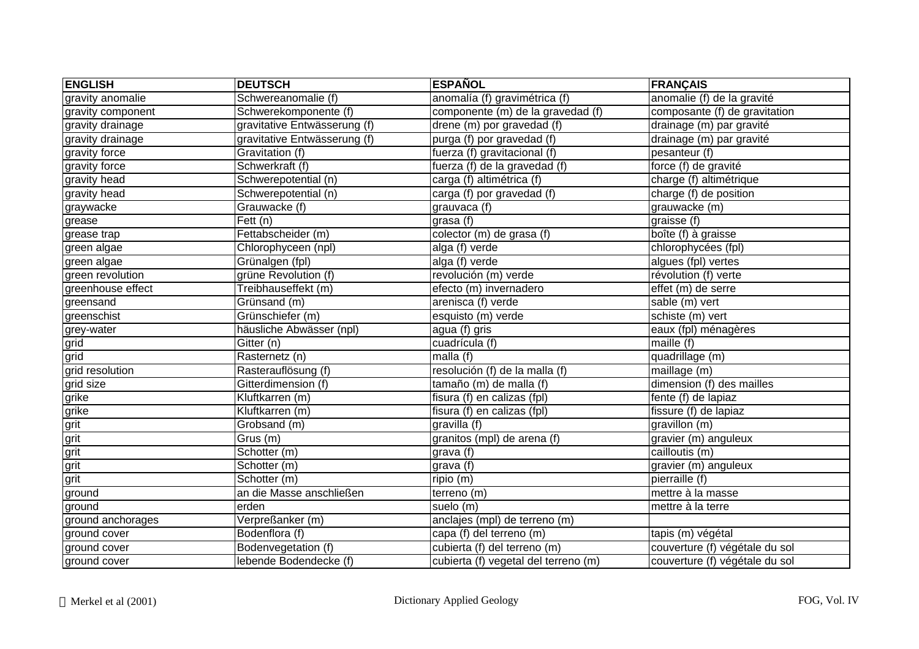| ENGLISH | DEUTSCH | ESPAÑOL | FRANÇAIS |
|---|---|---|---|
| gravity anomalie | Schwereanomalie (f) | anomalía (f) gravimétrica (f) | anomalie (f) de la gravité |
| gravity component | Schwerekomponente (f) | componente (m) de la gravedad (f) | composante (f) de gravitation |
| gravity drainage | gravitative Entwässerung (f) | drene (m) por gravedad (f) | drainage (m) par gravité |
| gravity drainage | gravitative Entwässerung (f) | purga (f) por gravedad (f) | drainage (m) par gravité |
| gravity force | Gravitation (f) | fuerza (f) gravitacional (f) | pesanteur (f) |
| gravity force | Schwerkraft (f) | fuerza (f) de la gravedad (f) | force (f) de gravité |
| gravity head | Schwerepotential (n) | carga (f) altimétrica (f) | charge (f) altimétrique |
| gravity head | Schwerepotential (n) | carga (f) por gravedad (f) | charge (f) de position |
| graywacke | Grauwacke (f) | grauvaca (f) | grauwacke (m) |
| grease | Fett (n) | grasa (f) | graisse (f) |
| grease trap | Fettabscheider (m) | colector (m) de grasa (f) | boîte (f) à graisse |
| green algae | Chlorophyceen (npl) | alga (f) verde | chlorophycées (fpl) |
| green algae | Grünalgen (fpl) | alga (f) verde | algues (fpl) vertes |
| green revolution | grüne Revolution (f) | revolución (m) verde | révolution (f) verte |
| greenhouse effect | Treibhauseffekt (m) | efecto (m) invernadero | effet (m) de serre |
| greensand | Grünsand (m) | arenisca (f) verde | sable (m) vert |
| greenschist | Grünschiefer (m) | esquisto (m) verde | schiste (m) vert |
| grey-water | häusliche Abwässer (npl) | agua (f) gris | eaux (fpl) ménagères |
| grid | Gitter (n) | cuadrícula (f) | maille (f) |
| grid | Rasternetz (n) | malla (f) | quadrillage (m) |
| grid resolution | Rasterauflösung (f) | resolución (f) de la malla (f) | maillage (m) |
| grid size | Gitterdimension (f) | tamaño (m) de malla (f) | dimension (f) des mailles |
| grike | Kluftkarren (m) | fisura (f) en calizas (fpl) | fente (f) de lapiaz |
| grike | Kluftkarren (m) | fisura (f) en calizas (fpl) | fissure (f) de lapiaz |
| grit | Grobsand (m) | gravilla (f) | gravillon (m) |
| grit | Grus (m) | granitos (mpl) de arena (f) | gravier (m) anguleux |
| grit | Schotter (m) | grava (f) | cailloutis (m) |
| grit | Schotter (m) | grava (f) | gravier (m) anguleux |
| grit | Schotter (m) | ripio (m) | pierraille (f) |
| ground | an die Masse anschließen | terreno (m) | mettre à la masse |
| ground | erden | suelo (m) | mettre à la terre |
| ground anchorages | Verpreßanker (m) | anclajes (mpl) de terreno (m) | |
| ground cover | Bodenflora (f) | capa (f) del terreno (m) | tapis (m) végétal |
| ground cover | Bodenvegetation (f) | cubierta (f) del terreno (m) | couverture (f) végétale du sol |
| ground cover | lebende Bodendecke (f) | cubierta (f) vegetal del terreno (m) | couverture (f) végétale du sol |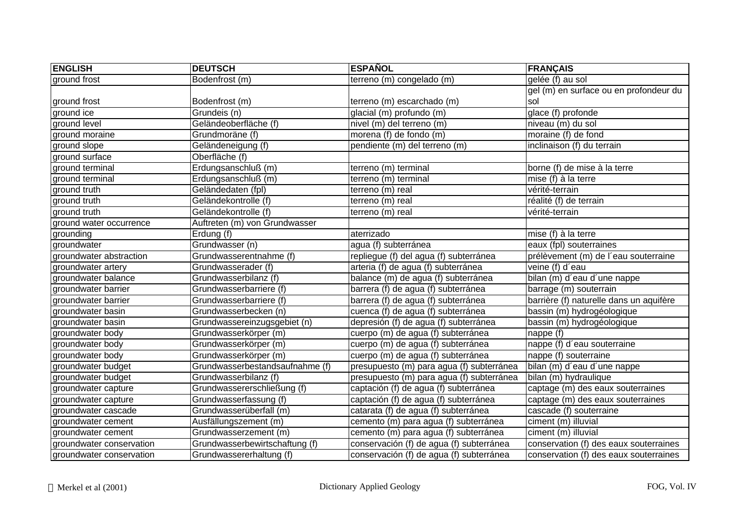| ENGLISH | DEUTSCH | ESPAÑOL | FRANÇAIS |
|---|---|---|---|
| ground frost | Bodenfrost (m) | terreno (m) congelado (m) | gelée (f) au sol |
| ground frost | Bodenfrost (m) | terreno (m) escarchado (m) | gel (m) en surface ou en profondeur du sol |
| ground ice | Grundeis (n) | glacial (m) profundo (m) | glace (f) profonde |
| ground level | Geländeoberfläche (f) | nivel (m) del terreno (m) | niveau (m) du sol |
| ground moraine | Grundmoräne (f) | morena (f) de fondo (m) | moraine (f) de fond |
| ground slope | Geländeneigung (f) | pendiente (m) del terreno (m) | inclinaison (f) du terrain |
| ground surface | Oberfläche (f) | | |
| ground terminal | Erdungsanschluß (m) | terreno (m) terminal | borne (f) de mise à la terre |
| ground terminal | Erdungsanschluß (m) | terreno (m) terminal | mise (f) à la terre |
| ground truth | Geländedaten (fpl) | terreno (m) real | vérité-terrain |
| ground truth | Geländekontrolle (f) | terreno (m) real | réalité (f) de terrain |
| ground truth | Geländekontrolle (f) | terreno (m) real | vérité-terrain |
| ground water occurrence | Auftreten (m) von Grundwasser | | |
| grounding | Erdung (f) | aterrizado | mise (f) à la terre |
| groundwater | Grundwasser (n) | agua (f) subterránea | eaux (fpl) souterraines |
| groundwater abstraction | Grundwasserentnahme (f) | repliegue (f) del agua (f) subterránea | prélèvement (m) de l´eau souterraine |
| groundwater artery | Grundwasserader (f) | arteria (f) de agua (f) subterránea | veine (f) d´eau |
| groundwater balance | Grundwasserbilanz (f) | balance (m) de agua (f) subterránea | bilan (m) d´eau d´une nappe |
| groundwater barrier | Grundwasserbarriere (f) | barrera (f) de agua (f) subterránea | barrage (m) souterrain |
| groundwater barrier | Grundwasserbarriere (f) | barrera (f) de agua (f) subterránea | barrière (f) naturelle dans un aquifère |
| groundwater basin | Grundwasserbecken (n) | cuenca (f) de agua (f) subterránea | bassin (m) hydrogéologique |
| groundwater basin | Grundwassereinzugsgebiet (n) | depresión (f) de agua (f) subterránea | bassin (m) hydrogéologique |
| groundwater body | Grundwasserkörper (m) | cuerpo (m) de agua (f) subterránea | nappe (f) |
| groundwater body | Grundwasserkörper (m) | cuerpo (m) de agua (f) subterránea | nappe (f) d´eau souterraine |
| groundwater body | Grundwasserkörper (m) | cuerpo (m) de agua (f) subterránea | nappe (f) souterraine |
| groundwater budget | Grundwasserbestandsaufnahme (f) | presupuesto (m) para agua (f) subterránea | bilan (m) d´eau d´une nappe |
| groundwater budget | Grundwasserbilanz (f) | presupuesto (m) para agua (f) subterránea | bilan (m) hydraulique |
| groundwater capture | Grundwassererschließung (f) | captación (f) de agua (f) subterránea | captage (m) des eaux souterraines |
| groundwater capture | Grundwasserfassung (f) | captación (f) de agua (f) subterránea | captage (m) des eaux souterraines |
| groundwater cascade | Grundwasserüberfall (m) | catarata (f) de agua (f) subterránea | cascade (f) souterraine |
| groundwater cement | Ausfällungszement (m) | cemento (m) para agua (f) subterránea | ciment (m) illuvial |
| groundwater cement | Grundwasserzement (m) | cemento (m) para agua (f) subterránea | ciment (m) illuvial |
| groundwater conservation | Grundwasserbewirtschaftung (f) | conservación (f) de agua (f) subterránea | conservation (f) des eaux souterraines |
| groundwater conservation | Grundwassererhaltung (f) | conservación (f) de agua (f) subterránea | conservation (f) des eaux souterraines |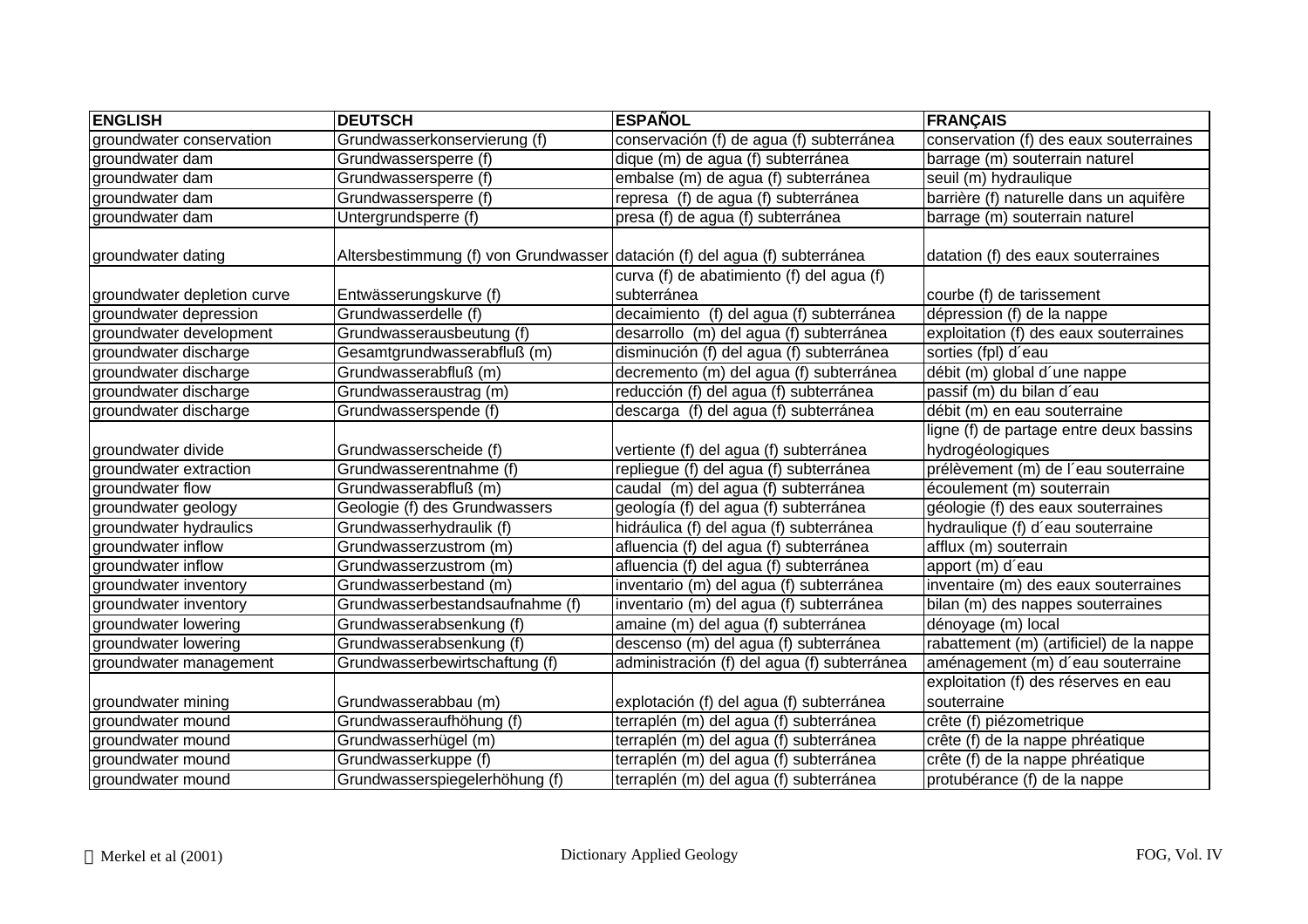| ENGLISH | DEUTSCH | ESPAÑOL | FRANÇAIS |
|---|---|---|---|
| groundwater conservation | Grundwasserkonservierung (f) | conservación (f) de agua (f) subterránea | conservation (f) des eaux souterraines |
| groundwater dam | Grundwassersperre (f) | dique (m) de agua (f) subterránea | barrage (m) souterrain naturel |
| groundwater dam | Grundwassersperre (f) | embalse (m) de agua (f) subterránea | seuil (m) hydraulique |
| groundwater dam | Grundwassersperre (f) | represa (f) de agua (f) subterránea | barrière (f) naturelle dans un aquifère |
| groundwater dam | Untergrundsperre (f) | presa (f) de agua (f) subterránea | barrage (m) souterrain naturel |
| groundwater dating | Altersbestimmung (f) von Grundwasser | datación (f) del agua (f) subterránea | datation (f) des eaux souterraines |
| groundwater depletion curve | Entwässerungskurve (f) | curva (f) de abatimiento (f) del agua (f) subterránea | courbe (f) de tarissement |
| groundwater depression | Grundwasserdelle (f) | decaimiento (f) del agua (f) subterránea | dépression (f) de la nappe |
| groundwater development | Grundwasserausbeutung (f) | desarrollo (m) del agua (f) subterránea | exploitation (f) des eaux souterraines |
| groundwater discharge | Gesamtgrundwasserabfluß (m) | disminución (f) del agua (f) subterránea | sorties (fpl) d´eau |
| groundwater discharge | Grundwasserabfluß (m) | decremento (m) del agua (f) subterránea | débit (m) global d´une nappe |
| groundwater discharge | Grundwasseraustrag (m) | reducción (f) del agua (f) subterránea | passif (m) du bilan d´eau |
| groundwater discharge | Grundwasserspende (f) | descarga (f) del agua (f) subterránea | débit (m) en eau souterraine |
| groundwater divide | Grundwasserscheide (f) | vertiente (f) del agua (f) subterránea | ligne (f) de partage entre deux bassins hydrogéologiques |
| groundwater extraction | Grundwasserentnahme (f) | repliegue (f) del agua (f) subterránea | prélèvement (m) de l´eau souterraine |
| groundwater flow | Grundwasserabfluß (m) | caudal (m) del agua (f) subterránea | écoulement (m) souterrain |
| groundwater geology | Geologie (f) des Grundwassers | geología (f) del agua (f) subterránea | géologie (f) des eaux souterraines |
| groundwater hydraulics | Grundwasserhydraulik (f) | hidráulica (f) del agua (f) subterránea | hydraulique (f) d´eau souterraine |
| groundwater inflow | Grundwasserzustrom (m) | afluencia (f) del agua (f) subterránea | afflux (m) souterrain |
| groundwater inflow | Grundwasserzustrom (m) | afluencia (f) del agua (f) subterránea | apport (m) d´eau |
| groundwater inventory | Grundwasserbestand (m) | inventario (m) del agua (f) subterránea | inventaire (m) des eaux souterraines |
| groundwater inventory | Grundwasserbestandsaufnahme (f) | inventario (m) del agua (f) subterránea | bilan (m) des nappes souterraines |
| groundwater lowering | Grundwasserabsenkung (f) | amaine (m) del agua (f) subterránea | dénoyage (m) local |
| groundwater lowering | Grundwasserabsenkung (f) | descenso (m) del agua (f) subterránea | rabattement (m) (artificiel) de la nappe |
| groundwater management | Grundwasserbewirtschaftung (f) | administración (f) del agua (f) subterránea | aménagement (m) d´eau souterraine |
| groundwater mining | Grundwasserabbau (m) | explotación (f) del agua (f) subterránea | exploitation (f) des réserves en eau souterraine |
| groundwater mound | Grundwasseraufhöhung (f) | terraplén (m) del agua (f) subterránea | crête (f) piézometrique |
| groundwater mound | Grundwasserhügel (m) | terraplén (m) del agua (f) subterránea | crête (f) de la nappe phréatique |
| groundwater mound | Grundwasserkuppe (f) | terraplén (m) del agua (f) subterránea | crête (f) de la nappe phréatique |
| groundwater mound | Grundwasserspiegelerhöhung (f) | terraplén (m) del agua (f) subterránea | protubérance (f) de la nappe |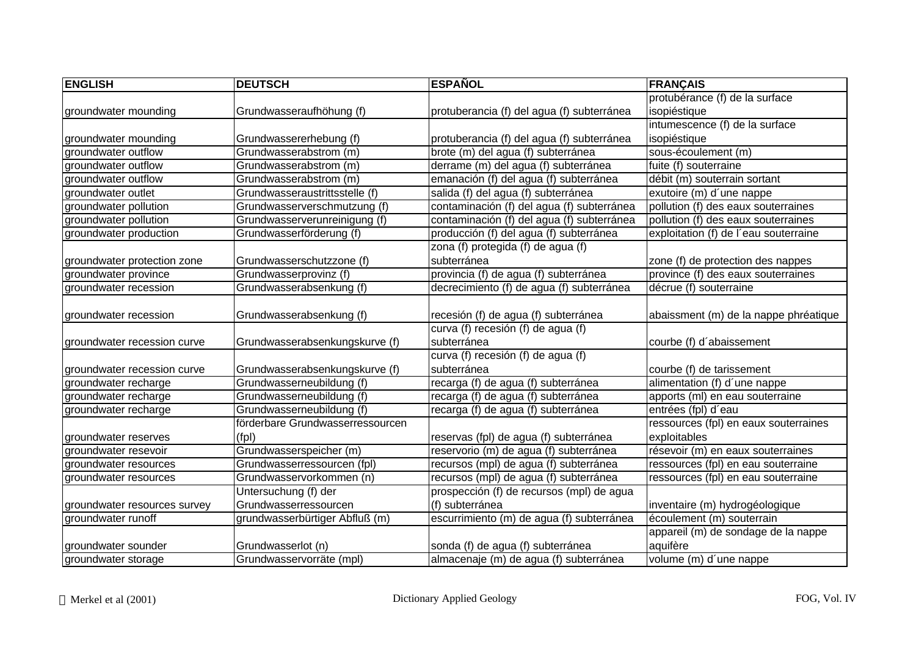| ENGLISH | DEUTSCH | ESPAÑOL | FRANÇAIS |
|---|---|---|---|
| groundwater mounding | Grundwasseraufhöhung (f) | protuberancia (f) del agua (f) subterránea | protubérance (f) de la surface isopiéstique |
| groundwater mounding | Grundwassererhebung (f) | protuberancia (f) del agua (f) subterránea | intumescence (f) de la surface isopiéstique |
| groundwater outflow | Grundwasserabstrom (m) | brote (m) del agua (f) subterránea | sous-écoulement (m) |
| groundwater outflow | Grundwasserabstrom (m) | derrame (m) del agua (f) subterránea | fuite (f) souterraine |
| groundwater outflow | Grundwasserabstrom (m) | emanación (f) del agua (f) subterránea | débit (m) souterrain sortant |
| groundwater outlet | Grundwasseraustrittsstelle (f) | salida (f) del agua (f) subterránea | exutoire (m) d´une nappe |
| groundwater pollution | Grundwasserverschmutzung (f) | contaminación (f) del agua (f) subterránea | pollution (f) des eaux souterraines |
| groundwater pollution | Grundwasserverunreinigung (f) | contaminación (f) del agua (f) subterránea | pollution (f) des eaux souterraines |
| groundwater production | Grundwasserförderung (f) | producción (f) del agua (f) subterránea | exploitation (f) de l´eau souterraine |
| groundwater protection zone | Grundwasserschutzzone (f) | zona (f) protegida (f) de agua (f) subterránea | zone (f) de protection des nappes |
| groundwater province | Grundwasserprovinz (f) | provincia (f) de agua (f) subterránea | province (f) des eaux souterraines |
| groundwater recession | Grundwasserabsenkung (f) | decrecimiento (f) de agua (f) subterránea | décrue (f) souterraine |
| groundwater recession | Grundwasserabsenkung (f) | recesión (f) de agua (f) subterránea | abaissment (m) de la nappe phréatique |
| groundwater recession curve | Grundwasserabsenkungskurve (f) | curva (f) recesión (f) de agua (f) subterránea | courbe (f) d´abaissement |
| groundwater recession curve | Grundwasserabsenkungskurve (f) | curva (f) recesión (f) de agua (f) subterránea | courbe (f) de tarissement |
| groundwater recharge | Grundwasserneubildung (f) | recarga (f) de agua (f) subterránea | alimentation (f) d´une nappe |
| groundwater recharge | Grundwasserneubildung (f) | recarga (f) de agua (f) subterránea | apports (ml) en eau souterraine |
| groundwater recharge | Grundwasserneubildung (f) | recarga (f) de agua (f) subterránea | entrées (fpl) d´eau |
| groundwater reserves | förderbare Grundwasserressourcen (fpl) | reservas (fpl) de agua (f) subterránea | ressources (fpl) en eaux souterraines exploitables |
| groundwater resevoir | Grundwasserspeicher (m) | reservorio (m) de agua (f) subterránea | résevoir (m) en eaux souterraines |
| groundwater resources | Grundwasserressourcen (fpl) | recursos (mpl) de agua (f) subterránea | ressources (fpl) en eau souterraine |
| groundwater resources | Grundwasservorkommen (n) | recursos (mpl) de agua (f) subterránea | ressources (fpl) en eau souterraine |
| groundwater resources survey | Untersuchung (f) der Grundwasserressourcen | prospección (f) de recursos (mpl) de agua (f) subterránea | inventaire (m) hydrogéologique |
| groundwater runoff | grundwasserbürtiger Abfluß (m) | escurrimiento (m) de agua (f) subterránea | écoulement (m) souterrain |
| groundwater sounder | Grundwasserlot (n) | sonda (f) de agua (f) subterránea | appareil (m) de sondage de la nappe aquifère |
| groundwater storage | Grundwasservorräte (mpl) | almacenaje (m) de agua (f) subterránea | volume (m) d´une nappe |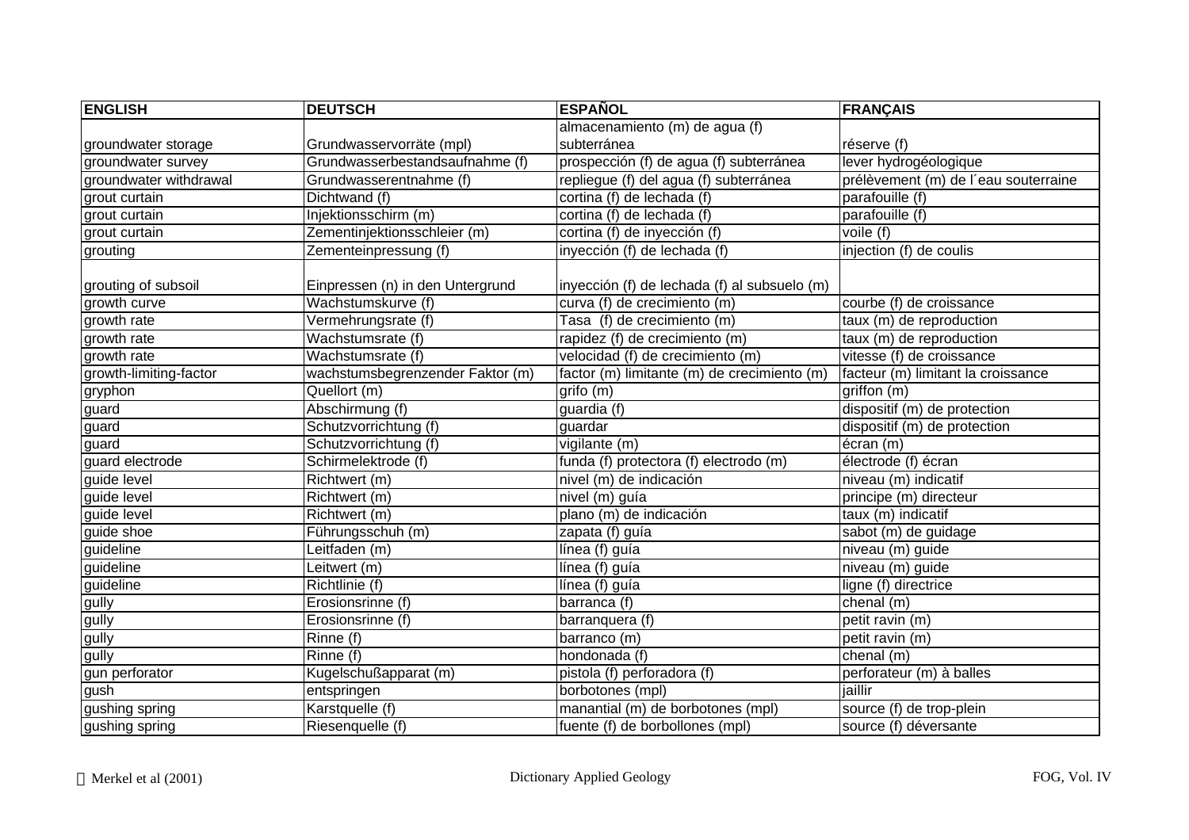| ENGLISH | DEUTSCH | ESPAÑOL | FRANÇAIS |
|---|---|---|---|
| groundwater storage | Grundwasservorräte (mpl) | almacenamiento (m) de agua (f) subterránea | réserve (f) |
| groundwater survey | Grundwasserbestandsaufnahme (f) | prospección (f) de agua (f) subterránea | lever hydrogéologique |
| groundwater withdrawal | Grundwasserentnahme (f) | repliegue (f) del agua (f) subterránea | prélèvement (m) de l´eau souterraine |
| grout curtain | Dichtwand (f) | cortina (f) de lechada (f) | parafouille (f) |
| grout curtain | Injektionsschirm (m) | cortina (f) de lechada (f) | parafouille (f) |
| grout curtain | Zementinjektionsschleier (m) | cortina (f) de inyección (f) | voile (f) |
| grouting | Zementeinpressung (f) | inyección (f) de lechada (f) | injection (f) de coulis |
| grouting of subsoil | Einpressen (n) in den Untergrund | inyección (f) de lechada (f) al subsuelo (m) | |
| growth curve | Wachstumskurve (f) | curva (f) de crecimiento (m) | courbe (f) de croissance |
| growth rate | Vermehrungsrate (f) | Tasa (f) de crecimiento (m) | taux (m) de reproduction |
| growth rate | Wachstumsrate (f) | rapidez (f) de crecimiento (m) | taux (m) de reproduction |
| growth rate | Wachstumsrate (f) | velocidad (f) de crecimiento (m) | vitesse (f) de croissance |
| growth-limiting-factor | wachstumsbegrenzender Faktor (m) | factor (m) limitante (m) de crecimiento (m) | facteur (m) limitant la croissance |
| gryphon | Quellort (m) | grifo (m) | griffon (m) |
| guard | Abschirmung (f) | guardia (f) | dispositif (m) de protection |
| guard | Schutzvorrichtung (f) | guardar | dispositif (m) de protection |
| guard | Schutzvorrichtung (f) | vigilante (m) | écran (m) |
| guard electrode | Schirmelektrode (f) | funda (f) protectora (f) electrodo (m) | électrode (f) écran |
| guide level | Richtwert (m) | nivel (m) de indicación | niveau (m) indicatif |
| guide level | Richtwert (m) | nivel (m) guía | principe (m) directeur |
| guide level | Richtwert (m) | plano (m) de indicación | taux (m) indicatif |
| guide shoe | Führungsschuh (m) | zapata (f) guía | sabot (m) de guidage |
| guideline | Leitfaden (m) | línea (f) guía | niveau (m) guide |
| guideline | Leitwert (m) | línea (f) guía | niveau (m) guide |
| guideline | Richtlinie (f) | línea (f) guía | ligne (f) directrice |
| gully | Erosionsrinne (f) | barranca (f) | chenal (m) |
| gully | Erosionsrinne (f) | barranquera (f) | petit ravin (m) |
| gully | Rinne (f) | barranco (m) | petit ravin (m) |
| gully | Rinne (f) | hondonada (f) | chenal (m) |
| gun perforator | Kugelschußapparat (m) | pistola (f) perforadora (f) | perforateur (m) à balles |
| gush | entspringen | borbotones (mpl) | jaillir |
| gushing spring | Karstquelle (f) | manantial (m) de borbotones (mpl) | source (f) de trop-plein |
| gushing spring | Riesenquelle (f) | fuente (f) de borbollones (mpl) | source (f) déversante |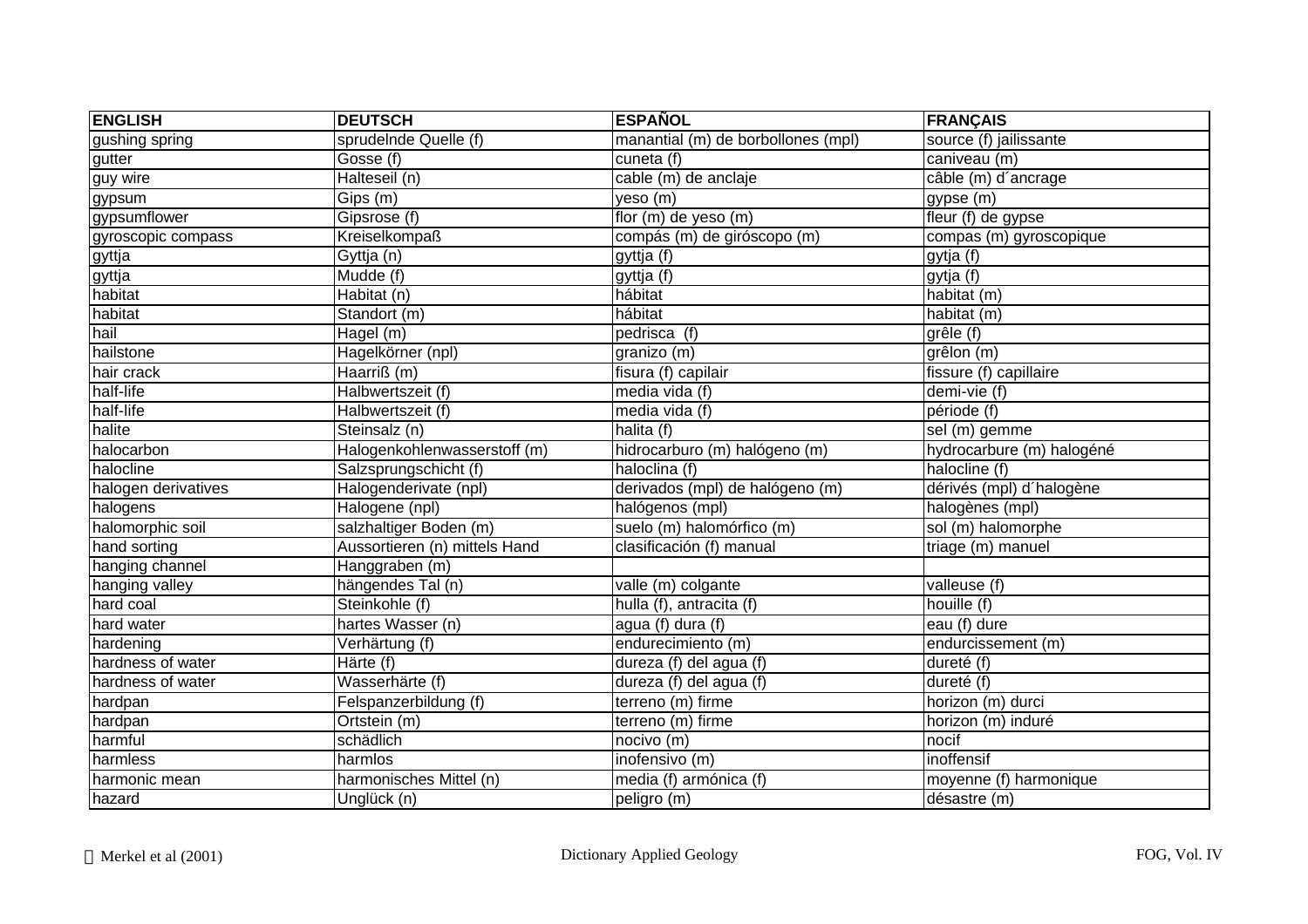| ENGLISH | DEUTSCH | ESPAÑOL | FRANÇAIS |
|---|---|---|---|
| gushing spring | sprudelnde Quelle (f) | manantial (m) de borbollones (mpl) | source (f) jailissante |
| gutter | Gosse (f) | cuneta (f) | caniveau (m) |
| guy wire | Halteseil (n) | cable (m) de anclaje | câble (m) d´ancrage |
| gypsum | Gips (m) | yeso (m) | gypse (m) |
| gypsumflower | Gipsrose (f) | flor (m) de yeso (m) | fleur (f) de gypse |
| gyroscopic compass | Kreiselkompaß | compás (m) de giróscopo (m) | compas (m) gyroscopique |
| gyttja | Gyttja (n) | gyttja (f) | gytja (f) |
| gyttja | Mudde (f) | gyttja (f) | gytja (f) |
| habitat | Habitat (n) | hábitat | habitat (m) |
| habitat | Standort (m) | hábitat | habitat (m) |
| hail | Hagel (m) | pedrisca (f) | grêle (f) |
| hailstone | Hagelkörner (npl) | granizo (m) | grêlon (m) |
| hair crack | Haarriß (m) | fisura (f) capilair | fissure (f) capillaire |
| half-life | Halbwertszeit (f) | media vida (f) | demi-vie (f) |
| half-life | Halbwertszeit (f) | media vida (f) | période (f) |
| halite | Steinsalz (n) | halita (f) | sel (m) gemme |
| halocarbon | Halogenkohlenwasserstoff (m) | hidrocarburo (m) halógeno (m) | hydrocarbure (m) halogéné |
| halocline | Salzsprungschicht (f) | haloclina (f) | halocline (f) |
| halogen derivatives | Halogenderivate (npl) | derivados (mpl) de halógeno (m) | dérivés (mpl) d´halogène |
| halogens | Halogene (npl) | halógenos (mpl) | halogènes (mpl) |
| halomorphic soil | salzhaltiger Boden (m) | suelo (m) halomórfico (m) | sol (m) halomorphe |
| hand sorting | Aussortieren (n) mittels Hand | clasificación (f) manual | triage (m) manuel |
| hanging channel | Hanggraben (m) | | |
| hanging valley | hängendes Tal (n) | valle (m) colgante | valleuse (f) |
| hard coal | Steinkohle (f) | hulla (f), antracita (f) | houille (f) |
| hard water | hartes Wasser (n) | agua (f) dura (f) | eau (f) dure |
| hardening | Verhärtung (f) | endurecimiento (m) | endurcissement (m) |
| hardness of water | Härte (f) | dureza (f) del agua (f) | dureté (f) |
| hardness of water | Wasserhärte (f) | dureza (f) del agua (f) | dureté (f) |
| hardpan | Felspanzerbildung (f) | terreno (m) firme | horizon (m) durci |
| hardpan | Ortstein (m) | terreno (m) firme | horizon (m) induré |
| harmful | schädlich | nocivo (m) | nocif |
| harmless | harmlos | inofensivo (m) | inoffensif |
| harmonic mean | harmonisches Mittel (n) | media (f) armónica (f) | moyenne (f) harmonique |
| hazard | Unglück (n) | peligro (m) | désastre (m) |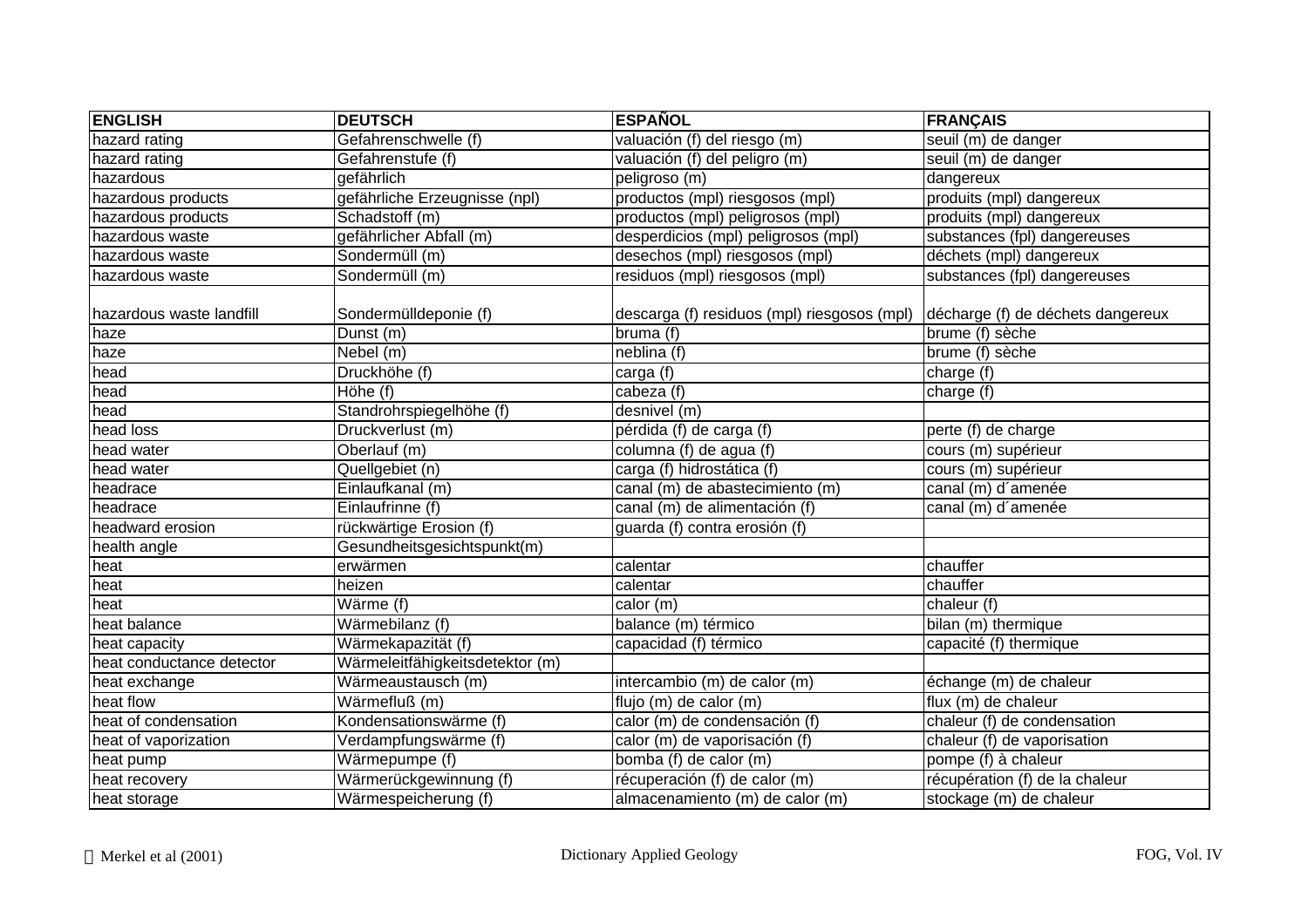| ENGLISH | DEUTSCH | ESPAÑOL | FRANÇAIS |
|---|---|---|---|
| hazard rating | Gefahrenschwelle (f) | valuación (f) del riesgo (m) | seuil (m) de danger |
| hazard rating | Gefahrenstufe (f) | valuación (f) del peligro (m) | seuil (m) de danger |
| hazardous | gefährlich | peligroso (m) | dangereux |
| hazardous products | gefährliche Erzeugnisse (npl) | productos (mpl) riesgosos (mpl) | produits (mpl) dangereux |
| hazardous products | Schadstoff (m) | productos (mpl) peligrosos (mpl) | produits (mpl) dangereux |
| hazardous waste | gefährlicher Abfall (m) | desperdicios (mpl) peligrosos (mpl) | substances (fpl) dangereuses |
| hazardous waste | Sondermüll (m) | desechos (mpl) riesgosos (mpl) | déchets (mpl) dangereux |
| hazardous waste | Sondermüll (m) | residuos (mpl) riesgosos (mpl) | substances (fpl) dangereuses |
| hazardous waste landfill | Sondermülldeponie (f) | descarga (f) residuos (mpl) riesgosos (mpl) | décharge (f) de déchets dangereux |
| haze | Dunst (m) | bruma (f) | brume (f) sèche |
| haze | Nebel (m) | neblina (f) | brume (f) sèche |
| head | Druckhöhe (f) | carga (f) | charge (f) |
| head | Höhe (f) | cabeza (f) | charge (f) |
| head | Standrohrspiegelhöhe (f) | desnivel (m) | |
| head loss | Druckverlust (m) | pérdida (f) de carga (f) | perte (f) de charge |
| head water | Oberlauf (m) | columna (f) de agua (f) | cours (m) supérieur |
| head water | Quellgebiet (n) | carga (f) hidrostática (f) | cours (m) supérieur |
| headrace | Einlaufkanal (m) | canal (m) de abastecimiento (m) | canal (m) d´amenée |
| headrace | Einlaufrinne (f) | canal (m) de alimentación (f) | canal (m) d´amenée |
| headward erosion | rückwärtige Erosion (f) | guarda (f) contra erosión (f) | |
| health angle | Gesundheitsgesichtspunkt(m) | | |
| heat | erwärmen | calentar | chauffer |
| heat | heizen | calentar | chauffer |
| heat | Wärme (f) | calor (m) | chaleur (f) |
| heat balance | Wärmebilanz (f) | balance (m) térmico | bilan (m) thermique |
| heat capacity | Wärmekapazität (f) | capacidad (f) térmico | capacité (f) thermique |
| heat conductance detector | Wärmeleitfähigkeitsdetektor (m) | | |
| heat exchange | Wärmeaustausch (m) | intercambio (m) de calor (m) | échange (m) de chaleur |
| heat flow | Wärmefluß (m) | flujo (m) de calor (m) | flux (m) de chaleur |
| heat of condensation | Kondensationswärme (f) | calor (m) de condensación (f) | chaleur (f) de condensation |
| heat of vaporization | Verdampfungswärme (f) | calor (m) de vaporisación (f) | chaleur (f) de vaporisation |
| heat pump | Wärmepumpe (f) | bomba (f) de calor (m) | pompe (f) à chaleur |
| heat recovery | Wärmerückgewinnung (f) | récuperación (f) de calor (m) | récupération (f) de la chaleur |
| heat storage | Wärmespeicherung (f) | almacenamiento (m) de calor (m) | stockage (m) de chaleur |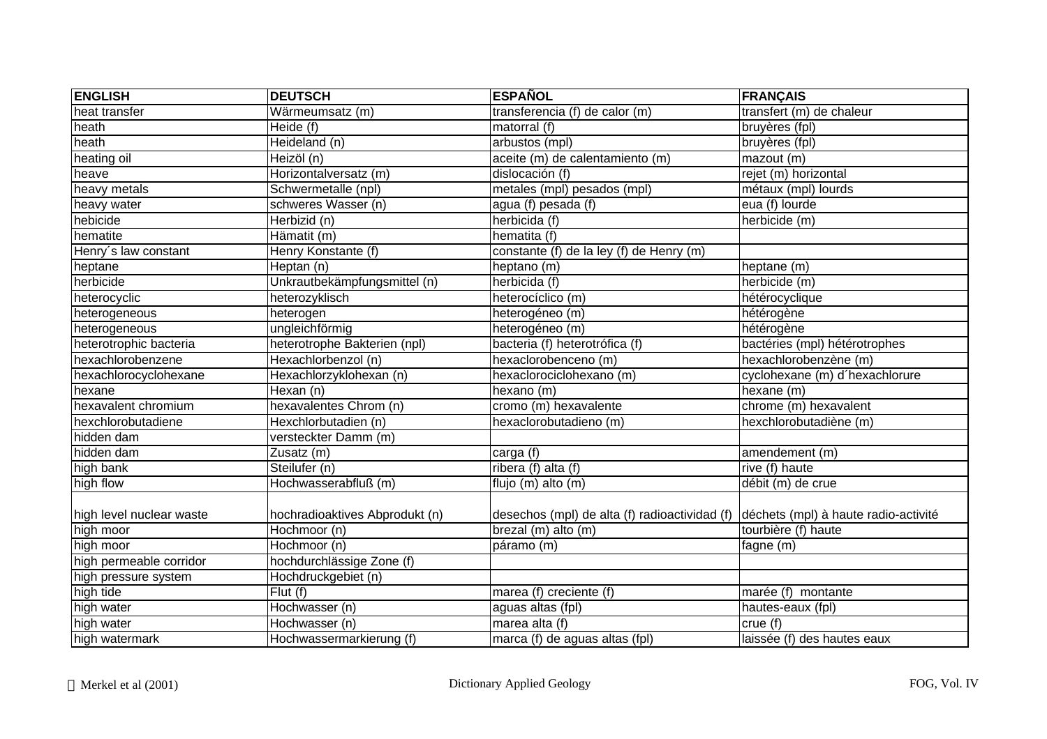| ENGLISH | DEUTSCH | ESPAÑOL | FRANÇAIS |
|---|---|---|---|
| heat transfer | Wärmeumsatz (m) | transferencia (f) de calor (m) | transfert (m) de chaleur |
| heath | Heide (f) | matorral (f) | bruyères (fpl) |
| heath | Heideland (n) | arbustos (mpl) | bruyères (fpl) |
| heating oil | Heizöl (n) | aceite (m) de calentamiento (m) | mazout (m) |
| heave | Horizontalversatz (m) | dislocación (f) | rejet (m) horizontal |
| heavy metals | Schwermetalle (npl) | metales (mpl) pesados (mpl) | métaux (mpl) lourds |
| heavy water | schweres Wasser (n) | agua (f) pesada (f) | eua (f) lourde |
| hebicide | Herbizid (n) | herbicida (f) | herbicide (m) |
| hematite | Hämatit (m) | hematita (f) | |
| Henry´s law constant | Henry Konstante (f) | constante (f) de la ley (f) de Henry (m) | |
| heptane | Heptan (n) | heptano (m) | heptane (m) |
| herbicide | Unkrautbekämpfungsmittel (n) | herbicida (f) | herbicide (m) |
| heterocyclic | heterozyklisch | heterocíclico (m) | hétérocyclique |
| heterogeneous | heterogen | heterogéneo (m) | hétérogène |
| heterogeneous | ungleichförmig | heterogéneo (m) | hétérogène |
| heterotrophic bacteria | heterotrophe Bakterien (npl) | bacteria (f) heterotrófica (f) | bactéries (mpl) hétérotrophes |
| hexachlorobenzene | Hexachlorbenzol (n) | hexaclorobenceno (m) | hexachlorobenzène (m) |
| hexachlorocyclohexane | Hexachlorzyklohexan (n) | hexaclorociclohexano (m) | cyclohexane (m) d´hexachlorure |
| hexane | Hexan (n) | hexano (m) | hexane (m) |
| hexavalent chromium | hexavalentes Chrom (n) | cromo (m) hexavalente | chrome (m) hexavalent |
| hexchlorobutadiene | Hexchlorbutadien (n) | hexaclorobutadieno (m) | hexchlorobutadiène (m) |
| hidden dam | versteckter Damm (m) | | |
| hidden dam | Zusatz (m) | carga (f) | amendement (m) |
| high bank | Steilufer (n) | ribera (f) alta (f) | rive (f) haute |
| high flow | Hochwasserabfluß (m) | flujo (m) alto (m) | débit (m) de crue |
| high level nuclear waste | hochradioaktives Abprodukt (n) | desechos (mpl) de alta (f) radioactividad (f) | déchets (mpl) à haute radio-activité |
| high moor | Hochmoor (n) | brezal (m) alto (m) | tourbière (f) haute |
| high moor | Hochmoor (n) | páramo (m) | fagne (m) |
| high permeable corridor | hochdurchlässige Zone (f) | | |
| high pressure system | Hochdruckgebiet (n) | | |
| high tide | Flut (f) | marea (f) creciente (f) | marée (f) montante |
| high water | Hochwasser (n) | aguas altas (fpl) | hautes-eaux (fpl) |
| high water | Hochwasser (n) | marea alta (f) | crue (f) |
| high watermark | Hochwassermarkierung (f) | marca (f) de aguas altas (fpl) | laissée (f) des hautes eaux |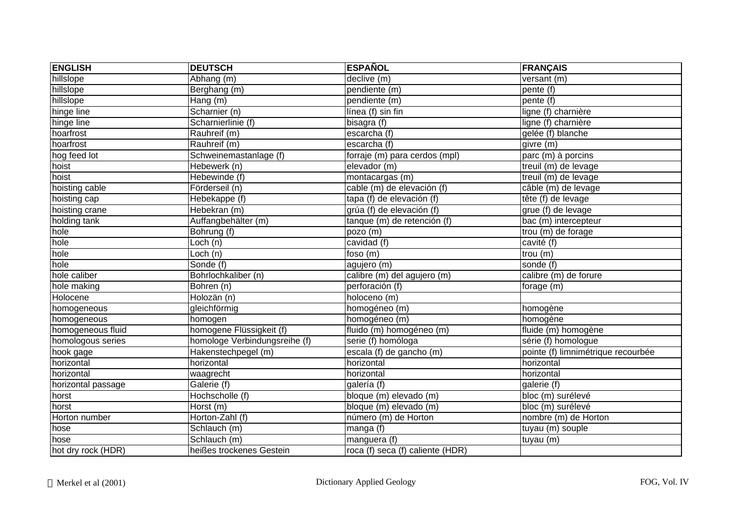| ENGLISH | DEUTSCH | ESPAÑOL | FRANÇAIS |
|---|---|---|---|
| hillslope | Abhang (m) | declive (m) | versant (m) |
| hillslope | Berghang (m) | pendiente (m) | pente (f) |
| hillslope | Hang (m) | pendiente (m) | pente (f) |
| hinge line | Scharnier (n) | línea (f) sin fin | ligne (f) charnière |
| hinge line | Scharnierlinie (f) | bisagra (f) | ligne (f) charnière |
| hoarfrost | Rauhreif (m) | escarcha (f) | gelée (f) blanche |
| hoarfrost | Rauhreif (m) | escarcha (f) | givre (m) |
| hog feed lot | Schweinemastanlage (f) | forraje (m) para cerdos (mpl) | parc (m) à porcins |
| hoist | Hebewerk (n) | elevador (m) | treuil (m) de levage |
| hoist | Hebewinde (f) | montacargas (m) | treuil (m) de levage |
| hoisting cable | Förderseil (n) | cable (m) de elevación (f) | câble (m) de levage |
| hoisting cap | Hebekappe (f) | tapa (f) de elevación (f) | tête (f) de levage |
| hoisting crane | Hebekran (m) | grúa (f) de elevación (f) | grue (f) de levage |
| holding tank | Auffangbehälter (m) | tanque (m) de retención (f) | bac (m) intercepteur |
| hole | Bohrung (f) | pozo (m) | trou (m) de forage |
| hole | Loch (n) | cavidad (f) | cavité (f) |
| hole | Loch (n) | foso (m) | trou (m) |
| hole | Sonde (f) | agujero (m) | sonde (f) |
| hole caliber | Bohrlochkaliber (n) | calibre (m) del agujero (m) | calibre (m) de forure |
| hole making | Bohren (n) | perforación (f) | forage (m) |
| Holocene | Holozän (n) | holoceno (m) | |
| homogeneous | gleichförmig | homogéneo (m) | homogène |
| homogeneous | homogen | homogéneo (m) | homogène |
| homogeneous fluid | homogene Flüssigkeit (f) | fluido (m) homogéneo (m) | fluide (m) homogène |
| homologous series | homologe Verbindungsreihe (f) | serie (f) homóloga | série (f) homologue |
| hook gage | Hakenstechpegel (m) | escala (f) de gancho (m) | pointe (f) limnimétrique recourbée |
| horizontal | horizontal | horizontal | horizontal |
| horizontal | waagrecht | horizontal | horizontal |
| horizontal passage | Galerie (f) | galería (f) | galerie (f) |
| horst | Hochscholle (f) | bloque (m) elevado (m) | bloc (m) surélevé |
| horst | Horst (m) | bloque (m) elevado (m) | bloc (m) surélevé |
| Horton number | Horton-Zahl (f) | número (m) de Horton | nombre (m) de Horton |
| hose | Schlauch (m) | manga (f) | tuyau (m) souple |
| hose | Schlauch (m) | manguera (f) | tuyau (m) |
| hot dry rock (HDR) | heißes trockenes Gestein | roca (f) seca (f) caliente (HDR) | |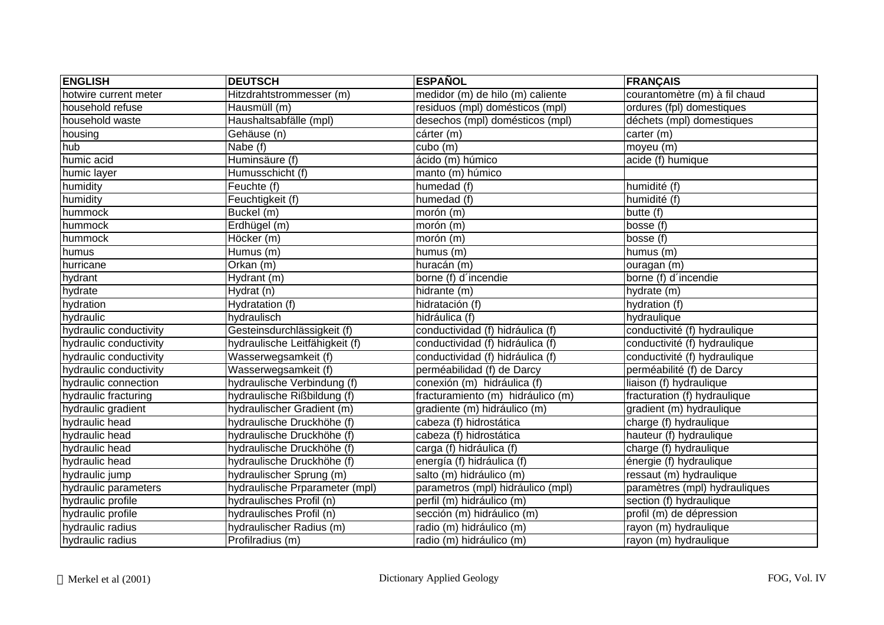| ENGLISH | DEUTSCH | ESPAÑOL | FRANÇAIS |
|---|---|---|---|
| hotwire current meter | Hitzdrahtstrommesser (m) | medidor (m) de hilo (m) caliente | courantomètre (m) à fil chaud |
| household refuse | Hausmüll (m) | residuos (mpl) domésticos (mpl) | ordures (fpl) domestiques |
| household waste | Haushaltsabfälle (mpl) | desechos (mpl) domésticos (mpl) | déchets (mpl) domestiques |
| housing | Gehäuse (n) | cárter (m) | carter (m) |
| hub | Nabe (f) | cubo (m) | moyeu (m) |
| humic acid | Huminsäure (f) | ácido (m) húmico | acide (f) humique |
| humic layer | Humusschicht (f) | manto (m) húmico | |
| humidity | Feuchte (f) | humedad (f) | humidité (f) |
| humidity | Feuchtigkeit (f) | humedad (f) | humidité (f) |
| hummock | Buckel (m) | morón (m) | butte (f) |
| hummock | Erdhügel (m) | morón (m) | bosse (f) |
| hummock | Höcker (m) | morón (m) | bosse (f) |
| humus | Humus (m) | humus (m) | humus (m) |
| hurricane | Orkan (m) | huracán (m) | ouragan (m) |
| hydrant | Hydrant (m) | borne (f) d´incendie | borne (f) d´incendie |
| hydrate | Hydrat (n) | hidrante (m) | hydrate (m) |
| hydration | Hydratation (f) | hidratación (f) | hydration (f) |
| hydraulic | hydraulisch | hidráulica (f) | hydraulique |
| hydraulic conductivity | Gesteinsdurchlässigkeit (f) | conductividad (f) hidráulica (f) | conductivité (f) hydraulique |
| hydraulic conductivity | hydraulische Leitfähigkeit (f) | conductividad (f) hidráulica (f) | conductivité (f) hydraulique |
| hydraulic conductivity | Wasserwegsamkeit (f) | conductividad (f) hidráulica (f) | conductivité (f) hydraulique |
| hydraulic conductivity | Wasserwegsamkeit (f) | perméabilidad (f) de Darcy | perméabilité (f) de Darcy |
| hydraulic connection | hydraulische Verbindung (f) | conexión (m) hidráulica (f) | liaison (f) hydraulique |
| hydraulic fracturing | hydraulische Rißbildung (f) | fracturamiento (m) hidráulico (m) | fracturation (f) hydraulique |
| hydraulic gradient | hydraulischer Gradient (m) | gradiente (m) hidráulico (m) | gradient (m) hydraulique |
| hydraulic head | hydraulische Druckhöhe (f) | cabeza (f) hidrostática | charge (f) hydraulique |
| hydraulic head | hydraulische Druckhöhe (f) | cabeza (f) hidrostática | hauteur (f) hydraulique |
| hydraulic head | hydraulische Druckhöhe (f) | carga (f) hidráulica (f) | charge (f) hydraulique |
| hydraulic head | hydraulische Druckhöhe (f) | energía (f) hidráulica (f) | énergie (f) hydraulique |
| hydraulic jump | hydraulischer Sprung (m) | salto (m) hidráulico (m) | ressaut (m) hydraulique |
| hydraulic parameters | hydraulische Prparameter (mpl) | parametros (mpl) hidráulico (mpl) | paramètres (mpl) hydrauliques |
| hydraulic profile | hydraulisches Profil (n) | perfil (m) hidráulico (m) | section (f) hydraulique |
| hydraulic profile | hydraulisches Profil (n) | sección (m) hidráulico (m) | profil (m) de dépression |
| hydraulic radius | hydraulischer Radius (m) | radio (m) hidráulico (m) | rayon (m) hydraulique |
| hydraulic radius | Profilradius (m) | radio (m) hidráulico (m) | rayon (m) hydraulique |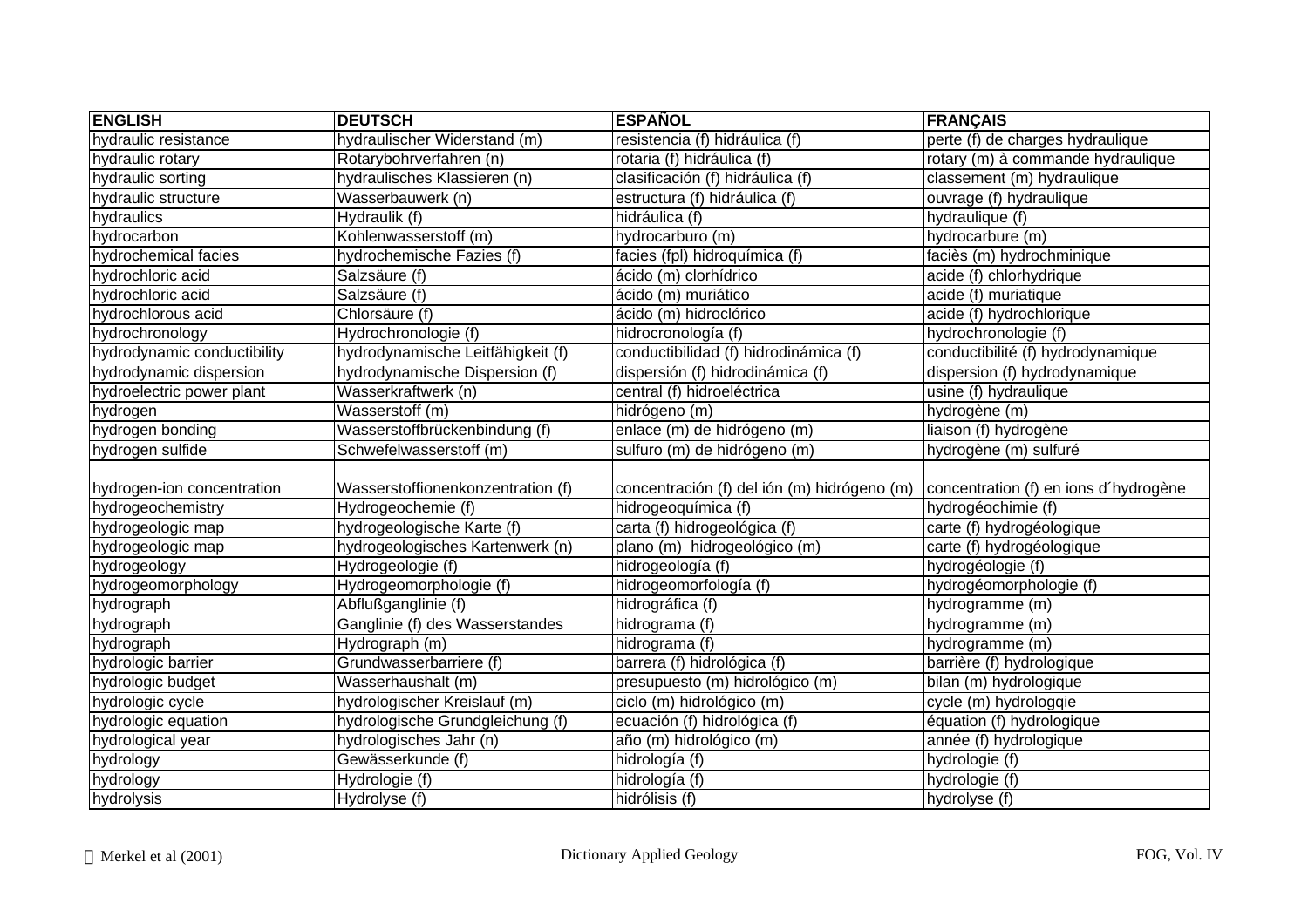| ENGLISH | DEUTSCH | ESPAÑOL | FRANÇAIS |
|---|---|---|---|
| hydraulic resistance | hydraulischer Widerstand (m) | resistencia (f) hidráulica (f) | perte (f) de charges hydraulique |
| hydraulic rotary | Rotarybohrverfahren (n) | rotaria (f) hidráulica (f) | rotary (m) à commande hydraulique |
| hydraulic sorting | hydraulisches Klassieren (n) | clasificación (f) hidráulica (f) | classement (m) hydraulique |
| hydraulic structure | Wasserbauwerk (n) | estructura (f) hidráulica (f) | ouvrage (f) hydraulique |
| hydraulics | Hydraulik (f) | hidráulica (f) | hydraulique (f) |
| hydrocarbon | Kohlenwasserstoff (m) | hydrocarburo (m) | hydrocarbure (m) |
| hydrochemical facies | hydrochemische Fazies (f) | facies (fpl) hidroquímica (f) | faciès (m) hydrochminique |
| hydrochloric acid | Salzsäure (f) | ácido (m) clorhídrico | acide (f) chlorhydrique |
| hydrochloric acid | Salzsäure (f) | ácido (m) muriático | acide (f) muriatique |
| hydrochlorous acid | Chlorsäure (f) | ácido (m) hidroclórico | acide (f) hydrochlorique |
| hydrochronology | Hydrochronologie (f) | hidrocronología (f) | hydrochronologie (f) |
| hydrodynamic conductibility | hydrodynamische Leitfähigkeit (f) | conductibilidad (f) hidrodinámica (f) | conductibilité (f) hydrodynamique |
| hydrodynamic dispersion | hydrodynamische Dispersion (f) | dispersión (f) hidrodinámica (f) | dispersion (f) hydrodynamique |
| hydroelectric power plant | Wasserkraftwerk (n) | central (f) hidroeléctrica | usine (f) hydraulique |
| hydrogen | Wasserstoff (m) | hidrógeno (m) | hydrogène (m) |
| hydrogen bonding | Wasserstoffbrückenbindung (f) | enlace (m) de hidrógeno (m) | liaison (f) hydrogène |
| hydrogen sulfide | Schwefelwasserstoff (m) | sulfuro (m) de hidrógeno (m) | hydrogène (m) sulfuré |
| hydrogen-ion concentration | Wasserstoffionenkonzentration (f) | concentración (f) del ión (m) hidrógeno (m) | concentration (f) en ions d´hydrogène |
| hydrogeochemistry | Hydrogeochemie (f) | hidrogeoquímica (f) | hydrogéochimie (f) |
| hydrogeologic map | hydrogeologische Karte (f) | carta (f) hidrogeológica (f) | carte (f) hydrogéologique |
| hydrogeologic map | hydrogeologisches Kartenwerk (n) | plano (m) hidrogeológico (m) | carte (f) hydrogéologique |
| hydrogeology | Hydrogeologie (f) | hidrogeología (f) | hydrogéologie (f) |
| hydrogeomorphology | Hydrogeomorphologie (f) | hidrogeomorfología (f) | hydrogéomorphologie (f) |
| hydrograph | Abflußganglinie (f) | hidrográfica (f) | hydrogramme (m) |
| hydrograph | Ganglinie (f) des Wasserstandes | hidrograma (f) | hydrogramme (m) |
| hydrograph | Hydrograph (m) | hidrograma (f) | hydrogramme (m) |
| hydrologic barrier | Grundwasserbarriere (f) | barrera (f) hidrológica (f) | barrière (f) hydrologique |
| hydrologic budget | Wasserhaushalt (m) | presupuesto (m) hidrológico (m) | bilan (m) hydrologique |
| hydrologic cycle | hydrologischer Kreislauf (m) | ciclo (m) hidrológico (m) | cycle (m) hydrologqie |
| hydrologic equation | hydrologische Grundgleichung (f) | ecuación (f) hidrológica (f) | équation (f) hydrologique |
| hydrological year | hydrologisches Jahr (n) | año (m) hidrológico (m) | année (f) hydrologique |
| hydrology | Gewässerkunde (f) | hidrología (f) | hydrologie (f) |
| hydrology | Hydrologie (f) | hidrología (f) | hydrologie (f) |
| hydrolysis | Hydrolyse (f) | hidrólisis (f) | hydrolyse (f) |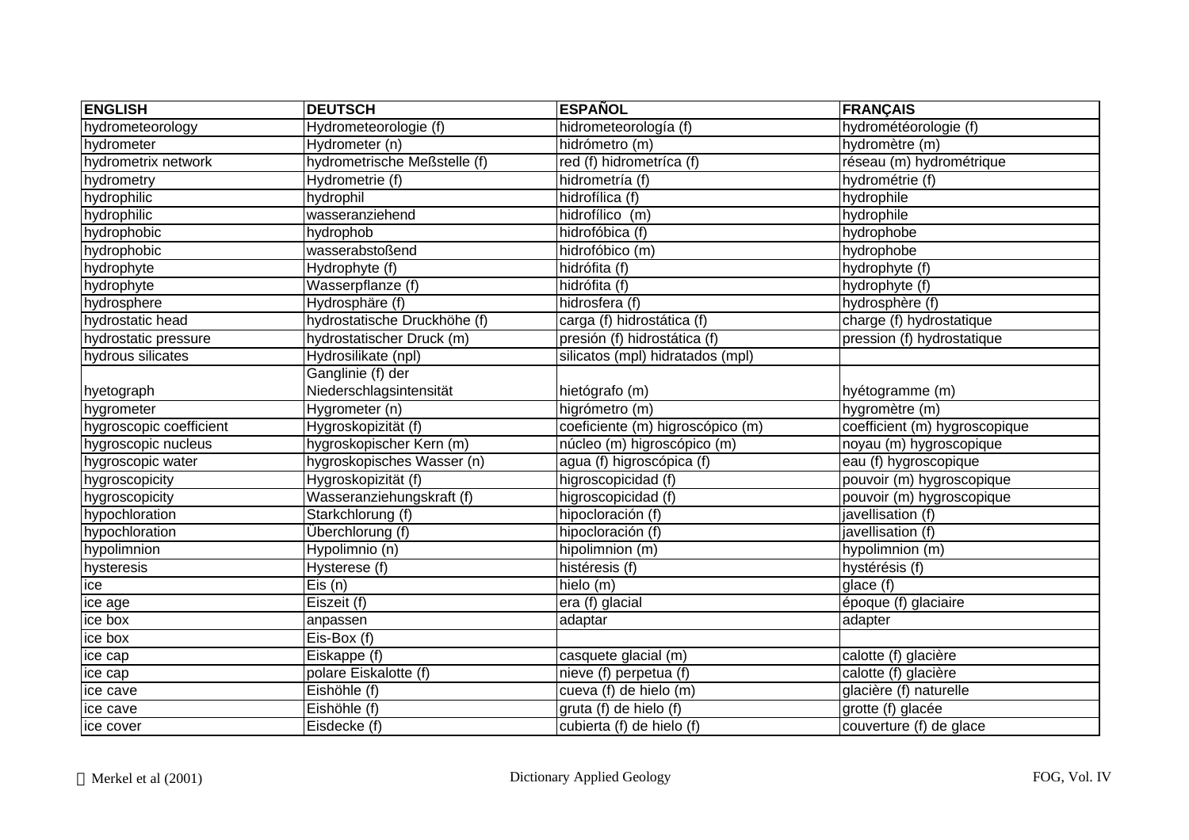| ENGLISH | DEUTSCH | ESPAŃOL | FRANÇAIS |
| --- | --- | --- | --- |
| hydrometeorology | Hydrometeorologie (f) | hidrometeorología (f) | hydrométéorologie (f) |
| hydrometer | Hydrometer (n) | hidrómetro (m) | hydromètre (m) |
| hydrometrix network | hydrometrische Meßstelle (f) | red (f) hidrometríca (f) | réseau (m) hydrométrique |
| hydrometry | Hydrometrie (f) | hidrometría (f) | hydrométrie (f) |
| hydrophilic | hydrophil | hidrofílica (f) | hydrophile |
| hydrophilic | wasseranziehend | hidrofílico (m) | hydrophile |
| hydrophobic | hydrophob | hidrofóbica (f) | hydrophobe |
| hydrophobic | wasserabstoßend | hidrofóbico (m) | hydrophobe |
| hydrophyte | Hydrophyte (f) | hidrófita (f) | hydrophyte (f) |
| hydrophyte | Wasserpflanze (f) | hidrófita (f) | hydrophyte (f) |
| hydrosphere | Hydrosphäre (f) | hidrosfera (f) | hydrosphère (f) |
| hydrostatic head | hydrostatische Druckhöhe (f) | carga (f) hidrostática (f) | charge (f) hydrostatique |
| hydrostatic pressure | hydrostatischer Druck (m) | presión (f) hidrostática (f) | pression (f) hydrostatique |
| hydrous silicates | Hydrosilikate (npl) | silicatos (mpl) hidratados (mpl) | |
| hyetograph | Ganglinie (f) der Niederschlagsintensität | hietógrafo (m) | hyétogramme (m) |
| hygrometer | Hygrometer (n) | higrómetro (m) | hygromètre (m) |
| hygroscopic coefficient | Hygroskopizität (f) | coeficiente (m) higroscópico (m) | coefficient (m) hygroscopique |
| hygroscopic nucleus | hygroskopischer Kern (m) | núcleo (m) higroscópico (m) | noyau (m) hygroscopique |
| hygroscopic water | hygroskopisches Wasser (n) | agua (f) higroscópica (f) | eau (f) hygroscopique |
| hygroscopicity | Hygroskopizität (f) | higroscopicidad (f) | pouvoir (m) hygroscopique |
| hygroscopicity | Wasseranziehungskraft (f) | higroscopicidad (f) | pouvoir (m) hygroscopique |
| hypochloration | Starkchlorung (f) | hipocloración (f) | javellisation (f) |
| hypochloration | Überchlorung (f) | hipocloración (f) | javellisation (f) |
| hypolimnion | Hypolimnio (n) | hipolimnion (m) | hypolimnion (m) |
| hysteresis | Hysterese (f) | histéresis (f) | hystérésis (f) |
| ice | Eis (n) | hielo (m) | glace (f) |
| ice age | Eiszeit (f) | era (f) glacial | époque (f) glaciaire |
| ice box | anpassen | adaptar | adapter |
| ice box | Eis-Box (f) | | |
| ice cap | Eiskappe (f) | casquete glacial (m) | calotte (f) glacière |
| ice cap | polare Eiskalotte (f) | nieve (f) perpetua (f) | calotte (f) glacière |
| ice cave | Eishöhle (f) | cueva (f) de hielo (m) | glacière (f) naturelle |
| ice cave | Eishöhle (f) | gruta (f) de hielo (f) | grotte (f) glacée |
| ice cover | Eisdecke (f) | cubierta (f) de hielo (f) | couverture (f) de glace |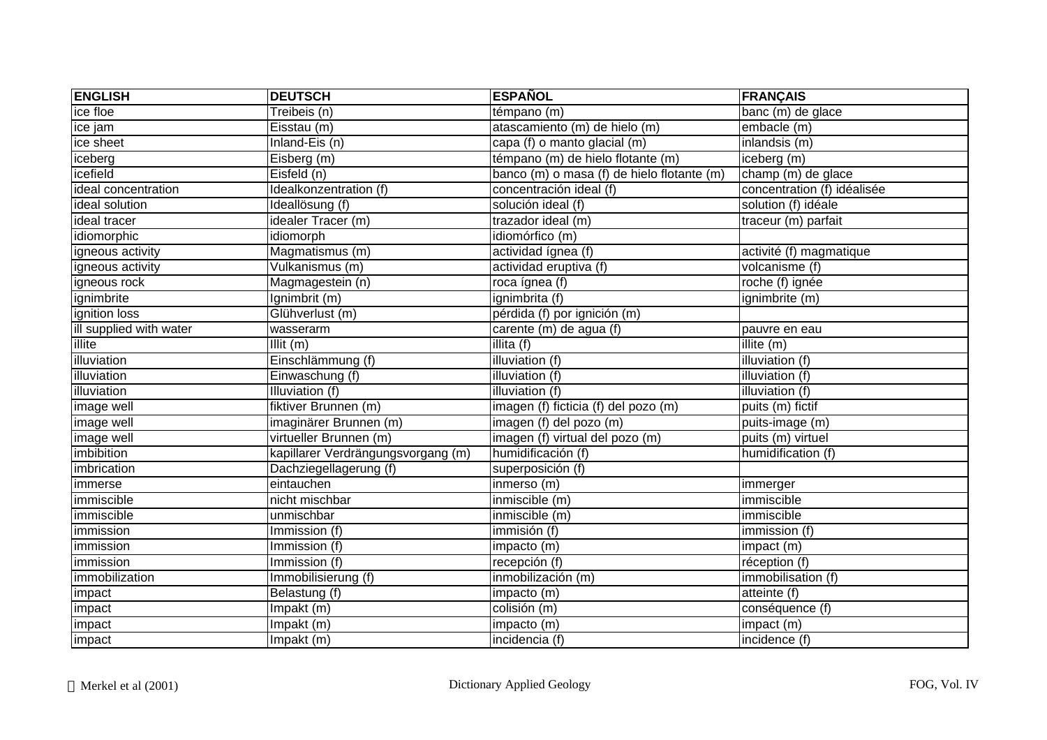| ENGLISH | DEUTSCH | ESPAÑOL | FRANÇAIS |
|---|---|---|---|
| ice floe | Treibeis (n) | témpano (m) | banc (m) de glace |
| ice jam | Eisstau (m) | atascamiento (m) de hielo (m) | embacle (m) |
| ice sheet | Inland-Eis (n) | capa (f) o manto glacial (m) | inlandsis (m) |
| iceberg | Eisberg (m) | témpano (m) de hielo flotante (m) | iceberg (m) |
| icefield | Eisfeld (n) | banco (m) o masa (f) de hielo flotante (m) | champ (m) de glace |
| ideal concentration | Idealkonzentration (f) | concentración ideal (f) | concentration (f) idéalisée |
| ideal solution | Ideallösung (f) | solución ideal (f) | solution (f) idéale |
| ideal tracer | idealer Tracer (m) | trazador ideal (m) | traceur (m) parfait |
| idiomorphic | idiomorph | idiomórfico (m) | |
| igneous activity | Magmatismus (m) | actividad ígnea (f) | activité (f) magmatique |
| igneous activity | Vulkanismus (m) | actividad eruptiva (f) | volcanisme (f) |
| igneous rock | Magmagestein (n) | roca ígnea (f) | roche (f) ignée |
| ignimbrite | Ignimbrit (m) | ignimbrita (f) | ignimbrite (m) |
| ignition loss | Glühverlust (m) | pérdida (f) por ignición (m) | |
| ill supplied with water | wasserarm | carente (m) de agua (f) | pauvre en eau |
| illite | Illit (m) | illita (f) | illite (m) |
| illuviation | Einschlämmung (f) | illuviation (f) | illuviation (f) |
| illuviation | Einwaschung (f) | illuviation (f) | illuviation (f) |
| illuviation | Illuviation (f) | illuviation (f) | illuviation (f) |
| image well | fiktiver Brunnen (m) | imagen (f) ficticia (f) del pozo (m) | puits (m) fictif |
| image well | imaginärer Brunnen (m) | imagen (f) del pozo (m) | puits-image (m) |
| image well | virtueller Brunnen (m) | imagen (f) virtual del pozo (m) | puits (m) virtuel |
| imbibition | kapillarer Verdrängungsvorgang (m) | humidificación (f) | humidification (f) |
| imbrication | Dachziegellagerung (f) | superposición (f) | |
| immerse | eintauchen | inmerso (m) | immerger |
| immiscible | nicht mischbar | inmiscible (m) | immiscible |
| immiscible | unmischbar | inmiscible (m) | immiscible |
| immission | Immission (f) | immisión (f) | immission (f) |
| immission | Immission (f) | impacto (m) | impact (m) |
| immission | Immission (f) | recepción (f) | réception (f) |
| immobilization | Immobilisierung (f) | inmobilización (m) | immobilisation (f) |
| impact | Belastung (f) | impacto (m) | atteinte (f) |
| impact | Impakt (m) | colisión (m) | conséquence (f) |
| impact | Impakt (m) | impacto (m) | impact (m) |
| impact | Impakt (m) | incidencia (f) | incidence (f) |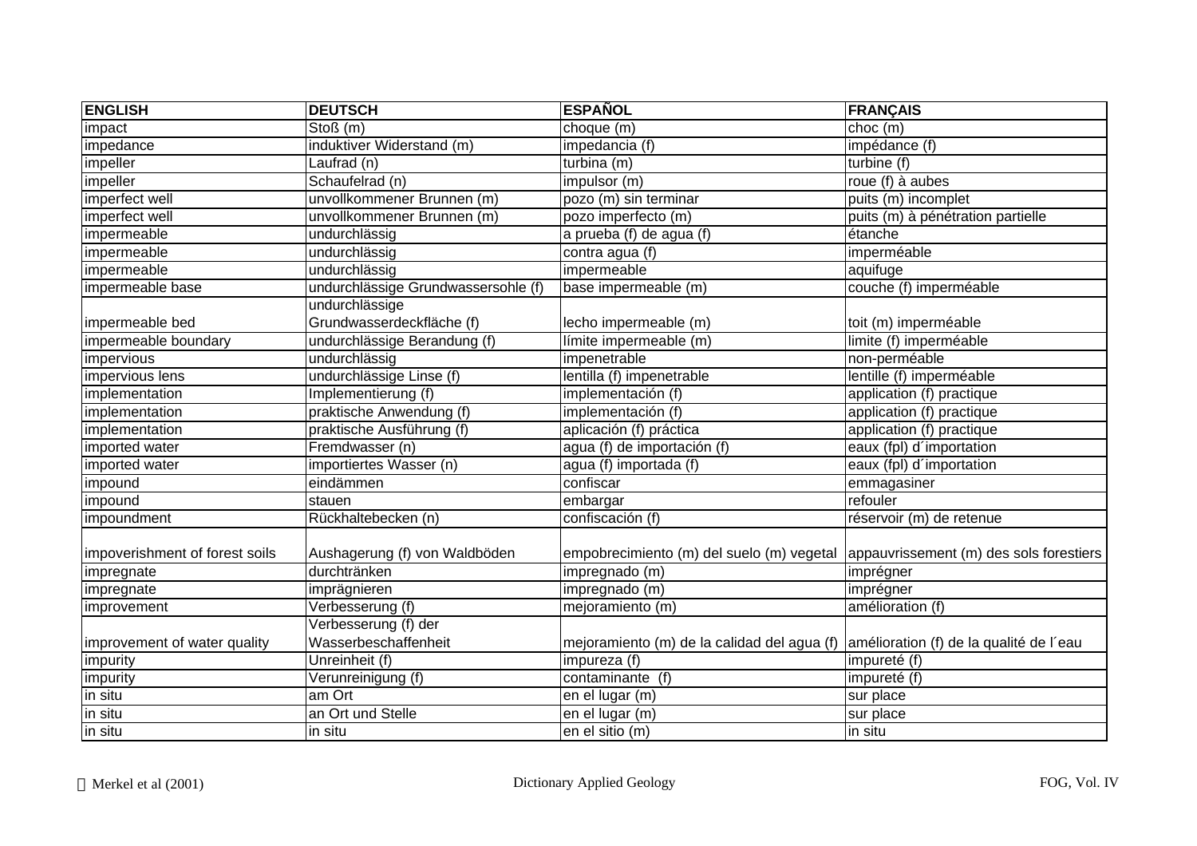| ENGLISH | DEUTSCH | ESPAÑOL | FRANÇAIS |
|---|---|---|---|
| impact | Stoß (m) | choque (m) | choc (m) |
| impedance | induktiver Widerstand (m) | impedancia (f) | impédance (f) |
| impeller | Laufrad (n) | turbina (m) | turbine (f) |
| impeller | Schaufelrad (n) | impulsor (m) | roue (f) à aubes |
| imperfect well | unvollkommener Brunnen (m) | pozo (m) sin terminar | puits (m) incomplet |
| imperfect well | unvollkommener Brunnen (m) | pozo imperfecto (m) | puits (m) à pénétration partielle |
| impermeable | undurchlässig | a prueba (f) de agua (f) | étanche |
| impermeable | undurchlässig | contra agua (f) | imperméable |
| impermeable | undurchlässig | impermeable | aquifuge |
| impermeable base | undurchlässige Grundwassersohle (f) | base impermeable (m) | couche (f) imperméable |
| impermeable bed | undurchlässige Grundwasserdeckfläche (f) | lecho impermeable (m) | toit (m) imperméable |
| impermeable boundary | undurchlässige Berandung (f) | límite impermeable (m) | limite (f) imperméable |
| impervious | undurchlässig | impenetrable | non-perméable |
| impervious lens | undurchlässige Linse (f) | lentilla (f) impenetrable | lentille (f) imperméable |
| implementation | Implementierung (f) | implementación (f) | application (f) practique |
| implementation | praktische Anwendung (f) | implementación (f) | application (f) practique |
| implementation | praktische Ausführung (f) | aplicación (f) práctica | application (f) practique |
| imported water | Fremdwasser (n) | agua (f) de importación (f) | eaux (fpl) d´importation |
| imported water | importiertes Wasser (n) | agua (f) importada (f) | eaux (fpl) d´importation |
| impound | eindämmen | confiscar | emmagasiner |
| impound | stauen | embargar | refouler |
| impoundment | Rückhaltebecken (n) | confiscación (f) | réservoir (m) de retenue |
| impoverishment of forest soils | Aushagerung (f) von Waldböden | empobrecimiento (m) del suelo (m) vegetal | appauvrissement (m) des sols forestiers |
| impregnate | durchtränken | impregnado (m) | imprégner |
| impregnate | imprägnieren | impregnado (m) | imprégner |
| improvement | Verbesserung (f) | mejoramiento (m) | amélioration (f) |
| improvement of water quality | Verbesserung (f) der Wasserbeschaffenheit | mejoramiento (m) de la calidad del agua (f) | amélioration (f) de la qualité de l´eau |
| impurity | Unreinheit (f) | impureza (f) | impureté (f) |
| impurity | Verunreinigung (f) | contaminante (f) | impureté (f) |
| in situ | am Ort | en el lugar (m) | sur place |
| in situ | an Ort und Stelle | en el lugar (m) | sur place |
| in situ | in situ | en el sitio (m) | in situ |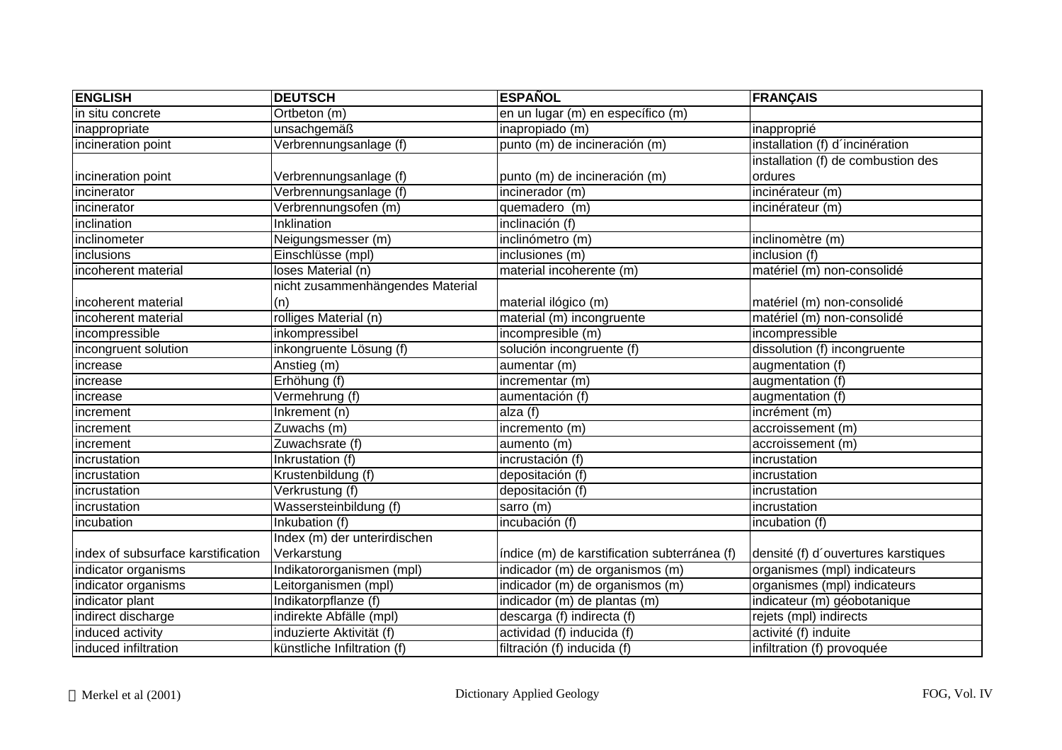| ENGLISH | DEUTSCH | ESPAÑOL | FRANÇAIS |
|---|---|---|---|
| in situ concrete | Ortbeton (m) | en un lugar (m) en específico (m) | |
| inappropriate | unsachgemäß | inapropiado (m) | inapproprié |
| incineration point | Verbrennungsanlage (f) | punto (m) de incineración (m) | installation (f) d´incinération |
| incineration point | Verbrennungsanlage (f) | punto (m) de incineración (m) | installation (f) de combustion des ordures |
| incinerator | Verbrennungsanlage (f) | incinerador (m) | incinérateur (m) |
| incinerator | Verbrennungsofen (m) | quemadero (m) | incinérateur (m) |
| inclination | Inklination | inclinación (f) | |
| inclinometer | Neigungsmesser (m) | inclinómetro (m) | inclinomètre (m) |
| inclusions | Einschlüsse (mpl) | inclusiones (m) | inclusion (f) |
| incoherent material | loses Material (n) | material incoherente (m) | matériel (m) non-consolidé |
| incoherent material | nicht zusammenhängendes Material (n) | material ilógico (m) | matériel (m) non-consolidé |
| incoherent material | rolliges Material (n) | material (m) incongruente | matériel (m) non-consolidé |
| incompressible | inkompressibel | incompresible (m) | incompressible |
| incongruent solution | inkongruente Lösung (f) | solución incongruente (f) | dissolution (f) incongruente |
| increase | Anstieg (m) | aumentar (m) | augmentation (f) |
| increase | Erhöhung (f) | incrementar (m) | augmentation (f) |
| increase | Vermehrung (f) | aumentación (f) | augmentation (f) |
| increment | Inkrement (n) | alza (f) | incrément (m) |
| increment | Zuwachs (m) | incremento (m) | accroissement (m) |
| increment | Zuwachsrate (f) | aumento (m) | accroissement (m) |
| incrustation | Inkrustation (f) | incrustación (f) | incrustation |
| incrustation | Krustenbildung (f) | depositación (f) | incrustation |
| incrustation | Verkrustung (f) | depositación (f) | incrustation |
| incrustation | Wassersteinbildung (f) | sarro (m) | incrustation |
| incubation | Inkubation (f) | incubación (f) | incubation (f) |
| index of subsurface karstification | Index (m) der unterirdischen Verkarstung | índice (m) de karstification subterránea (f) | densité (f) d´ouvertures karstiques |
| indicator organisms | Indikatororganismen (mpl) | indicador (m) de organismos (m) | organismes (mpl) indicateurs |
| indicator organisms | Leitorganismen (mpl) | indicador (m) de organismos (m) | organismes (mpl) indicateurs |
| indicator plant | Indikatorpflanze (f) | indicador (m) de plantas (m) | indicateur (m) géobotanique |
| indirect discharge | indirekte Abfälle (mpl) | descarga (f) indirecta (f) | rejets (mpl) indirects |
| induced activity | induzierte Aktivität (f) | actividad (f) inducida (f) | activité (f) induite |
| induced infiltration | künstliche Infiltration (f) | filtración (f) inducida (f) | infiltration (f) provoquée |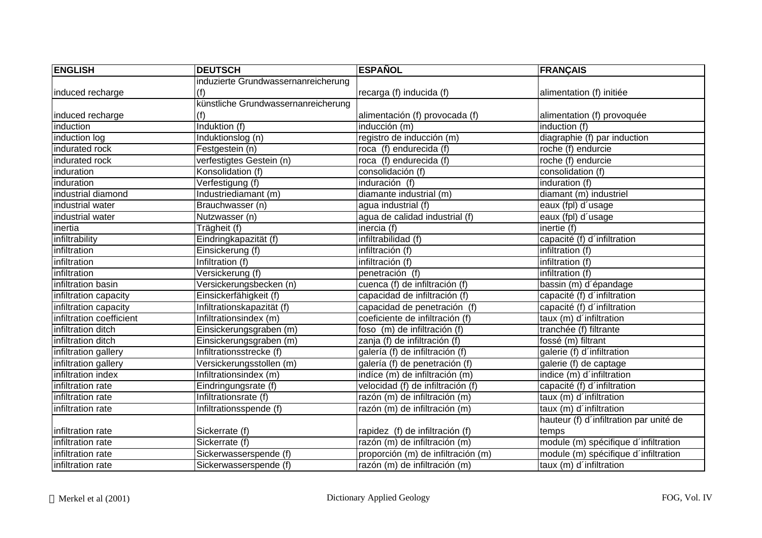| ENGLISH | DEUTSCH | ESPAÑOL | FRANÇAIS |
|---|---|---|---|
| induced recharge | induzierte Grundwassernanreicherung (f) | recarga (f) inducida (f) | alimentation (f) initiée |
| induced recharge | künstliche Grundwassernanreicherung (f) | alimentación (f) provocada (f) | alimentation (f) provoquée |
| induction | Induktion (f) | inducción (m) | induction (f) |
| induction log | Induktionslog (n) | registro de inducción (m) | diagraphie (f) par induction |
| indurated rock | Festgestein (n) | roca (f) endurecida (f) | roche (f) endurcie |
| indurated rock | verfestigtes Gestein (n) | roca (f) endurecida (f) | roche (f) endurcie |
| induration | Konsolidation (f) | consolidación (f) | consolidation (f) |
| induration | Verfestigung (f) | induración (f) | induration (f) |
| industrial diamond | Industriediamant (m) | diamante industrial (m) | diamant (m) industriel |
| industrial water | Brauchwasser (n) | agua industrial (f) | eaux (fpl) d´usage |
| industrial water | Nutzwasser (n) | agua de calidad industrial (f) | eaux (fpl) d´usage |
| inertia | Trägheit (f) | inercia (f) | inertie (f) |
| infiltrability | Eindringkapazität (f) | infiltrabilidad (f) | capacité (f) d´infiltration |
| infiltration | Einsickerung (f) | infiltración (f) | infiltration (f) |
| infiltration | Infiltration (f) | infiltración (f) | infiltration (f) |
| infiltration | Versickerung (f) | penetración (f) | infiltration (f) |
| infiltration basin | Versickerungsbecken (n) | cuenca (f) de infiltración (f) | bassin (m) d´épandage |
| infiltration capacity | Einsickerfähigkeit (f) | capacidad de infiltración (f) | capacité (f) d´infiltration |
| infiltration capacity | Infiltrationskapazität (f) | capacidad de penetración (f) | capacité (f) d´infiltration |
| infiltration coefficient | Infiltrationsindex (m) | coeficiente de infiltración (f) | taux (m) d´infiltration |
| infiltration ditch | Einsickerungsgraben (m) | foso (m) de infiltración (f) | tranchée (f) filtrante |
| infiltration ditch | Einsickerungsgraben (m) | zanja (f) de infiltración (f) | fossé (m) filtrant |
| infiltration gallery | Infiltrationsstrecke (f) | galería (f) de infiltración (f) | galerie (f) d´infiltration |
| infiltration gallery | Versickerungsstollen (m) | galería (f) de penetración (f) | galerie (f) de captage |
| infiltration index | Infiltrationsindex (m) | indíce (m) de infiltración (m) | indice (m) d´infiltration |
| infiltration rate | Eindringungsrate (f) | velocidad (f) de infiltración (f) | capacité (f) d´infiltration |
| infiltration rate | Infiltrationsrate (f) | razón (m) de infiltración (m) | taux (m) d´infiltration |
| infiltration rate | Infiltrationsspende (f) | razón (m) de infiltración (m) | taux (m) d´infiltration |
| infiltration rate | Sickerrate (f) | rapidez (f) de infiltración (f) | hauteur (f) d´infiltration par unité de temps |
| infiltration rate | Sickerrate (f) | razón (m) de infiltración (m) | module (m) spécifique d´infiltration |
| infiltration rate | Sickerwasserspende (f) | proporción (m) de infiltración (m) | module (m) spécifique d´infiltration |
| infiltration rate | Sickerwasserspende (f) | razón (m) de infiltración (m) | taux (m) d´infiltration |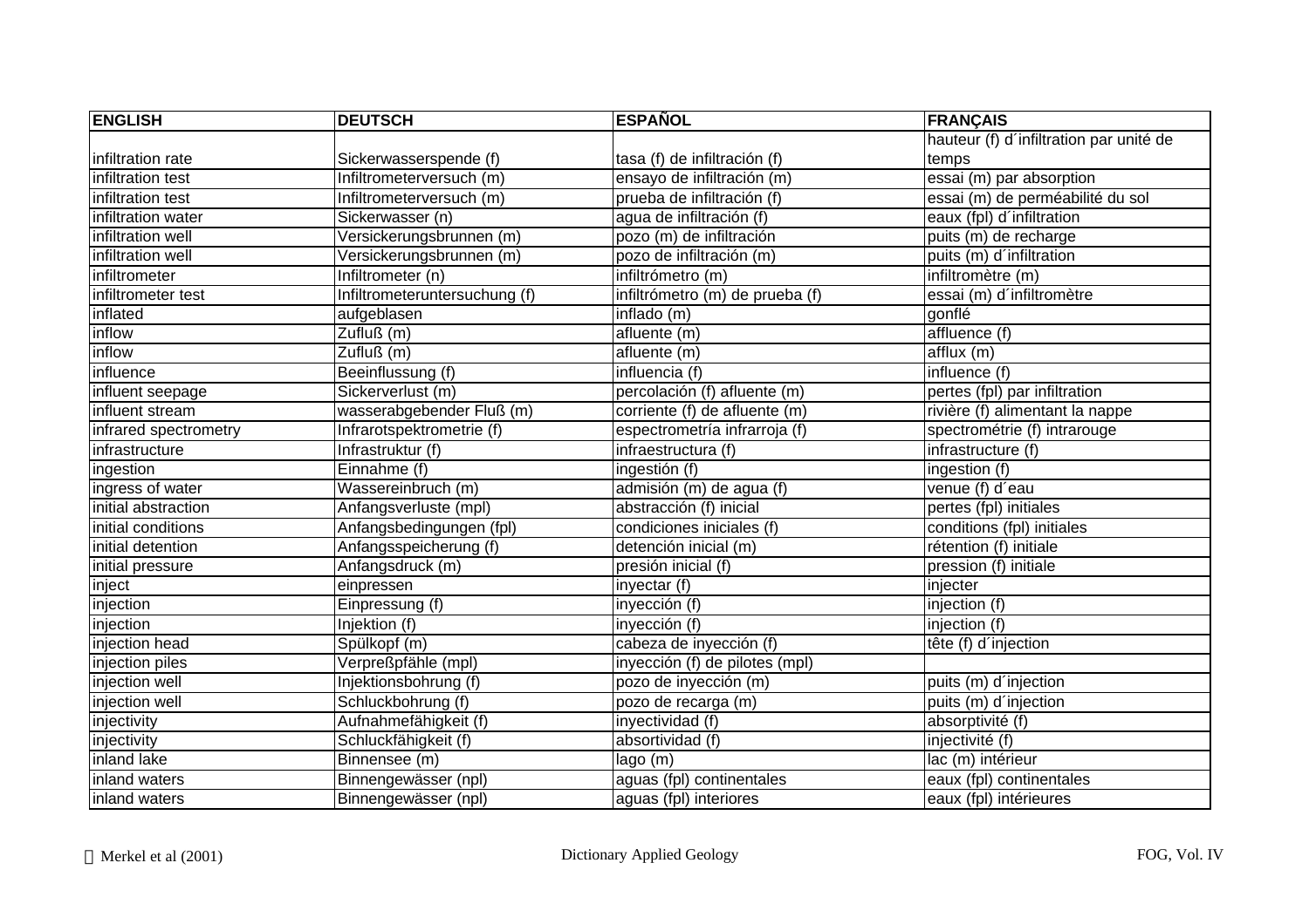| ENGLISH | DEUTSCH | ESPAÑOL | FRANÇAIS |
|---|---|---|---|
| infiltration rate | Sickerwasserspende (f) | tasa (f) de infiltración (f) | hauteur (f) d´infiltration par unité de temps |
| infiltration test | Infiltrometerversuch (m) | ensayo de infiltración (m) | essai (m) par absorption |
| infiltration test | Infiltrometerversuch (m) | prueba de infiltración (f) | essai (m) de perméabilité du sol |
| infiltration water | Sickerwasser (n) | agua de infiltración (f) | eaux (fpl) d´infiltration |
| infiltration well | Versickerungsbrunnen (m) | pozo (m) de infiltración | puits (m) de recharge |
| infiltration well | Versickerungsbrunnen (m) | pozo de infiltración (m) | puits (m) d´infiltration |
| infiltrometer | Infiltrometer (n) | infiltrómetro (m) | infiltromètre (m) |
| infiltrometer test | Infiltrometeruntersuchung (f) | infiltrómetro (m) de prueba (f) | essai (m) d´infiltromètre |
| inflated | aufgeblasen | inflado (m) | gonflé |
| inflow | Zufluß (m) | afluente (m) | affluence (f) |
| inflow | Zufluß (m) | afluente (m) | afflux (m) |
| influence | Beeinflussung (f) | influencia (f) | influence (f) |
| influent seepage | Sickerverlust (m) | percolación (f) afluente (m) | pertes (fpl) par infiltration |
| influent stream | wasserabgebender Fluß (m) | corriente (f) de afluente (m) | rivière (f) alimentant la nappe |
| infrared spectrometry | Infrarotspektrometrie (f) | espectrometría infrarroja (f) | spectrométrie (f) intrarouge |
| infrastructure | Infrastruktur (f) | infraestructura (f) | infrastructure (f) |
| ingestion | Einnahme (f) | ingestión (f) | ingestion (f) |
| ingress of water | Wassereinbruch (m) | admisión (m) de agua (f) | venue (f) d´eau |
| initial abstraction | Anfangsverluste (mpl) | abstracción (f) inicial | pertes (fpl) initiales |
| initial conditions | Anfangsbedingungen (fpl) | condiciones iniciales (f) | conditions (fpl) initiales |
| initial detention | Anfangsspeicherung (f) | detención inicial (m) | rétention (f) initiale |
| initial pressure | Anfangsdruck (m) | presión inicial (f) | pression (f) initiale |
| inject | einpressen | inyectar (f) | injecter |
| injection | Einpressung (f) | inyección (f) | injection (f) |
| injection | Injektion (f) | inyección (f) | injection (f) |
| injection head | Spülkopf (m) | cabeza de inyección (f) | tête (f) d´injection |
| injection piles | Verpreßpfähle (mpl) | inyección (f) de pilotes (mpl) | |
| injection well | Injektionsbohrung (f) | pozo de inyección (m) | puits (m) d´injection |
| injection well | Schluckbohrung (f) | pozo de recarga (m) | puits (m) d´injection |
| injectivity | Aufnahmefähigkeit (f) | inyectividad (f) | absorptivité (f) |
| injectivity | Schluckfähigkeit (f) | absortividad (f) | injectivité (f) |
| inland lake | Binnensee (m) | lago (m) | lac (m) intérieur |
| inland waters | Binnengewässer (npl) | aguas (fpl) continentales | eaux (fpl) continentales |
| inland waters | Binnengewässer (npl) | aguas (fpl) interiores | eaux (fpl) intérieures |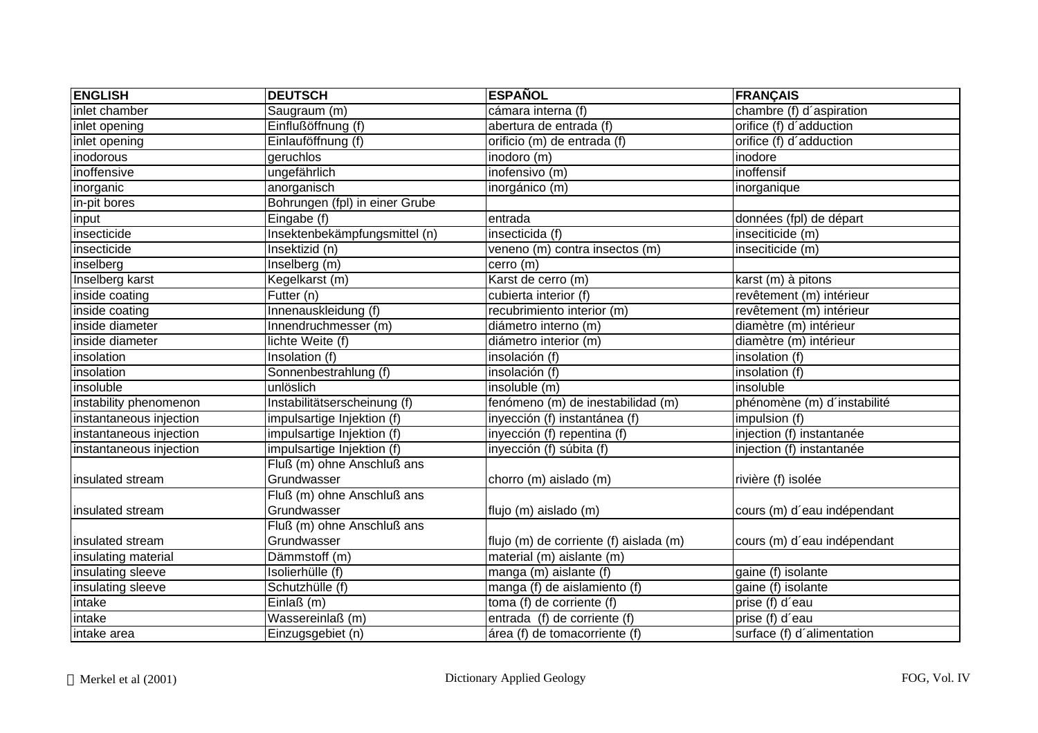| ENGLISH | DEUTSCH | ESPAÑOL | FRANÇAIS |
|---|---|---|---|
| inlet chamber | Saugraum (m) | cámara interna (f) | chambre (f) d´aspiration |
| inlet opening | Einflußöffnung (f) | abertura de entrada (f) | orifice (f) d´adduction |
| inlet opening | Einlauföffnung (f) | orificio (m) de entrada (f) | orifice (f) d´adduction |
| inodorous | geruchlos | inodoro (m) | inodore |
| inoffensive | ungefährlich | inofensivo (m) | inoffensif |
| inorganic | anorganisch | inorgánico (m) | inorganique |
| in-pit bores | Bohrungen (fpl) in einer Grube | | |
| input | Eingabe (f) | entrada | données (fpl) de départ |
| insecticide | Insektenbekämpfungsmittel (n) | insecticida (f) | inseciticide (m) |
| insecticide | Insektizid (n) | veneno (m) contra insectos (m) | inseciticide (m) |
| inselberg | Inselberg (m) | cerro (m) | |
| Inselberg karst | Kegelkarst (m) | Karst de cerro (m) | karst (m) à pitons |
| inside coating | Futter (n) | cubierta interior (f) | revêtement (m) intérieur |
| inside coating | Innenauskleidung (f) | recubrimiento interior (m) | revêtement (m) intérieur |
| inside diameter | Innendruchmesser (m) | diámetro interno (m) | diamètre (m) intérieur |
| inside diameter | lichte Weite (f) | diámetro interior (m) | diamètre (m) intérieur |
| insolation | Insolation (f) | insolación (f) | insolation (f) |
| insolation | Sonnenbestrahlung (f) | insolación (f) | insolation (f) |
| insoluble | unlöslich | insoluble (m) | insoluble |
| instability phenomenon | Instabilitätserscheinung (f) | fenómeno (m) de inestabilidad (m) | phénomène (m) d´instabilité |
| instantaneous injection | impulsartige Injektion (f) | inyección (f) instantánea (f) | impulsion (f) |
| instantaneous injection | impulsartige Injektion (f) | inyección (f) repentina (f) | injection (f) instantanée |
| instantaneous injection | impulsartige Injektion (f) | inyección (f) súbita (f) | injection (f) instantanée |
| insulated stream | Fluß (m) ohne Anschluß ans Grundwasser | chorro (m) aislado (m) | rivière (f) isolée |
| insulated stream | Fluß (m) ohne Anschluß ans Grundwasser | flujo (m) aislado (m) | cours (m) d´eau indépendant |
| insulated stream | Fluß (m) ohne Anschluß ans Grundwasser | flujo (m) de corriente (f) aislada (m) | cours (m) d´eau indépendant |
| insulating material | Dämmstoff (m) | material (m) aislante (m) | |
| insulating sleeve | Isolierhülle (f) | manga (m) aislante (f) | gaine (f) isolante |
| insulating sleeve | Schutzhülle (f) | manga (f) de aislamiento (f) | gaine (f) isolante |
| intake | Einlaß (m) | toma (f) de corriente (f) | prise (f) d´eau |
| intake | Wassereinlaß (m) | entrada (f) de corriente (f) | prise (f) d´eau |
| intake area | Einzugsgebiet (n) | área (f) de tomacorriente (f) | surface (f) d´alimentation |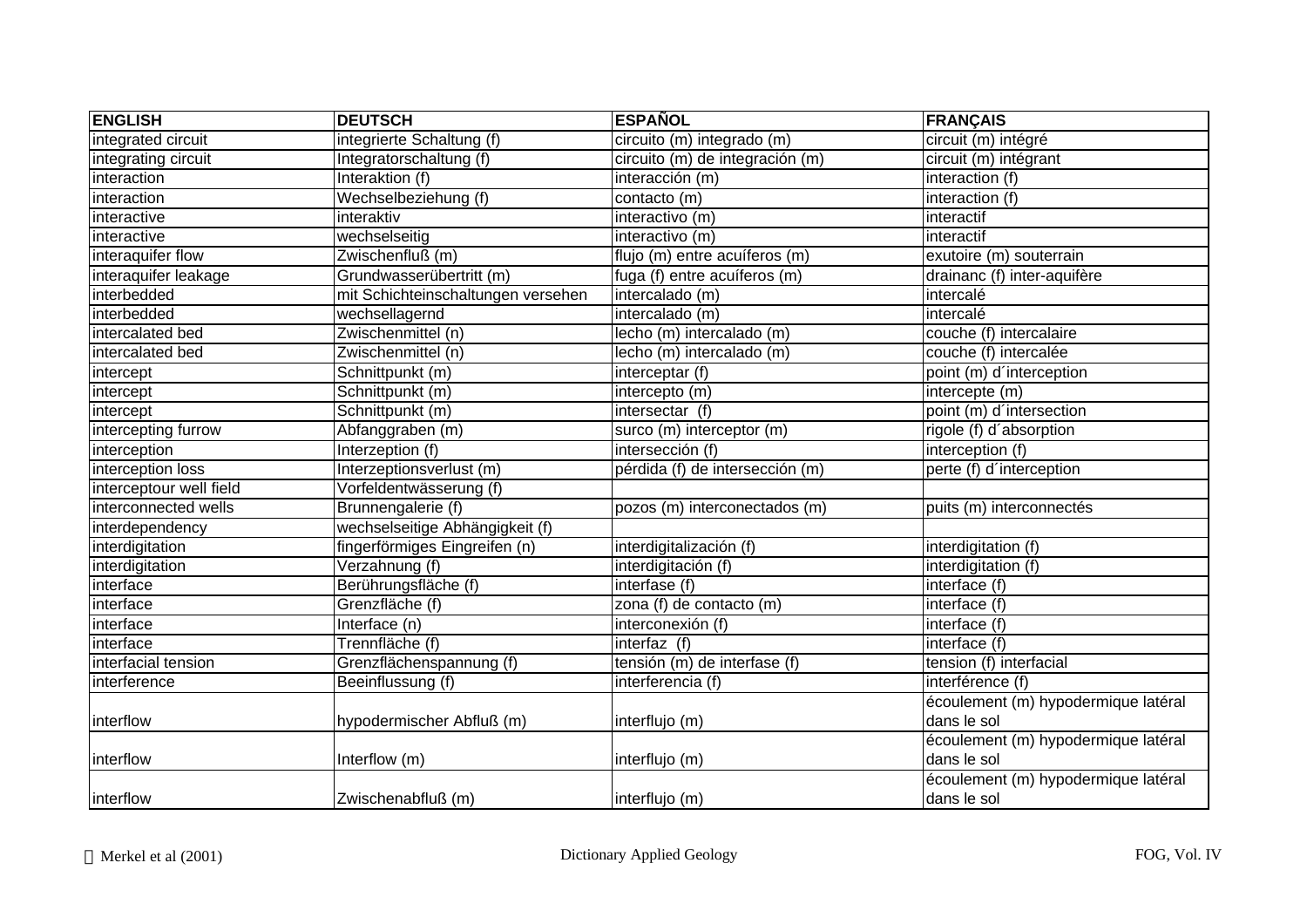| ENGLISH | DEUTSCH | ESPAÑOL | FRANÇAIS |
|---|---|---|---|
| integrated circuit | integrierte Schaltung (f) | circuito (m) integrado (m) | circuit (m) intégré |
| integrating circuit | Integratorschaltung (f) | circuito (m) de integración (m) | circuit (m) intégrant |
| interaction | Interaktion (f) | interacción (m) | interaction (f) |
| interaction | Wechselbeziehung (f) | contacto (m) | interaction (f) |
| interactive | interaktiv | interactivo (m) | interactif |
| interactive | wechselseitig | interactivo (m) | interactif |
| interaquifer flow | Zwischenfluß (m) | flujo (m) entre acuíferos (m) | exutoire (m) souterrain |
| interaquifer leakage | Grundwasserübertritt (m) | fuga (f) entre acuíferos (m) | drainanc (f) inter-aquifère |
| interbedded | mit Schichteinschaltungen versehen | intercalado (m) | intercalé |
| interbedded | wechsellagernd | intercalado (m) | intercalé |
| intercalated bed | Zwischenmittel (n) | lecho (m) intercalado (m) | couche (f) intercalaire |
| intercalated bed | Zwischenmittel (n) | lecho (m) intercalado (m) | couche (f) intercalée |
| intercept | Schnittpunkt (m) | interceptar (f) | point (m) d´interception |
| intercept | Schnittpunkt (m) | intercepto (m) | intercepte (m) |
| intercept | Schnittpunkt (m) | intersectar (f) | point (m) d´intersection |
| intercepting furrow | Abfanggraben (m) | surco (m) interceptor (m) | rigole (f) d´absorption |
| interception | Interzeption (f) | intersección (f) | interception (f) |
| interception loss | Interzeptionsverlust (m) | pérdida (f) de intersección (m) | perte (f) d´interception |
| interceptour well field | Vorfeldentwässerung (f) | | |
| interconnected wells | Brunnengalerie (f) | pozos (m) interconectados (m) | puits (m) interconnectés |
| interdependency | wechselseitige Abhängigkeit (f) | | |
| interdigitation | fingerförmiges Eingreifen (n) | interdigitalización (f) | interdigitation (f) |
| interdigitation | Verzahnung (f) | interdigitación (f) | interdigitation (f) |
| interface | Berührungsfläche (f) | interfase (f) | interface (f) |
| interface | Grenzfläche (f) | zona (f) de contacto (m) | interface (f) |
| interface | Interface (n) | interconexión (f) | interface (f) |
| interface | Trennfläche (f) | interfaz (f) | interface (f) |
| interfacial tension | Grenzflächenspannung (f) | tensión (m) de interfase (f) | tension (f) interfacial |
| interference | Beeinflussung (f) | interferencia (f) | interférence (f) |
| interflow | hypodermischer Abfluß (m) | interflujo (m) | écoulement (m) hypodermique latéral dans le sol |
| interflow | Interflow (m) | interflujo (m) | écoulement (m) hypodermique latéral dans le sol |
| interflow | Zwischenabfluß (m) | interflujo (m) | écoulement (m) hypodermique latéral dans le sol |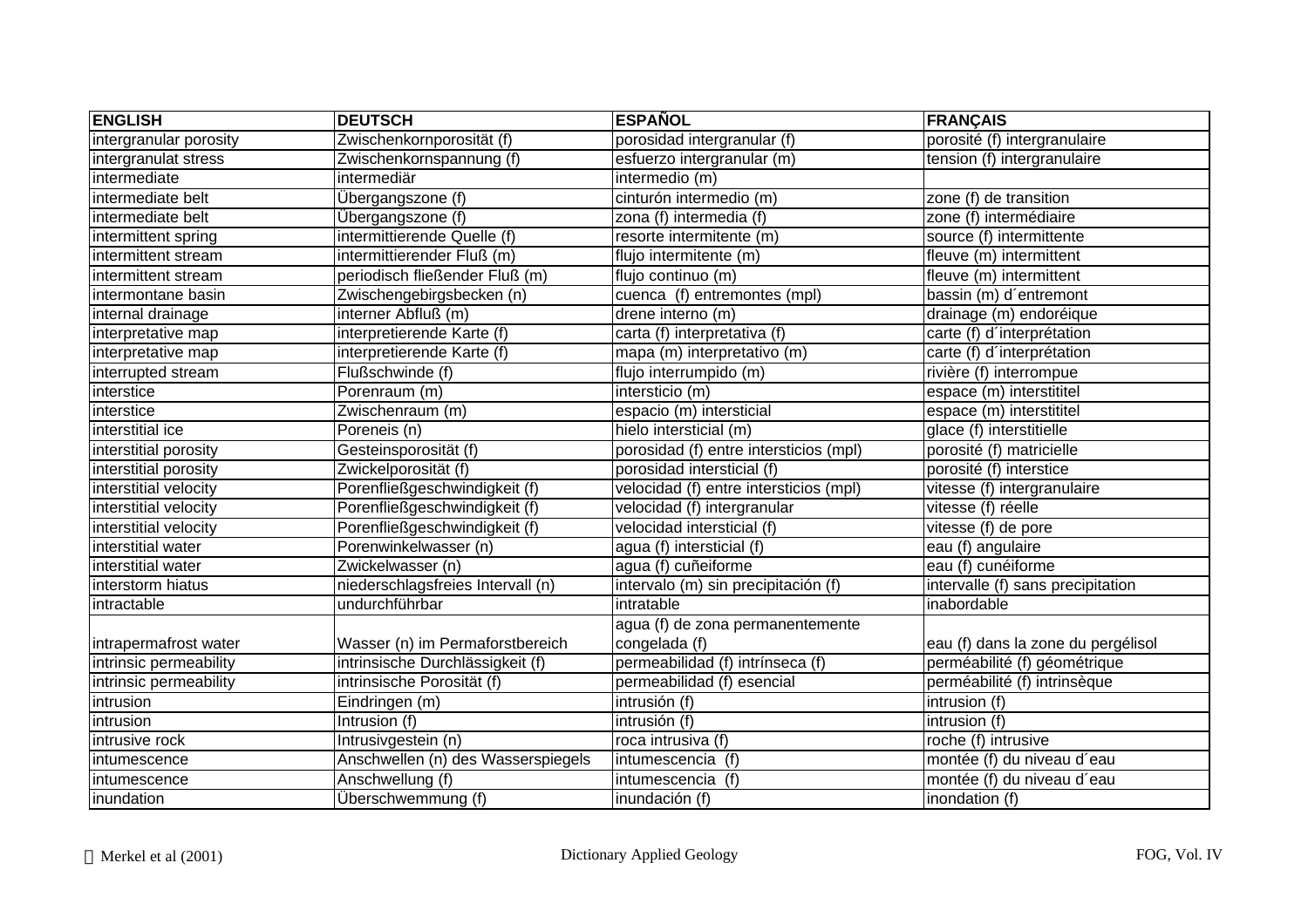| ENGLISH | DEUTSCH | ESPAÑOL | FRANÇAIS |
|---|---|---|---|
| intergranular porosity | Zwischenkornporosität (f) | porosidad intergranular (f) | porosité (f) intergranulaire |
| intergranulat stress | Zwischenkornspannung (f) | esfuerzo intergranular (m) | tension (f) intergranulaire |
| intermediate | intermediär | intermedio (m) | |
| intermediate belt | Übergangszone (f) | cinturón intermedio (m) | zone (f) de transition |
| intermediate belt | Übergangszone (f) | zona (f) intermedia (f) | zone (f) intermédiaire |
| intermittent spring | intermittierende Quelle (f) | resorte intermitente (m) | source (f) intermittente |
| intermittent stream | intermittierender Fluß (m) | flujo intermitente (m) | fleuve (m) intermittent |
| intermittent stream | periodisch fließender Fluß (m) | flujo continuo (m) | fleuve (m) intermittent |
| intermontane basin | Zwischengebirgsbecken (n) | cuenca (f) entremontes (mpl) | bassin (m) d´entremont |
| internal drainage | interner Abfluß (m) | drene interno (m) | drainage (m) endoréique |
| interpretative map | interpretierende Karte (f) | carta (f) interpretativa (f) | carte (f) d´interprétation |
| interpretative map | interpretierende Karte (f) | mapa (m) interpretativo (m) | carte (f) d´interprétation |
| interrupted stream | Flußschwinde (f) | flujo interrumpido (m) | rivière (f) interrompue |
| interstice | Porenraum (m) | intersticio (m) | espace (m) interstititel |
| interstice | Zwischenraum (m) | espacio (m) intersticial | espace (m) interstititel |
| interstitial ice | Poreneis (n) | hielo intersticial (m) | glace (f) interstitielle |
| interstitial porosity | Gesteinsporosität (f) | porosidad (f) entre intersticios (mpl) | porosité (f) matricielle |
| interstitial porosity | Zwickelporosität (f) | porosidad intersticial (f) | porosité (f) interstice |
| interstitial velocity | Porenfließgeschwindigkeit (f) | velocidad (f) entre intersticios (mpl) | vitesse (f) intergranulaire |
| interstitial velocity | Porenfließgeschwindigkeit (f) | velocidad (f) intergranular | vitesse (f) réelle |
| interstitial velocity | Porenfließgeschwindigkeit (f) | velocidad intersticial (f) | vitesse (f) de pore |
| interstitial water | Porenwinkelwasser (n) | agua (f) intersticial (f) | eau (f) angulaire |
| interstitial water | Zwickelwasser (n) | agua (f) cuñeiforme | eau (f) cunéiforme |
| interstorm hiatus | niederschlagsfreies Intervall (n) | intervalo (m) sin precipitación (f) | intervalle (f) sans precipitation |
| intractable | undurchführbar | intratable | inabordable |
| intrapermafrost water | Wasser (n) im Permaforstbereich | agua (f) de zona permanentemente congelada (f) | eau (f) dans la zone du pergélisol |
| intrinsic permeability | intrinsische Durchlässigkeit (f) | permeabilidad (f) intrínseca (f) | perméabilité (f) géométrique |
| intrinsic permeability | intrinsische Porosität (f) | permeabilidad (f) esencial | perméabilité (f) intrinsèque |
| intrusion | Eindringen (m) | intrusión (f) | intrusion (f) |
| intrusion | Intrusion (f) | intrusión (f) | intrusion (f) |
| intrusive rock | Intrusivgestein (n) | roca intrusiva (f) | roche (f) intrusive |
| intumescence | Anschwellen (n) des Wasserspiegels | intumescencia (f) | montée (f) du niveau d´eau |
| intumescence | Anschwellung (f) | intumescencia (f) | montée (f) du niveau d´eau |
| inundation | Überschwemmung (f) | inundación (f) | inondation (f) |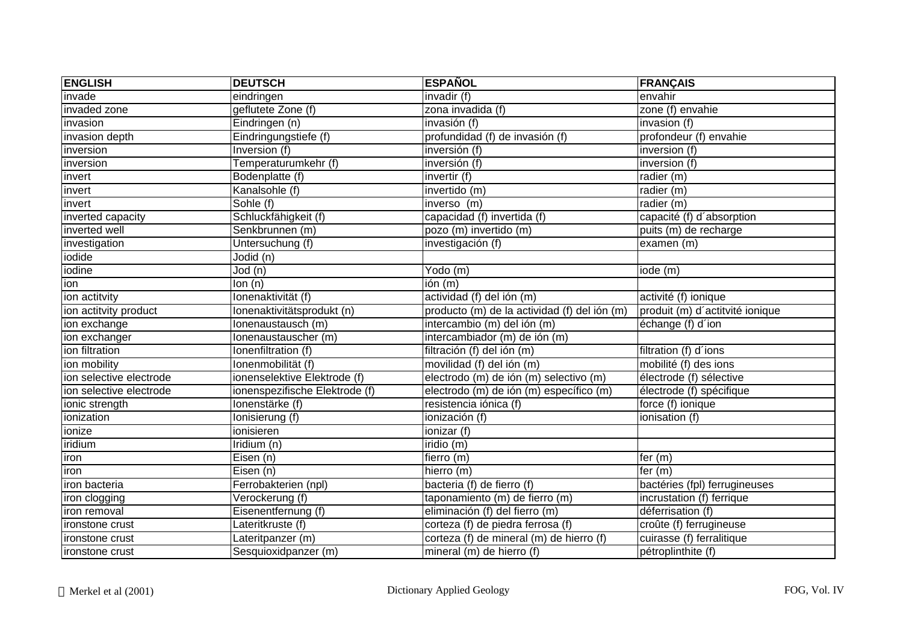| ENGLISH | DEUTSCH | ESPAÑOL | FRANÇAIS |
|---|---|---|---|
| invade | eindringen | invadir (f) | envahir |
| invaded zone | geflutete Zone (f) | zona invadida (f) | zone (f) envahie |
| invasion | Eindringen (n) | invasión (f) | invasion (f) |
| invasion depth | Eindringungstiefe (f) | profundidad (f) de invasión (f) | profondeur (f) envahie |
| inversion | Inversion (f) | inversión (f) | inversion (f) |
| inversion | Temperaturumkehr (f) | inversión (f) | inversion (f) |
| invert | Bodenplatte (f) | invertir (f) | radier (m) |
| invert | Kanalsohle (f) | invertido (m) | radier (m) |
| invert | Sohle (f) | inverso (m) | radier (m) |
| inverted capacity | Schluckfähigkeit (f) | capacidad (f) invertida (f) | capacité (f) d´absorption |
| inverted well | Senkbrunnen (m) | pozo (m) invertido (m) | puits (m) de recharge |
| investigation | Untersuchung (f) | investigación (f) | examen (m) |
| iodide | Jodid (n) | | |
| iodine | Jod (n) | Yodo (m) | iode (m) |
| ion | Ion (n) | ión (m) | |
| ion actitvity | Ionenaktivität (f) | actividad (f) del ión (m) | activité (f) ionique |
| ion actitvity product | Ionenaktivitätsprodukt (n) | producto (m) de la actividad (f) del ión (m) | produit (m) d´actitvité ionique |
| ion exchange | Ionenaustausch (m) | intercambio (m) del ión (m) | échange (f) d´ion |
| ion exchanger | Ionenaustauscher (m) | intercambiador (m) de ión (m) | |
| ion filtration | Ionenfiltration (f) | filtración (f) del ión (m) | filtration (f) d´ions |
| ion mobility | Ionenmobilität (f) | movilidad (f) del ión (m) | mobilité (f) des ions |
| ion selective electrode | ionenselektive Elektrode (f) | electrodo (m) de ión (m) selectivo (m) | électrode (f) sélective |
| ion selective electrode | ionenspezifische Elektrode (f) | electrodo (m) de ión (m) específico (m) | électrode (f) spécifique |
| ionic strength | Ionenstärke (f) | resistencia iónica (f) | force (f) ionique |
| ionization | Ionisierung (f) | ionización (f) | ionisation (f) |
| ionize | ionisieren | ionizar (f) | |
| iridium | Iridium (n) | iridio (m) | |
| iron | Eisen (n) | fierro (m) | fer (m) |
| iron | Eisen (n) | hierro (m) | fer (m) |
| iron bacteria | Ferrobakterien (npl) | bacteria (f) de fierro (f) | bactéries (fpl) ferrugineuses |
| iron clogging | Verockerung (f) | taponamiento (m) de fierro (m) | incrustation (f) ferrique |
| iron removal | Eisenentfernung (f) | eliminación (f) del fierro (m) | déferrisation (f) |
| ironstone crust | Lateritkruste (f) | corteza (f) de piedra ferrosa (f) | croûte (f) ferrugineuse |
| ironstone crust | Lateritpanzer (m) | corteza (f) de mineral (m) de hierro (f) | cuirasse (f) ferralitique |
| ironstone crust | Sesquioxidpanzer (m) | mineral (m) de hierro (f) | pétroplinthite (f) |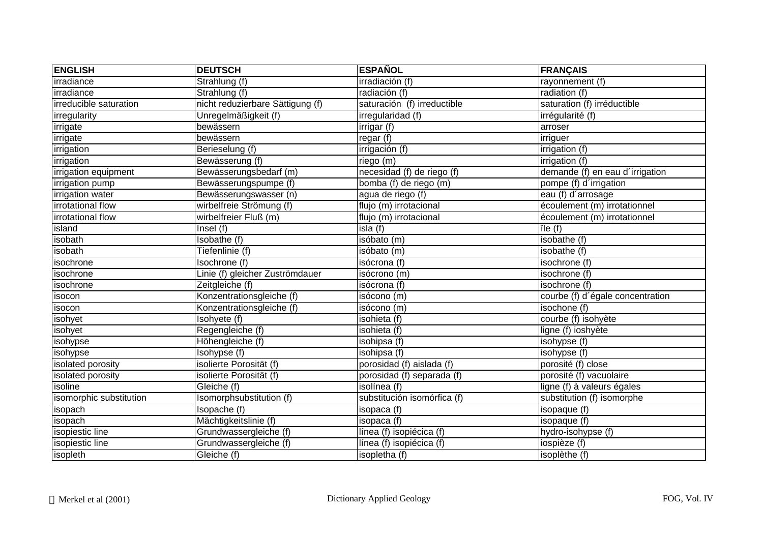| ENGLISH | DEUTSCH | ESPAÑOL | FRANÇAIS |
|---|---|---|---|
| irradiance | Strahlung (f) | irradiación (f) | rayonnement (f) |
| irradiance | Strahlung (f) | radiación (f) | radiation (f) |
| irreducible saturation | nicht reduzierbare Sättigung (f) | saturación (f) irreductible | saturation (f) irréductible |
| irregularity | Unregelmäßigkeit (f) | irregularidad (f) | irrégularité (f) |
| irrigate | bewässern | irrigar (f) | arroser |
| irrigate | bewässern | regar (f) | irriguer |
| irrigation | Berieselung (f) | irrigación (f) | irrigation (f) |
| irrigation | Bewässerung (f) | riego (m) | irrigation (f) |
| irrigation equipment | Bewässerungsbedarf (m) | necesidad (f) de riego (f) | demande (f) en eau d´irrigation |
| irrigation pump | Bewässerungspumpe (f) | bomba (f) de riego (m) | pompe (f) d´irrigation |
| irrigation water | Bewässerungswasser (n) | agua de riego (f) | eau (f) d´arrosage |
| irrotational flow | wirbelfreie Strömung (f) | flujo (m) irrotacional | écoulement (m) irrotationnel |
| irrotational flow | wirbelfreier Fluß (m) | flujo (m) irrotacional | écoulement (m) irrotationnel |
| island | Insel (f) | isla (f) | île (f) |
| isobath | Isobathe (f) | isóbato (m) | isobathe (f) |
| isobath | Tiefenlinie (f) | isóbato (m) | isobathe (f) |
| isochrone | Isochrone (f) | isócrona (f) | isochrone (f) |
| isochrone | Linie (f) gleicher Zuströmdauer | isócrono (m) | isochrone (f) |
| isochrone | Zeitgleiche (f) | isócrona (f) | isochrone (f) |
| isocon | Konzentrationsgleiche (f) | isócono (m) | courbe (f) d´égale concentration |
| isocon | Konzentrationsgleiche (f) | isócono (m) | isochone (f) |
| isohyet | Isohyete (f) | isohieta (f) | courbe (f) isohyète |
| isohyet | Regengleiche (f) | isohieta (f) | ligne (f) ioshyète |
| isohypse | Höhengleiche (f) | isohipsa (f) | isohypse (f) |
| isohypse | Isohypse (f) | isohipsa (f) | isohypse (f) |
| isolated porosity | isolierte Porosität (f) | porosidad (f) aislada (f) | porosité (f) close |
| isolated porosity | isolierte Porosität (f) | porosidad (f) separada (f) | porosité (f) vacuolaire |
| isoline | Gleiche (f) | isolínea (f) | ligne (f) à valeurs égales |
| isomorphic substitution | Isomorphsubstitution (f) | substitución isomórfica (f) | substitution (f) isomorphe |
| isopach | Isopache (f) | isopaca (f) | isopaque (f) |
| isopach | Mächtigkeitslinie (f) | isopaca (f) | isopaque (f) |
| isopiestic line | Grundwassergleiche (f) | línea (f) isopiécica (f) | hydro-isohypse (f) |
| isopiestic line | Grundwassergleiche (f) | línea (f) isopiécica (f) | iospièze (f) |
| isopleth | Gleiche (f) | isopletha (f) | isoplèthe (f) |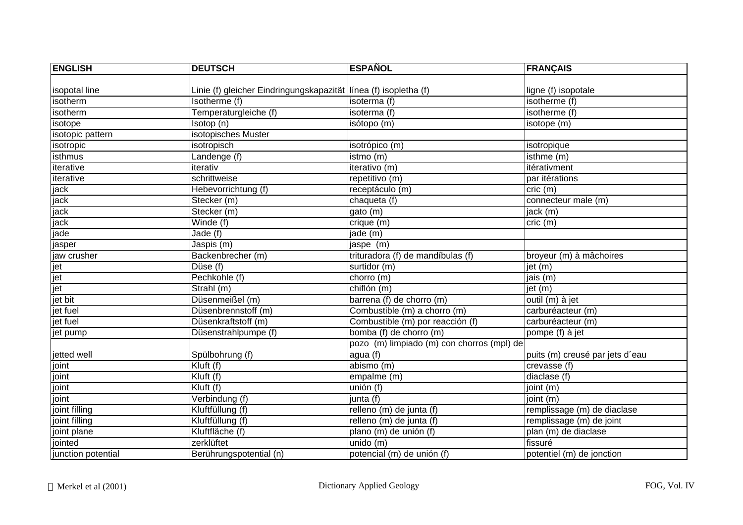| ENGLISH | DEUTSCH | ESPAÑOL | FRANÇAIS |
|---|---|---|---|
| isopotal line | Linie (f) gleicher Eindringungskapazität | línea (f) isopletha (f) | ligne (f) isopotale |
| isotherm | Isotherme (f) | isoterma (f) | isotherme (f) |
| isotherm | Temperaturgleiche (f) | isoterma (f) | isotherme (f) |
| isotope | Isotop (n) | isótopo (m) | isotope (m) |
| isotopic pattern | isotopisches Muster | | |
| isotropic | isotropisch | isotrópico (m) | isotropique |
| isthmus | Landenge (f) | istmo (m) | isthme (m) |
| iterative | iterativ | iterativo (m) | itérativment |
| iterative | schrittweise | repetitivo (m) | par itérations |
| jack | Hebevorrichtung (f) | receptáculo (m) | cric (m) |
| jack | Stecker (m) | chaqueta (f) | connecteur male (m) |
| jack | Stecker (m) | gato (m) | jack (m) |
| jack | Winde (f) | crique (m) | cric (m) |
| jade | Jade (f) | jade (m) | |
| jasper | Jaspis (m) | jaspe (m) | |
| jaw crusher | Backenbrecher (m) | trituradora (f) de mandíbulas (f) | broyeur (m) à mâchoires |
| jet | Düse (f) | surtidor (m) | jet (m) |
| jet | Pechkohle (f) | chorro (m) | jais (m) |
| jet | Strahl (m) | chiflón (m) | jet (m) |
| jet bit | Düsenmeißel (m) | barrena (f) de chorro (m) | outil (m) à jet |
| jet fuel | Düsenbrennstoff (m) | Combustible (m) a chorro (m) | carburéacteur (m) |
| jet fuel | Düsenkraftstoff (m) | Combustible (m) por reacción (f) | carburéacteur (m) |
| jet pump | Düsenstrahlpumpe (f) | bomba (f) de chorro (m) | pompe (f) à jet |
| jetted well | Spülbohrung (f) | pozo (m) limpiado (m) con chorros (mpl) de agua (f) | puits (m) creusé par jets d´eau |
| joint | Kluft (f) | abismo (m) | crevasse (f) |
| joint | Kluft (f) | empalme (m) | diaclase (f) |
| joint | Kluft (f) | unión (f) | joint (m) |
| joint | Verbindung (f) | junta (f) | joint (m) |
| joint filling | Kluftfüllung (f) | relleno (m) de junta (f) | remplissage (m) de diaclase |
| joint filling | Kluftfüllung (f) | relleno (m) de junta (f) | remplissage (m) de joint |
| joint plane | Kluftfläche (f) | plano (m) de unión (f) | plan (m) de diaclase |
| jointed | zerklüftet | unido (m) | fissuré |
| junction potential | Berührungspotential (n) | potencial (m) de unión (f) | potentiel (m) de jonction |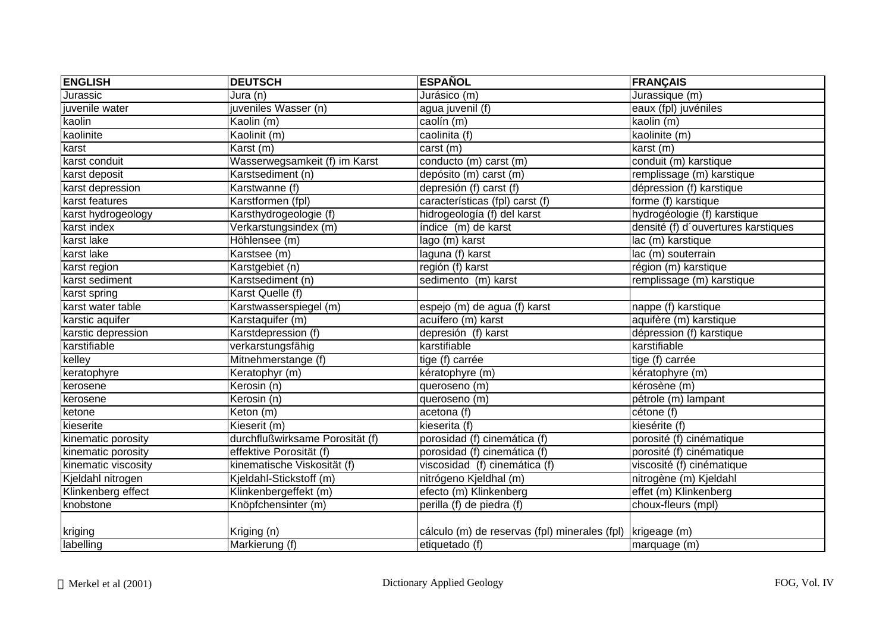| ENGLISH | DEUTSCH | ESPAÑOL | FRANÇAIS |
|---|---|---|---|
| Jurassic | Jura (n) | Jurásico (m) | Jurassique (m) |
| juvenile water | juveniles Wasser (n) | agua juvenil (f) | eaux (fpl) juvéniles |
| kaolin | Kaolin (m) | caolín (m) | kaolin (m) |
| kaolinite | Kaolinit (m) | caolinita (f) | kaolinite (m) |
| karst | Karst (m) | carst (m) | karst (m) |
| karst conduit | Wasserwegsamkeit (f) im Karst | conducto (m) carst (m) | conduit (m) karstique |
| karst deposit | Karstsediment (n) | depósito (m) carst (m) | remplissage (m) karstique |
| karst depression | Karstwanne (f) | depresión (f) carst (f) | dépression (f) karstique |
| karst features | Karstformen (fpl) | características (fpl) carst (f) | forme (f) karstique |
| karst hydrogeology | Karsthydrogeologie (f) | hidrogeología (f) del karst | hydrogéologie (f) karstique |
| karst index | Verkarstungsindex (m) | índice (m) de karst | densité (f) d´ouvertures karstiques |
| karst lake | Höhlensee (m) | lago (m) karst | lac (m) karstique |
| karst lake | Karstsee (m) | laguna (f) karst | lac (m) souterrain |
| karst region | Karstgebiet (n) | región (f) karst | région (m) karstique |
| karst sediment | Karstsediment (n) | sedimento (m) karst | remplissage (m) karstique |
| karst spring | Karst Quelle (f) | | |
| karst water table | Karstwasserspiegel (m) | espejo (m) de agua (f) karst | nappe (f) karstique |
| karstic aquifer | Karstaquifer (m) | acuífero (m) karst | aquifère (m) karstique |
| karstic depression | Karstdepression (f) | depresión (f) karst | dépression (f) karstique |
| karstifiable | verkarstungsfähig | karstifiable | karstifiable |
| kelley | Mitnehmerstange (f) | tige (f) carrée | tige (f) carrée |
| keratophyre | Keratophyr (m) | kératophyre (m) | kératophyre (m) |
| kerosene | Kerosin (n) | queroseno (m) | kérosène (m) |
| kerosene | Kerosin (n) | queroseno (m) | pétrole (m) lampant |
| ketone | Keton (m) | acetona (f) | cétone (f) |
| kieserite | Kieserit (m) | kieserita (f) | kiesérite (f) |
| kinematic porosity | durchflußwirksame Porosität (f) | porosidad (f) cinemática (f) | porosité (f) cinématique |
| kinematic porosity | effektive Porosität (f) | porosidad (f) cinemática (f) | porosité (f) cinématique |
| kinematic viscosity | kinematische Viskosität (f) | viscosidad (f) cinemática (f) | viscosité (f) cinématique |
| Kjeldahl nitrogen | Kjeldahl-Stickstoff (m) | nitrógeno Kjeldhal (m) | nitrogène (m) Kjeldahl |
| Klinkenberg effect | Klinkenbergeffekt (m) | efecto (m) Klinkenberg | effet (m) Klinkenberg |
| knobstone | Knöpfchensinter (m) | perilla (f) de piedra (f) | choux-fleurs (mpl) |
| kriging | Kriging (n) | cálculo (m) de reservas (fpl) minerales (fpl) | krigeage (m) |
| labelling | Markierung (f) | etiquetado (f) | marquage (m) |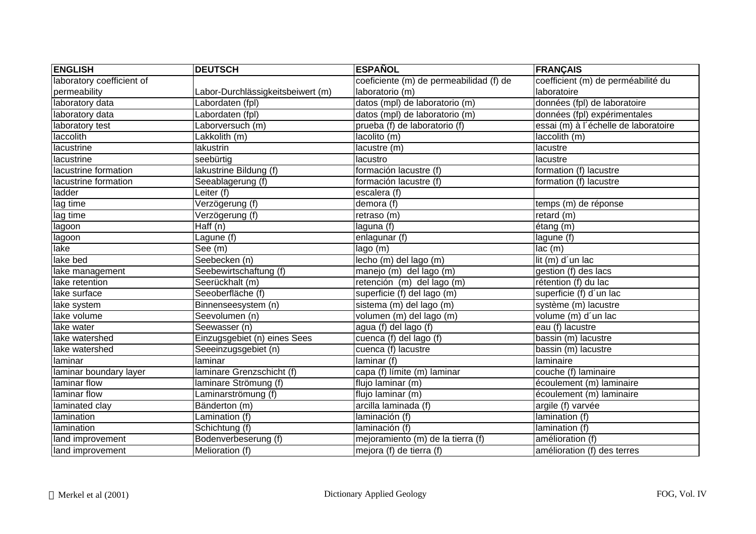| ENGLISH | DEUTSCH | ESPAÑOL | FRANÇAIS |
|---|---|---|---|
| laboratory coefficient of permeability | Labor-Durchlässigkeitsbeiwert (m) | coeficiente (m) de permeabilidad (f) de laboratorio (m) | coefficient (m) de perméabilité du laboratoire |
| laboratory data | Labordaten (fpl) | datos (mpl) de laboratorio (m) | données (fpl) de laboratoire |
| laboratory data | Labordaten (fpl) | datos (mpl) de laboratorio (m) | données (fpl) expérimentales |
| laboratory test | Laborversuch (m) | prueba (f) de laboratorio (f) | essai (m) à l´échelle de laboratoire |
| laccolith | Lakkolith (m) | lacolito (m) | laccolith (m) |
| lacustrine | lakustrin | lacustre (m) | lacustre |
| lacustrine | seebürtig | lacustro | lacustre |
| lacustrine formation | lakustrine Bildung (f) | formación lacustre (f) | formation (f) lacustre |
| lacustrine formation | Seeablagerung (f) | formación lacustre (f) | formation (f) lacustre |
| ladder | Leiter (f) | escalera (f) | |
| lag time | Verzögerung (f) | demora (f) | temps (m) de réponse |
| lag time | Verzögerung (f) | retraso (m) | retard (m) |
| lagoon | Haff (n) | laguna (f) | étang (m) |
| lagoon | Lagune (f) | enlagunar (f) | lagune (f) |
| lake | See (m) | lago (m) | lac (m) |
| lake bed | Seebecken (n) | lecho (m) del lago (m) | lit (m) d´un lac |
| lake management | Seebewirtschaftung (f) | manejo (m) del lago (m) | gestion (f) des lacs |
| lake retention | Seerückhalt (m) | retención (m) del lago (m) | rétention (f) du lac |
| lake surface | Seeoberfläche (f) | superficie (f) del lago (m) | superficie (f) d´un lac |
| lake system | Binnenseesystem (n) | sistema (m) del lago (m) | système (m) lacustre |
| lake volume | Seevolumen (n) | volumen (m) del lago (m) | volume (m) d´un lac |
| lake water | Seewasser (n) | agua (f) del lago (f) | eau (f) lacustre |
| lake watershed | Einzugsgebiet (n) eines Sees | cuenca (f) del lago (f) | bassin (m) lacustre |
| lake watershed | Seeeinzugsgebiet (n) | cuenca (f) lacustre | bassin (m) lacustre |
| laminar | laminar | laminar (f) | laminaire |
| laminar boundary layer | laminare Grenzschicht (f) | capa (f) límite (m) laminar | couche (f) laminaire |
| laminar flow | laminare Strömung (f) | flujo laminar (m) | écoulement (m) laminaire |
| laminar flow | Laminarströmung (f) | flujo laminar (m) | écoulement (m) laminaire |
| laminated clay | Bänderton (m) | arcilla laminada (f) | argile (f) varvée |
| lamination | Lamination (f) | laminación (f) | lamination (f) |
| lamination | Schichtung (f) | laminación (f) | lamination (f) |
| land improvement | Bodenverbeserung (f) | mejoramiento (m) de la tierra (f) | amélioration (f) |
| land improvement | Melioration (f) | mejora (f) de tierra (f) | amélioration (f) des terres |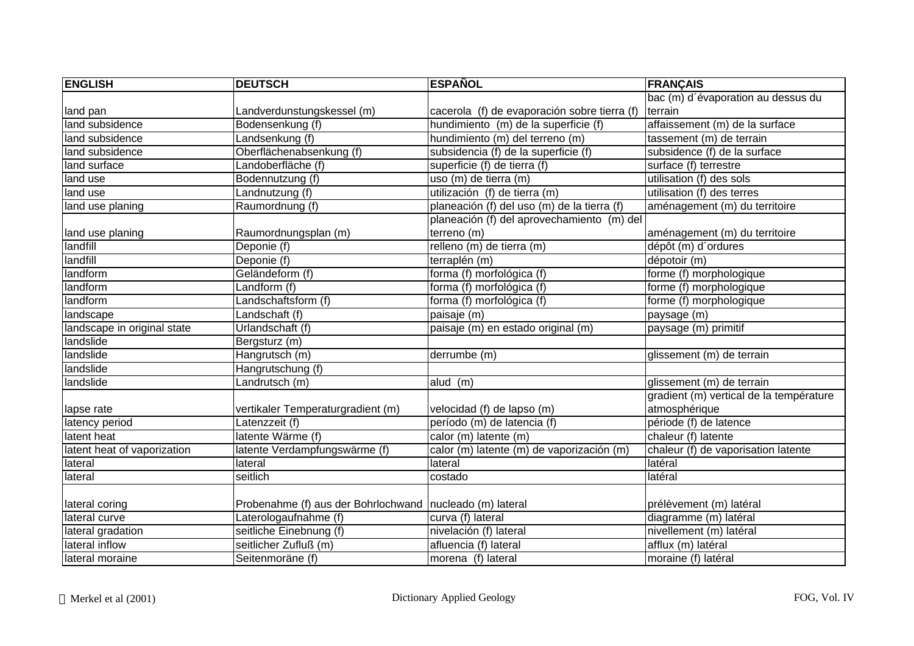| ENGLISH | DEUTSCH | ESPAÑOL | FRANÇAIS |
| --- | --- | --- | --- |
| land pan | Landverdunstungskessel (m) | cacerola (f) de evaporación sobre tierra (f) | bac (m) d´évaporation au dessus du terrain |
| land subsidence | Bodensenkung (f) | hundimiento (m) de la superficie (f) | affaissement (m) de la surface |
| land subsidence | Landsenkung (f) | hundimiento (m) del terreno (m) | tassement (m) de terrain |
| land subsidence | Oberflächenabsenkung (f) | subsidencia (f) de la superficie (f) | subsidence (f) de la surface |
| land surface | Landoberfläche (f) | superficie (f) de tierra (f) | surface (f) terrestre |
| land use | Bodennutzung (f) | uso (m) de tierra (m) | utilisation (f) des sols |
| land use | Landnutzung (f) | utilización (f) de tierra (m) | utilisation (f) des terres |
| land use planing | Raumordnung (f) | planeación (f) del uso (m) de la tierra (f) | aménagement (m) du territoire |
| land use planing | Raumordnungsplan (m) | planeación (f) del aprovechamiento (m) del terreno (m) | aménagement (m) du territoire |
| landfill | Deponie (f) | relleno (m) de tierra (m) | dépôt (m) d´ordures |
| landfill | Deponie (f) | terraplén (m) | dépotoir (m) |
| landform | Geländeform (f) | forma (f) morfológica (f) | forme (f) morphologique |
| landform | Landform (f) | forma (f) morfológica (f) | forme (f) morphologique |
| landform | Landschaftsform (f) | forma (f) morfológica (f) | forme (f) morphologique |
| landscape | Landschaft (f) | paisaje (m) | paysage (m) |
| landscape in original state | Urlandschaft (f) | paisaje (m) en estado original (m) | paysage (m) primitif |
| landslide | Bergsturz (m) | | |
| landslide | Hangrutsch (m) | derrumbe (m) | glissement (m) de terrain |
| landslide | Hangrutschung (f) | | |
| landslide | Landrutsch (m) | alud (m) | glissement (m) de terrain |
| lapse rate | vertikaler Temperaturgradient (m) | velocidad (f) de lapso (m) | gradient (m) vertical de la température atmosphérique |
| latency period | Latenzzeit (f) | período (m) de latencia (f) | période (f) de latence |
| latent heat | latente Wärme (f) | calor (m) latente (m) | chaleur (f) latente |
| latent heat of vaporization | latente Verdampfungswärme (f) | calor (m) latente (m) de vaporización (m) | chaleur (f) de vaporisation latente |
| lateral | lateral | lateral | latéral |
| lateral | seitlich | costado | latéral |
| lateral coring | Probenahme (f) aus der Bohrlochwand | nucleado (m) lateral | prélèvement (m) latéral |
| lateral curve | Laterologaufnahme (f) | curva (f) lateral | diagramme (m) latéral |
| lateral gradation | seitliche Einebnung (f) | nivelación (f) lateral | nivellement (m) latéral |
| lateral inflow | seitlicher Zufluß (m) | afluencia (f) lateral | afflux (m) latéral |
| lateral moraine | Seitenmoräne (f) | morena (f) lateral | moraine (f) latéral |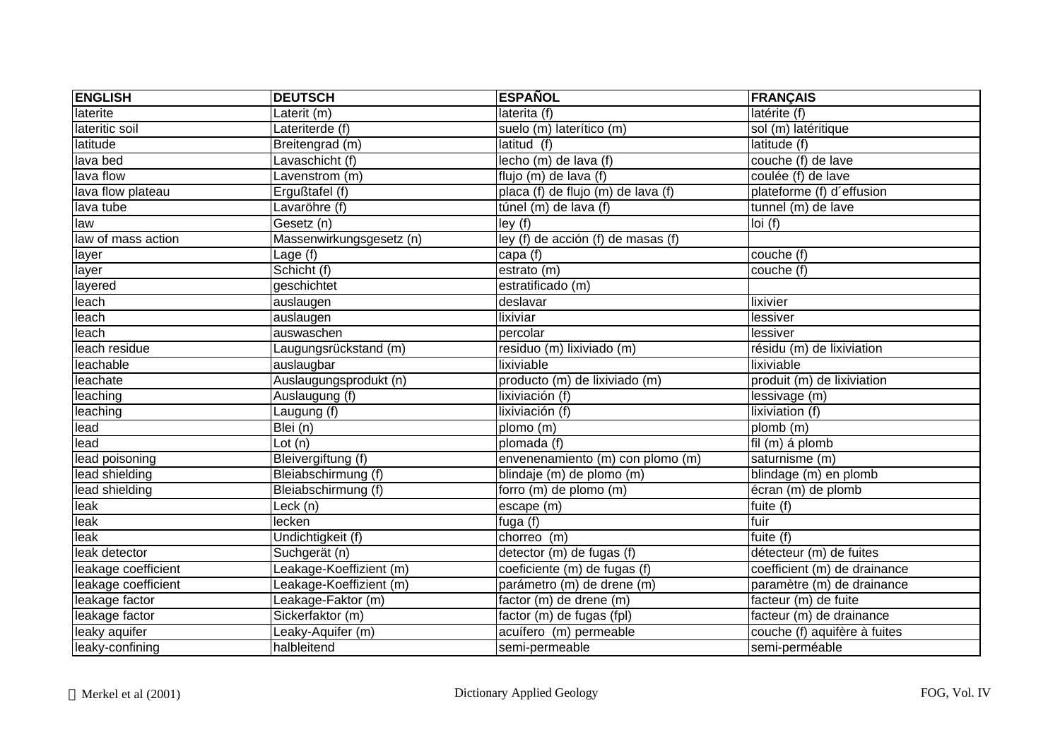| ENGLISH | DEUTSCH | ESPAÑOL | FRANÇAIS |
|---|---|---|---|
| laterite | Laterit (m) | laterita (f) | latérite (f) |
| lateritic soil | Lateriterde (f) | suelo (m) laterítico (m) | sol (m) latéritique |
| latitude | Breitengrad (m) | latitud (f) | latitude (f) |
| lava bed | Lavaschicht (f) | lecho (m) de lava (f) | couche (f) de lave |
| lava flow | Lavenstrom (m) | flujo (m) de lava (f) | coulée (f) de lave |
| lava flow plateau | Ergußtafel (f) | placa (f) de flujo (m) de lava (f) | plateforme (f) d´effusion |
| lava tube | Lavaröhre (f) | túnel (m) de lava (f) | tunnel (m) de lave |
| law | Gesetz (n) | ley (f) | loi (f) |
| law of mass action | Massenwirkungsgesetz (n) | ley (f) de acción (f) de masas (f) | |
| layer | Lage (f) | capa (f) | couche (f) |
| layer | Schicht (f) | estrato (m) | couche (f) |
| layered | geschichtet | estratificado (m) | |
| leach | auslaugen | deslavar | lixivier |
| leach | auslaugen | lixiviar | lessiver |
| leach | auswaschen | percolar | lessiver |
| leach residue | Laugungsrückstand (m) | residuo (m) lixiviado (m) | résidu (m) de lixiviation |
| leachable | auslaugbar | lixiviable | lixiviable |
| leachate | Auslaugungsprodukt (n) | producto (m) de lixiviado (m) | produit (m) de lixiviation |
| leaching | Auslaugung (f) | lixiviación (f) | lessivage (m) |
| leaching | Laugung (f) | lixiviación (f) | lixiviation (f) |
| lead | Blei (n) | plomo (m) | plomb (m) |
| lead | Lot (n) | plomada (f) | fil (m) á plomb |
| lead poisoning | Bleivergiftung (f) | envenenamiento (m) con plomo (m) | saturnisme (m) |
| lead shielding | Bleiabschirmung (f) | blindaje (m) de plomo (m) | blindage (m) en plomb |
| lead shielding | Bleiabschirmung (f) | forro (m) de plomo (m) | écran (m) de plomb |
| leak | Leck (n) | escape (m) | fuite (f) |
| leak | lecken | fuga (f) | fuir |
| leak | Undichtigkeit (f) | chorreo (m) | fuite (f) |
| leak detector | Suchgerät (n) | detector (m) de fugas (f) | détecteur (m) de fuites |
| leakage coefficient | Leakage-Koeffizient (m) | coeficiente (m) de fugas (f) | coefficient (m) de drainance |
| leakage coefficient | Leakage-Koeffizient (m) | parámetro (m) de drene (m) | paramètre (m) de drainance |
| leakage factor | Leakage-Faktor (m) | factor (m) de drene (m) | facteur (m) de fuite |
| leakage factor | Sickerfaktor (m) | factor (m) de fugas (fpl) | facteur (m) de drainance |
| leaky aquifer | Leaky-Aquifer (m) | acuífero (m) permeable | couche (f) aquifère à fuites |
| leaky-confining | halbleitend | semi-permeable | semi-perméable |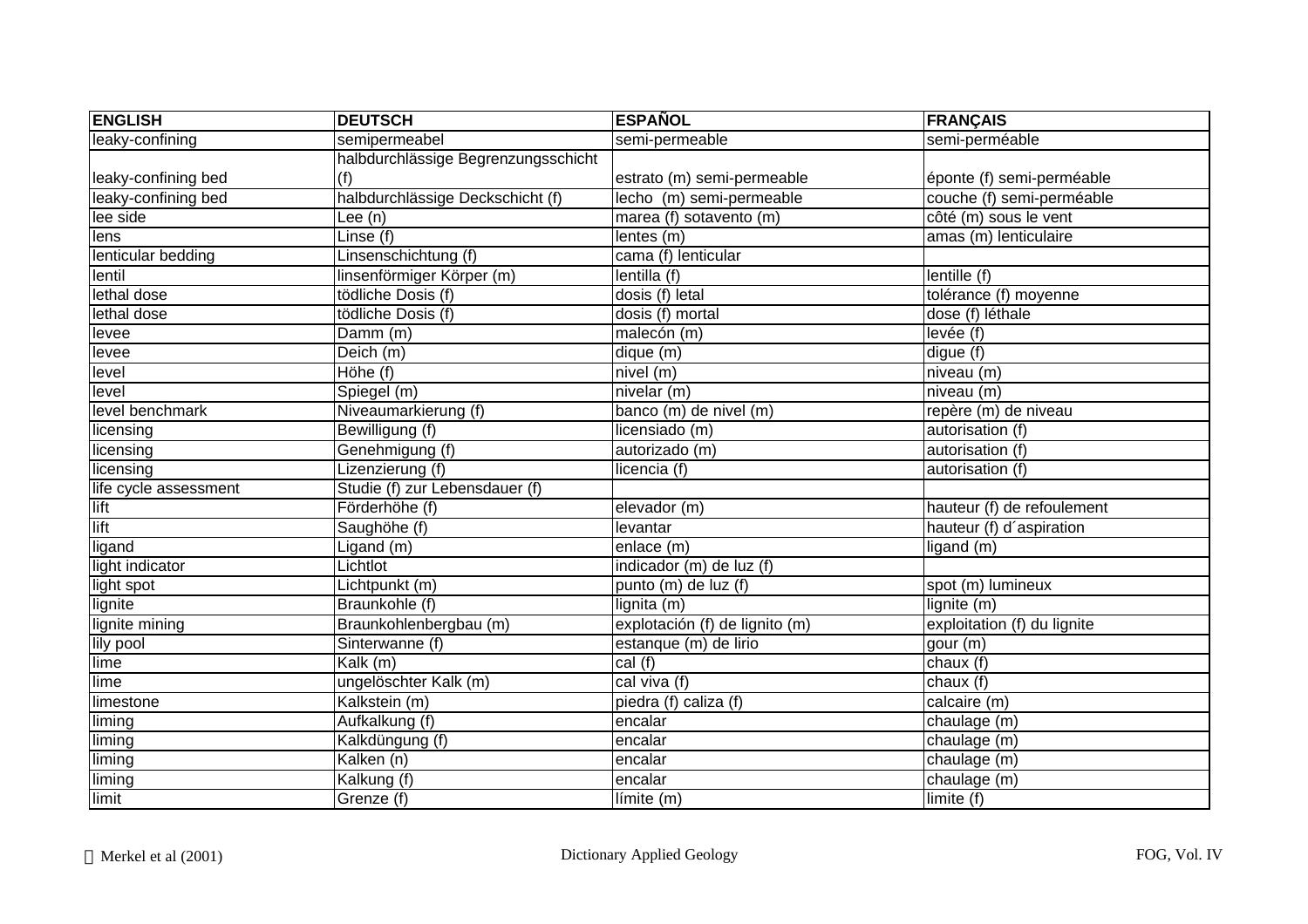| ENGLISH | DEUTSCH | ESPAÑOL | FRANÇAIS |
|---|---|---|---|
| leaky-confining | semipermeabel | semi-permeable | semi-perméable |
| leaky-confining bed | halbdurchlässige Begrenzungsschicht (f) | estrato (m) semi-permeable | éponte (f) semi-perméable |
| leaky-confining bed | halbdurchlässige Deckschicht (f) | lecho (m) semi-permeable | couche (f) semi-perméable |
| lee side | Lee (n) | marea (f) sotavento (m) | côté (m) sous le vent |
| lens | Linse (f) | lentes (m) | amas (m) lenticulaire |
| lenticular bedding | Linsenschichtung (f) | cama (f) lenticular | |
| lentil | linsenförmiger Körper (m) | lentilla (f) | lentille (f) |
| lethal dose | tödliche Dosis (f) | dosis (f) letal | tolérance (f) moyenne |
| lethal dose | tödliche Dosis (f) | dosis (f) mortal | dose (f) léthale |
| levee | Damm (m) | malecón (m) | levée (f) |
| levee | Deich (m) | dique (m) | digue (f) |
| level | Höhe (f) | nivel (m) | niveau (m) |
| level | Spiegel (m) | nivelar (m) | niveau (m) |
| level benchmark | Niveaumarkierung (f) | banco (m) de nivel (m) | repère (m) de niveau |
| licensing | Bewilligung (f) | licensiado (m) | autorisation (f) |
| licensing | Genehmigung (f) | autorizado (m) | autorisation (f) |
| licensing | Lizenzierung (f) | licencia (f) | autorisation (f) |
| life cycle assessment | Studie (f) zur Lebensdauer (f) | | |
| lift | Förderhöhe (f) | elevador (m) | hauteur (f) de refoulement |
| lift | Saughöhe (f) | levantar | hauteur (f) d´aspiration |
| ligand | Ligand (m) | enlace (m) | ligand (m) |
| light indicator | Lichtlot | indicador (m) de luz (f) | |
| light spot | Lichtpunkt (m) | punto (m) de luz (f) | spot (m) lumineux |
| lignite | Braunkohle (f) | lignita (m) | lignite (m) |
| lignite mining | Braunkohlenbergbau (m) | explotación (f) de lignito (m) | exploitation (f) du lignite |
| lily pool | Sinterwanne (f) | estanque (m) de lirio | gour (m) |
| lime | Kalk (m) | cal (f) | chaux (f) |
| lime | ungelöschter Kalk (m) | cal viva (f) | chaux (f) |
| limestone | Kalkstein (m) | piedra (f) caliza (f) | calcaire (m) |
| liming | Aufkalkung (f) | encalar | chaulage (m) |
| liming | Kalkdüngung (f) | encalar | chaulage (m) |
| liming | Kalken (n) | encalar | chaulage (m) |
| liming | Kalkung (f) | encalar | chaulage (m) |
| limit | Grenze (f) | límite (m) | limite (f) |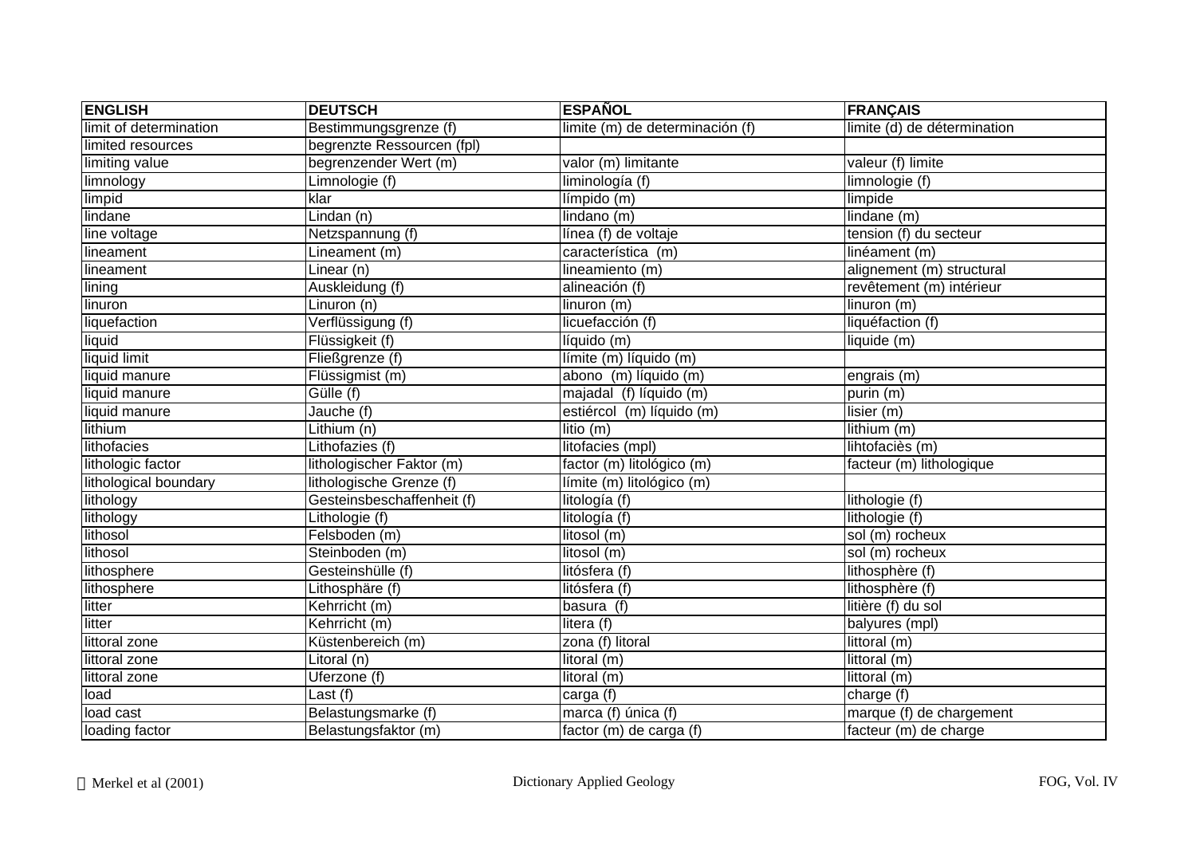| ENGLISH | DEUTSCH | ESPAÑOL | FRANÇAIS |
|---|---|---|---|
| limit of determination | Bestimmungsgrenze (f) | limite (m) de determinación (f) | limite (d) de détermination |
| limited resources | begrenzte Ressourcen (fpl) | | |
| limiting value | begrenzender Wert (m) | valor (m) limitante | valeur (f) limite |
| limnology | Limnologie (f) | liminología (f) | limnologie (f) |
| limpid | klar | límpido (m) | limpide |
| lindane | Lindan (n) | lindano (m) | lindane (m) |
| line voltage | Netzspannung (f) | línea (f) de voltaje | tension (f) du secteur |
| lineament | Lineament (m) | característica (m) | linéament (m) |
| lineament | Linear (n) | lineamiento (m) | alignement (m) structural |
| lining | Auskleidung (f) | alineación (f) | revêtement (m) intérieur |
| linuron | Linuron (n) | linuron (m) | linuron (m) |
| liquefaction | Verflüssigung (f) | licuefacción (f) | liquéfaction (f) |
| liquid | Flüssigkeit (f) | líquido (m) | liquide (m) |
| liquid limit | Fließgrenze (f) | límite (m) líquido (m) | |
| liquid manure | Flüssigmist (m) | abono (m) líquido (m) | engrais (m) |
| liquid manure | Gülle (f) | majadal (f) líquido (m) | purin (m) |
| liquid manure | Jauche (f) | estiércol (m) líquido (m) | lisier (m) |
| lithium | Lithium (n) | litio (m) | lithium (m) |
| lithofacies | Lithofazies (f) | litofacies (mpl) | lihtofaciès (m) |
| lithologic factor | lithologischer Faktor (m) | factor (m) litológico (m) | facteur (m) lithologique |
| lithological boundary | lithologische Grenze (f) | límite (m) litológico (m) | |
| lithology | Gesteinsbeschaffenheit (f) | litología (f) | lithologie (f) |
| lithology | Lithologie (f) | litología (f) | lithologie (f) |
| lithosol | Felsboden (m) | litosol (m) | sol (m) rocheux |
| lithosol | Steinboden (m) | litosol (m) | sol (m) rocheux |
| lithosphere | Gesteinshülle (f) | litósfera (f) | lithosphère (f) |
| lithosphere | Lithosphäre (f) | litósfera (f) | lithosphère (f) |
| litter | Kehrricht (m) | basura (f) | litière (f) du sol |
| litter | Kehrricht (m) | litera (f) | balyures (mpl) |
| littoral zone | Küstenbereich (m) | zona (f) litoral | littoral (m) |
| littoral zone | Litoral (n) | litoral (m) | littoral (m) |
| littoral zone | Uferzone (f) | litoral (m) | littoral (m) |
| load | Last (f) | carga (f) | charge (f) |
| load cast | Belastungsmarke (f) | marca (f) única (f) | marque (f) de chargement |
| loading factor | Belastungsfaktor (m) | factor (m) de carga (f) | facteur (m) de charge |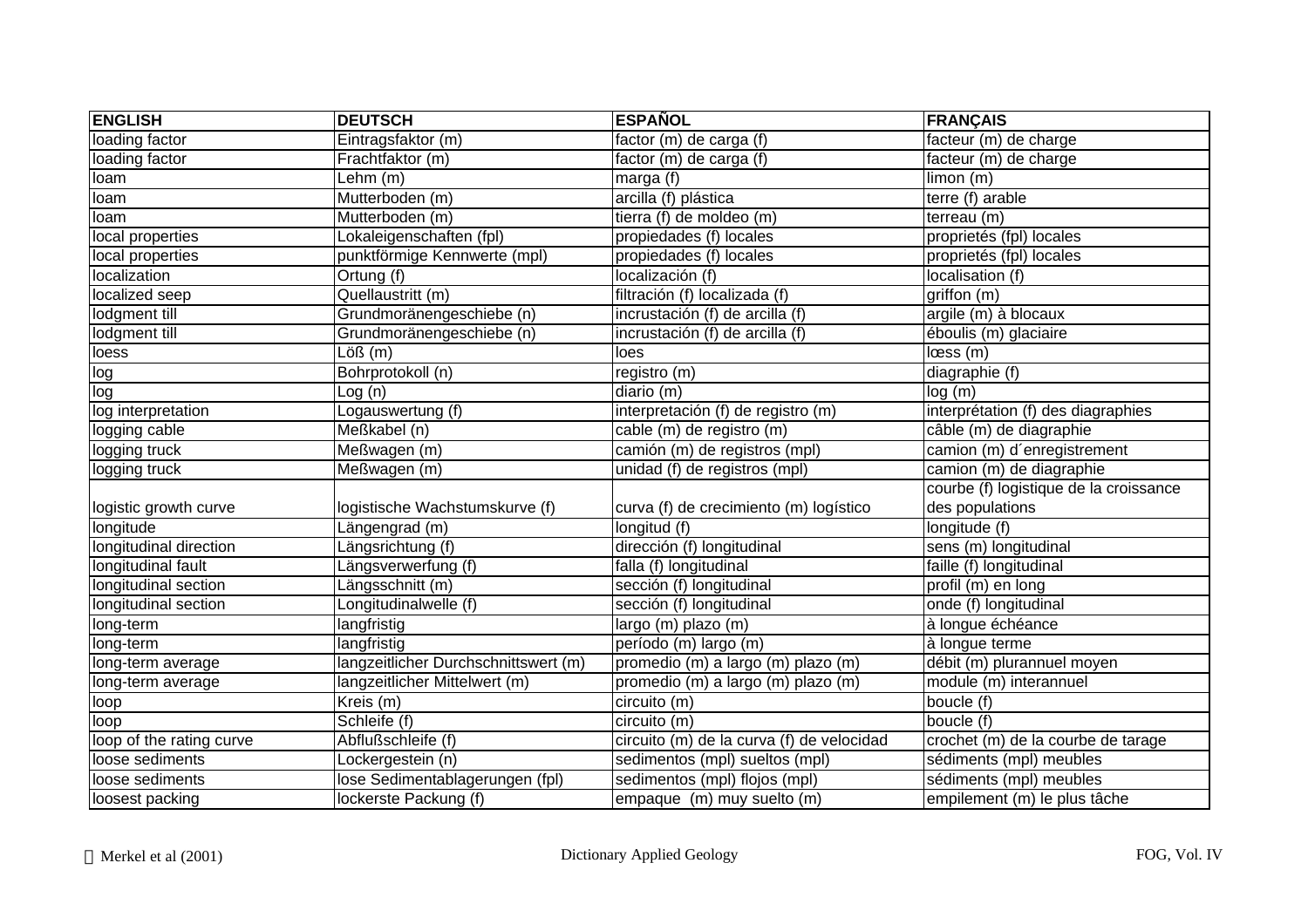| ENGLISH | DEUTSCH | ESPAÑOL | FRANÇAIS |
|---|---|---|---|
| loading factor | Eintragsfaktor (m) | factor (m) de carga (f) | facteur (m) de charge |
| loading factor | Frachtfaktor (m) | factor (m) de carga (f) | facteur (m) de charge |
| loam | Lehm (m) | marga (f) | limon (m) |
| loam | Mutterboden (m) | arcilla (f) plástica | terre (f) arable |
| loam | Mutterboden (m) | tierra (f) de moldeo (m) | terreau (m) |
| local properties | Lokaleigenschaften (fpl) | propiedades (f) locales | proprietés (fpl) locales |
| local properties | punktförmige Kennwerte (mpl) | propiedades (f) locales | proprietés (fpl) locales |
| localization | Ortung (f) | localización (f) | localisation (f) |
| localized seep | Quellaustritt (m) | filtración (f) localizada (f) | griffon (m) |
| lodgment till | Grundmoränengeschiebe (n) | incrustación (f) de arcilla (f) | argile (m) à blocaux |
| lodgment till | Grundmoränengeschiebe (n) | incrustación (f) de arcilla (f) | éboulis (m) glaciaire |
| loess | Löß (m) | loes | lœss (m) |
| log | Bohrprotokoll (n) | registro (m) | diagraphie (f) |
| log | Log (n) | diario (m) | log (m) |
| log interpretation | Logauswertung (f) | interpretación (f) de registro (m) | interprétation (f) des diagraphies |
| logging cable | Meßkabel (n) | cable (m) de registro (m) | câble (m) de diagraphie |
| logging truck | Meßwagen (m) | camión (m) de registros (mpl) | camion (m) d´enregistrement |
| logging truck | Meßwagen (m) | unidad (f) de registros (mpl) | camion (m) de diagraphie |
| logistic growth curve | logistische Wachstumskurve (f) | curva (f) de crecimiento (m) logístico | courbe (f) logistique de la croissance des populations |
| longitude | Längengrad (m) | longitud (f) | longitude (f) |
| longitudinal direction | Längsrichtung (f) | dirección (f) longitudinal | sens (m) longitudinal |
| longitudinal fault | Längsverwerfung (f) | falla (f) longitudinal | faille (f) longitudinal |
| longitudinal section | Längsschnitt (m) | sección (f) longitudinal | profil (m) en long |
| longitudinal section | Longitudinalwelle (f) | sección (f) longitudinal | onde (f) longitudinal |
| long-term | langfristig | largo (m) plazo (m) | à longue échéance |
| long-term | langfristig | período (m) largo (m) | à longue terme |
| long-term average | langzeitlicher Durchschnittswert (m) | promedio (m) a largo (m) plazo (m) | débit (m) plurannuel moyen |
| long-term average | langzeitlicher Mittelwert (m) | promedio (m) a largo (m) plazo (m) | module (m) interannuel |
| loop | Kreis (m) | circuito (m) | boucle (f) |
| loop | Schleife (f) | circuito (m) | boucle (f) |
| loop of the rating curve | Abflußschleife (f) | circuito (m) de la curva (f) de velocidad | crochet (m) de la courbe de tarage |
| loose sediments | Lockergestein (n) | sedimentos (mpl) sueltos (mpl) | sédiments (mpl) meubles |
| loose sediments | lose Sedimentablagerungen (fpl) | sedimentos (mpl) flojos (mpl) | sédiments (mpl) meubles |
| loosest packing | lockerste Packung (f) | empaque (m) muy suelto (m) | empilement (m) le plus tâche |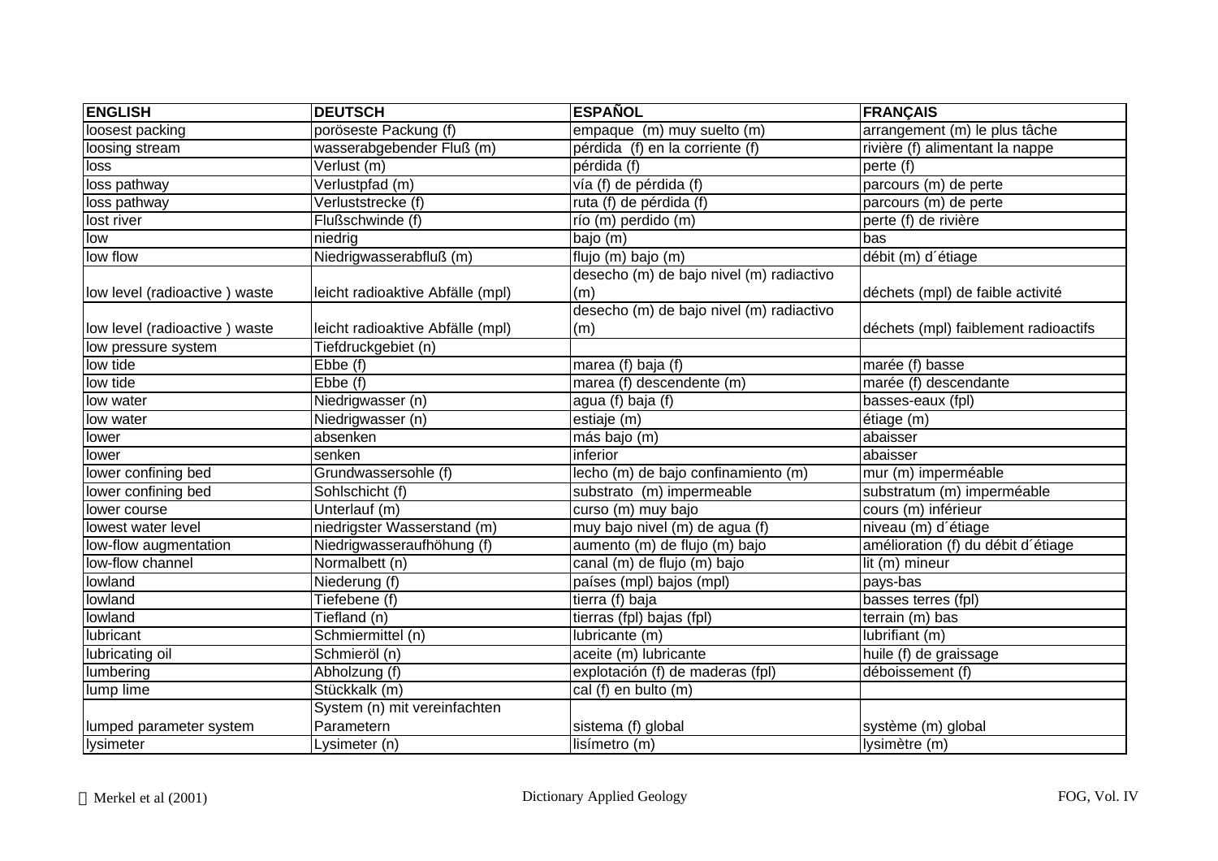| ENGLISH | DEUTSCH | ESPAÑOL | FRANÇAIS |
| --- | --- | --- | --- |
| loosest packing | poröseste Packung (f) | empaque (m) muy suelto (m) | arrangement (m) le plus tâche |
| loosing stream | wasserabgebender Fluß (m) | pérdida (f) en la corriente (f) | rivière (f) alimentant la nappe |
| loss | Verlust (m) | pérdida (f) | perte (f) |
| loss pathway | Verlustpfad (m) | vía (f) de pérdida (f) | parcours (m) de perte |
| loss pathway | Verluststrecke (f) | ruta (f) de pérdida (f) | parcours (m) de perte |
| lost river | Flußschwinde (f) | río (m) perdido (m) | perte (f) de rivière |
| low | niedrig | bajo (m) | bas |
| low flow | Niedrigwasserabfluß (m) | flujo (m) bajo (m) | débit (m) d´étiage |
| low level (radioactive ) waste | leicht radioaktive Abfälle (mpl) | desecho (m) de bajo nivel (m) radiactivo (m) | déchets (mpl) de faible activité |
| low level (radioactive ) waste | leicht radioaktive Abfälle (mpl) | desecho (m) de bajo nivel (m) radiactivo (m) | déchets (mpl) faiblement radioactifs |
| low pressure system | Tiefdruckgebiet (n) | | |
| low tide | Ebbe (f) | marea (f) baja (f) | marée (f) basse |
| low tide | Ebbe (f) | marea (f) descendente (m) | marée (f) descendante |
| low water | Niedrigwasser (n) | agua (f) baja (f) | basses-eaux (fpl) |
| low water | Niedrigwasser (n) | estiaje (m) | étiage (m) |
| lower | absenken | más bajo (m) | abaisser |
| lower | senken | inferior | abaisser |
| lower confining bed | Grundwassersohle (f) | lecho (m) de bajo confinamiento (m) | mur (m) imperméable |
| lower confining bed | Sohlschicht (f) | substrato (m) impermeable | substratum (m) imperméable |
| lower course | Unterlauf (m) | curso (m) muy bajo | cours (m) inférieur |
| lowest water level | niedrigster Wasserstand (m) | muy bajo nivel (m) de agua (f) | niveau (m) d´étiage |
| low-flow augmentation | Niedrigwasseraufhöhung (f) | aumento (m) de flujo (m) bajo | amélioration (f) du débit d´étiage |
| low-flow channel | Normalbett (n) | canal (m) de flujo (m) bajo | lit (m) mineur |
| lowland | Niederung (f) | países (mpl) bajos (mpl) | pays-bas |
| lowland | Tiefebene (f) | tierra (f) baja | basses terres (fpl) |
| lowland | Tiefland (n) | tierras (fpl) bajas (fpl) | terrain (m) bas |
| lubricant | Schmiermittel (n) | lubricante (m) | lubrifiant (m) |
| lubricating oil | Schmieröl (n) | aceite (m) lubricante | huile (f) de graissage |
| lumbering | Abholzung (f) | explotación (f) de maderas (fpl) | déboissement (f) |
| lump lime | Stückkalk (m) | cal (f) en bulto (m) | |
| lumped parameter system | System (n) mit vereinfachten Parametern | sistema (f) global | système (m) global |
| lysimeter | Lysimeter (n) | lisímetro (m) | lysimètre (m) |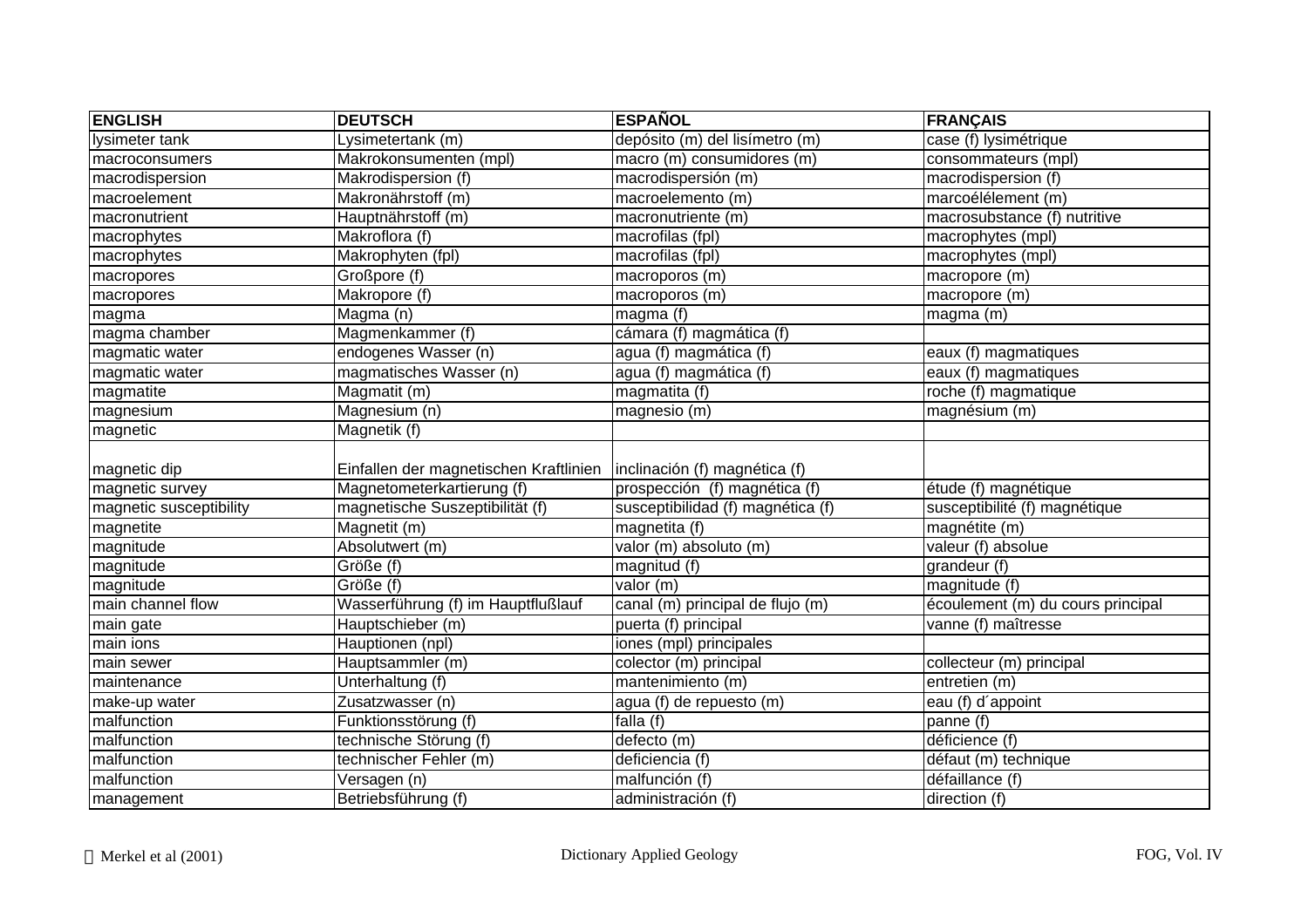| ENGLISH | DEUTSCH | ESPAÑOL | FRANÇAIS |
|---|---|---|---|
| lysimeter tank | Lysimetertank (m) | depósito (m) del lisímetro (m) | case (f) lysimétrique |
| macroconsumers | Makrokonsumenten (mpl) | macro (m) consumidores (m) | consommateurs (mpl) |
| macrodispersion | Makrodispersion (f) | macrodispersión (m) | macrodispersion (f) |
| macroelement | Makronährstoff (m) | macroelemento (m) | marcoélélement (m) |
| macronutrient | Hauptnährstoff (m) | macronutriente (m) | macrosubstance (f) nutritive |
| macrophytes | Makroflora (f) | macrofilas (fpl) | macrophytes (mpl) |
| macrophytes | Makrophyten (fpl) | macrofilas (fpl) | macrophytes (mpl) |
| macropores | Großpore (f) | macroporos (m) | macropore (m) |
| macropores | Makropore (f) | macroporos (m) | macropore (m) |
| magma | Magma (n) | magma (f) | magma (m) |
| magma chamber | Magmenkammer (f) | cámara (f) magmática (f) | |
| magmatic water | endogenes Wasser (n) | agua (f) magmática (f) | eaux (f) magmatiques |
| magmatic water | magmatisches Wasser (n) | agua (f) magmática (f) | eaux (f) magmatiques |
| magmatite | Magmatit (m) | magmatita (f) | roche (f) magmatique |
| magnesium | Magnesium (n) | magnesio (m) | magnésium (m) |
| magnetic | Magnetik (f) | | |
| magnetic dip | Einfallen der magnetischen Kraftlinien | inclinación (f) magnética (f) | |
| magnetic survey | Magnetometerkartierung (f) | prospección (f) magnética (f) | étude (f) magnétique |
| magnetic susceptibility | magnetische Suszeptibilität (f) | susceptibilidad (f) magnética (f) | susceptibilité (f) magnétique |
| magnetite | Magnetit (m) | magnetita (f) | magnétite (m) |
| magnitude | Absolutwert (m) | valor (m) absoluto (m) | valeur (f) absolue |
| magnitude | Größe (f) | magnitud (f) | grandeur (f) |
| magnitude | Größe (f) | valor (m) | magnitude (f) |
| main channel flow | Wasserführung (f) im Hauptflußlauf | canal (m) principal de flujo (m) | écoulement (m) du cours principal |
| main gate | Hauptschieber (m) | puerta (f) principal | vanne (f) maîtresse |
| main ions | Hauptionen (npl) | iones (mpl) principales | |
| main sewer | Hauptsammler (m) | colector (m) principal | collecteur (m) principal |
| maintenance | Unterhaltung (f) | mantenimiento (m) | entretien (m) |
| make-up water | Zusatzwasser (n) | agua (f) de repuesto (m) | eau (f) d´appoint |
| malfunction | Funktionsstörung (f) | falla (f) | panne (f) |
| malfunction | technische Störung (f) | defecto (m) | déficience (f) |
| malfunction | technischer Fehler (m) | deficiencia (f) | défaut (m) technique |
| malfunction | Versagen (n) | malfunción (f) | défaillance (f) |
| management | Betriebsführung (f) | administración (f) | direction (f) |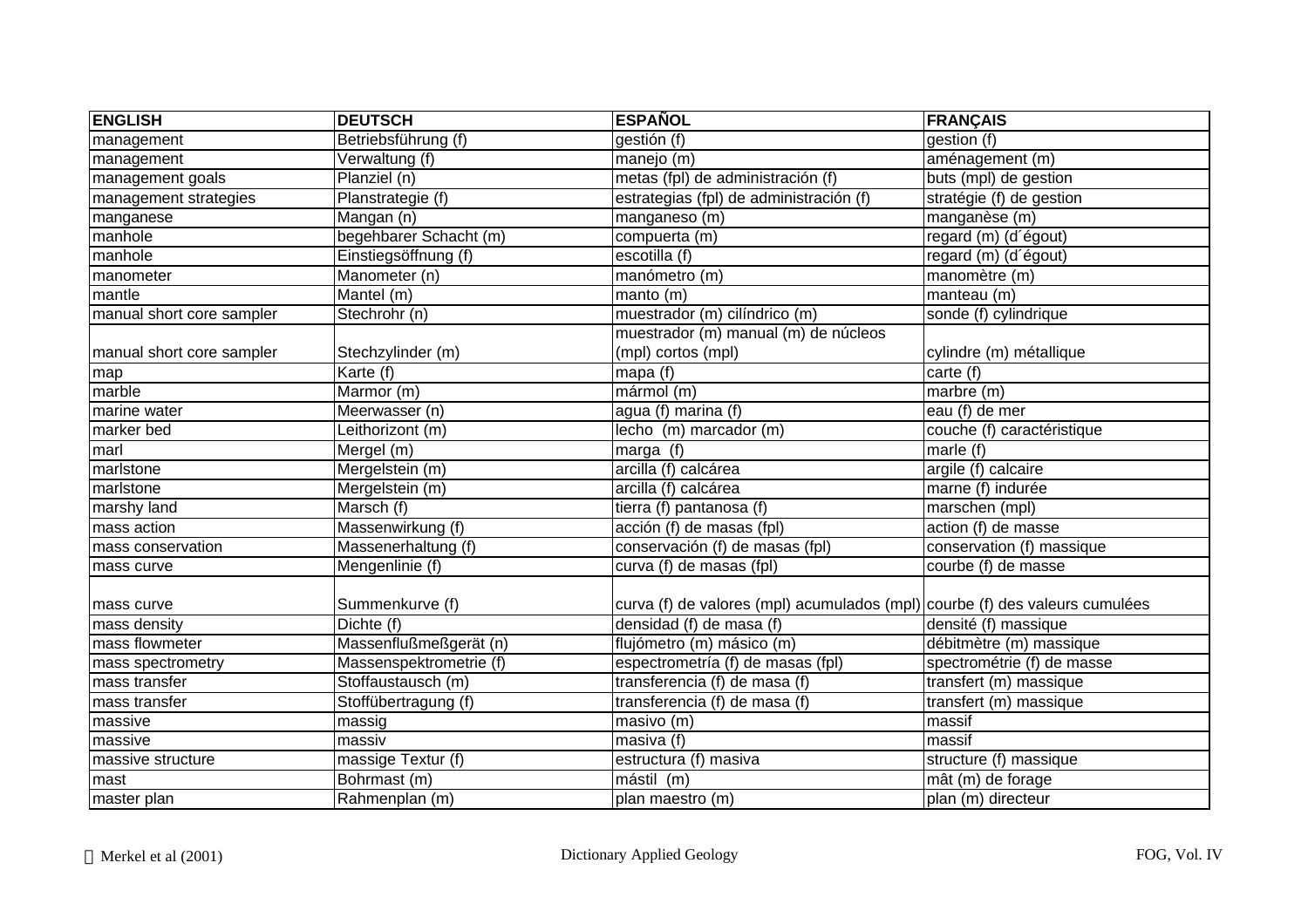| ENGLISH | DEUTSCH | ESPAÑOL | FRANÇAIS |
|---|---|---|---|
| management | Betriebsführung (f) | gestión (f) | gestion (f) |
| management | Verwaltung (f) | manejo (m) | aménagement (m) |
| management goals | Planziel (n) | metas (fpl) de administración (f) | buts (mpl) de gestion |
| management strategies | Planstrategie (f) | estrategias (fpl) de administración (f) | stratégie (f) de gestion |
| manganese | Mangan (n) | manganeso (m) | manganèse (m) |
| manhole | begehbarer Schacht (m) | compuerta (m) | regard (m) (d´égout) |
| manhole | Einstiegsöffnung (f) | escotilla (f) | regard (m) (d´égout) |
| manometer | Manometer (n) | manómetro (m) | manomètre (m) |
| mantle | Mantel (m) | manto (m) | manteau (m) |
| manual short core sampler | Stechrohr (n) | muestrador (m) cilíndrico (m) | sonde (f) cylindrique |
| manual short core sampler | Stechzylinder (m) | muestrador (m) manual (m) de núcleos (mpl) cortos (mpl) | cylindre (m) métallique |
| map | Karte (f) | mapa (f) | carte (f) |
| marble | Marmor (m) | mármol (m) | marbre (m) |
| marine water | Meerwasser (n) | agua (f) marina (f) | eau (f) de mer |
| marker bed | Leithorizont (m) | lecho (m) marcador (m) | couche (f) caractéristique |
| marl | Mergel (m) | marga (f) | marle (f) |
| marlstone | Mergelstein (m) | arcilla (f) calcárea | argile (f) calcaire |
| marlstone | Mergelstein (m) | arcilla (f) calcárea | marne (f) indurée |
| marshy land | Marsch (f) | tierra (f) pantanosa (f) | marschen (mpl) |
| mass action | Massenwirkung (f) | acción (f) de masas (fpl) | action (f) de masse |
| mass conservation | Massenerhaltung (f) | conservación (f) de masas (fpl) | conservation (f) massique |
| mass curve | Mengenlinie (f) | curva (f) de masas (fpl) | courbe (f) de masse |
| mass curve | Summenkurve (f) | curva (f) de valores (mpl) acumulados (mpl) | courbe (f) des valeurs cumulées |
| mass density | Dichte (f) | densidad (f) de masa (f) | densité (f) massique |
| mass flowmeter | Massenflußmeßgerät (n) | flujómetro (m) másico (m) | débitmètre (m) massique |
| mass spectrometry | Massenspektrometrie (f) | espectrometría (f) de masas (fpl) | spectrométrie (f) de masse |
| mass transfer | Stoffaustausch (m) | transferencia (f) de masa (f) | transfert (m) massique |
| mass transfer | Stoffübertragung (f) | transferencia (f) de masa (f) | transfert (m) massique |
| massive | massig | masivo (m) | massif |
| massive | massiv | masiva (f) | massif |
| massive structure | massige Textur (f) | estructura (f) masiva | structure (f) massique |
| mast | Bohrmast (m) | mástil (m) | mât (m) de forage |
| master plan | Rahmenplan (m) | plan maestro (m) | plan (m) directeur |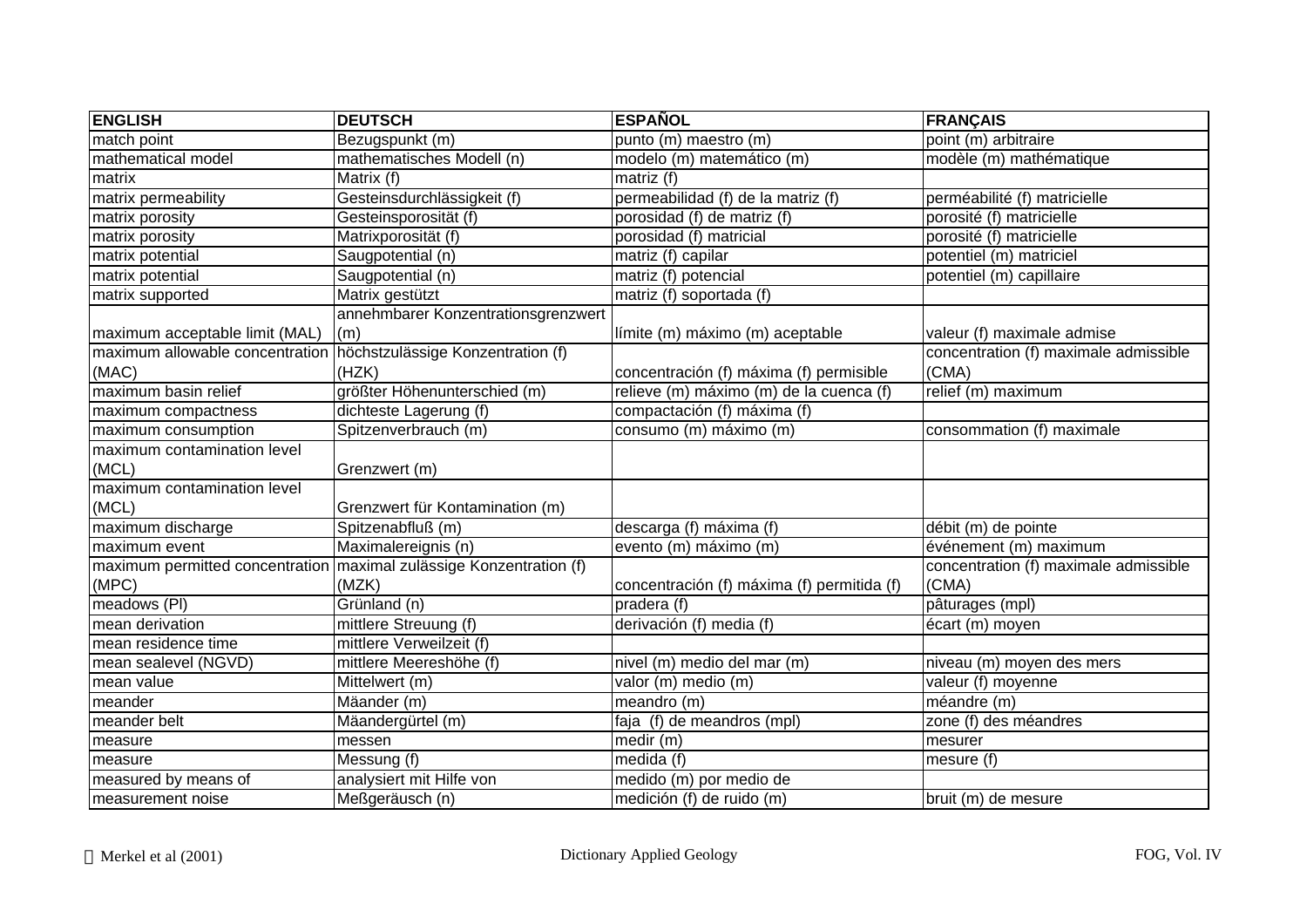| ENGLISH | DEUTSCH | ESPAÑOL | FRANÇAIS |
|---|---|---|---|
| match point | Bezugspunkt (m) | punto (m) maestro (m) | point (m) arbitraire |
| mathematical model | mathematisches Modell (n) | modelo (m) matemático (m) | modèle (m) mathématique |
| matrix | Matrix (f) | matriz (f) | |
| matrix permeability | Gesteinsdurchlässigkeit (f) | permeabilidad (f) de la matriz (f) | perméabilité (f) matricielle |
| matrix porosity | Gesteinsporosität (f) | porosidad (f) de matriz (f) | porosité (f) matricielle |
| matrix porosity | Matrixporosität (f) | porosidad (f) matricial | porosité (f) matricielle |
| matrix potential | Saugpotential (n) | matriz (f) capilar | potentiel (m) matriciel |
| matrix potential | Saugpotential (n) | matriz (f) potencial | potentiel (m) capillaire |
| matrix supported | Matrix gestützt | matriz (f) soportada (f) | |
| maximum acceptable limit (MAL) | annehmbarer Konzentrationsgrenzwert (m) | límite (m) máximo (m) aceptable | valeur (f) maximale admise |
| maximum allowable concentration (MAC) | höchstzulässige Konzentration (f) (HZK) | concentración (f) máxima (f) permisible | concentration (f) maximale admissible (CMA) |
| maximum basin relief | größter Höhenunterschied (m) | relieve (m) máximo (m) de la cuenca (f) | relief (m) maximum |
| maximum compactness | dichteste Lagerung (f) | compactación (f) máxima (f) | |
| maximum consumption | Spitzenverbrauch (m) | consumo (m) máximo (m) | consommation (f) maximale |
| maximum contamination level (MCL) | Grenzwert (m) | | |
| maximum contamination level (MCL) | Grenzwert für Kontamination (m) | | |
| maximum discharge | Spitzenabfluß (m) | descarga (f) máxima (f) | débit (m) de pointe |
| maximum event | Maximalereignis (n) | evento (m) máximo (m) | événement (m) maximum |
| maximum permitted concentration (MPC) | maximal zulässige Konzentration (f) (MZK) | concentración (f) máxima (f) permitida (f) | concentration (f) maximale admissible (CMA) |
| meadows (Pl) | Grünland (n) | pradera (f) | pâturages (mpl) |
| mean derivation | mittlere Streuung (f) | derivación (f) media (f) | écart (m) moyen |
| mean residence time | mittlere Verweilzeit (f) | | |
| mean sealevel (NGVD) | mittlere Meereshöhe (f) | nivel (m) medio del mar (m) | niveau (m) moyen des mers |
| mean value | Mittelwert (m) | valor (m) medio (m) | valeur (f) moyenne |
| meander | Mäander (m) | meandro (m) | méandre (m) |
| meander belt | Mäandergürtel (m) | faja (f) de meandros (mpl) | zone (f) des méandres |
| measure | messen | medir (m) | mesurer |
| measure | Messung (f) | medida (f) | mesure (f) |
| measured by means of | analysiert mit Hilfe von | medido (m) por medio de | |
| measurement noise | Meßgeräusch (n) | medición (f) de ruido (m) | bruit (m) de mesure |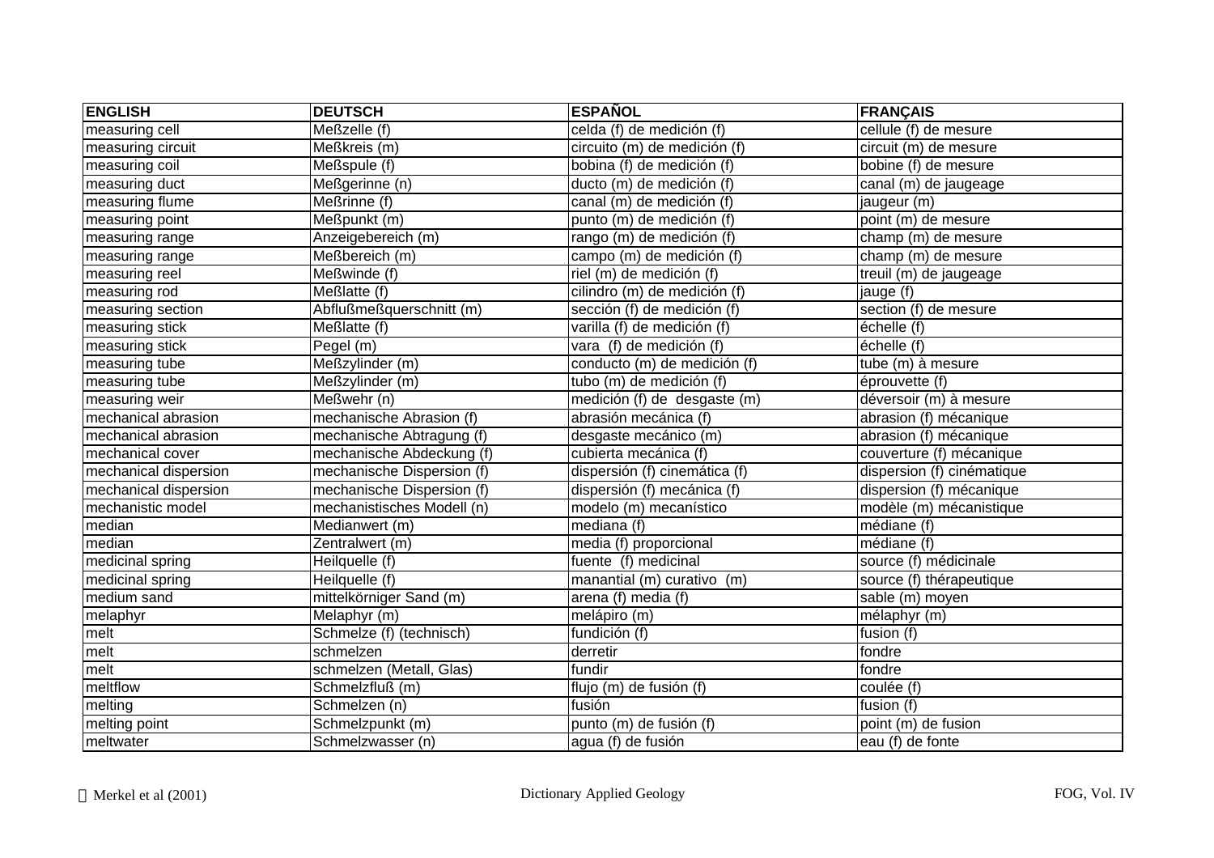| ENGLISH | DEUTSCH | ESPAÑOL | FRANÇAIS |
|---|---|---|---|
| measuring cell | Meßzelle (f) | celda (f) de medición (f) | cellule (f) de mesure |
| measuring circuit | Meßkreis (m) | circuito (m) de medición (f) | circuit (m) de mesure |
| measuring coil | Meßspule (f) | bobina (f) de medición (f) | bobine (f) de mesure |
| measuring duct | Meßgerinne (n) | ducto (m) de medición (f) | canal (m) de jaugeage |
| measuring flume | Meßrinne (f) | canal (m) de medición (f) | jaugeur (m) |
| measuring point | Meßpunkt (m) | punto (m) de medición (f) | point (m) de mesure |
| measuring range | Anzeigebereich (m) | rango (m) de medición (f) | champ (m) de mesure |
| measuring range | Meßbereich (m) | campo (m) de medición (f) | champ (m) de mesure |
| measuring reel | Meßwinde (f) | riel (m) de medición (f) | treuil (m) de jaugeage |
| measuring rod | Meßlatte (f) | cilindro (m) de medición (f) | jauge (f) |
| measuring section | Abflußmeßquerschnitt (m) | sección (f) de medición (f) | section (f) de mesure |
| measuring stick | Meßlatte (f) | varilla (f) de medición (f) | échelle (f) |
| measuring stick | Pegel (m) | vara (f) de medición (f) | échelle (f) |
| measuring tube | Meßzylinder (m) | conducto (m) de medición (f) | tube (m) à mesure |
| measuring tube | Meßzylinder (m) | tubo (m) de medición (f) | éprouvette (f) |
| measuring weir | Meßwehr (n) | medición (f) de desgaste (m) | déversoir (m) à mesure |
| mechanical abrasion | mechanische Abrasion (f) | abrasión mecánica (f) | abrasion (f) mécanique |
| mechanical abrasion | mechanische Abtragung (f) | desgaste mecánico (m) | abrasion (f) mécanique |
| mechanical cover | mechanische Abdeckung (f) | cubierta mecánica (f) | couverture (f) mécanique |
| mechanical dispersion | mechanische Dispersion (f) | dispersión (f) cinemática (f) | dispersion (f) cinématique |
| mechanical dispersion | mechanische Dispersion (f) | dispersión (f) mecánica (f) | dispersion (f) mécanique |
| mechanistic model | mechanistisches Modell (n) | modelo (m) mecanístico | modèle (m) mécanistique |
| median | Medianwert (m) | mediana (f) | médiane (f) |
| median | Zentralwert (m) | media (f) proporcional | médiane (f) |
| medicinal spring | Heilquelle (f) | fuente (f) medicinal | source (f) médicinale |
| medicinal spring | Heilquelle (f) | manantial (m) curativo (m) | source (f) thérapeutique |
| medium sand | mittelkörniger Sand (m) | arena (f) media (f) | sable (m) moyen |
| melaphyr | Melaphyr (m) | melápiro (m) | mélaphyr (m) |
| melt | Schmelze (f) (technisch) | fundición (f) | fusion (f) |
| melt | schmelzen | derretir | fondre |
| melt | schmelzen (Metall, Glas) | fundir | fondre |
| meltflow | Schmelzfluß (m) | flujo (m) de fusión (f) | coulée (f) |
| melting | Schmelzen (n) | fusión | fusion (f) |
| melting point | Schmelzpunkt (m) | punto (m) de fusión (f) | point (m) de fusion |
| meltwater | Schmelzwasser (n) | agua (f) de fusión | eau (f) de fonte |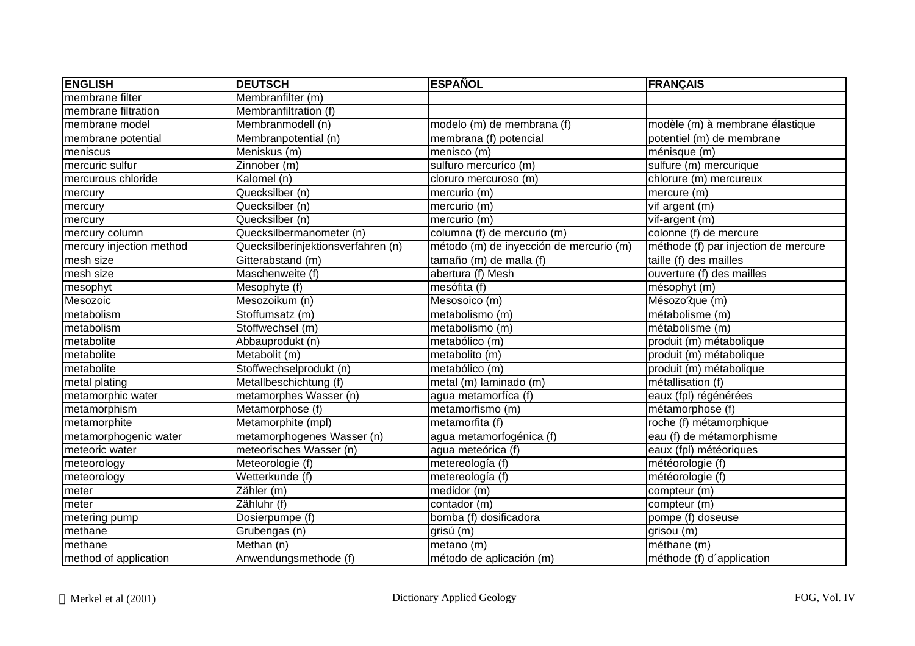| ENGLISH | DEUTSCH | ESPAÑOL | FRANÇAIS |
|---|---|---|---|
| membrane filter | Membranfilter (m) | | |
| membrane filtration | Membranfiltration (f) | | |
| membrane model | Membranmodell (n) | modelo (m) de membrana (f) | modèle (m) à membrane élastique |
| membrane potential | Membranpotential (n) | membrana (f) potencial | potentiel (m) de membrane |
| meniscus | Meniskus (m) | menisco (m) | ménisque (m) |
| mercuric sulfur | Zinnober (m) | sulfuro mercuríco (m) | sulfure (m) mercurique |
| mercurous chloride | Kalomel (n) | cloruro mercuroso (m) | chlorure (m) mercureux |
| mercury | Quecksilber (n) | mercurio (m) | mercure (m) |
| mercury | Quecksilber (n) | mercurio (m) | vif argent (m) |
| mercury | Quecksilber (n) | mercurio (m) | vif-argent (m) |
| mercury column | Quecksilbermanometer (n) | columna (f) de mercurio (m) | colonne (f) de mercure |
| mercury injection method | Quecksilberinjektionsverfahren (n) | método (m) de inyección de mercurio (m) | méthode (f) par injection de mercure |
| mesh size | Gitterabstand (m) | tamaño (m) de malla (f) | taille (f) des mailles |
| mesh size | Maschenweite (f) | abertura (f) Mesh | ouverture (f) des mailles |
| mesophyt | Mesophyte (f) | mesófita (f) | mésophyt (m) |
| Mesozoic | Mesozoikum (n) | Mesosoico (m) | Mésozo?que (m) |
| metabolism | Stoffumsatz (m) | metabolismo (m) | métabolisme (m) |
| metabolism | Stoffwechsel (m) | metabolismo (m) | métabolisme (m) |
| metabolite | Abbauprodukt (n) | metabólico (m) | produit (m) métabolique |
| metabolite | Metabolit (m) | metabolito (m) | produit (m) métabolique |
| metabolite | Stoffwechselprodukt (n) | metabólico (m) | produit (m) métabolique |
| metal plating | Metallbeschichtung (f) | metal (m) laminado (m) | métallisation (f) |
| metamorphic water | metamorphes Wasser (n) | agua metamorfíca (f) | eaux (fpl) régénérées |
| metamorphism | Metamorphose (f) | metamorfismo (m) | métamorphose (f) |
| metamorphite | Metamorphite (mpl) | metamorfita (f) | roche (f) métamorphique |
| metamorphogenic water | metamorphogenes Wasser (n) | agua metamorfogénica (f) | eau (f) de métamorphisme |
| meteoric water | meteorisches Wasser (n) | agua meteórica (f) | eaux (fpl) météoriques |
| meteorology | Meteorologie (f) | metereología (f) | météorologie (f) |
| meteorology | Wetterkunde (f) | metereología (f) | météorologie (f) |
| meter | Zähler (m) | medidor (m) | compteur (m) |
| meter | Zähluhr (f) | contador (m) | compteur (m) |
| metering pump | Dosierpumpe (f) | bomba (f) dosificadora | pompe (f) doseuse |
| methane | Grubengas (n) | grisú (m) | grisou (m) |
| methane | Methan (n) | metano (m) | méthane (m) |
| method of application | Anwendungsmethode (f) | método de aplicación (m) | méthode (f) d´application |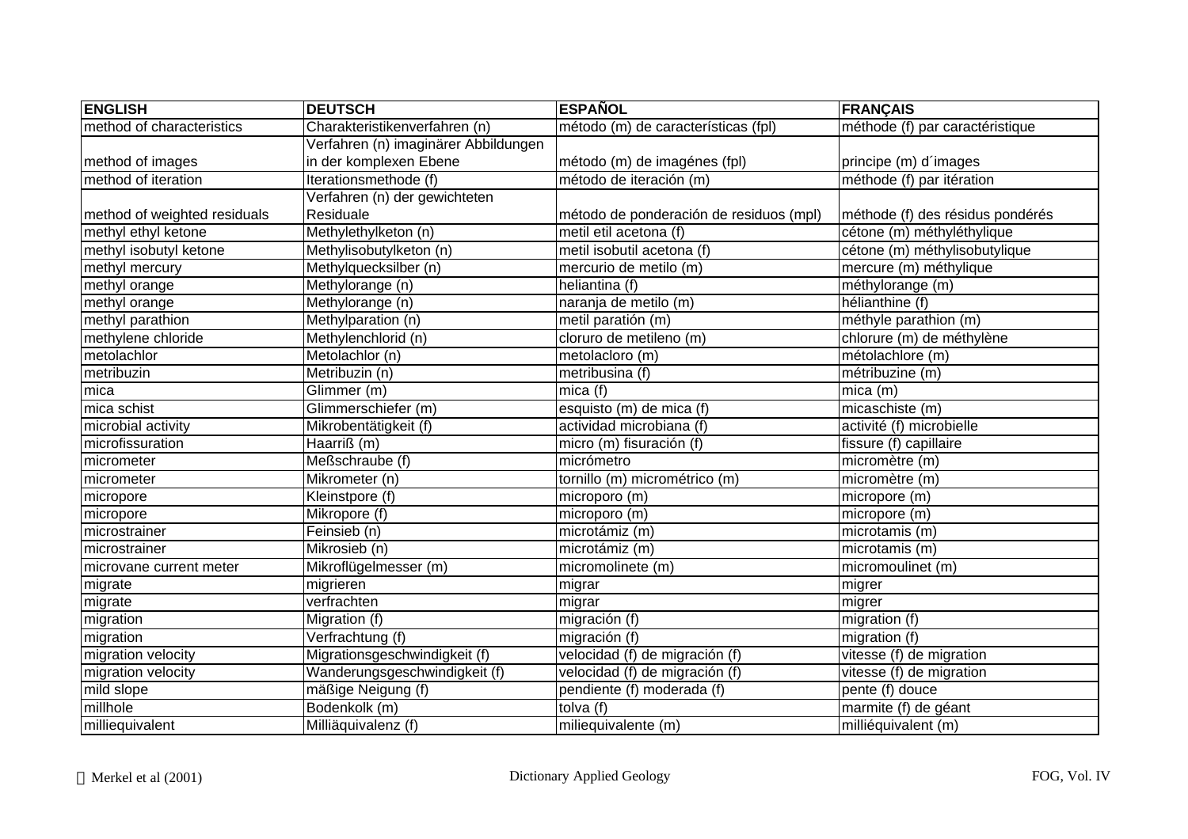| ENGLISH | DEUTSCH | ESPAÑOL | FRANÇAIS |
|---|---|---|---|
| method of characteristics | Charakteristikenverfahren (n) | método (m) de características (fpl) | méthode (f) par caractéristique |
| method of images | Verfahren (n) imaginärer Abbildungen in der komplexen Ebene | método (m) de imagénes (fpl) | principe (m) d´images |
| method of iteration | Iterationsmethode (f) | método de iteración (m) | méthode (f) par itération |
| method of weighted residuals | Verfahren (n) der gewichteten Residuale | método de ponderación de residuos (mpl) | méthode (f) des résidus pondérés |
| methyl ethyl ketone | Methylethylketon (n) | metil etil acetona (f) | cétone (m) méthyléthylique |
| methyl isobutyl ketone | Methylisobutylketon (n) | metil isobutil acetona (f) | cétone (m) méthylisobutylique |
| methyl mercury | Methylquecksilber (n) | mercurio de metilo (m) | mercure (m) méthylique |
| methyl orange | Methylorange (n) | heliantina (f) | méthylorange (m) |
| methyl orange | Methylorange (n) | naranja de metilo (m) | hélianthine (f) |
| methyl parathion | Methylparation (n) | metil paratión (m) | méthyle parathion (m) |
| methylene chloride | Methylenchlorid (n) | cloruro de metileno (m) | chlorure (m) de méthylène |
| metolachlor | Metolachlor (n) | metolacloro (m) | métolachlore (m) |
| metribuzin | Metribuzin (n) | metribusina (f) | métribuzine (m) |
| mica | Glimmer (m) | mica (f) | mica (m) |
| mica schist | Glimmerschiefer (m) | esquisto (m) de mica (f) | micaschiste (m) |
| microbial activity | Mikrobentätigkeit (f) | actividad microbiana (f) | activité (f) microbielle |
| microfissuration | Haarriß (m) | micro (m) fisuración (f) | fissure (f) capillaire |
| micrometer | Meßschraube (f) | micrómetro | micromètre (m) |
| micrometer | Mikrometer (n) | tornillo (m) micrométrico (m) | micromètre (m) |
| micropore | Kleinstpore (f) | microporo (m) | micropore (m) |
| micropore | Mikropore (f) | microporo (m) | micropore (m) |
| microstrainer | Feinsieb (n) | microtámiz (m) | microtamis (m) |
| microstrainer | Mikrosieb (n) | microtámiz (m) | microtamis (m) |
| microvane current meter | Mikroflügelmesser (m) | micromolinete (m) | micromoulinet (m) |
| migrate | migrieren | migrar | migrer |
| migrate | verfrachten | migrar | migrer |
| migration | Migration (f) | migración (f) | migration (f) |
| migration | Verfrachtung (f) | migración (f) | migration (f) |
| migration velocity | Migrationsgeschwindigkeit (f) | velocidad (f) de migración (f) | vitesse (f) de migration |
| migration velocity | Wanderungsgeschwindigkeit (f) | velocidad (f) de migración (f) | vitesse (f) de migration |
| mild slope | mäßige Neigung (f) | pendiente (f) moderada (f) | pente (f) douce |
| millhole | Bodenkolk (m) | tolva (f) | marmite (f) de géant |
| milliequivalent | Milliäquivalenz (f) | miliequivalente (m) | milliéquivalent (m) |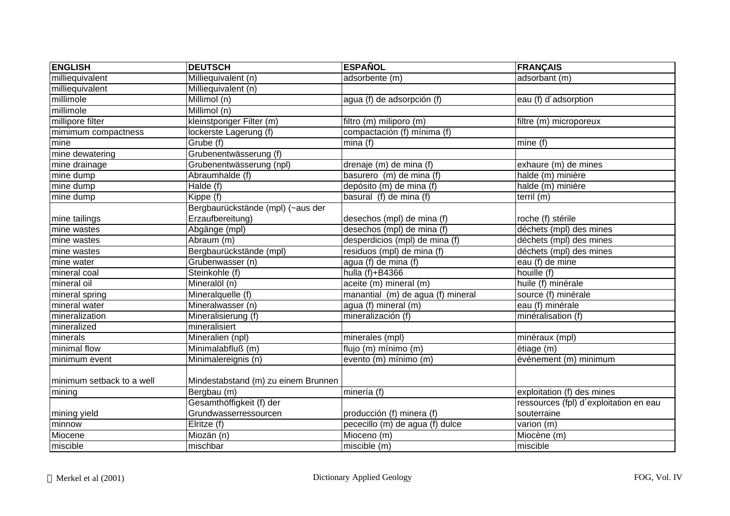| ENGLISH | DEUTSCH | ESPAÑOL | FRANÇAIS |
| --- | --- | --- | --- |
| milliequivalent | Milliequivalent (n) | adsorbente (m) | adsorbant (m) |
| milliequivalent | Milliequivalent (n) | | |
| millimole | Millimol (n) | agua (f) de adsorpción (f) | eau (f) d´adsorption |
| millimole | Millimol (n) | | |
| millipore filter | kleinstporiger Filter (m) | filtro (m) miliporo (m) | filtre (m) microporeux |
| mimimum compactness | lockerste Lagerung (f) | compactación (f) mínima (f) | |
| mine | Grube (f) | mina (f) | mine (f) |
| mine dewatering | Grubenentwässerung (f) | | |
| mine drainage | Grubenentwässerung (npl) | drenaje (m) de mina (f) | exhaure (m) de mines |
| mine dump | Abraumhalde (f) | basurero (m) de mina (f) | halde (m) minière |
| mine dump | Halde (f) | depósito (m) de mina (f) | halde (m) minière |
| mine dump | Kippe (f) | basural (f) de mina (f) | terril (m) |
| mine tailings | Bergbaurückstände (mpl) (~aus der Erzaufbereitung) | desechos (mpl) de mina (f) | roche (f) stérile |
| mine wastes | Abgänge (mpl) | desechos (mpl) de mina (f) | déchets (mpl) des mines |
| mine wastes | Abraum (m) | desperdicios (mpl) de mina (f) | déchets (mpl) des mines |
| mine wastes | Bergbaurückstände (mpl) | residuos (mpl) de mina (f) | déchets (mpl) des mines |
| mine water | Grubenwasser (n) | agua (f) de mina (f) | eau (f) de mine |
| mineral coal | Steinkohle (f) | hulla (f)+B4366 | houille (f) |
| mineral oil | Mineralöl (n) | aceite (m) mineral (m) | huile (f) minérale |
| mineral spring | Mineralquelle (f) | manantial (m) de agua (f) mineral | source (f) minérale |
| mineral water | Mineralwasser (n) | agua (f) mineral (m) | eau (f) minérale |
| mineralization | Mineralisierung (f) | mineralización (f) | minéralisation (f) |
| mineralized | mineralisiert | | |
| minerals | Mineralien (npl) | minerales (mpl) | minéraux (mpl) |
| minimal flow | Minimalabfluß (m) | flujo (m) mínimo (m) | étiage (m) |
| minimum event | Minimalereignis (n) | evento (m) mínimo (m) | événement (m) minimum |
| minimum setback to a well | Mindestabstand (m) zu einem Brunnen | | |
| mining | Bergbau (m) | minería (f) | exploitation (f) des mines |
| mining yield | Gesamthöffigkeit (f) der Grundwasserressourcen | producción (f) minera (f) | ressources (fpl) d´exploitation en eau souterraine |
| minnow | Elritze (f) | pececillo (m) de agua (f) dulce | varion (m) |
| Miocene | Miozän (n) | Mioceno (m) | Miocène (m) |
| miscible | mischbar | miscible (m) | miscible |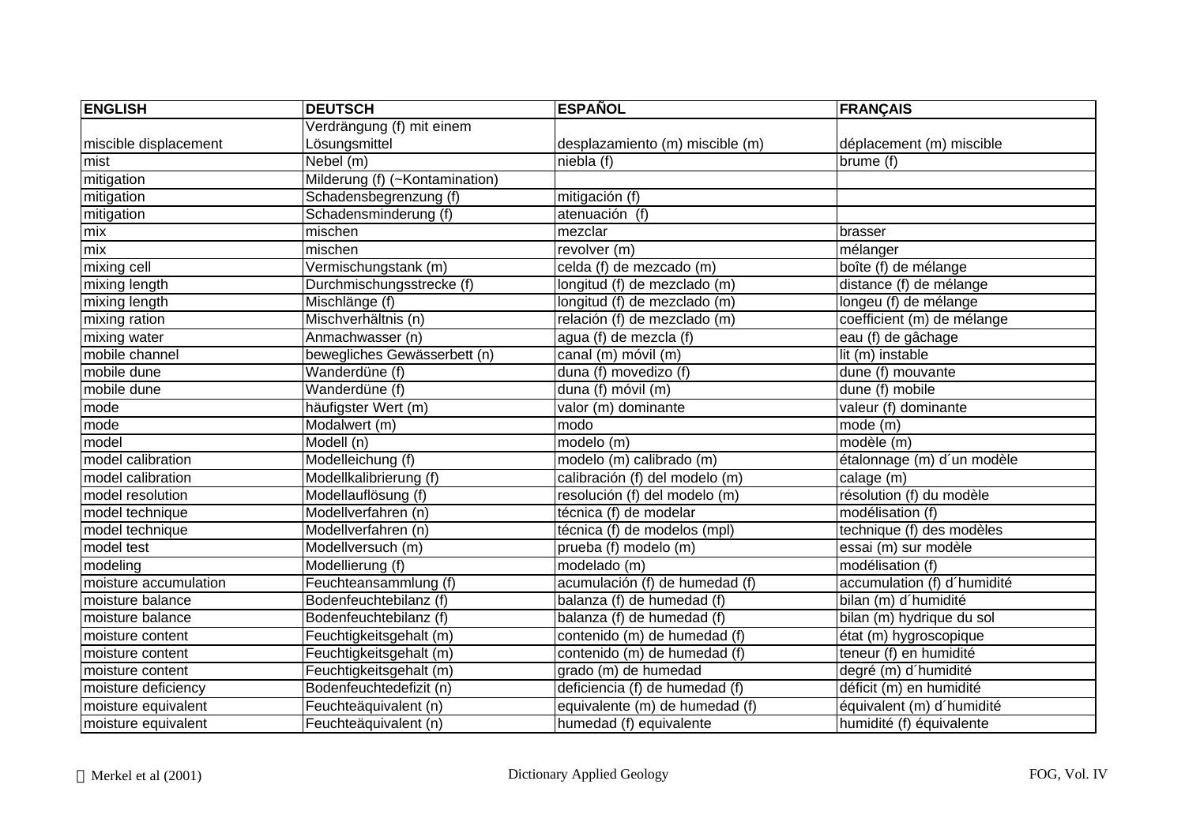| ENGLISH | DEUTSCH | ESPAÑOL | FRANÇAIS |
|---|---|---|---|
| miscible displacement | Verdrängung (f) mit einem Lösungsmittel | desplazamiento (m) miscible (m) | déplacement (m) miscible |
| mist | Nebel (m) | niebla (f) | brume (f) |
| mitigation | Milderung (f) (~Kontamination) | | |
| mitigation | Schadensbegrenzung (f) | mitigación (f) | |
| mitigation | Schadensminderung (f) | atenuación (f) | |
| mix | mischen | mezclar | brasser |
| mix | mischen | revolver (m) | mélanger |
| mixing cell | Vermischungstank (m) | celda (f) de mezcado (m) | boîte (f) de mélange |
| mixing length | Durchmischungsstrecke (f) | longitud (f) de mezclado (m) | distance (f) de mélange |
| mixing length | Mischlänge (f) | longitud (f) de mezclado (m) | longeu (f) de mélange |
| mixing ration | Mischverhältnis (n) | relación (f) de mezclado (m) | coefficient (m) de mélange |
| mixing water | Anmachwasser (n) | agua (f) de mezcla (f) | eau (f) de gâchage |
| mobile channel | bewegliches Gewässerbett (n) | canal (m) móvil (m) | lit (m) instable |
| mobile dune | Wanderdüne (f) | duna (f) movedizo (f) | dune (f) mouvante |
| mobile dune | Wanderdüne (f) | duna (f) móvil (m) | dune (f) mobile |
| mode | häufigster Wert (m) | valor (m) dominante | valeur (f) dominante |
| mode | Modalwert (m) | modo | mode (m) |
| model | Modell (n) | modelo (m) | modèle (m) |
| model calibration | Modelleichung (f) | modelo (m) calibrado (m) | étalonnage (m) d´un modèle |
| model calibration | Modellkalibrierung (f) | calibración (f) del modelo (m) | calage (m) |
| model resolution | Modellauflösung (f) | resolución (f) del modelo (m) | résolution (f) du modèle |
| model technique | Modellverfahren (n) | técnica (f) de modelar | modélisation (f) |
| model technique | Modellverfahren (n) | técnica (f) de modelos (mpl) | technique (f) des modèles |
| model test | Modellversuch (m) | prueba (f) modelo (m) | essai (m) sur modèle |
| modeling | Modellierung (f) | modelado (m) | modélisation (f) |
| moisture accumulation | Feuchteansammlung (f) | acumulación (f) de humedad (f) | accumulation (f) d´humidité |
| moisture balance | Bodenfeuchtebilanz (f) | balanza (f) de humedad (f) | bilan (m) d´humidité |
| moisture balance | Bodenfeuchtebilanz (f) | balanza (f) de humedad (f) | bilan (m) hydrique du sol |
| moisture content | Feuchtigkeitsgehalt (m) | contenido (m) de humedad (f) | état (m) hygroscopique |
| moisture content | Feuchtigkeitsgehalt (m) | contenido (m) de humedad (f) | teneur (f) en humidité |
| moisture content | Feuchtigkeitsgehalt (m) | grado (m) de humedad | degré (m) d´humidité |
| moisture deficiency | Bodenfeuchtedefizit (n) | deficiencia (f) de humedad (f) | déficit (m) en humidité |
| moisture equivalent | Feuchteäquivalent (n) | equivalente (m) de humedad (f) | équivalent (m) d´humidité |
| moisture equivalent | Feuchteäquivalent (n) | humedad (f) equivalente | humidité (f) équivalente |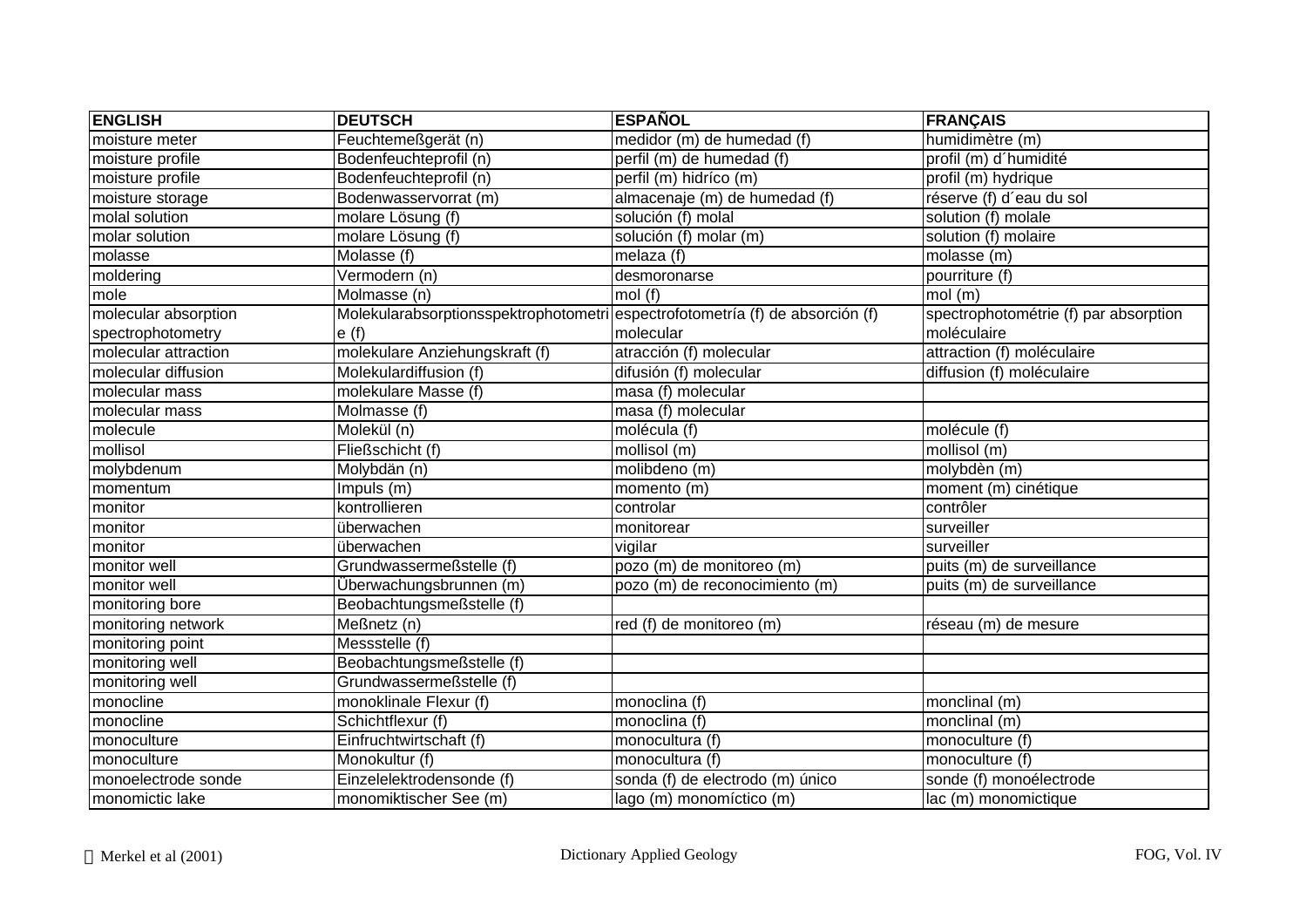| ENGLISH | DEUTSCH | ESPAÑOL | FRANÇAIS |
|---|---|---|---|
| moisture meter | Feuchtemeßgerät (n) | medidor (m) de humedad (f) | humidimètre (m) |
| moisture profile | Bodenfeuchteprofil (n) | perfil (m) de humedad (f) | profil (m) d´humidité |
| moisture profile | Bodenfeuchteprofil (n) | perfil (m) hidríco (m) | profil (m) hydrique |
| moisture storage | Bodenwasservorrat (m) | almacenaje (m) de humedad (f) | réserve (f) d´eau du sol |
| molal solution | molare Lösung (f) | solución (f) molal | solution (f) molale |
| molar solution | molare Lösung (f) | solución (f) molar (m) | solution (f) molaire |
| molasse | Molasse (f) | melaza (f) | molasse (m) |
| moldering | Vermodern (n) | desmoronarse | pourriture (f) |
| mole | Molmasse (n) | mol (f) | mol (m) |
| molecular absorption spectrophotometry | Molekularabsorptionsspektrophotometrie (f) | espectrofotometría (f) de absorción (f) molecular | spectrophotométrie (f) par absorption moléculaire |
| molecular attraction | molekulare Anziehungskraft (f) | atracción (f) molecular | attraction (f) moléculaire |
| molecular diffusion | Moleculardiffusion (f) | difusión (f) molecular | diffusion (f) moléculaire |
| molecular mass | molekulare Masse (f) | masa (f) molecular | |
| molecular mass | Molmasse (f) | masa (f) molecular | |
| molecule | Molekül (n) | molécula (f) | molécule (f) |
| mollisol | Fließschicht (f) | mollisol (m) | mollisol (m) |
| molybdenum | Molybdän (n) | molibdeno (m) | molybdèn (m) |
| momentum | Impuls (m) | momento (m) | moment (m) cinétique |
| monitor | kontrollieren | controlar | contrôler |
| monitor | überwachen | monitorear | surveiller |
| monitor | überwachen | vigilar | surveiller |
| monitor well | Grundwassermeßstelle (f) | pozo (m) de monitoreo (m) | puits (m) de surveillance |
| monitor well | Überwachungsbrunnen (m) | pozo (m) de reconocimiento (m) | puits (m) de surveillance |
| monitoring bore | Beobachtungsmeßstelle (f) | | |
| monitoring network | Meßnetz (n) | red (f) de monitoreo (m) | réseau (m) de mesure |
| monitoring point | Messstelle (f) | | |
| monitoring well | Beobachtungsmeßstelle (f) | | |
| monitoring well | Grundwassermeßstelle (f) | | |
| monocline | monoklinale Flexur (f) | monoclina (f) | monclinal (m) |
| monocline | Schichtflexur (f) | monoclina (f) | monclinal (m) |
| monoculture | Einfruchtwirtschaft (f) | monocultura (f) | monoculture (f) |
| monoculture | Monokultur (f) | monocultura (f) | monoculture (f) |
| monoelectrode sonde | Einzelelektrodensonde (f) | sonda (f) de electrodo (m) único | sonde (f) monoélectrode |
| monomictic lake | monomiktischer See (m) | lago (m) monomíctico (m) | lac (m) monomictique |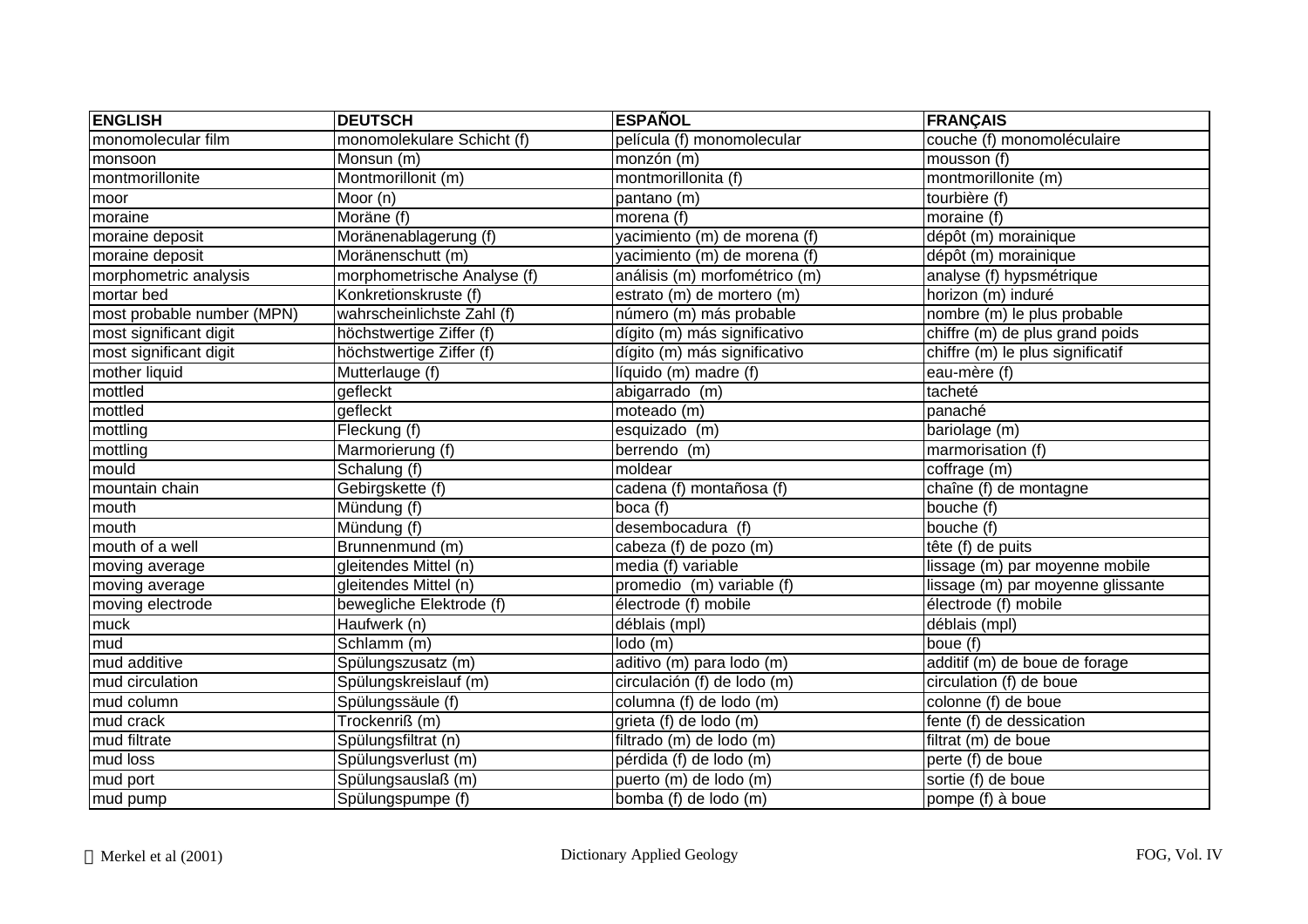| ENGLISH | DEUTSCH | ESPAÑOL | FRANÇAIS |
|---|---|---|---|
| monomolecular film | monomolekulare Schicht (f) | película (f) monomolecular | couche (f) monomoléculaire |
| monsoon | Monsun (m) | monzón (m) | mousson (f) |
| montmorillonite | Montmorillonit (m) | montmorillonita (f) | montmorillonite (m) |
| moor | Moor (n) | pantano (m) | tourbière (f) |
| moraine | Moräne (f) | morena (f) | moraine (f) |
| moraine deposit | Moränenablagerung (f) | yacimiento (m) de morena (f) | dépôt (m) morainique |
| moraine deposit | Moränenschutt (m) | yacimiento (m) de morena (f) | dépôt (m) morainique |
| morphometric analysis | morphometrische Analyse (f) | análisis (m) morfométrico (m) | analyse (f) hypsmétrique |
| mortar bed | Konkretionskruste (f) | estrato (m) de mortero (m) | horizon (m) induré |
| most probable number (MPN) | wahrscheinlichste Zahl (f) | número (m) más probable | nombre (m) le plus probable |
| most significant digit | höchstwertige Ziffer (f) | dígito (m) más significativo | chiffre (m) de plus grand poids |
| most significant digit | höchstwertige Ziffer (f) | dígito (m) más significativo | chiffre (m) le plus significatif |
| mother liquid | Mutterlauge (f) | líquido (m) madre (f) | eau-mère (f) |
| mottled | gefleckt | abigarrado (m) | tacheté |
| mottled | gefleckt | moteado (m) | panaché |
| mottling | Fleckung (f) | esquizado (m) | bariolage (m) |
| mottling | Marmorierung (f) | berrendo (m) | marmorisation (f) |
| mould | Schalung (f) | moldear | coffrage (m) |
| mountain chain | Gebirgskette (f) | cadena (f) montañosa (f) | chaîne (f) de montagne |
| mouth | Mündung (f) | boca (f) | bouche (f) |
| mouth | Mündung (f) | desembocadura (f) | bouche (f) |
| mouth of a well | Brunnenmund (m) | cabeza (f) de pozo (m) | tête (f) de puits |
| moving average | gleitendes Mittel (n) | media (f) variable | lissage (m) par moyenne mobile |
| moving average | gleitendes Mittel (n) | promedio (m) variable (f) | lissage (m) par moyenne glissante |
| moving electrode | bewegliche Elektrode (f) | électrode (f) mobile | électrode (f) mobile |
| muck | Haufwerk (n) | déblais (mpl) | déblais (mpl) |
| mud | Schlamm (m) | lodo (m) | boue (f) |
| mud additive | Spülungszusatz (m) | aditivo (m) para lodo (m) | additif (m) de boue de forage |
| mud circulation | Spülungskreislauf (m) | circulación (f) de lodo (m) | circulation (f) de boue |
| mud column | Spülungssäule (f) | columna (f) de lodo (m) | colonne (f) de boue |
| mud crack | Trockenriß (m) | grieta (f) de lodo (m) | fente (f) de dessication |
| mud filtrate | Spülungsfiltrat (n) | filtrado (m) de lodo (m) | filtrat (m) de boue |
| mud loss | Spülungsverlust (m) | pérdida (f) de lodo (m) | perte (f) de boue |
| mud port | Spülungsauslaß (m) | puerto (m) de lodo (m) | sortie (f) de boue |
| mud pump | Spülungspumpe (f) | bomba (f) de lodo (m) | pompe (f) à boue |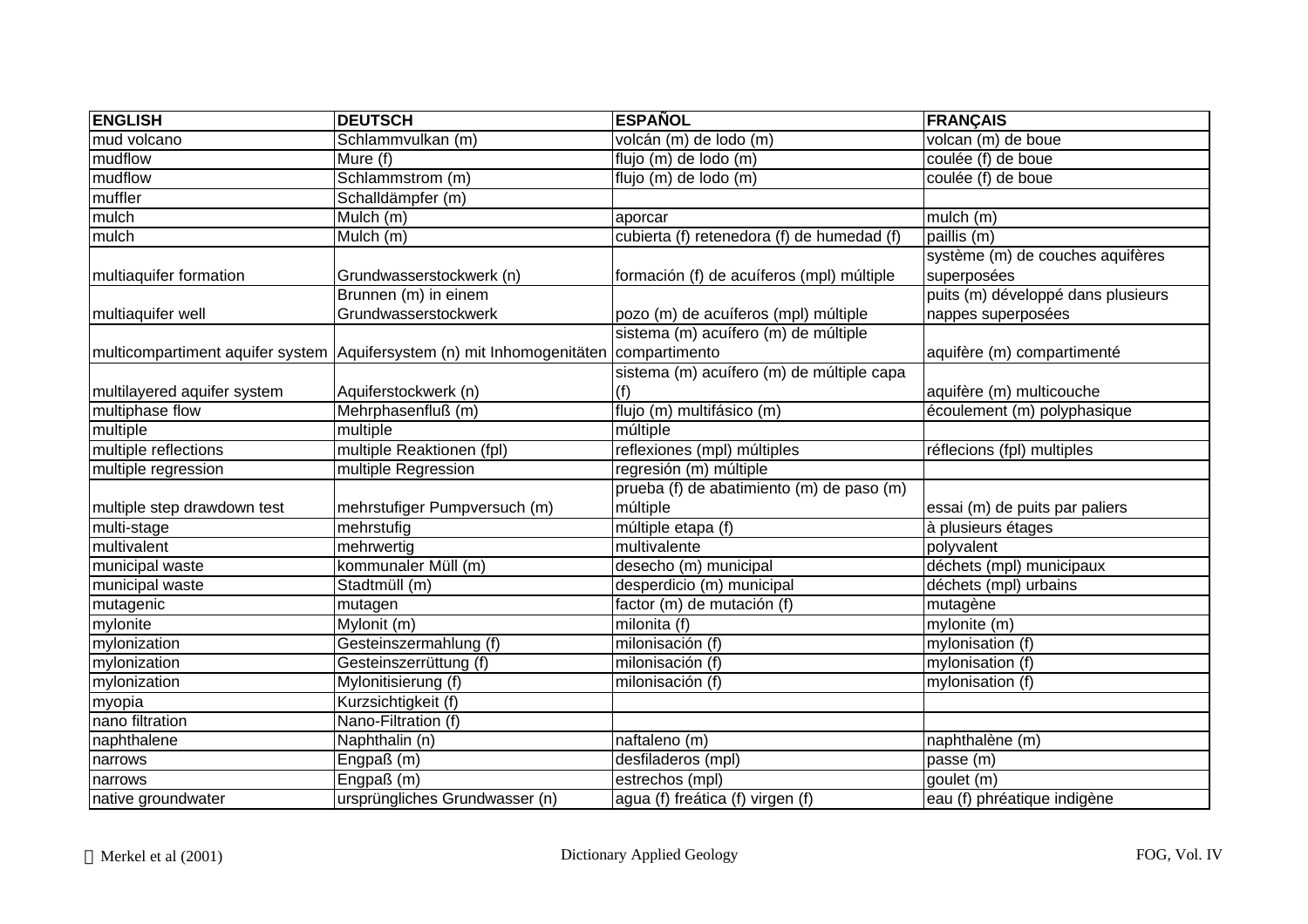| ENGLISH | DEUTSCH | ESPAÑOL | FRANÇAIS |
|---|---|---|---|
| mud volcano | Schlammvulkan (m) | volcán (m) de lodo (m) | volcan (m) de boue |
| mudflow | Mure (f) | flujo (m) de lodo (m) | coulée (f) de boue |
| mudflow | Schlammstrom (m) | flujo (m) de lodo (m) | coulée (f) de boue |
| muffler | Schalldämpfer (m) | | |
| mulch | Mulch (m) | aporcar | mulch (m) |
| mulch | Mulch (m) | cubierta (f) retenedora (f) de humedad (f) | paillis (m) |
| multiaquifer formation | Grundwasserstockwerk (n) | formación (f) de acuíferos (mpl) múltiple | système (m) de couches aquifères superposées |
| multiaquifer well | Brunnen (m) in einem Grundwasserstockwerk | pozo (m) de acuíferos (mpl) múltiple | puits (m) développé dans plusieurs nappes superposées |
| multicompartiment aquifer system | Aquifersystem (n) mit Inhomogenitäten | sistema (m) acuífero (m) de múltiple compartimento | aquifère (m) compartimenté |
| multilayered aquifer system | Aquiferstockwerk (n) | sistema (m) acuífero (m) de múltiple capa (f) | aquifère (m) multicouche |
| multiphase flow | Mehrphasenfluß (m) | flujo (m) multifásico (m) | écoulement (m) polyphasique |
| multiple | multiple | múltiple | |
| multiple reflections | multiple Reaktionen (fpl) | reflexiones (mpl) múltiples | réflecions (fpl) multiples |
| multiple regression | multiple Regression | regresión (m) múltiple | |
| multiple step drawdown test | mehrstufiger Pumpversuch (m) | prueba (f) de abatimiento (m) de paso (m) múltiple | essai (m) de puits par paliers |
| multi-stage | mehrstufig | múltiple etapa (f) | à plusieurs étages |
| multivalent | mehrwertig | multivalente | polyvalent |
| municipal waste | kommunaler Müll (m) | desecho (m) municipal | déchets (mpl) municipaux |
| municipal waste | Stadtmüll (m) | desperdicio (m) municipal | déchets (mpl) urbains |
| mutagenic | mutagen | factor (m) de mutación (f) | mutagène |
| mylonite | Mylonit (m) | milonita (f) | mylonite (m) |
| mylonization | Gesteinszermahlung (f) | milonisación (f) | mylonisation (f) |
| mylonization | Gesteinszerrüttung (f) | milonisación (f) | mylonisation (f) |
| mylonization | Mylonitisierung (f) | milonisación (f) | mylonisation (f) |
| myopia | Kurzsichtigkeit (f) | | |
| nano filtration | Nano-Filtration (f) | | |
| naphthalene | Naphthalin (n) | naftaleno (m) | naphthalène (m) |
| narrows | Engpaß (m) | desfiladeros (mpl) | passe (m) |
| narrows | Engpaß (m) | estrechos (mpl) | goulet (m) |
| native groundwater | ursprüngliches Grundwasser (n) | agua (f) freática (f) virgen (f) | eau (f) phréatique indigène |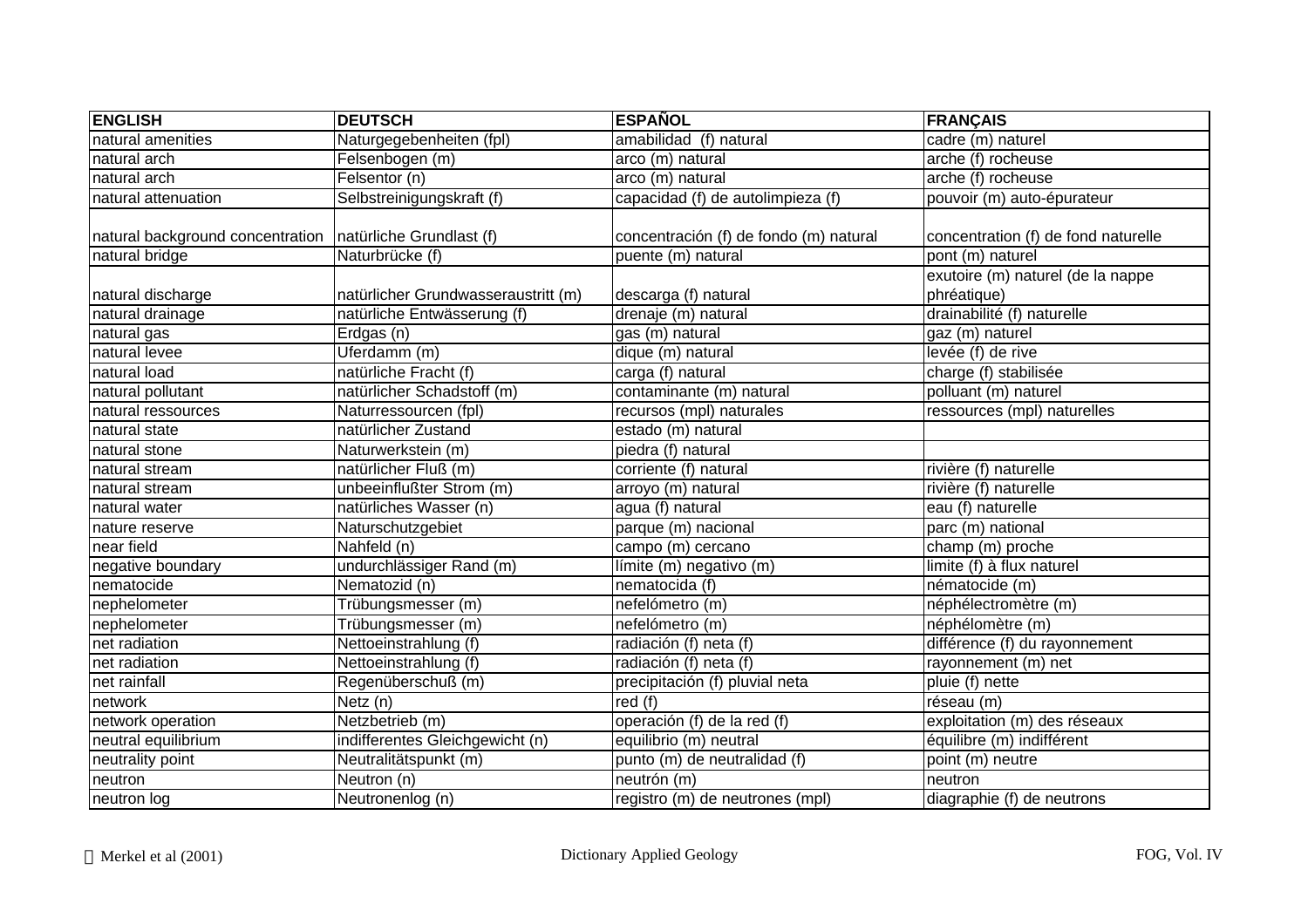| ENGLISH | DEUTSCH | ESPAÑOL | FRANÇAIS |
| --- | --- | --- | --- |
| natural amenities | Naturgegebenheiten (fpl) | amabilidad (f) natural | cadre (m) naturel |
| natural arch | Felsenbogen (m) | arco (m) natural | arche (f) rocheuse |
| natural arch | Felsentor (n) | arco (m) natural | arche (f) rocheuse |
| natural attenuation | Selbstreinigungskraft (f) | capacidad (f) de autolimpieza (f) | pouvoir (m) auto-épurateur |
| natural background concentration | natürliche Grundlast (f) | concentración (f) de fondo (m) natural | concentration (f) de fond naturelle |
| natural bridge | Naturbrücke (f) | puente (m) natural | pont (m) naturel |
| natural discharge | natürlicher Grundwasseraustritt (m) | descarga (f) natural | exutoire (m) naturel (de la nappe phréatique) |
| natural drainage | natürliche Entwässerung (f) | drenaje (m) natural | drainabilité (f) naturelle |
| natural gas | Erdgas (n) | gas (m) natural | gaz (m) naturel |
| natural levee | Uferdamm (m) | dique (m) natural | levée (f) de rive |
| natural load | natürliche Fracht (f) | carga (f) natural | charge (f) stabilisée |
| natural pollutant | natürlicher Schadstoff (m) | contaminante (m) natural | polluant (m) naturel |
| natural ressources | Naturressourcen (fpl) | recursos (mpl) naturales | ressources (mpl) naturelles |
| natural state | natürlicher Zustand | estado (m) natural | |
| natural stone | Naturwerkstein (m) | piedra (f) natural | |
| natural stream | natürlicher Fluß (m) | corriente (f) natural | rivière (f) naturelle |
| natural stream | unbeeinflußter Strom (m) | arroyo (m) natural | rivière (f) naturelle |
| natural water | natürliches Wasser (n) | agua (f) natural | eau (f) naturelle |
| nature reserve | Naturschutzgebiet | parque (m) nacional | parc (m) national |
| near field | Nahfeld (n) | campo (m) cercano | champ (m) proche |
| negative boundary | undurchlässiger Rand (m) | límite (m) negativo (m) | limite (f) à flux naturel |
| nematocide | Nematozid (n) | nematocida (f) | nématocide (m) |
| nephelometer | Trübungsmesser (m) | nefelómetro (m) | néphélectromètre (m) |
| nephelometer | Trübungsmesser (m) | nefelómetro (m) | néphélomètre (m) |
| net radiation | Nettoeinstrahlung (f) | radiación (f) neta (f) | différence (f) du rayonnement |
| net radiation | Nettoeinstrahlung (f) | radiación (f) neta (f) | rayonnement (m) net |
| net rainfall | Regenüberschuß (m) | precipitación (f) pluvial neta | pluie (f) nette |
| network | Netz (n) | red (f) | réseau (m) |
| network operation | Netzbetrieb (m) | operación (f) de la red (f) | exploitation (m) des réseaux |
| neutral equilibrium | indifferentes Gleichgewicht (n) | equilibrio (m) neutral | équilibre (m) indifférent |
| neutrality point | Neutralitätspunkt (m) | punto (m) de neutralidad (f) | point (m) neutre |
| neutron | Neutron (n) | neutrón (m) | neutron |
| neutron log | Neutronenlog (n) | registro (m) de neutrones (mpl) | diagraphie (f) de neutrons |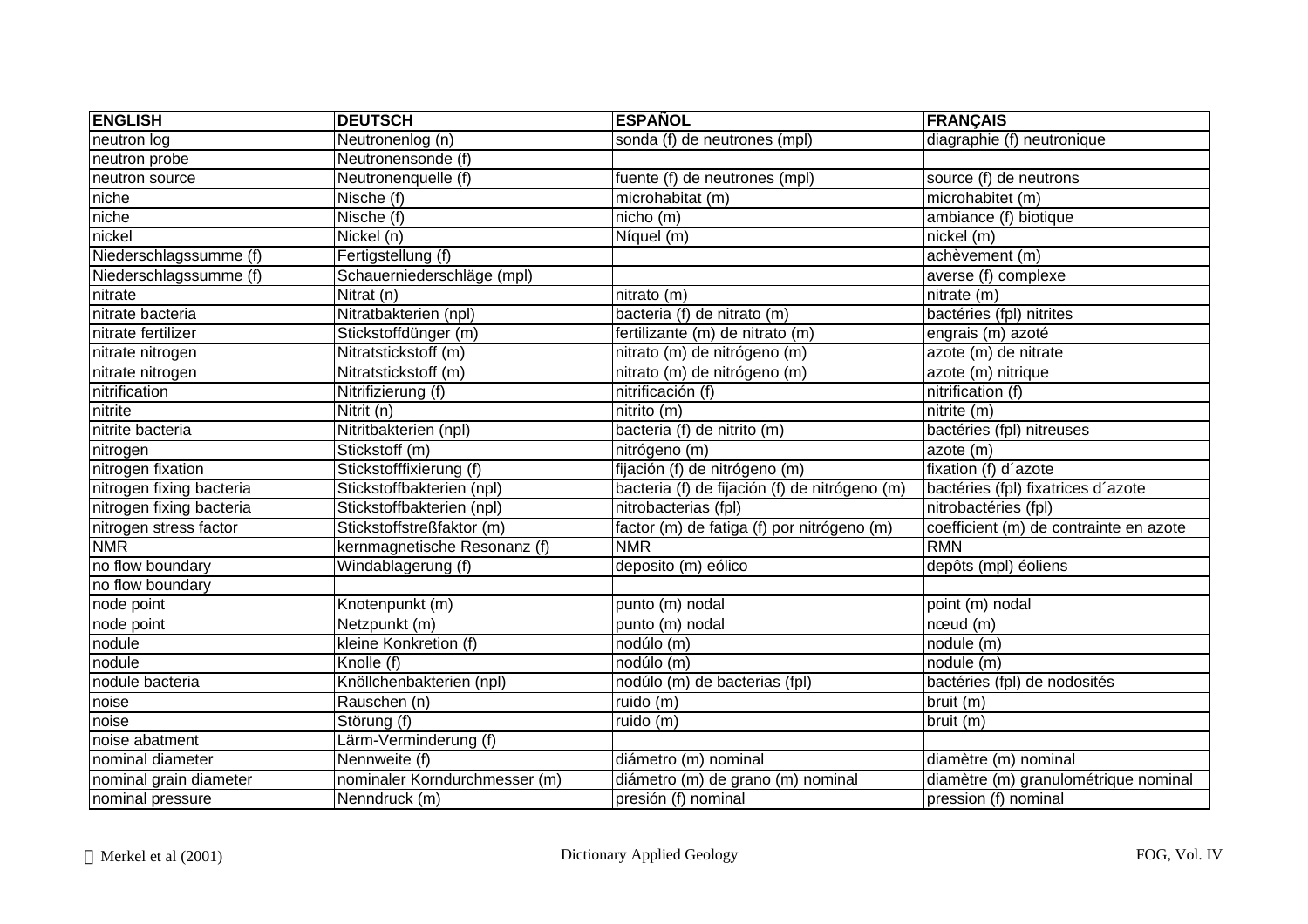| ENGLISH | DEUTSCH | ESPAÑOL | FRANÇAIS |
|---|---|---|---|
| neutron log | Neutronenlog (n) | sonda (f) de neutrones (mpl) | diagraphie (f) neutronique |
| neutron probe | Neutronensonde (f) | | |
| neutron source | Neutronenquelle (f) | fuente (f) de neutrones (mpl) | source (f) de neutrons |
| niche | Nische (f) | microhabitat (m) | microhabitet (m) |
| niche | Nische (f) | nicho (m) | ambiance (f) biotique |
| nickel | Nickel (n) | Níquel (m) | nickel (m) |
| Niederschlagssumme (f) | Fertigstellung (f) | | achèvement (m) |
| Niederschlagssumme (f) | Schauerniederschläge (mpl) | | averse (f) complexe |
| nitrate | Nitrat (n) | nitrato (m) | nitrate (m) |
| nitrate bacteria | Nitratbakterien (npl) | bacteria (f) de nitrato (m) | bactéries (fpl) nitrites |
| nitrate fertilizer | Stickstoffdünger (m) | fertilizante (m) de nitrato (m) | engrais (m) azoté |
| nitrate nitrogen | Nitratstickstoff (m) | nitrato (m) de nitrógeno (m) | azote (m) de nitrate |
| nitrate nitrogen | Nitratstickstoff (m) | nitrato (m) de nitrógeno (m) | azote (m) nitrique |
| nitrification | Nitrifizierung (f) | nitrificación (f) | nitrification (f) |
| nitrite | Nitrit (n) | nitrito (m) | nitrite (m) |
| nitrite bacteria | Nitritbakterien (npl) | bacteria (f) de nitrito (m) | bactéries (fpl) nitreuses |
| nitrogen | Stickstoff (m) | nitrógeno (m) | azote (m) |
| nitrogen fixation | Stickstofffixierung (f) | fijación (f) de nitrógeno (m) | fixation (f) d´azote |
| nitrogen fixing bacteria | Stickstoffbakterien (npl) | bacteria (f) de fijación (f) de nitrógeno (m) | bactéries (fpl) fixatrices d´azote |
| nitrogen fixing bacteria | Stickstoffbakterien (npl) | nitrobacterias (fpl) | nitrobactéries (fpl) |
| nitrogen stress factor | Stickstoffstreßfaktor (m) | factor (m) de fatiga (f) por nitrógeno (m) | coefficient (m) de contrainte en azote |
| NMR | kernmagnetische Resonanz (f) | NMR | RMN |
| no flow boundary | Windablagerung (f) | deposito (m) eólico | depôts (mpl) éoliens |
| no flow boundary | | | |
| node point | Knotenpunkt (m) | punto (m) nodal | point (m) nodal |
| node point | Netzpunkt (m) | punto (m) nodal | nœud (m) |
| nodule | kleine Konkretion (f) | nodúlo (m) | nodule (m) |
| nodule | Knolle (f) | nodúlo (m) | nodule (m) |
| nodule bacteria | Knöllchenbakterien (npl) | nodúlo (m) de bacterias (fpl) | bactéries (fpl) de nodosités |
| noise | Rauschen (n) | ruido (m) | bruit (m) |
| noise | Störung (f) | ruido (m) | bruit (m) |
| noise abatment | Lärm-Verminderung (f) | | |
| nominal diameter | Nennweite (f) | diámetro (m) nominal | diamètre (m) nominal |
| nominal grain diameter | nominaler Korndurchmesser (m) | diámetro (m) de grano (m) nominal | diamètre (m) granulométrique nominal |
| nominal pressure | Nenndruck (m) | presión (f) nominal | pression (f) nominal |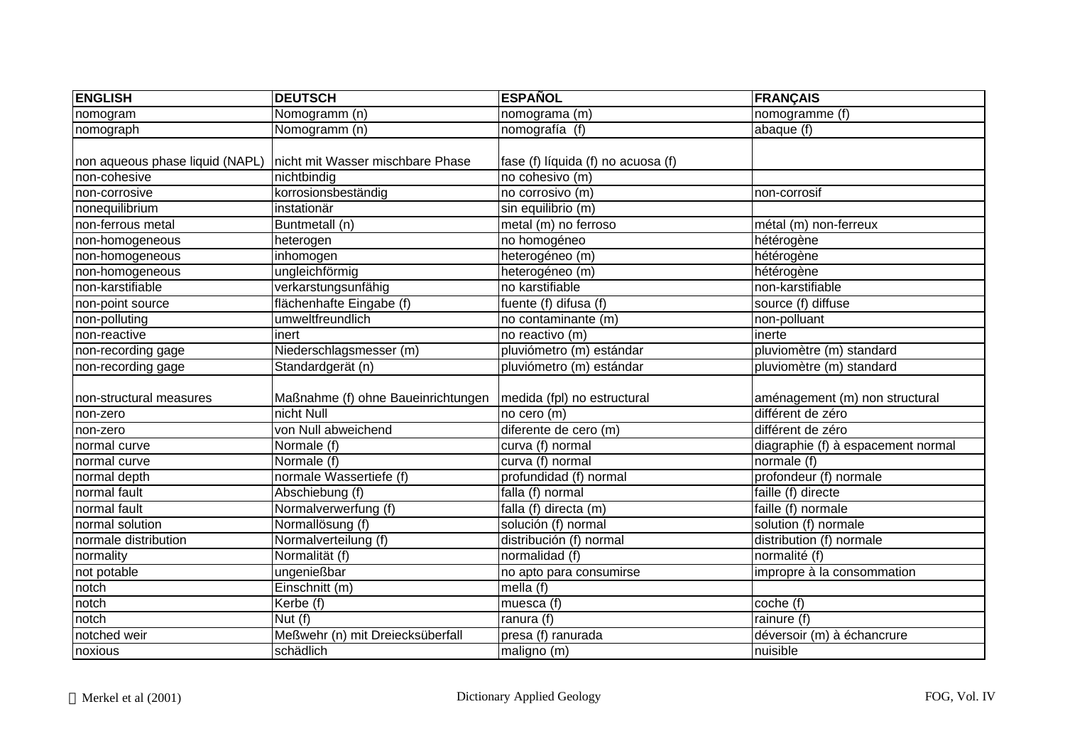| ENGLISH | DEUTSCH | ESPAÑOL | FRANÇAIS |
|---|---|---|---|
| nomogram | Nomogramm (n) | nomograma (m) | nomogramme (f) |
| nomograph | Nomogramm (n) | nomografía (f) | abaque (f) |
| non aqueous phase liquid (NAPL) | nicht mit Wasser mischbare Phase | fase (f) líquida (f) no acuosa (f) | |
| non-cohesive | nichtbindig | no cohesivo (m) | |
| non-corrosive | korrosionsbeständig | no corrosivo (m) | non-corrosif |
| nonequilibrium | instationär | sin equilibrio (m) | |
| non-ferrous metal | Buntmetall (n) | metal (m) no ferroso | métal (m) non-ferreux |
| non-homogeneous | heterogen | no homogéneo | hétérogène |
| non-homogeneous | inhomogen | heterogéneo (m) | hétérogène |
| non-homogeneous | ungleichförmig | heterogéneo (m) | hétérogène |
| non-karstifiable | verkarstungsunfähig | no karstifiable | non-karstifiable |
| non-point source | flächenhafte Eingabe (f) | fuente (f) difusa (f) | source (f) diffuse |
| non-polluting | umweltfreundlich | no contaminante (m) | non-polluant |
| non-reactive | inert | no reactivo (m) | inerte |
| non-recording gage | Niederschlagsmesser (m) | pluviómetro (m) estándar | pluviomètre (m) standard |
| non-recording gage | Standardgerät (n) | pluviómetro (m) estándar | pluviomètre (m) standard |
| non-structural measures | Maßnahme (f) ohne Baueinrichtungen | medida (fpl) no estructural | aménagement (m) non structural |
| non-zero | nicht Null | no cero (m) | différent de zéro |
| non-zero | von Null abweichend | diferente de cero (m) | différent de zéro |
| normal curve | Normale (f) | curva (f) normal | diagraphie (f) à espacement normal |
| normal curve | Normale (f) | curva (f) normal | normale (f) |
| normal depth | normale Wassertiefe (f) | profundidad (f) normal | profondeur (f) normale |
| normal fault | Abschiebung (f) | falla (f) normal | faille (f) directe |
| normal fault | Normalverwerfung (f) | falla (f) directa (m) | faille (f) normale |
| normal solution | Normallösung (f) | solución (f) normal | solution (f) normale |
| normale distribution | Normalverteilung (f) | distribución (f) normal | distribution (f) normale |
| normality | Normalität (f) | normalidad (f) | normalité (f) |
| not potable | ungenießbar | no apto para consumirse | impropre à la consommation |
| notch | Einschnitt (m) | mella (f) | |
| notch | Kerbe (f) | muesca (f) | coche (f) |
| notch | Nut (f) | ranura (f) | rainure (f) |
| notched weir | Meßwehr (n) mit Dreiecksüberfall | presa (f) ranurada | déversoir (m) à échancrure |
| noxious | schädlich | maligno (m) | nuisible |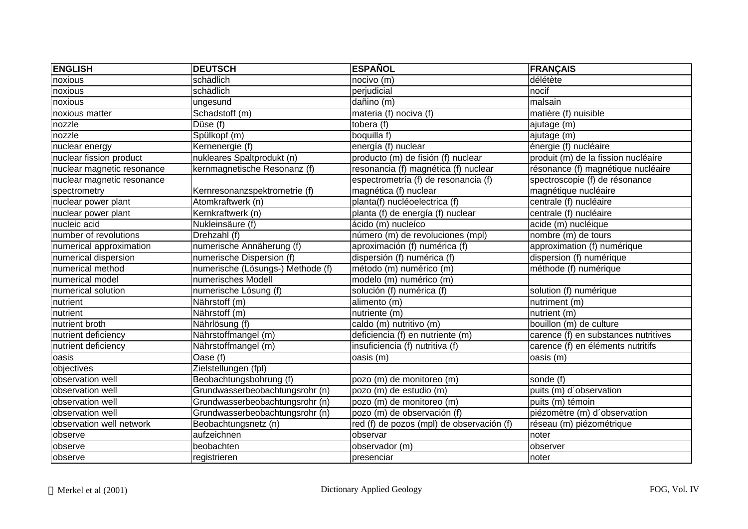| ENGLISH | DEUTSCH | ESPAÑOL | FRANÇAIS |
|---|---|---|---|
| noxious | schädlich | nocivo (m) | délétère |
| noxious | schädlich | perjudicial | nocif |
| noxious | ungesund | dañino (m) | malsain |
| noxious matter | Schadstoff (m) | materia (f) nociva (f) | matière (f) nuisible |
| nozzle | Düse (f) | tobera (f) | ajutage (m) |
| nozzle | Spülkopf (m) | boquilla f) | ajutage (m) |
| nuclear energy | Kernenergie (f) | energía (f) nuclear | énergie (f) nucléaire |
| nuclear fission product | nukleares Spaltprodukt (n) | producto (m) de fisión (f) nuclear | produit (m) de la fission nucléaire |
| nuclear magnetic resonance | kernmagnetische Resonanz (f) | resonancia (f) magnética (f) nuclear | résonance (f) magnétique nucléaire |
| nuclear magnetic resonance spectrometry | Kernresonanzspektrometrie (f) | espectrometría (f) de resonancia (f) magnética (f) nuclear | spectroscopie (f) de résonance magnétique nucléaire |
| nuclear power plant | Atomkraftwerk (n) | planta(f) nucléoelectrica (f) | centrale (f) nucléaire |
| nuclear power plant | Kernkraftwerk (n) | planta (f) de energía (f) nuclear | centrale (f) nucléaire |
| nucleic acid | Nukleinsäure (f) | ácido (m) nucleíco | acide (m) nucléique |
| number of revolutions | Drehzahl (f) | número (m) de revoluciones (mpl) | nombre (m) de tours |
| numerical approximation | numerische Annäherung (f) | aproximación (f) numérica (f) | approximation (f) numérique |
| numerical dispersion | numerische Dispersion (f) | dispersión (f) numérica (f) | dispersion (f) numérique |
| numerical method | numerische (Lösungs-) Methode (f) | método (m) numérico (m) | méthode (f) numérique |
| numerical model | numerisches Modell | modelo (m) numérico (m) | |
| numerical solution | numerische Lösung (f) | solución (f) numérica (f) | solution (f) numérique |
| nutrient | Nährstoff (m) | alimento (m) | nutriment (m) |
| nutrient | Nährstoff (m) | nutriente (m) | nutrient (m) |
| nutrient broth | Nährlösung (f) | caldo (m) nutritivo (m) | bouillon (m) de culture |
| nutrient deficiency | Nährstoffmangel (m) | deficiencia (f) en nutriente (m) | carence (f) en substances nutritives |
| nutrient deficiency | Nährstoffmangel (m) | insuficiencia (f) nutritiva (f) | carence (f) en éléments nutritifs |
| oasis | Oase (f) | oasis (m) | oasis (m) |
| objectives | Zielstellungen (fpl) | | |
| observation well | Beobachtungsbohrung (f) | pozo (m) de monitoreo (m) | sonde (f) |
| observation well | Grundwasserbeobachtungsrohr (n) | pozo (m) de estudio (m) | puits (m) d´observation |
| observation well | Grundwasserbeobachtungsrohr (n) | pozo (m) de monitoreo (m) | puits (m) témoin |
| observation well | Grundwasserbeobachtungsrohr (n) | pozo (m) de observación (f) | piézomètre (m) d´observation |
| observation well network | Beobachtungsnetz (n) | red (f) de pozos (mpl) de observación (f) | réseau (m) piézométrique |
| observe | aufzeichnen | observar | noter |
| observe | beobachten | observador (m) | observer |
| observe | registrieren | presenciar | noter |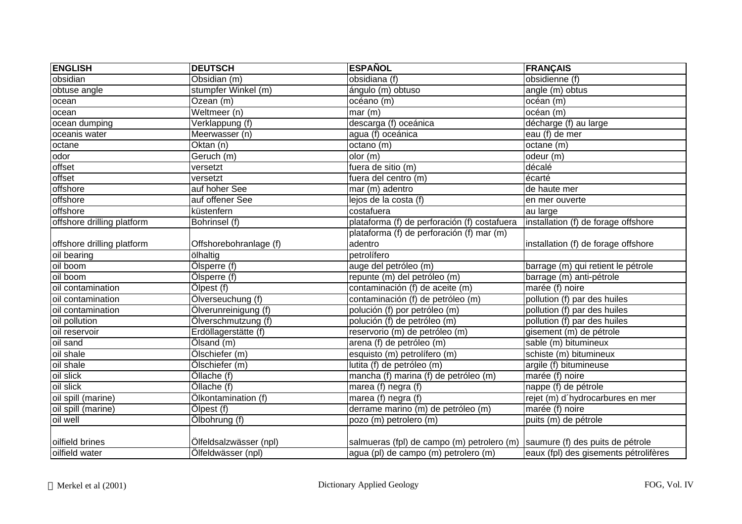| ENGLISH | DEUTSCH | ESPAÑOL | FRANÇAIS |
|---|---|---|---|
| obsidian | Obsidian (m) | obsidiana (f) | obsidienne (f) |
| obtuse angle | stumpfer Winkel (m) | ángulo (m) obtuso | angle (m) obtus |
| ocean | Ozean (m) | océano (m) | océan (m) |
| ocean | Weltmeer (n) | mar (m) | océan (m) |
| ocean dumping | Verklappung (f) | descarga (f) oceánica | décharge (f) au large |
| oceanis water | Meerwasser (n) | agua (f) oceánica | eau (f) de mer |
| octane | Oktan (n) | octano (m) | octane (m) |
| odor | Geruch (m) | olor (m) | odeur (m) |
| offset | versetzt | fuera de sitio (m) | décalé |
| offset | versetzt | fuera del centro (m) | écarté |
| offshore | auf hoher See | mar (m) adentro | de haute mer |
| offshore | auf offener See | lejos de la costa (f) | en mer ouverte |
| offshore | küstenfern | costafuera | au large |
| offshore drilling platform | Bohrinsel (f) | plataforma (f) de perforación (f) costafuera | installation (f) de forage offshore |
| offshore drilling platform | Offshorebohranlage (f) | plataforma (f) de perforación (f) mar (m) adentro | installation (f) de forage offshore |
| oil bearing | ölhaltig | petrolífero | |
| oil boom | Ölsperre (f) | auge del petróleo (m) | barrage (m) qui retient le pétrole |
| oil boom | Ölsperre (f) | repunte (m) del petróleo (m) | barrage (m) anti-pétrole |
| oil contamination | Ölpest (f) | contaminación (f) de aceite (m) | marée (f) noire |
| oil contamination | Ölverseuchung (f) | contaminación (f) de petróleo (m) | pollution (f) par des huiles |
| oil contamination | Ölverunreinigung (f) | polución (f) por petróleo (m) | pollution (f) par des huiles |
| oil pollution | Ölverschmutzung (f) | polución (f) de petróleo (m) | pollution (f) par des huiles |
| oil reservoir | Erdöllagerstätte (f) | reservorio (m) de petróleo (m) | gisement (m) de pétrole |
| oil sand | Ölsand (m) | arena (f) de petróleo (m) | sable (m) bitumineux |
| oil shale | Ölschiefer (m) | esquisto (m) petrolífero (m) | schiste (m) bitumineux |
| oil shale | Ölschiefer (m) | lutita (f) de petróleo (m) | argile (f) bitumineuse |
| oil slick | Öllache (f) | mancha (f) marina (f) de petróleo (m) | marée (f) noire |
| oil slick | Öllache (f) | marea (f) negra (f) | nappe (f) de pétrole |
| oil spill (marine) | Ölkontamination (f) | marea (f) negra (f) | rejet (m) d´hydrocarbures en mer |
| oil spill (marine) | Ölpest (f) | derrame marino (m) de petróleo (m) | marée (f) noire |
| oil well | Ölbohrung (f) | pozo (m) petrolero (m) | puits (m) de pétrole |
| oilfield brines | Ölfeldsalzwässer (npl) | salmueras (fpl) de campo (m) petrolero (m) | saumure (f) des puits de pétrole |
| oilfield water | Ölfeldwässer (npl) | agua (pl) de campo (m) petrolero (m) | eaux (fpl) des gisements pétrolifères |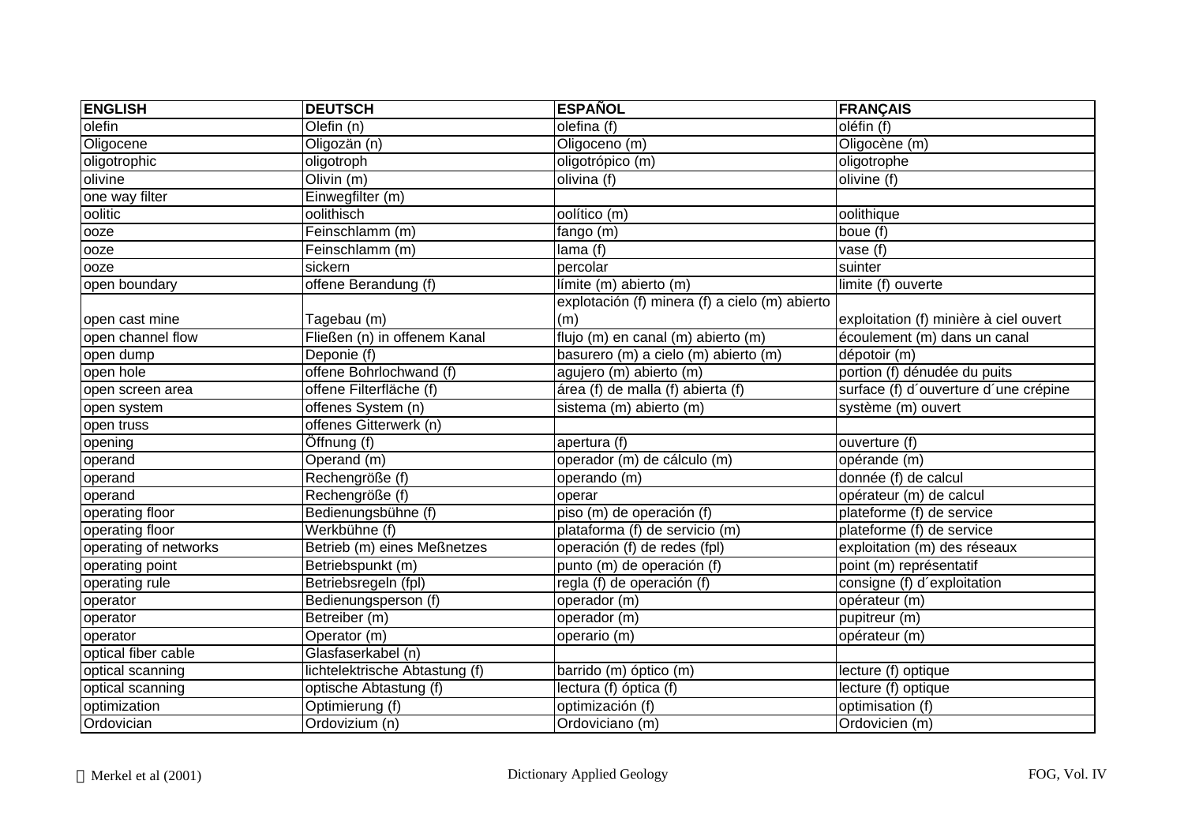| ENGLISH | DEUTSCH | ESPAÑOL | FRANÇAIS |
|---|---|---|---|
| olefin | Olefin (n) | olefina (f) | oléfin (f) |
| Oligocene | Oligozän (n) | Oligoceno (m) | Oligocène (m) |
| oligotrophic | oligotroph | oligotrópico (m) | oligotrophe |
| olivine | Olivin (m) | olivina (f) | olivine (f) |
| one way filter | Einwegfilter (m) | | |
| oolitic | oolithisch | oolítico (m) | oolithique |
| ooze | Feinschlamm (m) | fango (m) | boue (f) |
| ooze | Feinschlamm (m) | lama (f) | vase (f) |
| ooze | sickern | percolar | suinter |
| open boundary | offene Berandung (f) | límite (m) abierto (m) | limite (f) ouverte |
| open cast mine | Tagebau (m) | explotación (f) minera (f) a cielo (m) abierto (m) | exploitation (f) minière à ciel ouvert |
| open channel flow | Fließen (n) in offenem Kanal | flujo (m) en canal (m) abierto (m) | écoulement (m) dans un canal |
| open dump | Deponie (f) | basurero (m) a cielo (m) abierto (m) | dépotoir (m) |
| open hole | offene Bohrlochwand (f) | agujero (m) abierto (m) | portion (f) dénudée du puits |
| open screen area | offene Filterfläche (f) | área (f) de malla (f) abierta (f) | surface (f) d´ouverture d´une crépine |
| open system | offenes System (n) | sistema (m) abierto (m) | système (m) ouvert |
| open truss | offenes Gitterwerk (n) | | |
| opening | Öffnung (f) | apertura (f) | ouverture (f) |
| operand | Operand (m) | operador (m) de cálculo (m) | opérande (m) |
| operand | Rechengröße (f) | operando (m) | donnée (f) de calcul |
| operand | Rechengröße (f) | operar | opérateur (m) de calcul |
| operating floor | Bedienungsbühne (f) | piso (m) de operación (f) | plateforme (f) de service |
| operating floor | Werkbühne (f) | plataforma (f) de servicio (m) | plateforme (f) de service |
| operating of networks | Betrieb (m) eines Meßnetzes | operación (f) de redes (fpl) | exploitation (m) des réseaux |
| operating point | Betriebspunkt (m) | punto (m) de operación (f) | point (m) représentatif |
| operating rule | Betriebsregeln (fpl) | regla (f) de operación (f) | consigne (f) d´exploitation |
| operator | Bedienungsperson (f) | operador (m) | opérateur (m) |
| operator | Betreiber (m) | operador (m) | pupitreur (m) |
| operator | Operator (m) | operario (m) | opérateur (m) |
| optical fiber cable | Glasfaserkabel (n) | | |
| optical scanning | lichtelektrische Abtastung (f) | barrido (m) óptico (m) | lecture (f) optique |
| optical scanning | optische Abtastung (f) | lectura (f) óptica (f) | lecture (f) optique |
| optimization | Optimierung (f) | optimización (f) | optimisation (f) |
| Ordovician | Ordovizium (n) | Ordoviciano (m) | Ordovicien (m) |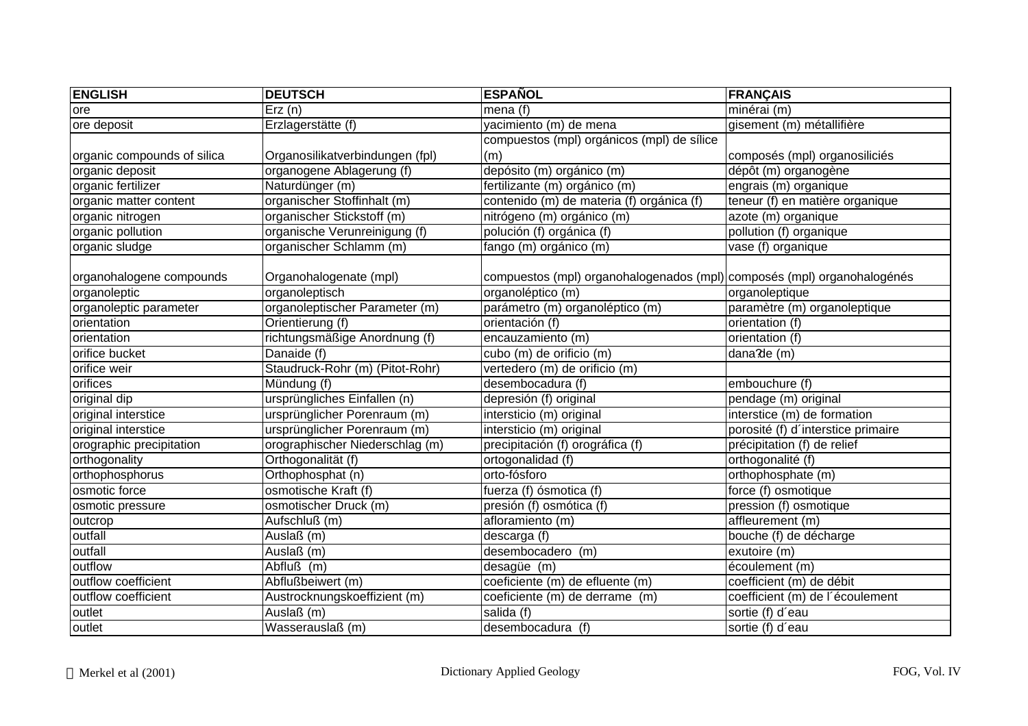| ENGLISH | DEUTSCH | ESPAÑOL | FRANÇAIS |
|---|---|---|---|
| ore | Erz (n) | mena (f) | minérai (m) |
| ore deposit | Erzlagerstätte (f) | yacimiento (m) de mena | gisement (m) métallifière |
| organic compounds of silica | Organosilikatverbindungen (fpl) | compuestos (mpl) orgánicos (mpl) de sílice (m) | composés (mpl) organosiliciés |
| organic deposit | organogene Ablagerung (f) | depósito (m) orgánico (m) | dépôt (m) organogène |
| organic fertilizer | Naturdünger (m) | fertilizante (m) orgánico (m) | engrais (m) organique |
| organic matter content | organischer Stoffinhalt (m) | contenido (m) de materia (f) orgánica (f) | teneur (f) en matière organique |
| organic nitrogen | organischer Stickstoff (m) | nitrógeno (m) orgánico (m) | azote (m) organique |
| organic pollution | organische Verunreinigung (f) | polución (f) orgánica (f) | pollution (f) organique |
| organic sludge | organischer Schlamm (m) | fango (m) orgánico (m) | vase (f) organique |
| organohalogene compounds | Organohalogenate (mpl) | compuestos (mpl) organohalogenados (mpl) | composés (mpl) organohalogénés |
| organoleptic | organoleptisch | organoléptico (m) | organoleptique |
| organoleptic parameter | organoleptischer Parameter (m) | parámetro (m) organoléptico (m) | paramètre (m) organoleptique |
| orientation | Orientierung (f) | orientación (f) | orientation (f) |
| orientation | richtungsmäßige Anordnung (f) | encauzamiento (m) | orientation (f) |
| orifice bucket | Danaide (f) | cubo (m) de orificio (m) | dana?de (m) |
| orifice weir | Staudruck-Rohr (m) (Pitot-Rohr) | vertedero (m) de orificio (m) | |
| orifices | Mündung (f) | desembocadura (f) | embouchure (f) |
| original dip | ursprüngliches Einfallen (n) | depresión (f) original | pendage (m) original |
| original interstice | ursprünglicher Porenraum (m) | intersticio (m) original | interstice (m) de formation |
| original interstice | ursprünglicher Porenraum (m) | intersticio (m) original | porosité (f) d´interstice primaire |
| orographic precipitation | orographischer Niederschlag (m) | precipitación (f) orográfica (f) | précipitation (f) de relief |
| orthogonality | Orthogonalität (f) | ortogonalidad (f) | orthogonalité (f) |
| orthophosphorus | Orthophosphat (n) | orto-fósforo | orthophosphate (m) |
| osmotic force | osmotische Kraft (f) | fuerza (f) ósmotica (f) | force (f) osmotique |
| osmotic pressure | osmotischer Druck (m) | presión (f) osmótica (f) | pression (f) osmotique |
| outcrop | Aufschluß (m) | afloramiento (m) | affleurement (m) |
| outfall | Auslaß (m) | descarga (f) | bouche (f) de décharge |
| outfall | Auslaß (m) | desembocadero (m) | exutoire (m) |
| outflow | Abfluß (m) | desagüe (m) | écoulement (m) |
| outflow coefficient | Abflußbeiwert (m) | coeficiente (m) de efluente (m) | coefficient (m) de débit |
| outflow coefficient | Austrocknungskoeffizient (m) | coeficiente (m) de derrame (m) | coefficient (m) de l´écoulement |
| outlet | Auslaß (m) | salida (f) | sortie (f) d´eau |
| outlet | Wasserauslaß (m) | desembocadura (f) | sortie (f) d´eau |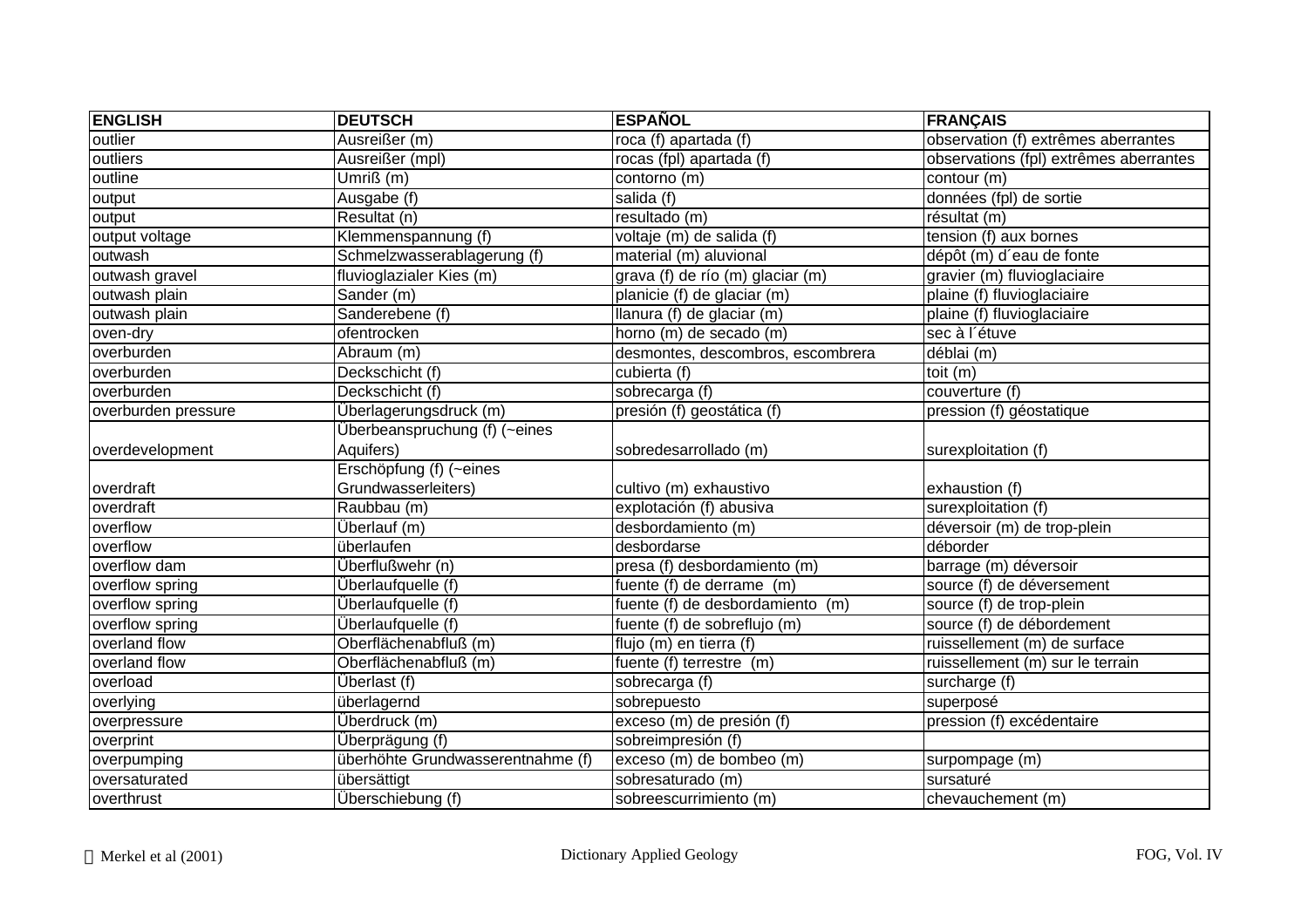| ENGLISH | DEUTSCH | ESPAÑOL | FRANÇAIS |
|---|---|---|---|
| outlier | Ausreißer (m) | roca (f) apartada (f) | observation (f) extrêmes aberrantes |
| outliers | Ausreißer (mpl) | rocas (fpl) apartada (f) | observations (fpl) extrêmes aberrantes |
| outline | Umriß (m) | contorno (m) | contour (m) |
| output | Ausgabe (f) | salida (f) | données (fpl) de sortie |
| output | Resultat (n) | resultado (m) | résultat (m) |
| output voltage | Klemmenspannung (f) | voltaje (m) de salida (f) | tension (f) aux bornes |
| outwash | Schmelzwasserablagerung (f) | material (m) aluvional | dépôt (m) d´eau de fonte |
| outwash gravel | fluvioglazialer Kies (m) | grava (f) de río (m) glaciar (m) | gravier (m) fluvioglaciaire |
| outwash plain | Sander (m) | planicie (f) de glaciar (m) | plaine (f) fluvioglaciaire |
| outwash plain | Sanderebene (f) | llanura (f) de glaciar (m) | plaine (f) fluvioglaciaire |
| oven-dry | ofentrocken | horno (m) de secado (m) | sec à l´étuve |
| overburden | Abraum (m) | desmontes, descombros, escombrera | déblai (m) |
| overburden | Deckschicht (f) | cubierta (f) | toit (m) |
| overburden | Deckschicht (f) | sobrecarga (f) | couverture (f) |
| overburden pressure | Überlagerungsdruck (m) | presión (f) geostática (f) | pression (f) géostatique |
| overdevelopment | Überbeanspruchung (f) (~eines Aquifers) | sobredesarrollado (m) | surexploitation (f) |
| overdraft | Erschöpfung (f) (~eines Grundwasserleiters) | cultivo (m) exhaustivo | exhaustion (f) |
| overdraft | Raubbau (m) | explotación (f) abusiva | surexploitation (f) |
| overflow | Überlauf (m) | desbordamiento (m) | déversoir (m) de trop-plein |
| overflow | überlaufen | desbordarse | déborder |
| overflow dam | Überflußwehr (n) | presa (f) desbordamiento (m) | barrage (m) déversoir |
| overflow spring | Überlaufquelle (f) | fuente (f) de derrame (m) | source (f) de déversement |
| overflow spring | Überlaufquelle (f) | fuente (f) de desbordamiento (m) | source (f) de trop-plein |
| overflow spring | Überlaufquelle (f) | fuente (f) de sobreflujo (m) | source (f) de débordement |
| overland flow | Oberflächenabfluß (m) | flujo (m) en tierra (f) | ruissellement (m) de surface |
| overland flow | Oberflächenabfluß (m) | fuente (f) terrestre (m) | ruissellement (m) sur le terrain |
| overload | Überlast (f) | sobrecarga (f) | surcharge (f) |
| overlying | überlagernd | sobrepuesto | superposé |
| overpressure | Überdruck (m) | exceso (m) de presión (f) | pression (f) excédentaire |
| overprint | Überprägung (f) | sobreimpresión (f) | |
| overpumping | überhöhte Grundwasserentnahme (f) | exceso (m) de bombeo (m) | surpompage (m) |
| oversaturated | übersättigt | sobresaturado (m) | sursaturé |
| overthrust | Überschiebung (f) | sobreescurrimiento (m) | chevauchement (m) |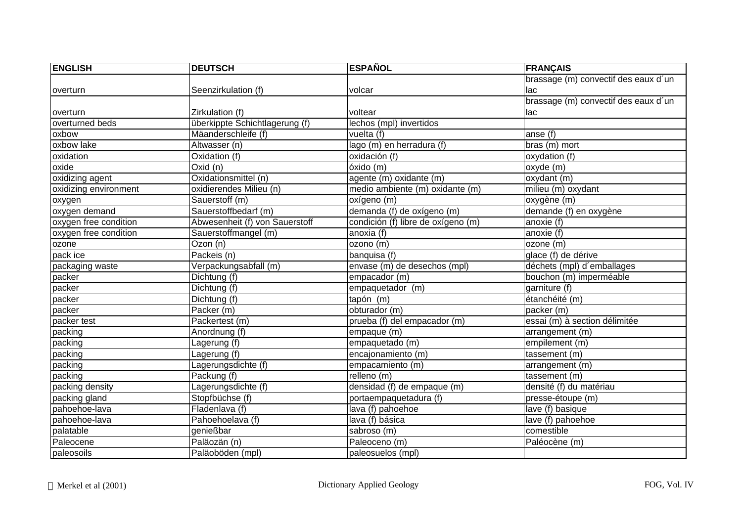| ENGLISH | DEUTSCH | ESPAÑOL | FRANÇAIS |
|---|---|---|---|
| overturn | Seenzirkulation (f) | volcar | brassage (m) convectif des eaux d´un lac |
| overturn | Zirkulation (f) | voltear | brassage (m) convectif des eaux d´un lac |
| overturned beds | überkippte Schichtlagerung (f) | lechos (mpl) invertidos | |
| oxbow | Mäanderschleife (f) | vuelta (f) | anse (f) |
| oxbow lake | Altwasser (n) | lago (m) en herradura (f) | bras (m) mort |
| oxidation | Oxidation (f) | oxidación (f) | oxydation (f) |
| oxide | Oxid (n) | óxido (m) | oxyde (m) |
| oxidizing agent | Oxidationsmittel (n) | agente (m) oxidante (m) | oxydant (m) |
| oxidizing environment | oxidierendes Milieu (n) | medio ambiente (m) oxidante (m) | milieu (m) oxydant |
| oxygen | Sauerstoff (m) | oxígeno (m) | oxygène (m) |
| oxygen demand | Sauerstoffbedarf (m) | demanda (f) de oxígeno (m) | demande (f) en oxygène |
| oxygen free condition | Abwesenheit (f) von Sauerstoff | condición (f) libre de oxígeno (m) | anoxie (f) |
| oxygen free condition | Sauerstoffmangel (m) | anoxia (f) | anoxie (f) |
| ozone | Ozon (n) | ozono (m) | ozone (m) |
| pack ice | Packeis (n) | banquisa (f) | glace (f) de dérive |
| packaging waste | Verpackungsabfall (m) | envase (m) de desechos (mpl) | déchets (mpl) d´emballages |
| packer | Dichtung (f) | empacador (m) | bouchon (m) imperméable |
| packer | Dichtung (f) | empaquetador (m) | garniture (f) |
| packer | Dichtung (f) | tapón (m) | étanchéité (m) |
| packer | Packer (m) | obturador (m) | packer (m) |
| packer test | Packertest (m) | prueba (f) del empacador (m) | essai (m) à section délimitée |
| packing | Anordnung (f) | empaque (m) | arrangement (m) |
| packing | Lagerung (f) | empaquetado (m) | empilement (m) |
| packing | Lagerung (f) | encajonamiento (m) | tassement (m) |
| packing | Lagerungsdichte (f) | empacamiento (m) | arrangement (m) |
| packing | Packung (f) | relleno (m) | tassement (m) |
| packing density | Lagerungsdichte (f) | densidad (f) de empaque (m) | densité (f) du matériau |
| packing gland | Stopfbüchse (f) | portaempaquetadura (f) | presse-étoupe (m) |
| pahoehoe-lava | Fladenlava (f) | lava (f) pahoehoe | lave (f) basique |
| pahoehoe-lava | Pahoehoelava (f) | lava (f) básica | lave (f) pahoehoe |
| palatable | genießbar | sabroso (m) | comestible |
| Paleocene | Paläozän (n) | Paleoceno (m) | Paléocène (m) |
| paleosoils | Paläoböden (mpl) | paleosuelos (mpl) | |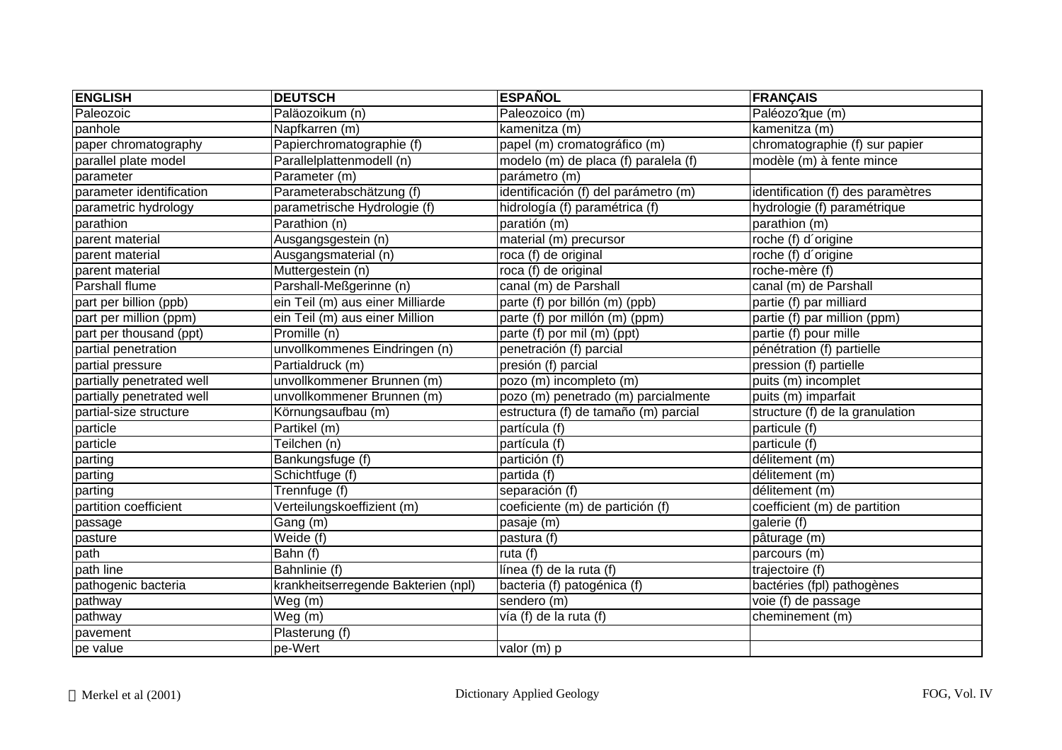| ENGLISH | DEUTSCH | ESPAÑOL | FRANÇAIS |
|---|---|---|---|
| Paleozoic | Paläozoikum (n) | Paleozoico (m) | Paléozo?que (m) |
| panhole | Napfkarren (m) | kamenitza (m) | kamenitza (m) |
| paper chromatography | Papierchromatographie (f) | papel (m) cromatográfico (m) | chromatographie (f) sur papier |
| parallel plate model | Parallelplattenmodell (n) | modelo (m) de placa (f) paralela (f) | modèle (m) à fente mince |
| parameter | Parameter (m) | parámetro (m) | |
| parameter identification | Parameterabschätzung (f) | identificación (f) del parámetro (m) | identification (f) des paramètres |
| parametric hydrology | parametrische Hydrologie (f) | hidrología (f) paramétrica (f) | hydrologie (f) paramétrique |
| parathion | Parathion (n) | paratión (m) | parathion (m) |
| parent material | Ausgangsgestein (n) | material (m) precursor | roche (f) d´origine |
| parent material | Ausgangsmaterial (n) | roca (f) de original | roche (f) d´origine |
| parent material | Muttergestein (n) | roca (f) de original | roche-mère (f) |
| Parshall flume | Parshall-Meßgerinne (n) | canal (m) de Parshall | canal (m) de Parshall |
| part per billion (ppb) | ein Teil (m) aus einer Milliarde | parte (f) por billón (m) (ppb) | partie (f) par milliard |
| part per million (ppm) | ein Teil (m) aus einer Million | parte (f) por millón (m) (ppm) | partie (f) par million (ppm) |
| part per thousand (ppt) | Promille (n) | parte (f) por mil (m) (ppt) | partie (f) pour mille |
| partial penetration | unvollkommenes Eindringen (n) | penetración (f) parcial | pénétration (f) partielle |
| partial pressure | Partialdruck (m) | presión (f) parcial | pression (f) partielle |
| partially penetrated well | unvollkommener Brunnen (m) | pozo (m) incompleto (m) | puits (m) incomplet |
| partially penetrated well | unvollkommener Brunnen (m) | pozo (m) penetrado (m) parcialmente | puits (m) imparfait |
| partial-size structure | Körnungsaufbau (m) | estructura (f) de tamaño (m) parcial | structure (f) de la granulation |
| particle | Partikel (m) | partícula (f) | particule (f) |
| particle | Teilchen (n) | partícula (f) | particule (f) |
| parting | Bankungsfuge (f) | partición (f) | délitement (m) |
| parting | Schichtfuge (f) | partida (f) | délitement (m) |
| parting | Trennfuge (f) | separación (f) | délitement (m) |
| partition coefficient | Verteilungskoeffizient (m) | coeficiente (m) de partición (f) | coefficient (m) de partition |
| passage | Gang (m) | pasaje (m) | galerie (f) |
| pasture | Weide (f) | pastura (f) | pâturage (m) |
| path | Bahn (f) | ruta (f) | parcours (m) |
| path line | Bahnlinie (f) | línea (f) de la ruta (f) | trajectoire (f) |
| pathogenic bacteria | krankheitserregende Bakterien (npl) | bacteria (f) patogénica (f) | bactéries (fpl) pathogènes |
| pathway | Weg (m) | sendero (m) | voie (f) de passage |
| pathway | Weg (m) | vía (f) de la ruta (f) | cheminement (m) |
| pavement | Plasterung (f) | | |
| pe value | pe-Wert | valor (m) p | |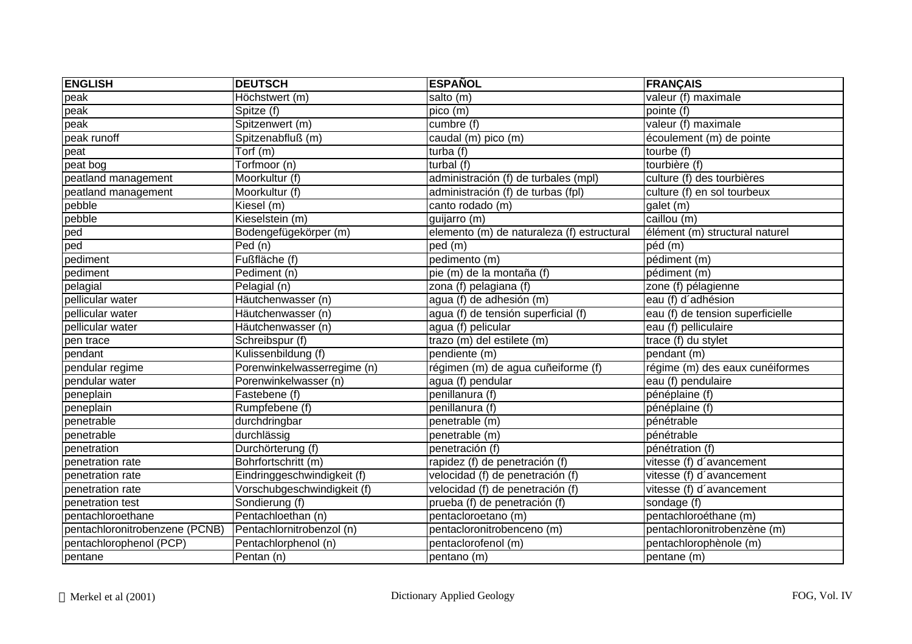| ENGLISH | DEUTSCH | ESPAÑOL | FRANÇAIS |
| --- | --- | --- | --- |
| peak | Höchstwert (m) | salto (m) | valeur (f) maximale |
| peak | Spitze (f) | pico (m) | pointe (f) |
| peak | Spitzenwert (m) | cumbre (f) | valeur (f) maximale |
| peak runoff | Spitzenabfluß (m) | caudal (m) pico (m) | écoulement (m) de pointe |
| peat | Torf (m) | turba (f) | tourbe (f) |
| peat bog | Torfmoor (n) | turbal (f) | tourbière (f) |
| peatland management | Moorkultur (f) | administración (f) de turbales (mpl) | culture (f) des tourbières |
| peatland management | Moorkultur (f) | administración (f) de turbas (fpl) | culture (f) en sol tourbeux |
| pebble | Kiesel (m) | canto rodado (m) | galet (m) |
| pebble | Kieselstein (m) | guijarro (m) | caillou (m) |
| ped | Bodengefügekörper (m) | elemento (m) de naturaleza (f) estructural | élément (m) structural naturel |
| ped | Ped (n) | ped (m) | péd (m) |
| pediment | Fußfläche (f) | pedimento (m) | pédiment (m) |
| pediment | Pediment (n) | pie (m) de la montaña (f) | pédiment (m) |
| pelagial | Pelagial (n) | zona (f) pelagiana (f) | zone (f) pélagienne |
| pellicular water | Häutchenwasser (n) | agua (f) de adhesión (m) | eau (f) d´adhésion |
| pellicular water | Häutchenwasser (n) | agua (f) de tensión superficial (f) | eau (f) de tension superficielle |
| pellicular water | Häutchenwasser (n) | agua (f) pelicular | eau (f) pelliculaire |
| pen trace | Schreibspur (f) | trazo (m) del estilete (m) | trace (f) du stylet |
| pendant | Kulissenbildung (f) | pendiente (m) | pendant (m) |
| pendular regime | Porenwinkelwasserregime (n) | régimen (m) de agua cuñeiforme (f) | régime (m) des eaux cunéiformes |
| pendular water | Porenwinkelwasser (n) | agua (f) pendular | eau (f) pendulaire |
| peneplain | Fastebene (f) | penillanura (f) | pénéplaine (f) |
| peneplain | Rumpfebene (f) | penillanura (f) | pénéplaine (f) |
| penetrable | durchdringbar | penetrable (m) | pénétrable |
| penetrable | durchlässig | penetrable (m) | pénétrable |
| penetration | Durchörterung (f) | penetración (f) | pénétration (f) |
| penetration rate | Bohrfortschritt (m) | rapidez (f) de penetración (f) | vitesse (f) d´avancement |
| penetration rate | Eindringgeschwindigkeit (f) | velocidad (f) de penetración (f) | vitesse (f) d´avancement |
| penetration rate | Vorschubgeschwindigkeit (f) | velocidad (f) de penetración (f) | vitesse (f) d´avancement |
| penetration test | Sondierung (f) | prueba (f) de penetración (f) | sondage (f) |
| pentachloroethane | Pentachloethan (n) | pentacloroetano (m) | pentachloroéthane (m) |
| pentachloronitrobenzene (PCNB) | Pentachlornitrobenzol (n) | pentacloronitrobenceno (m) | pentachloronitrobenzène (m) |
| pentachlorophenol (PCP) | Pentachlorphenol (n) | pentaclorofenol (m) | pentachlorophènole (m) |
| pentane | Pentan (n) | pentano (m) | pentane (m) |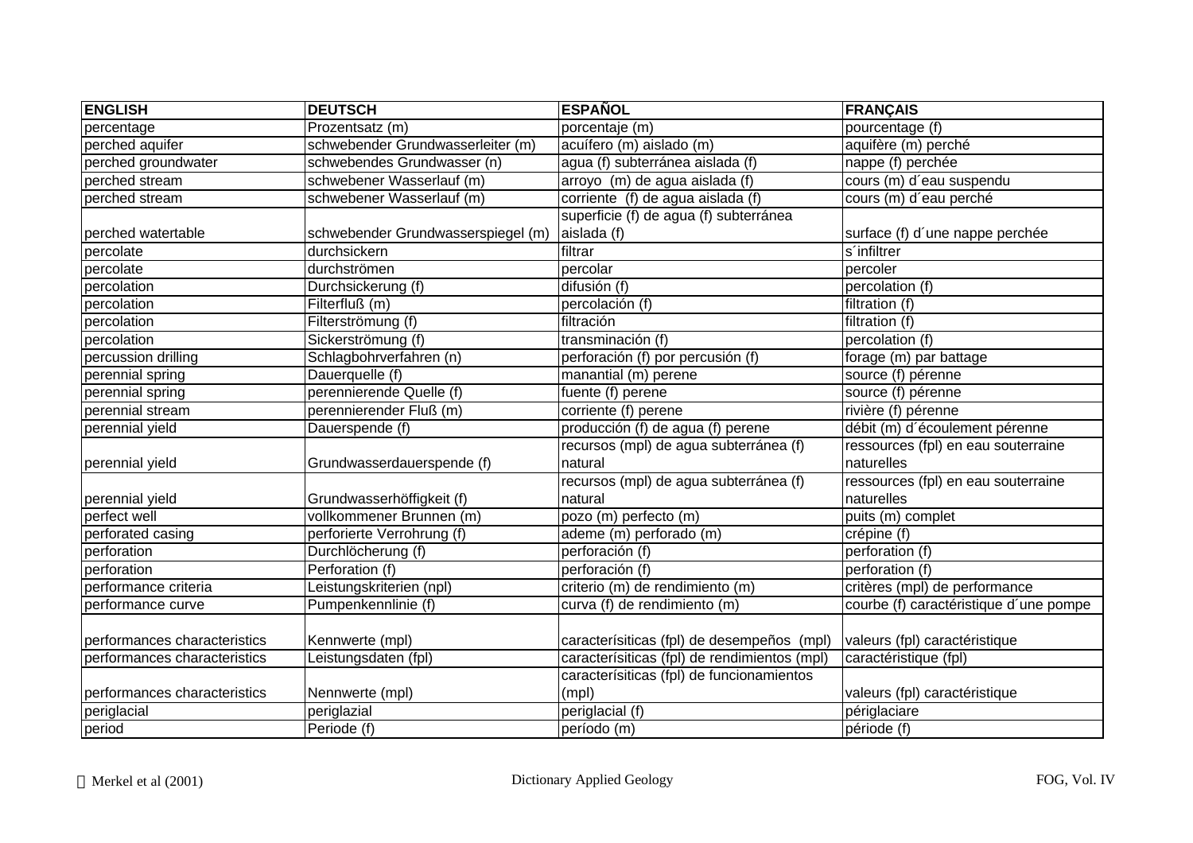| ENGLISH | DEUTSCH | ESPAÑOL | FRANÇAIS |
|---|---|---|---|
| percentage | Prozentsatz (m) | porcentaje (m) | pourcentage (f) |
| perched aquifer | schwebender Grundwasserleiter (m) | acuífero (m) aislado (m) | aquifère (m) perché |
| perched groundwater | schwebendes Grundwasser (n) | agua (f) subterránea aislada (f) | nappe (f) perchée |
| perched stream | schwebener Wasserlauf (m) | arroyo (m) de agua aislada (f) | cours (m) d´eau suspendu |
| perched stream | schwebener Wasserlauf (m) | corriente (f) de agua aislada (f) | cours (m) d´eau perché |
| perched watertable | schwebender Grundwasserspiegel (m) | superficie (f) de agua (f) subterránea aislada (f) | surface (f) d´une nappe perchée |
| percolate | durchsickern | filtrar | s´infiltrer |
| percolate | durchströmen | percolar | percoler |
| percolation | Durchsickerung (f) | difusión (f) | percolation (f) |
| percolation | Filterfluß (m) | percolación (f) | filtration (f) |
| percolation | Filterströmung (f) | filtración | filtration (f) |
| percolation | Sickerströmung (f) | transminación (f) | percolation (f) |
| percussion drilling | Schlagbohrverfahren (n) | perforación (f) por percusión (f) | forage (m) par battage |
| perennial spring | Dauerquelle (f) | manantial (m) perene | source (f) pérenne |
| perennial spring | perennierende Quelle (f) | fuente (f) perene | source (f) pérenne |
| perennial stream | perennierender Fluß (m) | corriente (f) perene | rivière (f) pérenne |
| perennial yield | Dauerspende (f) | producción (f) de agua (f) perene | débit (m) d´écoulement pérenne |
| perennial yield | Grundwasserdauerspende (f) | recursos (mpl) de agua subterránea (f) natural | ressources (fpl) en eau souterraine naturelles |
| perennial yield | Grundwasserhöffigkeit (f) | recursos (mpl) de agua subterránea (f) natural | ressources (fpl) en eau souterraine naturelles |
| perfect well | vollkommener Brunnen (m) | pozo (m) perfecto (m) | puits (m) complet |
| perforated casing | perforierte Verrohrung (f) | ademe (m) perforado (m) | crépine (f) |
| perforation | Durchlöcherung (f) | perforación (f) | perforation (f) |
| perforation | Perforation (f) | perforación (f) | perforation (f) |
| performance criteria | Leistungskriterien (npl) | criterio (m) de rendimiento (m) | critères (mpl) de performance |
| performance curve | Pumpenkennlinie (f) | curva (f) de rendimiento (m) | courbe (f) caractéristique d´une pompe |
| performances characteristics | Kennwerte (mpl) | caracterísiticas (fpl) de desempeños (mpl) | valeurs (fpl) caractéristique |
| performances characteristics | Leistungsdaten (fpl) | caracterísiticas (fpl) de rendimientos (mpl) | caractéristique (fpl) |
| performances characteristics | Nennwerte (mpl) | caracterísiticas (fpl) de funcionamientos (mpl) | valeurs (fpl) caractéristique |
| periglacial | periglazial | periglacial (f) | périglaciare |
| period | Periode (f) | período (m) | période (f) |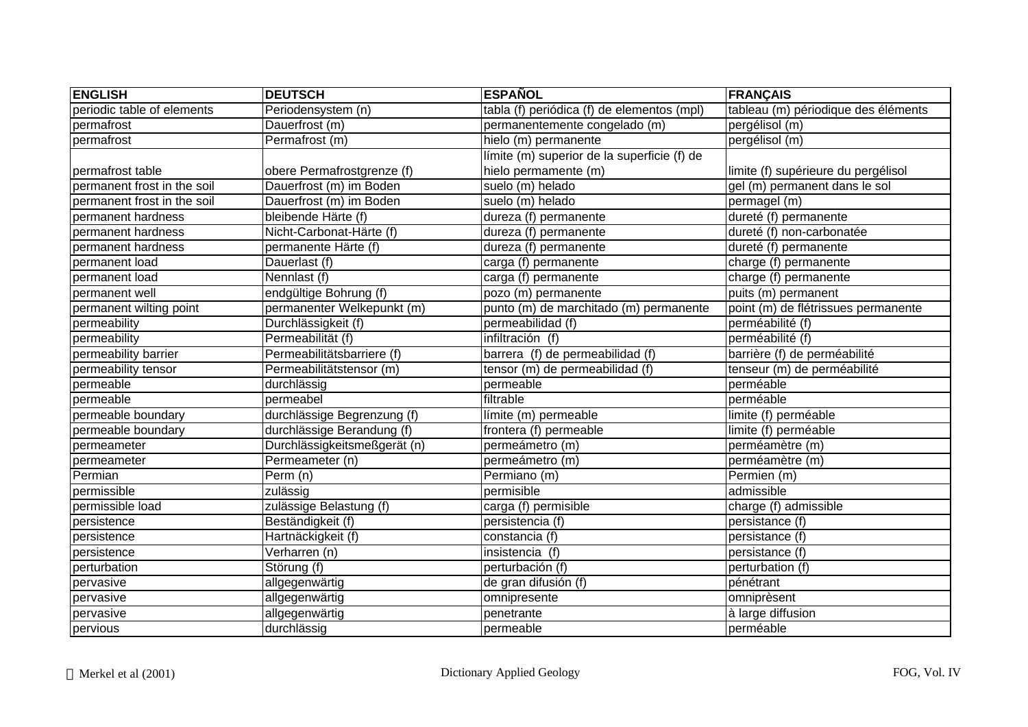| ENGLISH | DEUTSCH | ESPAÑOL | FRANÇAIS |
|---|---|---|---|
| periodic table of elements | Periodensystem (n) | tabla (f) periódica (f) de elementos (mpl) | tableau (m) périodique des éléments |
| permafrost | Dauerfrost (m) | permanentemente congelado (m) | pergélisol (m) |
| permafrost | Permafrost (m) | hielo (m) permanente | pergélisol (m) |
| permafrost table | obere Permafrostgrenze (f) | límite (m) superior de la superficie (f) de hielo permamente (m) | limite (f) supérieure du pergélisol |
| permanent frost in the soil | Dauerfrost (m) im Boden | suelo (m) helado | gel (m) permanent dans le sol |
| permanent frost in the soil | Dauerfrost (m) im Boden | suelo (m) helado | permagel (m) |
| permanent hardness | bleibende Härte (f) | dureza (f) permanente | dureté (f) permanente |
| permanent hardness | Nicht-Carbonat-Härte (f) | dureza (f) permanente | dureté (f) non-carbonatée |
| permanent hardness | permanente Härte (f) | dureza (f) permanente | dureté (f) permanente |
| permanent load | Dauerlast (f) | carga (f) permanente | charge (f) permanente |
| permanent load | Nennlast (f) | carga (f) permanente | charge (f) permanente |
| permanent well | endgültige Bohrung (f) | pozo (m) permanente | puits (m) permanent |
| permanent wilting point | permanenter Welkepunkt (m) | punto (m) de marchitado (m) permanente | point (m) de flétrissues permanente |
| permeability | Durchlässigkeit (f) | permeabilidad (f) | perméabilité (f) |
| permeability | Permeabilität (f) | infiltración (f) | perméabilité (f) |
| permeability barrier | Permeabilitätsbarriere (f) | barrera (f) de permeabilidad (f) | barrière (f) de perméabilité |
| permeability tensor | Permeabilitätstensor (m) | tensor (m) de permeabilidad (f) | tenseur (m) de perméabilité |
| permeable | durchlässig | permeable | perméable |
| permeable | permeabel | filtrable | perméable |
| permeable boundary | durchlässige Begrenzung (f) | límite (m) permeable | limite (f) perméable |
| permeable boundary | durchlässige Berandung (f) | frontera (f) permeable | limite (f) perméable |
| permeameter | Durchlässigkeitsmeßgerät (n) | permeámetro (m) | perméamètre (m) |
| permeameter | Permeameter (n) | permeámetro (m) | perméamètre (m) |
| Permian | Perm (n) | Permiano (m) | Permien (m) |
| permissible | zulässig | permisible | admissible |
| permissible load | zulässige Belastung (f) | carga (f) permisible | charge (f) admissible |
| persistence | Beständigkeit (f) | persistencia (f) | persistance (f) |
| persistence | Hartnäckigkeit (f) | constancia (f) | persistance (f) |
| persistence | Verharren (n) | insistencia (f) | persistance (f) |
| perturbation | Störung (f) | perturbación (f) | perturbation (f) |
| pervasive | allgegenwärtig | de gran difusión (f) | pénétrant |
| pervasive | allgegenwärtig | omnipresente | omniprèsent |
| pervasive | allgegenwärtig | penetrante | à large diffusion |
| pervious | durchlässig | permeable | perméable |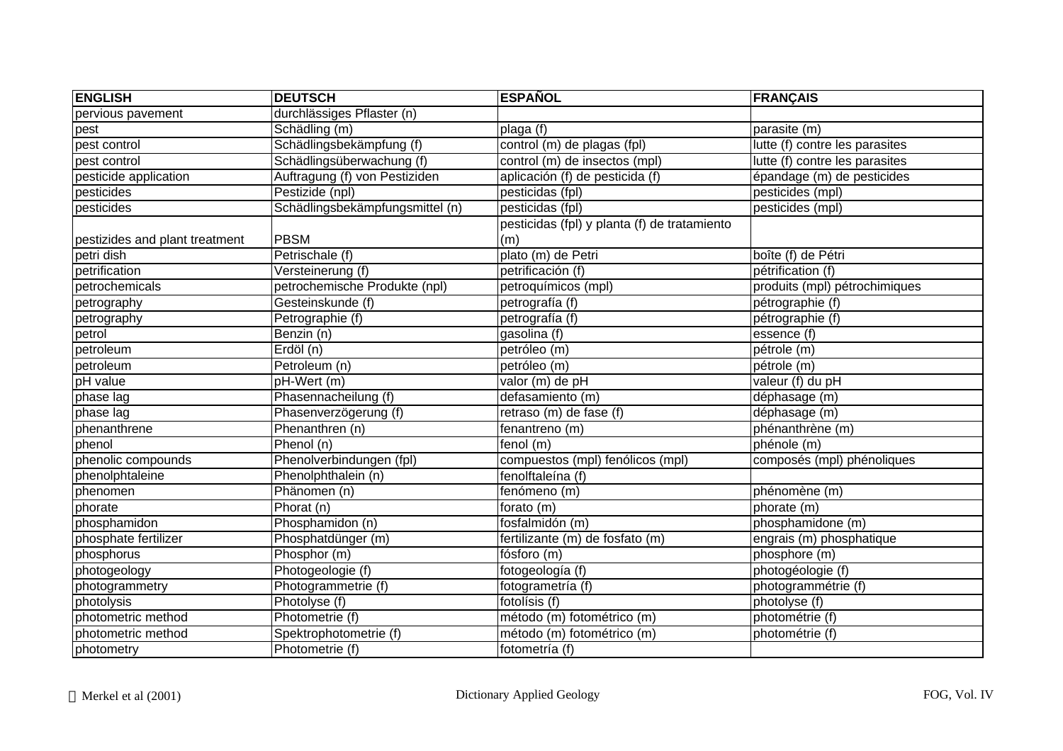| ENGLISH | DEUTSCH | ESPAÑOL | FRANÇAIS |
|---|---|---|---|
| pervious pavement | durchlässiges Pflaster (n) | | |
| pest | Schädling (m) | plaga (f) | parasite (m) |
| pest control | Schädlingsbekämpfung (f) | control (m) de plagas (fpl) | lutte (f) contre les parasites |
| pest control | Schädlingsüberwachung (f) | control (m) de insectos (mpl) | lutte (f) contre les parasites |
| pesticide application | Auftragung (f) von Pestiziden | aplicación (f) de pesticida (f) | épandage (m) de pesticides |
| pesticides | Pestizide (npl) | pesticidas (fpl) | pesticides (mpl) |
| pesticides | Schädlingsbekämpfungsmittel (n) | pesticidas (fpl) | pesticides (mpl) |
| pestizides and plant treatment | PBSM | pesticidas (fpl) y planta (f) de tratamiento (m) | |
| petri dish | Petrischale (f) | plato (m) de Petri | boîte (f) de Pétri |
| petrification | Versteinerung (f) | petrificación (f) | pétrification (f) |
| petrochemicals | petrochemische Produkte (npl) | petroquímicos (mpl) | produits (mpl) pétrochimiques |
| petrography | Gesteinskunde (f) | petrografía (f) | pétrographie (f) |
| petrography | Petrographie (f) | petrografía (f) | pétrographie (f) |
| petrol | Benzin (n) | gasolina (f) | essence (f) |
| petroleum | Erdöl (n) | petróleo (m) | pétrole (m) |
| petroleum | Petroleum (n) | petróleo (m) | pétrole (m) |
| pH value | pH-Wert (m) | valor (m) de pH | valeur (f) du pH |
| phase lag | Phasennacheilung (f) | defasamiento (m) | déphasage (m) |
| phase lag | Phasenverzögerung (f) | retraso (m) de fase (f) | déphasage (m) |
| phenanthrene | Phenanthren (n) | fenantreno (m) | phénanthrène (m) |
| phenol | Phenol (n) | fenol (m) | phénole (m) |
| phenolic compounds | Phenolverbindungen (fpl) | compuestos (mpl) fenólicos (mpl) | composés (mpl) phénoliques |
| phenolphtaleine | Phenolphthalein (n) | fenolftaleína (f) | |
| phenomen | Phänomen (n) | fenómeno (m) | phénomène (m) |
| phorate | Phorat (n) | forato (m) | phorate (m) |
| phosphamidon | Phosphamidon (n) | fosfalmidón (m) | phosphamidone (m) |
| phosphate fertilizer | Phosphatdünger (m) | fertilizante (m) de fosfato (m) | engrais (m) phosphatique |
| phosphorus | Phosphor (m) | fósforo (m) | phosphore (m) |
| photogeology | Photogeologie (f) | fotogeología (f) | photogéologie (f) |
| photogrammetry | Photogrammetrie (f) | fotogrametría (f) | photogrammétrie (f) |
| photolysis | Photolyse (f) | fotolísis (f) | photolyse (f) |
| photometric method | Photometrie (f) | método (m) fotométrico (m) | photométrie (f) |
| photometric method | Spektrophotometrie (f) | método (m) fotométrico (m) | photométrie (f) |
| photometry | Photometrie (f) | fotometría (f) | |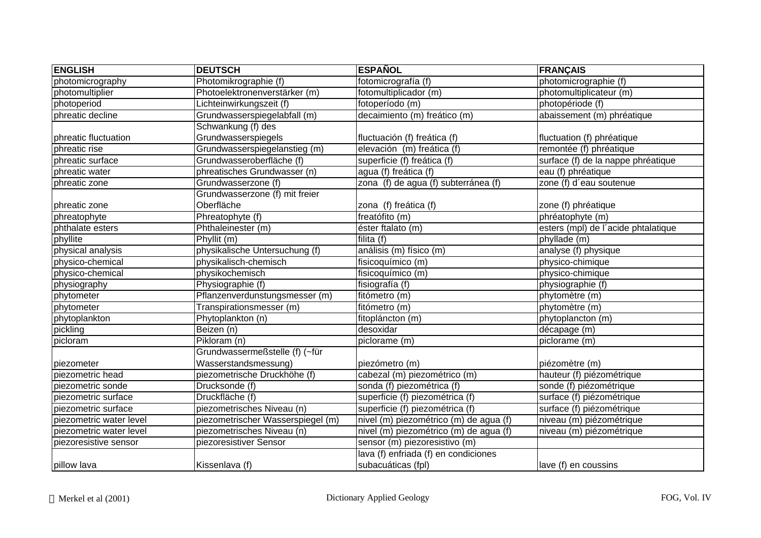| ENGLISH | DEUTSCH | ESPAÑOL | FRANÇAIS |
|---|---|---|---|
| photomicrography | Photomikrographie (f) | fotomicrografía (f) | photomicrographie (f) |
| photomultiplier | Photoelektronenverstärker (m) | fotomultiplicador (m) | photomultiplicateur (m) |
| photoperiod | Lichteinwirkungszeit (f) | fotoperíodo (m) | photopériode (f) |
| phreatic decline | Grundwasserspiegelabfall (m) | decaimiento (m) freático (m) | abaissement (m) phréatique |
| phreatic fluctuation | Schwankung (f) des Grundwasserspiegels | fluctuación (f) freática (f) | fluctuation (f) phréatique |
| phreatic rise | Grundwasserspiegelanstieg (m) | elevación (m) freática (f) | remontée (f) phréatique |
| phreatic surface | Grundwasseroberfläche (f) | superficie (f) freática (f) | surface (f) de la nappe phréatique |
| phreatic water | phreatisches Grundwasser (n) | agua (f) freática (f) | eau (f) phréatique |
| phreatic zone | Grundwasserzone (f) | zona (f) de agua (f) subterránea (f) | zone (f) d´eau soutenue |
| phreatic zone | Grundwasserzone (f) mit freier Oberfläche | zona (f) freática (f) | zone (f) phréatique |
| phreatophyte | Phreatophyte (f) | freatófito (m) | phréatophyte (m) |
| phthalate esters | Phthaleinester (m) | éster ftalato (m) | esters (mpl) de l´acide phtalatique |
| phyllite | Phyllit (m) | filita (f) | phyllade (m) |
| physical analysis | physikalische Untersuchung (f) | análisis (m) físico (m) | analyse (f) physique |
| physico-chemical | physikalisch-chemisch | fisicoquímico (m) | physico-chimique |
| physico-chemical | physikochemisch | fisicoquímico (m) | physico-chimique |
| physiography | Physiographie (f) | fisiografía (f) | physiographie (f) |
| phytometer | Pflanzenverdunstungsmesser (m) | fitómetro (m) | phytomètre (m) |
| phytometer | Transpirationsmesser (m) | fitómetro (m) | phytomètre (m) |
| phytoplankton | Phytoplankton (n) | fitoplancton (m) | phytoplancton (m) |
| pickling | Beizen (n) | desoxidar | décapage (m) |
| picloram | Pikloram (n) | piclorame (m) | piclorame (m) |
| piezometer | Grundwassermeßstelle (f) (~für Wasserstandsmessung) | piezómetro (m) | piézomètre (m) |
| piezometric head | piezometrische Druckhöhe (f) | cabezal (m) piezométrico (m) | hauteur (f) piézométrique |
| piezometric sonde | Drucksonde (f) | sonda (f) piezométrica (f) | sonde (f) piézométrique |
| piezometric surface | Druckfläche (f) | superficie (f) piezométrica (f) | surface (f) piézométrique |
| piezometric surface | piezometrisches Niveau (n) | superficie (f) piezométrica (f) | surface (f) piézométrique |
| piezometric water level | piezometrischer Wasserspiegel (m) | nivel (m) piezométrico (m) de agua (f) | niveau (m) piézométrique |
| piezometric water level | piezometrisches Niveau (n) | nivel (m) piezométrico (m) de agua (f) | niveau (m) piézométrique |
| piezoresistive sensor | piezoresistiver Sensor | sensor (m) piezoresistivo (m) | |
| pillow lava | Kissenlava (f) | lava (f) enfriada (f) en condiciones subacuáticas (fpl) | lave (f) en coussins |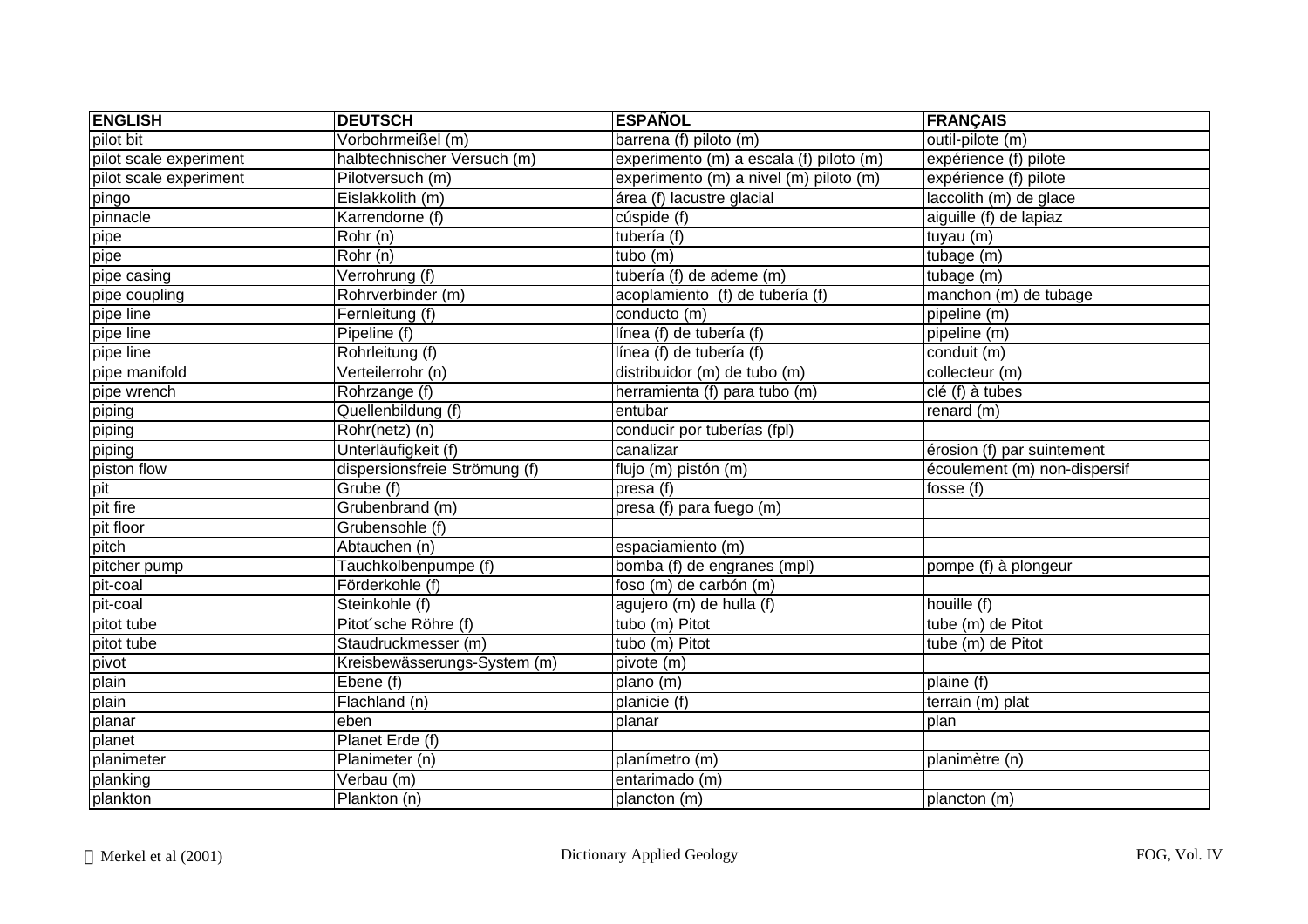| ENGLISH | DEUTSCH | ESPAÑOL | FRANÇAIS |
|---|---|---|---|
| pilot bit | Vorbohrmeißel (m) | barrena (f) piloto (m) | outil-pilote (m) |
| pilot scale experiment | halbtechnischer Versuch (m) | experimento (m) a escala (f) piloto (m) | expérience (f) pilote |
| pilot scale experiment | Pilotversuch (m) | experimento (m) a nivel (m) piloto (m) | expérience (f) pilote |
| pingo | Eislakkolith (m) | área (f) lacustre glacial | laccolith (m) de glace |
| pinnacle | Karrendorne (f) | cúspide (f) | aiguille (f) de lapiaz |
| pipe | Rohr (n) | tubería (f) | tuyau (m) |
| pipe | Rohr (n) | tubo (m) | tubage (m) |
| pipe casing | Verrohrung (f) | tubería (f) de ademe (m) | tubage (m) |
| pipe coupling | Rohrverbinder (m) | acoplamiento  (f) de tubería (f) | manchon (m) de tubage |
| pipe line | Fernleitung (f) | conducto (m) | pipeline (m) |
| pipe line | Pipeline (f) | línea (f) de tubería (f) | pipeline (m) |
| pipe line | Rohrleitung (f) | línea (f) de tubería (f) | conduit (m) |
| pipe manifold | Verteilerrohr (n) | distribuidor (m) de tubo (m) | collecteur (m) |
| pipe wrench | Rohrzange (f) | herramienta (f) para tubo (m) | clé (f) à tubes |
| piping | Quellenbildung (f) | entubar | renard (m) |
| piping | Rohr(netz) (n) | conducir por tuberías (fpl) | |
| piping | Unterläufigkeit (f) | canalizar | érosion (f) par suintement |
| piston flow | dispersionsfreie Strömung (f) | flujo (m) pistón (m) | écoulement (m) non-dispersif |
| pit | Grube (f) | presa (f) | fosse (f) |
| pit fire | Grubenbrand (m) | presa (f) para fuego (m) | |
| pit floor | Grubensohle (f) | | |
| pitch | Abtauchen (n) | espaciamiento (m) | |
| pitcher pump | Tauchkolbenpumpe (f) | bomba (f) de engranes (mpl) | pompe (f) à plongeur |
| pit-coal | Förderkohle (f) | foso (m) de carbón (m) | |
| pit-coal | Steinkohle (f) | agujero (m) de hulla (f) | houille (f) |
| pitot tube | Pitot´sche Röhre (f) | tubo (m) Pitot | tube (m) de Pitot |
| pitot tube | Staudruckmesser (m) | tubo (m) Pitot | tube (m) de Pitot |
| pivot | Kreisbewässerungs-System (m) | pivote (m) | |
| plain | Ebene (f) | plano (m) | plaine (f) |
| plain | Flachland (n) | planicie (f) | terrain (m) plat |
| planar | eben | planar | plan |
| planet | Planet Erde (f) | | |
| planimeter | Planimeter (n) | planímetro (m) | planimètre (n) |
| planking | Verbau (m) | entarimado (m) | |
| plankton | Plankton (n) | plancton (m) | plancton (m) |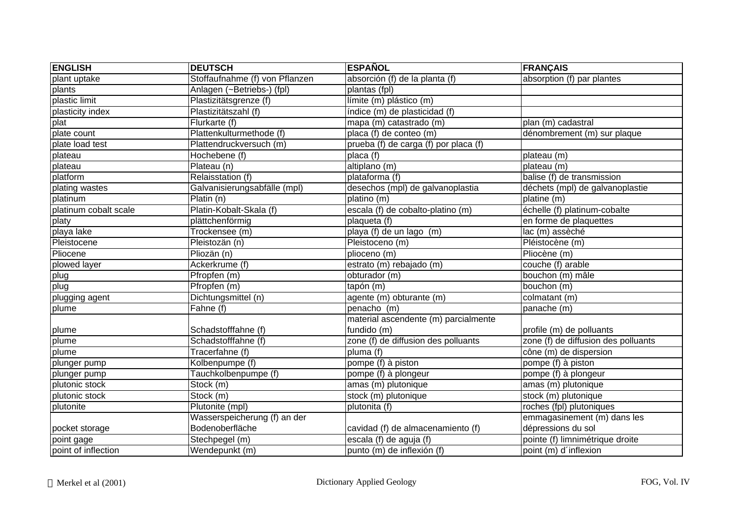| ENGLISH | DEUTSCH | ESPAÑOL | FRANÇAIS |
|---|---|---|---|
| plant uptake | Stoffaufnahme (f) von Pflanzen | absorción (f) de la planta (f) | absorption (f) par plantes |
| plants | Anlagen (~Betriebs-) (fpl) | plantas (fpl) | |
| plastic limit | Plastizitätsgrenze (f) | límite (m) plástico (m) | |
| plasticity index | Plastizitätszahl (f) | índice (m) de plasticidad (f) | |
| plat | Flurkarte (f) | mapa (m) catastrado (m) | plan (m) cadastral |
| plate count | Plattenkulturmethode (f) | placa (f) de conteo (m) | dénombrement (m) sur plaque |
| plate load test | Plattendruckversuch (m) | prueba (f) de carga (f) por placa (f) | |
| plateau | Hochebene (f) | placa (f) | plateau (m) |
| plateau | Plateau (n) | altiplano (m) | plateau (m) |
| platform | Relaisstation (f) | plataforma (f) | balise (f) de transmission |
| plating wastes | Galvanisierungsabfälle (mpl) | desechos (mpl) de galvanoplastia | déchets (mpl) de galvanoplastie |
| platinum | Platin (n) | platino (m) | platine (m) |
| platinum cobalt scale | Platin-Kobalt-Skala (f) | escala (f) de cobalto-platino (m) | échelle (f) platinum-cobalte |
| platy | plättchenförmig | plaqueta (f) | en forme de plaquettes |
| playa lake | Trockensee (m) | playa (f) de un lago (m) | lac (m) assèché |
| Pleistocene | Pleistozän (n) | Pleistoceno (m) | Pléistocène (m) |
| Pliocene | Pliozän (n) | plioceno (m) | Pliocène (m) |
| plowed layer | Ackerkrume (f) | estrato (m) rebajado (m) | couche (f) arable |
| plug | Pfropfen (m) | obturador (m) | bouchon (m) mâle |
| plug | Pfropfen (m) | tapón (m) | bouchon (m) |
| plugging agent | Dichtungsmittel (n) | agente (m) obturante (m) | colmatant (m) |
| plume | Fahne (f) | penacho (m) | panache (m) |
| plume | Schadstofffahne (f) | material ascendente (m) parcialmente fundido (m) | profile (m) de polluants |
| plume | Schadstofffahne (f) | zone (f) de diffusion des polluants | zone (f) de diffusion des polluants |
| plume | Tracerfahne (f) | pluma (f) | cône (m) de dispersion |
| plunger pump | Kolbenpumpe (f) | pompe (f) à piston | pompe (f) à piston |
| plunger pump | Tauchkolbenpumpe (f) | pompe (f) à plongeur | pompe (f) à plongeur |
| plutonic stock | Stock (m) | amas (m) plutonique | amas (m) plutonique |
| plutonic stock | Stock (m) | stock (m) plutonique | stock (m) plutonique |
| plutonite | Plutonite (mpl) | plutonita (f) | roches (fpl) plutoniques |
| pocket storage | Wasserspeicherung (f) an der Bodenoberfläche | cavidad (f) de almacenamiento (f) | emmagasinement (m) dans les dépressions du sol |
| point gage | Stechpegel (m) | escala (f) de aguja (f) | pointe (f) limnimétrique droite |
| point of inflection | Wendepunkt (m) | punto (m) de inflexión (f) | point (m) d´inflexion |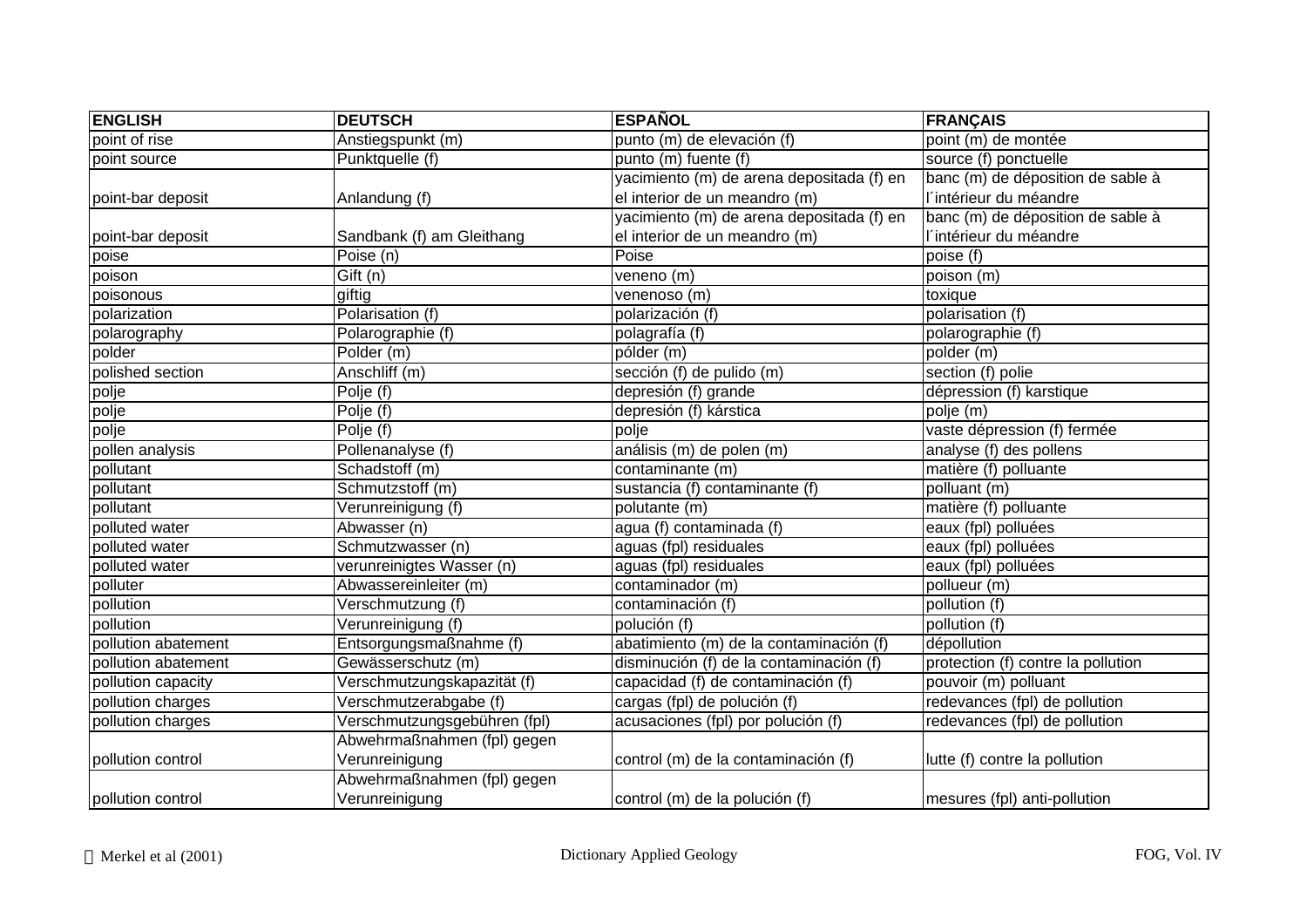| ENGLISH | DEUTSCH | ESPAÑOL | FRANÇAIS |
|---|---|---|---|
| point of rise | Anstiegspunkt (m) | punto (m) de elevación (f) | point (m) de montée |
| point source | Punktquelle (f) | punto (m) fuente (f) | source (f) ponctuelle |
| point-bar deposit | Anlandung (f) | yacimiento (m) de arena depositada (f) en el interior de un meandro (m) | banc (m) de déposition de sable à l´intérieur du méandre |
| point-bar deposit | Sandbank (f) am Gleithang | yacimiento (m) de arena depositada (f) en el interior de un meandro (m) | banc (m) de déposition de sable à l´intérieur du méandre |
| poise | Poise (n) | Poise | poise (f) |
| poison | Gift (n) | veneno (m) | poison (m) |
| poisonous | giftig | venenoso (m) | toxique |
| polarization | Polarisation (f) | polarización (f) | polarisation (f) |
| polarography | Polarographie (f) | polagrafía (f) | polarographie (f) |
| polder | Polder (m) | pólder (m) | polder (m) |
| polished section | Anschliff (m) | sección (f) de pulido (m) | section (f) polie |
| polje | Polje (f) | depresión (f) grande | dépression (f) karstique |
| polje | Polje (f) | depresión (f) kárstica | polje (m) |
| polje | Polje (f) | polje | vaste dépression (f) fermée |
| pollen analysis | Pollenanalyse (f) | análisis (m) de polen (m) | analyse (f) des pollens |
| pollutant | Schadstoff (m) | contaminante (m) | matière (f) polluante |
| pollutant | Schmutzstoff (m) | sustancia (f) contaminante (f) | polluant (m) |
| pollutant | Verunreinigung (f) | polutante (m) | matière (f) polluante |
| polluted water | Abwasser (n) | agua (f) contaminada (f) | eaux (fpl) polluées |
| polluted water | Schmutzwasser (n) | aguas (fpl) residuales | eaux (fpl) polluées |
| polluted water | verunreinigtes Wasser (n) | aguas (fpl) residuales | eaux (fpl) polluées |
| polluter | Abwassereinleiter (m) | contaminador (m) | pollueur (m) |
| pollution | Verschmutzung (f) | contaminación (f) | pollution (f) |
| pollution | Verunreinigung (f) | polución (f) | pollution (f) |
| pollution abatement | Entsorgungsmaßnahme (f) | abatimiento (m) de la contaminación (f) | dépollution |
| pollution abatement | Gewässerschutz (m) | disminución (f) de la contaminación (f) | protection (f) contre la pollution |
| pollution capacity | Verschmutzungskapazität (f) | capacidad (f) de contaminación (f) | pouvoir (m) polluant |
| pollution charges | Verschmutzerabgabe (f) | cargas (fpl) de polución (f) | redevances (fpl) de pollution |
| pollution charges | Verschmutzungsgebühren (fpl) | acusaciones (fpl) por polución (f) | redevances (fpl) de pollution |
| pollution control | Abwehrmaßnahmen (fpl) gegen Verunreinigung | control (m) de la contaminación (f) | lutte (f) contre la pollution |
| pollution control | Abwehrmaßnahmen (fpl) gegen Verunreinigung | control (m) de la polución (f) | mesures (fpl) anti-pollution |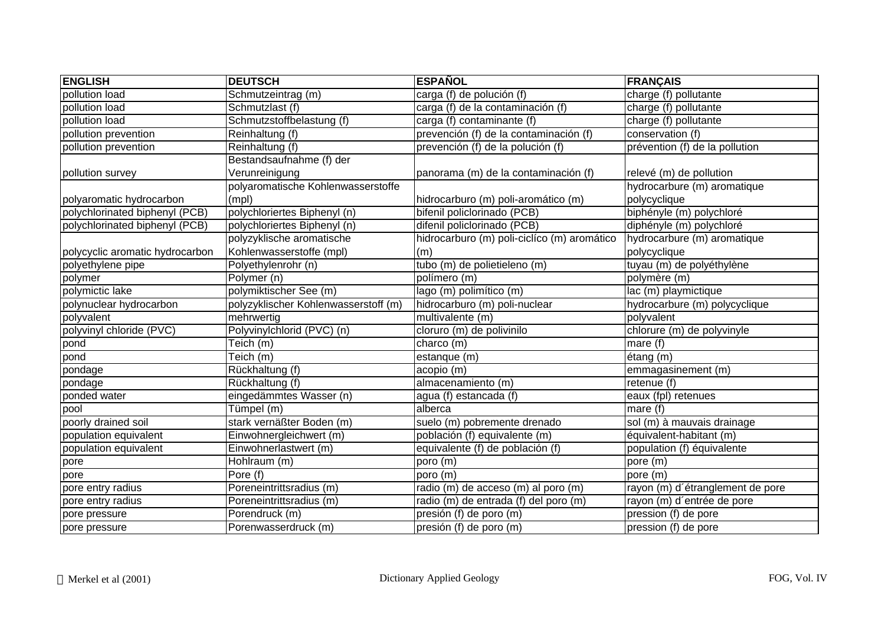| ENGLISH | DEUTSCH | ESPAÑOL | FRANÇAIS |
|---|---|---|---|
| pollution load | Schmutzeintrag (m) | carga (f) de polución (f) | charge (f) pollutante |
| pollution load | Schmutzlast (f) | carga (f) de la contaminación (f) | charge (f) pollutante |
| pollution load | Schmutzstoffbelastung (f) | carga (f) contaminante (f) | charge (f) pollutante |
| pollution prevention | Reinhaltung (f) | prevención (f) de la contaminación (f) | conservation (f) |
| pollution prevention | Reinhaltung (f) | prevención (f) de la polución (f) | prévention (f) de la pollution |
| pollution survey | Bestandsaufnahme (f) der Verunreinigung | panorama (m) de la contaminación (f) | relevé (m) de pollution |
| polyaromatic hydrocarbon | polyaromatische Kohlenwasserstoffe (mpl) | hidrocarburo (m) poli-aromático (m) | hydrocarbure (m) aromatique polycyclique |
| polychlorinated biphenyl (PCB) | polychloriertes Biphenyl (n) | bifenil policlorinado (PCB) | biphényle (m) polychloré |
| polychlorinated biphenyl (PCB) | polychloriertes Biphenyl (n) | difenil policlorinado (PCB) | diphényle (m) polychloré |
| polycyclic aromatic hydrocarbon | polyzyklische aromatische Kohlenwasserstoffe (mpl) | hidrocarburo (m) poli-ciclíco (m) aromático (m) | hydrocarbure (m) aromatique polycyclique |
| polyethylene pipe | Polyethylenrohr (n) | tubo (m) de polietieleno (m) | tuyau (m) de polyéthylène |
| polymer | Polymer (n) | polímero (m) | polymère (m) |
| polymictic lake | polymiktischer See (m) | lago (m) polimítico (m) | lac (m) playmictique |
| polynuclear hydrocarbon | polyzyklischer Kohlenwasserstoff (m) | hidrocarburo (m) poli-nuclear | hydrocarbure (m) polycyclique |
| polyvalent | mehrwertig | multivalente (m) | polyvalent |
| polyvinyl chloride (PVC) | Polyvinylchlorid (PVC) (n) | cloruro (m) de polivinilo | chlorure (m) de polyvinyle |
| pond | Teich (m) | charco (m) | mare (f) |
| pond | Teich (m) | estanque (m) | étang (m) |
| pondage | Rückhaltung (f) | acopio (m) | emmagasinement (m) |
| pondage | Rückhaltung (f) | almacenamiento (m) | retenue (f) |
| ponded water | eingedämmtes Wasser (n) | agua (f) estancada (f) | eaux (fpl) retenues |
| pool | Tümpel (m) | alberca | mare (f) |
| poorly drained soil | stark vernäßter Boden (m) | suelo (m) pobremente drenado | sol (m) à mauvais drainage |
| population equivalent | Einwohnergleichwert (m) | población (f) equivalente (m) | équivalent-habitant (m) |
| population equivalent | Einwohnerlastwert (m) | equivalente (f) de población (f) | population (f) équivalente |
| pore | Hohlraum (m) | poro (m) | pore (m) |
| pore | Pore (f) | poro (m) | pore (m) |
| pore entry radius | Poreneintrittsradius (m) | radio (m) de acceso (m) al poro (m) | rayon (m) d´étranglement de pore |
| pore entry radius | Poreneintrittsradius (m) | radio (m) de entrada (f) del poro (m) | rayon (m) d´entrée de pore |
| pore pressure | Porendruck (m) | presión (f) de poro (m) | pression (f) de pore |
| pore pressure | Porenwasserdruck (m) | presión (f) de poro (m) | pression (f) de pore |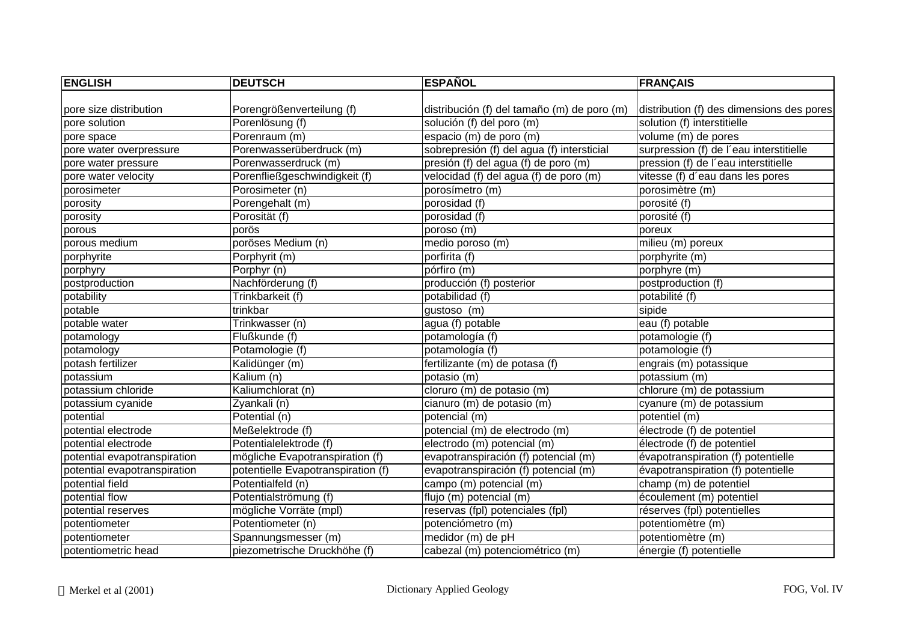| ENGLISH | DEUTSCH | ESPAÑOL | FRANÇAIS |
|---|---|---|---|
| pore size distribution | Porengrößenverteilung (f) | distribución (f) del tamaño (m) de poro (m) | distribution (f) des dimensions des pores |
| pore solution | Porenlösung (f) | solución (f) del poro (m) | solution (f) interstitielle |
| pore space | Porenraum (m) | espacio (m) de poro (m) | volume (m) de pores |
| pore water overpressure | Porenwasserüberdruck (m) | sobrepresión (f) del agua (f) intersticial | surpression (f) de l´eau interstitielle |
| pore water pressure | Porenwasserdruck (m) | presión (f) del agua (f) de poro (m) | pression (f) de l´eau interstitielle |
| pore water velocity | Porenfließgeschwindigkeit (f) | velocidad (f) del agua (f) de poro (m) | vitesse (f) d´eau dans les pores |
| porosimeter | Porosimeter (n) | porosímetro (m) | porosimètre (m) |
| porosity | Porengehalt (m) | porosidad (f) | porosité (f) |
| porosity | Porosität (f) | porosidad (f) | porosité (f) |
| porous | porös | poroso (m) | poreux |
| porous medium | poröses Medium (n) | medio poroso (m) | milieu (m) poreux |
| porphyrite | Porphyrit (m) | porfirita (f) | porphyrite (m) |
| porphyry | Porphyr (n) | pórfiro (m) | porphyre (m) |
| postproduction | Nachförderung (f) | producción (f) posterior | postproduction (f) |
| potability | Trinkbarkeit (f) | potabilidad (f) | potabilité (f) |
| potable | trinkbar | gustoso (m) | sipide |
| potable water | Trinkwasser (n) | agua (f) potable | eau (f) potable |
| potamology | Flußkunde (f) | potamología (f) | potamologie (f) |
| potamology | Potamologie (f) | potamología (f) | potamologie (f) |
| potash fertilizer | Kalidünger (m) | fertilizante (m) de potasa (f) | engrais (m) potassique |
| potassium | Kalium (n) | potasio (m) | potassium (m) |
| potassium chloride | Kaliumchlorat (n) | cloruro (m) de potasio (m) | chlorure (m) de potassium |
| potassium cyanide | Zyankali (n) | cianuro (m) de potasio (m) | cyanure (m) de potassium |
| potential | Potential (n) | potencial (m) | potentiel (m) |
| potential electrode | Meßelektrode (f) | potencial (m) de electrodo (m) | électrode (f) de potentiel |
| potential electrode | Potentialelektrode (f) | electrodo (m) potencial (m) | électrode (f) de potentiel |
| potential evapotranspiration | mögliche Evapotranspiration (f) | evapotranspiración (f) potencial (m) | évapotranspiration (f) potentielle |
| potential evapotranspiration | potentielle Evapotranspiration (f) | evapotranspiración (f) potencial (m) | évapotranspiration (f) potentielle |
| potential field | Potentialfeld (n) | campo (m) potencial (m) | champ (m) de potentiel |
| potential flow | Potentialströmung (f) | flujo (m) potencial (m) | écoulement (m) potentiel |
| potential reserves | mögliche Vorräte (mpl) | reservas (fpl) potenciales (fpl) | réserves (fpl) potentielles |
| potentiometer | Potentiometer (n) | potenciómetro (m) | potentiomètre (m) |
| potentiometer | Spannungsmesser (m) | medidor (m) de pH | potentiomètre (m) |
| potentiometric head | piezometrische Druckhöhe (f) | cabezal (m) potenciométrico (m) | énergie (f) potentielle |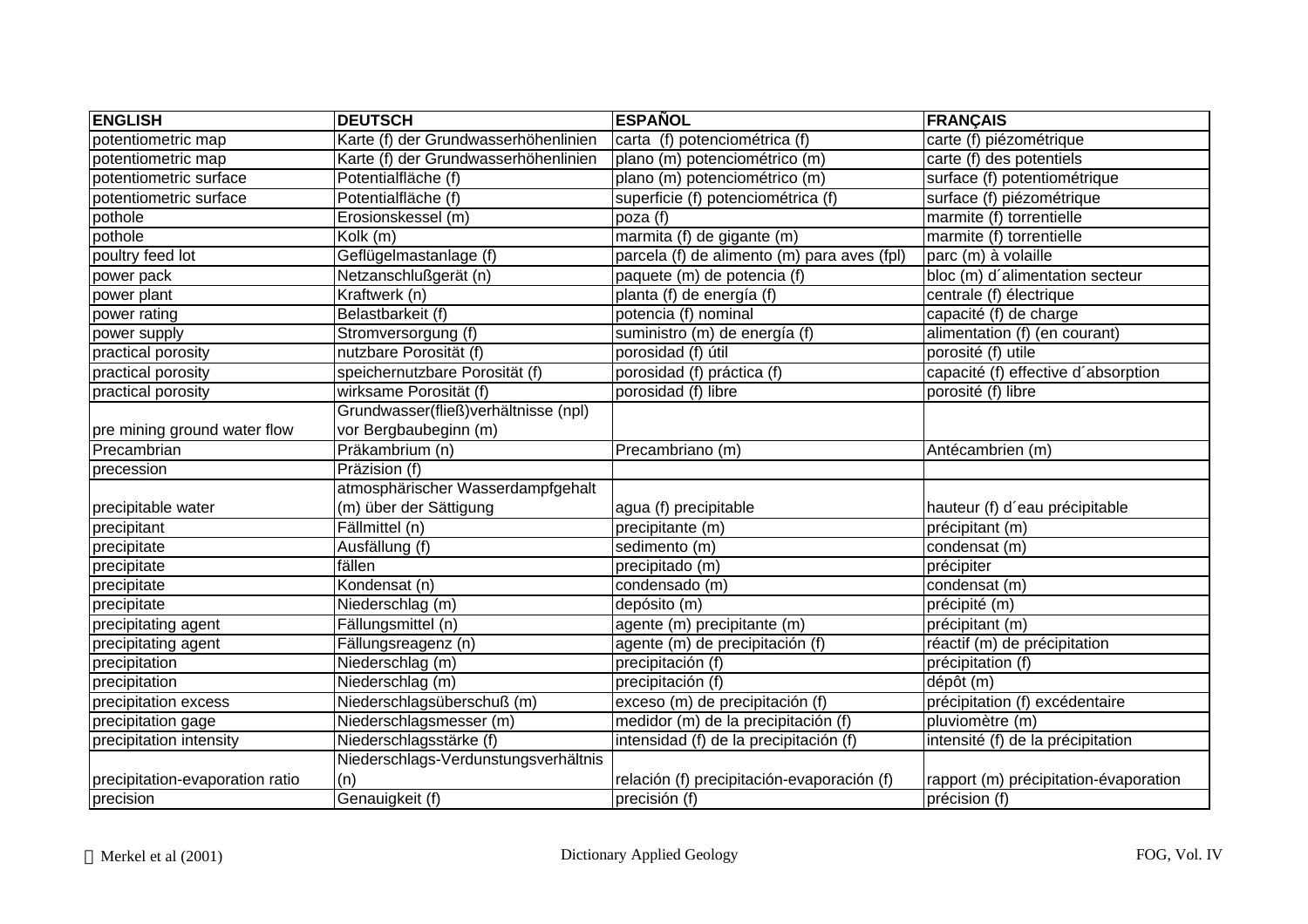| ENGLISH | DEUTSCH | ESPAÑOL | FRANÇAIS |
|---|---|---|---|
| potentiometric map | Karte (f) der Grundwasserhöhenlinien | carta  (f) potenciométrica (f) | carte (f) piézométrique |
| potentiometric map | Karte (f) der Grundwasserhöhenlinien | plano (m) potenciométrico (m) | carte (f) des potentiels |
| potentiometric surface | Potentialfläche (f) | plano (m) potenciométrico (m) | surface (f) potentiométrique |
| potentiometric surface | Potentialfläche (f) | superficie (f) potenciométrica (f) | surface (f) piézométrique |
| pothole | Erosionskessel (m) | poza (f) | marmite (f) torrentielle |
| pothole | Kolk (m) | marmita (f) de gigante (m) | marmite (f) torrentielle |
| poultry feed lot | Geflügelmastanlage (f) | parcela (f) de alimento (m) para aves (fpl) | parc (m) à volaille |
| power pack | Netzanschlußgerät (n) | paquete (m) de potencia (f) | bloc (m) d´alimentation secteur |
| power plant | Kraftwerk (n) | planta (f) de energía (f) | centrale (f) électrique |
| power rating | Belastbarkeit (f) | potencia (f) nominal | capacité (f) de charge |
| power supply | Stromversorgung (f) | suministro (m) de energía (f) | alimentation (f) (en courant) |
| practical porosity | nutzbare Porosität (f) | porosidad (f) útil | porosité (f) utile |
| practical porosity | speichernutzbare Porosität (f) | porosidad (f) práctica (f) | capacité (f) effective d´absorption |
| practical porosity | wirksame Porosität (f) | porosidad (f) libre | porosité (f) libre |
| pre mining ground water flow | Grundwasser(fließ)verhältnisse (npl) vor Bergbaubeginn (m) | | |
| Precambrian | Präkambrium (n) | Precambriano (m) | Antécambrien (m) |
| precession | Präzision (f) | | |
| precipitable water | atmosphärischer Wasserdampfgehalt (m) über der Sättigung | agua (f) precipitable | hauteur (f) d´eau précipitable |
| precipitant | Fällmittel (n) | precipitante (m) | précipitant (m) |
| precipitate | Ausfällung (f) | sedimento (m) | condensat (m) |
| precipitate | fällen | precipitado (m) | précipiter |
| precipitate | Kondensat (n) | condensado (m) | condensat (m) |
| precipitate | Niederschlag (m) | depósito (m) | précipité (m) |
| precipitating agent | Fällungsmittel (n) | agente (m) precipitante (m) | précipitant (m) |
| precipitating agent | Fällungsreagenz (n) | agente (m) de precipitación (f) | réactif (m) de précipitation |
| precipitation | Niederschlag (m) | precipitación (f) | précipitation (f) |
| precipitation | Niederschlag (m) | precipitación (f) | dépôt (m) |
| precipitation excess | Niederschlagsüberschuß (m) | exceso (m) de precipitación (f) | précipitation (f) excédentaire |
| precipitation gage | Niederschlagsmesser (m) | medidor (m) de la precipitación (f) | pluviomètre (m) |
| precipitation intensity | Niederschlagsstärke (f) | intensidad (f) de la precipitación (f) | intensité (f) de la précipitation |
| precipitation-evaporation ratio | Niederschlags-Verdunstungsverhältnis (n) | relación (f) precipitación-evaporación (f) | rapport (m) précipitation-évaporation |
| precision | Genauigkeit (f) | precisión (f) | précision (f) |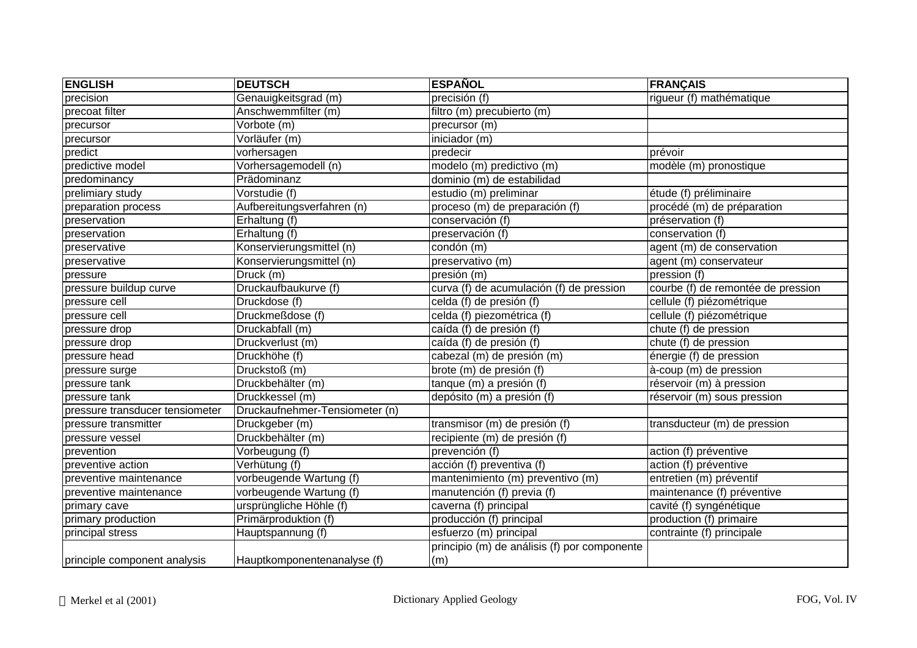| ENGLISH | DEUTSCH | ESPAÑOL | FRANÇAIS |
|---|---|---|---|
| precision | Genauigkeitsgrad (m) | precisión (f) | rigueur (f) mathématique |
| precoat filter | Anschwemmfilter (m) | filtro (m) precubierto (m) | |
| precursor | Vorbote (m) | precursor (m) | |
| precursor | Vorläufer (m) | iniciador (m) | |
| predict | vorhersagen | predecir | prévoir |
| predictive model | Vorhersagemodell (n) | modelo (m) predictivo (m) | modèle (m) pronostique |
| predominancy | Prädominanz | dominio (m) de estabilidad | |
| prelimiary study | Vorstudie (f) | estudio (m) preliminar | étude (f) préliminaire |
| preparation process | Aufbereitungsverfahren (n) | proceso (m) de preparación (f) | procédé (m) de préparation |
| preservation | Erhaltung (f) | conservación (f) | préservation (f) |
| preservation | Erhaltung (f) | preservación (f) | conservation (f) |
| preservative | Konservierungsmittel (n) | condón (m) | agent (m) de conservation |
| preservative | Konservierungsmittel (n) | preservativo (m) | agent (m) conservateur |
| pressure | Druck (m) | presión (m) | pression (f) |
| pressure buildup curve | Druckaufbaukurve (f) | curva (f) de acumulación (f) de pression | courbe (f) de remontée de pression |
| pressure cell | Druckdose (f) | celda (f) de presión (f) | cellule (f) piézométrique |
| pressure cell | Druckmeßdose (f) | celda (f) piezométrica (f) | cellule (f) piézométrique |
| pressure drop | Druckabfall (m) | caída (f) de presión (f) | chute (f) de pression |
| pressure drop | Druckverlust (m) | caída (f) de presión (f) | chute (f) de pression |
| pressure head | Druckhöhe (f) | cabezal (m) de presión (m) | énergie (f) de pression |
| pressure surge | Druckstoß (m) | brote (m) de presión (f) | à-coup (m) de pression |
| pressure tank | Druckbehälter (m) | tanque (m) a presión (f) | réservoir (m) à pression |
| pressure tank | Druckkessel (m) | depósito (m) a presión (f) | réservoir (m) sous pression |
| pressure transducer tensiometer | Druckaufnehmer-Tensiometer (n) | | |
| pressure transmitter | Druckgeber (m) | transmisor (m) de presión (f) | transducteur (m) de pression |
| pressure vessel | Druckbehälter (m) | recipiente (m) de presión (f) | |
| prevention | Vorbeugung (f) | prevención (f) | action (f) préventive |
| preventive action | Verhütung (f) | acción (f) preventiva (f) | action (f) préventive |
| preventive maintenance | vorbeugende Wartung (f) | mantenimiento (m) preventivo (m) | entretien (m) préventif |
| preventive maintenance | vorbeugende Wartung (f) | manutención (f) previa (f) | maintenance (f) préventive |
| primary cave | ursprüngliche Höhle (f) | caverna (f) principal | cavité (f) syngénétique |
| primary production | Primärproduktion (f) | producción (f) principal | production (f) primaire |
| principal stress | Hauptspannung (f) | esfuerzo (m) principal | contrainte (f) principale |
| principle component analysis | Hauptkomponentenanalyse (f) | principio (m) de análisis (f) por componente (m) | |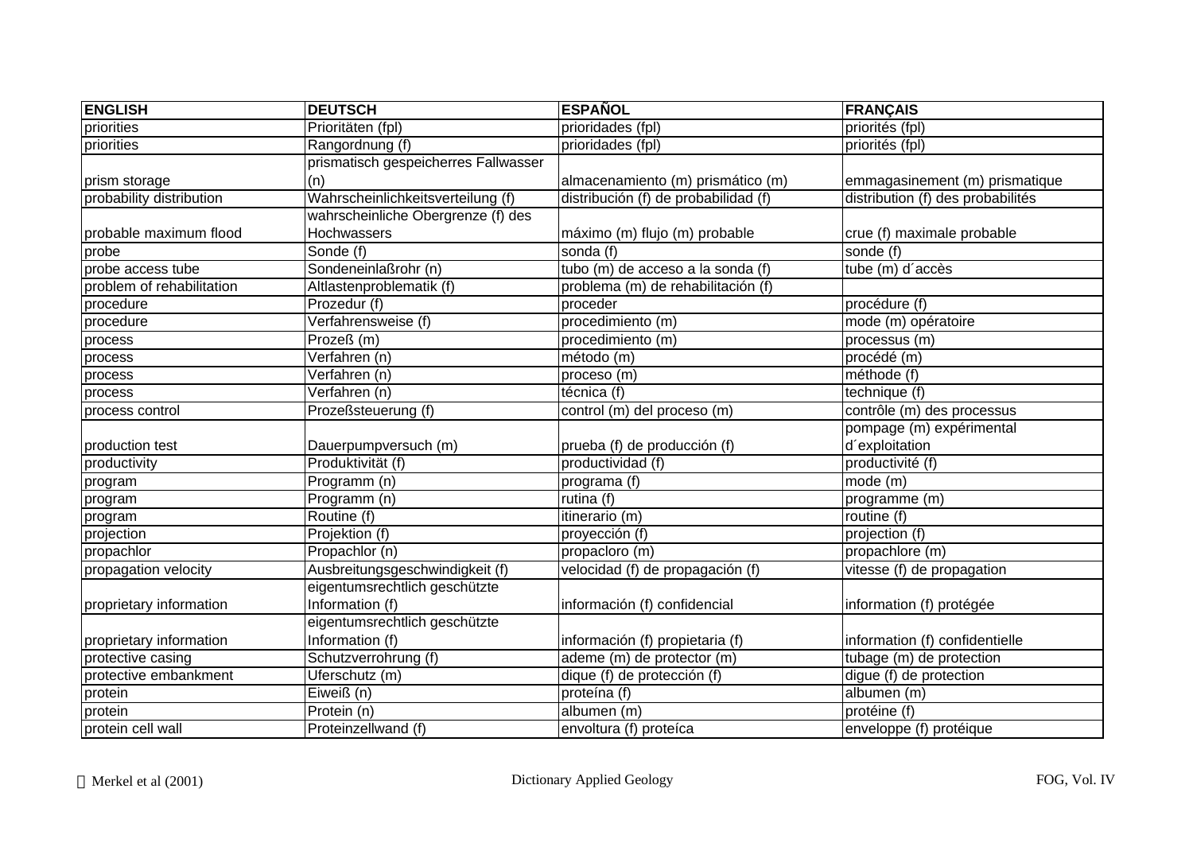| ENGLISH | DEUTSCH | ESPAÑOL | FRANÇAIS |
|---|---|---|---|
| priorities | Prioritäten (fpl) | prioridades (fpl) | priorités (fpl) |
| priorities | Rangordnung (f) | prioridades (fpl) | priorités (fpl) |
| prism storage | prismatisch gespeicherres Fallwasser (n) | almacenamiento (m) prismático (m) | emmagasinement (m) prismatique |
| probability distribution | Wahrscheinlichkeitsverteilung (f) | distribución (f) de probabilidad (f) | distribution (f) des probabilités |
| probable maximum flood | wahrscheinliche Obergrenze (f) des Hochwassers | máximo (m) flujo (m) probable | crue (f) maximale probable |
| probe | Sonde (f) | sonda (f) | sonde (f) |
| probe access tube | Sondeneinlaßrohr (n) | tubo (m) de acceso a la sonda (f) | tube (m) d´accès |
| problem of rehabilitation | Altlastenproblematik (f) | problema (m) de rehabilitación (f) | |
| procedure | Prozedur (f) | proceder | procédure (f) |
| procedure | Verfahrensweise (f) | procedimiento (m) | mode (m) opératoire |
| process | Prozeß (m) | procedimiento (m) | processus (m) |
| process | Verfahren (n) | método (m) | procédé (m) |
| process | Verfahren (n) | proceso (m) | méthode (f) |
| process | Verfahren (n) | técnica (f) | technique (f) |
| process control | Prozeßsteuerung (f) | control (m) del proceso (m) | contrôle (m) des processus |
| production test | Dauerpumpversuch (m) | prueba (f) de producción (f) | pompage (m) expérimental d´exploitation |
| productivity | Produktivität (f) | productividad (f) | productivité (f) |
| program | Programm (n) | programa (f) | mode (m) |
| program | Programm (n) | rutina (f) | programme (m) |
| program | Routine (f) | itinerario (m) | routine (f) |
| projection | Projektion (f) | proyección (f) | projection (f) |
| propachlor | Propachlor (n) | propacloro (m) | propachlore (m) |
| propagation velocity | Ausbreitungsgeschwindigkeit (f) | velocidad (f) de propagación (f) | vitesse (f) de propagation |
| proprietary information | eigentumsrechtlich geschützte Information (f) | información (f) confidencial | information (f) protégée |
| proprietary information | eigentumsrechtlich geschützte Information (f) | información (f) propietaria (f) | information (f) confidentielle |
| protective casing | Schutzverrohrung (f) | ademe (m) de protector (m) | tubage (m) de protection |
| protective embankment | Uferschutz (m) | dique (f) de protección (f) | digue (f) de protection |
| protein | Eiweiß (n) | proteína (f) | albumen (m) |
| protein | Protein (n) | albumen (m) | protéine (f) |
| protein cell wall | Proteinzellwand (f) | envoltura (f) proteíca | enveloppe (f) protéique |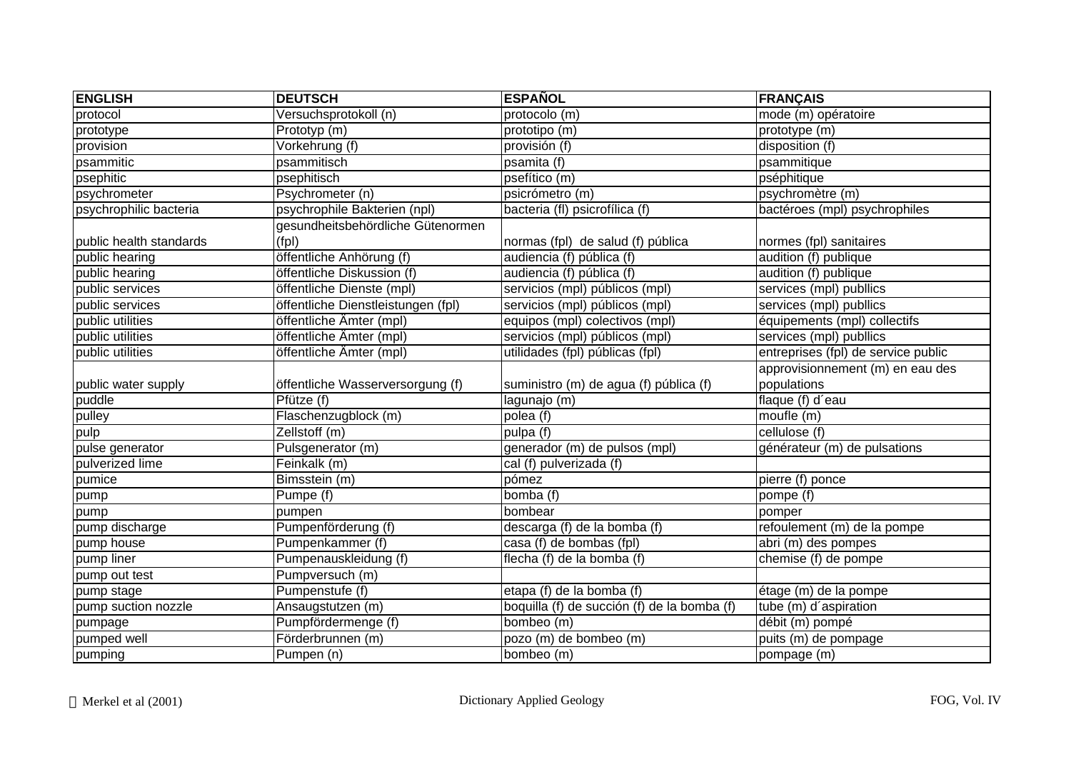| ENGLISH | DEUTSCH | ESPAÑOL | FRANÇAIS |
|---|---|---|---|
| protocol | Versuchsprotokoll (n) | protocolo (m) | mode (m) opératoire |
| prototype | Prototyp (m) | prototipo (m) | prototype (m) |
| provision | Vorkehrung (f) | provisión (f) | disposition (f) |
| psammitic | psammitisch | psamita (f) | psammitique |
| psephitic | psephitisch | psefítico (m) | péphitique |
| psychrometer | Psychrometer (n) | psicrómetro (m) | psychromètre (m) |
| psychrophilic bacteria | psychrophile Bakterien (npl) | bacteria (fl) psicrofílica (f) | bactéroes (mpl) psychrophiles |
| public health standards | gesundheitsbehördliche Gütenormen (fpl) | normas (fpl) de salud (f) pública | normes (fpl) sanitaires |
| public hearing | öffentliche Anhörung (f) | audiencia (f) pública (f) | audition (f) publique |
| public hearing | öffentliche Diskussion (f) | audiencia (f) pública (f) | audition (f) publique |
| public services | öffentliche Dienste (mpl) | servicios (mpl) públicos (mpl) | services (mpl) publlics |
| public services | öffentliche Dienstleistungen (fpl) | servicios (mpl) públicos (mpl) | services (mpl) publlics |
| public utilities | öffentliche Ämter (mpl) | equipos (mpl) colectivos (mpl) | équipements (mpl) collectifs |
| public utilities | öffentliche Ämter (mpl) | servicios (mpl) públicos (mpl) | services (mpl) publlics |
| public utilities | öffentliche Ämter (mpl) | utilidades (fpl) públicas (fpl) | entreprises (fpl) de service public |
| public water supply | öffentliche Wasserversorgung (f) | suministro (m) de agua (f) pública (f) | approvisionnement (m) en eau des populations |
| puddle | Pfütze (f) | lagunajo (m) | flaque (f) d´eau |
| pulley | Flaschenzugblock (m) | polea (f) | moufle (m) |
| pulp | Zellstoff (m) | pulpa (f) | cellulose (f) |
| pulse generator | Pulsgenerator (m) | generador (m) de pulsos (mpl) | générateur (m) de pulsations |
| pulverized lime | Feinkalk (m) | cal (f) pulverizada (f) | |
| pumice | Bimsstein (m) | pómez | pierre (f) ponce |
| pump | Pumpe (f) | bomba (f) | pompe (f) |
| pump | pumpen | bombear | pomper |
| pump discharge | Pumpenförderung (f) | descarga (f) de la bomba (f) | refoulement (m) de la pompe |
| pump house | Pumpenkammer (f) | casa (f) de bombas (fpl) | abri (m) des pompes |
| pump liner | Pumpenauskleidung (f) | flecha (f) de la bomba (f) | chemise (f) de pompe |
| pump out test | Pumpversuch (m) | | |
| pump stage | Pumpenstufe (f) | etapa (f) de la bomba (f) | étage (m) de la pompe |
| pump suction nozzle | Ansaugstutzen (m) | boquilla (f) de succión (f) de la bomba (f) | tube (m) d´aspiration |
| pumpage | Pumpfördermenge (f) | bombeo (m) | débit (m) pompé |
| pumped well | Förderbrunnen (m) | pozo (m) de bombeo (m) | puits (m) de pompage |
| pumping | Pumpen (n) | bombeo (m) | pompage (m) |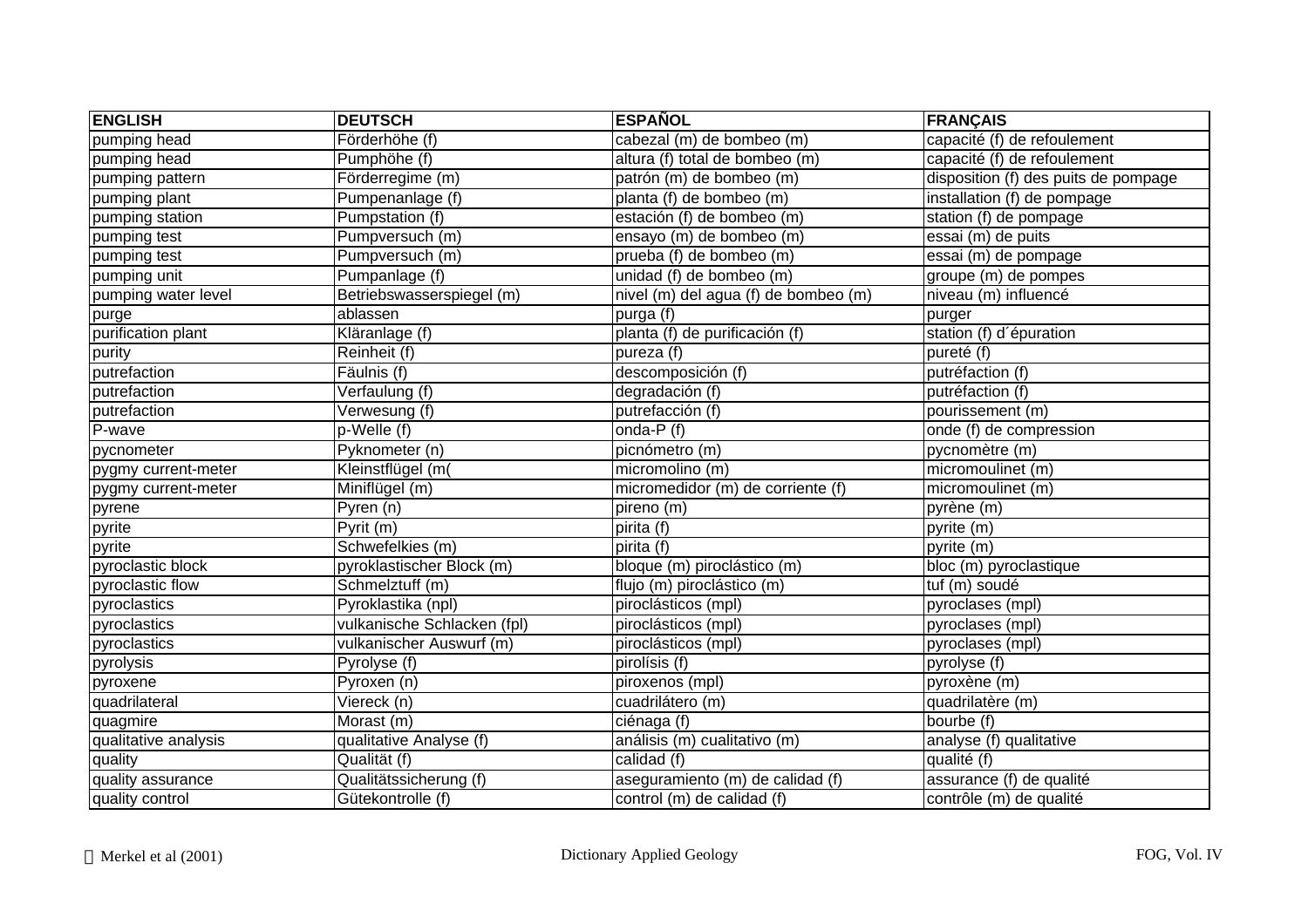| ENGLISH | DEUTSCH | ESPAÑOL | FRANÇAIS |
|---|---|---|---|
| pumping head | Förderhöhe (f) | cabezal (m) de bombeo (m) | capacité (f) de refoulement |
| pumping head | Pumphöhe (f) | altura (f) total de bombeo (m) | capacité (f) de refoulement |
| pumping pattern | Förderregime (m) | patrón (m) de bombeo (m) | disposition (f) des puits de pompage |
| pumping plant | Pumpenanlage (f) | planta (f) de bombeo (m) | installation (f) de pompage |
| pumping station | Pumpstation (f) | estación (f) de bombeo (m) | station (f) de pompage |
| pumping test | Pumpversuch (m) | ensayo (m) de bombeo (m) | essai (m) de puits |
| pumping test | Pumpversuch (m) | prueba (f) de bombeo (m) | essai (m) de pompage |
| pumping unit | Pumpanlage (f) | unidad (f) de bombeo (m) | groupe (m) de pompes |
| pumping water level | Betriebswasserspiegel (m) | nivel (m) del agua (f) de bombeo (m) | niveau (m) influencé |
| purge | ablassen | purga (f) | purger |
| purification plant | Kläranlage (f) | planta (f) de purificación (f) | station (f) d´épuration |
| purity | Reinheit (f) | pureza (f) | pureté (f) |
| putrefaction | Fäulnis (f) | descomposición (f) | putréfaction (f) |
| putrefaction | Verfaulung (f) | degradación (f) | putréfaction (f) |
| putrefaction | Verwesung (f) | putrefacción (f) | pourissement (m) |
| P-wave | p-Welle (f) | onda-P (f) | onde (f) de compression |
| pycnometer | Pyknometer (n) | picnómetro (m) | pycnomètre (m) |
| pygmy current-meter | Kleinstflügel (m( | micromolino (m) | micromoulinet (m) |
| pygmy current-meter | Miniflügel (m) | micromedidor (m) de corriente (f) | micromoulinet (m) |
| pyrene | Pyren (n) | pireno (m) | pyrène (m) |
| pyrite | Pyrit (m) | pirita (f) | pyrite (m) |
| pyrite | Schwefelkies (m) | pirita (f) | pyrite (m) |
| pyroclastic block | pyroklastischer Block (m) | bloque (m) piroclástico (m) | bloc (m) pyroclastique |
| pyroclastic flow | Schmelztuff (m) | flujo (m) piroclástico (m) | tuf (m) soudé |
| pyroclastics | Pyroklastika (npl) | piroclásticos (mpl) | pyroclases (mpl) |
| pyroclastics | vulkanische Schlacken (fpl) | piroclásticos (mpl) | pyroclases (mpl) |
| pyroclastics | vulkanischer Auswurf (m) | piroclásticos (mpl) | pyroclases (mpl) |
| pyrolysis | Pyrolyse (f) | pirolísis (f) | pyrolyse (f) |
| pyroxene | Pyroxen (n) | piroxenos (mpl) | pyroxène (m) |
| quadrilateral | Viereck (n) | cuadrilátero (m) | quadrilatère (m) |
| quagmire | Morast (m) | ciénaga (f) | bourbe (f) |
| qualitative analysis | qualitative Analyse (f) | análisis (m) cualitativo (m) | analyse (f) qualitative |
| quality | Qualität (f) | calidad (f) | qualité (f) |
| quality assurance | Qualitätssicherung (f) | aseguramiento (m) de calidad (f) | assurance (f) de qualité |
| quality control | Gütekontrolle (f) | control (m) de calidad (f) | contrôle (m) de qualité |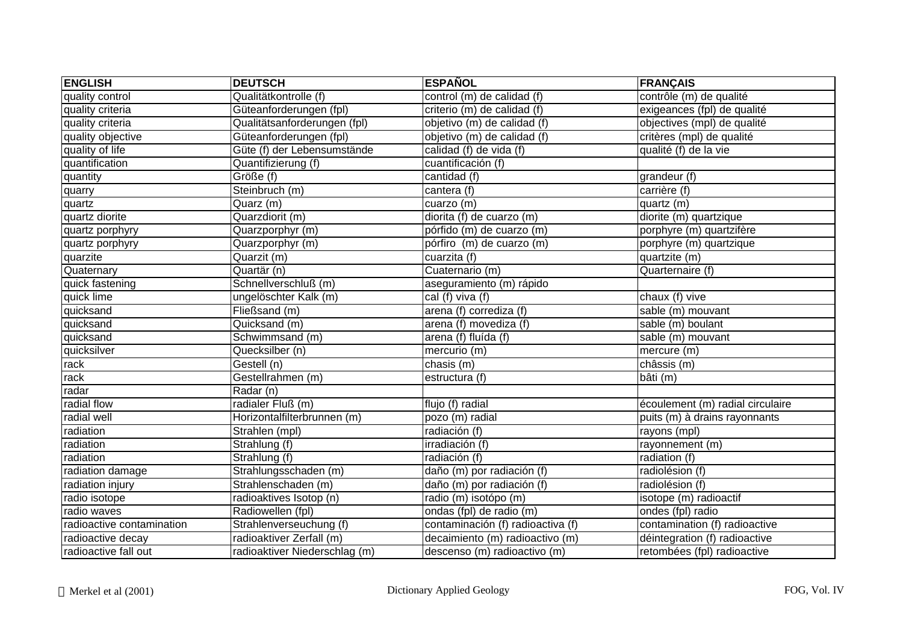| ENGLISH | DEUTSCH | ESPAÑOL | FRANÇAIS |
|---|---|---|---|
| quality control | Qualitätkontrolle (f) | control (m) de calidad (f) | contrôle (m) de qualité |
| quality criteria | Güteanforderungen (fpl) | criterio (m) de calidad (f) | exigeances (fpl) de qualité |
| quality criteria | Qualitätsanforderungen (fpl) | objetivo (m) de calidad (f) | objectives (mpl) de qualité |
| quality objective | Güteanforderungen (fpl) | objetivo (m) de calidad (f) | critères (mpl) de qualité |
| quality of life | Güte (f) der Lebensumstände | calidad (f) de vida (f) | qualité (f) de la vie |
| quantification | Quantifizierung (f) | cuantificación (f) | |
| quantity | Größe (f) | cantidad (f) | grandeur (f) |
| quarry | Steinbruch (m) | cantera (f) | carrière (f) |
| quartz | Quarz (m) | cuarzo (m) | quartz (m) |
| quartz diorite | Quarzdiorit (m) | diorita (f) de cuarzo (m) | diorite (m) quartzique |
| quartz porphyry | Quarzporphyr (m) | pórfido (m) de cuarzo (m) | porphyre (m) quartzifère |
| quartz porphyry | Quarzporphyr (m) | pórfiro  (m) de cuarzo (m) | porphyre (m) quartzique |
| quarzite | Quarzit (m) | cuarzita (f) | quartzite (m) |
| Quaternary | Quartär (n) | Cuaternario (m) | Quarternaire (f) |
| quick fastening | Schnellverschluß (m) | aseguramiento (m) rápido | |
| quick lime | ungelöschter Kalk (m) | cal (f) viva (f) | chaux (f) vive |
| quicksand | Fließsand (m) | arena (f) corrediza (f) | sable (m) mouvant |
| quicksand | Quicksand (m) | arena (f) movediza (f) | sable (m) boulant |
| quicksand | Schwimmsand (m) | arena (f) fluída (f) | sable (m) mouvant |
| quicksilver | Quecksilber (n) | mercurio (m) | mercure (m) |
| rack | Gestell (n) | chasis (m) | châssis (m) |
| rack | Gestellrahmen (m) | estructura (f) | bâti (m) |
| radar | Radar (n) | | |
| radial flow | radialer Fluß (m) | flujo (f) radial | écoulement (m) radial circulaire |
| radial well | Horizontalfilterbrunnen (m) | pozo (m) radial | puits (m) à drains rayonnants |
| radiation | Strahlen (mpl) | radiación (f) | rayons (mpl) |
| radiation | Strahlung (f) | irradiación (f) | rayonnement (m) |
| radiation | Strahlung (f) | radiación (f) | radiation (f) |
| radiation damage | Strahlungsschaden (m) | daño (m) por radiación (f) | radiolésion (f) |
| radiation injury | Strahlenschaden (m) | daño (m) por radiación (f) | radiolésion (f) |
| radio isotope | radioaktives Isotop (n) | radio (m) isotópo (m) | isotope (m) radioactif |
| radio waves | Radiowellen (fpl) | ondas (fpl) de radio (m) | ondes (fpl) radio |
| radioactive contamination | Strahlenverseuchung (f) | contaminación (f) radioactiva (f) | contamination (f) radioactive |
| radioactive decay | radioaktiver Zerfall (m) | decaimiento (m) radioactivo (m) | déintegration (f) radioactive |
| radioactive fall out | radioaktiver Niederschlag (m) | descenso (m) radioactivo (m) | retombées (fpl) radioactive |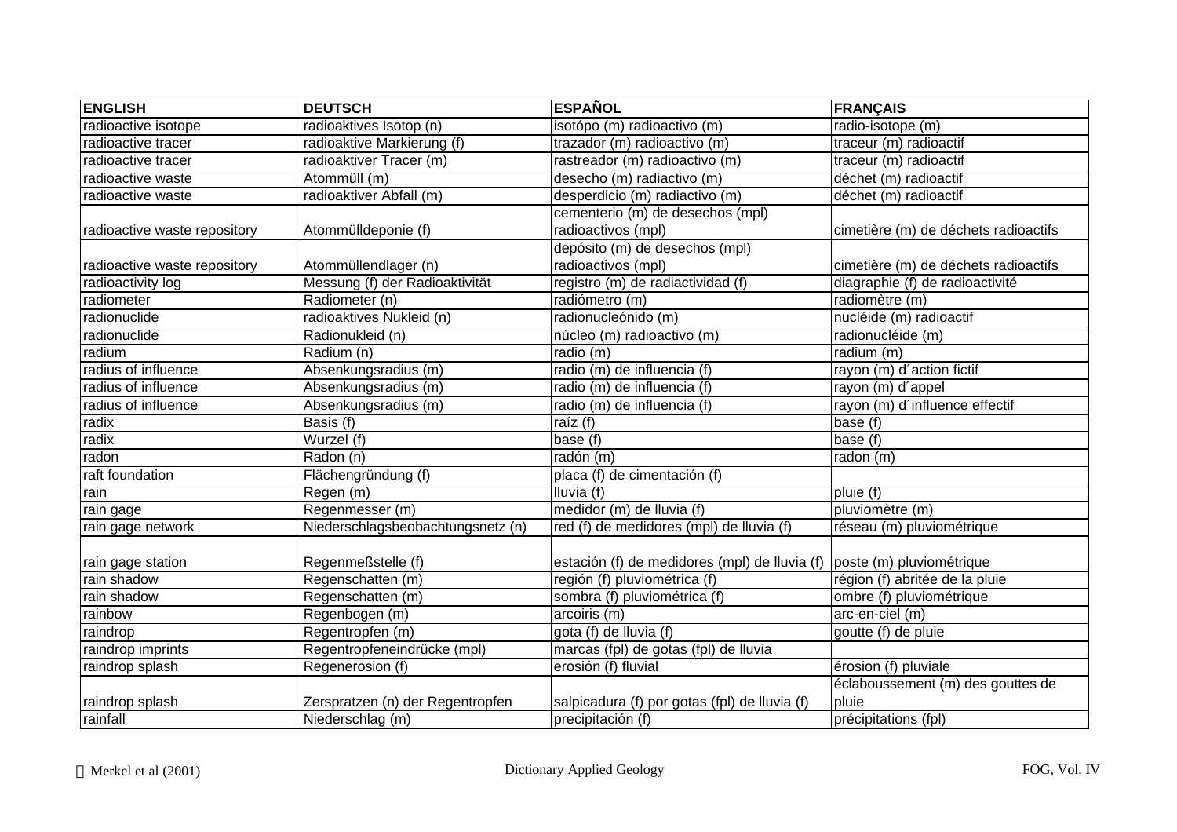| ENGLISH | DEUTSCH | ESPAÑOL | FRANÇAIS |
| --- | --- | --- | --- |
| radioactive isotope | radioaktives Isotop (n) | isotópo (m) radioactivo (m) | radio-isotope (m) |
| radioactive tracer | radioaktive Markierung (f) | trazador (m) radioactivo (m) | traceur (m) radioactif |
| radioactive tracer | radioaktiver Tracer (m) | rastreador (m) radioactivo (m) | traceur (m) radioactif |
| radioactive waste | Atommüll (m) | desecho (m) radiactivo (m) | déchet (m) radioactif |
| radioactive waste | radioaktiver Abfall (m) | desperdicio (m) radiactivo (m) | déchet (m) radioactif |
| radioactive waste repository | Atommülldeponie (f) | cementerio (m) de desechos (mpl) radioactivos (mpl) | cimetière (m) de déchets radioactifs |
| radioactive waste repository | Atommüllendlager (n) | depósito (m) de desechos (mpl) radioactivos (mpl) | cimetière (m) de déchets radioactifs |
| radioactivity log | Messung (f) der Radioaktivität | registro (m) de radiactividad (f) | diagraphie (f) de radioactivité |
| radiometer | Radiometer (n) | radiómetro (m) | radiomètre (m) |
| radionuclide | radioaktives Nukleid (n) | radionucleónido (m) | nucléide (m) radioactif |
| radionuclide | Radionukleid (n) | núcleo (m) radioactivo (m) | radionucléide (m) |
| radium | Radium (n) | radio (m) | radium (m) |
| radius of influence | Absenkungsradius (m) | radio (m) de influencia (f) | rayon (m) d´action fictif |
| radius of influence | Absenkungsradius (m) | radio (m) de influencia (f) | rayon (m) d´appel |
| radius of influence | Absenkungsradius (m) | radio (m) de influencia (f) | rayon (m) d´influence effectif |
| radix | Basis (f) | raíz (f) | base (f) |
| radix | Wurzel (f) | base (f) | base (f) |
| radon | Radon (n) | radón (m) | radon (m) |
| raft foundation | Flächengründung (f) | placa (f) de cimentación (f) | |
| rain | Regen (m) | lluvia (f) | pluie (f) |
| rain gage | Regenmesser (m) | medidor (m) de lluvia (f) | pluviomètre (m) |
| rain gage network | Niederschlagsbeobachtungsnetz (n) | red (f) de medidores (mpl) de lluvia (f) | réseau (m) pluviométrique |
| rain gage station | Regenmeßstelle (f) | estación (f) de medidores (mpl) de lluvia (f) | poste (m) pluviométrique |
| rain shadow | Regenschatten (m) | región (f) pluviométrica (f) | région (f) abritée de la pluie |
| rain shadow | Regenschatten (m) | sombra (f) pluviométrica (f) | ombre (f) pluviométrique |
| rainbow | Regenbogen (m) | arcoiris (m) | arc-en-ciel (m) |
| raindrop | Regentropfen (m) | gota (f) de lluvia (f) | goutte (f) de pluie |
| raindrop imprints | Regentropfeneindrücke (mpl) | marcas (fpl) de gotas (fpl) de lluvia | |
| raindrop splash | Regenerosion (f) | erosión (f) fluvial | érosion (f) pluviale |
| raindrop splash | Zerspratzen (n) der Regentropfen | salpicadura (f) por gotas (fpl) de lluvia (f) | éclaboussement (m) des gouttes de pluie |
| rainfall | Niederschlag (m) | precipitación (f) | précipitations (fpl) |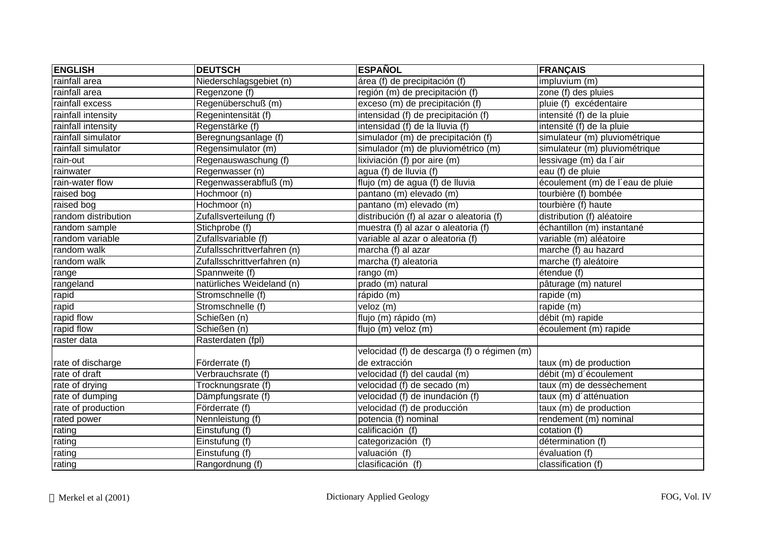| ENGLISH | DEUTSCH | ESPAÑOL | FRANÇAIS |
|---|---|---|---|
| rainfall area | Niederschlagsgebiet (n) | área (f) de precipitación (f) | impluvium (m) |
| rainfall area | Regenzone (f) | región (m) de precipitación (f) | zone (f) des pluies |
| rainfall excess | Regenüberschuß (m) | exceso (m) de precipitación (f) | pluie (f) excédentaire |
| rainfall intensity | Regenintensität (f) | intensidad (f) de precipitación (f) | intensité (f) de la pluie |
| rainfall intensity | Regenstärke (f) | intensidad (f) de la lluvia (f) | intensité (f) de la pluie |
| rainfall simulator | Beregnungsanlage (f) | simulador (m) de precipitación (f) | simulateur (m) pluviométrique |
| rainfall simulator | Regensimulator (m) | simulador (m) de pluviométrico (m) | simulateur (m) pluviométrique |
| rain-out | Regenauswaschung (f) | lixiviación (f) por aire (m) | lessivage (m) da l´air |
| rainwater | Regenwasser (n) | agua (f) de lluvia (f) | eau (f) de pluie |
| rain-water flow | Regenwasserabfluß (m) | flujo (m) de agua (f) de lluvia | écoulement (m) de l´eau de pluie |
| raised bog | Hochmoor (n) | pantano (m) elevado (m) | tourbière (f) bombée |
| raised bog | Hochmoor (n) | pantano (m) elevado (m) | tourbière (f) haute |
| random distribution | Zufallsverteilung (f) | distribución (f) al azar o aleatoria (f) | distribution (f) aléatoire |
| random sample | Stichprobe (f) | muestra (f) al azar o aleatoria (f) | échantillon (m) instantané |
| random variable | Zufallsvariable (f) | variable al azar o aleatoria (f) | variable (m) aléatoire |
| random walk | Zufallsschrittverfahren (n) | marcha (f) al azar | marche (f) au hazard |
| random walk | Zufallsschrittverfahren (n) | marcha (f) aleatoria | marche (f) aleátoire |
| range | Spannweite (f) | rango (m) | étendue (f) |
| rangeland | natürliches Weideland (n) | prado (m) natural | pâturage (m) naturel |
| rapid | Stromschnelle (f) | rápido (m) | rapide (m) |
| rapid | Stromschnelle (f) | veloz (m) | rapide (m) |
| rapid flow | Schießen (n) | flujo (m) rápido (m) | débit (m) rapide |
| rapid flow | Schießen (n) | flujo (m) veloz (m) | écoulement (m) rapide |
| raster data | Rasterdaten (fpl) | | |
| rate of discharge | Förderrate (f) | velocidad (f) de descarga (f) o régimen (m) de extracción | taux (m) de production |
| rate of draft | Verbrauchsrate (f) | velocidad (f) del caudal (m) | débit (m) d´écoulement |
| rate of drying | Trocknungsrate (f) | velocidad (f) de secado (m) | taux (m) de dessèchement |
| rate of dumping | Dämpfungsrate (f) | velocidad (f) de inundación (f) | taux (m) d´atténuation |
| rate of production | Förderrate (f) | velocidad (f) de producción | taux (m) de production |
| rated power | Nennleistung (f) | potencia (f) nominal | rendement (m) nominal |
| rating | Einstufung (f) | calificación (f) | cotation (f) |
| rating | Einstufung (f) | categorización (f) | détermination (f) |
| rating | Einstufung (f) | valuación (f) | évaluation (f) |
| rating | Rangordnung (f) | clasificación (f) | classification (f) |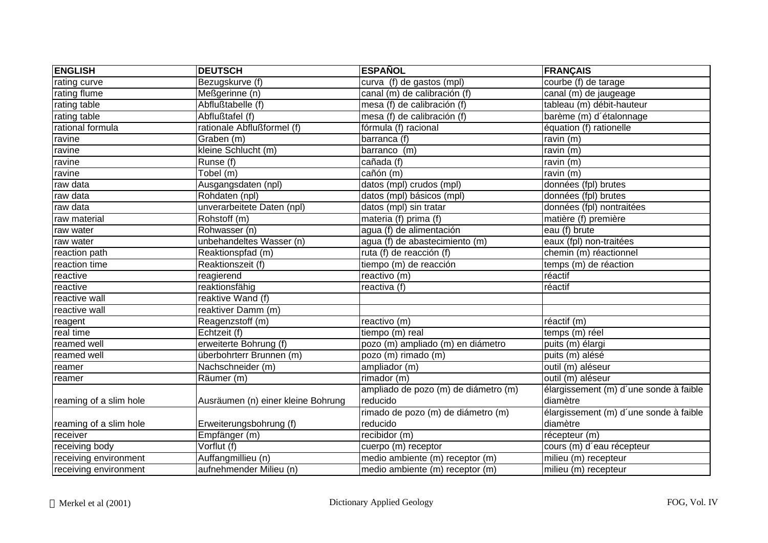| ENGLISH | DEUTSCH | ESPAÑOL | FRANÇAIS |
|---|---|---|---|
| rating curve | Bezugskurve (f) | curva  (f) de gastos (mpl) | courbe (f) de tarage |
| rating flume | Meßgerinne (n) | canal (m) de calibración (f) | canal (m) de jaugeage |
| rating table | Abflußtabelle (f) | mesa (f) de calibración (f) | tableau (m) débit-hauteur |
| rating table | Abflußtafel (f) | mesa (f) de calibración (f) | barème (m) d´étalonnage |
| rational formula | rationale Abflußformel (f) | fórmula (f) racional | équation (f) rationelle |
| ravine | Graben (m) | barranca (f) | ravin (m) |
| ravine | kleine Schlucht (m) | barranco  (m) | ravin (m) |
| ravine | Runse (f) | cañada (f) | ravin (m) |
| ravine | Tobel (m) | cañón (m) | ravin (m) |
| raw data | Ausgangsdaten (npl) | datos (mpl) crudos (mpl) | données (fpl) brutes |
| raw data | Rohdaten (npl) | datos (mpl) básicos (mpl) | données (fpl) brutes |
| raw data | unverarbeitete Daten (npl) | datos (mpl) sin tratar | données (fpl) nontraitées |
| raw material | Rohstoff (m) | materia (f) prima (f) | matière (f) première |
| raw water | Rohwasser (n) | agua (f) de alimentación | eau (f) brute |
| raw water | unbehandeltes Wasser (n) | agua (f) de abastecimiento (m) | eaux (fpl) non-traitées |
| reaction path | Reaktionspfad (m) | ruta (f) de reacción (f) | chemin (m) réactionnel |
| reaction time | Reaktionszeit (f) | tiempo (m) de reacción | temps (m) de réaction |
| reactive | reagierend | reactivo (m) | réactif |
| reactive | reaktionsfähig | reactiva (f) | réactif |
| reactive wall | reaktive Wand (f) | | |
| reactive wall | reaktiver Damm (m) | | |
| reagent | Reagenzstoff (m) | reactivo (m) | réactif (m) |
| real time | Echtzeit (f) | tiempo (m) real | temps (m) réel |
| reamed well | erweiterte Bohrung (f) | pozo (m) ampliado (m) en diámetro | puits (m) élargi |
| reamed well | überbohrterr Brunnen (m) | pozo (m) rimado (m) | puits (m) alésé |
| reamer | Nachschneider (m) | ampliador (m) | outil (m) aléseur |
| reamer | Räumer (m) | rimador (m) | outil (m) aléseur |
| reaming of a slim hole | Ausräumen (n) einer kleine Bohrung | ampliado de pozo (m) de diámetro (m) reducido | élargissement (m) d´une sonde à faible diamètre |
| reaming of a slim hole | Erweiterungsbohrung (f) | rimado de pozo (m) de diámetro (m) reducido | élargissement (m) d´une sonde à faible diamètre |
| receiver | Empfänger (m) | recibidor (m) | récepteur (m) |
| receiving body | Vorflut (f) | cuerpo (m) receptor | cours (m) d´eau récepteur |
| receiving environment | Auffangmillieu (n) | medio ambiente (m) receptor (m) | milieu (m) recepteur |
| receiving environment | aufnehmender Milieu (n) | medio ambiente (m) receptor (m) | milieu (m) recepteur |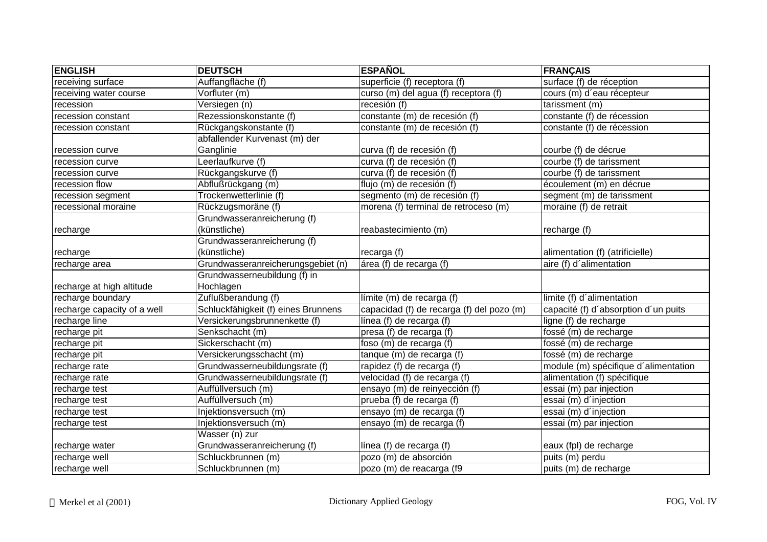| ENGLISH | DEUTSCH | ESPAÑOL | FRANÇAIS |
|---|---|---|---|
| receiving surface | Auffangfläche (f) | superficie (f) receptora (f) | surface (f) de réception |
| receiving water course | Vorfluter (m) | curso (m) del agua (f) receptora (f) | cours (m) d´eau récepteur |
| recession | Versiegen (n) | recesión (f) | tarissment (m) |
| recession constant | Rezessionskonstante (f) | constante (m) de recesión (f) | constante (f) de récession |
| recession constant | Rückgangskonstante (f) | constante (m) de recesión (f) | constante (f) de récession |
| recession curve | abfallender Kurvenast (m) der Ganglinie | curva (f) de recesión (f) | courbe (f) de décrue |
| recession curve | Leerlaufkurve (f) | curva (f) de recesión (f) | courbe (f) de tarissment |
| recession curve | Rückgangskurve (f) | curva (f) de recesión (f) | courbe (f) de tarissment |
| recession flow | Abflußrückgang (m) | flujo (m) de recesión (f) | écoulement (m) en décrue |
| recession segment | Trockenwetterlinie (f) | segmento (m) de recesión (f) | segment (m) de tarissment |
| recessional moraine | Rückzugsmoräne (f) | morena (f) terminal de retroceso (m) | moraine (f) de retrait |
| recharge | Grundwasseranreicherung (f) (künstliche) | reabastecimiento (m) | recharge (f) |
| recharge | Grundwasseranreicherung (f) (künstliche) | recarga (f) | alimentation (f) (atrificielle) |
| recharge area | Grundwasseranreicherungsgebiet (n) | área (f) de recarga (f) | aire (f) d´alimentation |
| recharge at high altitude | Grundwasserneubildung (f) in Hochlagen | | |
| recharge boundary | Zuflußberandung (f) | límite (m) de recarga (f) | limite (f) d´alimentation |
| recharge capacity of a well | Schluckfähigkeit (f) eines Brunnens | capacidad (f) de recarga (f) del pozo (m) | capacité (f) d´absorption d´un puits |
| recharge line | Versickerungsbrunnenkette (f) | línea (f) de recarga (f) | ligne (f) de recharge |
| recharge pit | Senkschacht (m) | presa (f) de recarga (f) | fossé (m) de recharge |
| recharge pit | Sickerschacht (m) | foso (m) de recarga (f) | fossé (m) de recharge |
| recharge pit | Versickerungsschacht (m) | tanque (m) de recarga (f) | fossé (m) de recharge |
| recharge rate | Grundwasserneubildungsrate (f) | rapidez (f) de recarga (f) | module (m) spécifique d´alimentation |
| recharge rate | Grundwasserneubildungsrate (f) | velocidad (f) de recarga (f) | alimentation (f) spécifique |
| recharge test | Auffüllversuch (m) | ensayo (m) de reinyección (f) | essai (m) par injection |
| recharge test | Auffüllversuch (m) | prueba (f) de recarga (f) | essai (m) d´injection |
| recharge test | Injektionsversuch (m) | ensayo (m) de recarga (f) | essai (m) d´injection |
| recharge test | Injektionsversuch (m) | ensayo (m) de recarga (f) | essai (m) par injection |
| recharge water | Wasser (n) zur Grundwasseranreicherung (f) | línea (f) de recarga (f) | eaux (fpl) de recharge |
| recharge well | Schluckbrunnen (m) | pozo (m) de absorción | puits (m) perdu |
| recharge well | Schluckbrunnen (m) | pozo (m) de reacarga (f9 | puits (m) de recharge |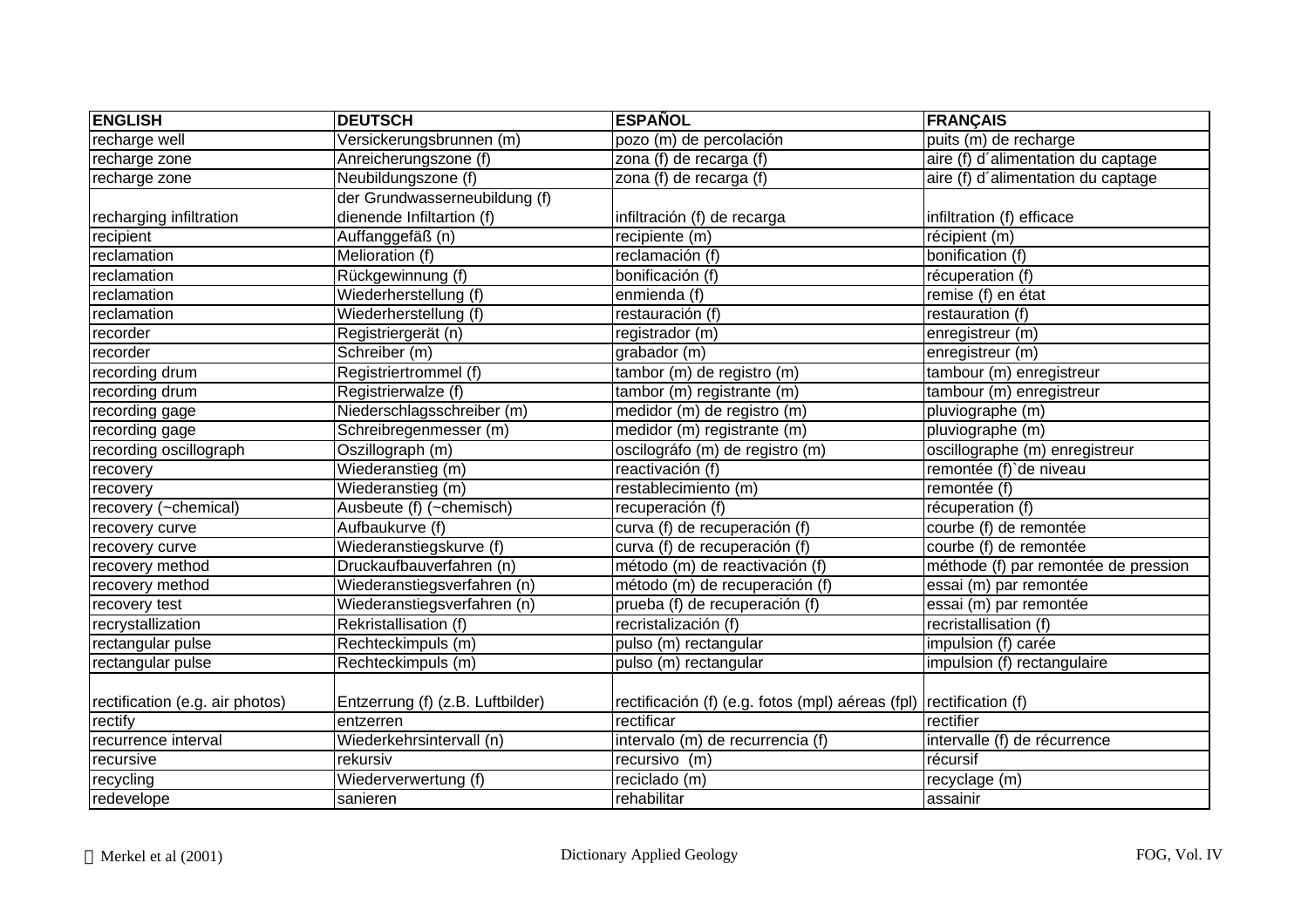| ENGLISH | DEUTSCH | ESPAÑOL | FRANÇAIS |
|---|---|---|---|
| recharge well | Versickerungsbrunnen (m) | pozo (m) de percolación | puits (m) de recharge |
| recharge zone | Anreicherungszone (f) | zona (f) de recarga (f) | aire (f) d´alimentation du captage |
| recharge zone | Neubildungszone (f) | zona (f) de recarga (f) | aire (f) d´alimentation du captage |
| recharging infiltration | der Grundwasserneubildung (f) dienende Infiltartion (f) | infiltración (f) de recarga | infiltration (f) efficace |
| recipient | Auffanggefäß (n) | recipiente (m) | récipient (m) |
| reclamation | Melioration (f) | reclamación (f) | bonification (f) |
| reclamation | Rückgewinnung (f) | bonificación (f) | récuperation (f) |
| reclamation | Wiederherstellung (f) | enmienda (f) | remise (f) en état |
| reclamation | Wiederherstellung (f) | restauración (f) | restauration (f) |
| recorder | Registriergerät (n) | registrador (m) | enregistreur (m) |
| recorder | Schreiber (m) | grabador (m) | enregistreur (m) |
| recording drum | Registriertrommel (f) | tambor (m) de registro (m) | tambour (m) enregistreur |
| recording drum | Registrierwalze (f) | tambor (m) registrante (m) | tambour (m) enregistreur |
| recording gage | Niederschlagsschreiber (m) | medidor (m) de registro (m) | pluviographe (m) |
| recording gage | Schreibregenmesser (m) | medidor (m) registrante (m) | pluviographe (m) |
| recording oscillograph | Oszillograph (m) | oscilográfo (m) de registro (m) | oscillographe (m) enregistreur |
| recovery | Wiederanstieg (m) | reactivación (f) | remontée (f)`de niveau |
| recovery | Wiederanstieg (m) | restablecimiento (m) | remontée (f) |
| recovery (~chemical) | Ausbeute (f) (~chemisch) | recuperación (f) | récuperation (f) |
| recovery curve | Aufbaukurve (f) | curva (f) de recuperación (f) | courbe (f) de remontée |
| recovery curve | Wiederanstiegskurve (f) | curva (f) de recuperación (f) | courbe (f) de remontée |
| recovery method | Druckaufbauverfahren (n) | método (m) de reactivación (f) | méthode (f) par remontée de pression |
| recovery method | Wiederanstiegsverfahren (n) | método (m) de recuperación (f) | essai (m) par remontée |
| recovery test | Wiederanstiegsverfahren (n) | prueba (f) de recuperación (f) | essai (m) par remontée |
| recrystallization | Rekristallisation (f) | recristalización (f) | recristallisation (f) |
| rectangular pulse | Rechteckimpuls (m) | pulso (m) rectangular | impulsion (f) carée |
| rectangular pulse | Rechteckimpuls (m) | pulso (m) rectangular | impulsion (f) rectangulaire |
| rectification (e.g. air photos) | Entzerrung (f) (z.B. Luftbilder) | rectificación (f) (e.g. fotos (mpl) aéreas (fpl) | rectification (f) |
| rectify | entzerren | rectificar | rectifier |
| recurrence interval | Wiederkehrsintervall (n) | intervalo (m) de recurrencia (f) | intervalle (f) de récurrence |
| recursive | rekursiv | recursivo (m) | récursif |
| recycling | Wiederverwertung (f) | reciclado (m) | recyclage (m) |
| redevelope | sanieren | rehabilitar | assainir |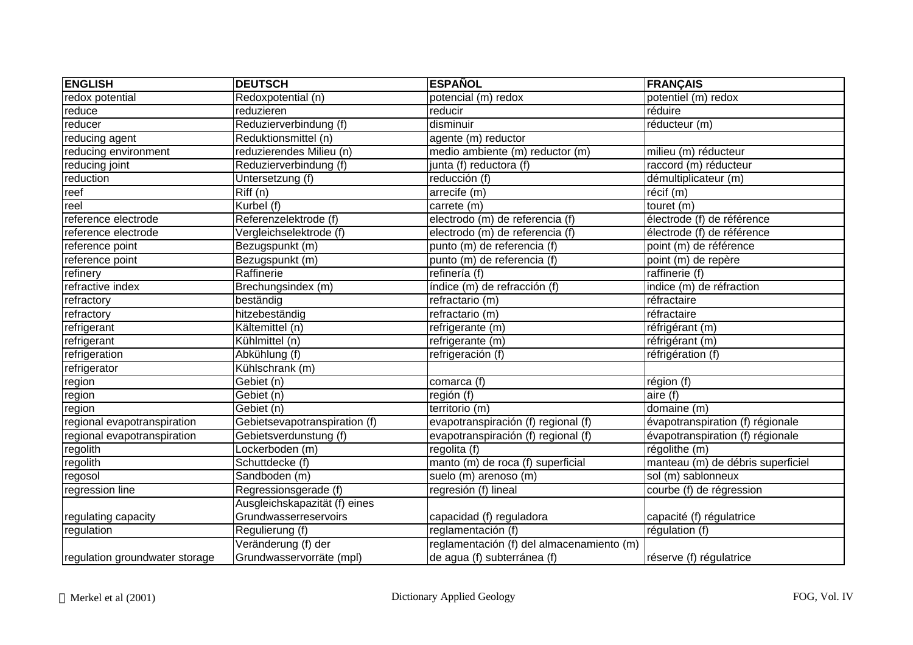| ENGLISH | DEUTSCH | ESPAÑOL | FRANÇAIS |
|---|---|---|---|
| redox potential | Redoxpotential (n) | potencial (m) redox | potentiel (m) redox |
| reduce | reduzieren | reducir | réduire |
| reducer | Reduzierverbindung (f) | disminuir | réducteur (m) |
| reducing agent | Reduktionsmittel (n) | agente (m) reductor | |
| reducing environment | reduzierendes Milieu (n) | medio ambiente (m) reductor (m) | milieu (m) réducteur |
| reducing joint | Reduzierverbindung (f) | junta (f) reductora (f) | raccord (m) réducteur |
| reduction | Untersetzung (f) | reducción (f) | démultiplicateur (m) |
| reef | Riff (n) | arrecife (m) | récif (m) |
| reel | Kurbel (f) | carrete (m) | touret (m) |
| reference electrode | Referenzelektrode (f) | electrodo (m) de referencia (f) | électrode (f) de référence |
| reference electrode | Vergleichselektrode (f) | electrodo (m) de referencia (f) | électrode (f) de référence |
| reference point | Bezugspunkt (m) | punto (m) de referencia (f) | point (m) de référence |
| reference point | Bezugspunkt (m) | punto (m) de referencia (f) | point (m) de repère |
| refinery | Raffinerie | refinería (f) | raffinerie (f) |
| refractive index | Brechungsindex (m) | índice (m) de refracción (f) | indice (m) de réfraction |
| refractory | beständig | refractario (m) | réfractaire |
| refractory | hitzebeständig | refractario (m) | réfractaire |
| refrigerant | Kältemittel (n) | refrigerante (m) | réfrigérant (m) |
| refrigerant | Kühlmittel (n) | refrigerante (m) | réfrigérant (m) |
| refrigeration | Abkühlung (f) | refrigeración (f) | réfrigération (f) |
| refrigerator | Kühlschrank (m) | | |
| region | Gebiet (n) | comarca (f) | région (f) |
| region | Gebiet (n) | región (f) | aire (f) |
| region | Gebiet (n) | territorio (m) | domaine (m) |
| regional evapotranspiration | Gebietsevapotranspiration (f) | evapotranspiración (f) regional (f) | évapotranspiration (f) régionale |
| regional evapotranspiration | Gebietsverdunstung (f) | evapotranspiración (f) regional (f) | évapotranspiration (f) régionale |
| regolith | Lockerboden (m) | regolita (f) | régolithe (m) |
| regolith | Schuttdecke (f) | manto (m) de roca (f) superficial | manteau (m) de débris superficiel |
| regosol | Sandboden (m) | suelo (m) arenoso (m) | sol (m) sablonneux |
| regression line | Regressionsgerade (f) | regresión (f) lineal | courbe (f) de régression |
| regulating capacity | Ausgleichskapazität (f) eines Grundwasserreservoirs | capacidad (f) reguladora | capacité (f) régulatrice |
| regulation | Regulierung (f) | reglamentación (f) | régulation (f) |
| regulation groundwater storage | Veränderung (f) der Grundwasservorräte (mpl) | reglamentación (f) del almacenamiento (m) de agua (f) subterránea (f) | réserve (f) régulatrice |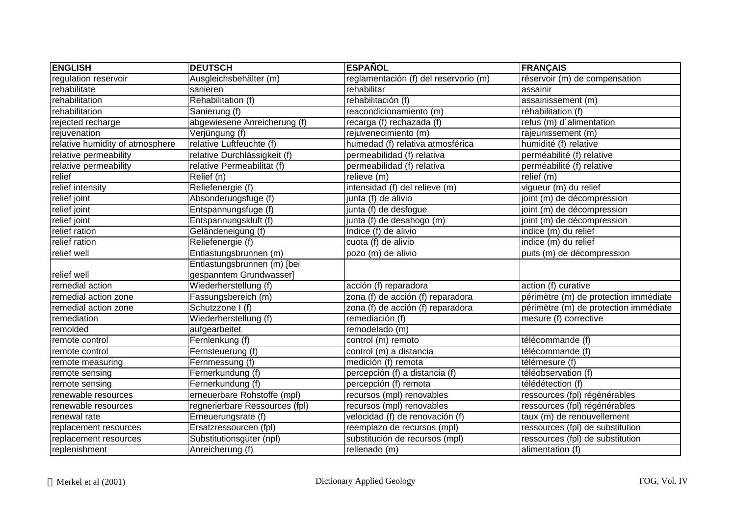| ENGLISH | DEUTSCH | ESPAÑOL | FRANÇAIS |
|---|---|---|---|
| regulation reservoir | Ausgleichsbehälter (m) | reglamentación (f) del reservorio (m) | réservoir (m) de compensation |
| rehabilitate | sanieren | rehabilitar | assainir |
| rehabilitation | Rehabilitation (f) | rehabilitación (f) | assainissement (m) |
| rehabilitation | Sanierung (f) | reacondicionamiento (m) | réhabilitation (f) |
| rejected recharge | abgewiesene Anreicherung (f) | recarga (f) rechazada (f) | refus (m) d´alimentation |
| rejuvenation | Verjüngung (f) | rejuvenecimiento (m) | rajeunissement (m) |
| relative humidity of atmosphere | relative Luftfeuchte (f) | humedad (f) relativa atmosférica | humidité (f) relative |
| relative permeability | relative Durchlässigkeit (f) | permeabilidad (f) relativa | perméabilité (f) relative |
| relative permeability | relative Permeabilität (f) | permeabilidad (f) relativa | perméabilité (f) relative |
| relief | Relief (n) | relieve (m) | relief (m) |
| relief intensity | Reliefenergie (f) | intensidad (f) del relieve (m) | vigueur (m) du relief |
| relief joint | Absonderungsfuge (f) | junta (f) de alivio | joint (m) de décompression |
| relief joint | Entspannungsfuge (f) | junta (f) de desfogue | joint (m) de décompression |
| relief joint | Entspannungskluft (f) | junta (f) de desahogo (m) | joint (m) de décompression |
| relief ration | Geländeneigung (f) | índice (f) de alivio | indice (m) du relief |
| relief ration | Reliefenergie (f) | cuota (f) de alivio | indice (m) du relief |
| relief well | Entlastungsbrunnen (m) | pozo (m) de alivio | puits (m) de décompression |
| relief well | Entlastungsbrunnen (m) [bei gespanntem Grundwasser] | | |
| remedial action | Wiederherstellung (f) | acción (f) reparadora | action (f) curative |
| remedial action zone | Fassungsbereich (m) | zona (f) de acción (f) reparadora | périmètre (m) de protection immédiate |
| remedial action zone | Schutzzone I (f) | zona (f) de acción (f) reparadora | périmètre (m) de protection immédiate |
| remediation | Wiederherstellung (f) | remediación (f) | mesure (f) corrective |
| remolded | aufgearbeitet | remodelado (m) | |
| remote control | Fernlenkung (f) | control (m) remoto | télécommande (f) |
| remote control | Fernsteuerung (f) | control (m) a distancia | télécommande (f) |
| remote measuring | Fernmessung (f) | medición (f) remota | télémesure (f) |
| remote sensing | Fernerkundung (f) | percepción (f) a distancia (f) | téléobservation (f) |
| remote sensing | Fernerkundung (f) | percepción (f) remota | télédétection (f) |
| renewable resources | erneuerbare Rohstoffe (mpl) | recursos (mpl) renovables | ressources (fpl) régénérables |
| renewable resources | regnerierbare Ressourcen (fpl) | recursos (mpl) renovables | ressources (fpl) régénérables |
| renewal rate | Erneuerungsrate (f) | velocidad (f) de renovación (f) | taux (m) de renouvellement |
| replacement resources | Ersatzressourcen (fpl) | reemplazo de recursos (mpl) | ressources (fpl) de substitution |
| replacement resources | Substitutionsgüter (npl) | substitución de recursos (mpl) | ressources (fpl) de substitution |
| replenishment | Anreicherung (f) | rellenado (m) | alimentation (f) |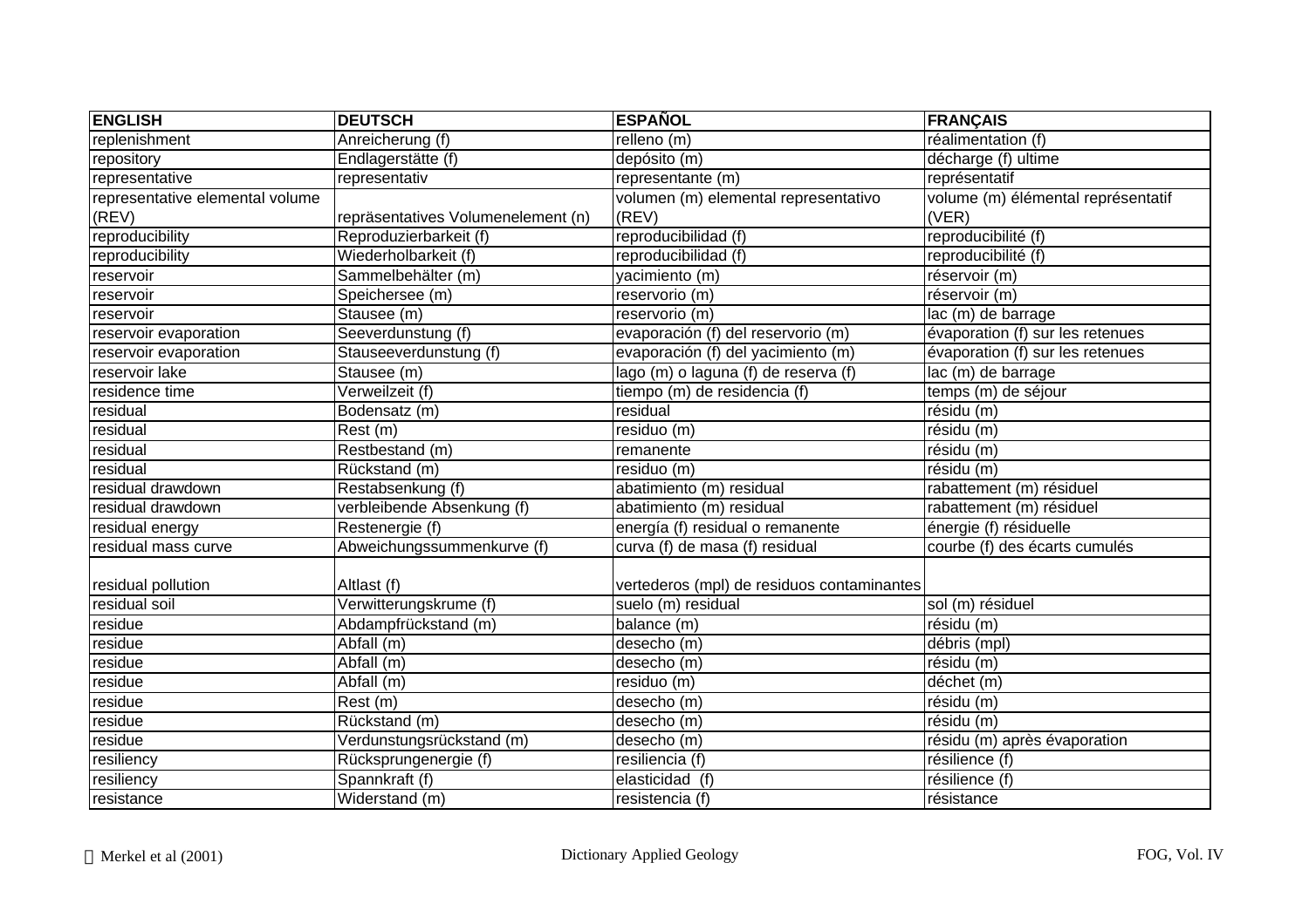| ENGLISH | DEUTSCH | ESPAÑOL | FRANÇAIS |
|---|---|---|---|
| replenishment | Anreicherung (f) | relleno (m) | réalimentation (f) |
| repository | Endlagerstätte (f) | depósito (m) | décharge (f) ultime |
| representative | representativ | representante (m) | représentatif |
| representative elemental volume (REV) | repräsentatives Volumenelement (n) | volumen (m) elemental representativo (REV) | volume (m) élémental représentatif (VER) |
| reproducibility | Reproduzierbarkeit (f) | reproducibilidad (f) | reproducibilité (f) |
| reproducibility | Wiederholbarkeit (f) | reproducibilidad (f) | reproducibilité (f) |
| reservoir | Sammelbehälter (m) | yacimiento (m) | réservoir (m) |
| reservoir | Speichersee (m) | reservorio (m) | réservoir (m) |
| reservoir | Stausee (m) | reservorio (m) | lac (m) de barrage |
| reservoir evaporation | Seeverdunstung (f) | evaporación (f) del reservorio (m) | évaporation (f) sur les retenues |
| reservoir evaporation | Stauseeverdunstung (f) | evaporación (f) del yacimiento (m) | évaporation (f) sur les retenues |
| reservoir lake | Stausee (m) | lago (m) o laguna (f) de reserva (f) | lac (m) de barrage |
| residence time | Verweilzeit (f) | tiempo (m) de residencia (f) | temps (m) de séjour |
| residual | Bodensatz (m) | residual | résidu (m) |
| residual | Rest (m) | residuo (m) | résidu (m) |
| residual | Restbestand (m) | remanente | résidu (m) |
| residual | Rückstand (m) | residuo (m) | résidu (m) |
| residual drawdown | Restabsenkung (f) | abatimiento (m) residual | rabattement (m) résiduel |
| residual drawdown | verbleibende Absenkung (f) | abatimiento (m) residual | rabattement (m) résiduel |
| residual energy | Restenergie (f) | energía (f) residual o remanente | énergie (f) résiduelle |
| residual mass curve | Abweichungssummenkurve (f) | curva (f) de masa (f) residual | courbe (f) des écarts cumulés |
| residual pollution | Altlast (f) | vertederos (mpl) de residuos contaminantes | |
| residual soil | Verwitterungskrume (f) | suelo (m) residual | sol (m) résiduel |
| residue | Abdampfrückstand (m) | balance (m) | résidu (m) |
| residue | Abfall (m) | desecho (m) | débris (mpl) |
| residue | Abfall (m) | desecho (m) | résidu (m) |
| residue | Abfall (m) | residuo (m) | déchet (m) |
| residue | Rest (m) | desecho (m) | résidu (m) |
| residue | Rückstand (m) | desecho (m) | résidu (m) |
| residue | Verdunstungsrückstand (m) | desecho (m) | résidu (m) après évaporation |
| resiliency | Rücksprungenergie (f) | resiliencia (f) | résilience (f) |
| resiliency | Spannkraft (f) | elasticidad (f) | résilience (f) |
| resistance | Widerstand (m) | resistencia (f) | résistance |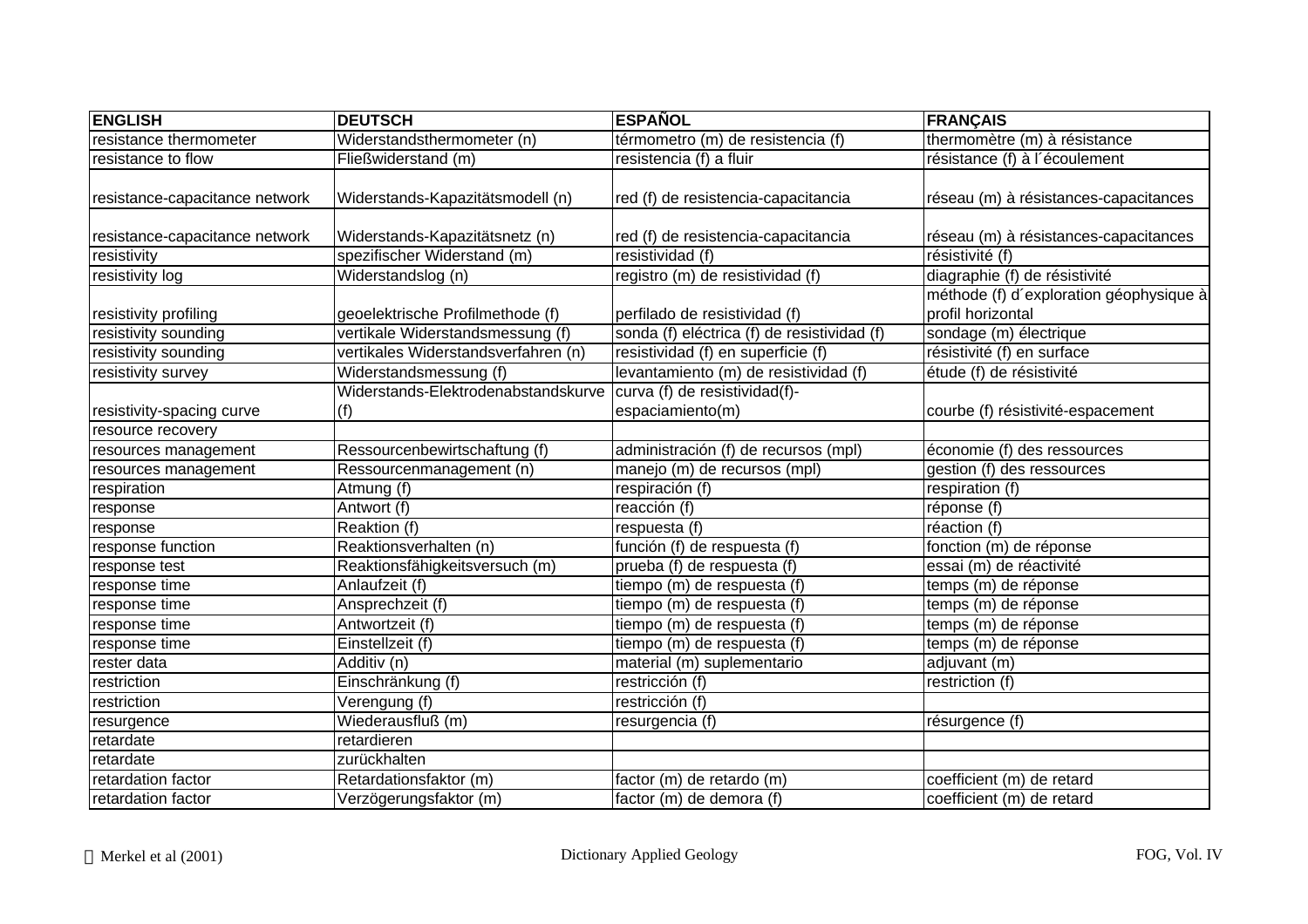| ENGLISH | DEUTSCH | ESPAÑOL | FRANÇAIS |
|---|---|---|---|
| resistance thermometer | Widerstandsthermometer (n) | térmometro (m) de resistencia (f) | thermomètre (m) à résistance |
| resistance to flow | Fließwiderstand (m) | resistencia (f) a fluir | résistance (f) à l´écoulement |
| resistance-capacitance network | Widerstands-Kapazitätsmodell (n) | red (f) de resistencia-capacitancia | réseau (m) à résistances-capacitances |
| resistance-capacitance network | Widerstands-Kapazitätsnetz (n) | red (f) de resistencia-capacitancia | réseau (m) à résistances-capacitances |
| resistivity | spezifischer Widerstand (m) | resistividad (f) | résistivité (f) |
| resistivity log | Widerstandslog (n) | registro (m) de resistividad (f) | diagraphie (f) de résistivité |
| resistivity profiling | geoelektrische Profilmethode (f) | perfilado de resistividad (f) | méthode (f) d´exploration géophysique à profil horizontal |
| resistivity sounding | vertikale Widerstandsmessung (f) | sonda (f) eléctrica (f) de resistividad (f) | sondage (m) électrique |
| resistivity sounding | vertikales Widerstandsverfahren (n) | resistividad (f) en superficie (f) | résistivité (f) en surface |
| resistivity survey | Widerstandsmessung (f) | levantamiento (m) de resistividad (f) | étude (f) de résistivité |
| resistivity-spacing curve | Widerstands-Elektrodenabstandskurve (f) | curva (f) de resistividad(f)-espaciamiento(m) | courbe (f) résistivité-espacement |
| resource recovery | | | |
| resources management | Ressourcenbewirtschaftung (f) | administración (f) de recursos (mpl) | économie (f) des ressources |
| resources management | Ressourcenmanagement (n) | manejo (m) de recursos (mpl) | gestion (f) des ressources |
| respiration | Atmung (f) | respiración (f) | respiration (f) |
| response | Antwort (f) | reacción (f) | réponse (f) |
| response | Reaktion (f) | respuesta (f) | réaction (f) |
| response function | Reaktionsverhalten (n) | función (f) de respuesta (f) | fonction (m) de réponse |
| response test | Reaktionsfähigkeitsversuch (m) | prueba (f) de respuesta (f) | essai (m) de réactivité |
| response time | Anlaufzeit (f) | tiempo (m) de respuesta (f) | temps (m) de réponse |
| response time | Ansprechzeit (f) | tiempo (m) de respuesta (f) | temps (m) de réponse |
| response time | Antwortzeit (f) | tiempo (m) de respuesta (f) | temps (m) de réponse |
| response time | Einstellzeit (f) | tiempo (m) de respuesta (f) | temps (m) de réponse |
| rester data | Additiv (n) | material (m) suplementario | adjuvant (m) |
| restriction | Einschränkung (f) | restricción (f) | restriction (f) |
| restriction | Verengung (f) | restricción (f) | |
| resurgence | Wiederausfluß (m) | resurgencia (f) | résurgence (f) |
| retardate | retardieren | | |
| retardate | zurückhalten | | |
| retardation factor | Retardationsfaktor (m) | factor (m) de retardo (m) | coefficient (m) de retard |
| retardation factor | Verzögerungsfaktor (m) | factor (m) de demora (f) | coefficient (m) de retard |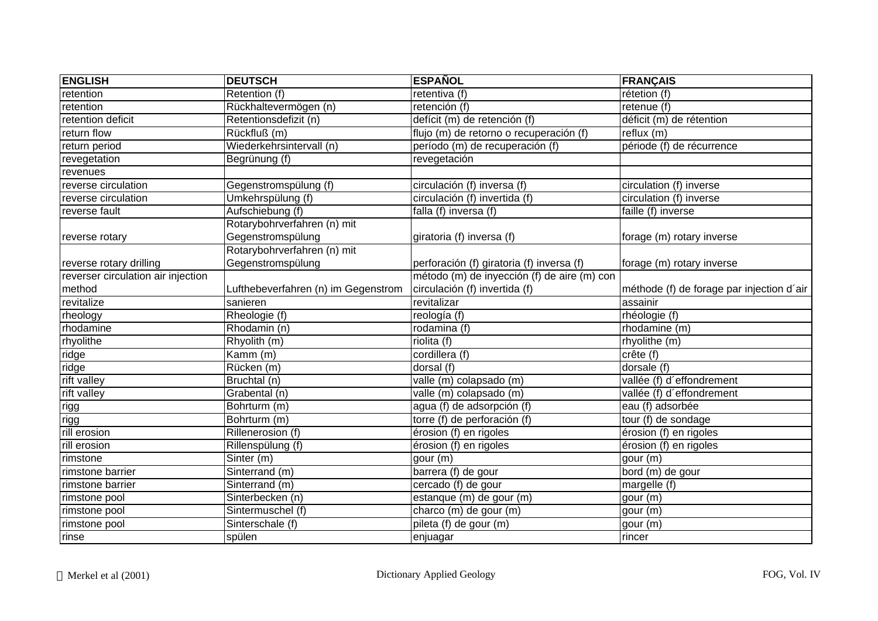| ENGLISH | DEUTSCH | ESPAÑOL | FRANÇAIS |
|---|---|---|---|
| retention | Retention (f) | retentiva (f) | rétetion (f) |
| retention | Rückhaltevermögen (n) | retención (f) | retenue (f) |
| retention deficit | Retentionsdefizit (n) | defícit (m) de retención (f) | déficit (m) de rétention |
| return flow | Rückfluß (m) | flujo (m) de retorno o recuperación (f) | reflux (m) |
| return period | Wiederkehrsintervall (n) | período (m) de recuperación (f) | période (f) de récurrence |
| revegetation | Begrünung (f) | revegetación | |
| revenues | | | |
| reverse circulation | Gegenstromspülung (f) | circulación (f) inversa (f) | circulation (f) inverse |
| reverse circulation | Umkehrspülung (f) | circulación (f) invertida (f) | circulation (f) inverse |
| reverse fault | Aufschiebung (f) | falla (f) inversa (f) | faille (f) inverse |
| reverse rotary | Rotarybohrverfahren (n) mit Gegenstromspülung | giratoria (f) inversa (f) | forage (m) rotary inverse |
| reverse rotary drilling | Rotarybohrverfahren (n) mit Gegenstromspülung | perforación (f) giratoria (f) inversa (f) | forage (m) rotary inverse |
| reverser circulation air injection method | Lufthebeverfahren (n) im Gegenstrom | método (m) de inyección (f) de aire (m) con circulación (f) invertida (f) | méthode (f) de forage par injection d´air |
| revitalize | sanieren | revitalizar | assainir |
| rheology | Rheologie (f) | reología (f) | rhéologie (f) |
| rhodamine | Rhodamin (n) | rodamina (f) | rhodamine (m) |
| rhyolithe | Rhyolith (m) | riolita (f) | rhyolithe (m) |
| ridge | Kamm (m) | cordillera (f) | crête (f) |
| ridge | Rücken (m) | dorsal (f) | dorsale (f) |
| rift valley | Bruchtal (n) | valle (m) colapsado (m) | vallée (f) d´effondrement |
| rift valley | Grabental (n) | valle (m) colapsado (m) | vallée (f) d´effondrement |
| rigg | Bohrturm (m) | agua (f) de adsorpción (f) | eau (f) adsorbée |
| rigg | Bohrturm (m) | torre (f) de perforación (f) | tour (f) de sondage |
| rill erosion | Rillenerosion (f) | érosion (f) en rigoles | érosion (f) en rigoles |
| rill erosion | Rillenspülung (f) | érosion (f) en rigoles | érosion (f) en rigoles |
| rimstone | Sinter (m) | gour (m) | gour (m) |
| rimstone barrier | Sinterrand (m) | barrera (f) de gour | bord (m) de gour |
| rimstone barrier | Sinterrand (m) | cercado (f) de gour | margelle (f) |
| rimstone pool | Sinterbecken (n) | estanque (m) de gour (m) | gour (m) |
| rimstone pool | Sintermuschel (f) | charco (m) de gour (m) | gour (m) |
| rimstone pool | Sinterschale (f) | pileta (f) de gour (m) | gour (m) |
| rinse | spülen | enjuagar | rincer |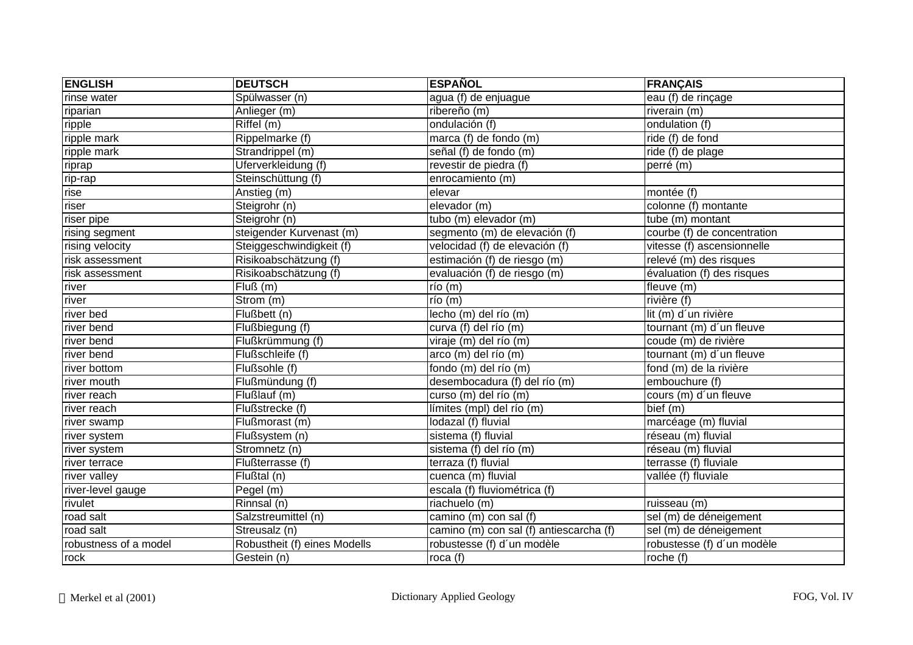| ENGLISH | DEUTSCH | ESPAÑOL | FRANÇAIS |
|---|---|---|---|
| rinse water | Spülwasser (n) | agua (f) de enjuague | eau (f) de rinçage |
| riparian | Anlieger (m) | ribereño (m) | riverain (m) |
| ripple | Riffel (m) | ondulación (f) | ondulation (f) |
| ripple mark | Rippelmarke (f) | marca (f) de fondo (m) | ride (f) de fond |
| ripple mark | Strandrippel (m) | señal (f) de fondo (m) | ride (f) de plage |
| riprap | Uferverkleidung (f) | revestir de piedra (f) | perré (m) |
| rip-rap | Steinschüttung (f) | enrocamiento (m) | |
| rise | Anstieg (m) | elevar | montée (f) |
| riser | Steigrohr (n) | elevador (m) | colonne (f) montante |
| riser pipe | Steigrohr (n) | tubo (m) elevador (m) | tube (m) montant |
| rising segment | steigender Kurvenast (m) | segmento (m) de elevación (f) | courbe (f) de concentration |
| rising velocity | Steiggeschwindigkeit (f) | velocidad (f) de elevación (f) | vitesse (f) ascensionnelle |
| risk assessment | Risikoabschätzung (f) | estimación (f) de riesgo (m) | relevé (m) des risques |
| risk assessment | Risikoabschätzung (f) | evaluación (f) de riesgo (m) | évaluation (f) des risques |
| river | Fluß (m) | río (m) | fleuve (m) |
| river | Strom (m) | río (m) | rivière (f) |
| river bed | Flußbett (n) | lecho (m) del río (m) | lit (m) d´un rivière |
| river bend | Flußbiegung (f) | curva (f) del río (m) | tournant (m) d´un fleuve |
| river bend | Flußkrümmung (f) | viraje (m) del río (m) | coude (m) de rivière |
| river bend | Flußschleife (f) | arco (m) del río (m) | tournant (m) d´un fleuve |
| river bottom | Flußsohle (f) | fondo (m) del río (m) | fond (m) de la rivière |
| river mouth | Flußmündung (f) | desembocadura (f) del río (m) | embouchure (f) |
| river reach | Flußlauf (m) | curso (m) del río (m) | cours (m) d´un fleuve |
| river reach | Flußstrecke (f) | límites (mpl) del río (m) | bief (m) |
| river swamp | Flußmorast (m) | lodazal (f) fluvial | marcéage (m) fluvial |
| river system | Flußsystem (n) | sistema (f) fluvial | réseau (m) fluvial |
| river system | Stromnetz (n) | sistema (f) del río (m) | réseau (m) fluvial |
| river terrace | Flußterrasse (f) | terraza (f) fluvial | terrasse (f) fluviale |
| river valley | Flußtal (n) | cuenca (m) fluvial | vallée (f) fluviale |
| river-level gauge | Pegel (m) | escala (f) fluviométrica (f) | |
| rivulet | Rinnsal (n) | riachuelo (m) | ruisseau (m) |
| road salt | Salzstreumittel (n) | camino (m) con sal (f) | sel (m) de déneigement |
| road salt | Streusalz (n) | camino (m) con sal (f) antiescarcha (f) | sel (m) de déneigement |
| robustness of a model | Robustheit (f) eines Modells | robustesse (f) d´un modèle | robustesse (f) d´un modèle |
| rock | Gestein (n) | roca (f) | roche (f) |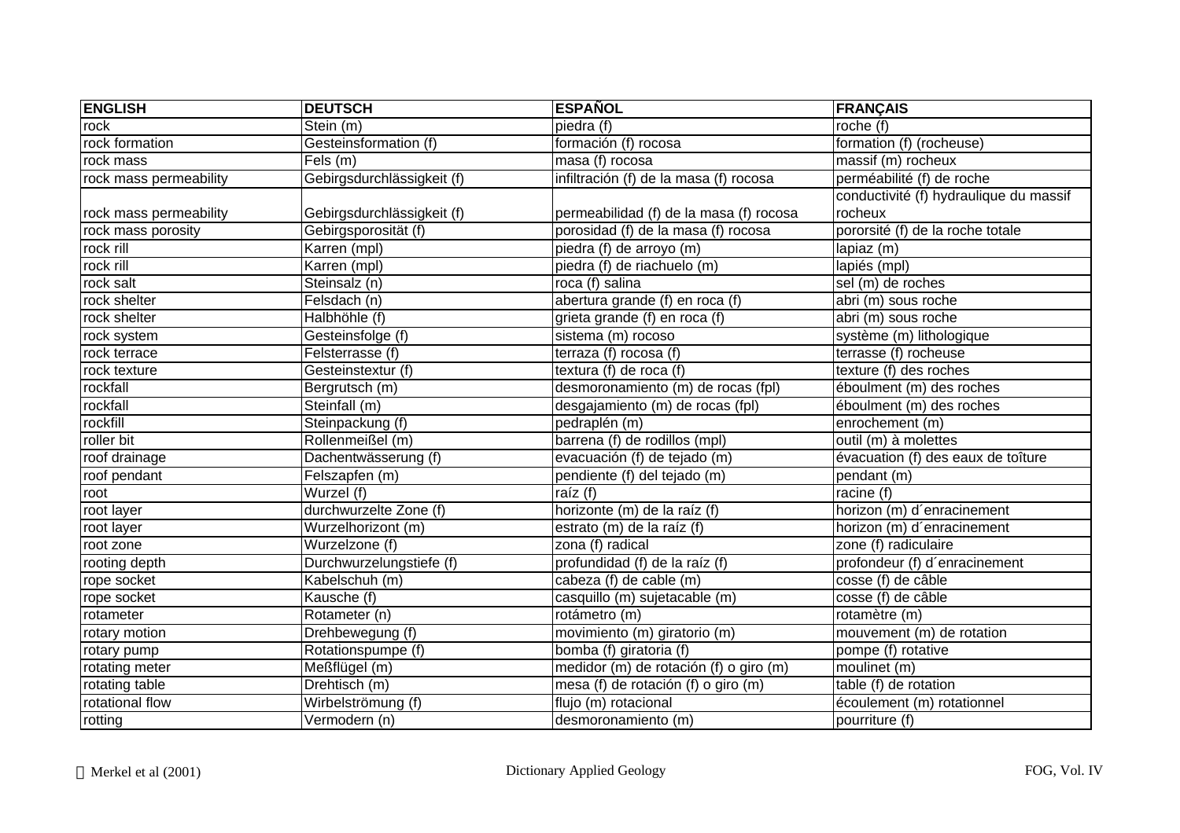| ENGLISH | DEUTSCH | ESPAÑOL | FRANÇAIS |
|---|---|---|---|
| rock | Stein (m) | piedra (f) | roche (f) |
| rock formation | Gesteinsformation (f) | formación (f) rocosa | formation (f) (rocheuse) |
| rock mass | Fels (m) | masa (f) rocosa | massif (m) rocheux |
| rock mass permeability | Gebirgsdurchlässigkeit (f) | infiltración (f) de la masa (f) rocosa | perméabilité (f) de roche |
| rock mass permeability | Gebirgsdurchlässigkeit (f) | permeabilidad (f) de la masa (f) rocosa | conductivité (f) hydraulique du massif rocheux |
| rock mass porosity | Gebirgsporosität (f) | porosidad (f) de la masa (f) rocosa | pororsité (f) de la roche totale |
| rock rill | Karren (mpl) | piedra (f) de arroyo (m) | lapiaz (m) |
| rock rill | Karren (mpl) | piedra (f) de riachuelo (m) | lapiés (mpl) |
| rock salt | Steinsalz (n) | roca (f) salina | sel (m) de roches |
| rock shelter | Felsdach (n) | abertura grande (f) en roca (f) | abri (m) sous roche |
| rock shelter | Halbhöhle (f) | grieta grande (f) en roca (f) | abri (m) sous roche |
| rock system | Gesteinsfolge (f) | sistema (m) rocoso | système (m) lithologique |
| rock terrace | Felsterrasse (f) | terraza (f) rocosa (f) | terrasse (f) rocheuse |
| rock texture | Gesteinstextur (f) | textura (f) de roca (f) | texture (f) des roches |
| rockfall | Bergrutsch (m) | desmoronamiento (m) de rocas (fpl) | éboulment (m) des roches |
| rockfall | Steinfall (m) | desgajamiento (m) de rocas (fpl) | éboulment (m) des roches |
| rockfill | Steinpackung (f) | pedraplén (m) | enrochement (m) |
| roller bit | Rollenmeißel (m) | barrena (f) de rodillos (mpl) | outil (m) à molettes |
| roof drainage | Dachentwässerung (f) | evacuación (f) de tejado (m) | évacuation (f) des eaux de toîture |
| roof pendant | Felszapfen (m) | pendiente (f) del tejado (m) | pendant (m) |
| root | Wurzel (f) | raíz (f) | racine (f) |
| root layer | durchwurzelte Zone (f) | horizonte (m) de la raíz (f) | horizon (m) d´enracinement |
| root layer | Wurzelhorizont (m) | estrato (m) de la raíz (f) | horizon (m) d´enracinement |
| root zone | Wurzelzone (f) | zona (f) radical | zone (f) radiculaire |
| rooting depth | Durchwurzelungstiefe (f) | profundidad (f) de la raíz (f) | profondeur (f) d´enracinement |
| rope socket | Kabelschuh (m) | cabeza (f) de cable (m) | cosse (f) de câble |
| rope socket | Kausche (f) | casquillo (m) sujetacable (m) | cosse (f) de câble |
| rotameter | Rotameter (n) | rotámetro (m) | rotamètre (m) |
| rotary motion | Drehbewegung (f) | movimiento (m) giratorio (m) | mouvement (m) de rotation |
| rotary pump | Rotationspumpe (f) | bomba (f) giratoria (f) | pompe (f) rotative |
| rotating meter | Meßflügel (m) | medidor (m) de rotación (f) o giro (m) | moulinet (m) |
| rotating table | Drehtisch (m) | mesa (f) de rotación (f) o giro (m) | table (f) de rotation |
| rotational flow | Wirbelströmung (f) | flujo (m) rotacional | écoulement (m) rotationnel |
| rotting | Vermodern (n) | desmoronamiento (m) | pourriture (f) |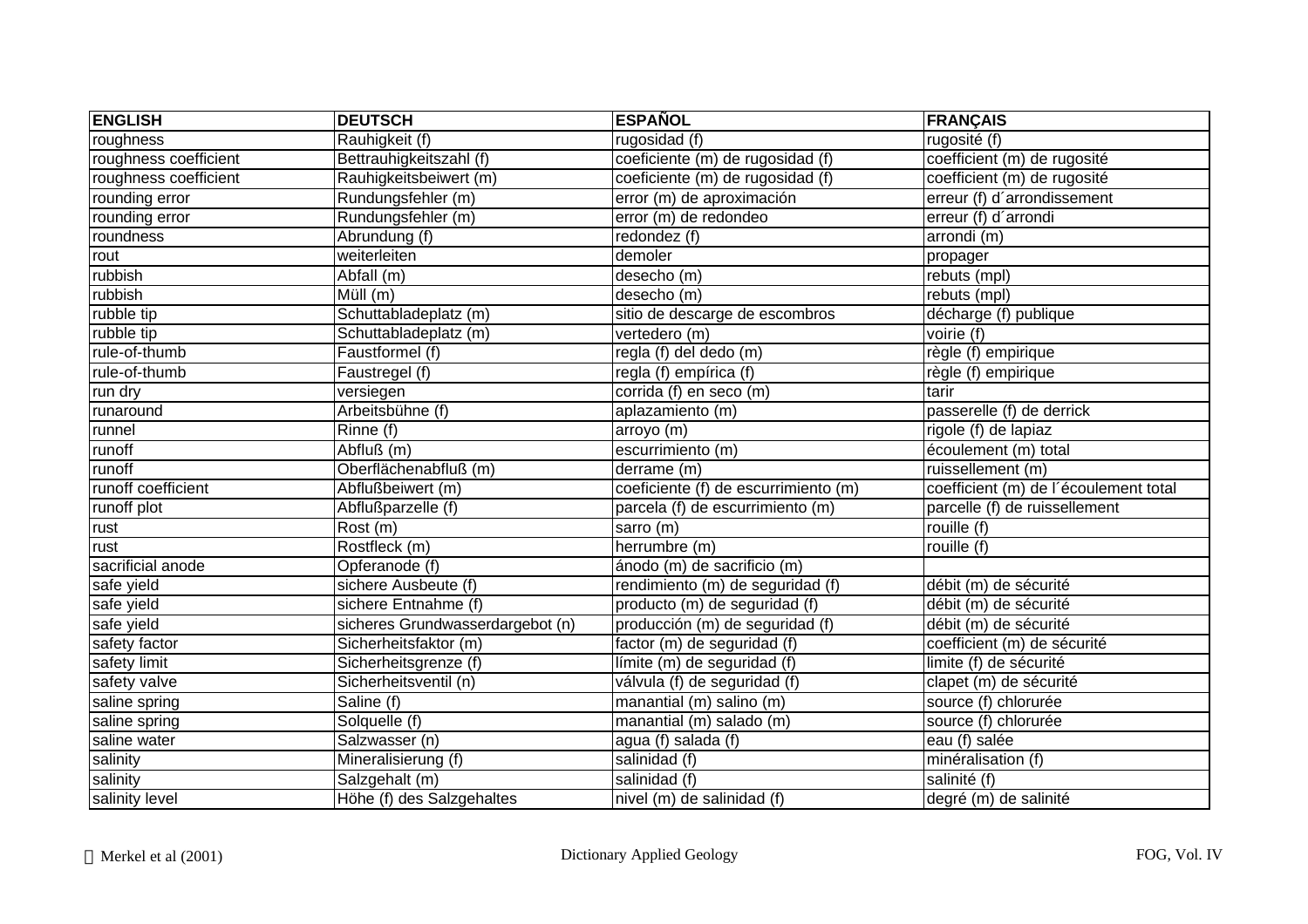| ENGLISH | DEUTSCH | ESPAÑOL | FRANÇAIS |
|---|---|---|---|
| roughness | Rauhigkeit (f) | rugosidad (f) | rugosité (f) |
| roughness coefficient | Bettrauhigkeitszahl (f) | coeficiente (m) de rugosidad (f) | coefficient (m) de rugosité |
| roughness coefficient | Rauhigkeitsbeiwert (m) | coeficiente (m) de rugosidad (f) | coefficient (m) de rugosité |
| rounding error | Rundungsfehler (m) | error (m) de aproximación | erreur (f) d´arrondissement |
| rounding error | Rundungsfehler (m) | error (m) de redondeo | erreur (f) d´arrondi |
| roundness | Abrundung (f) | redondez (f) | arrondi (m) |
| rout | weiterleiten | demoler | propager |
| rubbish | Abfall (m) | desecho (m) | rebuts (mpl) |
| rubbish | Müll (m) | desecho (m) | rebuts (mpl) |
| rubble tip | Schuttabladeplatz (m) | sitio de descarge de escombros | décharge (f) publique |
| rubble tip | Schuttabladeplatz (m) | vertedero (m) | voirie (f) |
| rule-of-thumb | Faustformel (f) | regla (f) del dedo (m) | règle (f) empirique |
| rule-of-thumb | Faustregel (f) | regla (f) empírica (f) | règle (f) empirique |
| run dry | versiegen | corrida (f) en seco (m) | tarir |
| runaround | Arbeitsbühne (f) | aplazamiento (m) | passerelle (f) de derrick |
| runnel | Rinne (f) | arroyo (m) | rigole (f) de lapiaz |
| runoff | Abfluß (m) | escurrimiento (m) | écoulement (m) total |
| runoff | Oberflächenabfluß (m) | derrame (m) | ruissellement (m) |
| runoff coefficient | Abflußbeiwert (m) | coeficiente (f) de escurrimiento (m) | coefficient (m) de l´écoulement total |
| runoff plot | Abflußparzelle (f) | parcela (f) de escurrimiento (m) | parcelle (f) de ruissellement |
| rust | Rost (m) | sarro (m) | rouille (f) |
| rust | Rostfleck (m) | herrumbre (m) | rouille (f) |
| sacrificial anode | Opferanode (f) | ánodo (m) de sacrificio (m) | |
| safe yield | sichere Ausbeute (f) | rendimiento (m) de seguridad (f) | débit (m) de sécurité |
| safe yield | sichere Entnahme (f) | producto (m) de seguridad (f) | débit (m) de sécurité |
| safe yield | sicheres Grundwasserdargebot (n) | producción (m) de seguridad (f) | débit (m) de sécurité |
| safety factor | Sicherheitsfaktor (m) | factor (m) de seguridad (f) | coefficient (m) de sécurité |
| safety limit | Sicherheitsgrenze (f) | límite (m) de seguridad (f) | limite (f) de sécurité |
| safety valve | Sicherheitsventil (n) | válvula (f) de seguridad (f) | clapet (m) de sécurité |
| saline spring | Saline (f) | manantial (m) salino (m) | source (f) chlorurée |
| saline spring | Solquelle (f) | manantial (m) salado (m) | source (f) chlorurée |
| saline water | Salzwasser (n) | agua (f) salada (f) | eau (f) salée |
| salinity | Mineralisierung (f) | salinidad (f) | minéralisation (f) |
| salinity | Salzgehalt (m) | salinidad (f) | salinité (f) |
| salinity level | Höhe (f) des Salzgehaltes | nivel (m) de salinidad (f) | degré (m) de salinité |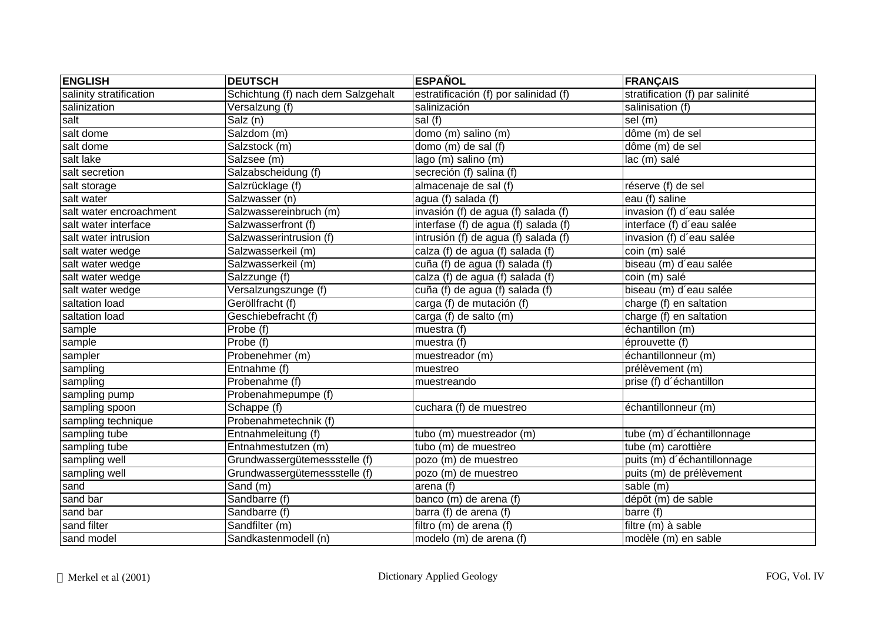| ENGLISH | DEUTSCH | ESPAÑOL | FRANÇAIS |
|---|---|---|---|
| salinity stratification | Schichtung (f) nach dem Salzgehalt | estratificación (f) por salinidad (f) | stratification (f) par salinité |
| salinization | Versalzung (f) | salinización | salinisation (f) |
| salt | Salz (n) | sal (f) | sel (m) |
| salt dome | Salzdom (m) | domo (m) salino (m) | dôme (m) de sel |
| salt dome | Salzstock (m) | domo (m) de sal (f) | dôme (m) de sel |
| salt lake | Salzsee (m) | lago (m) salino (m) | lac (m) salé |
| salt secretion | Salzabscheidung (f) | secreción (f) salina (f) | |
| salt storage | Salzrücklage (f) | almacenaje de sal (f) | réserve (f) de sel |
| salt water | Salzwasser (n) | agua (f) salada (f) | eau (f) saline |
| salt water encroachment | Salzwassereinbruch (m) | invasión (f) de agua (f) salada (f) | invasion (f) d´eau salée |
| salt water interface | Salzwasserfront (f) | interfase (f) de agua (f) salada (f) | interface (f) d´eau salée |
| salt water intrusion | Salzwasserintrusion (f) | intrusión (f) de agua (f) salada (f) | invasion (f) d´eau salée |
| salt water wedge | Salzwasserkeil (m) | calza (f) de agua (f) salada (f) | coin (m) salé |
| salt water wedge | Salzwasserkeil (m) | cuña (f) de agua (f) salada (f) | biseau (m) d´eau salée |
| salt water wedge | Salzzunge (f) | calza (f) de agua (f) salada (f) | coin (m) salé |
| salt water wedge | Versalzungszunge (f) | cuña (f) de agua (f) salada (f) | biseau (m) d´eau salée |
| saltation load | Geröllfracht (f) | carga (f) de mutación (f) | charge (f) en saltation |
| saltation load | Geschiebefracht (f) | carga (f) de salto (m) | charge (f) en saltation |
| sample | Probe (f) | muestra (f) | échantillon (m) |
| sample | Probe (f) | muestra (f) | éprouvette (f) |
| sampler | Probenehmer (m) | muestreador (m) | échantillonneur (m) |
| sampling | Entnahme (f) | muestreo | prélèvement (m) |
| sampling | Probenahme (f) | muestreando | prise (f) d´échantillon |
| sampling pump | Probenahmepumpe (f) | | |
| sampling spoon | Schappe (f) | cuchara (f) de muestreo | échantillonneur (m) |
| sampling technique | Probenahmetechnik (f) | | |
| sampling tube | Entnahmeleitung (f) | tubo (m) muestreador (m) | tube (m) d´échantillonnage |
| sampling tube | Entnahmestutzen (m) | tubo (m) de muestreo | tube (m) carottière |
| sampling well | Grundwassergütemessstelle (f) | pozo (m) de muestreo | puits (m) d´échantillonnage |
| sampling well | Grundwassergütemessstelle (f) | pozo (m) de muestreo | puits (m) de prélèvement |
| sand | Sand (m) | arena (f) | sable (m) |
| sand bar | Sandbarre (f) | banco (m) de arena (f) | dépôt (m) de sable |
| sand bar | Sandbarre (f) | barra (f) de arena (f) | barre (f) |
| sand filter | Sandfilter (m) | filtro (m) de arena (f) | filtre (m) à sable |
| sand model | Sandkastenmodell (n) | modelo (m) de arena (f) | modèle (m) en sable |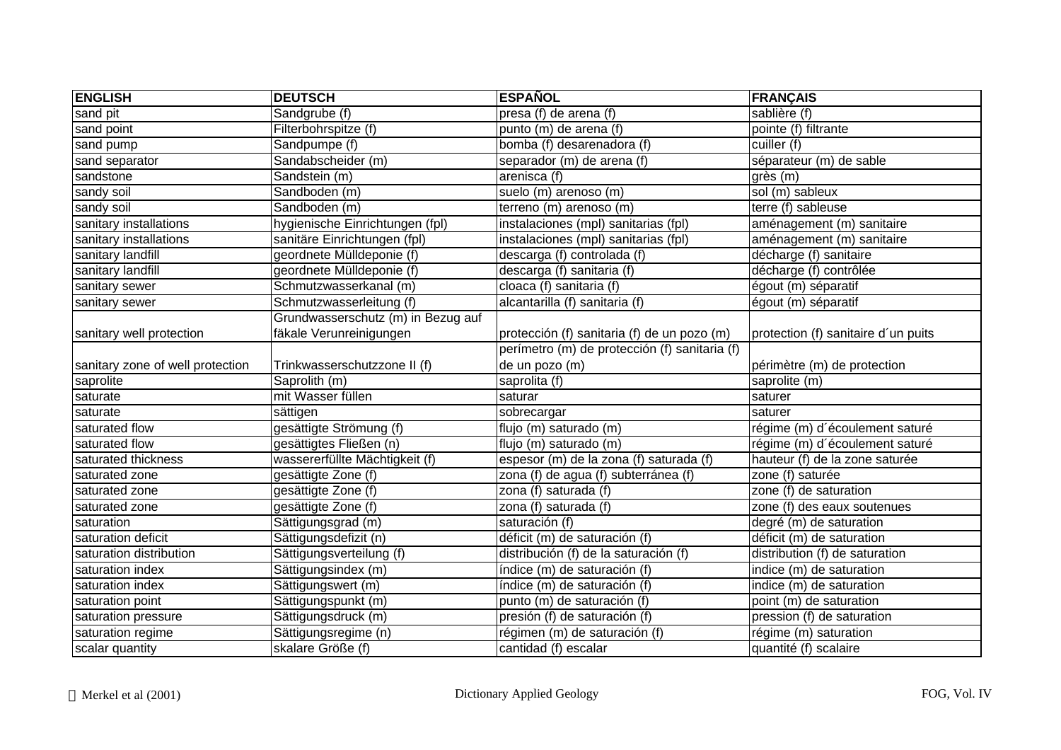| ENGLISH | DEUTSCH | ESPAÑOL | FRANÇAIS |
|---|---|---|---|
| sand pit | Sandgrube (f) | presa (f) de arena (f) | sablière (f) |
| sand point | Filterbohrspitze (f) | punto (m) de arena (f) | pointe (f) filtrante |
| sand pump | Sandpumpe (f) | bomba (f) desarenadora (f) | cuiller (f) |
| sand separator | Sandabscheider (m) | separador (m) de arena (f) | séparateur (m) de sable |
| sandstone | Sandstein (m) | arenisca (f) | grès (m) |
| sandy soil | Sandboden (m) | suelo (m) arenoso (m) | sol (m) sableux |
| sandy soil | Sandboden (m) | terreno (m) arenoso (m) | terre (f) sableuse |
| sanitary installations | hygienische Einrichtungen (fpl) | instalaciones (mpl) sanitarias (fpl) | aménagement (m) sanitaire |
| sanitary installations | sanitäre Einrichtungen (fpl) | instalaciones (mpl) sanitarias (fpl) | aménagement (m) sanitaire |
| sanitary landfill | geordnete Mülldeponie (f) | descarga (f) controlada (f) | décharge (f) sanitaire |
| sanitary landfill | geordnete Mülldeponie (f) | descarga (f) sanitaria (f) | décharge (f) contrôlée |
| sanitary sewer | Schmutzwasserkanal (m) | cloaca (f) sanitaria (f) | égout (m) séparatif |
| sanitary sewer | Schmutzwasserleitung (f) | alcantarilla (f) sanitaria (f) | égout (m) séparatif |
| sanitary well protection | Grundwasserschutz (m) in Bezug auf fäkale Verunreinigungen | protección (f) sanitaria (f) de un pozo (m) | protection (f) sanitaire d´un puits |
| sanitary zone of well protection | Trinkwasserschutzzone II (f) | perímetro (m) de protección (f) sanitaria (f) de un pozo (m) | périmètre (m) de protection |
| saprolite | Saprolith (m) | saprolita (f) | saprolite (m) |
| saturate | mit Wasser füllen | saturar | saturer |
| saturate | sättigen | sobrecargar | saturer |
| saturated flow | gesättigte Strömung (f) | flujo (m) saturado (m) | régime (m) d´écoulement saturé |
| saturated flow | gesättigtes Fließen (n) | flujo (m) saturado (m) | régime (m) d´écoulement saturé |
| saturated thickness | wassererfüllte Mächtigkeit (f) | espesor (m) de la zona (f) saturada (f) | hauteur (f) de la zone saturée |
| saturated zone | gesättigte Zone (f) | zona (f) de agua (f) subterránea (f) | zone (f) saturée |
| saturated zone | gesättigte Zone (f) | zona (f) saturada (f) | zone (f) de saturation |
| saturated zone | gesättigte Zone (f) | zona (f) saturada (f) | zone (f) des eaux soutenues |
| saturation | Sättigungsgrad (m) | saturación (f) | degré (m) de saturation |
| saturation deficit | Sättigungsdefizit (n) | déficit (m) de saturación (f) | déficit (m) de saturation |
| saturation distribution | Sättigungsverteilung (f) | distribución (f) de la saturación (f) | distribution (f) de saturation |
| saturation index | Sättigungsindex (m) | índice (m) de saturación (f) | indice (m) de saturation |
| saturation index | Sättigungswert (m) | índice (m) de saturación (f) | indice (m) de saturation |
| saturation point | Sättigungspunkt (m) | punto (m) de saturación (f) | point (m) de saturation |
| saturation pressure | Sättigungsdruck (m) | presión (f) de saturación (f) | pression (f) de saturation |
| saturation regime | Sättigungsregime (n) | régimen (m) de saturación (f) | régime (m) saturation |
| scalar quantity | skalare Größe (f) | cantidad (f) escalar | quantité (f) scalaire |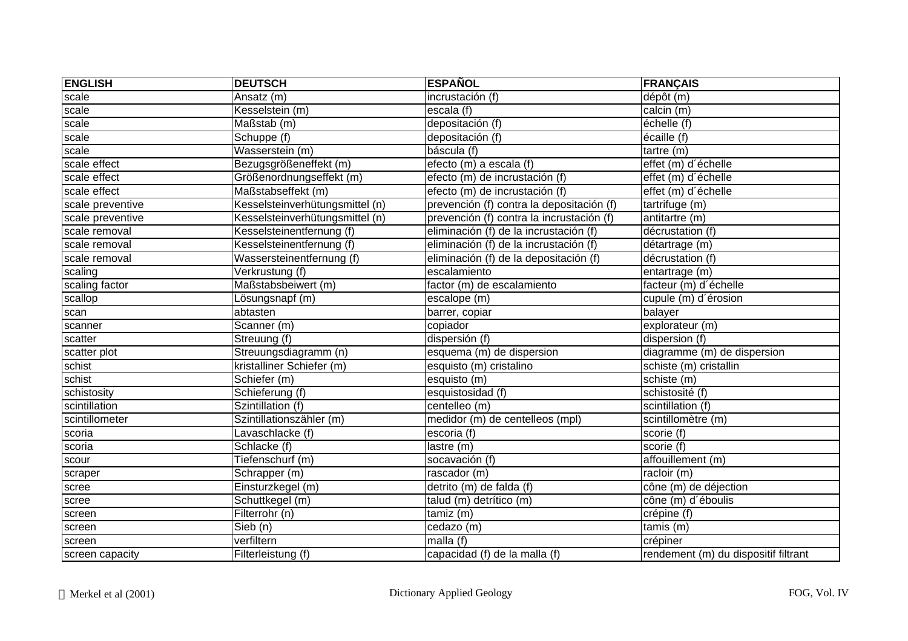| ENGLISH | DEUTSCH | ESPAÑOL | FRANÇAIS |
|---|---|---|---|
| scale | Ansatz (m) | incrustación (f) | dépôt (m) |
| scale | Kesselstein (m) | escala (f) | calcin (m) |
| scale | Maßstab (m) | depositación (f) | échelle (f) |
| scale | Schuppe (f) | depositación (f) | écaille (f) |
| scale | Wasserstein (m) | báscula (f) | tartre (m) |
| scale effect | Bezugsgrößeneffekt (m) | efecto (m) a escala (f) | effet (m) d´échelle |
| scale effect | Größenordnungseffekt (m) | efecto (m) de incrustación (f) | effet (m) d´échelle |
| scale effect | Maßstabseffekt (m) | efecto (m) de incrustación (f) | effet (m) d´échelle |
| scale preventive | Kesselsteinverhütungsmittel (n) | prevención (f) contra la depositación (f) | tartrifuge (m) |
| scale preventive | Kesselsteinverhütungsmittel (n) | prevención (f) contra la incrustación (f) | antitartre (m) |
| scale removal | Kesselsteinentfernung (f) | eliminación (f) de la incrustación (f) | décrustation (f) |
| scale removal | Kesselsteinentfernung (f) | eliminación (f) de la incrustación (f) | détartrage (m) |
| scale removal | Wassersteinentfernung (f) | eliminación (f) de la depositación (f) | décrustation (f) |
| scaling | Verkrustung (f) | escalamiento | entartrage (m) |
| scaling factor | Maßstabsbeiwert (m) | factor (m) de escalamiento | facteur (m) d´échelle |
| scallop | Lösungsnapf (m) | escalope (m) | cupule (m) d´érosion |
| scan | abtasten | barrer, copiar | balayer |
| scanner | Scanner (m) | copiador | explorateur (m) |
| scatter | Streuung (f) | dispersión (f) | dispersion (f) |
| scatter plot | Streuungsdiagramm (n) | esquema (m) de dispersion | diagramme (m) de dispersion |
| schist | kristalliner Schiefer (m) | esquisto (m) cristalino | schiste (m) cristallin |
| schist | Schiefer (m) | esquisto (m) | schiste (m) |
| schistosity | Schieferung (f) | esquistosidad (f) | schistosité (f) |
| scintillation | Szintillation (f) | centelleo (m) | scintillation (f) |
| scintillometer | Szintillationszähler (m) | medidor (m) de centelleos (mpl) | scintillomètre (m) |
| scoria | Lavaschlacke (f) | escoria (f) | scorie (f) |
| scoria | Schlacke (f) | lastre (m) | scorie (f) |
| scour | Tiefenschurf (m) | socavación (f) | affouillement (m) |
| scraper | Schrapper (m) | rascador (m) | racloir (m) |
| scree | Einsturzkegel (m) | detrito (m) de falda (f) | cône (m) de déjection |
| scree | Schuttkegel (m) | talud (m) detrítico (m) | cône (m) d´éboulis |
| screen | Filterrohr (n) | tamiz (m) | crépine (f) |
| screen | Sieb (n) | cedazo (m) | tamis (m) |
| screen | verfiltern | malla (f) | crépiner |
| screen capacity | Filterleistung (f) | capacidad (f) de la malla (f) | rendement (m) du dispositif filtrant |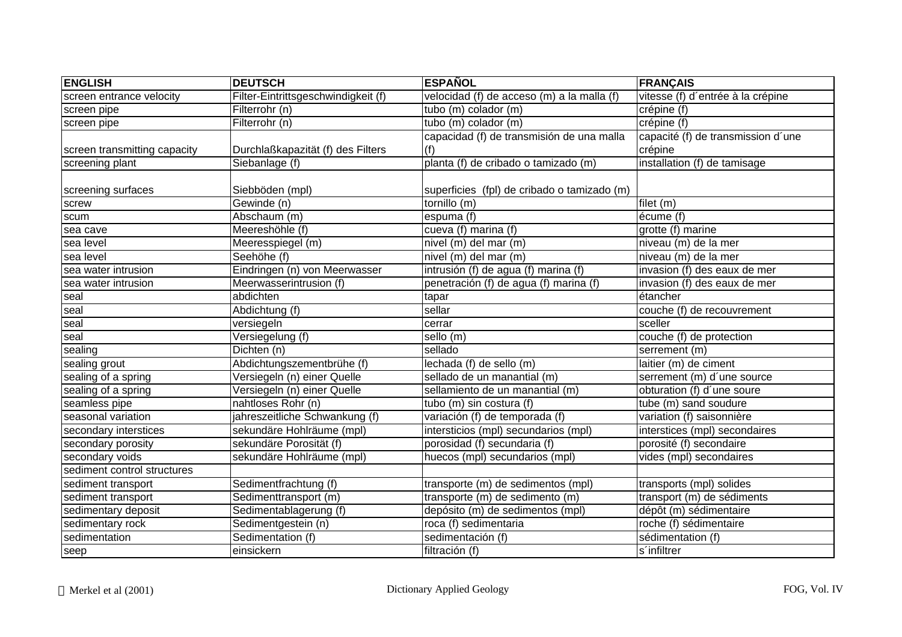| ENGLISH | DEUTSCH | ESPAÑOL | FRANÇAIS |
| --- | --- | --- | --- |
| screen entrance velocity | Filter-Eintrittsgeschwindigkeit (f) | velocidad (f) de acceso (m) a la malla (f) | vitesse (f) d´entrée à la crépine |
| screen pipe | Filterrohr (n) | tubo (m) colador (m) | crépine (f) |
| screen pipe | Filterrohr (n) | tubo (m) colador (m) | crépine (f) |
| screen transmitting capacity | Durchlaßkapazität (f) des Filters | capacidad (f) de transmisión de una malla (f) | capacité (f) de transmission d´une crépine |
| screening plant | Siebanlage (f) | planta (f) de cribado o tamizado (m) | installation (f) de tamisage |
| screening surfaces | Siebböden (mpl) | superficies (fpl) de cribado o tamizado (m) | |
| screw | Gewinde (n) | tornillo (m) | filet (m) |
| scum | Abschaum (m) | espuma (f) | écume (f) |
| sea cave | Meereshöhle (f) | cueva (f) marina (f) | grotte (f) marine |
| sea level | Meeresspiegel (m) | nivel (m) del mar (m) | niveau (m) de la mer |
| sea level | Seehöhe (f) | nivel (m) del mar (m) | niveau (m) de la mer |
| sea water intrusion | Eindringen (n) von Meerwasser | intrusión (f) de agua (f) marina (f) | invasion (f) des eaux de mer |
| sea water intrusion | Meerwasserintrusion (f) | penetración (f) de agua (f) marina (f) | invasion (f) des eaux de mer |
| seal | abdichten | tapar | étancher |
| seal | Abdichtung (f) | sellar | couche (f) de recouvrement |
| seal | versiegeln | cerrar | sceller |
| seal | Versiegelung (f) | sello (m) | couche (f) de protection |
| sealing | Dichten (n) | sellado | serrement (m) |
| sealing grout | Abdichtungszementbrühe (f) | lechada (f) de sello (m) | laitier (m) de ciment |
| sealing of a spring | Versiegeln (n) einer Quelle | sellado de un manantial (m) | serrement (m) d´une source |
| sealing of a spring | Versiegeln (n) einer Quelle | sellamiento de un manantial (m) | obturation (f) d´une soure |
| seamless pipe | nahtloses Rohr (n) | tubo (m) sin costura (f) | tube (m) sand soudure |
| seasonal variation | jahreszeitliche Schwankung (f) | variación (f) de temporada (f) | variation (f) saisonnière |
| secondary interstices | sekundäre Hohlräume (mpl) | intersticios (mpl) secundarios (mpl) | interstices (mpl) secondaires |
| secondary porosity | sekundäre Porosität (f) | porosidad (f) secundaria (f) | porosité (f) secondaire |
| secondary voids | sekundäre Hohlräume (mpl) | huecos (mpl) secundarios (mpl) | vides (mpl) secondaires |
| sediment control structures | | | |
| sediment transport | Sedimentfrachtung (f) | transporte (m) de sedimentos (mpl) | transports (mpl) solides |
| sediment transport | Sedimenttransport (m) | transporte (m) de sedimento (m) | transport (m) de sédiments |
| sedimentary deposit | Sedimentablagerung (f) | depósito (m) de sedimentos (mpl) | dépôt (m) sédimentaire |
| sedimentary rock | Sedimentgestein (n) | roca (f) sedimentaria | roche (f) sédimentaire |
| sedimentation | Sedimentation (f) | sedimentación (f) | sédimentation (f) |
| seep | einsickern | filtración (f) | s´infiltrer |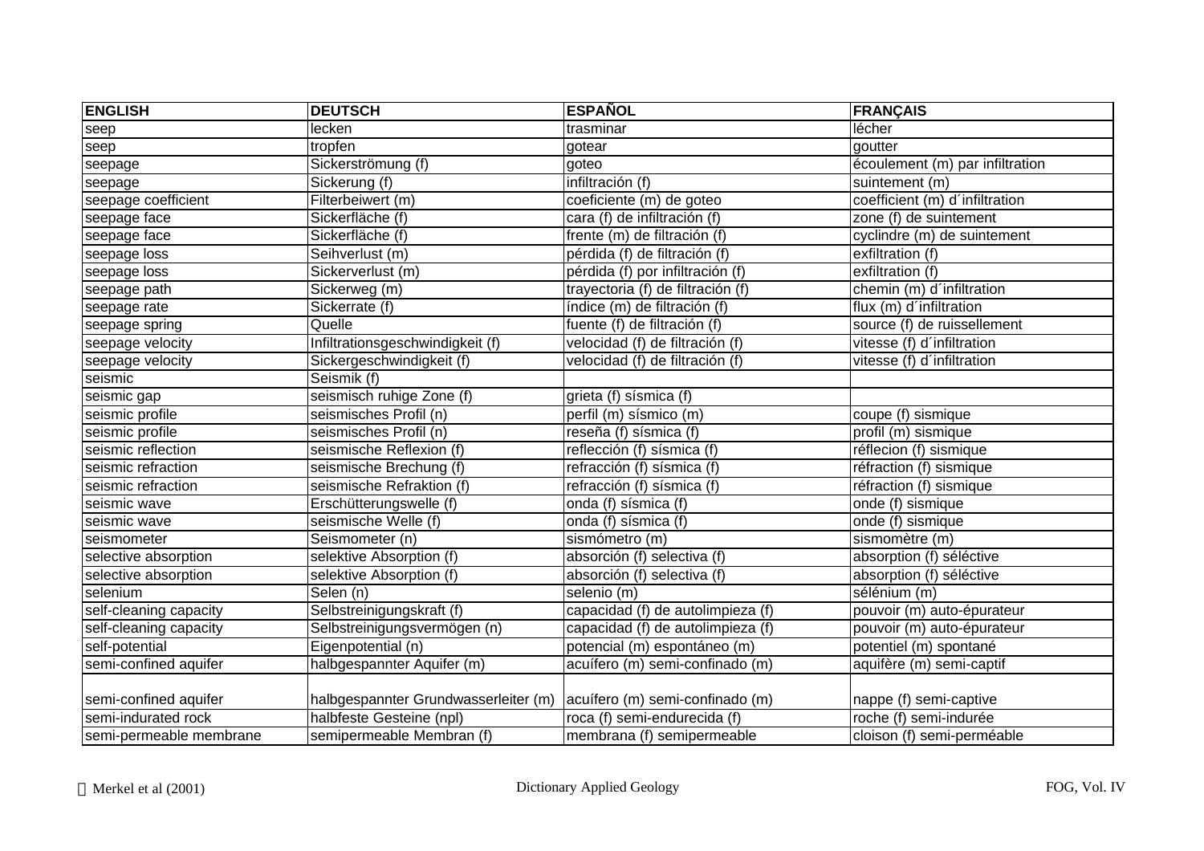| ENGLISH | DEUTSCH | ESPAÑOL | FRANÇAIS |
|---|---|---|---|
| seep | lecken | trasminar | lécher |
| seep | tropfen | gotear | goutter |
| seepage | Sickerströmung (f) | goteo | écoulement (m) par infiltration |
| seepage | Sickerung (f) | infiltración (f) | suintement (m) |
| seepage coefficient | Filterbeiwert (m) | coeficiente (m) de goteo | coefficient (m) d´infiltration |
| seepage face | Sickerfläche (f) | cara (f) de infiltración (f) | zone (f) de suintement |
| seepage face | Sickerfläche (f) | frente (m) de filtración (f) | cyclindre (m) de suintement |
| seepage loss | Seihverlust (m) | pérdida (f) de filtración (f) | exfiltration (f) |
| seepage loss | Sickerverlust (m) | pérdida (f) por infiltración (f) | exfiltration (f) |
| seepage path | Sickerweg (m) | trayectoria (f) de filtración (f) | chemin (m) d´infiltration |
| seepage rate | Sickerrate (f) | índice (m) de filtración (f) | flux (m) d´infiltration |
| seepage spring | Quelle | fuente (f) de filtración (f) | source (f) de ruissellement |
| seepage velocity | Infiltrationsgeschwindigkeit (f) | velocidad (f) de filtración (f) | vitesse (f) d´infiltration |
| seepage velocity | Sickergeschwindigkeit (f) | velocidad (f) de filtración (f) | vitesse (f) d´infiltration |
| seismic | Seismik (f) | | |
| seismic gap | seismisch ruhige Zone (f) | grieta (f) sísmica (f) | |
| seismic profile | seismisches Profil (n) | perfil (m) sísmico (m) | coupe (f) sismique |
| seismic profile | seismisches Profil (n) | reseña (f) sísmica (f) | profil (m) sismique |
| seismic reflection | seismische Reflexion (f) | reflección (f) sísmica (f) | réflecion (f) sismique |
| seismic refraction | seismische Brechung (f) | refracción (f) sísmica (f) | réfraction (f) sismique |
| seismic refraction | seismische Refraktion (f) | refracción (f) sísmica (f) | réfraction (f) sismique |
| seismic wave | Erschütterungswelle (f) | onda (f) sísmica (f) | onde (f) sismique |
| seismic wave | seismische Welle (f) | onda (f) sísmica (f) | onde (f) sismique |
| seismometer | Seismometer (n) | sismómetro (m) | sismomètre (m) |
| selective absorption | selektive Absorption (f) | absorción (f) selectiva (f) | absorption (f) séléctive |
| selective absorption | selektive Absorption (f) | absorción (f) selectiva (f) | absorption (f) séléctive |
| selenium | Selen (n) | selenio (m) | sélénium (m) |
| self-cleaning capacity | Selbstreinigungskraft (f) | capacidad (f) de autolimpieza (f) | pouvoir (m) auto-épurateur |
| self-cleaning capacity | Selbstreinigungsvermögen (n) | capacidad (f) de autolimpieza (f) | pouvoir (m) auto-épurateur |
| self-potential | Eigenpotential (n) | potencial (m) espontáneo (m) | potentiel (m) spontané |
| semi-confined aquifer | halbgespannter Aquifer (m) | acuífero (m) semi-confinado (m) | aquifère (m) semi-captif |
| semi-confined aquifer | halbgespannter Grundwasserleiter (m) | acuífero (m) semi-confinado (m) | nappe (f) semi-captive |
| semi-indurated rock | halbfeste Gesteine (npl) | roca (f) semi-endurecida (f) | roche (f) semi-indurée |
| semi-permeable membrane | semipermeable Membran (f) | membrana (f) semipermeable | cloison (f) semi-perméable |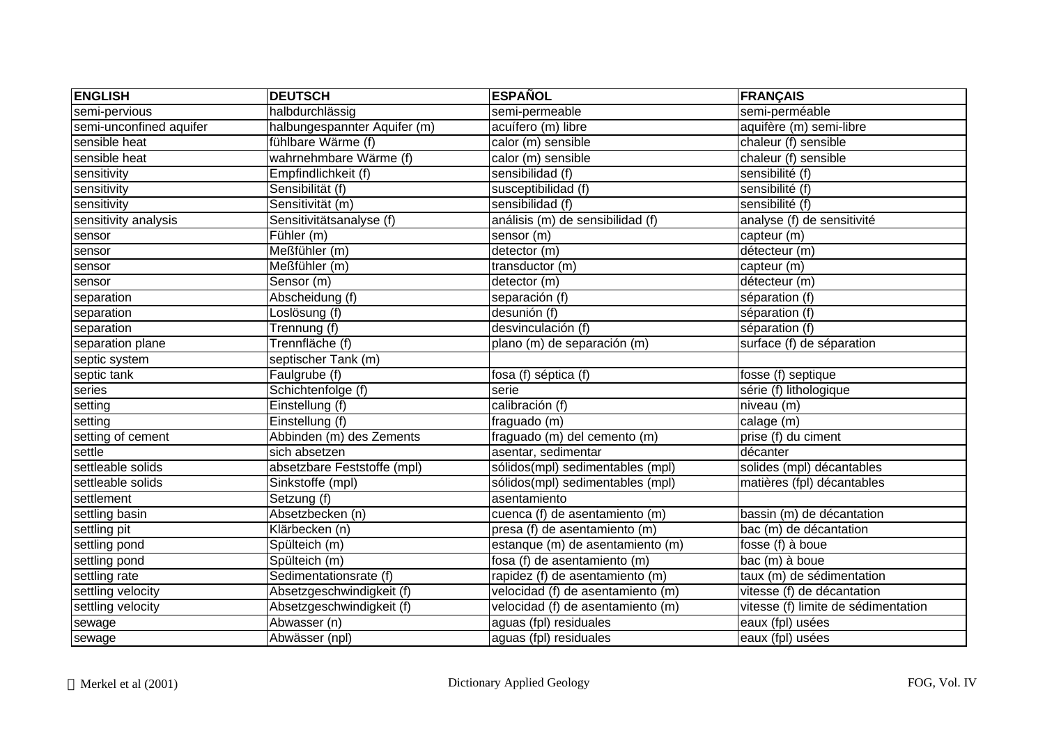| ENGLISH | DEUTSCH | ESPAÑOL | FRANÇAIS |
|---|---|---|---|
| semi-pervious | halbdurchlässig | semi-permeable | semi-perméable |
| semi-unconfined aquifer | halbungespannter Aquifer (m) | acuífero (m) libre | aquifère (m) semi-libre |
| sensible heat | fühlbare Wärme (f) | calor (m) sensible | chaleur (f) sensible |
| sensible heat | wahrnehmbare Wärme (f) | calor (m) sensible | chaleur (f) sensible |
| sensitivity | Empfindlichkeit (f) | sensibilidad (f) | sensibilité (f) |
| sensitivity | Sensibilität (f) | susceptibilidad (f) | sensibilité (f) |
| sensitivity | Sensitivität (m) | sensibilidad (f) | sensibilité (f) |
| sensitivity analysis | Sensitivitätsanalyse (f) | análisis (m) de sensibilidad (f) | analyse (f) de sensitivité |
| sensor | Fühler (m) | sensor (m) | capteur (m) |
| sensor | Meßfühler (m) | detector (m) | détecteur (m) |
| sensor | Meßfühler (m) | transductor (m) | capteur (m) |
| sensor | Sensor (m) | detector (m) | détecteur (m) |
| separation | Abscheidung (f) | separación (f) | séparation (f) |
| separation | Loslösung (f) | desunión (f) | séparation (f) |
| separation | Trennung (f) | desvinculación (f) | séparation (f) |
| separation plane | Trennfläche (f) | plano (m) de separación (m) | surface (f) de séparation |
| septic system | septischer Tank (m) | | |
| septic tank | Faulgrube (f) | fosa (f) séptica (f) | fosse (f) septique |
| series | Schichtenfolge (f) | serie | série (f) lithologique |
| setting | Einstellung (f) | calibración (f) | niveau (m) |
| setting | Einstellung (f) | fraguado (m) | calage (m) |
| setting of cement | Abbinden (m) des Zements | fraguado (m) del cemento (m) | prise (f) du ciment |
| settle | sich absetzen | asentar, sedimentar | décanter |
| settleable solids | absetzbare Feststoffe (mpl) | sólidos(mpl) sedimentables (mpl) | solides (mpl) décantables |
| settleable solids | Sinkstoffe (mpl) | sólidos(mpl) sedimentables (mpl) | matières (fpl) décantables |
| settlement | Setzung (f) | asentamiento | |
| settling basin | Absetzbecken (n) | cuenca (f) de asentamiento (m) | bassin (m) de décantation |
| settling pit | Klärbecken (n) | presa (f) de asentamiento (m) | bac (m) de décantation |
| settling pond | Spülteich (m) | estanque (m) de asentamiento (m) | fosse (f) à boue |
| settling pond | Spülteich (m) | fosa (f) de asentamiento (m) | bac (m) à boue |
| settling rate | Sedimentationsrate (f) | rapidez (f) de asentamiento (m) | taux (m) de sédimentation |
| settling velocity | Absetzgeschwindigkeit (f) | velocidad (f) de asentamiento (m) | vitesse (f) de décantation |
| settling velocity | Absetzgeschwindigkeit (f) | velocidad (f) de asentamiento (m) | vitesse (f) limite de sédimentation |
| sewage | Abwasser (n) | aguas (fpl) residuales | eaux (fpl) usées |
| sewage | Abwässer (npl) | aguas (fpl) residuales | eaux (fpl) usées |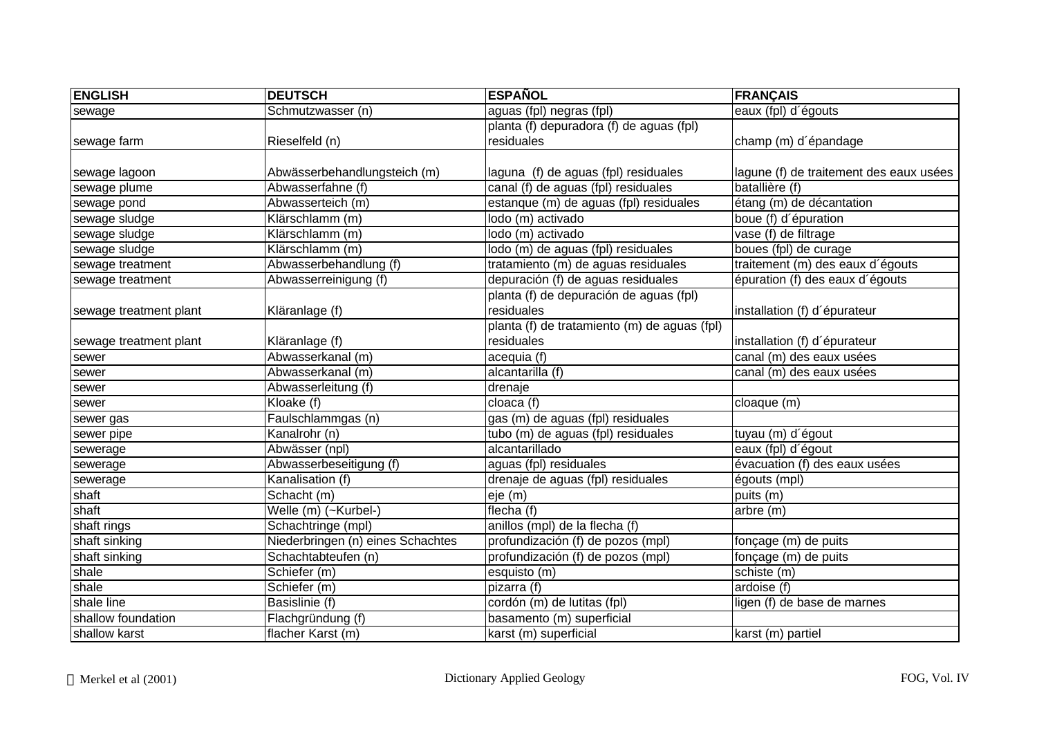| ENGLISH | DEUTSCH | ESPAÑOL | FRANÇAIS |
|---|---|---|---|
| sewage | Schmutzwasser (n) | aguas (fpl) negras (fpl) | eaux (fpl) d´égouts |
| sewage farm | Rieselfeld (n) | planta (f) depuradora (f) de aguas (fpl) residuales | champ (m) d´épandage |
| sewage lagoon | Abwässerbehandlungsteich (m) | laguna (f) de aguas (fpl) residuales | lagune (f) de traitement des eaux usées |
| sewage plume | Abwasserfahne (f) | canal (f) de aguas (fpl) residuales | batallière (f) |
| sewage pond | Abwasserteich (m) | estanque (m) de aguas (fpl) residuales | étang (m) de décantation |
| sewage sludge | Klärschlamm (m) | lodo (m) activado | boue (f) d´épuration |
| sewage sludge | Klärschlamm (m) | lodo (m) activado | vase (f) de filtrage |
| sewage sludge | Klärschlamm (m) | lodo (m) de aguas (fpl) residuales | boues (fpl) de curage |
| sewage treatment | Abwasserbehandlung (f) | tratamiento (m) de aguas residuales | traitement (m) des eaux d´égouts |
| sewage treatment | Abwasserreinigung (f) | depuración (f) de aguas residuales | épuration (f) des eaux d´égouts |
| sewage treatment plant | Kläranlage (f) | planta (f) de depuración de aguas (fpl) residuales | installation (f) d´épurateur |
| sewage treatment plant | Kläranlage (f) | planta (f) de tratamiento (m) de aguas (fpl) residuales | installation (f) d´épurateur |
| sewer | Abwasserkanal (m) | acequia (f) | canal (m) des eaux usées |
| sewer | Abwasserkanal (m) | alcantarilla (f) | canal (m) des eaux usées |
| sewer | Abwasserleitung (f) | drenaje | |
| sewer | Kloake (f) | cloaca (f) | cloaque (m) |
| sewer gas | Faulschlammgas (n) | gas (m) de aguas (fpl) residuales | |
| sewer pipe | Kanalrohr (n) | tubo (m) de aguas (fpl) residuales | tuyau (m) d´égout |
| sewerage | Abwässer (npl) | alcantarillado | eaux (fpl) d´égout |
| sewerage | Abwasserbeseitigung (f) | aguas (fpl) residuales | évacuation (f) des eaux usées |
| sewerage | Kanalisation (f) | drenaje de aguas (fpl) residuales | égouts (mpl) |
| shaft | Schacht (m) | eje (m) | puits (m) |
| shaft | Welle (m) (~Kurbel-) | flecha (f) | arbre (m) |
| shaft rings | Schachtringe (mpl) | anillos (mpl) de la flecha (f) | |
| shaft sinking | Niederbringen (n) eines Schachtes | profundización (f) de pozos (mpl) | fonçage (m) de puits |
| shaft sinking | Schachtabteufen (n) | profundización (f) de pozos (mpl) | fonçage (m) de puits |
| shale | Schiefer (m) | esquisto (m) | schiste (m) |
| shale | Schiefer (m) | pizarra (f) | ardoise (f) |
| shale line | Basislinie (f) | cordón (m) de lutitas (fpl) | ligen (f) de base de marnes |
| shallow foundation | Flachgründung (f) | basamento (m) superficial | |
| shallow karst | flacher Karst (m) | karst (m) superficial | karst (m) partiel |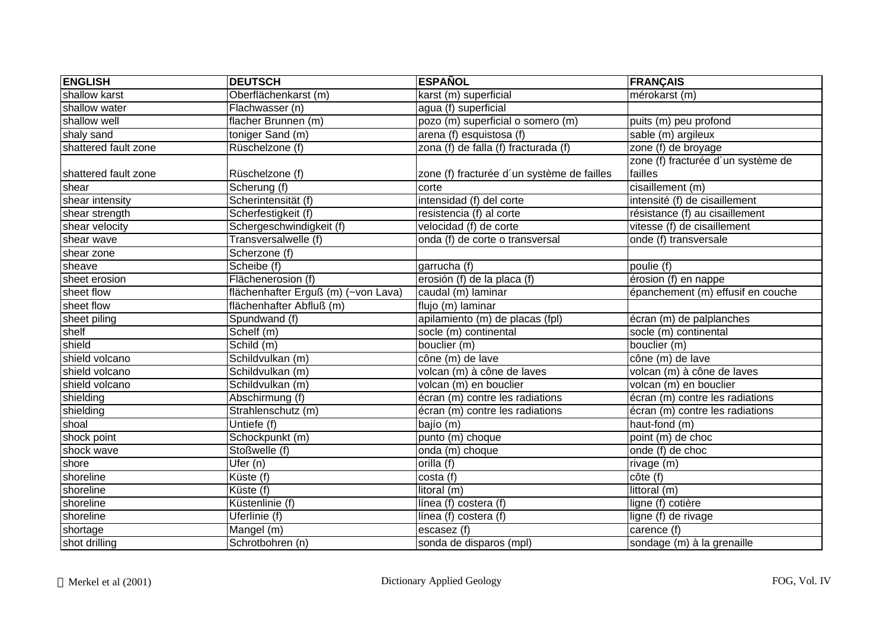| ENGLISH | DEUTSCH | ESPAÑOL | FRANÇAIS |
|---|---|---|---|
| shallow karst | Oberflächenkarst (m) | karst (m) superficial | mérokarst (m) |
| shallow water | Flachwasser (n) | agua (f) superficial | |
| shallow well | flacher Brunnen (m) | pozo (m) superficial o somero (m) | puits (m) peu profond |
| shaly sand | toniger Sand (m) | arena (f) esquistosa (f) | sable (m) argileux |
| shattered fault zone | Rüschelzone (f) | zona (f) de falla (f) fracturada (f) | zone (f) de broyage |
| shattered fault zone | Rüschelzone (f) | zone (f) fracturée d´un système de failles | zone (f) fracturée d´un système de failles |
| shear | Scherung (f) | corte | cisaillement (m) |
| shear intensity | Scherintensität (f) | intensidad (f) del corte | intensité (f) de cisaillement |
| shear strength | Scherfestigkeit (f) | resistencia (f) al corte | résistance (f) au cisaillement |
| shear velocity | Schergeschwindigkeit (f) | velocidad (f) de corte | vitesse (f) de cisaillement |
| shear wave | Transversalwelle (f) | onda (f) de corte o transversal | onde (f) transversale |
| shear zone | Scherzone (f) | | |
| sheave | Scheibe (f) | garrucha (f) | poulie (f) |
| sheet erosion | Flächenerosion (f) | erosión (f) de la placa (f) | érosion (f) en nappe |
| sheet flow | flächenhafter Erguß (m) (~von Lava) | caudal (m) laminar | épanchement (m) effusif en couche |
| sheet flow | flächenhafter Abfluß (m) | flujo (m) laminar | |
| sheet piling | Spundwand (f) | apilamiento (m) de placas (fpl) | écran (m) de palplanches |
| shelf | Schelf (m) | socle (m) continental | socle (m) continental |
| shield | Schild (m) | bouclier (m) | bouclier (m) |
| shield volcano | Schildvulkan (m) | cône (m) de lave | cône (m) de lave |
| shield volcano | Schildvulkan (m) | volcan (m) à cône de laves | volcan (m) à cône de laves |
| shield volcano | Schildvulkan (m) | volcan (m) en bouclier | volcan (m) en bouclier |
| shielding | Abschirmung (f) | écran (m) contre les radiations | écran (m) contre les radiations |
| shielding | Strahlenschutz (m) | écran (m) contre les radiations | écran (m) contre les radiations |
| shoal | Untiefe (f) | bajío (m) | haut-fond (m) |
| shock point | Schockpunkt (m) | punto (m) choque | point (m) de choc |
| shock wave | Stoßwelle (f) | onda (m) choque | onde (f) de choc |
| shore | Ufer (n) | orilla (f) | rivage (m) |
| shoreline | Küste (f) | costa (f) | côte (f) |
| shoreline | Küste (f) | litoral (m) | littoral (m) |
| shoreline | Küstenlinie (f) | línea (f) costera (f) | ligne (f) cotière |
| shoreline | Uferlinie (f) | línea (f) costera (f) | ligne (f) de rivage |
| shortage | Mangel (m) | escasez (f) | carence (f) |
| shot drilling | Schrotbohren (n) | sonda de disparos (mpl) | sondage (m) à la grenaille |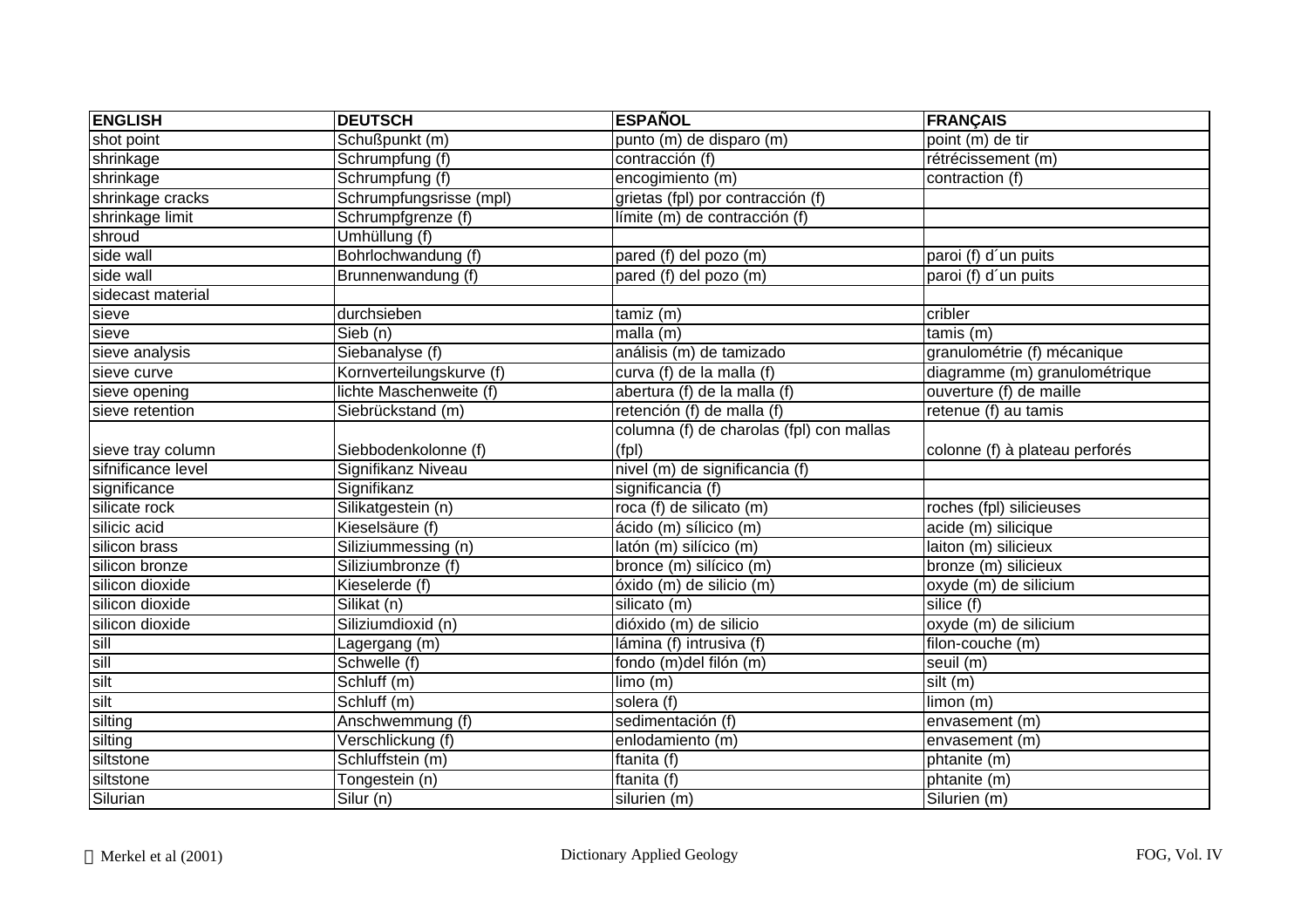| ENGLISH | DEUTSCH | ESPAÑOL | FRANÇAIS |
|---|---|---|---|
| shot point | Schußpunkt (m) | punto (m) de disparo (m) | point (m) de tir |
| shrinkage | Schrumpfung (f) | contracción (f) | rétrécissement (m) |
| shrinkage | Schrumpfung (f) | encogimiento (m) | contraction (f) |
| shrinkage cracks | Schrumpfungsrisse (mpl) | grietas (fpl) por contracción (f) | |
| shrinkage limit | Schrumpfgrenze (f) | límite (m) de contracción (f) | |
| shroud | Umhüllung (f) | | |
| side wall | Bohrlochwandung (f) | pared (f) del pozo (m) | paroi (f) d´un puits |
| side wall | Brunnenwandung (f) | pared (f) del pozo (m) | paroi (f) d´un puits |
| sidecast material | | | |
| sieve | durchsieben | tamiz (m) | cribler |
| sieve | Sieb (n) | malla (m) | tamis (m) |
| sieve analysis | Siebanalyse (f) | análisis (m) de tamizado | granulométrie (f) mécanique |
| sieve curve | Kornverteilungskurve (f) | curva (f) de la malla (f) | diagramme (m) granulométrique |
| sieve opening | lichte Maschenweite (f) | abertura (f) de la malla (f) | ouverture (f) de maille |
| sieve retention | Siebrückstand (m) | retención (f) de malla (f) | retenue (f) au tamis |
| sieve tray column | Siebbodenkolonne (f) | columna (f) de charolas (fpl) con mallas (fpl) | colonne (f) à plateau perforés |
| sifnificance level | Signifikanz Niveau | nivel (m) de significancia (f) | |
| significance | Signifikanz | significancia (f) | |
| silicate rock | Silikatgestein (n) | roca (f) de silicato (m) | roches (fpl) silicieuses |
| silicic acid | Kieselsäure (f) | ácido (m) sílicico (m) | acide (m) silicique |
| silicon brass | Siliziummessing (n) | latón (m) silícico (m) | laiton (m) silicieux |
| silicon bronze | Siliziumbronze (f) | bronce (m) silícico (m) | bronze (m) silicieux |
| silicon dioxide | Kieselerde (f) | óxido (m) de silicio (m) | oxyde (m) de silicium |
| silicon dioxide | Silikat (n) | silicato (m) | silice (f) |
| silicon dioxide | Siliziumdioxid (n) | dióxido (m) de silicio | oxyde (m) de silicium |
| sill | Lagergang (m) | lámina (f) intrusiva (f) | filon-couche (m) |
| sill | Schwelle (f) | fondo (m)del filón (m) | seuil (m) |
| silt | Schluff (m) | limo (m) | silt (m) |
| silt | Schluff (m) | solera (f) | limon (m) |
| silting | Anschwemmung (f) | sedimentación (f) | envasement (m) |
| silting | Verschlickung (f) | enlodamiento (m) | envasement (m) |
| siltstone | Schluffstein (m) | ftanita (f) | phtanite (m) |
| siltstone | Tongestein (n) | ftanita (f) | phtanite (m) |
| Silurian | Silur (n) | silurien (m) | Silurien (m) |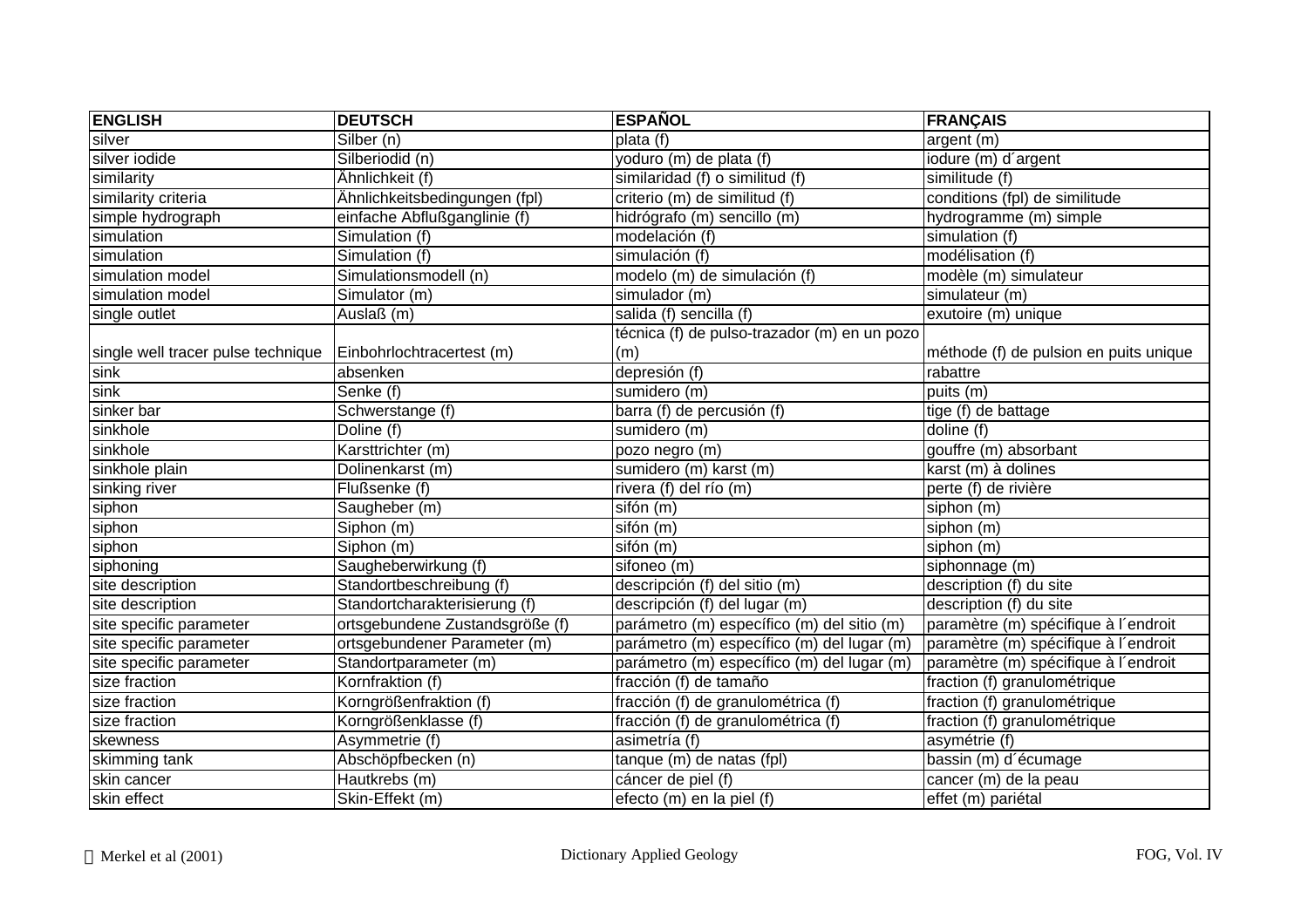| ENGLISH | DEUTSCH | ESPAÑOL | FRANÇAIS |
|---|---|---|---|
| silver | Silber (n) | plata (f) | argent (m) |
| silver iodide | Silberiodid (n) | yoduro (m) de plata (f) | iodure (m) d´argent |
| similarity | Ähnlichkeit (f) | similaridad (f) o similitud (f) | similitude (f) |
| similarity criteria | Ähnlichkeitsbedingungen (fpl) | criterio (m) de similitud (f) | conditions (fpl) de similitude |
| simple hydrograph | einfache Abflußganglinie (f) | hidrógrafo (m) sencillo (m) | hydrogramme (m) simple |
| simulation | Simulation (f) | modelación (f) | simulation (f) |
| simulation | Simulation (f) | simulación (f) | modélisation (f) |
| simulation model | Simulationsmodell (n) | modelo (m) de simulación (f) | modèle (m) simulateur |
| simulation model | Simulator (m) | simulador (m) | simulateur (m) |
| single outlet | Auslaß (m) | salida (f) sencilla (f) | exutoire (m) unique |
| single well tracer pulse technique | Einbohrlochtracertest (m) | técnica (f) de pulso-trazador (m) en un pozo (m) | méthode (f) de pulsion en puits unique |
| sink | absenken | depresión (f) | rabattre |
| sink | Senke (f) | sumidero (m) | puits (m) |
| sinker bar | Schwerstange (f) | barra (f) de percusión (f) | tige (f) de battage |
| sinkhole | Doline (f) | sumidero (m) | doline (f) |
| sinkhole | Karsttrichter (m) | pozo negro (m) | gouffre (m) absorbant |
| sinkhole plain | Dolinenkarst (m) | sumidero (m) karst (m) | karst (m) à dolines |
| sinking river | Flußsenke (f) | rivera (f) del río (m) | perte (f) de rivière |
| siphon | Saugheber (m) | sifón (m) | siphon (m) |
| siphon | Siphon (m) | sifón (m) | siphon (m) |
| siphon | Siphon (m) | sifón (m) | siphon (m) |
| siphoning | Saugheberwirkung (f) | sifoneo (m) | siphonnage (m) |
| site description | Standortbeschreibung (f) | descripción (f) del sitio (m) | description (f) du site |
| site description | Standortcharakterisierung (f) | descripción (f) del lugar (m) | description (f) du site |
| site specific parameter | ortsgebundene Zustandsgröße (f) | parámetro (m) específico (m) del sitio (m) | paramètre (m) spécifique à l´endroit |
| site specific parameter | ortsgebundener Parameter (m) | parámetro (m) específico (m) del lugar (m) | paramètre (m) spécifique à l´endroit |
| site specific parameter | Standortparameter (m) | parámetro (m) específico (m) del lugar (m) | paramètre (m) spécifique à l´endroit |
| size fraction | Kornfraktion (f) | fracción (f) de tamaño | fraction (f) granulométrique |
| size fraction | Korngrößenfraktion (f) | fracción (f) de granulométrica (f) | fraction (f) granulométrique |
| size fraction | Korngrößenklasse (f) | fracción (f) de granulométrica (f) | fraction (f) granulométrique |
| skewness | Asymmetrie (f) | asimetría (f) | asymétrie (f) |
| skimming tank | Abschöpfbecken (n) | tanque (m) de natas (fpl) | bassin (m) d´écumage |
| skin cancer | Hautkrebs (m) | cáncer de piel (f) | cancer (m) de la peau |
| skin effect | Skin-Effekt (m) | efecto (m) en la piel (f) | effet (m) pariétal |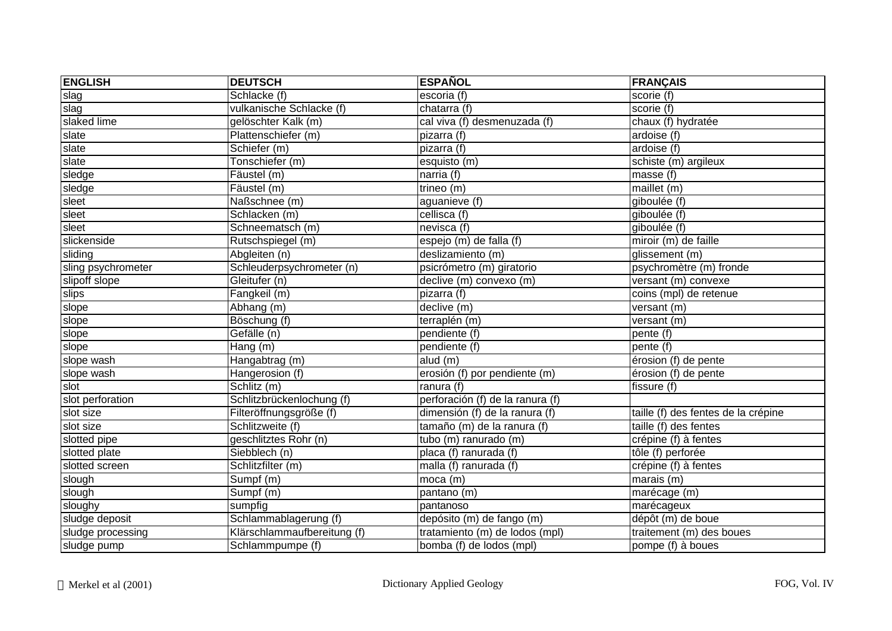| ENGLISH | DEUTSCH | ESPAÑOL | FRANÇAIS |
|---|---|---|---|
| slag | Schlacke (f) | escoria (f) | scorie (f) |
| slag | vulkanische Schlacke (f) | chatarra (f) | scorie (f) |
| slaked lime | gelöschter Kalk (m) | cal viva (f) desmenuzada (f) | chaux (f) hydratée |
| slate | Plattenschiefer (m) | pizarra (f) | ardoise (f) |
| slate | Schiefer (m) | pizarra (f) | ardoise (f) |
| slate | Tonschiefer (m) | esquisto (m) | schiste (m) argileux |
| sledge | Fäustel (m) | narria (f) | masse (f) |
| sledge | Fäustel (m) | trineo (m) | maillet (m) |
| sleet | Naßschnee (m) | aguanieve (f) | giboulée (f) |
| sleet | Schlacken (m) | cellisca (f) | giboulée (f) |
| sleet | Schneematsch (m) | nevisca (f) | giboulée (f) |
| slickenside | Rutschspiegel (m) | espejo (m) de falla (f) | miroir (m) de faille |
| sliding | Abgleiten (n) | deslizamiento (m) | glissement (m) |
| sling psychrometer | Schleuderpsychrometer (n) | psicrómetro (m) giratorio | psychromètre (m) fronde |
| slipoff slope | Gleitufer (n) | declive (m) convexo (m) | versant (m) convexe |
| slips | Fangkeil (m) | pizarra (f) | coins (mpl) de retenue |
| slope | Abhang (m) | declive (m) | versant (m) |
| slope | Böschung (f) | terraplén (m) | versant (m) |
| slope | Gefälle (n) | pendiente (f) | pente (f) |
| slope | Hang (m) | pendiente (f) | pente (f) |
| slope wash | Hangabtrag (m) | alud (m) | érosion (f) de pente |
| slope wash | Hangerosion (f) | erosión (f) por pendiente (m) | érosion (f) de pente |
| slot | Schlitz (m) | ranura (f) | fissure (f) |
| slot perforation | Schlitzbrückenlochung (f) | perforación (f) de la ranura (f) | |
| slot size | Filteröffnungsgröße (f) | dimensión (f) de la ranura (f) | taille (f) des fentes de la crépine |
| slot size | Schlitzweite (f) | tamaño (m) de la ranura (f) | taille (f) des fentes |
| slotted pipe | geschlitztes Rohr (n) | tubo (m) ranurado (m) | crépine (f) à fentes |
| slotted plate | Siebblech (n) | placa (f) ranurada (f) | tôle (f) perforée |
| slotted screen | Schlitzfilter (m) | malla (f) ranurada (f) | crépine (f) à fentes |
| slough | Sumpf (m) | moca (m) | marais (m) |
| slough | Sumpf (m) | pantano (m) | marécage (m) |
| sloughy | sumpfig | pantanoso | marécageux |
| sludge deposit | Schlammablagerung (f) | depósito (m) de fango (m) | dépôt (m) de boue |
| sludge processing | Klärschlammaufbereitung (f) | tratamiento (m) de lodos (mpl) | traitement (m) des boues |
| sludge pump | Schlammpumpe (f) | bomba (f) de lodos (mpl) | pompe (f) à boues |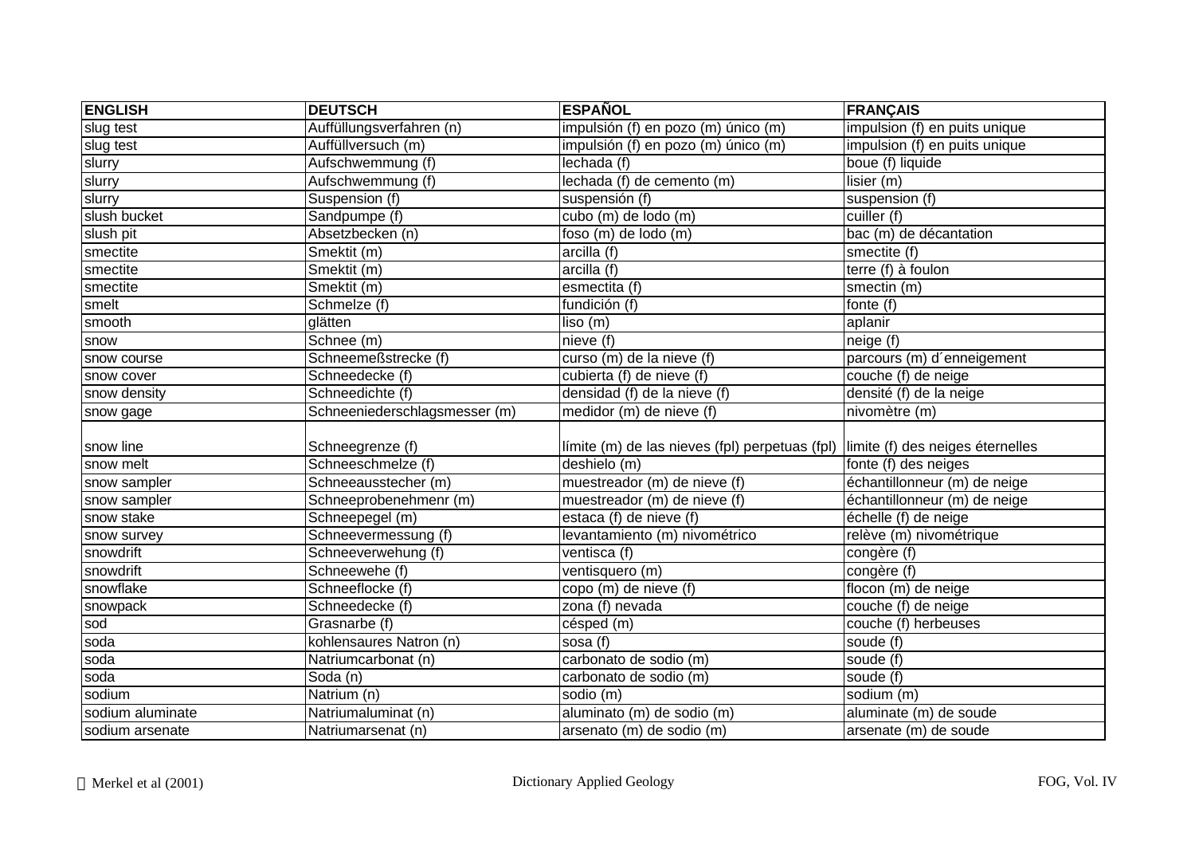| ENGLISH | DEUTSCH | ESPAÑOL | FRANÇAIS |
|---|---|---|---|
| slug test | Auffüllungsverfahren (n) | impulsión (f) en pozo (m) único (m) | impulsion (f) en puits unique |
| slug test | Auffüllversuch (m) | impulsión (f) en pozo (m) único (m) | impulsion (f) en puits unique |
| slurry | Aufschwemmung (f) | lechada (f) | boue (f) liquide |
| slurry | Aufschwemmung (f) | lechada (f) de cemento (m) | lisier (m) |
| slurry | Suspension (f) | suspensión (f) | suspension (f) |
| slush bucket | Sandpumpe (f) | cubo (m) de lodo (m) | cuiller (f) |
| slush pit | Absetzbecken (n) | foso (m) de lodo (m) | bac (m) de décantation |
| smectite | Smektit (m) | arcilla (f) | smectite (f) |
| smectite | Smektit (m) | arcilla (f) | terre (f) à foulon |
| smectite | Smektit (m) | esmectita (f) | smectin (m) |
| smelt | Schmelze (f) | fundición (f) | fonte (f) |
| smooth | glätten | liso (m) | aplanir |
| snow | Schnee (m) | nieve (f) | neige (f) |
| snow course | Schneemeßstrecke (f) | curso (m) de la nieve (f) | parcours (m) d´enneigement |
| snow cover | Schneedecke (f) | cubierta (f) de nieve (f) | couche (f) de neige |
| snow density | Schneedichte (f) | densidad (f) de la nieve (f) | densité (f) de la neige |
| snow gage | Schneeniederschlagsmesser (m) | medidor (m) de nieve (f) | nivomètre (m) |
| snow line | Schneegrenze (f) | límite (m) de las nieves (fpl) perpetuas (fpl) | limite (f) des neiges éternelles |
| snow melt | Schneeschmelze (f) | deshielo (m) | fonte (f) des neiges |
| snow sampler | Schneeausstecher (m) | muestreador (m) de nieve (f) | échantillonneur (m) de neige |
| snow sampler | Schneeprobenehmenr (m) | muestreador (m) de nieve (f) | échantillonneur (m) de neige |
| snow stake | Schneepegel (m) | estaca (f) de nieve (f) | échelle (f) de neige |
| snow survey | Schneevermessung (f) | levantamiento (m) nivométrico | relève (m) nivométrique |
| snowdrift | Schneeverwehung (f) | ventisca (f) | congère (f) |
| snowdrift | Schneewehe (f) | ventisquero (m) | congère (f) |
| snowflake | Schneeflocke (f) | copo (m) de nieve (f) | flocon (m) de neige |
| snowpack | Schneedecke (f) | zona (f) nevada | couche (f) de neige |
| sod | Grasnarbe (f) | césped (m) | couche (f) herbeuses |
| soda | kohlensaures Natron (n) | sosa (f) | soude (f) |
| soda | Natriumcarbonat (n) | carbonato de sodio (m) | soude (f) |
| soda | Soda (n) | carbonato de sodio (m) | soude (f) |
| sodium | Natrium (n) | sodio (m) | sodium (m) |
| sodium aluminate | Natriumaluminat (n) | aluminato (m) de sodio (m) | aluminate (m) de soude |
| sodium arsenate | Natriumarsenat (n) | arsenato (m) de sodio (m) | arsenate (m) de soude |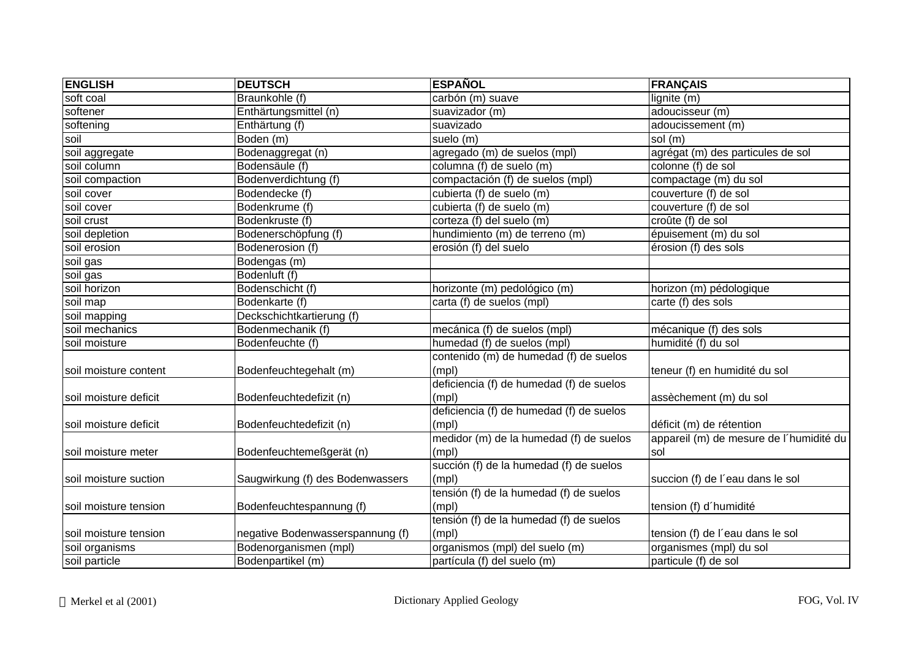| ENGLISH | DEUTSCH | ESPAÑOL | FRANÇAIS |
|---|---|---|---|
| soft coal | Braunkohle (f) | carbón (m) suave | lignite (m) |
| softener | Enthärtungsmittel (n) | suavizador (m) | adoucisseur (m) |
| softening | Enthärtung (f) | suavizado | adoucissement (m) |
| soil | Boden (m) | suelo (m) | sol (m) |
| soil aggregate | Bodenaggregat (n) | agregado (m) de suelos (mpl) | agrégat (m) des particules de sol |
| soil column | Bodensäule (f) | columna (f) de suelo (m) | colonne (f) de sol |
| soil compaction | Bodenverdichtung (f) | compactación (f) de suelos (mpl) | compactage (m) du sol |
| soil cover | Bodendecke (f) | cubierta (f) de suelo (m) | couverture (f) de sol |
| soil cover | Bodenkrume (f) | cubierta (f) de suelo (m) | couverture (f) de sol |
| soil crust | Bodenkruste (f) | corteza (f) del suelo (m) | croûte (f) de sol |
| soil depletion | Bodenerschöpfung (f) | hundimiento (m) de terreno (m) | épuisement (m) du sol |
| soil erosion | Bodenerosion (f) | erosión (f) del suelo | érosion (f) des sols |
| soil gas | Bodengas (m) | | |
| soil gas | Bodenluft (f) | | |
| soil horizon | Bodenschicht (f) | horizonte (m) pedológico (m) | horizon (m) pédologique |
| soil map | Bodenkarte (f) | carta (f) de suelos (mpl) | carte (f) des sols |
| soil mapping | Deckschichtkartierung (f) | | |
| soil mechanics | Bodenmechanik (f) | mecánica (f) de suelos (mpl) | mécanique (f) des sols |
| soil moisture | Bodenfeuchte (f) | humedad (f) de suelos (mpl) | humidité (f) du sol |
| soil moisture content | Bodenfeuchtegehalt (m) | contenido (m) de humedad (f) de suelos (mpl) | teneur (f) en humidité du sol |
| soil moisture deficit | Bodenfeuchtedefizit (n) | deficiencia (f) de humedad (f) de suelos (mpl) | assèchement (m) du sol |
| soil moisture deficit | Bodenfeuchtedefizit (n) | deficiencia (f) de humedad (f) de suelos (mpl) | déficit (m) de rétention |
| soil moisture meter | Bodenfeuchtemeßgerät (n) | medidor (m) de la humedad (f) de suelos (mpl) | appareil (m) de mesure de l´humidité du sol |
| soil moisture suction | Saugwirkung (f) des Bodenwassers | succión (f) de la humedad (f) de suelos (mpl) | succion (f) de l´eau dans le sol |
| soil moisture tension | Bodenfeuchtespannung (f) | tensión (f) de la humedad (f) de suelos (mpl) | tension (f) d´humidité |
| soil moisture tension | negative Bodenwasserspannung (f) | tensión (f) de la humedad (f) de suelos (mpl) | tension (f) de l´eau dans le sol |
| soil organisms | Bodenorganismen (mpl) | organismos (mpl) del suelo (m) | organismes (mpl) du sol |
| soil particle | Bodenpartikel (m) | partícula (f) del suelo (m) | particule (f) de sol |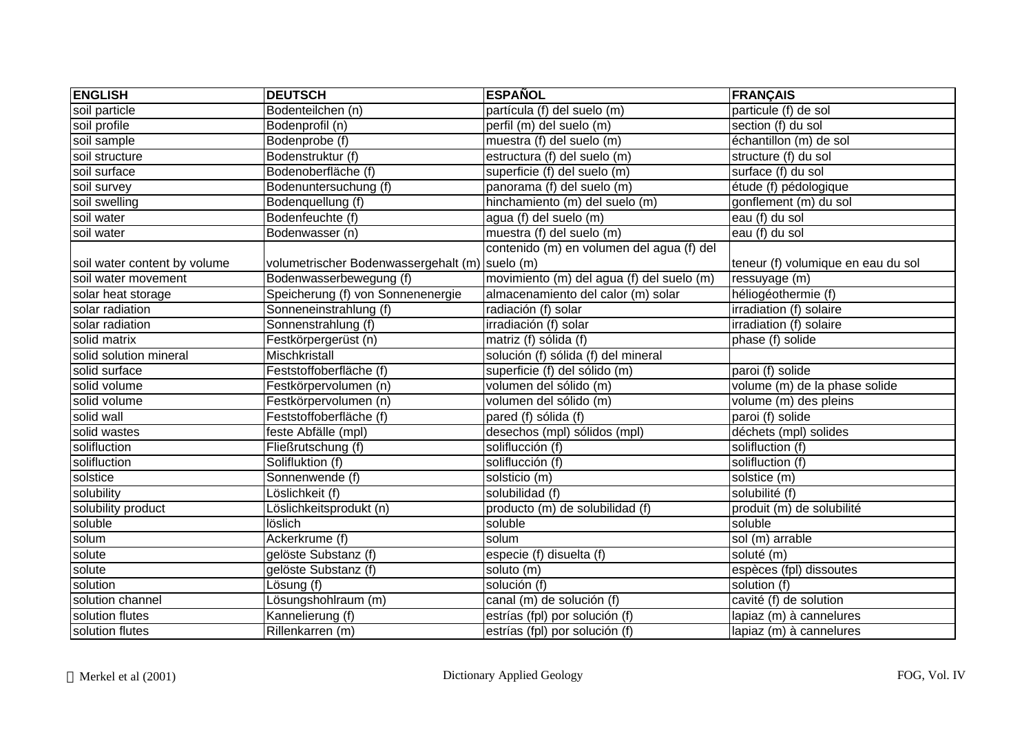| ENGLISH | DEUTSCH | ESPAÑOL | FRANÇAIS |
|---|---|---|---|
| soil particle | Bodenteilchen (n) | partícula (f) del suelo (m) | particule (f) de sol |
| soil profile | Bodenprofil (n) | perfil (m) del suelo (m) | section (f) du sol |
| soil sample | Bodenprobe (f) | muestra (f) del suelo (m) | échantillon (m) de sol |
| soil structure | Bodenstruktur (f) | estructura (f) del suelo (m) | structure (f) du sol |
| soil surface | Bodenoberfläche (f) | superficie (f) del suelo (m) | surface (f) du sol |
| soil survey | Bodenuntersuchung (f) | panorama (f) del suelo (m) | étude (f) pédologique |
| soil swelling | Bodenquellung (f) | hinchamiento (m) del suelo (m) | gonflement (m) du sol |
| soil water | Bodenfeuchte (f) | agua (f) del suelo (m) | eau (f) du sol |
| soil water | Bodenwasser (n) | muestra (f) del suelo (m) | eau (f) du sol |
| soil water content by volume | volumetrischer Bodenwassergehalt (m) | contenido (m) en volumen del agua (f) del suelo (m) | teneur (f) volumique en eau du sol |
| soil water movement | Bodenwasserbewegung (f) | movimiento (m) del agua (f) del suelo (m) | ressuyage (m) |
| solar heat storage | Speicherung (f) von Sonnenenergie | almacenamiento del calor (m) solar | héliogéothermie (f) |
| solar radiation | Sonneneinstrahlung (f) | radiación (f) solar | irradiation (f) solaire |
| solar radiation | Sonnenstrahlung (f) | irradiación (f) solar | irradiation (f) solaire |
| solid matrix | Festkörpergerüst (n) | matriz (f) sólida (f) | phase (f) solide |
| solid solution mineral | Mischkristall | solución (f) sólida (f) del mineral | |
| solid surface | Feststoffoberfläche (f) | superficie (f) del sólido (m) | paroi (f) solide |
| solid volume | Festkörpervolumen (n) | volumen del sólido (m) | volume (m) de la phase solide |
| solid volume | Festkörpervolumen (n) | volumen del sólido (m) | volume (m) des pleins |
| solid wall | Feststoffoberfläche (f) | pared (f) sólida (f) | paroi (f) solide |
| solid wastes | feste Abfälle (mpl) | desechos (mpl) sólidos (mpl) | déchets (mpl) solides |
| solifluction | Fließrutschung (f) | soliflucción (f) | solifluction (f) |
| solifluction | Solifluktion (f) | soliflucción (f) | solifluction (f) |
| solstice | Sonnenwende (f) | solsticio (m) | solstice (m) |
| solubility | Löslichkeit (f) | solubilidad (f) | solubilité (f) |
| solubility product | Löslichkeitsprodukt (n) | producto (m) de solubilidad (f) | produit (m) de solubilité |
| soluble | löslich | soluble | soluble |
| solum | Ackerkrume (f) | solum | sol (m) arrable |
| solute | gelöste Substanz (f) | especie (f) disuelta (f) | soluté (m) |
| solute | gelöste Substanz (f) | soluto (m) | espèces (fpl) dissoutes |
| solution | Lösung (f) | solución (f) | solution (f) |
| solution channel | Lösungshohlraum (m) | canal (m) de solución (f) | cavité (f) de solution |
| solution flutes | Kannelierung (f) | estrías (fpl) por solución (f) | lapiaz (m) à cannelures |
| solution flutes | Rillenkarren (m) | estrías (fpl) por solución (f) | lapiaz (m) à cannelures |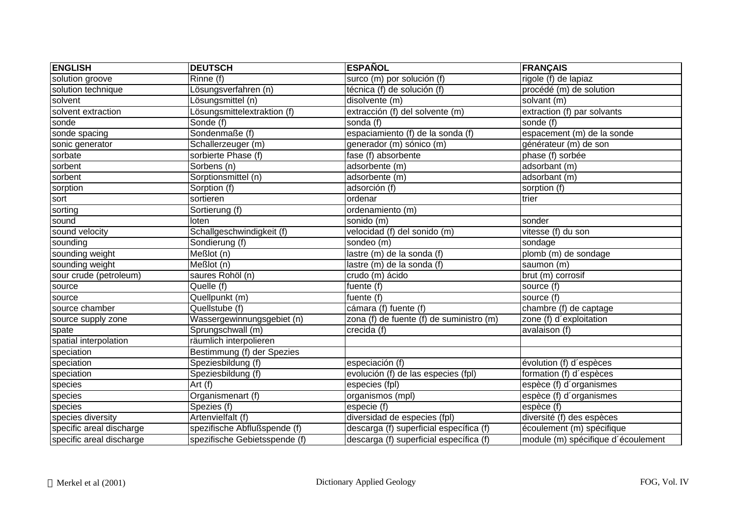| ENGLISH | DEUTSCH | ESPAÑOL | FRANÇAIS |
|---|---|---|---|
| solution groove | Rinne (f) | surco (m) por solución (f) | rigole (f) de lapiaz |
| solution technique | Lösungsverfahren (n) | técnica (f) de solución (f) | procédé (m) de solution |
| solvent | Lösungsmittel (n) | disolvente (m) | solvant (m) |
| solvent extraction | Lösungsmittelextraktion (f) | extracción (f) del solvente (m) | extraction (f) par solvants |
| sonde | Sonde (f) | sonda (f) | sonde (f) |
| sonde spacing | Sondenmaße (f) | espaciamiento (f) de la sonda (f) | espacement (m) de la sonde |
| sonic generator | Schallerzeuger (m) | generador (m) sónico (m) | générateur (m) de son |
| sorbate | sorbierte Phase (f) | fase (f) absorbente | phase (f) sorbée |
| sorbent | Sorbens (n) | adsorbente (m) | adsorbant (m) |
| sorbent | Sorptionsmittel (n) | adsorbente (m) | adsorbant (m) |
| sorption | Sorption (f) | adsorción (f) | sorption (f) |
| sort | sortieren | ordenar | trier |
| sorting | Sortierung (f) | ordenamiento (m) | |
| sound | loten | sonido (m) | sonder |
| sound velocity | Schallgeschwindigkeit (f) | velocidad (f) del sonido (m) | vitesse (f) du son |
| sounding | Sondierung (f) | sondeo (m) | sondage |
| sounding weight | Meßlot (n) | lastre (m) de la sonda (f) | plomb (m) de sondage |
| sounding weight | Meßlot (n) | lastre (m) de la sonda (f) | saumon (m) |
| sour crude (petroleum) | saures Rohöl (n) | crudo (m) ácido | brut (m) corrosif |
| source | Quelle (f) | fuente (f) | source (f) |
| source | Quellpunkt (m) | fuente (f) | source (f) |
| source chamber | Quellstube (f) | cámara (f) fuente (f) | chambre (f) de captage |
| source supply zone | Wassergewinnungsgebiet (n) | zona (f) de fuente (f) de suministro (m) | zone (f) d´exploitation |
| spate | Sprungschwall (m) | crecida (f) | avalaison (f) |
| spatial interpolation | räumlich interpolieren | | |
| speciation | Bestimmung (f) der Spezies | | |
| speciation | Speziesbildung (f) | especiación (f) | évolution (f) d´espèces |
| speciation | Speziesbildung (f) | evolución (f) de las especies (fpl) | formation (f) d´espèces |
| species | Art (f) | especies (fpl) | espèce (f) d´organismes |
| species | Organismenart (f) | organismos (mpl) | espèce (f) d´organismes |
| species | Spezies (f) | especie (f) | espèce (f) |
| species diversity | Artenvielfalt (f) | diversidad de especies (fpl) | diversité (f) des espèces |
| specific areal discharge | spezifische Abflußspende (f) | descarga (f) superficial específica (f) | écoulement (m) spécifique |
| specific areal discharge | spezifische Gebietsspende (f) | descarga (f) superficial específica (f) | module (m) spécifique d´écoulement |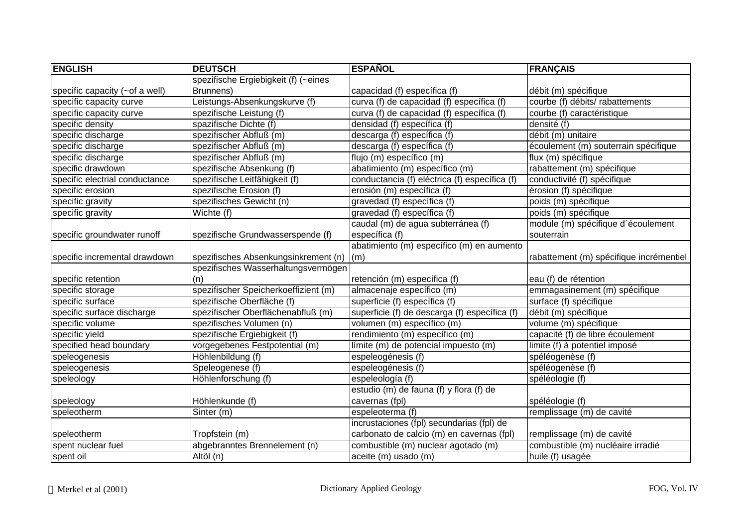| ENGLISH | DEUTSCH | ESPAÑOL | FRANÇAIS |
|---|---|---|---|
| specific capacity (~of a well) | spezifische Ergiebigkeit (f) (~eines Brunnens) | capacidad (f) específica (f) | débit (m) spécifique |
| specific capacity curve | Leistungs-Absenkungskurve (f) | curva (f) de capacidad (f) específica (f) | courbe (f) débits/ rabattements |
| specific capacity curve | spezifische Leistung (f) | curva (f) de capacidad (f) específica (f) | courbe (f) caractéristique |
| specific density | spazifische Dichte (f) | densidad (f) específica (f) | densité (f) |
| specific discharge | spezifischer Abfluß (m) | descarga (f) específica (f) | débit (m) unitaire |
| specific discharge | spezifischer Abfluß (m) | descarga (f) específica (f) | écoulement (m) souterrain spécifique |
| specific discharge | spezifischer Abfluß (m) | flujo (m) específico (m) | flux (m) spécifique |
| specific drawdown | spezifische Absenkung (f) | abatimiento (m) específico (m) | rabattement (m) spécifique |
| specific electrial conductance | spezifische Leitfähigkeit (f) | conductancia (f) eléctrica (f) específica (f) | conductivité (f) spécifique |
| specific erosion | spezifische Erosion (f) | erosión (m) específica (f) | érosion (f) spécifique |
| specific gravity | spezifisches Gewicht (n) | gravedad (f) específica (f) | poids (m) spécifique |
| specific gravity | Wichte (f) | gravedad (f) específica (f) | poids (m) spécifique |
| specific groundwater runoff | spezifische Grundwasserspende (f) | caudal (m) de agua subterránea (f) específica (f) | module (m) spécifique d´écoulement souterrain |
| specific incremental drawdown | spezifisches Absenkungsinkrement (n) | abatimiento (m) específico (m) en aumento (m) | rabattement (m) spécifique incrémentiel |
| specific retention | spezifisches Wasserhaltungsvermögen (n) | retención (m) específica (f) | eau (f) de rétention |
| specific storage | spezifischer Speicherkoeffizient (m) | almacenaje específico (m) | emmagasinement (m) spécifique |
| specific surface | spezifische Oberfläche (f) | superficie (f) específica (f) | surface (f) spécifique |
| specific surface discharge | spezifischer Oberflächenabfluß (m) | superficie (f) de descarga (f) específica (f) | débit (m) spécifique |
| specific volume | spezifisches Volumen (n) | volumen (m) específico (m) | volume (m) spécifique |
| specific yield | spezifische Ergiebigkeit (f) | rendimiento (m) específico (m) | capacité (f) de libre écoulement |
| specified head boundary | vorgegebenes Festpotential (m) | límite (m) de potencial impuesto (m) | limite (f) à potentiel imposé |
| speleogenesis | Höhlenbildung (f) | espeleogénesis (f) | spéléogenèse (f) |
| speleogenesis | Speleogenese (f) | espeleogénesis (f) | spéléogenèse (f) |
| speleology | Höhlenforschung (f) | espeleología (f) | spéléologie (f) |
| speleology | Höhlenkunde (f) | estudio (m) de fauna (f) y flora (f) de cavernas (fpl) | spéléologie (f) |
| speleotherm | Sinter (m) | espeleoterma (f) | remplissage (m) de cavité |
| speleotherm | Tropfstein (m) | incrustaciones (fpl) secundarias (fpl) de carbonato de calcio (m) en cavernas (fpl) | remplissage (m) de cavité |
| spent nuclear fuel | abgebranntes Brennelement (n) | combustible (m) nuclear agotado (m) | combustible (m) nucléaire irradié |
| spent oil | Altöl (n) | aceite (m) usado (m) | huile (f) usagée |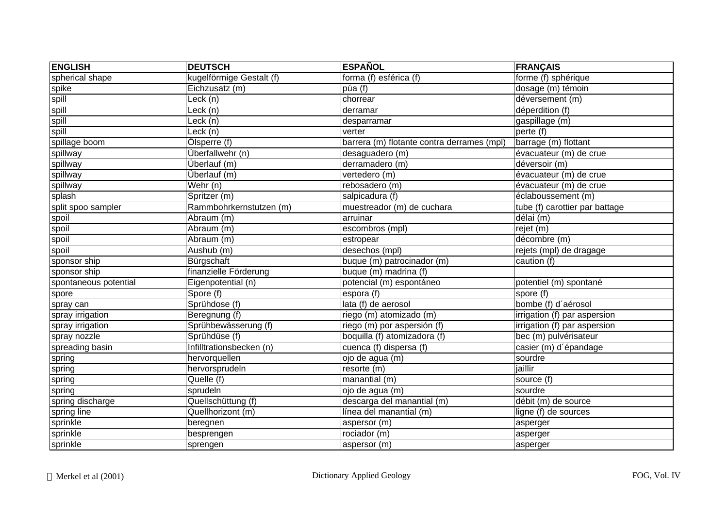| ENGLISH | DEUTSCH | ESPAÑOL | FRANÇAIS |
|---|---|---|---|
| spherical shape | kugelförmige Gestalt (f) | forma (f) esférica (f) | forme (f) sphérique |
| spike | Eichzusatz (m) | púa (f) | dosage (m) témoin |
| spill | Leck (n) | chorrear | déversement (m) |
| spill | Leck (n) | derramar | déperdition (f) |
| spill | Leck (n) | desparramar | gaspillage (m) |
| spill | Leck (n) | verter | perte (f) |
| spillage boom | Ölsperre (f) | barrera (m) flotante contra derrames (mpl) | barrage (m) flottant |
| spillway | Überfallwehr (n) | desaguadero (m) | évacuateur (m) de crue |
| spillway | Überlauf (m) | derramadero (m) | déversoir (m) |
| spillway | Überlauf (m) | vertedero (m) | évacuateur (m) de crue |
| spillway | Wehr (n) | rebosadero (m) | évacuateur (m) de crue |
| splash | Spritzer (m) | salpicadura (f) | éclaboussement (m) |
| split spoo sampler | Rammbohrkernstutzen (m) | muestreador (m) de cuchara | tube (f) carottier par battage |
| spoil | Abraum (m) | arruinar | délai (m) |
| spoil | Abraum (m) | escombros (mpl) | rejet (m) |
| spoil | Abraum (m) | estropear | décombre (m) |
| spoil | Aushub (m) | desechos (mpl) | rejets (mpl) de dragage |
| sponsor ship | Bürgschaft | buque (m) patrocinador (m) | caution (f) |
| sponsor ship | finanzielle Förderung | buque (m) madrina (f) | |
| spontaneous potential | Eigenpotential (n) | potencial (m) espontáneo | potentiel (m) spontané |
| spore | Spore (f) | espora (f) | spore (f) |
| spray can | Sprühdose (f) | lata (f) de aerosol | bombe (f) d´aérosol |
| spray irrigation | Beregnung (f) | riego (m) atomizado (m) | irrigation (f) par aspersion |
| spray irrigation | Sprühbewässerung (f) | riego (m) por aspersión (f) | irrigation (f) par aspersion |
| spray nozzle | Sprühdüse (f) | boquilla (f) atomizadora (f) | bec (m) pulvérisateur |
| spreading basin | Infilltrationsbecken (n) | cuenca (f) dispersa (f) | casier (m) d´épandage |
| spring | hervorquellen | ojo de agua (m) | sourdre |
| spring | hervorsprudeln | resorte (m) | jaillir |
| spring | Quelle (f) | manantial (m) | source (f) |
| spring | sprudeln | ojo de agua (m) | sourdre |
| spring discharge | Quellschüttung (f) | descarga del manantial (m) | débit (m) de source |
| spring line | Quellhorizont (m) | línea del manantial (m) | ligne (f) de sources |
| sprinkle | beregnen | aspersor (m) | asperger |
| sprinkle | besprengen | rociador (m) | asperger |
| sprinkle | sprengen | aspersor (m) | asperger |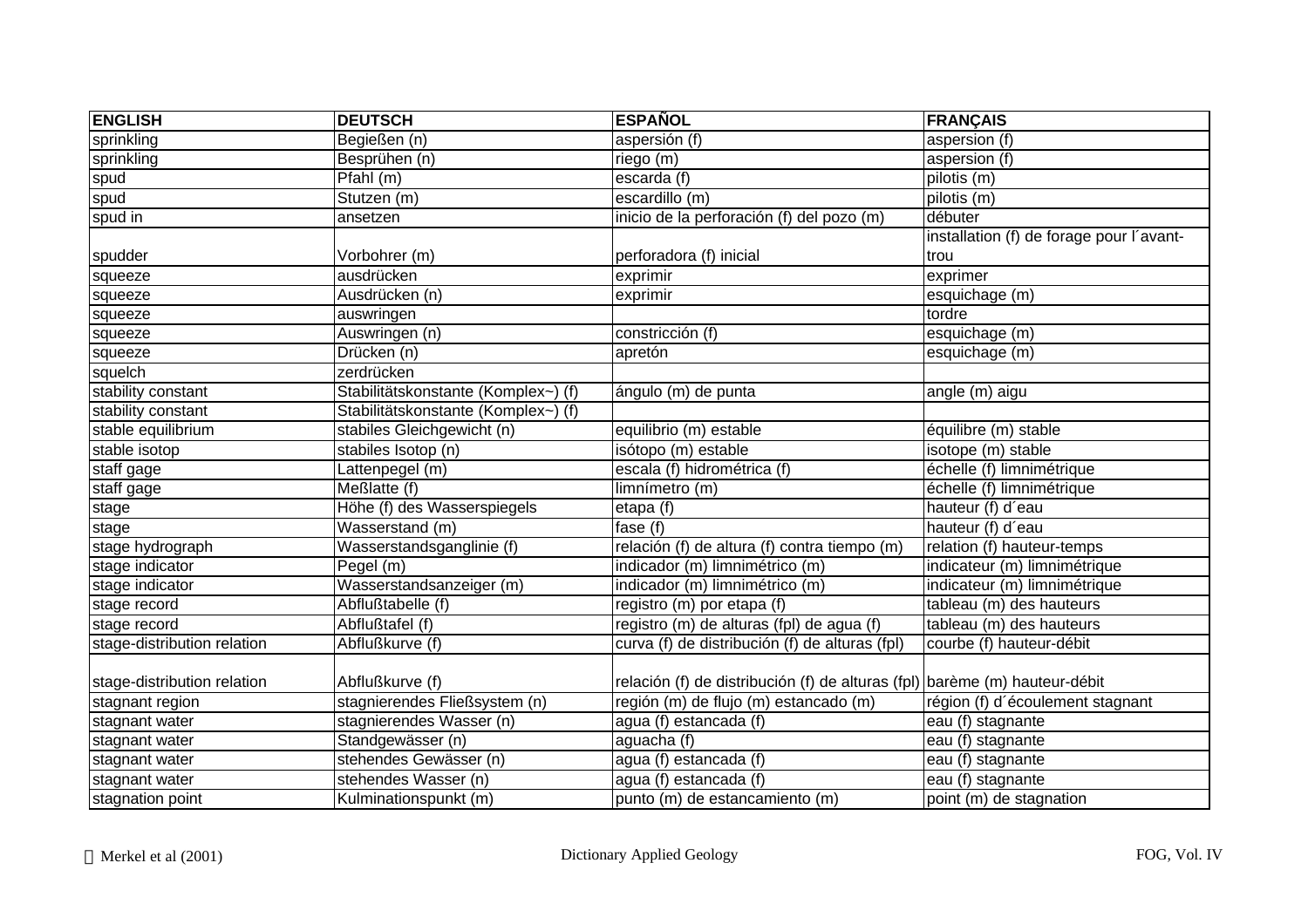| ENGLISH | DEUTSCH | ESPAÑOL | FRANÇAIS |
|---|---|---|---|
| sprinkling | Begießen (n) | aspersión (f) | aspersion (f) |
| sprinkling | Besprühen (n) | riego (m) | aspersion (f) |
| spud | Pfahl (m) | escarda (f) | pilotis (m) |
| spud | Stutzen (m) | escardillo (m) | pilotis (m) |
| spud in | ansetzen | inicio de la perforación (f) del pozo (m) | débuter |
| spudder | Vorbohrer (m) | perforadora (f) inicial | installation (f) de forage pour l´avant-trou |
| squeeze | ausdrücken | exprimir | exprimer |
| squeeze | Ausdrücken (n) | exprimir | esquichage (m) |
| squeeze | auswringen | | tordre |
| squeeze | Auswringen (n) | constricción (f) | esquichage (m) |
| squeeze | Drücken (n) | apretón | esquichage (m) |
| squelch | zerdrücken | | |
| stability constant | Stabilitätskonstante (Komplex~) (f) | ángulo (m) de punta | angle (m) aigu |
| stability constant | Stabilitätskonstante (Komplex~) (f) | | |
| stable equilibrium | stabiles Gleichgewicht (n) | equilibrio (m) estable | équilibre (m) stable |
| stable isotop | stabiles Isotop (n) | isótopo (m) estable | isotope (m) stable |
| staff gage | Lattenpegel (m) | escala (f) hidrométrica (f) | échelle (f) limnimétrique |
| staff gage | Meßlatte (f) | limnímetro (m) | échelle (f) limnimétrique |
| stage | Höhe (f) des Wasserspiegels | etapa (f) | hauteur (f) d´eau |
| stage | Wasserstand (m) | fase (f) | hauteur (f) d´eau |
| stage hydrograph | Wasserstandsganglinie (f) | relación (f) de altura (f) contra tiempo (m) | relation (f) hauteur-temps |
| stage indicator | Pegel (m) | indicador (m) limnimétrico (m) | indicateur (m) limnimétrique |
| stage indicator | Wasserstandsanzeiger (m) | indicador (m) limnimétrico (m) | indicateur (m) limnimétrique |
| stage record | Abflußtabelle (f) | registro (m) por etapa (f) | tableau (m) des hauteurs |
| stage record | Abflußtafel (f) | registro (m) de alturas (fpl) de agua (f) | tableau (m) des hauteurs |
| stage-distribution relation | Abflußkurve (f) | curva (f) de distribución (f) de alturas (fpl) | courbe (f) hauteur-débit |
| stage-distribution relation | Abflußkurve (f) | relación (f) de distribución (f) de alturas (fpl) | barème (m) hauteur-débit |
| stagnant region | stagnierendes Fließsystem (n) | región (m) de flujo (m) estancado (m) | région (f) d´écoulement stagnant |
| stagnant water | stagnierendes Wasser (n) | agua (f) estancada (f) | eau (f) stagnante |
| stagnant water | Standgewässer (n) | aguacha (f) | eau (f) stagnante |
| stagnant water | stehendes Gewässer (n) | agua (f) estancada (f) | eau (f) stagnante |
| stagnant water | stehendes Wasser (n) | agua (f) estancada (f) | eau (f) stagnante |
| stagnation point | Kulminationspunkt (m) | punto (m) de estancamiento (m) | point (m) de stagnation |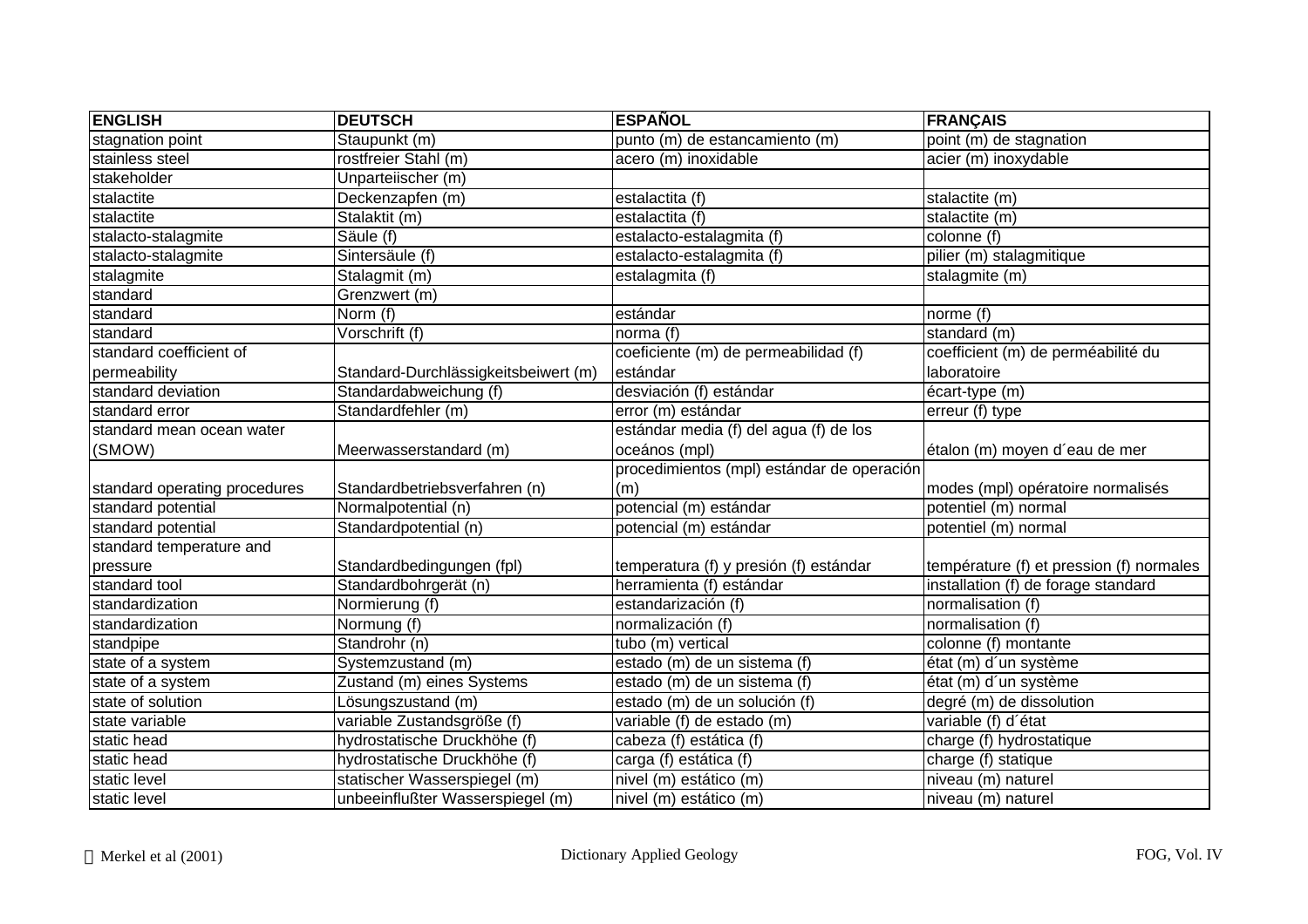| ENGLISH | DEUTSCH | ESPAÑOL | FRANÇAIS |
|---|---|---|---|
| stagnation point | Staupunkt (m) | punto (m) de estancamiento (m) | point (m) de stagnation |
| stainless steel | rostfreier Stahl (m) | acero (m) inoxidable | acier (m) inoxydable |
| stakeholder | Unparteiischer (m) | | |
| stalactite | Deckenzapfen (m) | estalactita (f) | stalactite (m) |
| stalactite | Stalaktit (m) | estalactita (f) | stalactite (m) |
| stalacto-stalagmite | Säule (f) | estalacto-estalagmita (f) | colonne (f) |
| stalacto-stalagmite | Sintersäule (f) | estalacto-estalagmita (f) | pilier (m) stalagmitique |
| stalagmite | Stalagmit (m) | estalagmita (f) | stalagmite (m) |
| standard | Grenzwert (m) | | |
| standard | Norm (f) | estándar | norme (f) |
| standard | Vorschrift (f) | norma (f) | standard (m) |
| standard coefficient of permeability | Standard-Durchlässigkeitsbeiwert (m) | coeficiente (m) de permeabilidad (f) estándar | coefficient (m) de perméabilité du laboratoire |
| standard deviation | Standardabweichung (f) | desviación (f) estándar | écart-type (m) |
| standard error | Standardfehler (m) | error (m) estándar | erreur (f) type |
| standard mean ocean water (SMOW) | Meerwasserstandard (m) | estándar media (f) del agua (f) de los oceános (mpl) | étalon (m) moyen d´eau de mer |
| standard operating procedures | Standardbetriebsverfahren (n) | procedimientos (mpl) estándar de operación (m) | modes (mpl) opératoire normalisés |
| standard potential | Normalpotential (n) | potencial (m) estándar | potentiel (m) normal |
| standard potential | Standardpotential (n) | potencial (m) estándar | potentiel (m) normal |
| standard temperature and pressure | Standardbedingungen (fpl) | temperatura (f) y presión (f) estándar | température (f) et pression (f) normales |
| standard tool | Standardbohrgerät (n) | herramienta (f) estándar | installation (f) de forage standard |
| standardization | Normierung (f) | estandarización (f) | normalisation (f) |
| standardization | Normung (f) | normalización (f) | normalisation (f) |
| standpipe | Standrohr (n) | tubo (m) vertical | colonne (f) montante |
| state of a system | Systemzustand (m) | estado (m) de un sistema (f) | état (m) d´un système |
| state of a system | Zustand (m) eines Systems | estado (m) de un sistema (f) | état (m) d´un système |
| state of solution | Lösungszustand (m) | estado (m) de un solución (f) | degré (m) de dissolution |
| state variable | variable Zustandsgröße (f) | variable (f) de estado (m) | variable (f) d´état |
| static head | hydrostatische Druckhöhe (f) | cabeza (f) estática (f) | charge (f) hydrostatique |
| static head | hydrostatische Druckhöhe (f) | carga (f) estática (f) | charge (f) statique |
| static level | statischer Wasserspiegel (m) | nivel (m) estático (m) | niveau (m) naturel |
| static level | unbeeinflußter Wasserspiegel (m) | nivel (m) estático (m) | niveau (m) naturel |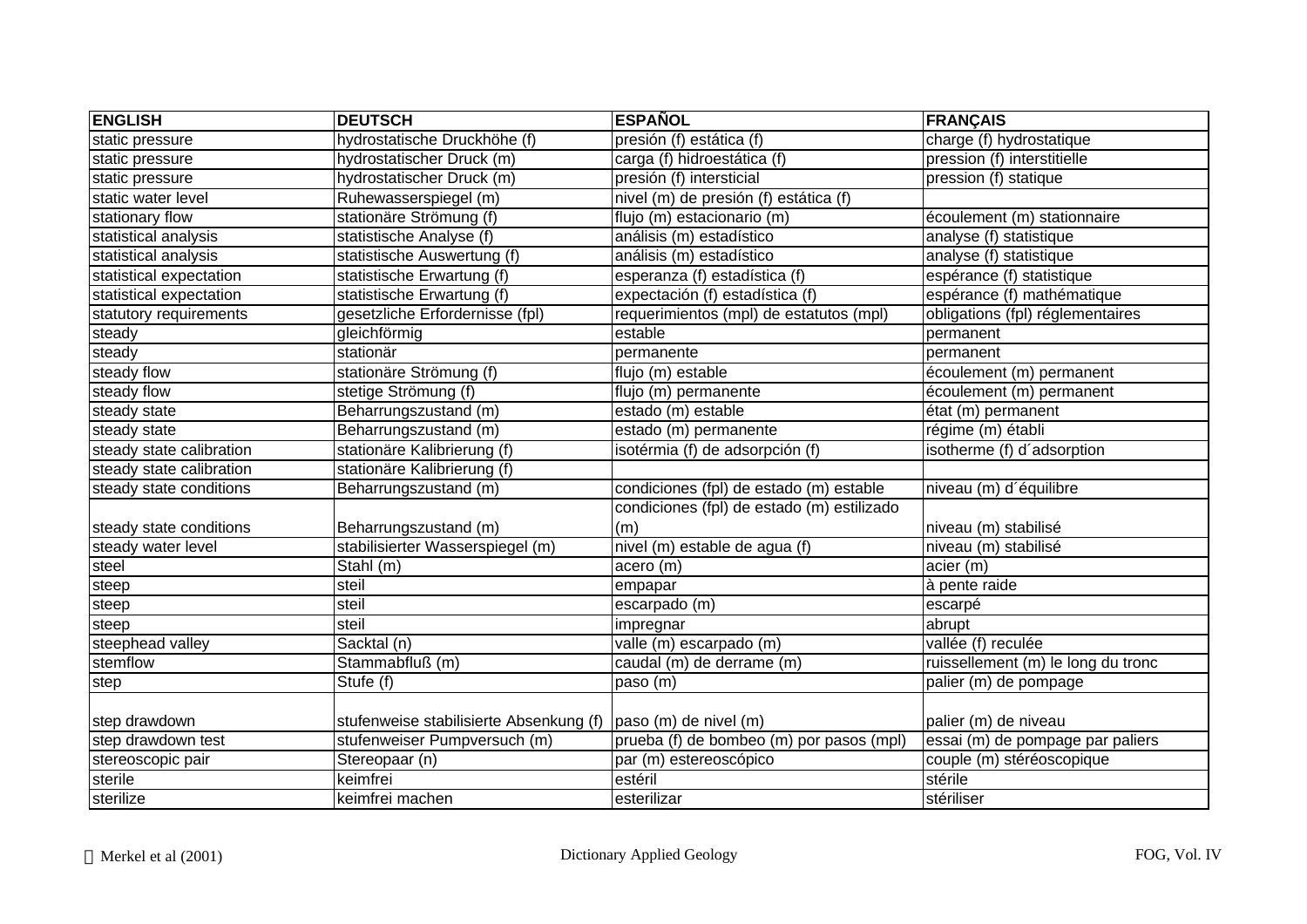| ENGLISH | DEUTSCH | ESPAÑOL | FRANÇAIS |
|---|---|---|---|
| static pressure | hydrostatische Druckhöhe (f) | presión (f) estática (f) | charge (f) hydrostatique |
| static pressure | hydrostatischer Druck (m) | carga (f) hidroestática (f) | pression (f) interstitielle |
| static pressure | hydrostatischer Druck (m) | presión (f) intersticial | pression (f) statique |
| static water level | Ruhewasserspiegel (m) | nivel (m) de presión (f) estática (f) | |
| stationary flow | stationäre Strömung (f) | flujo (m) estacionario (m) | écoulement (m) stationnaire |
| statistical analysis | statistische Analyse (f) | análisis (m) estadístico | analyse (f) statistique |
| statistical analysis | statistische Auswertung (f) | análisis (m) estadístico | analyse (f) statistique |
| statistical expectation | statistische Erwartung (f) | esperanza (f) estadística (f) | espérance (f) statistique |
| statistical expectation | statistische Erwartung (f) | expectación (f) estadística (f) | espérance (f) mathématique |
| statutory requirements | gesetzliche Erfordernisse (fpl) | requerimientos (mpl) de estatutos (mpl) | obligations (fpl) réglementaires |
| steady | gleichförmig | estable | permanent |
| steady | stationär | permanente | permanent |
| steady flow | stationäre Strömung (f) | flujo (m) estable | écoulement (m) permanent |
| steady flow | stetige Strömung (f) | flujo (m) permanente | écoulement (m) permanent |
| steady state | Beharrungszustand (m) | estado (m) estable | état (m) permanent |
| steady state | Beharrungszustand (m) | estado (m) permanente | régime (m) établi |
| steady state calibration | stationäre Kalibrierung (f) | isotérmia (f) de adsorpción (f) | isotherme (f) d´adsorption |
| steady state calibration | stationäre Kalibrierung (f) | | |
| steady state conditions | Beharrungszustand (m) | condiciones (fpl) de estado (m) estable | niveau (m) d´équilibre |
| steady state conditions | Beharrungszustand (m) | condiciones (fpl) de estado (m) estilizado (m) | niveau (m) stabilisé |
| steady water level | stabilisierter Wasserspiegel (m) | nivel (m) estable de agua (f) | niveau (m) stabilisé |
| steel | Stahl (m) | acero (m) | acier (m) |
| steep | steil | empapar | à pente raide |
| steep | steil | escarpado (m) | escarpé |
| steep | steil | impregnar | abrupt |
| steephead valley | Sacktal (n) | valle (m) escarpado (m) | vallée (f) reculée |
| stemflow | Stammabfluß (m) | caudal (m) de derrame (m) | ruissellement (m) le long du tronc |
| step | Stufe (f) | paso (m) | palier (m) de pompage |
| step drawdown | stufenweise stabilisierte Absenkung (f) | paso (m) de nivel (m) | palier (m) de niveau |
| step drawdown test | stufenweiser Pumpversuch (m) | prueba (f) de bombeo (m) por pasos (mpl) | essai (m) de pompage par paliers |
| stereoscopic pair | Stereopaar (n) | par (m) estereoscópico | couple (m) stéréoscopique |
| sterile | keimfrei | estéril | stérile |
| sterilize | keimfrei machen | esterilizar | stériliser |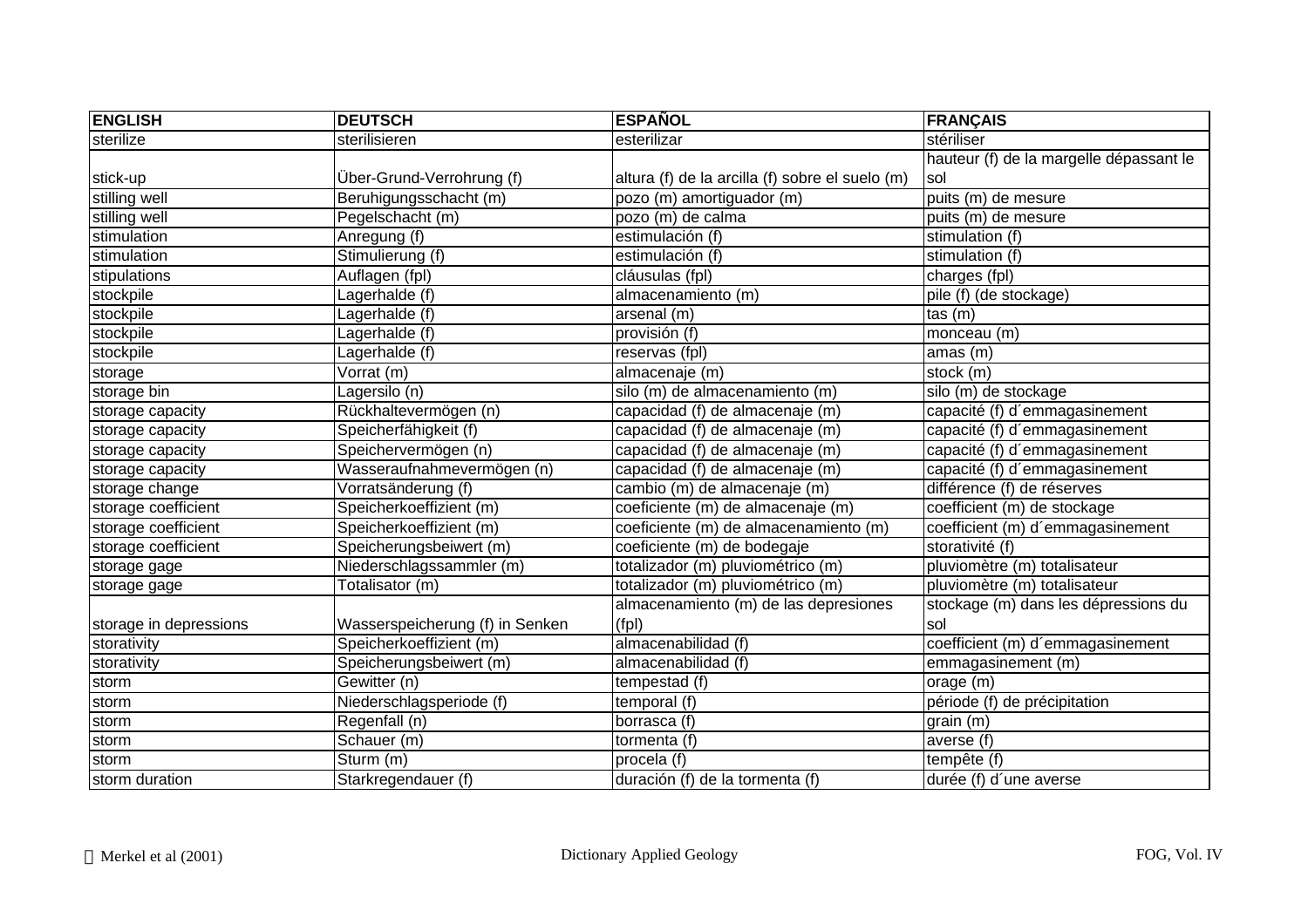| ENGLISH | DEUTSCH | ESPAÑOL | FRANÇAIS |
|---|---|---|---|
| sterilize | sterilisieren | esterilizar | stériliser |
| stick-up | Über-Grund-Verrohrung (f) | altura (f) de la arcilla (f) sobre el suelo (m) | hauteur (f) de la margelle dépassant le sol |
| stilling well | Beruhigungsschacht (m) | pozo (m) amortiguador (m) | puits (m) de mesure |
| stilling well | Pegelschacht (m) | pozo (m) de calma | puits (m) de mesure |
| stimulation | Anregung (f) | estimulación (f) | stimulation (f) |
| stimulation | Stimulierung (f) | estimulación (f) | stimulation (f) |
| stipulations | Auflagen (fpl) | cláusulas (fpl) | charges (fpl) |
| stockpile | Lagerhalde (f) | almacenamiento (m) | pile (f) (de stockage) |
| stockpile | Lagerhalde (f) | arsenal (m) | tas (m) |
| stockpile | Lagerhalde (f) | provisión (f) | monceau (m) |
| stockpile | Lagerhalde (f) | reservas (fpl) | amas (m) |
| storage | Vorrat (m) | almacenaje (m) | stock (m) |
| storage bin | Lagersilo (n) | silo (m) de almacenamiento (m) | silo (m) de stockage |
| storage capacity | Rückhaltevermögen (n) | capacidad (f) de almacenaje (m) | capacité (f) d´emmagasinement |
| storage capacity | Speicherfähigkeit (f) | capacidad (f) de almacenaje (m) | capacité (f) d´emmagasinement |
| storage capacity | Speichervermögen (n) | capacidad (f) de almacenaje (m) | capacité (f) d´emmagasinement |
| storage capacity | Wasseraufnahmevermögen (n) | capacidad (f) de almacenaje (m) | capacité (f) d´emmagasinement |
| storage change | Vorratsänderung (f) | cambio (m) de almacenaje (m) | différence (f) de réserves |
| storage coefficient | Speicherkoeffizient (m) | coeficiente (m) de almacenaje (m) | coefficient (m) de stockage |
| storage coefficient | Speicherkoeffizient (m) | coeficiente (m) de almacenamiento (m) | coefficient (m) d´emmagasinement |
| storage coefficient | Speicherungsbeiwert (m) | coeficiente (m) de bodegaje | storativité (f) |
| storage gage | Niederschlagssammler (m) | totalizador (m) pluviométrico (m) | pluviomètre (m) totalisateur |
| storage gage | Totalisator (m) | totalizador (m) pluviométrico (m) | pluviomètre (m) totalisateur |
| storage in depressions | Wasserspeicherung (f) in Senken | almacenamiento (m) de las depresiones (fpl) | stockage (m) dans les dépressions du sol |
| storativity | Speicherkoeffizient (m) | almacenabilidad (f) | coefficient (m) d´emmagasinement |
| storativity | Speicherungsbeiwert (m) | almacenabilidad (f) | emmagasinement (m) |
| storm | Gewitter (n) | tempestad (f) | orage (m) |
| storm | Niederschlagsperiode (f) | temporal (f) | période (f) de précipitation |
| storm | Regenfall (n) | borrasca (f) | grain (m) |
| storm | Schauer (m) | tormenta (f) | averse (f) |
| storm | Sturm (m) | procela (f) | tempête (f) |
| storm duration | Starkregendauer (f) | duración (f) de la tormenta (f) | durée (f) d´une averse |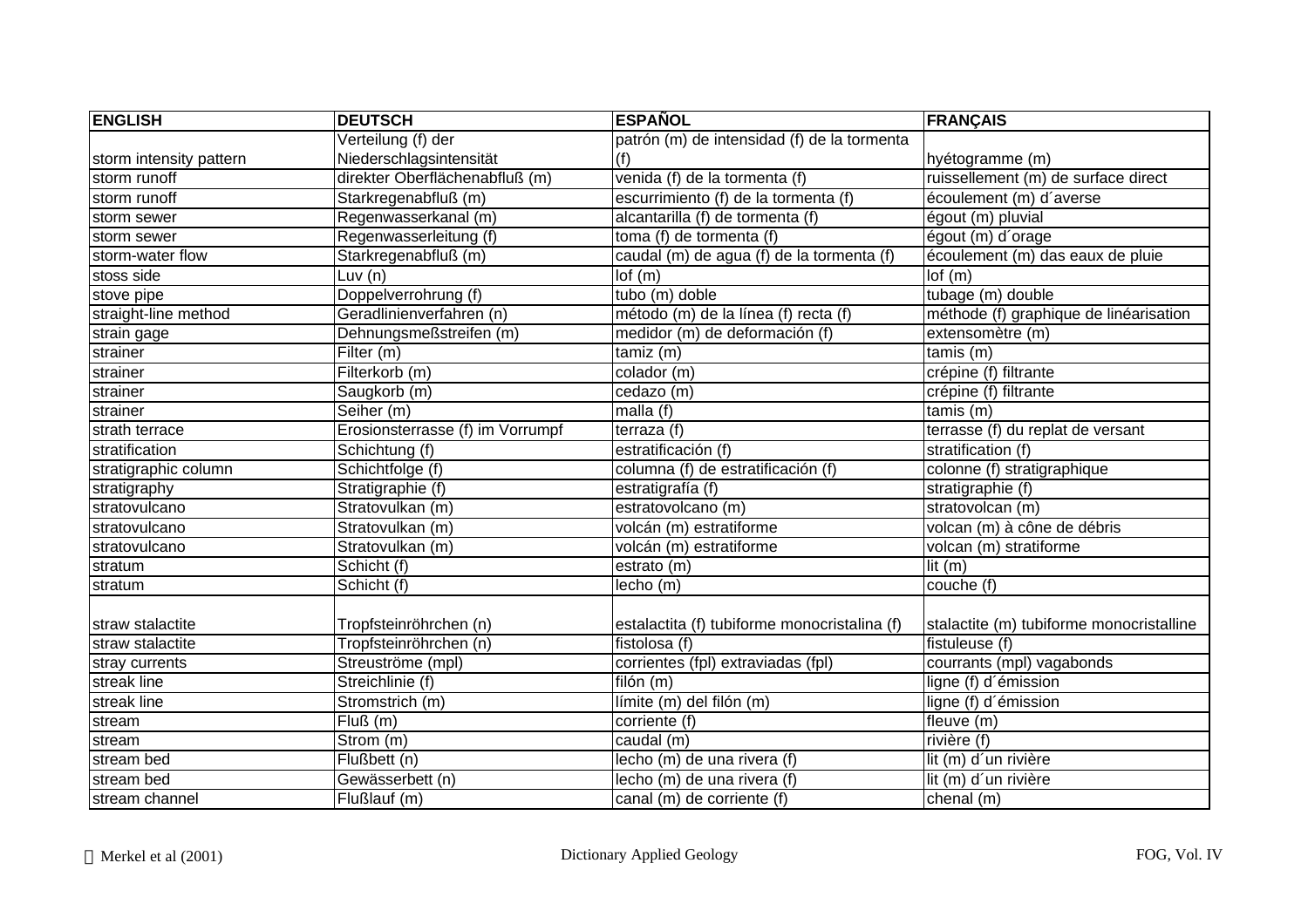| ENGLISH | DEUTSCH | ESPAÑOL | FRANÇAIS |
|---|---|---|---|
| storm intensity pattern | Verteilung (f) der Niederschlagsintensität | patrón (m) de intensidad (f) de la tormenta (f) | hyétogramme (m) |
| storm runoff | direkter Oberflächenabfluß (m) | venida (f) de la tormenta (f) | ruissellement (m) de surface direct |
| storm runoff | Starkregenabfluß (m) | escurrimiento (f) de la tormenta (f) | écoulement (m) d´averse |
| storm sewer | Regenwasserkanal (m) | alcantarilla (f) de tormenta (f) | égout (m) pluvial |
| storm sewer | Regenwasserleitung (f) | toma (f) de tormenta (f) | égout (m) d´orage |
| storm-water flow | Starkregenabfluß (m) | caudal (m) de agua (f) de la tormenta (f) | écoulement (m) das eaux de pluie |
| stoss side | Luv (n) | lof (m) | lof (m) |
| stove pipe | Doppelverrohrung (f) | tubo (m) doble | tubage (m) double |
| straight-line method | Geradlinienverfahren (n) | método (m) de la línea (f) recta (f) | méthode (f) graphique de linéarisation |
| strain gage | Dehnungsmeßstreifen (m) | medidor (m) de deformación (f) | extensomètre (m) |
| strainer | Filter (m) | tamiz (m) | tamis (m) |
| strainer | Filterkorb (m) | colador (m) | crépine (f) filtrante |
| strainer | Saugkorb (m) | cedazo (m) | crépine (f) filtrante |
| strainer | Seiher (m) | malla (f) | tamis (m) |
| strath terrace | Erosionsterrasse (f) im Vorrumpf | terraza (f) | terrasse (f) du replat de versant |
| stratification | Schichtung (f) | estratificación (f) | stratification (f) |
| stratigraphic column | Schichtfolge (f) | columna (f) de estratificación (f) | colonne (f) stratigraphique |
| stratigraphy | Stratigraphie (f) | estratigrafía (f) | stratigraphie (f) |
| stratovulcano | Stratovulkan (m) | estratovolcano (m) | stratovolcan (m) |
| stratovulcano | Stratovulkan (m) | volcán (m) estratiforme | volcan (m) à cône de débris |
| stratovulcano | Stratovulkan (m) | volcán (m) estratiforme | volcan (m) stratiforme |
| stratum | Schicht (f) | estrato (m) | lit (m) |
| stratum | Schicht (f) | lecho (m) | couche (f) |
| straw stalactite | Tropfsteinröhrchen (n) | estalactita (f) tubiforme monocristalina (f) | stalactite (m) tubiforme monocristalline |
| straw stalactite | Tropfsteinröhrchen (n) | fistolosa (f) | fistuleuse (f) |
| stray currents | Streuströme (mpl) | corrientes (fpl) extraviadas (fpl) | courrants (mpl) vagabonds |
| streak line | Streichlinie (f) | filón (m) | ligne (f) d´émission |
| streak line | Stromstrich (m) | límite (m) del filón (m) | ligne (f) d´émission |
| stream | Fluß (m) | corriente (f) | fleuve (m) |
| stream | Strom (m) | caudal (m) | rivière (f) |
| stream bed | Flußbett (n) | lecho (m) de una rivera (f) | lit (m) d´un rivière |
| stream bed | Gewässerbett (n) | lecho (m) de una rivera (f) | lit (m) d´un rivière |
| stream channel | Flußlauf (m) | canal (m) de corriente (f) | chenal (m) |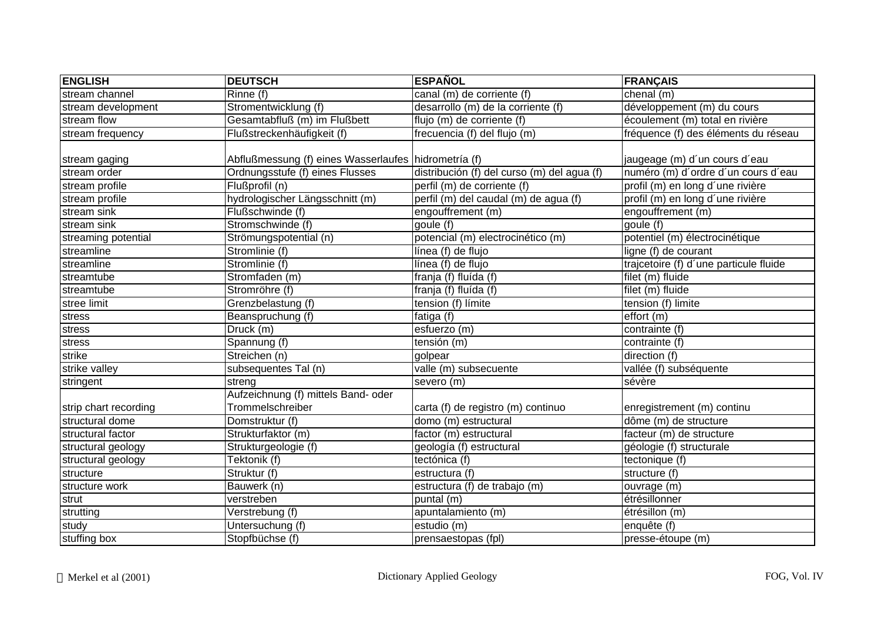| ENGLISH | DEUTSCH | ESPAÑOL | FRANÇAIS |
|---|---|---|---|
| stream channel | Rinne (f) | canal (m) de corriente (f) | chenal (m) |
| stream development | Stromentwicklung (f) | desarrollo (m) de la corriente (f) | développement (m) du cours |
| stream flow | Gesamtabfluß (m) im Flußbett | flujo (m) de corriente (f) | écoulement (m) total en rivière |
| stream frequency | Flußstreckenhäufigkeit (f) | frecuencia (f) del flujo (m) | fréquence (f) des éléments du réseau |
| stream gaging | Abflußmessung (f) eines Wasserlaufes | hidrometría (f) | jaugeage (m) d´un cours d´eau |
| stream order | Ordnungsstufe (f) eines Flusses | distribución (f) del curso (m) del agua (f) | numéro (m) d´ordre d´un cours d´eau |
| stream profile | Flußprofil (n) | perfil (m) de corriente (f) | profil (m) en long d´une rivière |
| stream profile | hydrologischer Längsschnitt (m) | perfil (m) del caudal (m) de agua (f) | profil (m) en long d´une rivière |
| stream sink | Flußschwinde (f) | engouffrement (m) | engouffrement (m) |
| stream sink | Stromschwinde (f) | goule (f) | goule (f) |
| streaming potential | Strömungspotential (n) | potencial (m) electrocinético (m) | potentiel (m) électrocinétique |
| streamline | Stromlinie (f) | línea (f) de flujo | ligne (f) de courant |
| streamline | Stromlinie (f) | línea (f) de flujo | trajcetoire (f) d´une particule fluide |
| streamtube | Stromfaden (m) | franja (f) fluída (f) | filet (m) fluide |
| streamtube | Stromröhre (f) | franja (f) fluída (f) | filet (m) fluide |
| stree limit | Grenzbelastung (f) | tension (f) límite | tension (f) limite |
| stress | Beanspruchung (f) | fatiga (f) | effort (m) |
| stress | Druck (m) | esfuerzo (m) | contrainte (f) |
| stress | Spannung (f) | tensión (m) | contrainte (f) |
| strike | Streichen (n) | golpear | direction (f) |
| strike valley | subsequentes Tal (n) | valle (m) subsecuente | vallée (f) subséquente |
| stringent | streng | severo (m) | sévère |
| strip chart recording | Aufzeichnung (f) mittels Band- oder Trommelschreiber | carta (f) de registro (m) continuo | enregistrement (m) continu |
| structural dome | Domstruktur (f) | domo (m) estructural | dôme (m) de structure |
| structural factor | Strukturfaktor (m) | factor (m) estructural | facteur (m) de structure |
| structural geology | Strukturgeologie (f) | geología (f) estructural | géologie (f) structurale |
| structural geology | Tektonik (f) | tectónica (f) | tectonique (f) |
| structure | Struktur (f) | estructura (f) | structure (f) |
| structure work | Bauwerk (n) | estructura (f) de trabajo (m) | ouvrage (m) |
| strut | verstreben | puntal (m) | étrésillonner |
| strutting | Verstrebung (f) | apuntalamiento (m) | étrésillon (m) |
| study | Untersuchung (f) | estudio (m) | enquête (f) |
| stuffing box | Stopfbüchse (f) | prensaestopas (fpl) | presse-étoupe (m) |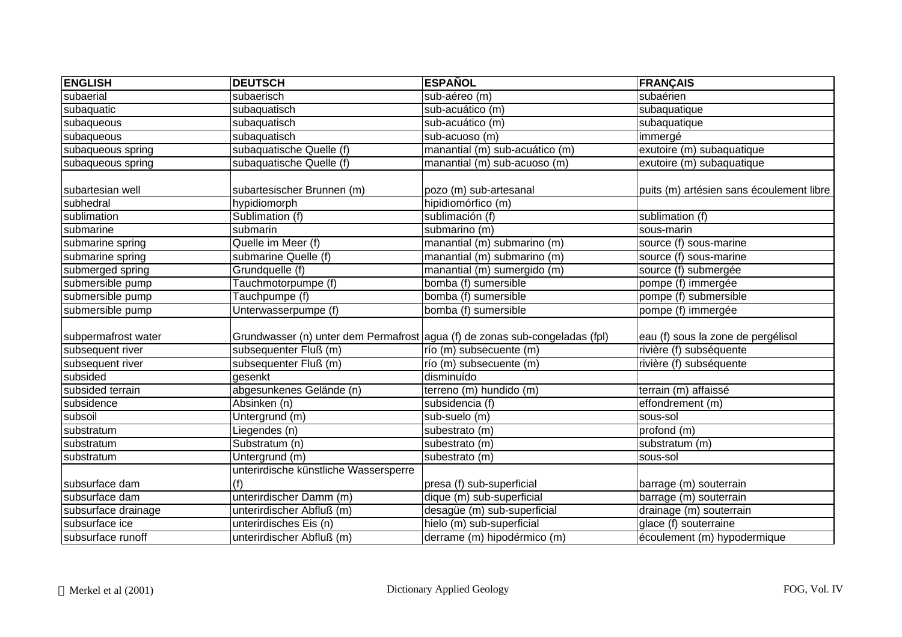| ENGLISH | DEUTSCH | ESPAÑOL | FRANÇAIS |
| --- | --- | --- | --- |
| subaerial | subaerisch | sub-aéreo (m) | subaérien |
| subaquatic | subaquatisch | sub-acuático (m) | subaquatique |
| subaqueous | subaquatisch | sub-acuático (m) | subaquatique |
| subaqueous | subaquatisch | sub-acuoso (m) | immergé |
| subaqueous spring | subaquatische Quelle (f) | manantial (m) sub-acuático (m) | exutoire (m) subaquatique |
| subaqueous spring | subaquatische Quelle (f) | manantial (m) sub-acuoso (m) | exutoire (m) subaquatique |
| subartesian well | subartesischer Brunnen (m) | pozo (m) sub-artesanal | puits (m) artésien sans écoulement libre |
| subhedral | hypidiomorph | hipidiomórfico (m) | |
| sublimation | Sublimation (f) | sublimación (f) | sublimation (f) |
| submarine | submarin | submarino (m) | sous-marin |
| submarine spring | Quelle im Meer (f) | manantial (m) submarino (m) | source (f) sous-marine |
| submarine spring | submarine Quelle (f) | manantial (m) submarino (m) | source (f) sous-marine |
| submerged spring | Grundquelle (f) | manantial (m) sumergido (m) | source (f) submergée |
| submersible pump | Tauchmotorpumpe (f) | bomba (f) sumersible | pompe (f) immergée |
| submersible pump | Tauchpumpe (f) | bomba (f) sumersible | pompe (f) submersible |
| submersible pump | Unterwasserpumpe (f) | bomba (f) sumersible | pompe (f) immergée |
| subpermafrost water | Grundwasser (n) unter dem Permafrost | agua (f) de zonas sub-congeladas (fpl) | eau (f) sous la zone de pergélisol |
| subsequent river | subsequenter Fluß (m) | río (m) subsecuente (m) | rivière (f) subséquente |
| subsequent river | subsequenter Fluß (m) | río (m) subsecuente (m) | rivière (f) subséquente |
| subsided | gesenkt | disminuído | |
| subsided terrain | abgesunkenes Gelände (n) | terreno (m) hundido (m) | terrain (m) affaissé |
| subsidence | Absinken (n) | subsidencia (f) | effondrement (m) |
| subsoil | Untergrund (m) | sub-suelo (m) | sous-sol |
| substratum | Liegendes (n) | subestrato (m) | profond (m) |
| substratum | Substratum (n) | subestrato (m) | substratum (m) |
| substratum | Untergrund (m) | subestrato (m) | sous-sol |
| subsurface dam | unterirdische künstliche Wassersperre (f) | presa (f) sub-superficial | barrage (m) souterrain |
| subsurface dam | unterirdischer Damm (m) | dique (m) sub-superficial | barrage (m) souterrain |
| subsurface drainage | unterirdischer Abfluß (m) | desagüe (m) sub-superficial | drainage (m) souterrain |
| subsurface ice | unterirdisches Eis (n) | hielo (m) sub-superficial | glace (f) souterraine |
| subsurface runoff | unterirdischer Abfluß (m) | derrame (m) hipodérmico (m) | écoulement (m) hypodermique |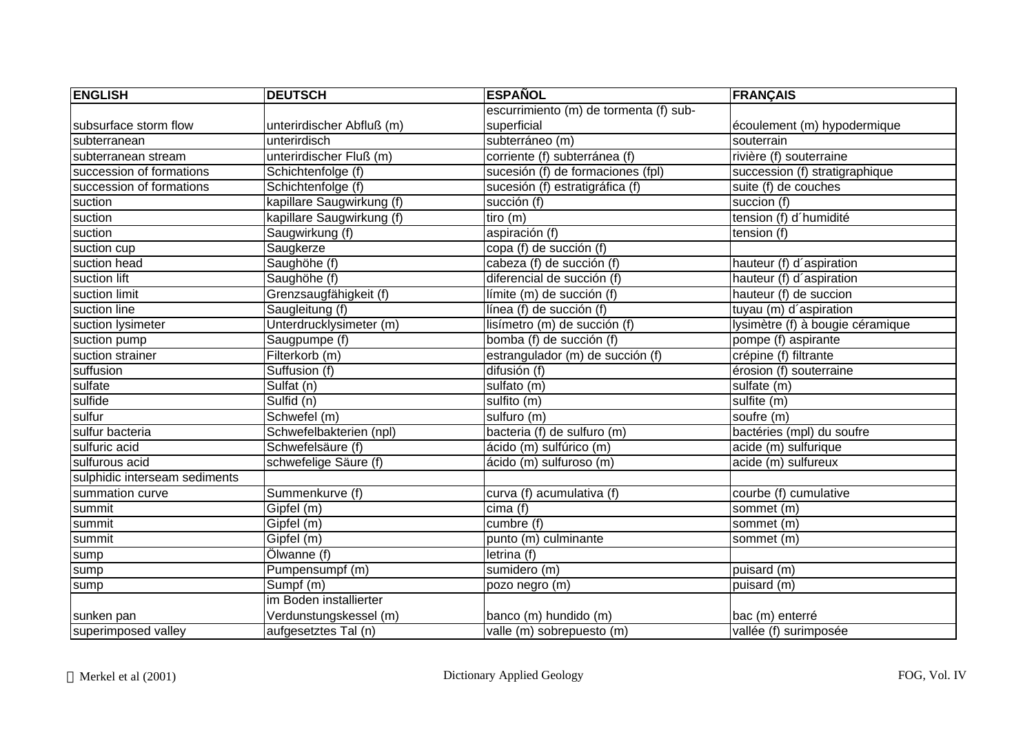| ENGLISH | DEUTSCH | ESPAÑOL | FRANÇAIS |
|---|---|---|---|
| subsurface storm flow | unterirdischer Abfluß (m) | escurrimiento (m) de tormenta (f) sub-superficial | écoulement (m) hypodermique |
| subterranean | unterirdisch | subterráneo (m) | souterrain |
| subterranean stream | unterirdischer Fluß (m) | corriente (f) subterránea (f) | rivière (f) souterraine |
| succession of formations | Schichtenfolge (f) | sucesión (f) de formaciones (fpl) | succession (f) stratigraphique |
| succession of formations | Schichtenfolge (f) | sucesión (f) estratigráfica (f) | suite (f) de couches |
| suction | kapillare Saugwirkung (f) | succión (f) | succion (f) |
| suction | kapillare Saugwirkung (f) | tiro (m) | tension (f) d´humidité |
| suction | Saugwirkung (f) | aspiración (f) | tension (f) |
| suction cup | Saugkerze | copa (f) de succión (f) | |
| suction head | Saughöhe (f) | cabeza (f) de succión (f) | hauteur (f) d´aspiration |
| suction lift | Saughöhe (f) | diferencial de succión (f) | hauteur (f) d´aspiration |
| suction limit | Grenzsaugfähigkeit (f) | límite (m) de succión (f) | hauteur (f) de succion |
| suction line | Saugleitung (f) | línea (f) de succión (f) | tuyau (m) d´aspiration |
| suction lysimeter | Unterdrucklysimeter (m) | lisímetro (m) de succión (f) | lysimètre (f) à bougie céramique |
| suction pump | Saugpumpe (f) | bomba (f) de succión (f) | pompe (f) aspirante |
| suction strainer | Filterkorb (m) | estrangulador (m) de succión (f) | crépine (f) filtrante |
| suffusion | Suffusion (f) | difusión (f) | érosion (f) souterraine |
| sulfate | Sulfat (n) | sulfato (m) | sulfate (m) |
| sulfide | Sulfid (n) | sulfito (m) | sulfite (m) |
| sulfur | Schwefel (m) | sulfuro (m) | soufre (m) |
| sulfur bacteria | Schwefelbakterien (npl) | bacteria (f) de sulfuro (m) | bactéries (mpl) du soufre |
| sulfuric acid | Schwefelsäure (f) | ácido (m) sulfúrico (m) | acide (m) sulfurique |
| sulfurous acid | schwefelige Säure (f) | ácido (m) sulfuroso (m) | acide (m) sulfureux |
| sulphidic interseam sediments | | | |
| summation curve | Summenkurve (f) | curva (f) acumulativa (f) | courbe (f) cumulative |
| summit | Gipfel (m) | cima (f) | sommet (m) |
| summit | Gipfel (m) | cumbre (f) | sommet (m) |
| summit | Gipfel (m) | punto (m) culminante | sommet (m) |
| sump | Ölwanne (f) | letrina (f) | |
| sump | Pumpensumpf (m) | sumidero (m) | puisard (m) |
| sump | Sumpf (m) | pozo negro (m) | puisard (m) |
| sunken pan | im Boden installierter Verdunstungskessel (m) | banco (m) hundido (m) | bac (m) enterré |
| superimposed valley | aufgesetztes Tal (n) | valle (m) sobrepuesto (m) | vallée (f) surimposée |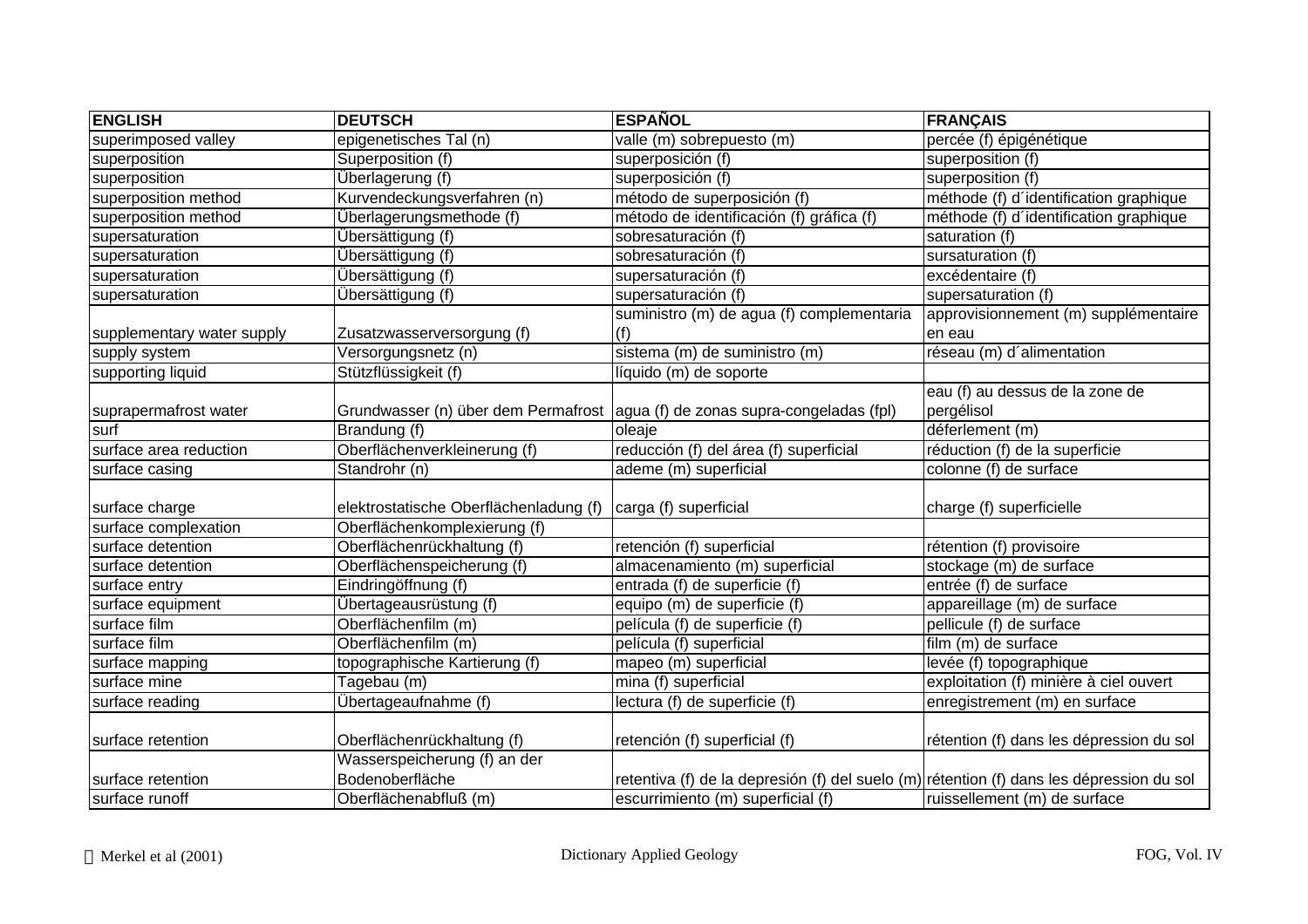| ENGLISH | DEUTSCH | ESPAÑOL | FRANÇAIS |
|---|---|---|---|
| superimposed valley | epigenetisches Tal (n) | valle (m) sobrepuesto (m) | percée (f) épigénétique |
| superposition | Superposition (f) | superposición (f) | superposition (f) |
| superposition | Überlagerung (f) | superposición (f) | superposition (f) |
| superposition method | Kurvendeckungsverfahren (n) | método de superposición (f) | méthode (f) d´identification graphique |
| superposition method | Überlagerungsmethode (f) | método de identificación (f) gráfica (f) | méthode (f) d´identification graphique |
| supersaturation | Übersättigung (f) | sobresaturación (f) | saturation (f) |
| supersaturation | Übersättigung (f) | sobresaturación (f) | sursaturation (f) |
| supersaturation | Übersättigung (f) | supersaturación (f) | excédentaire (f) |
| supersaturation | Übersättigung (f) | supersaturación (f) | supersaturation (f) |
| supplementary water supply | Zusatzwasserversorgung (f) | suministro (m) de agua (f) complementaria (f) | approvisionnement (m) supplémentaire en eau |
| supply system | Versorgungsnetz (n) | sistema (m) de suministro (m) | réseau (m) d´alimentation |
| supporting liquid | Stützflüssigkeit (f) | líquido (m) de soporte | |
| suprapermafrost water | Grundwasser (n) über dem Permafrost | agua (f) de zonas supra-congeladas (fpl) | eau (f) au dessus de la zone de pergélisol |
| surf | Brandung (f) | oleaje | déferlement (m) |
| surface area reduction | Oberflächenverkleinerung (f) | reducción (f) del área (f) superficial | réduction (f) de la superficie |
| surface casing | Standrohr (n) | ademe (m) superficial | colonne (f) de surface |
| surface charge | elektrostatische Oberflächenladung (f) | carga (f) superficial | charge (f) superficielle |
| surface complexation | Oberflächenkomplexierung (f) | | |
| surface detention | Oberflächenrückhaltung (f) | retención (f) superficial | rétention (f) provisoire |
| surface detention | Oberflächenspeicherung (f) | almacenamiento (m) superficial | stockage (m) de surface |
| surface entry | Eindringöffnung (f) | entrada (f) de superficie (f) | entrée (f) de surface |
| surface equipment | Übertageausrüstung (f) | equipo (m) de superficie (f) | appareillage (m) de surface |
| surface film | Oberflächenfilm (m) | película (f) de superficie (f) | pellicule (f) de surface |
| surface film | Oberflächenfilm (m) | película (f) superficial | film (m) de surface |
| surface mapping | topographische Kartierung (f) | mapeo (m) superficial | levée (f) topographique |
| surface mine | Tagebau (m) | mina (f) superficial | exploitation (f) minière à ciel ouvert |
| surface reading | Übertageaufnahme (f) | lectura (f) de superficie (f) | enregistrement (m) en surface |
| surface retention | Oberflächenrückhaltung (f) | retención (f) superficial (f) | rétention (f) dans les dépression du sol |
| surface retention | Wasserspeicherung (f) an der Bodenoberfläche | retentiva (f) de la depresión (f) del suelo (m) | rétention (f) dans les dépression du sol |
| surface runoff | Oberflächenabfluß (m) | escurrimiento (m) superficial (f) | ruissellement (m) de surface |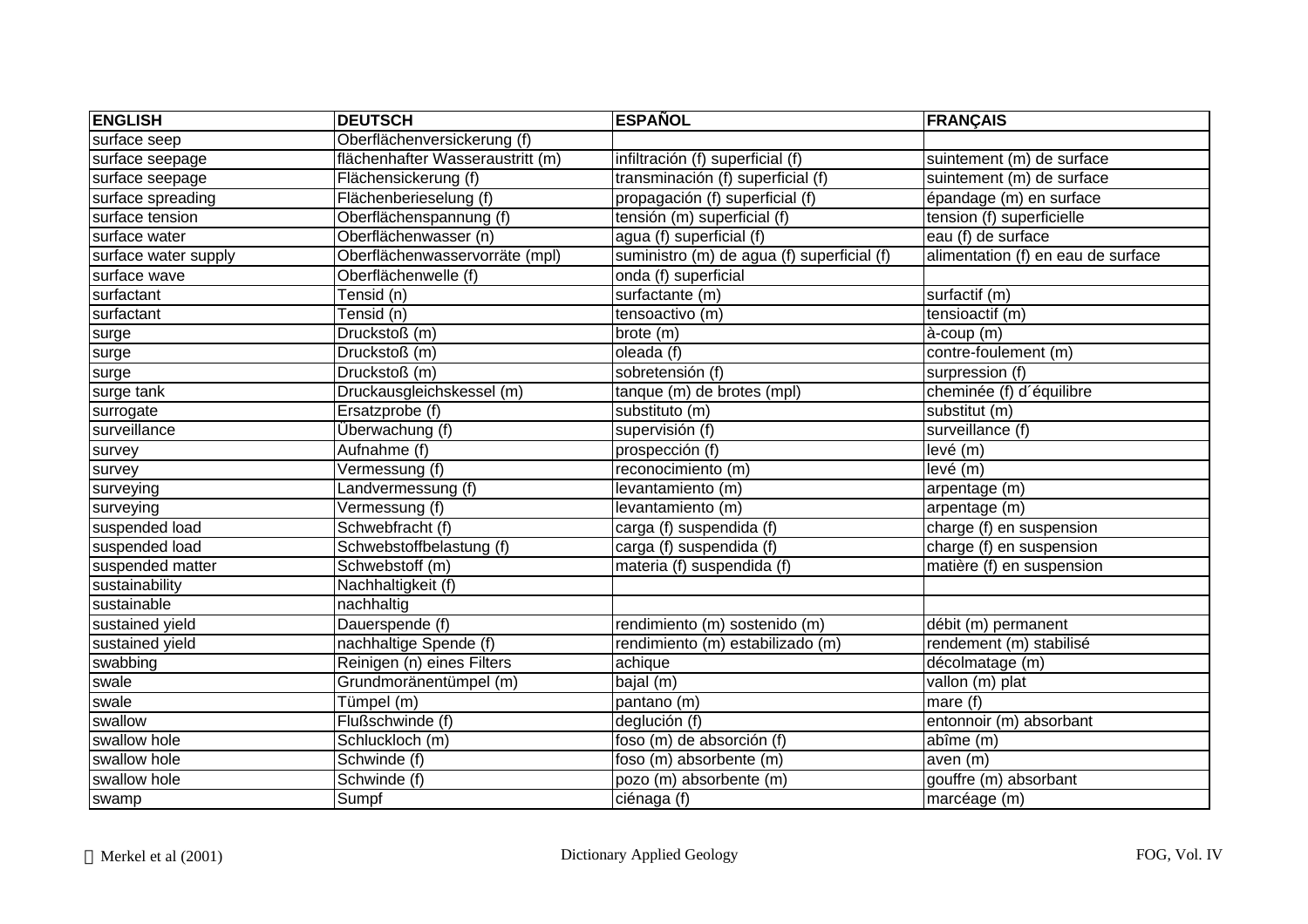| ENGLISH | DEUTSCH | ESPAÑOL | FRANÇAIS |
|---|---|---|---|
| surface seep | Oberflächenversickerung (f) | | |
| surface seepage | flächenhafter Wasseraustritt (m) | infiltración (f) superficial (f) | suintement (m) de surface |
| surface seepage | Flächensickerung (f) | transminación (f) superficial (f) | suintement (m) de surface |
| surface spreading | Flächenberieselung (f) | propagación (f) superficial (f) | épandage (m) en surface |
| surface tension | Oberflächenspannung (f) | tensión (m) superficial (f) | tension (f) superficielle |
| surface water | Oberflächenwasser (n) | agua (f) superficial (f) | eau (f) de surface |
| surface water supply | Oberflächenwasservorräte (mpl) | suministro (m) de agua (f) superficial (f) | alimentation (f) en eau de surface |
| surface wave | Oberflächenwelle (f) | onda (f) superficial | |
| surfactant | Tensid (n) | surfactante (m) | surfactif (m) |
| surfactant | Tensid (n) | tensoactivo (m) | tensioactif (m) |
| surge | Druckstoß (m) | brote (m) | à-coup (m) |
| surge | Druckstoß (m) | oleada (f) | contre-foulement (m) |
| surge | Druckstoß (m) | sobretensión (f) | surpression (f) |
| surge tank | Druckausgleichskessel (m) | tanque (m) de brotes (mpl) | cheminée (f) d´équilibre |
| surrogate | Ersatzprobe (f) | substituto (m) | substitut (m) |
| surveillance | Überwachung (f) | supervisión (f) | surveillance (f) |
| survey | Aufnahme (f) | prospección (f) | levé (m) |
| survey | Vermessung (f) | reconocimiento (m) | levé (m) |
| surveying | Landvermessung (f) | levantamiento (m) | arpentage (m) |
| surveying | Vermessung (f) | levantamiento (m) | arpentage (m) |
| suspended load | Schwebfracht (f) | carga (f) suspendida (f) | charge (f) en suspension |
| suspended load | Schwebstoffbelastung (f) | carga (f) suspendida (f) | charge (f) en suspension |
| suspended matter | Schwebstoff (m) | materia (f) suspendida (f) | matière (f) en suspension |
| sustainability | Nachhaltigkeit (f) | | |
| sustainable | nachhaltig | | |
| sustained yield | Dauerspende (f) | rendimiento (m) sostenido (m) | débit (m) permanent |
| sustained yield | nachhaltige Spende (f) | rendimiento (m) estabilizado (m) | rendement (m) stabilisé |
| swabbing | Reinigen (n) eines Filters | achique | décolmatage (m) |
| swale | Grundmoränentümpel (m) | bajal (m) | vallon (m) plat |
| swale | Tümpel (m) | pantano (m) | mare (f) |
| swallow | Flußschwinde (f) | deglución (f) | entonnoir (m) absorbant |
| swallow hole | Schluckloch (m) | foso (m) de absorción (f) | abîme (m) |
| swallow hole | Schwinde (f) | foso (m) absorbente (m) | aven (m) |
| swallow hole | Schwinde (f) | pozo (m) absorbente (m) | gouffre (m) absorbant |
| swamp | Sumpf | ciénaga (f) | marcéage (m) |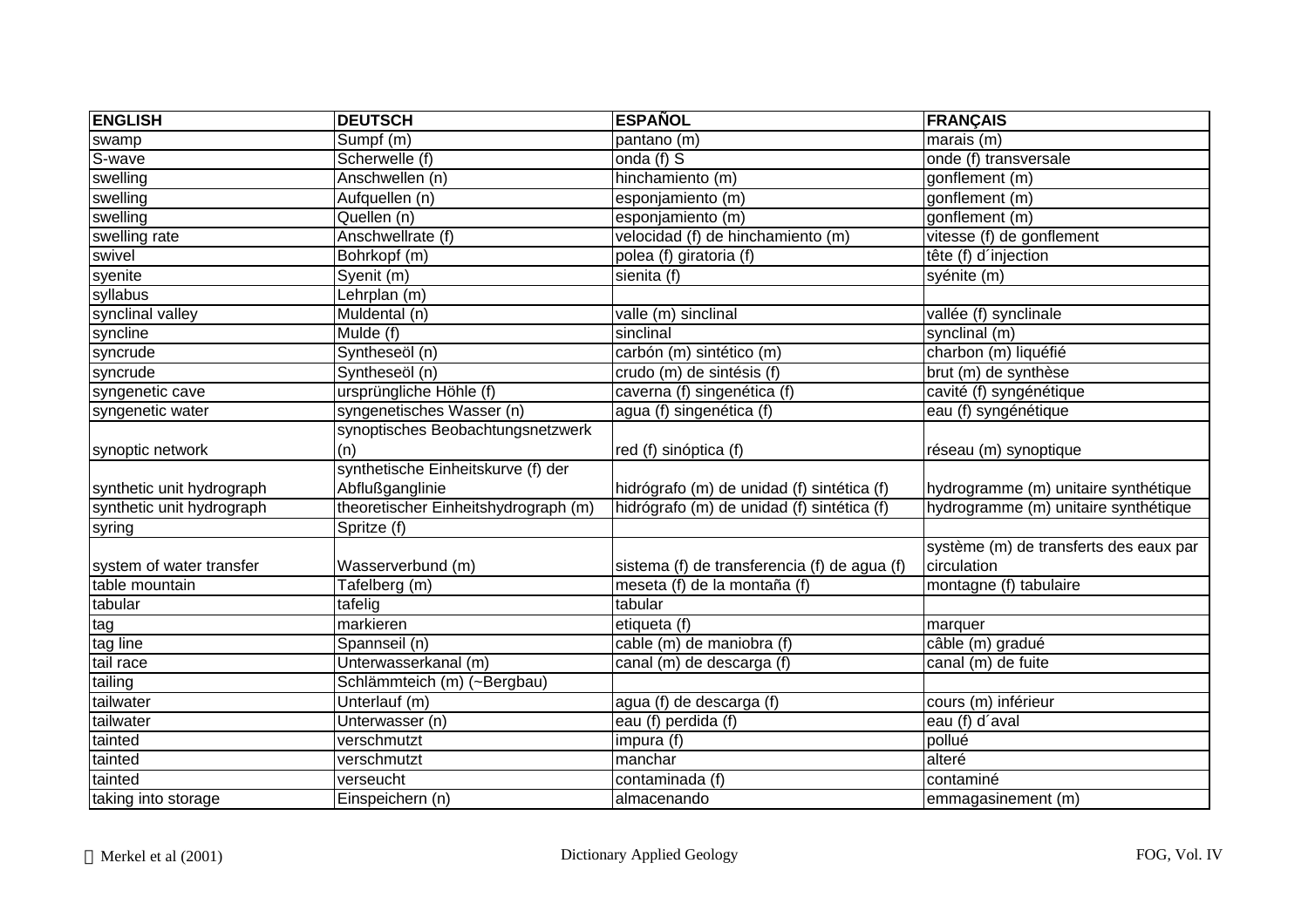| ENGLISH | DEUTSCH | ESPAÑOL | FRANÇAIS |
|---|---|---|---|
| swamp | Sumpf (m) | pantano (m) | marais (m) |
| S-wave | Scherwelle (f) | onda (f) S | onde (f) transversale |
| swelling | Anschwellen (n) | hinchamiento (m) | gonflement (m) |
| swelling | Aufquellen (n) | esponjamiento (m) | gonflement (m) |
| swelling | Quellen (n) | esponjamiento (m) | gonflement (m) |
| swelling rate | Anschwellrate (f) | velocidad (f) de hinchamiento (m) | vitesse (f) de gonflement |
| swivel | Bohrkopf (m) | polea (f) giratoria (f) | tête (f) d´injection |
| syenite | Syenit (m) | sienita (f) | syénite (m) |
| syllabus | Lehrplan (m) | | |
| synclinal valley | Muldental (n) | valle (m) sinclinal | vallée (f) synclinale |
| syncline | Mulde (f) | sinclinal | synclinal (m) |
| syncrude | Syntheseöl (n) | carbón (m) sintético (m) | charbon (m) liquéfié |
| syncrude | Syntheseöl (n) | crudo (m) de sintésis (f) | brut (m) de synthèse |
| syngenetic cave | ursprüngliche Höhle (f) | caverna (f) singenética (f) | cavité (f) syngénétique |
| syngenetic water | syngenetisches Wasser (n) | agua (f) singenética (f) | eau (f) syngénétique |
| synoptic network | synoptisches Beobachtungsnetzwerk (n) | red (f) sinóptica (f) | réseau (m) synoptique |
| synthetic unit hydrograph | synthetische Einheitskurve (f) der Abflußganglinie | hidrógrafo (m) de unidad (f) sintética (f) | hydrogramme (m) unitaire synthétique |
| synthetic unit hydrograph | theoretischer Einheitshydrograph (m) | hidrógrafo (m) de unidad (f) sintética (f) | hydrogramme (m) unitaire synthétique |
| syring | Spritze (f) | | |
| system of water transfer | Wasserverbund (m) | sistema (f) de transferencia (f) de agua (f) | système (m) de transferts des eaux par circulation |
| table mountain | Tafelberg (m) | meseta (f) de la montaña (f) | montagne (f) tabulaire |
| tabular | tafelig | tabular | |
| tag | markieren | etiqueta (f) | marquer |
| tag line | Spannseil (n) | cable (m) de maniobra (f) | câble (m) gradué |
| tail race | Unterwasserkanal (m) | canal (m) de descarga (f) | canal (m) de fuite |
| tailing | Schlämmteich (m) (~Bergbau) | | |
| tailwater | Unterlauf (m) | agua (f) de descarga (f) | cours (m) inférieur |
| tailwater | Unterwasser (n) | eau (f) perdida (f) | eau (f) d´aval |
| tainted | verschmutzt | impura (f) | pollué |
| tainted | verschmutzt | manchar | alteré |
| tainted | verseucht | contaminada (f) | contaminé |
| taking into storage | Einspeichern (n) | almacenando | emmagasinement (m) |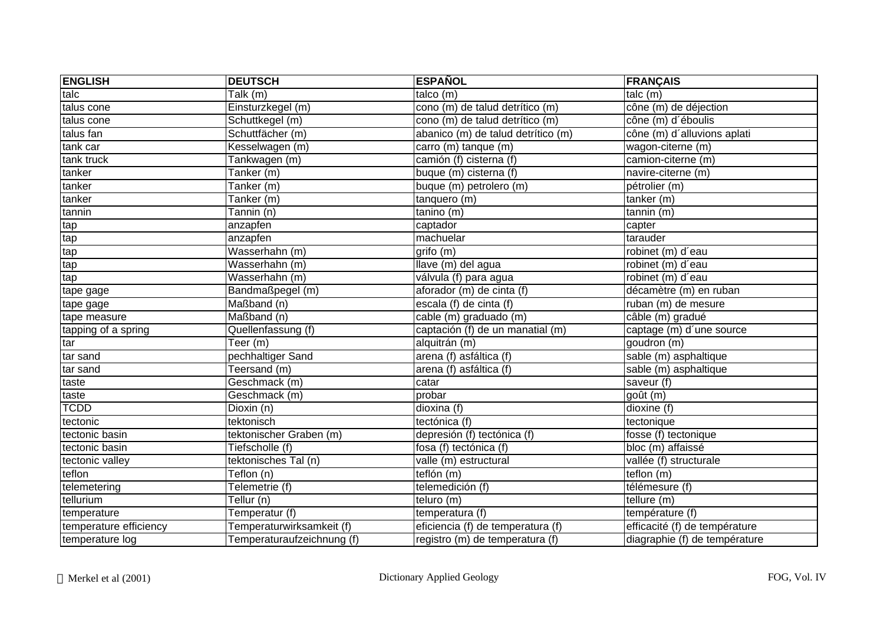| ENGLISH | DEUTSCH | ESPAÑOL | FRANÇAIS |
|---|---|---|---|
| talc | Talk (m) | talco (m) | talc (m) |
| talus cone | Einsturzkegel (m) | cono (m) de talud detrítico (m) | cône (m) de déjection |
| talus cone | Schuttkegel (m) | cono (m) de talud detrítico (m) | cône (m) d´éboulis |
| talus fan | Schuttfächer (m) | abanico (m) de talud detrítico (m) | cône (m) d´alluvions aplati |
| tank car | Kesselwagen (m) | carro (m) tanque (m) | wagon-citerne (m) |
| tank truck | Tankwagen (m) | camión (f) cisterna (f) | camion-citerne (m) |
| tanker | Tanker (m) | buque (m) cisterna (f) | navire-citerne (m) |
| tanker | Tanker (m) | buque (m) petrolero (m) | pétrolier (m) |
| tanker | Tanker (m) | tanquero (m) | tanker (m) |
| tannin | Tannin (n) | tanino (m) | tannin (m) |
| tap | anzapfen | captador | capter |
| tap | anzapfen | machuelar | tarauder |
| tap | Wasserhahn (m) | grifo (m) | robinet (m) d´eau |
| tap | Wasserhahn (m) | llave (m) del agua | robinet (m) d´eau |
| tap | Wasserhahn (m) | válvula (f) para agua | robinet (m) d´eau |
| tape gage | Bandmaßpegel (m) | aforador (m) de cinta (f) | décamètre (m) en ruban |
| tape gage | Maßband (n) | escala (f) de cinta (f) | ruban (m) de mesure |
| tape measure | Maßband (n) | cable (m) graduado (m) | câble (m) gradué |
| tapping of a spring | Quellenfassung (f) | captación (f) de un manatial (m) | captage (m) d´une source |
| tar | Teer (m) | alquitrán (m) | goudron (m) |
| tar sand | pechhaltiger Sand | arena (f) asfáltica (f) | sable (m) asphaltique |
| tar sand | Teersand (m) | arena (f) asfáltica (f) | sable (m) asphaltique |
| taste | Geschmack (m) | catar | saveur (f) |
| taste | Geschmack (m) | probar | goût (m) |
| TCDD | Dioxin (n) | dioxina (f) | dioxine (f) |
| tectonic | tektonisch | tectónica (f) | tectonique |
| tectonic basin | tektonischer Graben (m) | depresión (f) tectónica (f) | fosse (f) tectonique |
| tectonic basin | Tiefscholle (f) | fosa (f) tectónica (f) | bloc (m) affaissé |
| tectonic valley | tektonisches Tal (n) | valle (m) estructural | vallée (f) structurale |
| teflon | Teflon (n) | teflón (m) | teflon (m) |
| telemetering | Telemetrie (f) | telemedición (f) | télémesure (f) |
| tellurium | Tellur (n) | teluro (m) | tellure (m) |
| temperature | Temperatur (f) | temperatura (f) | température (f) |
| temperature efficiency | Temperaturwirksamkeit (f) | eficiencia (f) de temperatura (f) | efficacité (f) de température |
| temperature log | Temperaturaufzeichnung (f) | registro (m) de temperatura (f) | diagraphie (f) de température |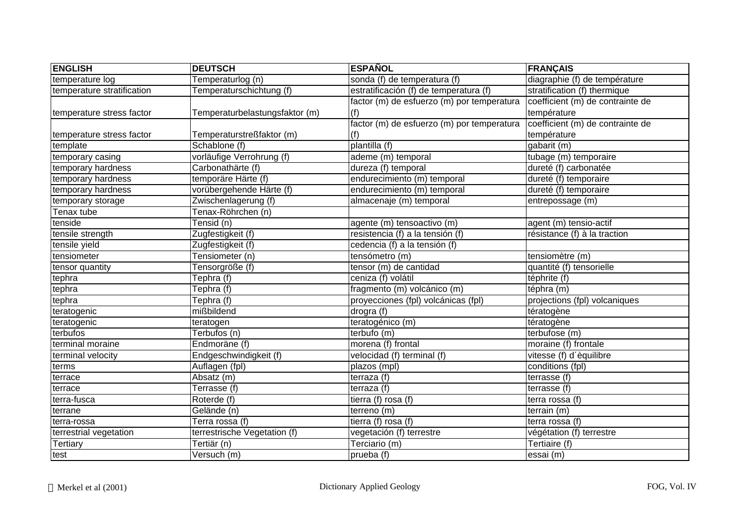| ENGLISH | DEUTSCH | ESPAÑOL | FRANÇAIS |
|---|---|---|---|
| temperature log | Temperaturlog (n) | sonda (f) de temperatura (f) | diagraphie (f) de température |
| temperature stratification | Temperaturschichtung (f) | estratificación (f) de temperatura (f) | stratification (f) thermique |
| temperature stress factor | Temperaturbelastungsfaktor (m) | factor (m) de esfuerzo (m) por temperatura (f) | coefficient (m) de contrainte de température |
| temperature stress factor | Temperaturstreßfaktor (m) | factor (m) de esfuerzo (m) por temperatura (f) | coefficient (m) de contrainte de température |
| template | Schablone (f) | plantilla (f) | gabarit (m) |
| temporary casing | vorläufige Verrohrung (f) | ademe (m) temporal | tubage (m) temporaire |
| temporary hardness | Carbonathärte (f) | dureza (f) temporal | dureté (f) carbonatée |
| temporary hardness | temporäre Härte (f) | endurecimiento (m) temporal | dureté (f) temporaire |
| temporary hardness | vorübergehende Härte (f) | endurecimiento (m) temporal | dureté (f) temporaire |
| temporary storage | Zwischenlagerung (f) | almacenaje (m) temporal | entrepossage (m) |
| Tenax tube | Tenax-Röhrchen (n) | | |
| tenside | Tensid (n) | agente (m) tensoactivo (m) | agent (m) tensio-actif |
| tensile strength | Zugfestigkeit (f) | resistencia (f) a la tensión (f) | résistance (f) à la traction |
| tensile yield | Zugfestigkeit (f) | cedencia (f) a la tensión (f) | |
| tensiometer | Tensiometer (n) | tensómetro (m) | tensiomètre (m) |
| tensor quantity | Tensorgröße (f) | tensor (m) de cantidad | quantité (f) tensorielle |
| tephra | Tephra (f) | ceniza (f) volátil | téphrite (f) |
| tephra | Tephra (f) | fragmento (m) volcánico (m) | téphra (m) |
| tephra | Tephra (f) | proyecciones (fpl) volcánicas (fpl) | projections (fpl) volcaniques |
| teratogenic | mißbildend | drogra (f) | tératogène |
| teratogenic | teratogen | teratogénico (m) | tératogène |
| terbufos | Terbufos (n) | terbufo (m) | terbufose (m) |
| terminal moraine | Endmoräne (f) | morena (f) frontal | moraine (f) frontale |
| terminal velocity | Endgeschwindigkeit (f) | velocidad (f) terminal (f) | vitesse (f) d´èquilibre |
| terms | Auflagen (fpl) | plazos (mpl) | conditions (fpl) |
| terrace | Absatz (m) | terraza (f) | terrasse (f) |
| terrace | Terrasse (f) | terraza (f) | terrasse (f) |
| terra-fusca | Roterde (f) | tierra (f) rosa (f) | terra rossa (f) |
| terrane | Gelände (n) | terreno (m) | terrain (m) |
| terra-rossa | Terra rossa (f) | tierra (f) rosa (f) | terra rossa (f) |
| terrestrial vegetation | terrestrische Vegetation (f) | vegetación (f) terrestre | végétation (f) terrestre |
| Tertiary | Tertiär (n) | Terciario (m) | Tertiaire (f) |
| test | Versuch (m) | prueba (f) | essai (m) |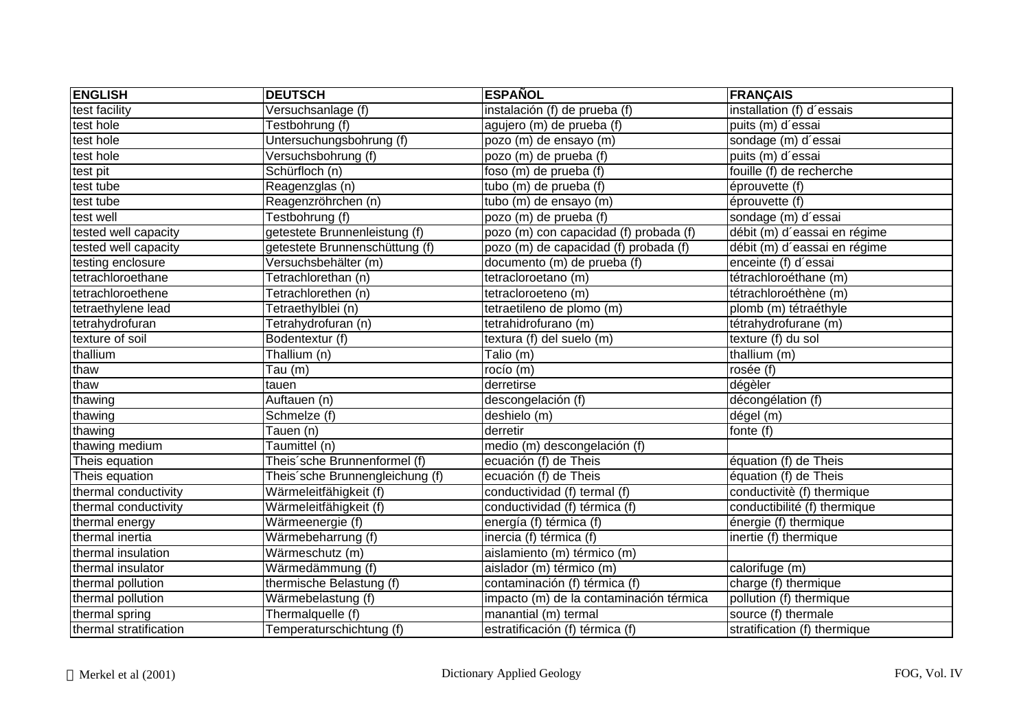| ENGLISH | DEUTSCH | ESPAÑOL | FRANÇAIS |
|---|---|---|---|
| test facility | Versuchsanlage (f) | instalación (f) de prueba (f) | installation (f) d´essais |
| test hole | Testbohrung (f) | agujero (m) de prueba (f) | puits (m) d´essai |
| test hole | Untersuchungsbohrung (f) | pozo (m) de ensayo (m) | sondage (m) d´essai |
| test hole | Versuchsbohrung (f) | pozo (m) de prueba (f) | puits (m) d´essai |
| test pit | Schürfloch (n) | foso (m) de prueba (f) | fouille (f) de recherche |
| test tube | Reagenzglas (n) | tubo (m) de prueba (f) | éprouvette (f) |
| test tube | Reagenzröhrchen (n) | tubo (m) de ensayo (m) | éprouvette (f) |
| test well | Testbohrung (f) | pozo (m) de prueba (f) | sondage (m) d´essai |
| tested well capacity | getestete Brunnenleistung (f) | pozo (m) con capacidad (f) probada (f) | débit (m) d´eassai en régime |
| tested well capacity | getestete Brunnenschüttung (f) | pozo (m) de capacidad (f) probada (f) | débit (m) d´eassai en régime |
| testing enclosure | Versuchsbehälter (m) | documento (m) de prueba (f) | enceinte (f) d´essai |
| tetrachloroethane | Tetrachlorethan (n) | tetracloroetano (m) | tétrachloroéthane (m) |
| tetrachloroethene | Tetrachlorethen (n) | tetracloroeteno (m) | tétrachloroéthène (m) |
| tetraethylene lead | Tetraethylblei (n) | tetraetileno de plomo (m) | plomb (m) tétraéthyle |
| tetrahydrofuran | Tetrahydrofuran (n) | tetrahidrofurano (m) | tétrahydrofurane (m) |
| texture of soil | Bodentextur (f) | textura (f) del suelo (m) | texture (f) du sol |
| thallium | Thallium (n) | Talio (m) | thallium (m) |
| thaw | Tau (m) | rocío (m) | rosée (f) |
| thaw | tauen | derretirse | dégèler |
| thawing | Auftauen (n) | descongelación (f) | décongélation (f) |
| thawing | Schmelze (f) | deshielo (m) | dégel (m) |
| thawing | Tauen (n) | derretir | fonte (f) |
| thawing medium | Taumittel (n) | medio (m) descongelación (f) | |
| Theis equation | Theis´sche Brunnenformel (f) | ecuación (f) de Theis | équation (f) de Theis |
| Theis equation | Theis´sche Brunnengleichung (f) | ecuación (f) de Theis | équation (f) de Theis |
| thermal conductivity | Wärmeleitfähigkeit (f) | conductividad (f) termal (f) | conductivitè (f) thermique |
| thermal conductivity | Wärmeleitfähigkeit (f) | conductividad (f) térmica (f) | conductibilité (f) thermique |
| thermal energy | Wärmeenergie (f) | energía (f) térmica (f) | énergie (f) thermique |
| thermal inertia | Wärmebeharrung (f) | inercia (f) térmica (f) | inertie (f) thermique |
| thermal insulation | Wärmeschutz (m) | aislamiento (m) térmico (m) | |
| thermal insulator | Wärmedämmung (f) | aislador (m) térmico (m) | calorifuge (m) |
| thermal pollution | thermische Belastung (f) | contaminación (f) térmica (f) | charge (f) thermique |
| thermal pollution | Wärmebelastung (f) | impacto (m) de la contaminación térmica | pollution (f) thermique |
| thermal spring | Thermalquelle (f) | manantial (m) termal | source (f) thermale |
| thermal stratification | Temperaturschichtung (f) | estratificación (f) térmica (f) | stratification (f) thermique |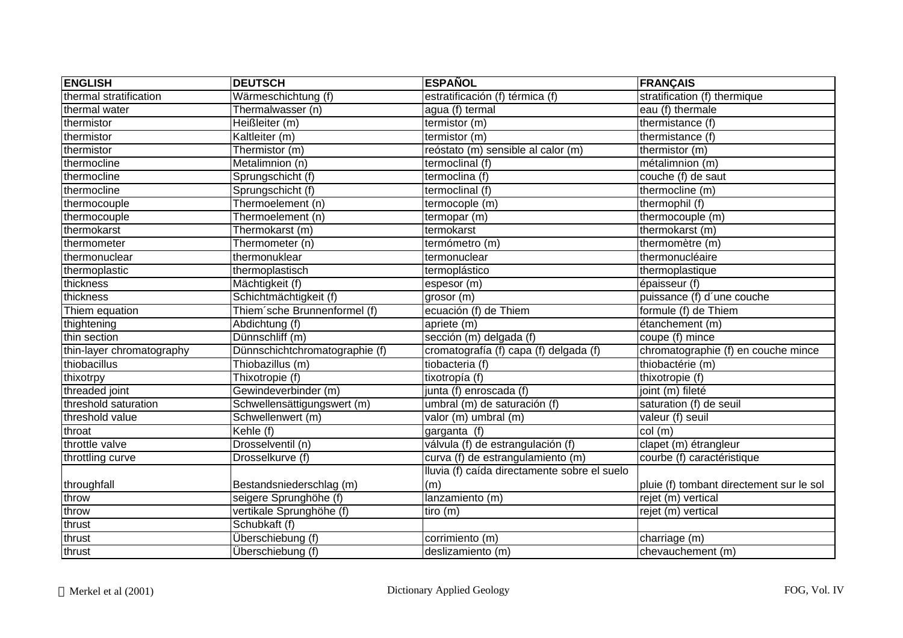| ENGLISH | DEUTSCH | ESPAÑOL | FRANÇAIS |
| --- | --- | --- | --- |
| thermal stratification | Wärmeschichtung (f) | estratificación (f) térmica (f) | stratification (f) thermique |
| thermal water | Thermalwasser (n) | agua (f) termal | eau (f) thermale |
| thermistor | Heißleiter (m) | termistor (m) | thermistance (f) |
| thermistor | Kaltleiter (m) | termistor (m) | thermistance (f) |
| thermistor | Thermistor (m) | reóstato (m) sensible al calor (m) | thermistor (m) |
| thermocline | Metalimnion (n) | termoclinal (f) | métalimnion (m) |
| thermocline | Sprungschicht (f) | termoclina (f) | couche (f) de saut |
| thermocline | Sprungschicht (f) | termoclinal (f) | thermocline (m) |
| thermocouple | Thermoelement (n) | termocople (m) | thermophil (f) |
| thermocouple | Thermoelement (n) | termopar (m) | thermocouple (m) |
| thermokarst | Thermokarst (m) | termokarst | thermokarst (m) |
| thermometer | Thermometer (n) | termómetro (m) | thermomètre (m) |
| thermonuclear | thermonuklear | termonuclear | thermonucléaire |
| thermoplastic | thermoplastisch | termoplástico | thermoplastique |
| thickness | Mächtigkeit (f) | espesor (m) | épaisseur (f) |
| thickness | Schichtmächtigkeit (f) | grosor (m) | puissance (f) d´une couche |
| Thiem equation | Thiem´sche Brunnenformel (f) | ecuación (f) de Thiem | formule (f) de Thiem |
| thightening | Abdichtung (f) | apriete (m) | étanchement (m) |
| thin section | Dünnschliff (m) | sección (m) delgada (f) | coupe (f) mince |
| thin-layer chromatography | Dünnschichtchromatographie (f) | cromatografía (f) capa (f) delgada (f) | chromatographie (f) en couche mince |
| thiobacillus | Thiobazillus (m) | tiobacteria (f) | thiobactérie (m) |
| thixotrpy | Thixotropie (f) | tixotropía (f) | thixotropie (f) |
| threaded joint | Gewindeverbinder (m) | junta (f) enroscada (f) | joint (m) fileté |
| threshold saturation | Schwellensättigungswert (m) | umbral (m) de saturación (f) | saturation (f) de seuil |
| threshold value | Schwellenwert (m) | valor (m) umbral (m) | valeur (f) seuil |
| throat | Kehle (f) | garganta (f) | col (m) |
| throttle valve | Drosselventil (n) | válvula (f) de estrangulación (f) | clapet (m) étrangleur |
| throttling curve | Drosselkurve (f) | curva (f) de estrangulamiento (m) | courbe (f) caractéristique |
| throughfall | Bestandsniederschlag (m) | lluvia (f) caída directamente sobre el suelo (m) | pluie (f) tombant directement sur le sol |
| throw | seigere Sprunghöhe (f) | lanzamiento (m) | rejet (m) vertical |
| throw | vertikale Sprunghöhe (f) | tiro (m) | rejet (m) vertical |
| thrust | Schubkaft (f) | | |
| thrust | Überschiebung (f) | corrimiento (m) | charriage (m) |
| thrust | Überschiebung (f) | deslizamiento (m) | chevauchement (m) |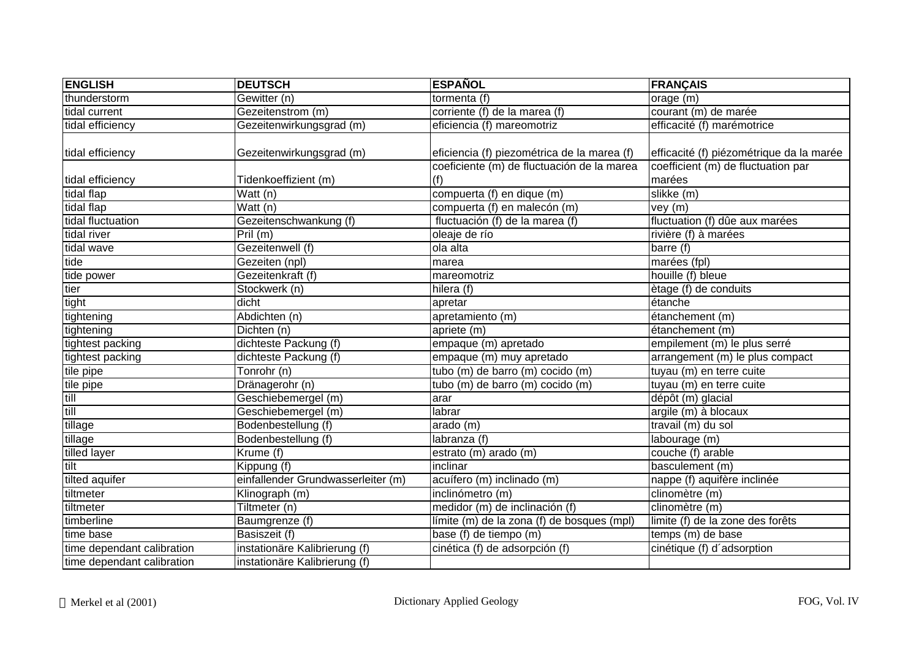| ENGLISH | DEUTSCH | ESPAÑOL | FRANÇAIS |
|---|---|---|---|
| thunderstorm | Gewitter (n) | tormenta (f) | orage (m) |
| tidal current | Gezeitenstrom (m) | corriente (f) de la marea (f) | courant (m) de marée |
| tidal efficiency | Gezeitenwirkungsgrad (m) | eficiencia (f) mareomotriz | efficacité (f) marémotrice |
| tidal efficiency | Gezeitenwirkungsgrad (m) | eficiencia (f) piezométrica de la marea (f) | efficacité (f) piézométrique da la marée |
| tidal efficiency | Tidenkoeffizient (m) | coeficiente (m) de fluctuación de la marea (f) | coefficient (m) de fluctuation par marées |
| tidal flap | Watt (n) | compuerta (f) en dique (m) | slikke (m) |
| tidal flap | Watt (n) | compuerta (f) en malecón (m) | vey (m) |
| tidal fluctuation | Gezeitenschwankung (f) | fluctuación (f) de la marea (f) | fluctuation (f) dûe aux marées |
| tidal river | Pril (m) | oleaje de río | rivière (f) à marées |
| tidal wave | Gezeitenwell (f) | ola alta | barre (f) |
| tide | Gezeiten (npl) | marea | marées (fpl) |
| tide power | Gezeitenkraft (f) | mareomotriz | houille (f) bleue |
| tier | Stockwerk (n) | hilera (f) | ètage (f) de conduits |
| tight | dicht | apretar | étanche |
| tightening | Abdichten (n) | apretamiento (m) | étanchement (m) |
| tightening | Dichten (n) | apriete (m) | étanchement (m) |
| tightest packing | dichteste Packung (f) | empaque (m) apretado | empilement (m) le plus serré |
| tightest packing | dichteste Packung (f) | empaque (m) muy apretado | arrangement (m) le plus compact |
| tile pipe | Tonrohr (n) | tubo (m) de barro (m) cocido (m) | tuyau (m) en terre cuite |
| tile pipe | Dränagerohr (n) | tubo (m) de barro (m) cocido (m) | tuyau (m) en terre cuite |
| till | Geschiebemergel (m) | arar | dépôt (m) glacial |
| till | Geschiebemergel (m) | labrar | argile (m) à blocaux |
| tillage | Bodenbestellung (f) | arado (m) | travail (m) du sol |
| tillage | Bodenbestellung (f) | labranza (f) | labourage (m) |
| tilled layer | Krume (f) | estrato (m) arado (m) | couche (f) arable |
| tilt | Kippung (f) | inclinar | basculement (m) |
| tilted aquifer | einfallender Grundwasserleiter (m) | acuífero (m) inclinado (m) | nappe (f) aquifère inclinée |
| tiltmeter | Klinograph (m) | inclinómetro (m) | clinomètre (m) |
| tiltmeter | Tiltmeter (n) | medidor (m) de inclinación (f) | clinomètre (m) |
| timberline | Baumgrenze (f) | límite (m) de la zona (f) de bosques (mpl) | limite (f) de la zone des forêts |
| time base | Basiszeit (f) | base (f) de tiempo (m) | temps (m) de base |
| time dependant calibration | instationäre Kalibrierung (f) | cinética (f) de adsorpción (f) | cinétique (f) d´adsorption |
| time dependant calibration | instationäre Kalibrierung (f) | | |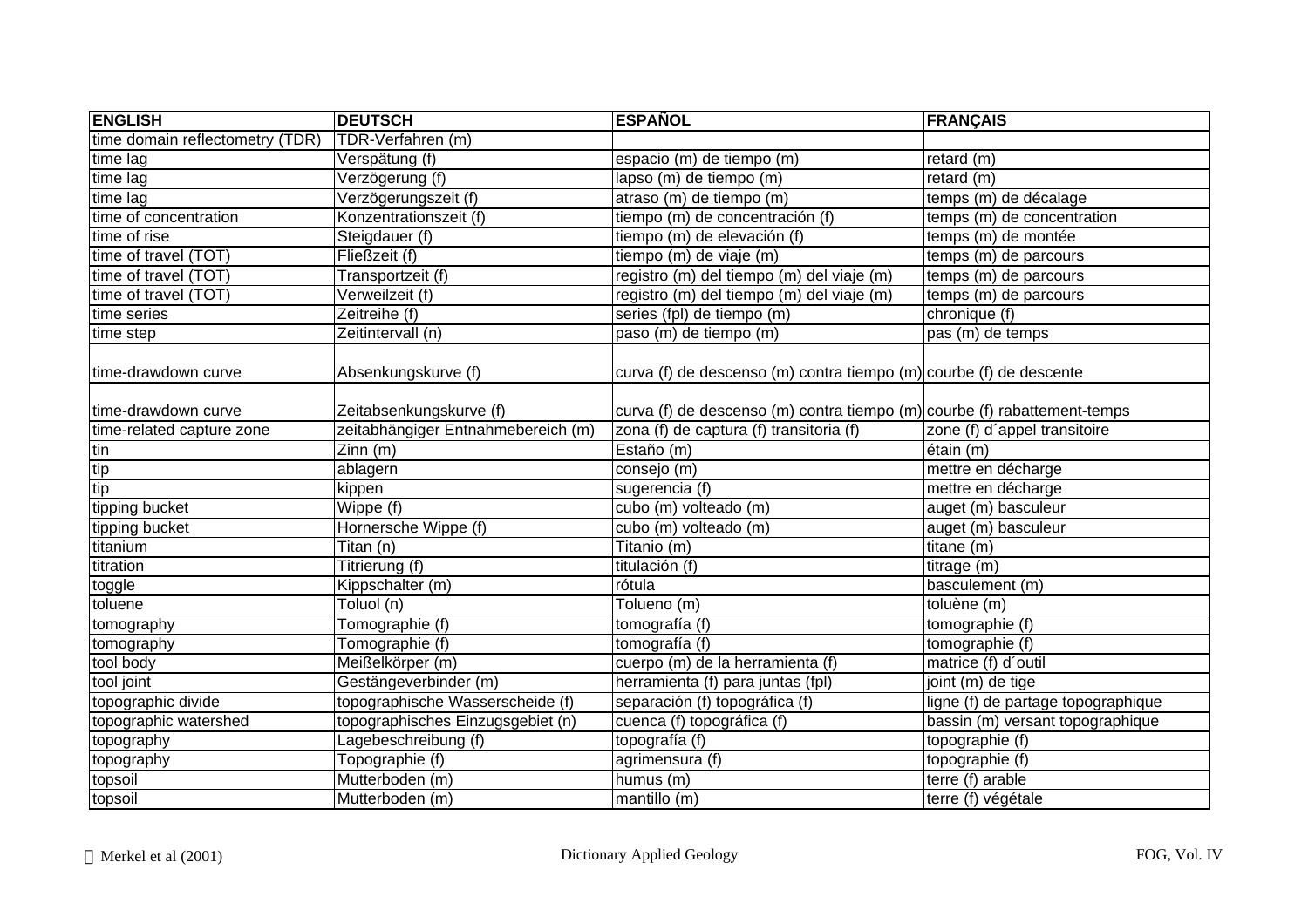| ENGLISH | DEUTSCH | ESPAÑOL | FRANÇAIS |
|---|---|---|---|
| time domain reflectometry (TDR) | TDR-Verfahren (m) | | |
| time lag | Verspätung (f) | espacio (m) de tiempo (m) | retard (m) |
| time lag | Verzögerung (f) | lapso (m) de tiempo (m) | retard (m) |
| time lag | Verzögerungszeit (f) | atraso (m) de tiempo (m) | temps (m) de décalage |
| time of concentration | Konzentrationszeit (f) | tiempo (m) de concentración (f) | temps (m) de concentration |
| time of rise | Steigdauer (f) | tiempo (m) de elevación (f) | temps (m) de montée |
| time of travel (TOT) | Fließzeit (f) | tiempo (m) de viaje (m) | temps (m) de parcours |
| time of travel (TOT) | Transportzeit (f) | registro (m) del tiempo (m) del viaje (m) | temps (m) de parcours |
| time of travel (TOT) | Verweilzeit (f) | registro (m) del tiempo (m) del viaje (m) | temps (m) de parcours |
| time series | Zeitreihe (f) | series (fpl) de tiempo (m) | chronique (f) |
| time step | Zeitintervall (n) | paso (m) de tiempo (m) | pas (m) de temps |
| time-drawdown curve | Absenkungskurve (f) | curva (f) de descenso (m) contra tiempo (m) | courbe (f) de descente |
| time-drawdown curve | Zeitabsenkungskurve (f) | curva (f) de descenso (m) contra tiempo (m) | courbe (f) rabattement-temps |
| time-related capture zone | zeitabhängiger Entnahmebereich (m) | zona (f) de captura (f) transitoria (f) | zone (f) d´appel transitoire |
| tin | Zinn (m) | Estaño (m) | étain (m) |
| tip | ablagern | consejo (m) | mettre en décharge |
| tip | kippen | sugerencia (f) | mettre en décharge |
| tipping bucket | Wippe (f) | cubo (m) volteado (m) | auget (m) basculeur |
| tipping bucket | Hornersche Wippe (f) | cubo (m) volteado (m) | auget (m) basculeur |
| titanium | Titan (n) | Titanio (m) | titane (m) |
| titration | Titrierung (f) | titulación (f) | titrage (m) |
| toggle | Kippschalter (m) | rótula | basculement (m) |
| toluene | Toluol (n) | Tolueno (m) | toluène (m) |
| tomography | Tomographie (f) | tomografía (f) | tomographie (f) |
| tomography | Tomographie (f) | tomografía (f) | tomographie (f) |
| tool body | Meißelkörper (m) | cuerpo (m) de la herramienta (f) | matrice (f) d´outil |
| tool joint | Gestängeverbinder (m) | herramienta (f) para juntas (fpl) | joint (m) de tige |
| topographic divide | topographische Wasserscheide (f) | separación (f) topográfica (f) | ligne (f) de partage topographique |
| topographic watershed | topographisches Einzugsgebiet (n) | cuenca (f) topográfica (f) | bassin (m) versant topographique |
| topography | Lagebeschreibung (f) | topografía (f) | topographie (f) |
| topography | Topographie (f) | agrimensura (f) | topographie (f) |
| topsoil | Mutterboden (m) | humus (m) | terre (f) arable |
| topsoil | Mutterboden (m) | mantillo (m) | terre (f) végétale |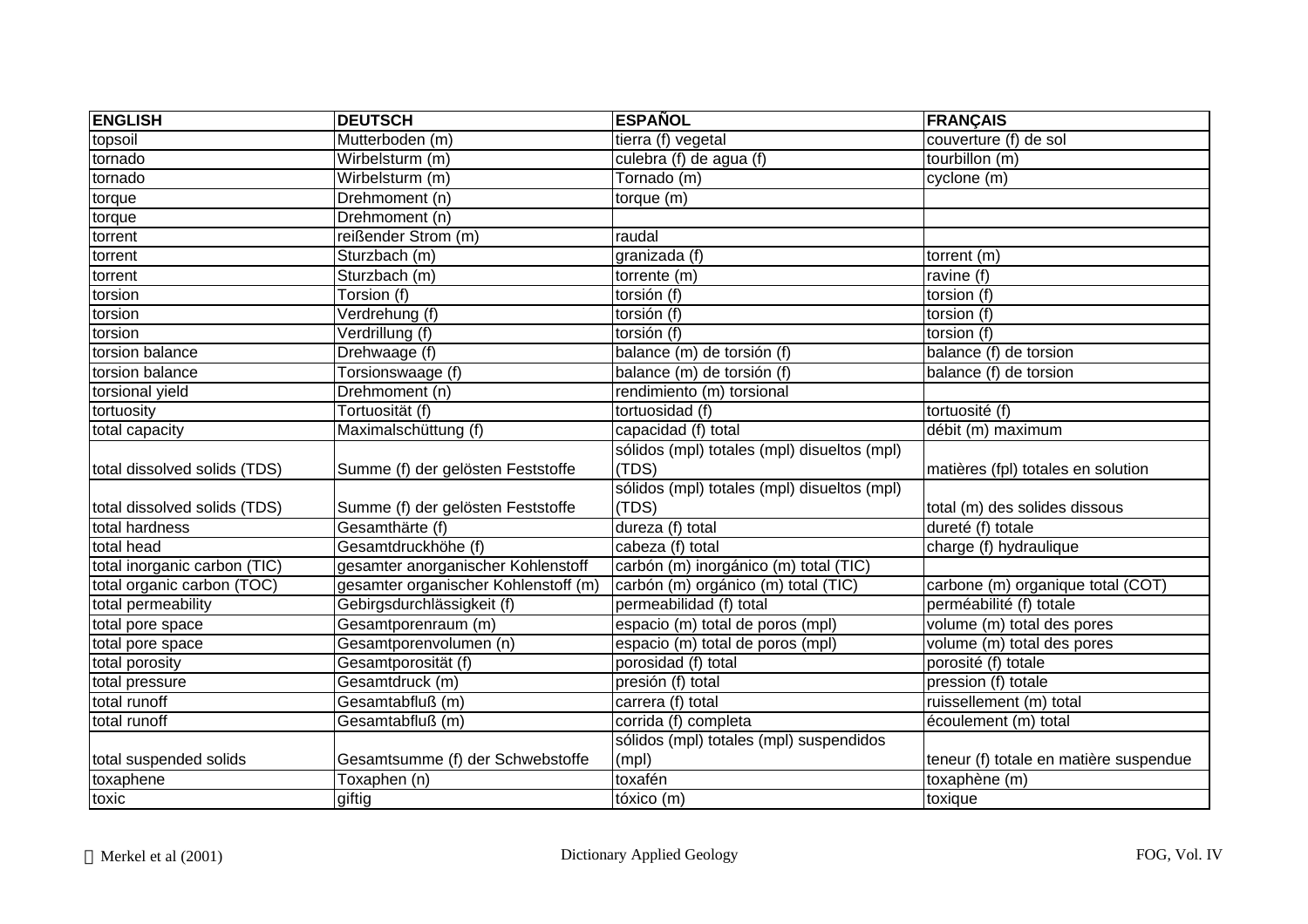| ENGLISH | DEUTSCH | ESPAÑOL | FRANÇAIS |
|---|---|---|---|
| topsoil | Mutterboden (m) | tierra (f) vegetal | couverture (f) de sol |
| tornado | Wirbelsturm (m) | culebra (f) de agua (f) | tourbillon (m) |
| tornado | Wirbelsturm (m) | Tornado (m) | cyclone (m) |
| torque | Drehmoment (n) | torque (m) | |
| torque | Drehmoment (n) | | |
| torrent | reißender Strom (m) | raudal | |
| torrent | Sturzbach (m) | granizada (f) | torrent (m) |
| torrent | Sturzbach (m) | torrente (m) | ravine (f) |
| torsion | Torsion (f) | torsión (f) | torsion (f) |
| torsion | Verdrehung (f) | torsión (f) | torsion (f) |
| torsion | Verdrillung (f) | torsión (f) | torsion (f) |
| torsion balance | Drehwaage (f) | balance (m) de torsión (f) | balance (f) de torsion |
| torsion balance | Torsionswaage (f) | balance (m) de torsión (f) | balance (f) de torsion |
| torsional yield | Drehmoment (n) | rendimiento (m) torsional | |
| tortuosity | Tortuosität (f) | tortuosidad (f) | tortuosité (f) |
| total capacity | Maximalschüttung (f) | capacidad (f) total | débit (m) maximum |
| total dissolved solids (TDS) | Summe (f) der gelösten Feststoffe | sólidos (mpl) totales (mpl) disueltos (mpl) (TDS) | matières (fpl) totales en solution |
| total dissolved solids (TDS) | Summe (f) der gelösten Feststoffe | sólidos (mpl) totales (mpl) disueltos (mpl) (TDS) | total (m) des solides dissous |
| total hardness | Gesamthärte (f) | dureza (f) total | dureté (f) totale |
| total head | Gesamtdruckhöhe (f) | cabeza (f) total | charge (f) hydraulique |
| total inorganic carbon (TIC) | gesamter anorganischer Kohlenstoff | carbón (m) inorgánico (m) total (TIC) | |
| total organic carbon (TOC) | gesamter organischer Kohlenstoff (m) | carbón (m) orgánico (m) total (TIC) | carbone (m) organique total (COT) |
| total permeability | Gebirgsdurchlässigkeit (f) | permeabilidad (f) total | perméabilité (f) totale |
| total pore space | Gesamtporenraum (m) | espacio (m) total de poros (mpl) | volume (m) total des pores |
| total pore space | Gesamtporenvolumen (n) | espacio (m) total de poros (mpl) | volume (m) total des pores |
| total porosity | Gesamtporosität (f) | porosidad (f) total | porosité (f) totale |
| total pressure | Gesamtdruck (m) | presión (f) total | pression (f) totale |
| total runoff | Gesamtabfluß (m) | carrera (f) total | ruissellement (m) total |
| total runoff | Gesamtabfluß (m) | corrida (f) completa | écoulement (m) total |
| total suspended solids | Gesamtsumme (f) der Schwebstoffe | sólidos (mpl) totales (mpl) suspendidos (mpl) | teneur (f) totale en matière suspendue |
| toxaphene | Toxaphen (n) | toxafén | toxaphène (m) |
| toxic | giftig | tóxico (m) | toxique |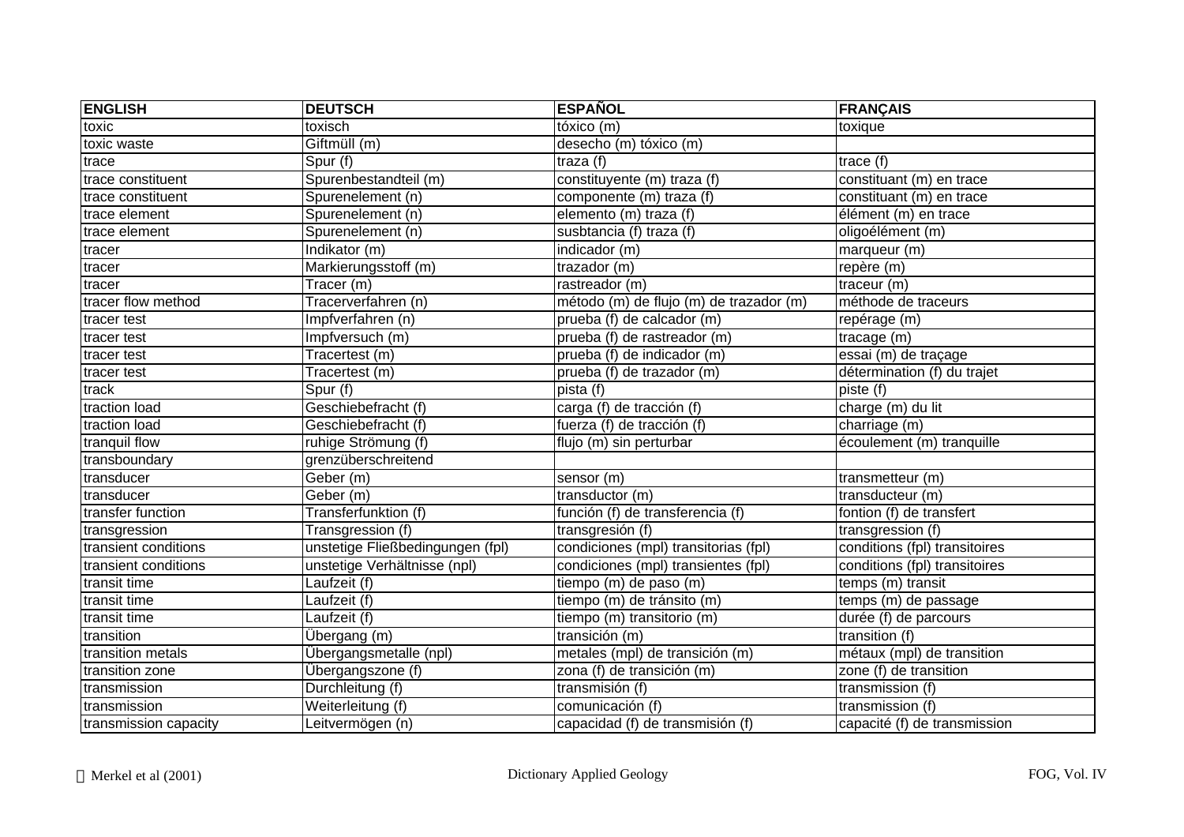| ENGLISH | DEUTSCH | ESPAÑOL | FRANÇAIS |
|---|---|---|---|
| toxic | toxisch | tóxico (m) | toxique |
| toxic waste | Giftmüll (m) | desecho (m) tóxico (m) | |
| trace | Spur (f) | traza (f) | trace (f) |
| trace constituent | Spurenbestandteil (m) | constituyente (m) traza (f) | constituant (m) en trace |
| trace constituent | Spurenelement (n) | componente (m) traza (f) | constituant (m) en trace |
| trace element | Spurenelement (n) | elemento (m) traza (f) | élément (m) en trace |
| trace element | Spurenelement (n) | susbtancia (f) traza (f) | oligoélément (m) |
| tracer | Indikator (m) | indicador (m) | marqueur (m) |
| tracer | Markierungsstoff (m) | trazador (m) | repère (m) |
| tracer | Tracer (m) | rastreador (m) | traceur (m) |
| tracer flow method | Tracerverfahren (n) | método (m) de flujo (m) de trazador (m) | méthode de traceurs |
| tracer test | Impfverfahren (n) | prueba (f) de calcador (m) | repérage (m) |
| tracer test | Impfversuch (m) | prueba (f) de rastreador (m) | tracage (m) |
| tracer test | Tracertest (m) | prueba (f) de indicador (m) | essai (m) de traçage |
| tracer test | Tracertest (m) | prueba (f) de trazador (m) | détermination (f) du trajet |
| track | Spur (f) | pista (f) | piste (f) |
| traction load | Geschiebefracht (f) | carga (f) de tracción (f) | charge (m) du lit |
| traction load | Geschiebefracht (f) | fuerza (f) de tracción (f) | charriage (m) |
| tranquil flow | ruhige Strömung (f) | flujo (m) sin perturbar | écoulement (m) tranquille |
| transboundary | grenzüberschreitend | | |
| transducer | Geber (m) | sensor (m) | transmetteur (m) |
| transducer | Geber (m) | transductor (m) | transducteur (m) |
| transfer function | Transferfunktion (f) | función (f) de transferencia (f) | fontion (f) de transfert |
| transgression | Transgression (f) | transgresión (f) | transgression (f) |
| transient conditions | unstetige Fließbedingungen (fpl) | condiciones (mpl) transitorias (fpl) | conditions (fpl) transitoires |
| transient conditions | unstetige Verhältnisse (npl) | condiciones (mpl) transientes (fpl) | conditions (fpl) transitoires |
| transit time | Laufzeit (f) | tiempo (m) de paso (m) | temps (m) transit |
| transit time | Laufzeit (f) | tiempo (m) de tránsito (m) | temps (m) de passage |
| transit time | Laufzeit (f) | tiempo (m) transitorio (m) | durée (f) de parcours |
| transition | Übergang (m) | transición (m) | transition (f) |
| transition metals | Übergangsmetalle (npl) | metales (mpl) de transición (m) | métaux (mpl) de transition |
| transition zone | Übergangszone (f) | zona (f) de transición (m) | zone (f) de transition |
| transmission | Durchleitung (f) | transmisión (f) | transmission (f) |
| transmission | Weiterleitung (f) | comunicación (f) | transmission (f) |
| transmission capacity | Leitvermögen (n) | capacidad (f) de transmisión (f) | capacité (f) de transmission |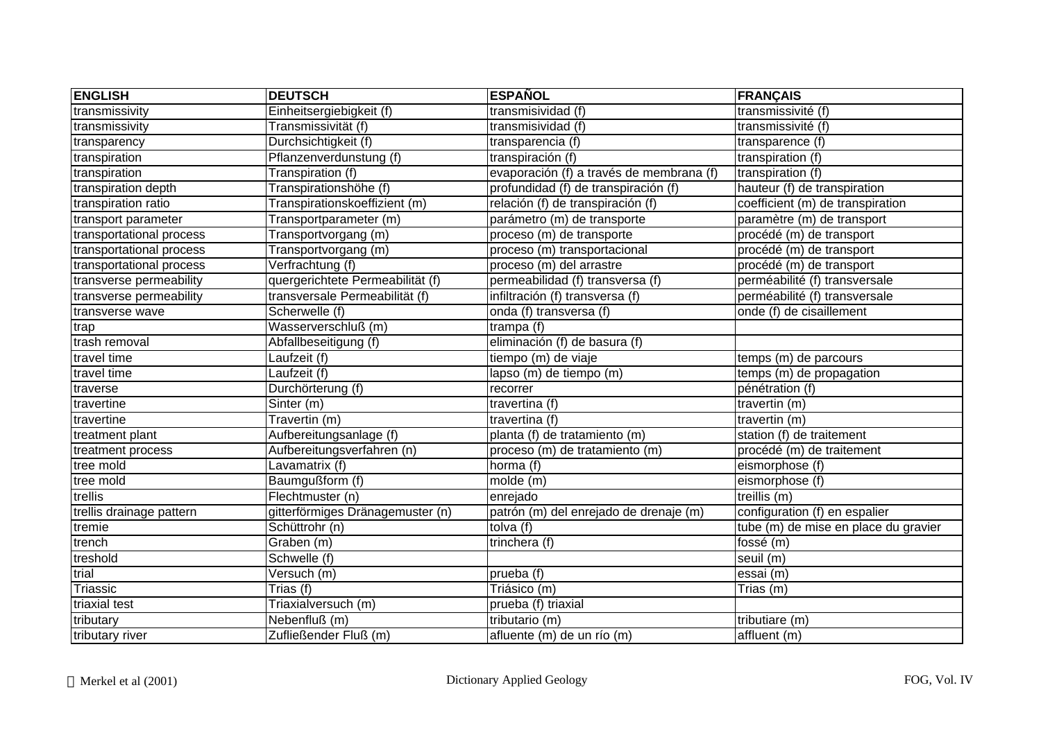| ENGLISH | DEUTSCH | ESPAÑOL | FRANÇAIS |
|---|---|---|---|
| transmissivity | Einheitsergiebigkeit (f) | transmisividad (f) | transmissivité (f) |
| transmissivity | Transmissivität (f) | transmisividad (f) | transmissivité (f) |
| transparency | Durchsichtigkeit (f) | transparencia (f) | transparence (f) |
| transpiration | Pflanzenverdunstung (f) | transpiración (f) | transpiration (f) |
| transpiration | Transpiration (f) | evaporación (f) a través de membrana (f) | transpiration (f) |
| transpiration depth | Transpirationshöhe (f) | profundidad (f) de transpiración (f) | hauteur (f) de transpiration |
| transpiration ratio | Transpirationskoeffizient (m) | relación (f) de transpiración (f) | coefficient (m) de transpiration |
| transport parameter | Transportparameter (m) | parámetro (m) de transporte | paramètre (m) de transport |
| transportational process | Transportvorgang (m) | proceso (m) de transporte | procédé (m) de transport |
| transportational process | Transportvorgang (m) | proceso (m) transportacional | procédé (m) de transport |
| transportational process | Verfrachtung (f) | proceso (m) del arrastre | procédé (m) de transport |
| transverse permeability | quergerichtete Permeabilität (f) | permeabilidad (f) transversa (f) | perméabilité (f) transversale |
| transverse permeability | transversale Permeabilität (f) | infiltración (f) transversa (f) | perméabilité (f) transversale |
| transverse wave | Scherwelle (f) | onda (f) transversa (f) | onde (f) de cisaillement |
| trap | Wasserverschluß (m) | trampa (f) | |
| trash removal | Abfallbeseitigung (f) | eliminación (f) de basura (f) | |
| travel time | Laufzeit (f) | tiempo (m) de viaje | temps (m) de parcours |
| travel time | Laufzeit (f) | lapso (m) de tiempo (m) | temps (m) de propagation |
| traverse | Durchörterung (f) | recorrer | pénétration (f) |
| travertine | Sinter (m) | travertina (f) | travertin (m) |
| travertine | Travertin (m) | travertina (f) | travertin (m) |
| treatment plant | Aufbereitungsanlage (f) | planta (f) de tratamiento (m) | station (f) de traitement |
| treatment process | Aufbereitungsverfahren (n) | proceso (m) de tratamiento (m) | procédé (m) de traitement |
| tree mold | Lavamatrix (f) | horma (f) | eismorphose (f) |
| tree mold | Baumgußform (f) | molde (m) | eismorphose (f) |
| trellis | Flechtmuster (n) | enrejado | treillis (m) |
| trellis drainage pattern | gitterförmiges Dränagemuster (n) | patrón (m) del enrejado de drenaje (m) | configuration (f) en espalier |
| tremie | Schüttrohr (n) | tolva (f) | tube (m) de mise en place du gravier |
| trench | Graben (m) | trinchera (f) | fossé (m) |
| treshold | Schwelle (f) | | seuil (m) |
| trial | Versuch (m) | prueba (f) | essai (m) |
| Triassic | Trias (f) | Triásico (m) | Trias (m) |
| triaxial test | Triaxialversuch (m) | prueba (f) triaxial | |
| tributary | Nebenfluß (m) | tributario (m) | tributiare (m) |
| tributary river | Zufließender Fluß (m) | afluente (m) de un río (m) | affluent (m) |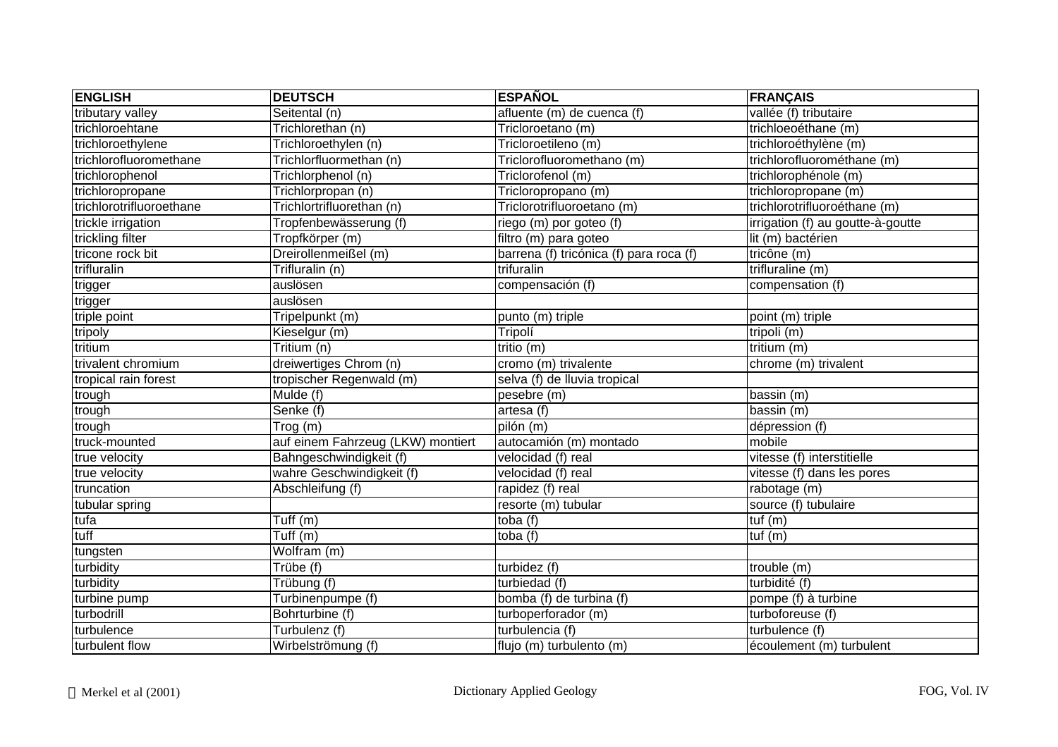| ENGLISH | DEUTSCH | ESPAÑOL | FRANÇAIS |
|---|---|---|---|
| tributary valley | Seitental (n) | afluente (m) de cuenca (f) | vallée (f) tributaire |
| trichloroehtane | Trichlorethan (n) | Tricloroetano (m) | trichloeoéthane (m) |
| trichloroethylene | Trichloroethylen (n) | Tricloroetileno (m) | trichloroéthylène (m) |
| trichlorofluoromethane | Trichlorfluormethan (n) | Triclorofluoromethano (m) | trichlorofluorométhane (m) |
| trichlorophenol | Trichlorphenol (n) | Triclorofenol (m) | trichlorophénole (m) |
| trichloropropane | Trichlorpropan (n) | Tricloropropano (m) | trichloropropane (m) |
| trichlorotrifluoroethane | Trichlortrifluorethan (n) | Triclorotrifluoroetano (m) | trichlorotrifluoroéthane (m) |
| trickle irrigation | Tropfenbewässerung (f) | riego (m) por goteo (f) | irrigation (f) au goutte-à-goutte |
| trickling filter | Tropfkörper (m) | filtro (m) para goteo | lit (m) bactérien |
| tricone rock bit | Dreirollenmeißel (m) | barrena (f) tricónica (f) para roca (f) | tricône (m) |
| trifluralin | Trifluralin (n) | trifuralin | trifluraline (m) |
| trigger | auslösen | compensación (f) | compensation (f) |
| trigger | auslösen | | |
| triple point | Tripelpunkt (m) | punto (m) triple | point (m) triple |
| tripoly | Kieselgur (m) | Tripolí | tripoli (m) |
| tritium | Tritium (n) | tritio (m) | tritium (m) |
| trivalent chromium | dreiwertiges Chrom (n) | cromo (m) trivalente | chrome (m) trivalent |
| tropical rain forest | tropischer Regenwald (m) | selva (f) de lluvia tropical | |
| trough | Mulde (f) | pesebre (m) | bassin (m) |
| trough | Senke (f) | artesa (f) | bassin (m) |
| trough | Trog (m) | pilón (m) | dépression (f) |
| truck-mounted | auf einem Fahrzeug (LKW) montiert | autocamión (m) montado | mobile |
| true velocity | Bahngeschwindigkeit (f) | velocidad (f) real | vitesse (f) interstitielle |
| true velocity | wahre Geschwindigkeit (f) | velocidad (f) real | vitesse (f) dans les pores |
| truncation | Abschleifung (f) | rapidez (f) real | rabotage (m) |
| tubular spring | | resorte (m) tubular | source (f) tubulaire |
| tufa | Tuff (m) | toba (f) | tuf (m) |
| tuff | Tuff (m) | toba (f) | tuf (m) |
| tungsten | Wolfram (m) | | |
| turbidity | Trübe (f) | turbidez (f) | trouble (m) |
| turbidity | Trübung (f) | turbiedad (f) | turbidité (f) |
| turbine pump | Turbinenpumpe (f) | bomba (f) de turbina (f) | pompe (f) à turbine |
| turbodrill | Bohrturbine (f) | turboperforador (m) | turboforeuse (f) |
| turbulence | Turbulenz (f) | turbulencia (f) | turbulence (f) |
| turbulent flow | Wirbelströmung (f) | flujo (m) turbulento (m) | écoulement (m) turbulent |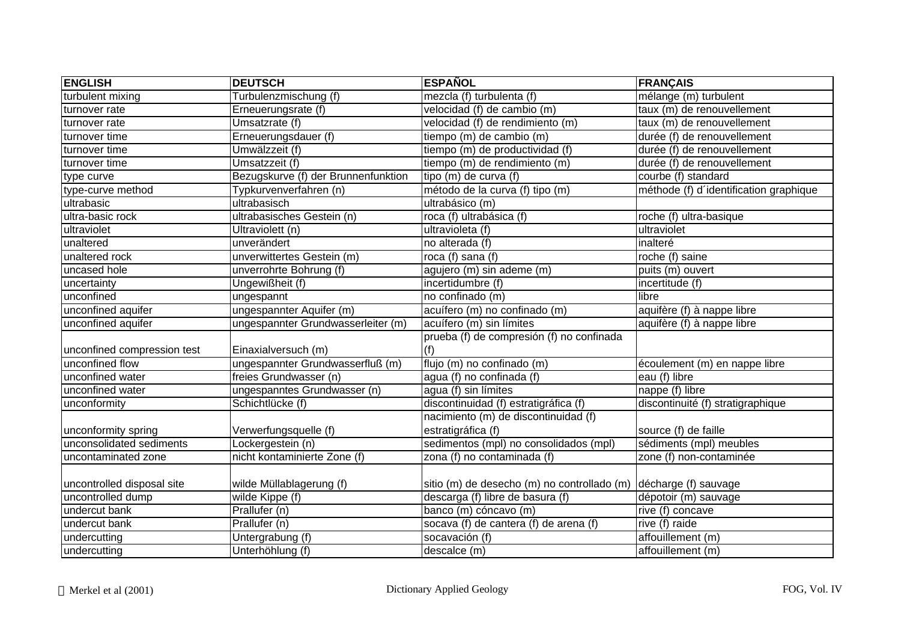| ENGLISH | DEUTSCH | ESPAÑOL | FRANÇAIS |
|---|---|---|---|
| turbulent mixing | Turbulenzmischung (f) | mezcla (f) turbulenta (f) | mélange (m) turbulent |
| turnover rate | Erneuerungsrate (f) | velocidad (f) de cambio (m) | taux (m) de renouvellement |
| turnover rate | Umsatzrate (f) | velocidad (f) de rendimiento (m) | taux (m) de renouvellement |
| turnover time | Erneuerungsdauer (f) | tiempo (m) de cambio (m) | durée (f) de renouvellement |
| turnover time | Umwälzzeit (f) | tiempo (m) de productividad (f) | durée (f) de renouvellement |
| turnover time | Umsatzzeit (f) | tiempo (m) de rendimiento (m) | durée (f) de renouvellement |
| type curve | Bezugskurve (f) der Brunnenfunktion | tipo (m) de curva (f) | courbe (f) standard |
| type-curve method | Typkurvenverfahren (n) | método de la curva (f) tipo (m) | méthode (f) d´identification graphique |
| ultrabasic | ultrabasisch | ultrabásico (m) | |
| ultra-basic rock | ultrabasisches Gestein (n) | roca (f) ultrabásica (f) | roche (f) ultra-basique |
| ultraviolet | Ultraviolett (n) | ultravioleta (f) | ultraviolet |
| unaltered | unverändert | no alterada (f) | inalteré |
| unaltered rock | unverwittertes Gestein (m) | roca (f) sana (f) | roche (f) saine |
| uncased hole | unverrohrte Bohrung (f) | agujero (m) sin ademe (m) | puits (m) ouvert |
| uncertainty | Ungewißheit (f) | incertidumbre (f) | incertitude (f) |
| unconfined | ungespannt | no confinado (m) | libre |
| unconfined aquifer | ungespannter Aquifer (m) | acuífero (m) no confinado (m) | aquifère (f) à nappe libre |
| unconfined aquifer | ungespannter Grundwasserleiter (m) | acuífero (m) sin límites | aquifère (f) à nappe libre |
| unconfined compression test | Einaxialversuch (m) | prueba (f) de compresión (f) no confinada (f) | |
| unconfined flow | ungespannter Grundwasserfluß (m) | flujo (m) no confinado (m) | écoulement (m) en nappe libre |
| unconfined water | freies Grundwasser (n) | agua (f) no confinada (f) | eau (f) libre |
| unconfined water | ungespanntes Grundwasser (n) | agua (f) sin límites | nappe (f) libre |
| unconformity | Schichtlücke (f) | discontinuidad (f) estratigráfica (f) | discontinuité (f) stratigraphique |
| unconformity spring | Verwerfungsquelle (f) | nacimiento (m) de discontinuidad (f) estratigráfica (f) | source (f) de faille |
| unconsolidated sediments | Lockergestein (n) | sedimentos (mpl) no consolidados (mpl) | sédiments (mpl) meubles |
| uncontaminated zone | nicht kontaminierte Zone (f) | zona (f) no contaminada (f) | zone (f) non-contaminée |
| uncontrolled disposal site | wilde Müllablagerung (f) | sitio (m) de desecho (m) no controllado (m) | décharge (f) sauvage |
| uncontrolled dump | wilde Kippe (f) | descarga (f) libre de basura (f) | dépotoir (m) sauvage |
| undercut bank | Prallufer (n) | banco (m) cóncavo (m) | rive (f) concave |
| undercut bank | Prallufer (n) | socava (f) de cantera (f) de arena (f) | rive (f) raide |
| undercutting | Untergrabung (f) | socavación (f) | affouillement (m) |
| undercutting | Unterhöhlung (f) | descalce (m) | affouillement (m) |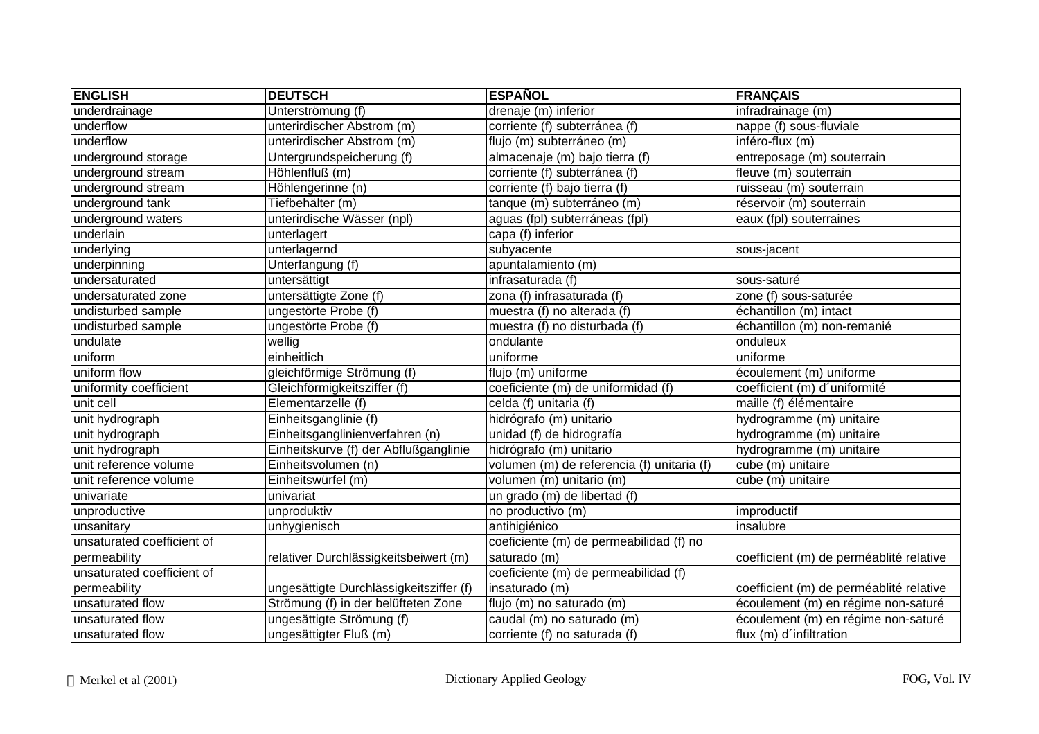| ENGLISH | DEUTSCH | ESPAÑOL | FRANÇAIS |
|---|---|---|---|
| underdrainage | Unterströmung (f) | drenaje (m) inferior | infradrainage (m) |
| underflow | unterirdischer Abstrom (m) | corriente (f) subterránea (f) | nappe (f) sous-fluviale |
| underflow | unterirdischer Abstrom (m) | flujo (m) subterráneo (m) | inféro-flux (m) |
| underground storage | Untergrundspeicherung (f) | almacenaje (m) bajo tierra (f) | entreposage (m) souterrain |
| underground stream | Höhlenfluß (m) | corriente (f) subterránea (f) | fleuve (m) souterrain |
| underground stream | Höhlengerinne (n) | corriente (f) bajo tierra (f) | ruisseau (m) souterrain |
| underground tank | Tiefbehälter (m) | tanque (m) subterráneo (m) | réservoir (m) souterrain |
| underground waters | unterirdische Wässer (npl) | aguas (fpl) subterráneas (fpl) | eaux (fpl) souterraines |
| underlain | unterlagert | capa (f) inferior | |
| underlying | unterlagernd | subyacente | sous-jacent |
| underpinning | Unterfangung (f) | apuntalamiento (m) | |
| undersaturated | untersättigt | infrasaturada (f) | sous-saturé |
| undersaturated zone | untersättigte Zone (f) | zona (f) infrasaturada (f) | zone (f) sous-saturée |
| undisturbed sample | ungestörte Probe (f) | muestra (f) no alterada (f) | échantillon (m) intact |
| undisturbed sample | ungestörte Probe (f) | muestra (f) no disturbada (f) | échantillon (m) non-remanié |
| undulate | wellig | ondulante | onduleux |
| uniform | einheitlich | uniforme | uniforme |
| uniform flow | gleichförmige Strömung (f) | flujo (m) uniforme | écoulement (m) uniforme |
| uniformity coefficient | Gleichförmigkeitsziffer (f) | coeficiente (m) de uniformidad (f) | coefficient (m) d´uniformité |
| unit cell | Elementarzelle (f) | celda (f) unitaria (f) | maille (f) élémentaire |
| unit hydrograph | Einheitsganglinie (f) | hidrógrafo (m) unitario | hydrogramme (m) unitaire |
| unit hydrograph | Einheitsganglinienverfahren (n) | unidad (f) de hidrografía | hydrogramme (m) unitaire |
| unit hydrograph | Einheitskurve (f) der Abflußganglinie | hidrógrafo (m) unitario | hydrogramme (m) unitaire |
| unit reference volume | Einheitsvolumen (n) | volumen (m) de referencia (f) unitaria (f) | cube (m) unitaire |
| unit reference volume | Einheitswürfel (m) | volumen (m) unitario (m) | cube (m) unitaire |
| univariate | univariat | un grado (m) de libertad (f) | |
| unproductive | unproduktiv | no productivo (m) | improductif |
| unsanitary | unhygienisch | antihigiénico | insalubre |
| unsaturated coefficient of permeability | relativer Durchlässigkeitsbeiwert (m) | coeficiente (m) de permeabilidad (f) no saturado (m) | coefficient (m) de perméablité relative |
| unsaturated coefficient of permeability | ungesättigte Durchlässigkeitsziffer (f) | coeficiente (m) de permeabilidad (f) insaturado (m) | coefficient (m) de perméablité relative |
| unsaturated flow | Strömung (f) in der belüfteten Zone | flujo (m) no saturado (m) | écoulement (m) en régime non-saturé |
| unsaturated flow | ungesättigte Strömung (f) | caudal (m) no saturado (m) | écoulement (m) en régime non-saturé |
| unsaturated flow | ungesättigter Fluß (m) | corriente (f) no saturada (f) | flux (m) d´infiltration |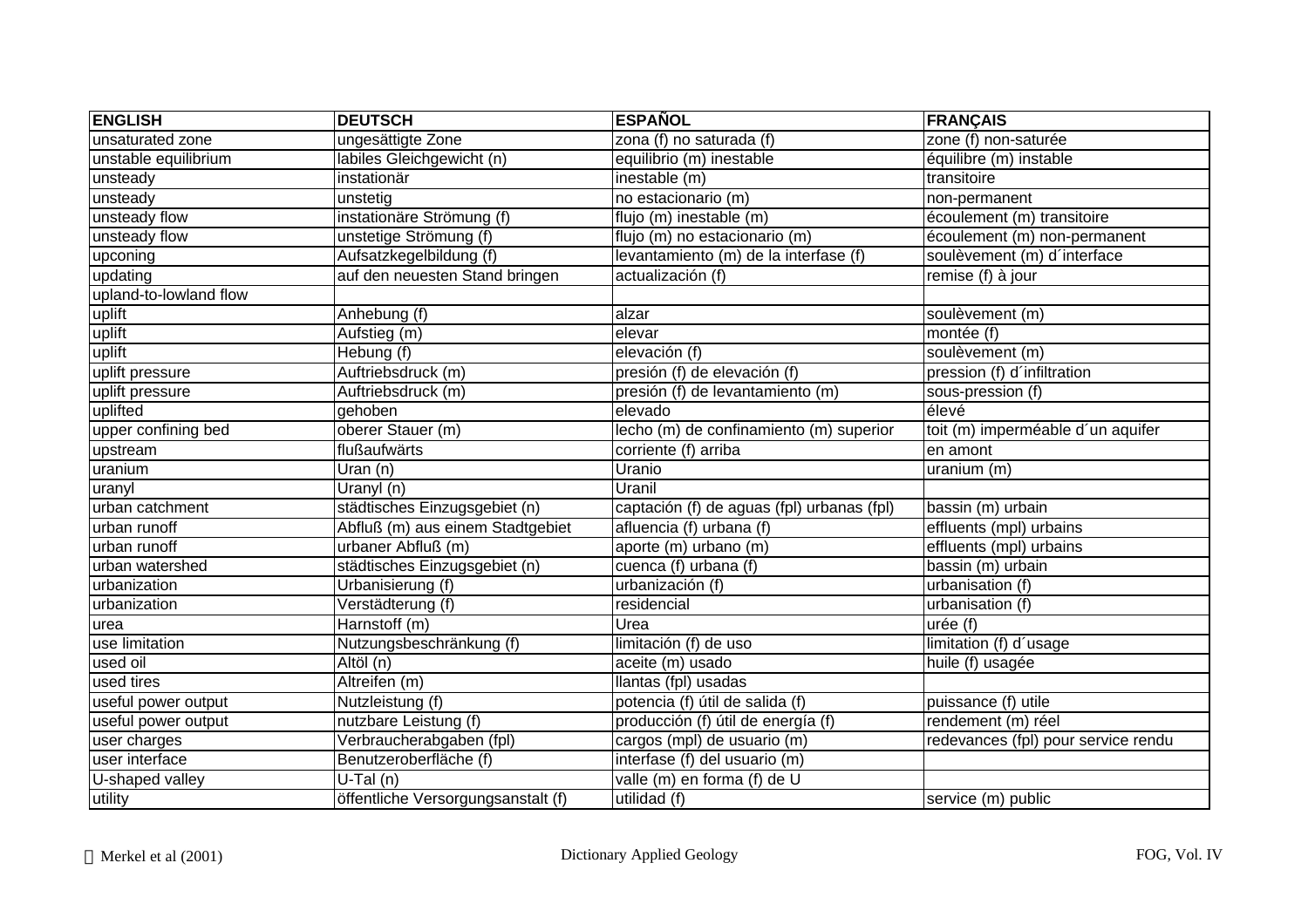| ENGLISH | DEUTSCH | ESPAÑOL | FRANÇAIS |
|---|---|---|---|
| unsaturated zone | ungesättigte Zone | zona (f) no saturada (f) | zone (f) non-saturée |
| unstable equilibrium | labiles Gleichgewicht (n) | equilibrio (m) inestable | équilibre (m) instable |
| unsteady | instationär | inestable (m) | transitoire |
| unsteady | unstetig | no estacionario (m) | non-permanent |
| unsteady flow | instationäre Strömung (f) | flujo (m) inestable (m) | écoulement (m) transitoire |
| unsteady flow | unstetige Strömung (f) | flujo (m) no estacionario (m) | écoulement (m) non-permanent |
| upconing | Aufsatzkegelbildung (f) | levantamiento (m) de la interfase (f) | soulèvement (m) d´interface |
| updating | auf den neuesten Stand bringen | actualización (f) | remise (f) à jour |
| upland-to-lowland flow | | | |
| uplift | Anhebung (f) | alzar | soulèvement (m) |
| uplift | Aufstieg (m) | elevar | montée (f) |
| uplift | Hebung (f) | elevación (f) | soulèvement (m) |
| uplift pressure | Auftriebsdruck (m) | presión (f) de elevación (f) | pression (f) d´infiltration |
| uplift pressure | Auftriebsdruck (m) | presión (f) de levantamiento (m) | sous-pression (f) |
| uplifted | gehoben | elevado | élevé |
| upper confining bed | oberer Stauer (m) | lecho (m) de confinamiento (m) superior | toit (m) imperméable d´un aquifer |
| upstream | flußaufwärts | corriente (f) arriba | en amont |
| uranium | Uran (n) | Uranio | uranium (m) |
| uranyl | Uranyl (n) | Uranil | |
| urban catchment | städtisches Einzugsgebiet (n) | captación (f) de aguas (fpl) urbanas (fpl) | bassin (m) urbain |
| urban runoff | Abfluß (m) aus einem Stadtgebiet | afluencia (f) urbana (f) | effluents (mpl) urbains |
| urban runoff | urbaner Abfluß (m) | aporte (m) urbano (m) | effluents (mpl) urbains |
| urban watershed | städtisches Einzugsgebiet (n) | cuenca (f) urbana (f) | bassin (m) urbain |
| urbanization | Urbanisierung (f) | urbanización (f) | urbanisation (f) |
| urbanization | Verstädterung (f) | residencial | urbanisation (f) |
| urea | Harnstoff (m) | Urea | urée (f) |
| use limitation | Nutzungsbeschränkung (f) | limitación (f) de uso | limitation (f) d´usage |
| used oil | Altöl (n) | aceite (m) usado | huile (f) usagée |
| used tires | Altreifen (m) | llantas (fpl) usadas | |
| useful power output | Nutzleistung (f) | potencia (f) útil de salida (f) | puissance (f) utile |
| useful power output | nutzbare Leistung (f) | producción (f) útil de energía (f) | rendement (m) réel |
| user charges | Verbraucherabgaben (fpl) | cargos (mpl) de usuario (m) | redevances (fpl) pour service rendu |
| user interface | Benutzeroberfläche (f) | interfase (f) del usuario (m) | |
| U-shaped valley | U-Tal (n) | valle (m) en forma (f) de U | |
| utility | öffentliche Versorgungsanstalt (f) | utilidad (f) | service (m) public |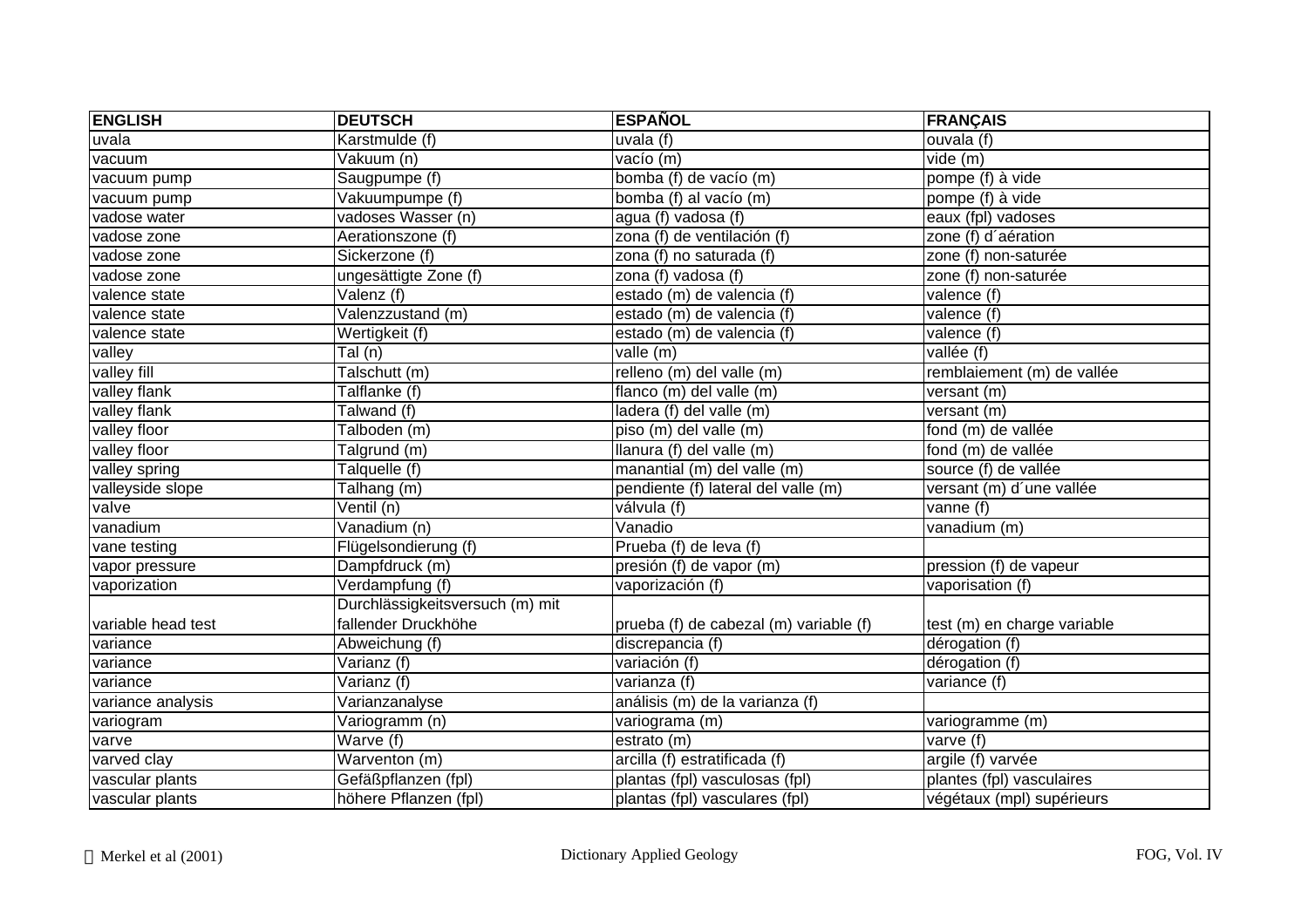| ENGLISH | DEUTSCH | ESPAÑOL | FRANÇAIS |
|---|---|---|---|
| uvala | Karstmulde (f) | uvala (f) | ouvala (f) |
| vacuum | Vakuum (n) | vacío (m) | vide (m) |
| vacuum pump | Saugpumpe (f) | bomba (f) de vacío (m) | pompe (f) à vide |
| vacuum pump | Vakuumpumpe (f) | bomba (f) al vacío (m) | pompe (f) à vide |
| vadose water | vadoses Wasser (n) | agua (f) vadosa (f) | eaux (fpl) vadoses |
| vadose zone | Aerationszone (f) | zona (f) de ventilación (f) | zone (f) d´aération |
| vadose zone | Sickerzone (f) | zona (f) no saturada (f) | zone (f) non-saturée |
| vadose zone | ungesättigte Zone (f) | zona (f) vadosa (f) | zone (f) non-saturée |
| valence state | Valenz (f) | estado (m) de valencia (f) | valence (f) |
| valence state | Valenzzustand (m) | estado (m) de valencia (f) | valence (f) |
| valence state | Wertigkeit (f) | estado (m) de valencia (f) | valence (f) |
| valley | Tal (n) | valle (m) | vallée (f) |
| valley fill | Talschutt (m) | relleno (m) del valle (m) | remblaiement (m) de vallée |
| valley flank | Talflanke (f) | flanco (m) del valle (m) | versant (m) |
| valley flank | Talwand (f) | ladera (f) del valle (m) | versant (m) |
| valley floor | Talboden (m) | piso (m) del valle (m) | fond (m) de vallée |
| valley floor | Talgrund (m) | llanura (f) del valle (m) | fond (m) de vallée |
| valley spring | Talquelle (f) | manantial (m) del valle (m) | source (f) de vallée |
| valleyside slope | Talhang (m) | pendiente (f) lateral del valle (m) | versant (m) d´une vallée |
| valve | Ventil (n) | válvula (f) | vanne (f) |
| vanadium | Vanadium (n) | Vanadio | vanadium (m) |
| vane testing | Flügelsondierung (f) | Prueba (f) de leva (f) | |
| vapor pressure | Dampfdruck (m) | presión (f) de vapor (m) | pression (f) de vapeur |
| vaporization | Verdampfung (f) | vaporización (f) | vaporisation (f) |
| variable head test | Durchlässigkeitsversuch (m) mit fallender Druckhöhe | prueba (f) de cabezal (m) variable (f) | test (m) en charge variable |
| variance | Abweichung (f) | discrepancia (f) | dérogation (f) |
| variance | Varianz (f) | variación (f) | dérogation (f) |
| variance | Varianz (f) | varianza (f) | variance (f) |
| variance analysis | Varianzanalyse | análisis (m) de la varianza (f) | |
| variogram | Variogramm (n) | variograma (m) | variogramme (m) |
| varve | Warve (f) | estrato (m) | varve (f) |
| varved clay | Warventon (m) | arcilla (f) estratificada (f) | argile (f) varvée |
| vascular plants | Gefäßpflanzen (fpl) | plantas (fpl) vasculosas (fpl) | plantes (fpl) vasculaires |
| vascular plants | höhere Pflanzen (fpl) | plantas (fpl) vasculares (fpl) | végétaux (mpl) supérieurs |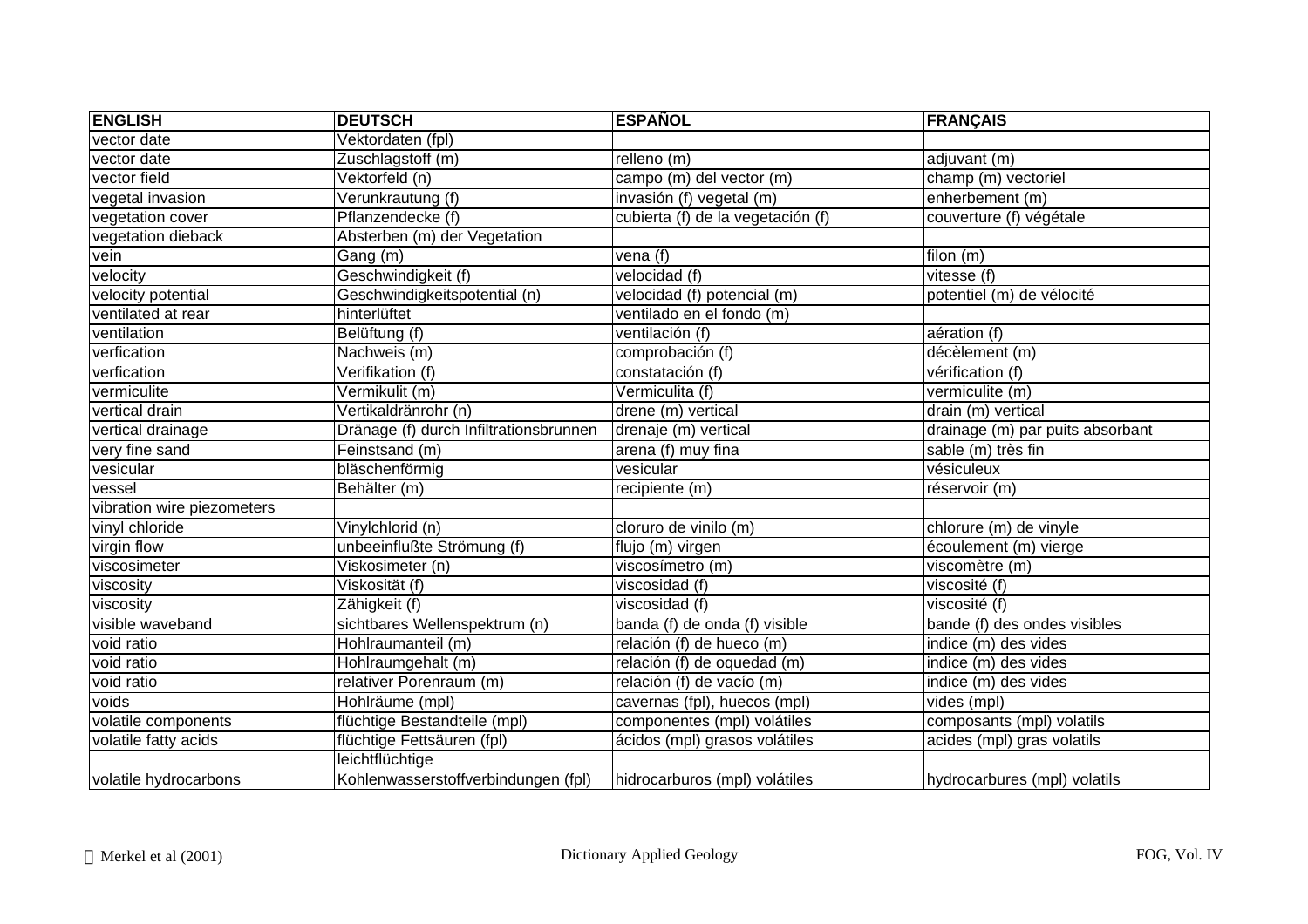| ENGLISH | DEUTSCH | ESPAÑOL | FRANÇAIS |
|---|---|---|---|
| vector date | Vektordaten (fpl) | | |
| vector date | Zuschlagstoff (m) | relleno (m) | adjuvant (m) |
| vector field | Vektorfeld (n) | campo (m) del vector (m) | champ (m) vectoriel |
| vegetal invasion | Verunkrautung (f) | invasión (f) vegetal (m) | enherbement (m) |
| vegetation cover | Pflanzendecke (f) | cubierta (f) de la vegetación (f) | couverture (f) végétale |
| vegetation dieback | Absterben (m) der Vegetation | | |
| vein | Gang (m) | vena (f) | filon (m) |
| velocity | Geschwindigkeit (f) | velocidad (f) | vitesse (f) |
| velocity potential | Geschwindigkeitspotential (n) | velocidad (f) potencial (m) | potentiel (m) de vélocité |
| ventilated at rear | hinterlüftet | ventilado en el fondo (m) | |
| ventilation | Belüftung (f) | ventilación (f) | aération (f) |
| verfication | Nachweis (m) | comprobación (f) | décèlement (m) |
| verfication | Verifikation (f) | constatación (f) | vérification (f) |
| vermiculite | Vermikulit (m) | Vermiculita (f) | vermiculite (m) |
| vertical drain | Vertikaldränrohr (n) | drene (m) vertical | drain (m) vertical |
| vertical drainage | Dränage (f) durch Infiltrationsbrunnen | drenaje (m) vertical | drainage (m) par puits absorbant |
| very fine sand | Feinstsand (m) | arena (f) muy fina | sable (m) très fin |
| vesicular | bläschenförmig | vesicular | vésiculeux |
| vessel | Behälter (m) | recipiente (m) | réservoir (m) |
| vibration wire piezometers | | | |
| vinyl chloride | Vinylchlorid (n) | cloruro de vinilo (m) | chlorure (m) de vinyle |
| virgin flow | unbeeinflußte Strömung (f) | flujo (m) virgen | écoulement (m) vierge |
| viscosimeter | Viskosimeter (n) | viscosímetro (m) | viscomètre (m) |
| viscosity | Viskosität (f) | viscosidad (f) | viscosité (f) |
| viscosity | Zähigkeit (f) | viscosidad (f) | viscosité (f) |
| visible waveband | sichtbares Wellenspektrum (n) | banda (f) de onda (f) visible | bande (f) des ondes visibles |
| void ratio | Hohlraumanteil (m) | relación (f) de hueco (m) | indice (m) des vides |
| void ratio | Hohlraumgehalt (m) | relación (f) de oquedad (m) | indice (m) des vides |
| void ratio | relativer Porenraum (m) | relación (f) de vacío (m) | indice (m) des vides |
| voids | Hohlräume (mpl) | cavernas (fpl), huecos (mpl) | vides (mpl) |
| volatile components | flüchtige Bestandteile (mpl) | componentes (mpl) volátiles | composants (mpl) volatils |
| volatile fatty acids | flüchtige Fettsäuren (fpl) | ácidos (mpl) grasos volátiles | acides (mpl) gras volatils |
| volatile hydrocarbons | leichtflüchtige Kohlenwasserstoffverbindungen (fpl) | hidrocarburos (mpl) volátiles | hydrocarbures (mpl) volatils |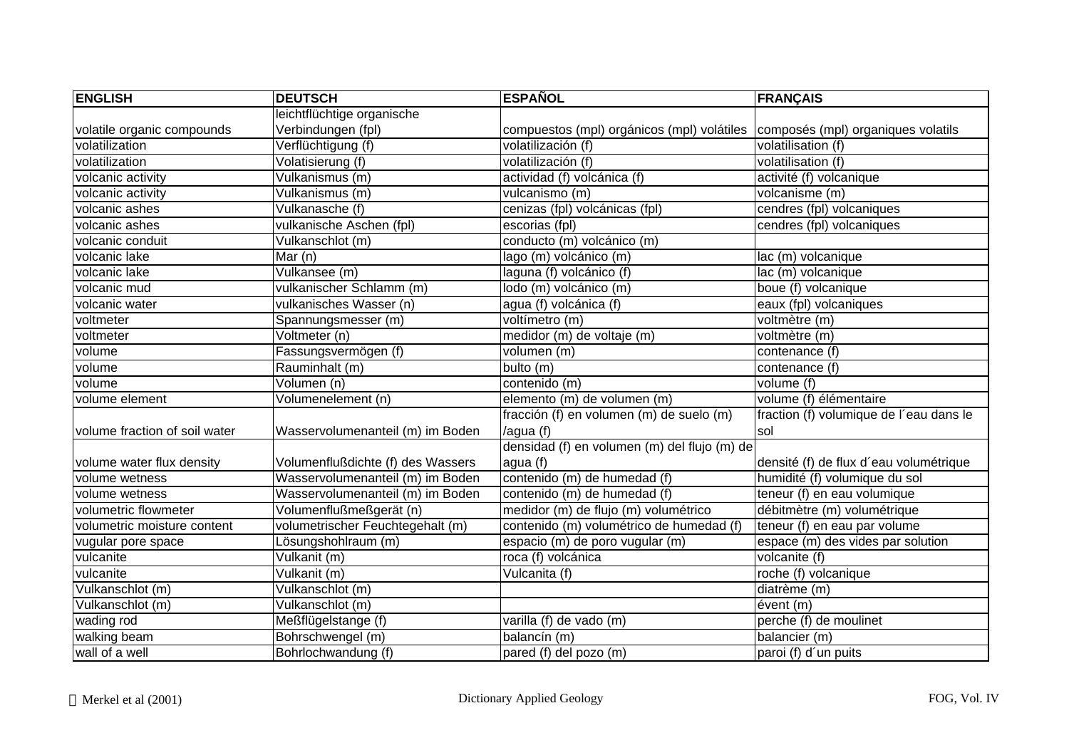| ENGLISH | DEUTSCH | ESPAÑOL | FRANÇAIS |
|---|---|---|---|
| volatile organic compounds | leichtflüchtige organische Verbindungen (fpl) | compuestos (mpl) orgánicos (mpl) volátiles | composés (mpl) organiques volatils |
| volatilization | Verflüchtigung (f) | volatilización (f) | volatilisation (f) |
| volatilization | Volatisierung (f) | volatilización (f) | volatilisation (f) |
| volcanic activity | Vulkanismus (m) | actividad (f) volcánica (f) | activité (f) volcanique |
| volcanic activity | Vulkanismus (m) | vulcanismo (m) | volcanisme (m) |
| volcanic ashes | Vulkanasche (f) | cenizas (fpl) volcánicas (fpl) | cendres (fpl) volcaniques |
| volcanic ashes | vulkanische Aschen (fpl) | escorias (fpl) | cendres (fpl) volcaniques |
| volcanic conduit | Vulkanschlot (m) | conducto (m) volcánico (m) | |
| volcanic lake | Mar (n) | lago (m) volcánico (m) | lac (m) volcanique |
| volcanic lake | Vulkansee (m) | laguna (f) volcánico (f) | lac (m) volcanique |
| volcanic mud | vulkanischer Schlamm (m) | lodo (m) volcánico (m) | boue (f) volcanique |
| volcanic water | vulkanisches Wasser (n) | agua (f) volcánica (f) | eaux (fpl) volcaniques |
| voltmeter | Spannungsmesser (m) | voltímetro (m) | voltmètre (m) |
| voltmeter | Voltmeter (n) | medidor (m) de voltaje (m) | voltmètre (m) |
| volume | Fassungsvermögen (f) | volumen (m) | contenance (f) |
| volume | Rauminhalt (m) | bulto (m) | contenance (f) |
| volume | Volumen (n) | contenido (m) | volume (f) |
| volume element | Volumenelement (n) | elemento (m) de volumen (m) | volume (f) élémentaire |
| volume fraction of soil water | Wasservolumenanteil (m) im Boden | fracción (f) en volumen (m) de suelo (m) /agua (f) | fraction (f) volumique de l´eau dans le sol |
| volume water flux density | Volumenflußdichte (f) des Wassers | densidad (f) en volumen (m) del flujo (m) de agua (f) | densité (f) de flux d´eau volumétrique |
| volume wetness | Wasservolumenanteil (m) im Boden | contenido (m) de humedad (f) | humidité (f) volumique du sol |
| volume wetness | Wasservolumenanteil (m) im Boden | contenido (m) de humedad (f) | teneur (f) en eau volumique |
| volumetric flowmeter | Volumenflußmeßgerät (n) | medidor (m) de flujo (m) volumétrico | débitmètre (m) volumétrique |
| volumetric moisture content | volumetrischer Feuchtegehalt (m) | contenido (m) volumétrico de humedad (f) | teneur (f) en eau par volume |
| vugular pore space | Lösungshohlraum (m) | espacio (m) de poro vugular (m) | espace (m) des vides par solution |
| vulcanite | Vulkanit (m) | roca (f) volcánica | volcanite (f) |
| vulcanite | Vulkanit (m) | Vulcanita (f) | roche (f) volcanique |
| Vulkanschlot (m) | Vulkanschlot (m) | | diatrème (m) |
| Vulkanschlot (m) | Vulkanschlot (m) | | évent (m) |
| wading rod | Meßflügelstange (f) | varilla (f) de vado (m) | perche (f) de moulinet |
| walking beam | Bohrschwengel (m) | balancín (m) | balancier (m) |
| wall of a well | Bohrlochwandung (f) | pared (f) del pozo (m) | paroi (f) d´un puits |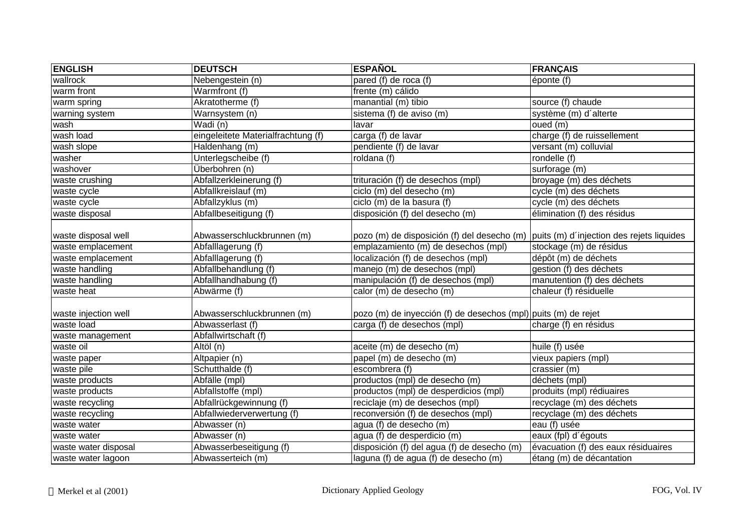| ENGLISH | DEUTSCH | ESPAÑOL | FRANÇAIS |
|---|---|---|---|
| wallrock | Nebengestein (n) | pared (f) de roca (f) | éponte (f) |
| warm front | Warmfront (f) | frente (m) cálido | |
| warm spring | Akratotherme (f) | manantial (m) tibio | source (f) chaude |
| warning system | Warnsystem (n) | sistema (f) de aviso (m) | système (m) d´alterte |
| wash | Wadi (n) | lavar | oued (m) |
| wash load | eingeleitete Materialfrachtung (f) | carga (f) de lavar | charge (f) de ruissellement |
| wash slope | Haldenhang (m) | pendiente (f) de lavar | versant (m) colluvial |
| washer | Unterlegscheibe (f) | roldana (f) | rondelle (f) |
| washover | Überbohren (n) | | surforage (m) |
| waste crushing | Abfallzerkleinerung (f) | trituración (f) de desechos (mpl) | broyage (m) des déchets |
| waste cycle | Abfallkreislauf (m) | ciclo (m) del desecho (m) | cycle (m) des déchets |
| waste cycle | Abfallzyklus (m) | ciclo (m) de la basura (f) | cycle (m) des déchets |
| waste disposal | Abfallbeseitigung (f) | disposición (f) del desecho (m) | élimination (f) des résidus |
| waste disposal well | Abwasserschluckbrunnen (m) | pozo (m) de disposición (f) del desecho (m) | puits (m) d´injection des rejets liquides |
| waste emplacement | Abfalllagerung (f) | emplazamiento (m) de desechos (mpl) | stockage (m) de résidus |
| waste emplacement | Abfalllagerung (f) | localización (f) de desechos (mpl) | dépôt (m) de déchets |
| waste handling | Abfallbehandlung (f) | manejo (m) de desechos (mpl) | gestion (f) des déchets |
| waste handling | Abfallhandhabung (f) | manipulación (f) de desechos (mpl) | manutention (f) des déchets |
| waste heat | Abwärme (f) | calor (m) de desecho (m) | chaleur (f) résiduelle |
| waste injection well | Abwasserschluckbrunnen (m) | pozo (m) de inyección (f) de desechos (mpl) | puits (m) de rejet |
| waste load | Abwasserlast (f) | carga (f) de desechos (mpl) | charge (f) en résidus |
| waste management | Abfallwirtschaft (f) | | |
| waste oil | Altöl (n) | aceite (m) de desecho (m) | huile (f) usée |
| waste paper | Altpapier (n) | papel (m) de desecho (m) | vieux papiers (mpl) |
| waste pile | Schutthalde (f) | escombrera (f) | crassier (m) |
| waste products | Abfälle (mpl) | productos (mpl) de desecho (m) | déchets (mpl) |
| waste products | Abfallstoffe (mpl) | productos (mpl) de desperdicios (mpl) | produits (mpl) rédiuaires |
| waste recycling | Abfallrückgewinnung (f) | reciclaje (m) de desechos (mpl) | recyclage (m) des déchets |
| waste recycling | Abfallwiederverwertung (f) | reconversión (f) de desechos (mpl) | recyclage (m) des déchets |
| waste water | Abwasser (n) | agua (f) de desecho (m) | eau (f) usée |
| waste water | Abwasser (n) | agua (f) de desperdicio (m) | eaux (fpl) d´égouts |
| waste water disposal | Abwasserbeseitigung (f) | disposición (f) del agua (f) de desecho (m) | évacuation (f) des eaux résiduaires |
| waste water lagoon | Abwasserteich (m) | laguna (f) de agua (f) de desecho (m) | étang (m) de décantation |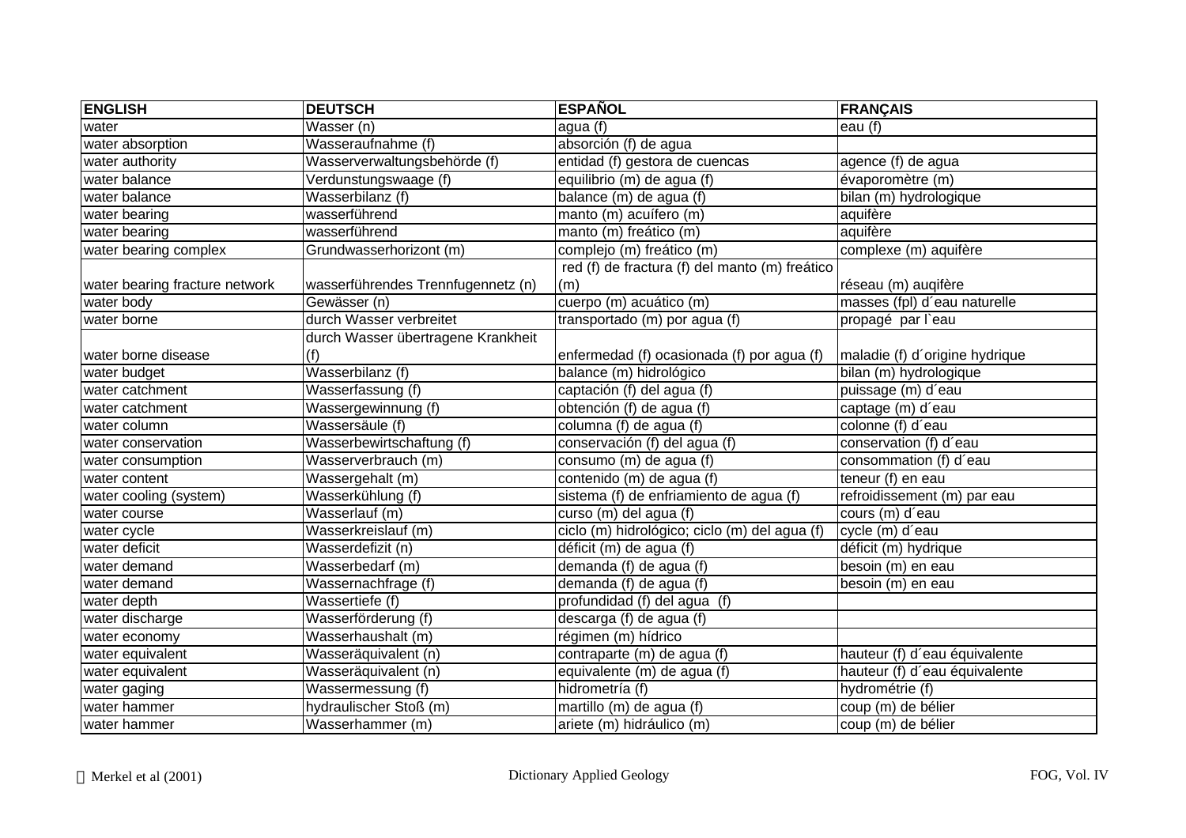| ENGLISH | DEUTSCH | ESPAÑOL | FRANÇAIS |
|---|---|---|---|
| water | Wasser (n) | agua (f) | eau (f) |
| water absorption | Wasseraufnahme (f) | absorción (f) de agua | |
| water authority | Wasserverwaltungsbehörde (f) | entidad (f) gestora de cuencas | agence (f) de agua |
| water balance | Verdunstungswaage (f) | equilibrio (m) de agua (f) | évaporomètre (m) |
| water balance | Wasserbilanz (f) | balance (m) de agua (f) | bilan (m) hydrologique |
| water bearing | wasserführend | manto (m) acuífero (m) | aquifère |
| water bearing | wasserführend | manto (m) freático (m) | aquifère |
| water bearing complex | Grundwasserhorizont (m) | complejo (m) freático (m) | complexe (m) aquifère |
| water bearing fracture network | wasserführendes Trennfugennetz (n) | red (f) de fractura (f) del manto (m) freático (m) | réseau (m) auqifère |
| water body | Gewässer (n) | cuerpo (m) acuático (m) | masses (fpl) d´eau naturelle |
| water borne | durch Wasser verbreitet | transportado (m) por agua (f) | propagé par l`eau |
| water borne disease | durch Wasser übertragene Krankheit (f) | enfermedad (f) ocasionada (f) por agua (f) | maladie (f) d´origine hydrique |
| water budget | Wasserbilanz (f) | balance (m) hidrológico | bilan (m) hydrologique |
| water catchment | Wasserfassung (f) | captación (f) del agua (f) | puissage (m) d´eau |
| water catchment | Wassergewinnung (f) | obtención (f) de agua (f) | captage (m) d´eau |
| water column | Wassersäule (f) | columna (f) de agua (f) | colonne (f) d´eau |
| water conservation | Wasserbewirtschaftung (f) | conservación (f) del agua (f) | conservation (f) d´eau |
| water consumption | Wasserverbrauch (m) | consumo (m) de agua (f) | consommation (f) d´eau |
| water content | Wassergehalt (m) | contenido (m) de agua (f) | teneur (f) en eau |
| water cooling (system) | Wasserkühlung (f) | sistema (f) de enfriamiento de agua (f) | refroidissement (m) par eau |
| water course | Wasserlauf (m) | curso (m) del agua (f) | cours (m) d´eau |
| water cycle | Wasserkreislauf (m) | ciclo (m) hidrológico; ciclo (m) del agua (f) | cycle (m) d´eau |
| water deficit | Wasserdefizit (n) | déficit (m) de agua (f) | déficit (m) hydrique |
| water demand | Wasserbedarf (m) | demanda (f) de agua (f) | besoin (m) en eau |
| water demand | Wassernachfrage (f) | demanda (f) de agua (f) | besoin (m) en eau |
| water depth | Wassertiefe (f) | profundidad (f) del agua (f) | |
| water discharge | Wasserförderung (f) | descarga (f) de agua (f) | |
| water economy | Wasserhaushalt (m) | régimen (m) hídrico | |
| water equivalent | Wasseräquivalent (n) | contraparte (m) de agua (f) | hauteur (f) d´eau équivalente |
| water equivalent | Wasseräquivalent (n) | equivalente (m) de agua (f) | hauteur (f) d´eau équivalente |
| water gaging | Wassermessung (f) | hidrometría (f) | hydrométrie (f) |
| water hammer | hydraulischer Stoß (m) | martillo (m) de agua (f) | coup (m) de bélier |
| water hammer | Wasserhammer (m) | ariete (m) hidráulico (m) | coup (m) de bélier |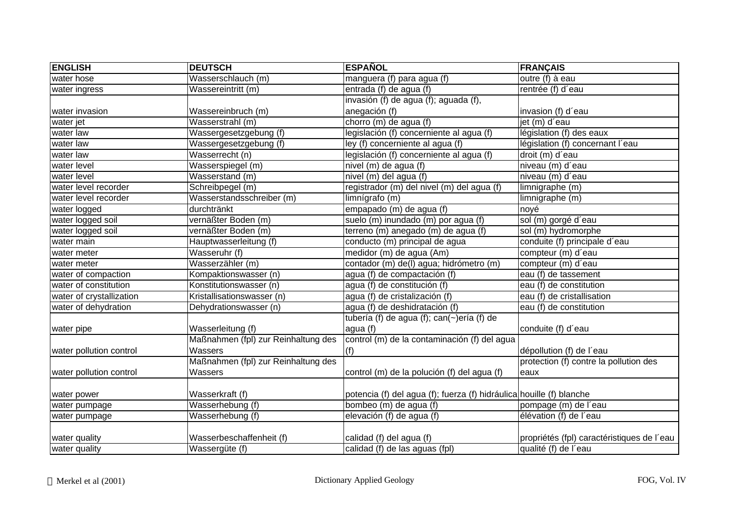| ENGLISH | DEUTSCH | ESPAÑOL | FRANÇAIS |
|---|---|---|---|
| water hose | Wasserschlauch (m) | manguera (f) para agua (f) | outre (f) à eau |
| water ingress | Wassereintritt (m) | entrada (f) de agua (f) | rentrée (f) d´eau |
| water invasion | Wassereinbruch (m) | invasión (f) de agua (f); aguada (f), anegación (f) | invasion (f) d´eau |
| water jet | Wasserstrahl (m) | chorro (m) de agua (f) | jet (m) d´eau |
| water law | Wassergesetzgebung (f) | legislación (f) concerniente al agua (f) | législation (f) des eaux |
| water law | Wassergesetzgebung (f) | ley (f) concerniente al agua (f) | législation (f) concernant l´eau |
| water law | Wasserrecht (n) | legislación (f) concerniente al agua (f) | droit (m) d´eau |
| water level | Wasserspiegel (m) | nivel (m) de agua (f) | niveau (m) d´eau |
| water level | Wasserstand (m) | nivel (m) del agua (f) | niveau (m) d´eau |
| water level recorder | Schreibpegel (m) | registrador (m) del nivel (m) del agua (f) | limnigraphe (m) |
| water level recorder | Wasserstandsschreiber (m) | limnígrafo (m) | limnigraphe (m) |
| water logged | durchtränkt | empapado (m) de agua (f) | noyé |
| water logged soil | vernäßter Boden (m) | suelo (m) inundado (m) por agua (f) | sol (m) gorgé d´eau |
| water logged soil | vernäßter Boden (m) | terreno (m) anegado (m) de agua (f) | sol (m) hydromorphe |
| water main | Hauptwasserleitung (f) | conducto (m) principal de agua | conduite (f) principale d´eau |
| water meter | Wasseruhr (f) | medidor (m) de agua (Am) | compteur (m) d´eau |
| water meter | Wasserzähler (m) | contador (m) de(l) agua; hidrómetro (m) | compteur (m) d´eau |
| water of compaction | Kompaktionswasser (n) | agua (f) de compactación (f) | eau (f) de tassement |
| water of constitution | Konstitutionswasser (n) | agua (f) de constitución (f) | eau (f) de constitution |
| water of crystallization | Kristallisationswasser (n) | agua (f) de cristalización (f) | eau (f) de cristallisation |
| water of dehydration | Dehydrationswasser (n) | agua (f) de deshidratación (f) | eau (f) de constitution |
| water pipe | Wasserleitung (f) | tubería (f) de agua (f); can(~)ería (f) de agua (f) | conduite (f) d´eau |
| water pollution control | Maßnahmen (fpl) zur Reinhaltung des Wassers | control (m) de la contaminación (f) del agua (f) | dépollution (f) de l´eau |
| water pollution control | Maßnahmen (fpl) zur Reinhaltung des Wassers | control (m) de la polución (f) del agua (f) | protection (f) contre la pollution des eaux |
| water power | Wasserkraft (f) | potencia (f) del agua (f); fuerza (f) hidráulica | houille (f) blanche |
| water pumpage | Wasserhebung (f) | bombeo (m) de agua (f) | pompage (m) de l´eau |
| water pumpage | Wasserhebung (f) | elevación (f) de agua (f) | élévation (f) de l´eau |
| water quality | Wasserbeschaffenheit (f) | calidad (f) del agua (f) | propriétés (fpl) caractéristiques de l´eau |
| water quality | Wassergüte (f) | calidad (f) de las aguas (fpl) | qualité (f) de l´eau |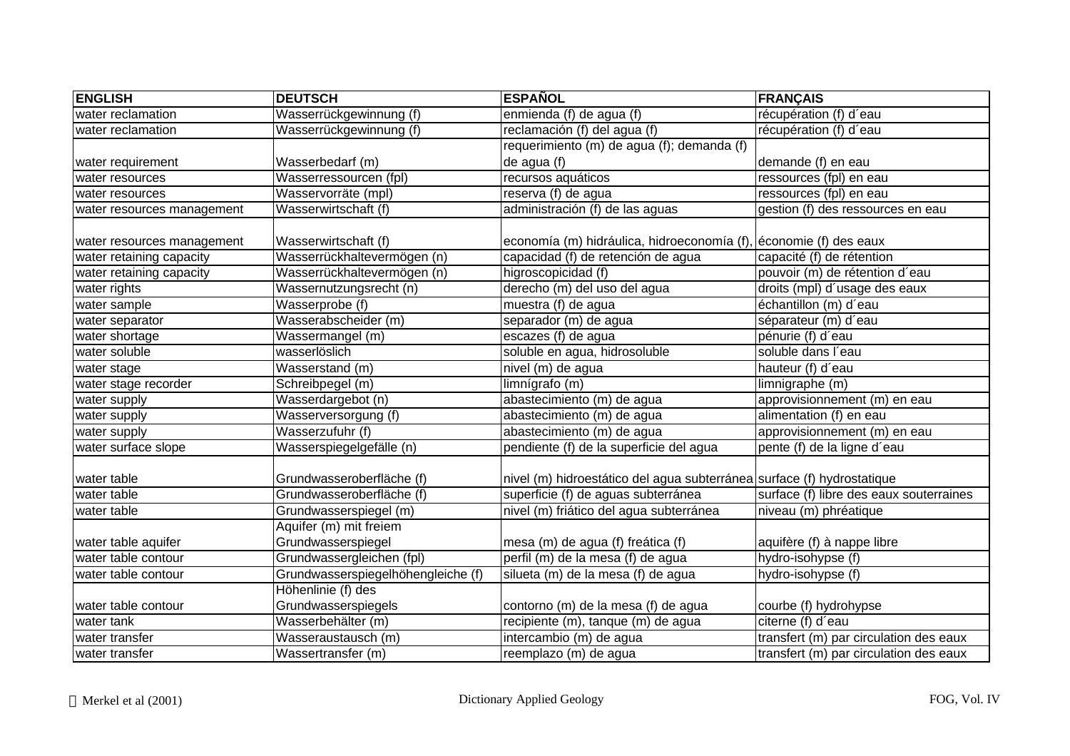| ENGLISH | DEUTSCH | ESPAÑOL | FRANÇAIS |
|---|---|---|---|
| water reclamation | Wasserrückgewinnung (f) | enmienda (f) de agua (f) | récupération (f) d´eau |
| water reclamation | Wasserrückgewinnung (f) | reclamación (f) del agua (f) | récupération (f) d´eau |
| water requirement | Wasserbedarf (m) | requerimiento (m) de agua (f); demanda (f) de agua (f) | demande (f) en eau |
| water resources | Wasserressourcen (fpl) | recursos aquáticos | ressources (fpl) en eau |
| water resources | Wasservorräte (mpl) | reserva (f) de agua | ressources (fpl) en eau |
| water resources management | Wasserwirtschaft (f) | administración (f) de las aguas | gestion (f) des ressources en eau |
| water resources management | Wasserwirtschaft (f) | economía (m) hidráulica, hidroeconomía (f), | économie (f) des eaux |
| water retaining capacity | Wasserrückhaltevermögen (n) | capacidad (f) de retención de agua | capacité (f) de rétention |
| water retaining capacity | Wasserrückhaltevermögen (n) | higroscopicidad (f) | pouvoir (m) de rétention d´eau |
| water rights | Wassernutzungsrecht (n) | derecho (m) del uso del agua | droits (mpl) d´usage des eaux |
| water sample | Wasserprobe (f) | muestra (f) de agua | échantillon (m) d´eau |
| water separator | Wasserabscheider (m) | separador (m) de agua | séparateur (m) d´eau |
| water shortage | Wassermangel (m) | escazes (f) de agua | pénurie (f) d´eau |
| water soluble | wasserlöslich | soluble en agua, hidrosoluble | soluble dans l´eau |
| water stage | Wasserstand (m) | nivel (m) de agua | hauteur (f) d´eau |
| water stage recorder | Schreibpegel (m) | limnígrafo (m) | limnigraphe (m) |
| water supply | Wasserdargebot (n) | abastecimiento (m) de agua | approvisionnement (m) en eau |
| water supply | Wasserversorgung (f) | abastecimiento (m) de agua | alimentation (f) en eau |
| water supply | Wasserzufuhr (f) | abastecimiento (m) de agua | approvisionnement (m) en eau |
| water surface slope | Wasserspiegelgefälle (n) | pendiente (f) de la superficie del agua | pente (f) de la ligne d´eau |
| water table | Grundwasseroberfläche (f) | nivel (m) hidroestático del agua subterránea | surface (f) hydrostatique |
| water table | Grundwasseroberfläche (f) | superficie (f) de aguas subterránea | surface (f) libre des eaux souterraines |
| water table | Grundwasserspiegel (m) | nivel (m) friático del agua subterránea | niveau (m) phréatique |
| water table aquifer | Aquifer (m) mit freiem Grundwasserspiegel | mesa (m) de agua (f) freática (f) | aquifère (f) à nappe libre |
| water table contour | Grundwassergleichen (fpl) | perfil (m) de la mesa (f) de agua | hydro-isohypse (f) |
| water table contour | Grundwasserspiegelhöhengleiche (f) | silueta (m) de la mesa (f) de agua | hydro-isohypse (f) |
| water table contour | Höhenlinie (f) des Grundwasserspiegels | contorno (m) de la mesa (f) de agua | courbe (f) hydrohypse |
| water tank | Wasserbehälter (m) | recipiente (m), tanque (m) de agua | citerne (f) d´eau |
| water transfer | Wasseraustausch (m) | intercambio (m) de agua | transfert (m) par circulation des eaux |
| water transfer | Wassertransfer (m) | reemplazo (m) de agua | transfert (m) par circulation des eaux |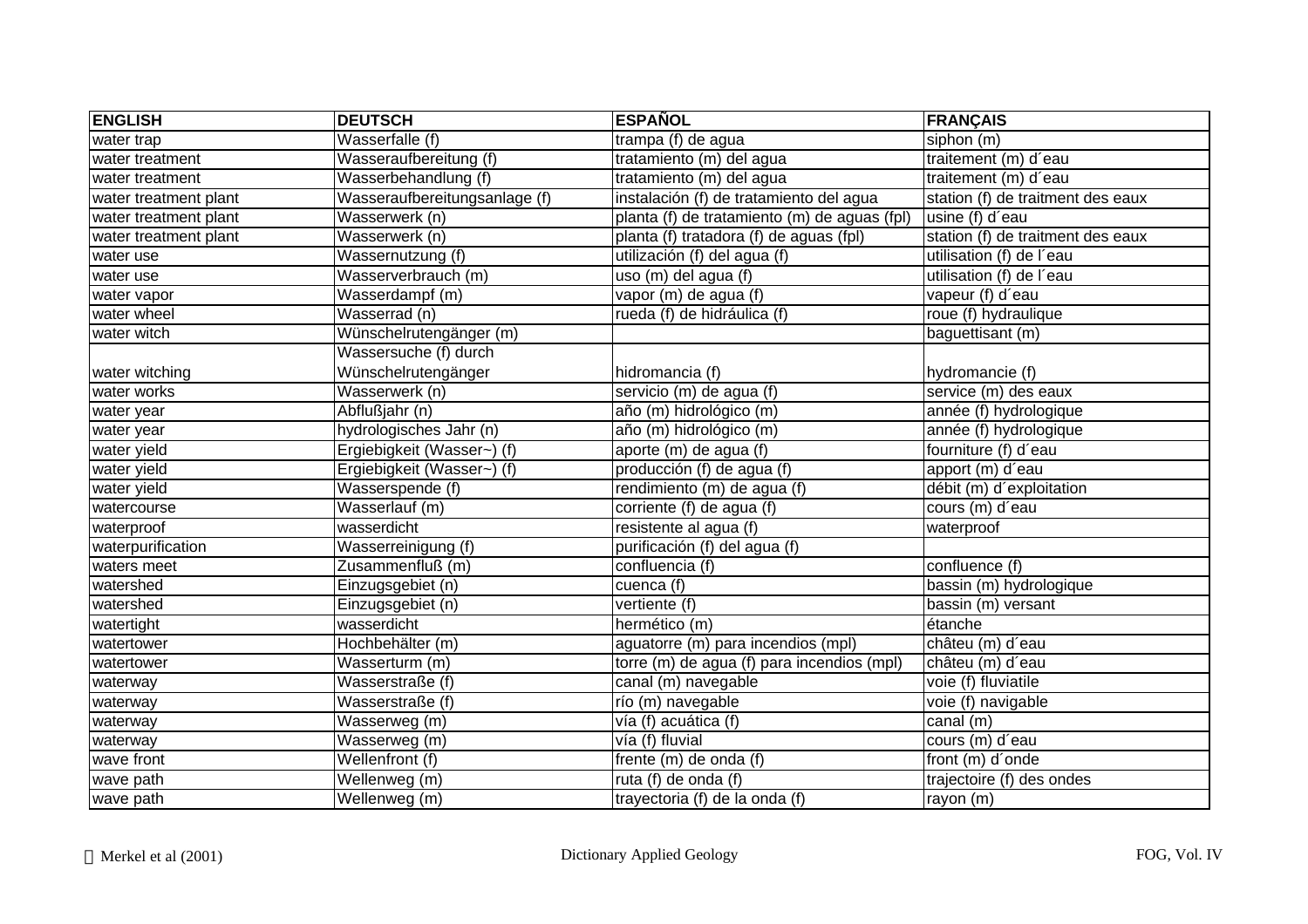| ENGLISH | DEUTSCH | ESPAÑOL | FRANÇAIS |
|---|---|---|---|
| water trap | Wasserfalle (f) | trampa (f) de agua | siphon (m) |
| water treatment | Wasseraufbereitung (f) | tratamiento (m) del agua | traitement (m) d´eau |
| water treatment | Wasserbehandlung (f) | tratamiento (m) del agua | traitement (m) d´eau |
| water treatment plant | Wasseraufbereitungsanlage (f) | instalación (f) de tratamiento del agua | station (f) de traitment des eaux |
| water treatment plant | Wasserwerk (n) | planta (f) de tratamiento (m) de aguas (fpl) | usine (f) d´eau |
| water treatment plant | Wasserwerk (n) | planta (f) tratadora (f) de aguas (fpl) | station (f) de traitment des eaux |
| water use | Wassernutzung (f) | utilización (f) del agua (f) | utilisation (f) de l´eau |
| water use | Wasserverbrauch (m) | uso (m) del agua (f) | utilisation (f) de l´eau |
| water vapor | Wasserdampf (m) | vapor (m) de agua (f) | vapeur (f) d´eau |
| water wheel | Wasserrad (n) | rueda (f) de hidráulica (f) | roue (f) hydraulique |
| water witch | Wünschelrutengänger (m) | | baguettisant (m) |
| water witching | Wassersuche (f) durch Wünschelrutengänger | hidromancia (f) | hydromancie (f) |
| water works | Wasserwerk (n) | servicio (m) de agua (f) | service (m) des eaux |
| water year | Abflußjahr (n) | año (m) hidrológico (m) | année (f) hydrologique |
| water year | hydrologisches Jahr (n) | año (m) hidrológico (m) | année (f) hydrologique |
| water yield | Ergiebigkeit (Wasser~) (f) | aporte (m) de agua (f) | fourniture (f) d´eau |
| water yield | Ergiebigkeit (Wasser~) (f) | producción (f) de agua (f) | apport (m) d´eau |
| water yield | Wasserspende (f) | rendimiento (m) de agua (f) | débit (m) d´exploitation |
| watercourse | Wasserlauf (m) | corriente (f) de agua (f) | cours (m) d´eau |
| waterproof | wasserdicht | resistente al agua (f) | waterproof |
| waterpurification | Wasserreinigung (f) | purificación (f) del agua (f) | |
| waters meet | Zusammenfluß (m) | confluencia (f) | confluence (f) |
| watershed | Einzugsgebiet (n) | cuenca (f) | bassin (m) hydrologique |
| watershed | Einzugsgebiet (n) | vertiente (f) | bassin (m) versant |
| watertight | wasserdicht | hermético (m) | étanche |
| watertower | Hochbehälter (m) | aguatorre (m) para incendios (mpl) | châteu (m) d´eau |
| watertower | Wasserturm (m) | torre (m) de agua (f) para incendios (mpl) | châteu (m) d´eau |
| waterway | Wasserstraße (f) | canal (m) navegable | voie (f) fluviatile |
| waterway | Wasserstraße (f) | río (m) navegable | voie (f) navigable |
| waterway | Wasserweg (m) | vía (f) acuática (f) | canal (m) |
| waterway | Wasserweg (m) | vía (f) fluvial | cours (m) d´eau |
| wave front | Wellenfront (f) | frente (m) de onda (f) | front (m) d´onde |
| wave path | Wellenweg (m) | ruta (f) de onda (f) | trajectoire (f) des ondes |
| wave path | Wellenweg (m) | trayectoria (f) de la onda (f) | rayon (m) |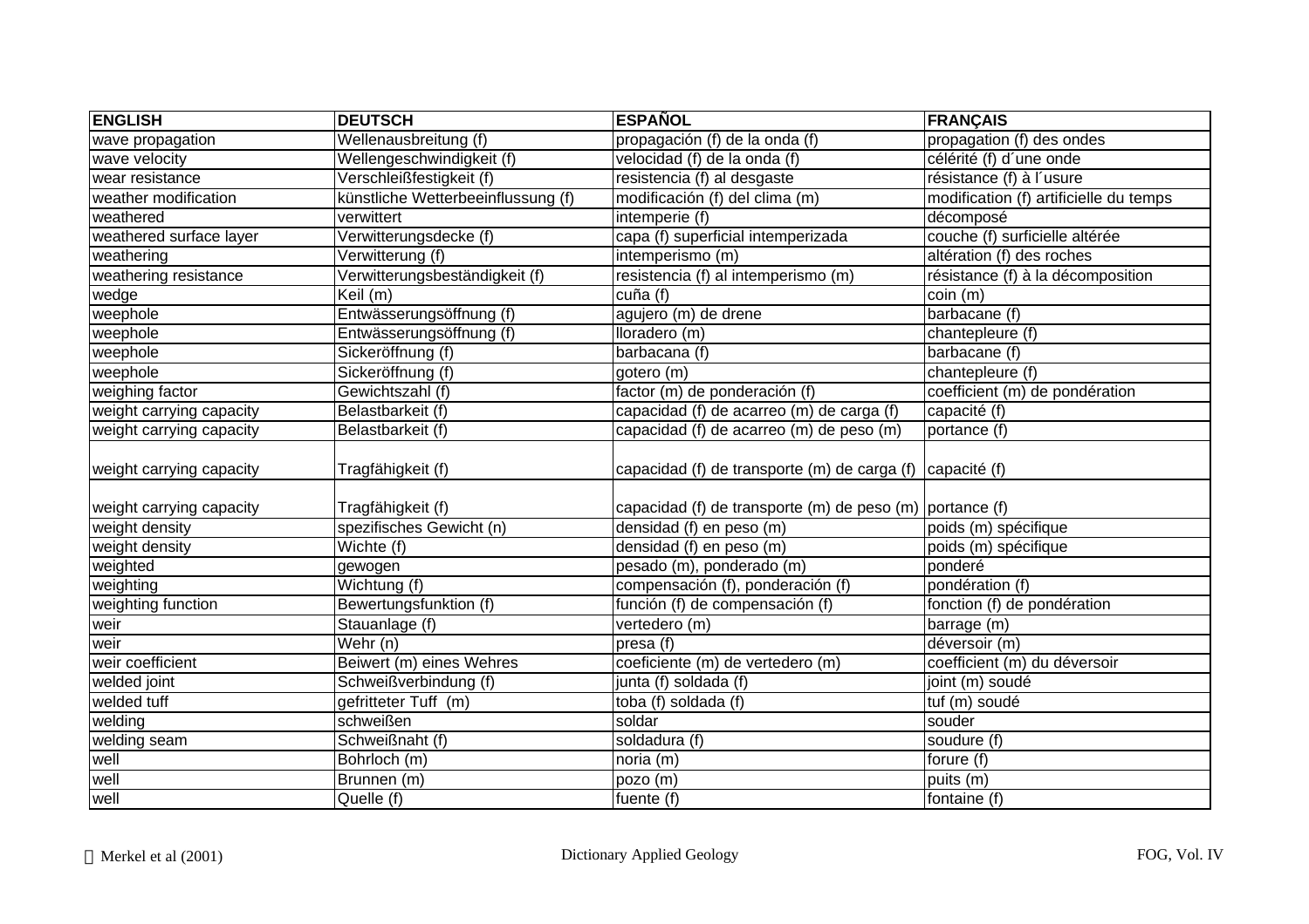| ENGLISH | DEUTSCH | ESPAÑOL | FRANÇAIS |
|---|---|---|---|
| wave propagation | Wellenausbreitung (f) | propagación (f) de la onda (f) | propagation (f) des ondes |
| wave velocity | Wellengeschwindigkeit (f) | velocidad (f) de la onda (f) | célérité (f) d´une onde |
| wear resistance | Verschleißfestigkeit (f) | resistencia (f) al desgaste | résistance (f) à l´usure |
| weather modification | künstliche Wetterbeeinflussung (f) | modificación (f) del clima (m) | modification (f) artificielle du temps |
| weathered | verwittert | intemperie (f) | décomposé |
| weathered surface layer | Verwitterungsdecke (f) | capa (f) superficial intemperizada | couche (f) surficielle altérée |
| weathering | Verwitterung (f) | intemperismo (m) | altération (f) des roches |
| weathering resistance | Verwitterungsbeständigkeit (f) | resistencia (f) al intemperismo (m) | résistance (f) à la décomposition |
| wedge | Keil (m) | cuña (f) | coin (m) |
| weephole | Entwässerungsöffnung (f) | agujero (m) de drene | barbacane (f) |
| weephole | Entwässerungsöffnung (f) | lloradero (m) | chantepleure (f) |
| weephole | Sickeröffnung (f) | barbacana (f) | barbacane (f) |
| weephole | Sickeröffnung (f) | gotero (m) | chantepleure (f) |
| weighing factor | Gewichtszahl (f) | factor (m) de ponderación (f) | coefficient (m) de pondération |
| weight carrying capacity | Belastbarkeit (f) | capacidad (f) de acarreo (m) de carga (f) | capacité (f) |
| weight carrying capacity | Belastbarkeit (f) | capacidad (f) de acarreo (m) de peso (m) | portance (f) |
| weight carrying capacity | Tragfähigkeit (f) | capacidad (f) de transporte (m) de carga (f) | capacité (f) |
| weight carrying capacity | Tragfähigkeit (f) | capacidad (f) de transporte (m) de peso (m) | portance (f) |
| weight density | spezifisches Gewicht (n) | densidad (f) en peso (m) | poids (m) spécifique |
| weight density | Wichte (f) | densidad (f) en peso (m) | poids (m) spécifique |
| weighted | gewogen | pesado (m), ponderado (m) | ponderé |
| weighting | Wichtung (f) | compensación (f), ponderación (f) | pondération (f) |
| weighting function | Bewertungsfunktion (f) | función (f) de compensación (f) | fonction (f) de pondération |
| weir | Stauanlage (f) | vertedero (m) | barrage (m) |
| weir | Wehr (n) | presa (f) | déversoir (m) |
| weir coefficient | Beiwert (m) eines Wehres | coeficiente (m) de vertedero (m) | coefficient (m) du déversoir |
| welded joint | Schweißverbindung (f) | junta (f) soldada (f) | joint (m) soudé |
| welded tuff | gefritteter Tuff (m) | toba (f) soldada (f) | tuf (m) soudé |
| welding | schweißen | soldar | souder |
| welding seam | Schweißnaht (f) | soldadura (f) | soudure (f) |
| well | Bohrloch (m) | noria (m) | forure (f) |
| well | Brunnen (m) | pozo (m) | puits (m) |
| well | Quelle (f) | fuente (f) | fontaine (f) |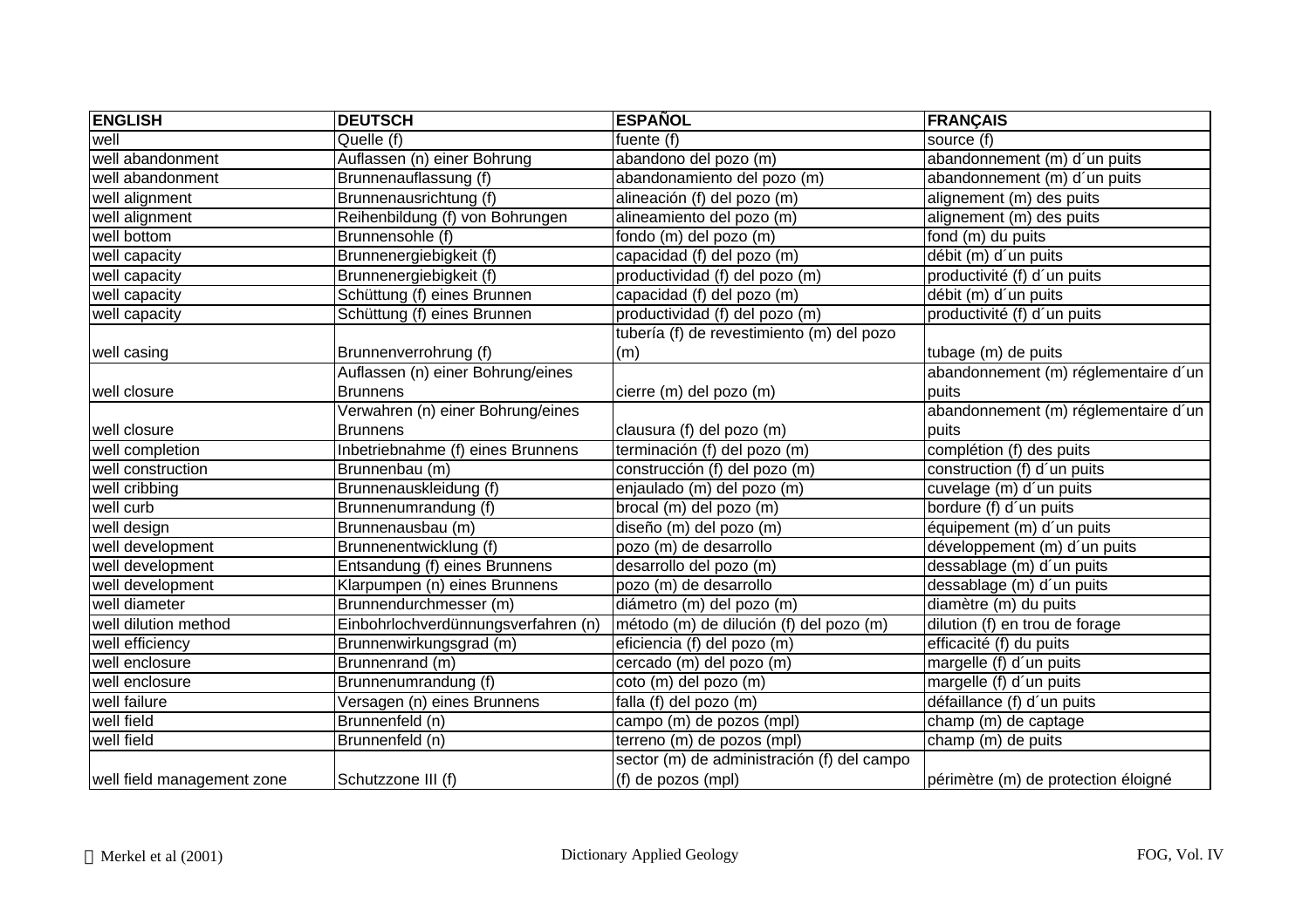| ENGLISH | DEUTSCH | ESPAÑOL | FRANÇAIS |
| --- | --- | --- | --- |
| well | Quelle (f) | fuente (f) | source (f) |
| well abandonment | Auflassen (n) einer Bohrung | abandono del pozo (m) | abandonnement (m) d´un puits |
| well abandonment | Brunnenauflassung (f) | abandonamiento del pozo (m) | abandonnement (m) d´un puits |
| well alignment | Brunnenausrichtung (f) | alineación (f) del pozo (m) | alignement (m) des puits |
| well alignment | Reihenbildung (f) von Bohrungen | alineamiento del pozo (m) | alignement (m) des puits |
| well bottom | Brunnensohle (f) | fondo (m) del pozo (m) | fond (m) du puits |
| well capacity | Brunnenergiebigkeit (f) | capacidad (f) del pozo (m) | débit (m) d´un puits |
| well capacity | Brunnenergiebigkeit (f) | productividad (f) del pozo (m) | productivité (f) d´un puits |
| well capacity | Schüttung (f) eines Brunnen | capacidad (f) del pozo (m) | débit (m) d´un puits |
| well capacity | Schüttung (f) eines Brunnen | productividad (f) del pozo (m) | productivité (f) d´un puits |
| well casing | Brunnenverrohrung (f) | tubería (f) de revestimiento (m) del pozo (m) | tubage (m) de puits |
| well closure | Auflassen (n) einer Bohrung/eines Brunnens | cierre (m) del pozo (m) | abandonnement (m) réglementaire d´un puits |
| well closure | Verwahren (n) einer Bohrung/eines Brunnens | clausura (f) del pozo (m) | abandonnement (m) réglementaire d´un puits |
| well completion | Inbetriebnahme (f) eines Brunnens | terminación (f) del pozo (m) | complétion (f) des puits |
| well construction | Brunnenbau (m) | construcción (f) del pozo (m) | construction (f) d´un puits |
| well cribbing | Brunnenauskleidung (f) | enjaulado (m) del pozo (m) | cuvelage (m) d´un puits |
| well curb | Brunnenumrandung (f) | brocal (m) del pozo (m) | bordure (f) d´un puits |
| well design | Brunnenausbau (m) | diseño (m) del pozo (m) | équipement (m) d´un puits |
| well development | Brunnenentwicklung (f) | pozo (m) de desarrollo | développement (m) d´un puits |
| well development | Entsandung (f) eines Brunnens | desarrollo del pozo (m) | dessablage (m) d´un puits |
| well development | Klarpumpen (n) eines Brunnens | pozo (m) de desarrollo | dessablage (m) d´un puits |
| well diameter | Brunnendurchmesser (m) | diámetro (m) del pozo (m) | diamètre (m) du puits |
| well dilution method | Einbohrlochverdünnungsverfahren (n) | método (m) de dilución (f) del pozo (m) | dilution (f) en trou de forage |
| well efficiency | Brunnenwirkungsgrad (m) | eficiencia (f) del pozo (m) | efficacité (f) du puits |
| well enclosure | Brunnenrand (m) | cercado (m) del pozo (m) | margelle (f) d´un puits |
| well enclosure | Brunnenumrandung (f) | coto (m) del pozo (m) | margelle (f) d´un puits |
| well failure | Versagen (n) eines Brunnens | falla (f) del pozo (m) | défaillance (f) d´un puits |
| well field | Brunnenfeld (n) | campo (m) de pozos (mpl) | champ (m) de captage |
| well field | Brunnenfeld (n) | terreno (m) de pozos (mpl) | champ (m) de puits |
| well field management zone | Schutzzone III (f) | sector (m) de administración (f) del campo (f) de pozos (mpl) | périmètre (m) de protection éloigné |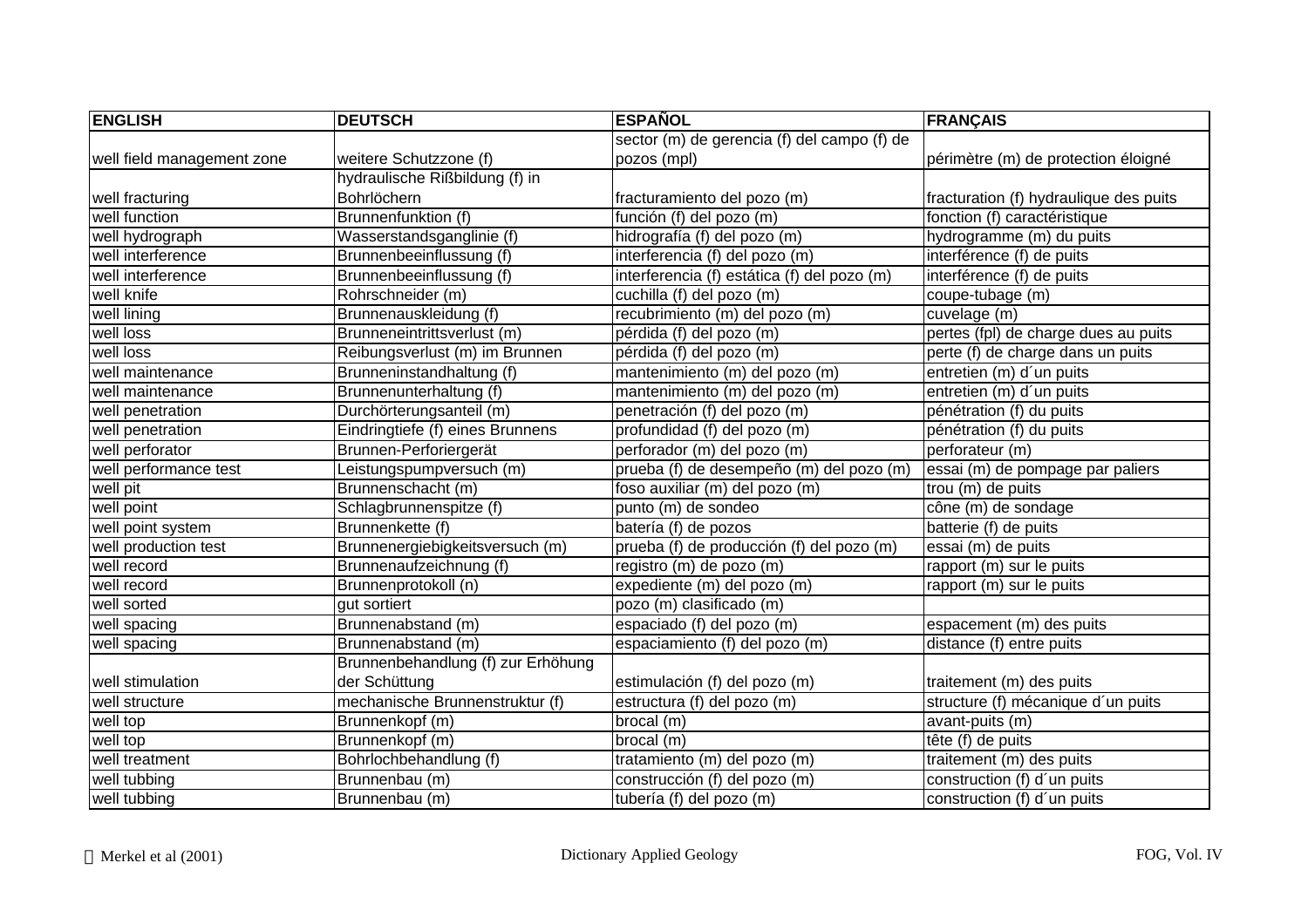| ENGLISH | DEUTSCH | ESPAÑOL | FRANÇAIS |
|---|---|---|---|
| well field management zone | weitere Schutzzone (f) | sector (m) de gerencia (f) del campo (f) de pozos (mpl) | périmètre (m) de protection éloigné |
| well fracturing | hydraulische Rißbildung (f) in Bohrlöchern | fracturamiento del pozo (m) | fracturation (f) hydraulique des puits |
| well function | Brunnenfunktion (f) | función (f) del pozo (m) | fonction (f) caractéristique |
| well hydrograph | Wasserstandsganglinie (f) | hidrografía (f) del pozo (m) | hydrogramme (m) du puits |
| well interference | Brunnenbeeinflussung (f) | interferencia (f) del pozo (m) | interférence (f) de puits |
| well interference | Brunnenbeeinflussung (f) | interferencia (f) estática (f) del pozo (m) | interférence (f) de puits |
| well knife | Rohrschneider (m) | cuchilla (f) del pozo (m) | coupe-tubage (m) |
| well lining | Brunnenauskleidung (f) | recubrimiento (m) del pozo (m) | cuvelage (m) |
| well loss | Brunneneintrittsverlust (m) | pérdida (f) del pozo (m) | pertes (fpl) de charge dues au puits |
| well loss | Reibungsverlust (m) im Brunnen | pérdida (f) del pozo (m) | perte (f) de charge dans un puits |
| well maintenance | Brunneninstandhaltung (f) | mantenimiento (m) del pozo (m) | entretien (m) d´un puits |
| well maintenance | Brunnenunterhaltung (f) | mantenimiento (m) del pozo (m) | entretien (m) d´un puits |
| well penetration | Durchörterungsanteil (m) | penetración (f) del pozo (m) | pénétration (f) du puits |
| well penetration | Eindringtiefe (f) eines Brunnens | profundidad (f) del pozo (m) | pénétration (f) du puits |
| well perforator | Brunnen-Perforiergerät | perforador (m) del pozo (m) | perforateur (m) |
| well performance test | Leistungspumpversuch (m) | prueba (f) de desempeño (m) del pozo (m) | essai (m) de pompage par paliers |
| well pit | Brunnenschacht (m) | foso auxiliar (m) del pozo (m) | trou (m) de puits |
| well point | Schlagbrunnenspitze (f) | punto (m) de sondeo | cône (m) de sondage |
| well point system | Brunnenkette (f) | batería (f) de pozos | batterie (f) de puits |
| well production test | Brunnenergiebigkeitsversuch (m) | prueba (f) de producción (f) del pozo (m) | essai (m) de puits |
| well record | Brunnenaufzeichnung (f) | registro (m) de pozo (m) | rapport (m) sur le puits |
| well record | Brunnenprotokoll (n) | expediente (m) del pozo (m) | rapport (m) sur le puits |
| well sorted | gut sortiert | pozo (m) clasificado (m) | |
| well spacing | Brunnenabstand (m) | espaciado (f) del pozo (m) | espacement (m) des puits |
| well spacing | Brunnenabstand (m) | espaciamiento (f) del pozo (m) | distance (f) entre puits |
| well stimulation | Brunnenbehandlung (f) zur Erhöhung der Schüttung | estimulación (f) del pozo (m) | traitement (m) des puits |
| well structure | mechanische Brunnenstruktur (f) | estructura (f) del pozo (m) | structure (f) mécanique d´un puits |
| well top | Brunnenkopf (m) | brocal (m) | avant-puits (m) |
| well top | Brunnenkopf (m) | brocal (m) | tête (f) de puits |
| well treatment | Bohrlochbehandlung (f) | tratamiento (m) del pozo (m) | traitement (m) des puits |
| well tubbing | Brunnenbau (m) | construcción (f) del pozo (m) | construction (f) d´un puits |
| well tubbing | Brunnenbau (m) | tubería (f) del pozo (m) | construction (f) d´un puits |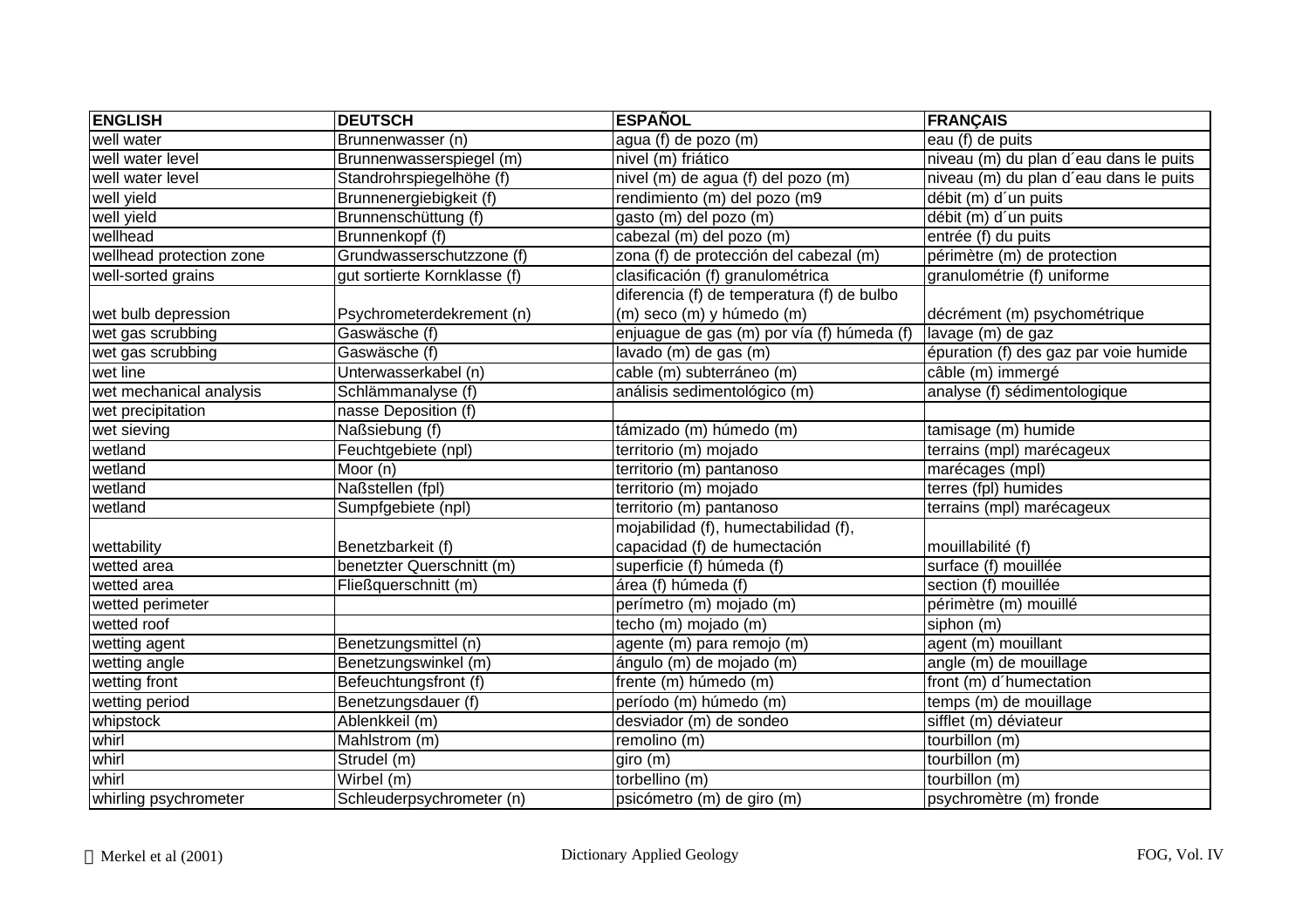| ENGLISH | DEUTSCH | ESPAÑOL | FRANÇAIS |
|---|---|---|---|
| well water | Brunnenwasser (n) | agua (f) de pozo (m) | eau (f) de puits |
| well water level | Brunnenwasserspiegel (m) | nivel (m) friático | niveau (m) du plan d´eau dans le puits |
| well water level | Standrohrspiegelhöhe (f) | nivel (m) de agua (f) del pozo (m) | niveau (m) du plan d´eau dans le puits |
| well yield | Brunnenergiebigkeit (f) | rendimiento (m) del pozo (m9 | débit (m) d´un puits |
| well yield | Brunnenschüttung (f) | gasto (m) del pozo (m) | débit (m) d´un puits |
| wellhead | Brunnenkopf (f) | cabezal (m) del pozo (m) | entrée (f) du puits |
| wellhead protection zone | Grundwasserschutzzone (f) | zona (f) de protección del cabezal (m) | périmètre (m) de protection |
| well-sorted grains | gut sortierte Kornklasse (f) | clasificación (f) granulométrica | granulométrie (f) uniforme |
| wet bulb depression | Psychrometerdekrement (n) | diferencia (f) de temperatura (f) de bulbo (m) seco (m) y húmedo (m) | décrément (m) psychométrique |
| wet gas scrubbing | Gaswäsche (f) | enjuague de gas (m) por vía (f) húmeda (f) | lavage (m) de gaz |
| wet gas scrubbing | Gaswäsche (f) | lavado (m) de gas (m) | épuration (f) des gaz par voie humide |
| wet line | Unterwasserkabel (n) | cable (m) subterráneo (m) | câble (m) immergé |
| wet mechanical analysis | Schlämmanalyse (f) | análisis sedimentológico (m) | analyse (f) sédimentologique |
| wet precipitation | nasse Deposition (f) | | |
| wet sieving | Naßsiebung (f) | támizado (m) húmedo (m) | tamisage (m) humide |
| wetland | Feuchtgebiete (npl) | territorio (m) mojado | terrains (mpl) marécageux |
| wetland | Moor (n) | territorio (m) pantanoso | marécages (mpl) |
| wetland | Naßstellen (fpl) | territorio (m) mojado | terres (fpl) humides |
| wetland | Sumpfgebiete (npl) | territorio (m) pantanoso | terrains (mpl) marécageux |
| wettability | Benetzbarkeit (f) | mojabilidad (f), humectabilidad (f), capacidad (f) de humectación | mouillabilité (f) |
| wetted area | benetzter Querschnitt (m) | superficie (f) húmeda (f) | surface (f) mouillée |
| wetted area | Fließquerschnitt (m) | área (f) húmeda (f) | section (f) mouillée |
| wetted perimeter | | perímetro (m) mojado (m) | périmètre (m) mouillé |
| wetted roof | | techo (m) mojado (m) | siphon (m) |
| wetting agent | Benetzungsmittel (n) | agente (m) para remojo (m) | agent (m) mouillant |
| wetting angle | Benetzungswinkel (m) | ángulo (m) de mojado (m) | angle (m) de mouillage |
| wetting front | Befeuchtungsfront (f) | frente (m) húmedo (m) | front (m) d´humectation |
| wetting period | Benetzungsdauer (f) | período (m) húmedo (m) | temps (m) de mouillage |
| whipstock | Ablenkkeil (m) | desviador (m) de sondeo | sifflet (m) déviateur |
| whirl | Mahlstrom (m) | remolino (m) | tourbillon (m) |
| whirl | Strudel (m) | giro (m) | tourbillon (m) |
| whirl | Wirbel (m) | torbellino (m) | tourbillon (m) |
| whirling psychrometer | Schleuderpsychrometer (n) | psicómetro (m) de giro (m) | psychromètre (m) fronde |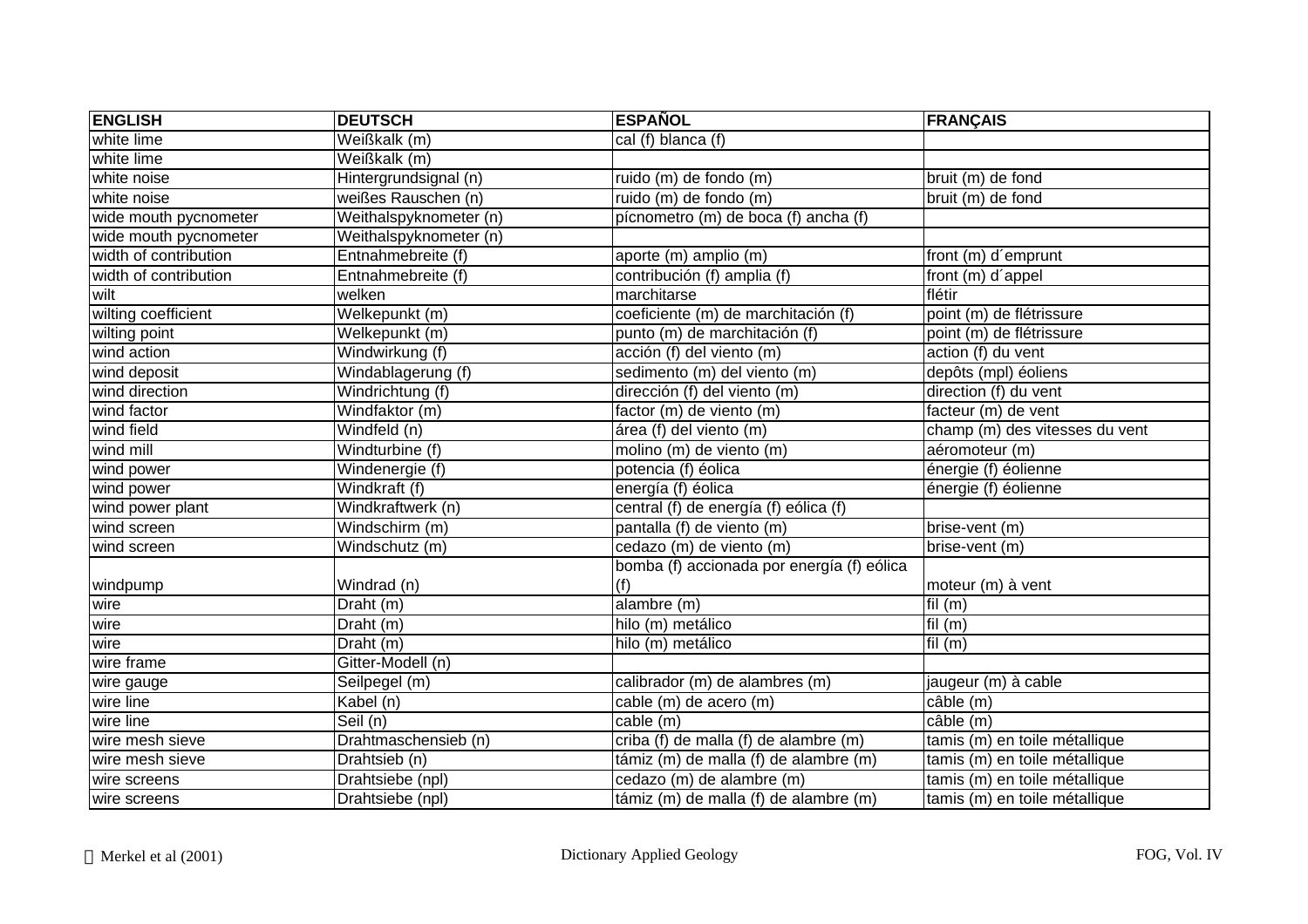| ENGLISH | DEUTSCH | ESPAÑOL | FRANÇAIS |
|---|---|---|---|
| white lime | Weißkalk (m) | cal (f) blanca (f) | |
| white lime | Weißkalk (m) | | |
| white noise | Hintergrundsignal (n) | ruido (m) de fondo (m) | bruit (m) de fond |
| white noise | weißes Rauschen (n) | ruido (m) de fondo (m) | bruit (m) de fond |
| wide mouth pycnometer | Weithalspyknometer (n) | pícnometro (m) de boca (f) ancha (f) | |
| wide mouth pycnometer | Weithalspyknometer (n) | | |
| width of contribution | Entnahmebreite (f) | aporte (m) amplio (m) | front (m) d´emprunt |
| width of contribution | Entnahmebreite (f) | contribución (f) amplia (f) | front (m) d´appel |
| wilt | welken | marchitarse | flétir |
| wilting coefficient | Welkepunkt (m) | coeficiente (m) de marchitación (f) | point (m) de flétrissure |
| wilting point | Welkepunkt (m) | punto (m) de marchitación (f) | point (m) de flétrissure |
| wind action | Windwirkung (f) | acción (f) del viento (m) | action (f) du vent |
| wind deposit | Windablagerung (f) | sedimento (m) del viento (m) | depôts (mpl) éoliens |
| wind direction | Windrichtung (f) | dirección (f) del viento (m) | direction (f) du vent |
| wind factor | Windfaktor (m) | factor (m) de viento (m) | facteur (m) de vent |
| wind field | Windfeld (n) | área (f) del viento (m) | champ (m) des vitesses du vent |
| wind mill | Windturbine (f) | molino (m) de viento (m) | aéromoteur (m) |
| wind power | Windenergie (f) | potencia (f) éolica | énergie (f) éolienne |
| wind power | Windkraft (f) | energía (f) éolica | énergie (f) éolienne |
| wind power plant | Windkraftwerk (n) | central (f) de energía (f) eólica (f) | |
| wind screen | Windschirm (m) | pantalla (f) de viento (m) | brise-vent (m) |
| wind screen | Windschutz (m) | cedazo (m) de viento (m) | brise-vent (m) |
| windpump | Windrad (n) | bomba (f) accionada por energía (f) eólica (f) | moteur (m) à vent |
| wire | Draht (m) | alambre (m) | fil (m) |
| wire | Draht (m) | hilo (m) metálico | fil (m) |
| wire | Draht (m) | hilo (m) metálico | fil (m) |
| wire frame | Gitter-Modell (n) | | |
| wire gauge | Seilpegel (m) | calibrador (m) de alambres (m) | jaugeur (m) à cable |
| wire line | Kabel (n) | cable (m) de acero (m) | câble (m) |
| wire line | Seil (n) | cable (m) | câble (m) |
| wire mesh sieve | Drahtmaschensieb (n) | criba (f) de malla (f) de alambre (m) | tamis (m) en toile métallique |
| wire mesh sieve | Drahtsieb (n) | támiz (m) de malla (f) de alambre (m) | tamis (m) en toile métallique |
| wire screens | Drahtsiebe (npl) | cedazo (m) de alambre (m) | tamis (m) en toile métallique |
| wire screens | Drahtsiebe (npl) | támiz (m) de malla (f) de alambre (m) | tamis (m) en toile métallique |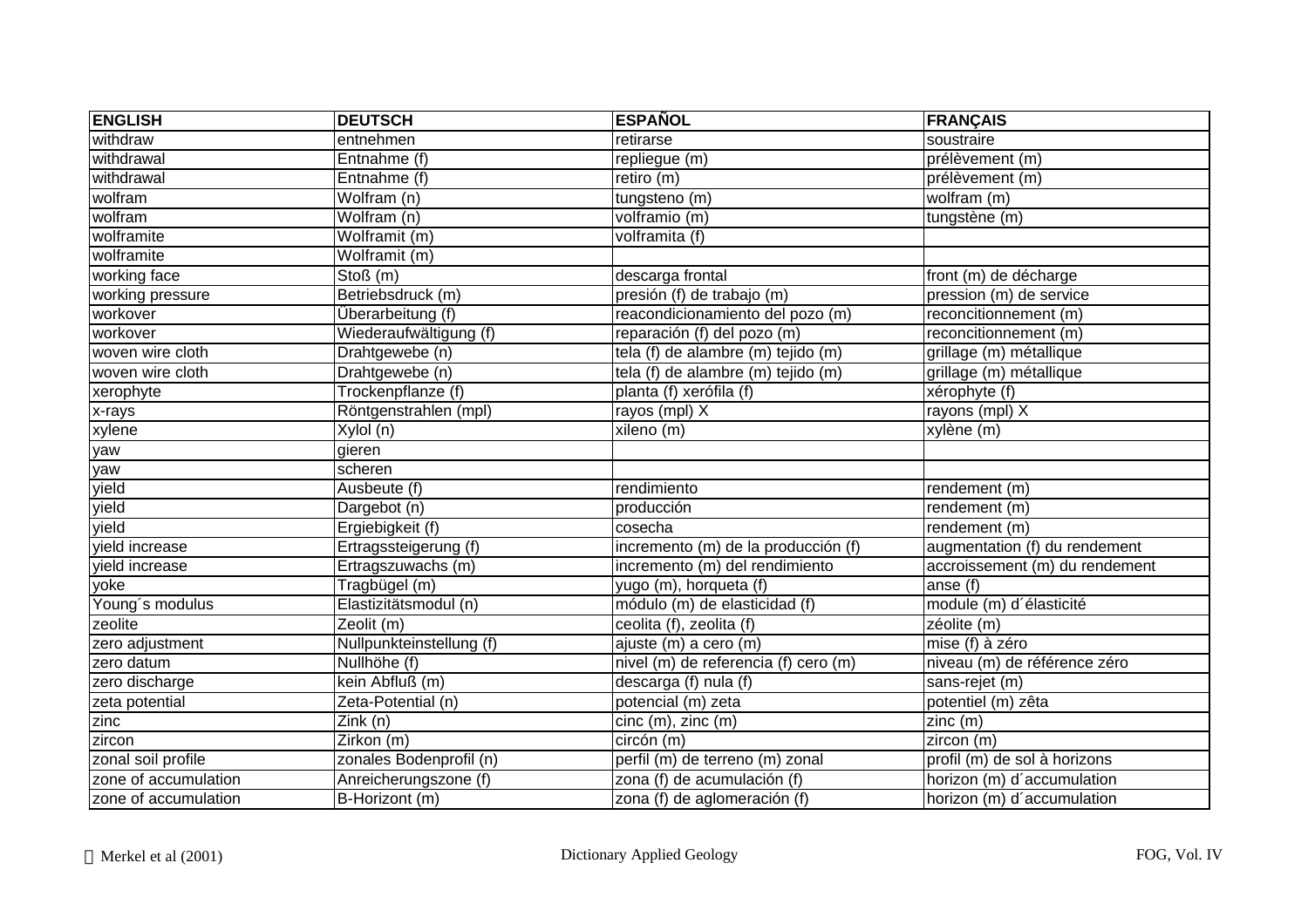| ENGLISH | DEUTSCH | ESPAÑOL | FRANÇAIS |
|---|---|---|---|
| withdraw | entnehmen | retirarse | soustraire |
| withdrawal | Entnahme (f) | repliegue (m) | prélèvement (m) |
| withdrawal | Entnahme (f) | retiro (m) | prélèvement (m) |
| wolfram | Wolfram (n) | tungsteno (m) | wolfram (m) |
| wolfram | Wolfram (n) | volframio (m) | tungstène (m) |
| wolframite | Wolframit (m) | volframita (f) | |
| wolframite | Wolframit (m) | | |
| working face | Stoß (m) | descarga frontal | front (m) de décharge |
| working pressure | Betriebsdruck (m) | presión (f) de trabajo (m) | pression (m) de service |
| workover | Überarbeitung (f) | reacondicionamiento del pozo (m) | reconcitionnement (m) |
| workover | Wiederaufwältigung (f) | reparación (f) del pozo (m) | reconcitionnement (m) |
| woven wire cloth | Drahtgewebe (n) | tela (f) de alambre (m) tejido (m) | grillage (m) métallique |
| woven wire cloth | Drahtgewebe (n) | tela (f) de alambre (m) tejido (m) | grillage (m) métallique |
| xerophyte | Trockenpflanze (f) | planta (f) xerófila (f) | xérophyte (f) |
| x-rays | Röntgenstrahlen (mpl) | rayos (mpl) X | rayons (mpl) X |
| xylene | Xylol (n) | xileno (m) | xylène (m) |
| yaw | gieren | | |
| yaw | scheren | | |
| yield | Ausbeute (f) | rendimiento | rendement (m) |
| yield | Dargebot (n) | producción | rendement (m) |
| yield | Ergiebigkeit (f) | cosecha | rendement (m) |
| yield increase | Ertragssteigerung (f) | incremento (m) de la producción (f) | augmentation (f) du rendement |
| yield increase | Ertragszuwachs (m) | incremento (m) del rendimiento | accroissement (m) du rendement |
| yoke | Tragbügel (m) | yugo (m), horqueta (f) | anse (f) |
| Young´s modulus | Elastizitätsmodul (n) | módulo (m) de elasticidad (f) | module (m) d´élasticité |
| zeolite | Zeolit (m) | ceolita (f), zeolita (f) | zéolite (m) |
| zero adjustment | Nullpunkteinstellung (f) | ajuste (m) a cero (m) | mise (f) à zéro |
| zero datum | Nullhöhe (f) | nivel (m) de referencia (f) cero (m) | niveau (m) de référence zéro |
| zero discharge | kein Abfluß (m) | descarga (f) nula (f) | sans-rejet (m) |
| zeta potential | Zeta-Potential (n) | potencial (m) zeta | potentiel (m) zêta |
| zinc | Zink (n) | cinc (m), zinc (m) | zinc (m) |
| zircon | Zirkon (m) | circón (m) | zircon (m) |
| zonal soil profile | zonales Bodenprofil (n) | perfil (m) de terreno (m) zonal | profil (m) de sol à horizons |
| zone of accumulation | Anreicherungszone (f) | zona (f) de acumulación (f) | horizon (m) d´accumulation |
| zone of accumulation | B-Horizont (m) | zona (f) de aglomeración (f) | horizon (m) d´accumulation |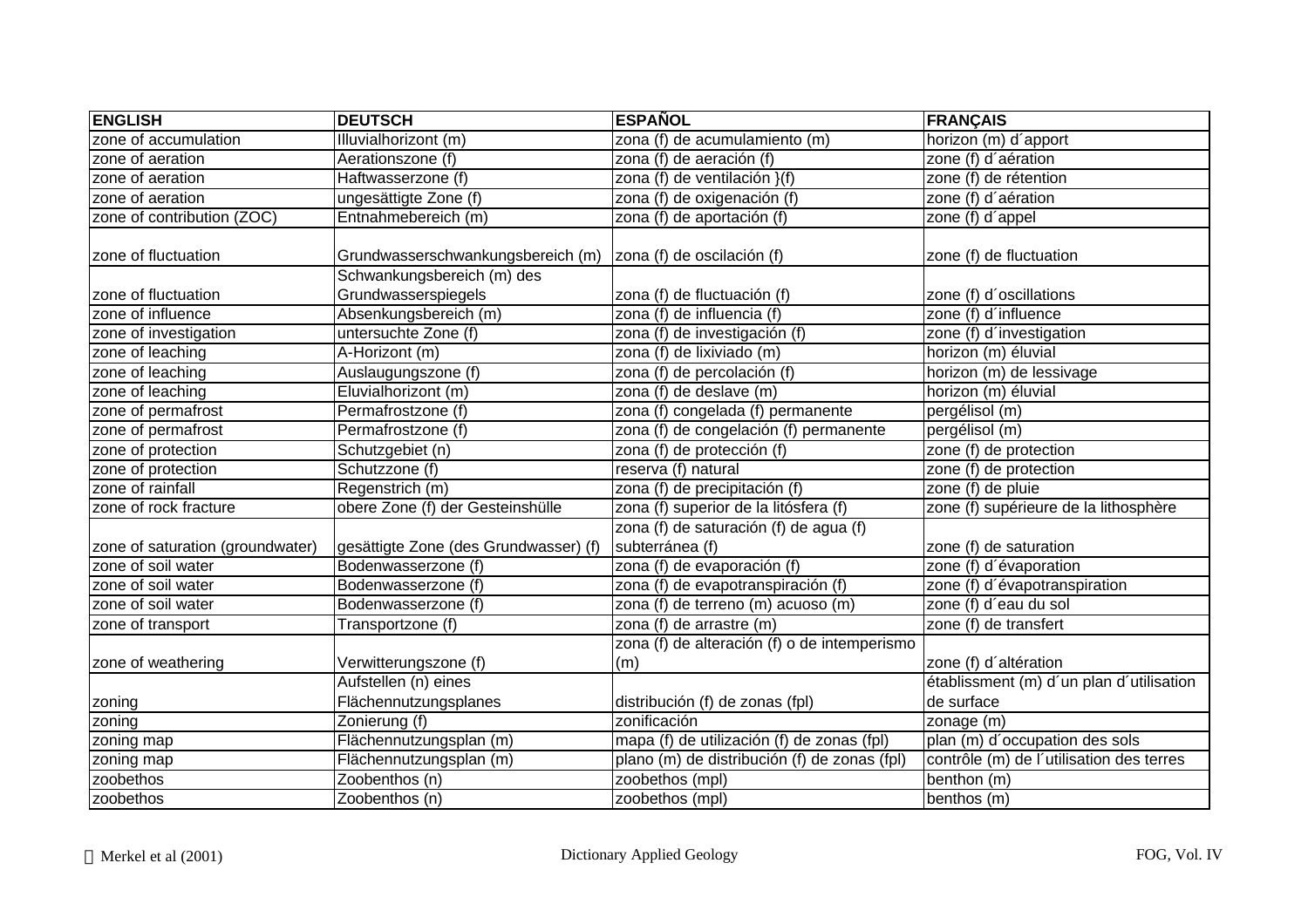| ENGLISH | DEUTSCH | ESPAÑOL | FRANÇAIS |
|---|---|---|---|
| zone of accumulation | Illuvialhorizont (m) | zona (f) de acumulamiento (m) | horizon (m) d´apport |
| zone of aeration | Aerationszone (f) | zona (f) de aeración (f) | zone (f) d´aération |
| zone of aeration | Haftwasserzone (f) | zona (f) de ventilación }(f) | zone (f) de rétention |
| zone of aeration | ungesättigte Zone (f) | zona (f) de oxigenación (f) | zone (f) d´aération |
| zone of contribution (ZOC) | Entnahmebereich (m) | zona (f) de aportación (f) | zone (f) d´appel |
| zone of fluctuation | Grundwasserschwankungsbereich (m) | zona (f) de oscilación (f) | zone (f) de fluctuation |
| zone of fluctuation | Schwankungsbereich (m) des Grundwasserspiegels | zona (f) de fluctuación (f) | zone (f) d´oscillations |
| zone of influence | Absenkungsbereich (m) | zona (f) de influencia (f) | zone (f) d´influence |
| zone of investigation | untersuchte Zone (f) | zona (f) de investigación (f) | zone (f) d´investigation |
| zone of leaching | A-Horizont (m) | zona (f) de lixiviado (m) | horizon (m) éluvial |
| zone of leaching | Auslaugungszone (f) | zona (f) de percolación (f) | horizon (m) de lessivage |
| zone of leaching | Eluvialhorizont (m) | zona (f) de deslave (m) | horizon (m) éluvial |
| zone of permafrost | Permafrostzone (f) | zona (f) congelada (f) permanente | pergélisol (m) |
| zone of permafrost | Permafrostzone (f) | zona (f) de congelación (f) permanente | pergélisol (m) |
| zone of protection | Schutzgebiet (n) | zona (f) de protección (f) | zone (f) de protection |
| zone of protection | Schutzzone (f) | reserva (f) natural | zone (f) de protection |
| zone of rainfall | Regenstrich (m) | zona (f) de precipitación (f) | zone (f) de pluie |
| zone of rock fracture | obere Zone (f) der Gesteinshülle | zona (f) superior de la litósfera (f) | zone (f) supérieure de la lithosphère |
| zone of saturation (groundwater) | gesättigte Zone (des Grundwasser) (f) | zona (f) de saturación (f) de agua (f) subterránea (f) | zone (f) de saturation |
| zone of soil water | Bodenwasserzone (f) | zona (f) de evaporación (f) | zone (f) d´évaporation |
| zone of soil water | Bodenwasserzone (f) | zona (f) de evapotranspiración (f) | zone (f) d´évapotranspiration |
| zone of soil water | Bodenwasserzone (f) | zona (f) de terreno (m) acuoso (m) | zone (f) d´eau du sol |
| zone of transport | Transportzone (f) | zona (f) de arrastre (m) | zone (f) de transfert |
| zone of weathering | Verwitterungszone (f) | zona (f) de alteración (f) o de intemperismo (m) | zone (f) d´altération |
| zoning | Aufstellen (n) eines Flächennutzungsplanes | distribución (f) de zonas (fpl) | établissment (m) d´un plan d´utilisation de surface |
| zoning | Zonierung (f) | zonificación | zonage (m) |
| zoning map | Flächennutzungsplan (m) | mapa (f) de utilización (f) de zonas (fpl) | plan (m) d´occupation des sols |
| zoning map | Flächennutzungsplan (m) | plano (m) de distribución (f) de zonas (fpl) | contrôle (m) de l´utilisation des terres |
| zoobethos | Zoobenthos (n) | zoobethos (mpl) | benthon (m) |
| zoobethos | Zoobenthos (n) | zoobethos (mpl) | benthos (m) |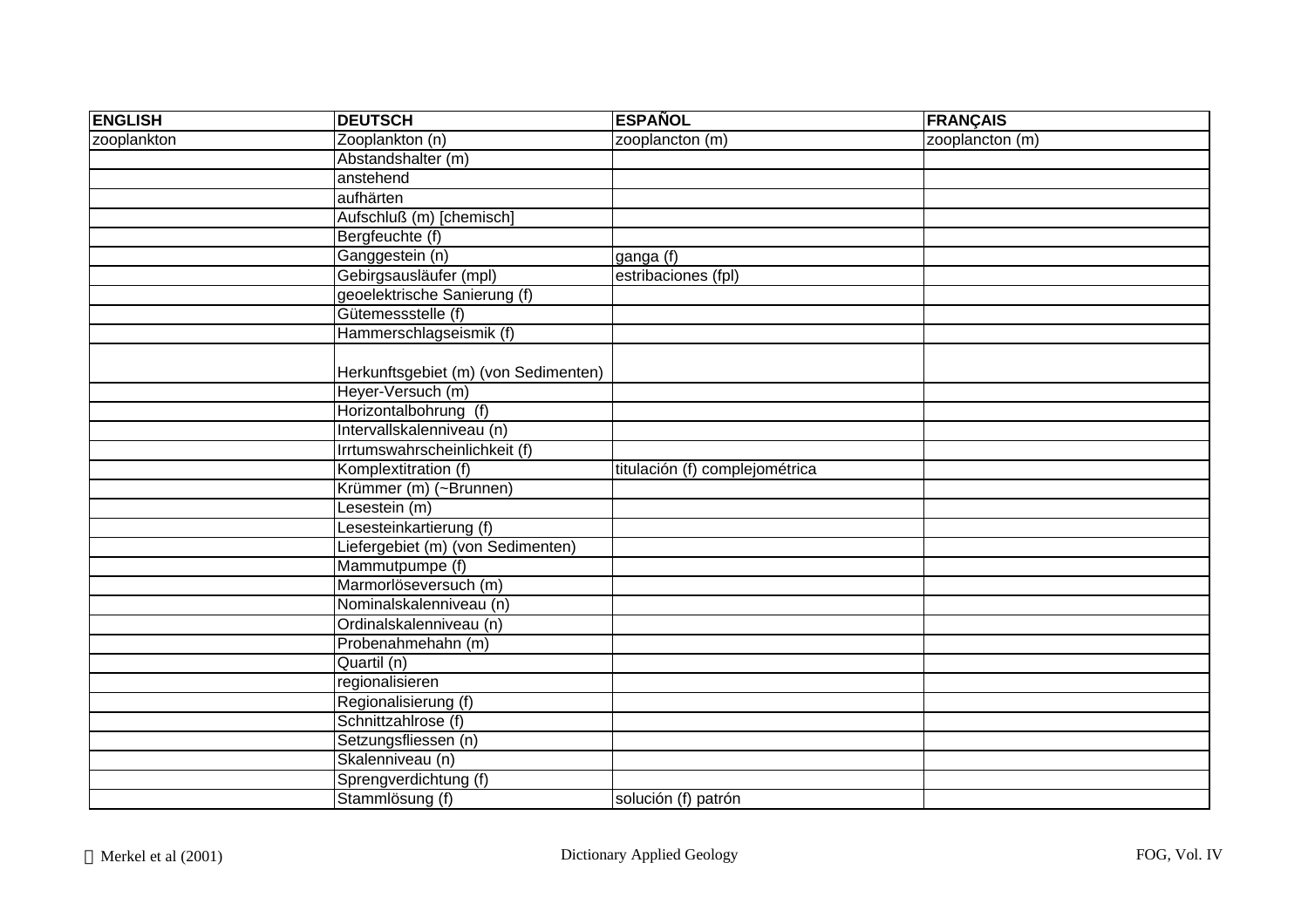| ENGLISH | DEUTSCH | ESPAÑOL | FRANÇAIS |
|---|---|---|---|
| zooplankton | Zooplankton (n) | zooplancton (m) | zooplancton (m) |
| | Abstandshalter (m) | | |
| | anstehend | | |
| | aufhärten | | |
| | Aufschluß (m) [chemisch] | | |
| | Bergfeuchte (f) | | |
| | Ganggestein (n) | ganga (f) | |
| | Gebirgsausläufer (mpl) | estribaciones (fpl) | |
| | geoelektrische Sanierung (f) | | |
| | Gütemessstelle (f) | | |
| | Hammerschlagseismik (f) | | |
| | Herkunftsgebiet (m) (von Sedimenten) | | |
| | Heyer-Versuch (m) | | |
| | Horizontalbohrung (f) | | |
| | Intervallskalenniveau (n) | | |
| | Irrtumswahrscheinlichkeit (f) | | |
| | Komplextitration (f) | titulación (f) complejométrica | |
| | Krümmer (m) (~Brunnen) | | |
| | Lesestein (m) | | |
| | Lesesteinkartierung (f) | | |
| | Liefergebiet (m) (von Sedimenten) | | |
| | Mammutpumpe (f) | | |
| | Marmorlöseversuch (m) | | |
| | Nominalskalenniveau (n) | | |
| | Ordinalskalenniveau (n) | | |
| | Probenahmehahn (m) | | |
| | Quartil (n) | | |
| | regionalisieren | | |
| | Regionalisierung (f) | | |
| | Schnittzahlrose (f) | | |
| | Setzungsfliessen (n) | | |
| | Skalenniveau (n) | | |
| | Sprengverdichtung (f) | | |
| | Stammlösung (f) | solución (f) patrón | |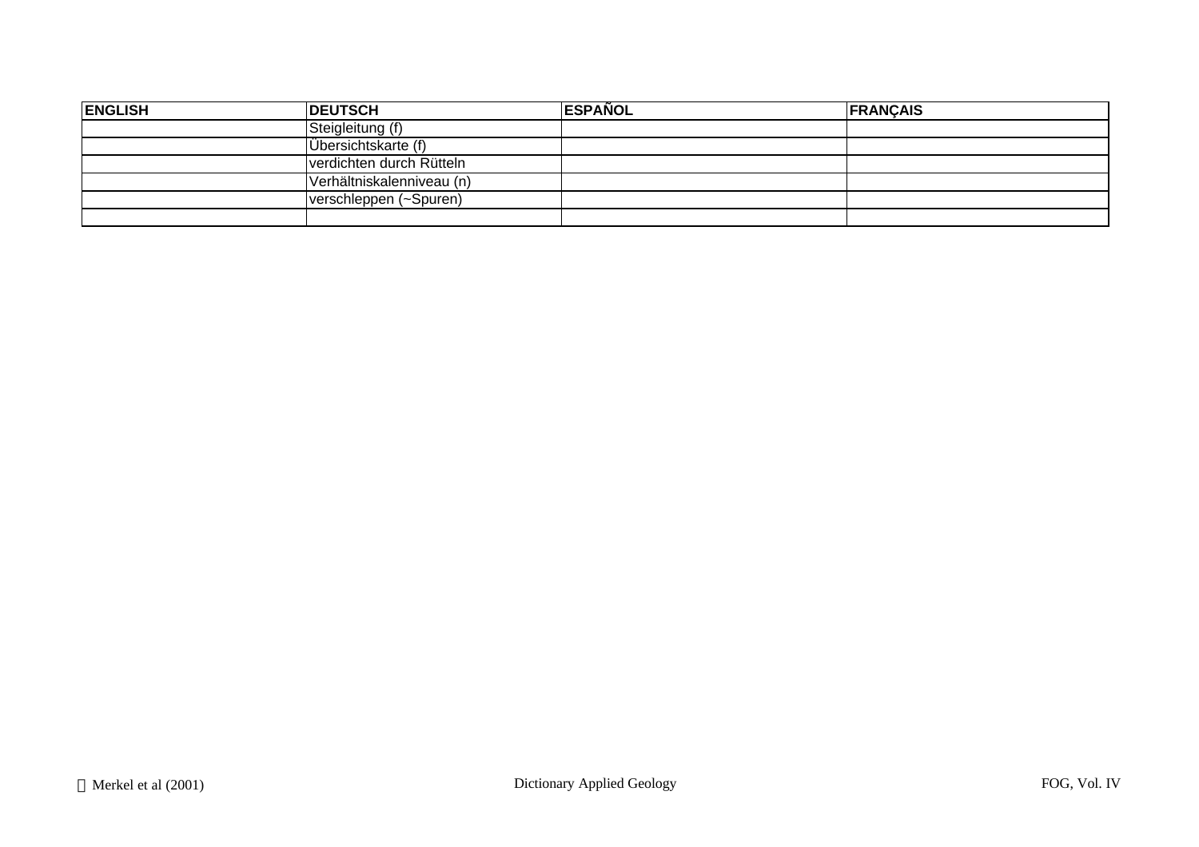| ENGLISH | DEUTSCH | ESPAÑOL | FRANÇAIS |
|---|---|---|---|
| | Steigleitung (f) | | |
| | Übersichtskarte (f) | | |
| | verdichten durch Rütteln | | |
| | Verhältniskalenniveau (n) | | |
| | verschleppen (~Spuren) | | |
| | | | |